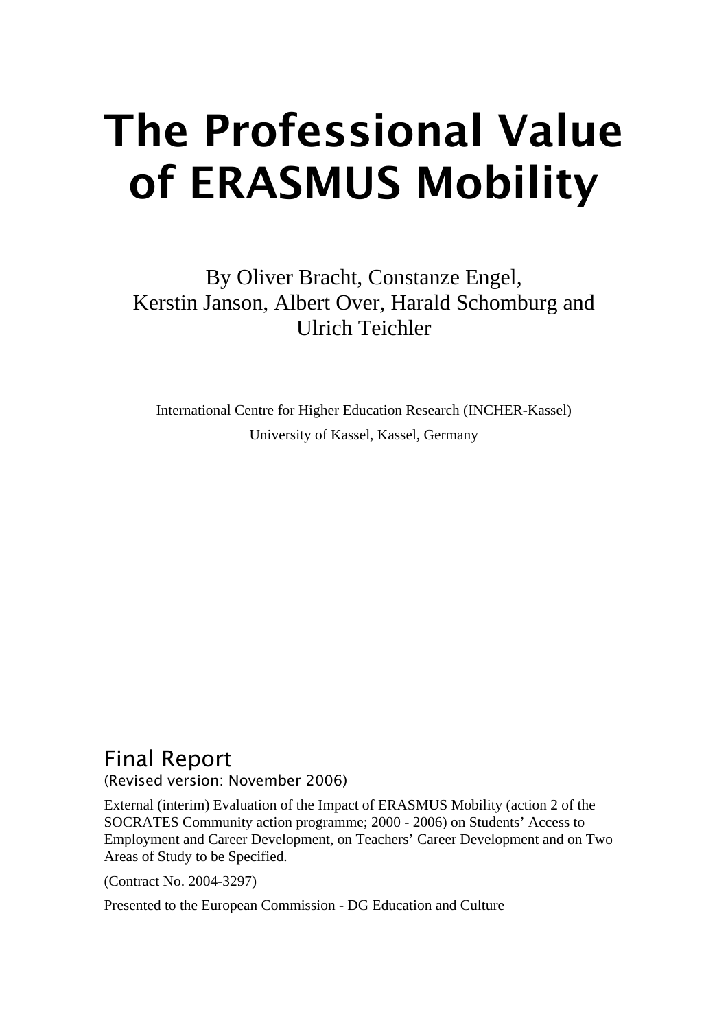# The Professional Value of ERASMUS Mobility

By Oliver Bracht, Constanze Engel, Kerstin Janson, Albert Over, Harald Schomburg and Ulrich Teichler

International Centre for Higher Education Research (INCHER-Kassel)

University of Kassel, Kassel, Germany

## Final Report

(Revised version: November 2006)

External (interim) Evaluation of the Impact of ERASMUS Mobility (action 2 of the SOCRATES Community action programme; 2000 - 2006) on Students' Access to Employment and Career Development, on Teachers' Career Development and on Two Areas of Study to be Specified.

(Contract No. 2004-3297)

Presented to the European Commission - DG Education and Culture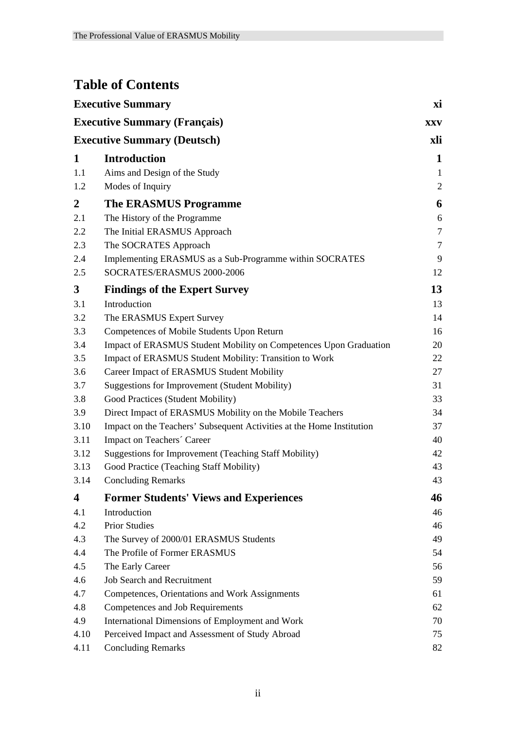# Table of Contents

| | | |
|---|---|---|
| **Executive Summary** | | **xi** |
| **Executive Summary (Français)** | | **xxv** |
| **Executive Summary (Deutsch)** | | **xli** |
| **1** | **Introduction** | **1** |
| 1.1 | Aims and Design of the Study | 1 |
| 1.2 | Modes of Inquiry | 2 |
| **2** | **The ERASMUS Programme** | **6** |
| 2.1 | The History of the Programme | 6 |
| 2.2 | The Initial ERASMUS Approach | 7 |
| 2.3 | The SOCRATES Approach | 7 |
| 2.4 | Implementing ERASMUS as a Sub-Programme within SOCRATES | 9 |
| 2.5 | SOCRATES/ERASMUS 2000-2006 | 12 |
| **3** | **Findings of the Expert Survey** | **13** |
| 3.1 | Introduction | 13 |
| 3.2 | The ERASMUS Expert Survey | 14 |
| 3.3 | Competences of Mobile Students Upon Return | 16 |
| 3.4 | Impact of ERASMUS Student Mobility on Competences Upon Graduation | 20 |
| 3.5 | Impact of ERASMUS Student Mobility: Transition to Work | 22 |
| 3.6 | Career Impact of ERASMUS Student Mobility | 27 |
| 3.7 | Suggestions for Improvement (Student Mobility) | 31 |
| 3.8 | Good Practices (Student Mobility) | 33 |
| 3.9 | Direct Impact of ERASMUS Mobility on the Mobile Teachers | 34 |
| 3.10 | Impact on the Teachers' Subsequent Activities at the Home Institution | 37 |
| 3.11 | Impact on Teachers´ Career | 40 |
| 3.12 | Suggestions for Improvement (Teaching Staff Mobility) | 42 |
| 3.13 | Good Practice (Teaching Staff Mobility) | 43 |
| 3.14 | Concluding Remarks | 43 |
| **4** | **Former Students' Views and Experiences** | **46** |
| 4.1 | Introduction | 46 |
| 4.2 | Prior Studies | 46 |
| 4.3 | The Survey of 2000/01 ERASMUS Students | 49 |
| 4.4 | The Profile of Former ERASMUS | 54 |
| 4.5 | The Early Career | 56 |
| 4.6 | Job Search and Recruitment | 59 |
| 4.7 | Competences, Orientations and Work Assignments | 61 |
| 4.8 | Competences and Job Requirements | 62 |
| 4.9 | International Dimensions of Employment and Work | 70 |
| 4.10 | Perceived Impact and Assessment of Study Abroad | 75 |
| 4.11 | Concluding Remarks | 82 |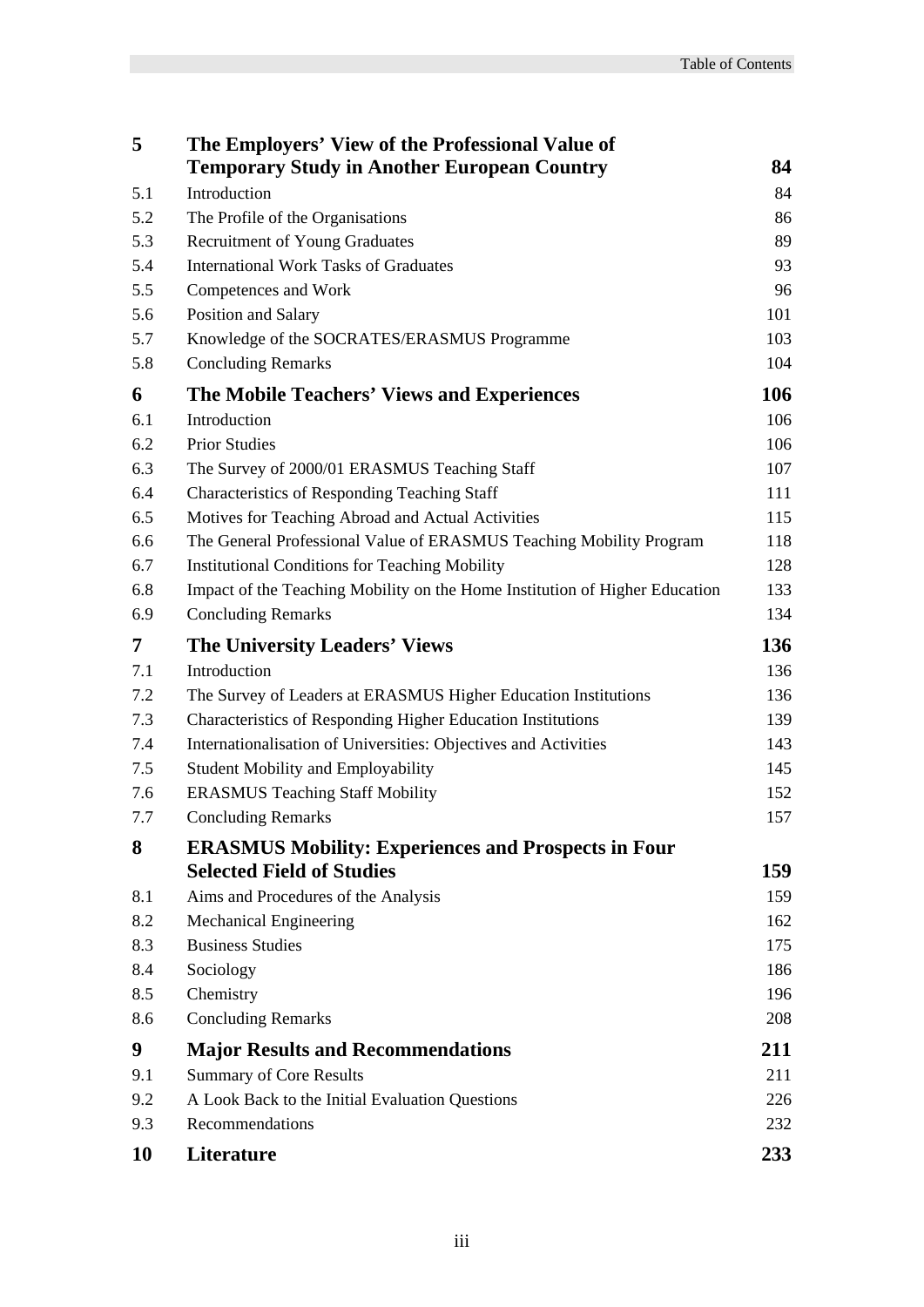| | | |
|---|---|---|
| **5** | **The Employers' View of the Professional Value of Temporary Study in Another European Country** | **84** |
| 5.1 | Introduction | 84 |
| 5.2 | The Profile of the Organisations | 86 |
| 5.3 | Recruitment of Young Graduates | 89 |
| 5.4 | International Work Tasks of Graduates | 93 |
| 5.5 | Competences and Work | 96 |
| 5.6 | Position and Salary | 101 |
| 5.7 | Knowledge of the SOCRATES/ERASMUS Programme | 103 |
| 5.8 | Concluding Remarks | 104 |
| **6** | **The Mobile Teachers' Views and Experiences** | **106** |
| 6.1 | Introduction | 106 |
| 6.2 | Prior Studies | 106 |
| 6.3 | The Survey of 2000/01 ERASMUS Teaching Staff | 107 |
| 6.4 | Characteristics of Responding Teaching Staff | 111 |
| 6.5 | Motives for Teaching Abroad and Actual Activities | 115 |
| 6.6 | The General Professional Value of ERASMUS Teaching Mobility Program | 118 |
| 6.7 | Institutional Conditions for Teaching Mobility | 128 |
| 6.8 | Impact of the Teaching Mobility on the Home Institution of Higher Education | 133 |
| 6.9 | Concluding Remarks | 134 |
| **7** | **The University Leaders' Views** | **136** |
| 7.1 | Introduction | 136 |
| 7.2 | The Survey of Leaders at ERASMUS Higher Education Institutions | 136 |
| 7.3 | Characteristics of Responding Higher Education Institutions | 139 |
| 7.4 | Internationalisation of Universities: Objectives and Activities | 143 |
| 7.5 | Student Mobility and Employability | 145 |
| 7.6 | ERASMUS Teaching Staff Mobility | 152 |
| 7.7 | Concluding Remarks | 157 |
| **8** | **ERASMUS Mobility: Experiences and Prospects in Four Selected Field of Studies** | **159** |
| 8.1 | Aims and Procedures of the Analysis | 159 |
| 8.2 | Mechanical Engineering | 162 |
| 8.3 | Business Studies | 175 |
| 8.4 | Sociology | 186 |
| 8.5 | Chemistry | 196 |
| 8.6 | Concluding Remarks | 208 |
| **9** | **Major Results and Recommendations** | **211** |
| 9.1 | Summary of Core Results | 211 |
| 9.2 | A Look Back to the Initial Evaluation Questions | 226 |
| 9.3 | Recommendations | 232 |
| **10** | **Literature** | **233** |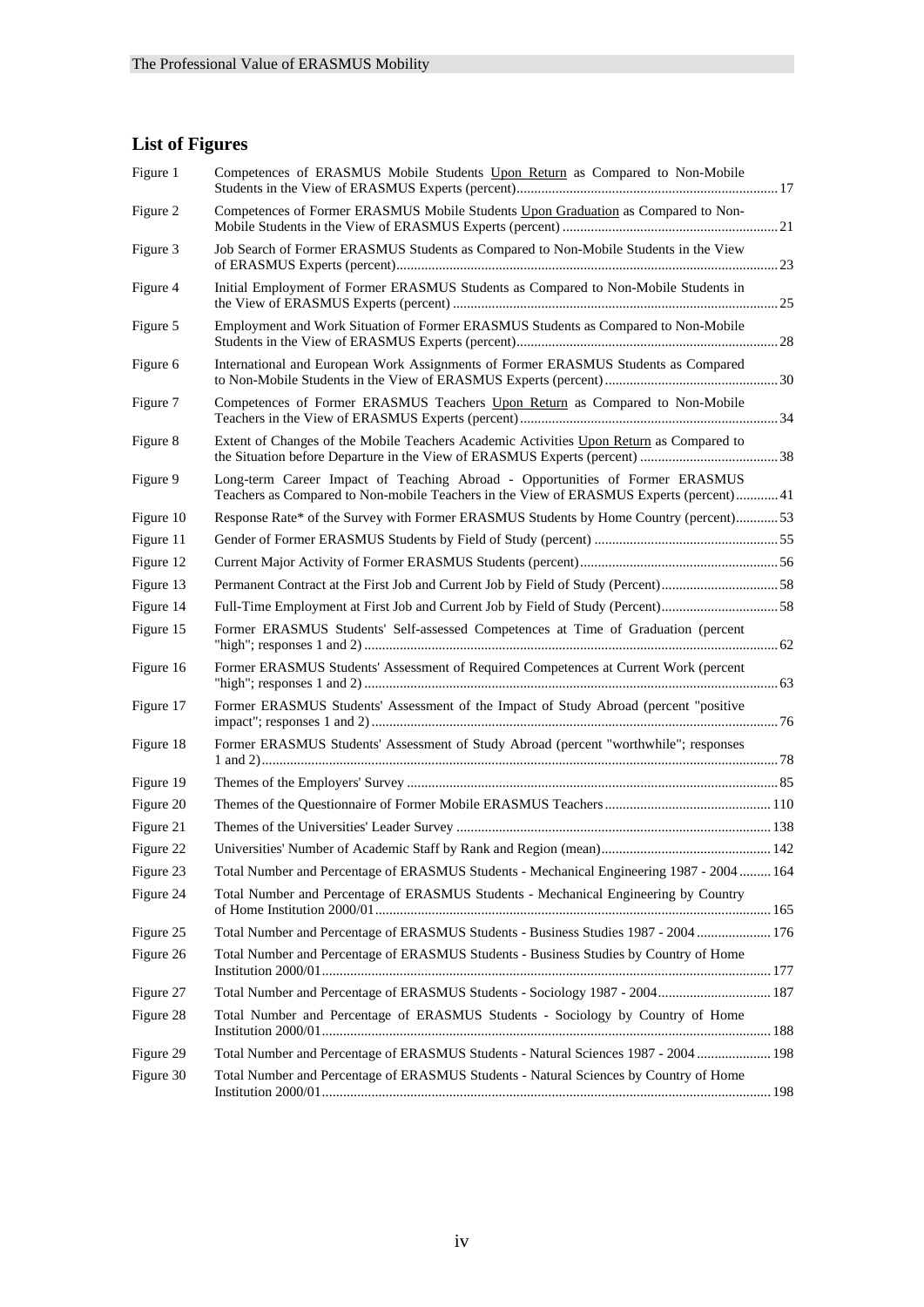## List of Figures

| | | |
|---|---|---|
| Figure 1 | Competences of ERASMUS Mobile Students Upon Return as Compared to Non-Mobile Students in the View of ERASMUS Experts (percent) | 17 |
| Figure 2 | Competences of Former ERASMUS Mobile Students Upon Graduation as Compared to Non-Mobile Students in the View of ERASMUS Experts (percent) | 21 |
| Figure 3 | Job Search of Former ERASMUS Students as Compared to Non-Mobile Students in the View of ERASMUS Experts (percent) | 23 |
| Figure 4 | Initial Employment of Former ERASMUS Students as Compared to Non-Mobile Students in the View of ERASMUS Experts (percent) | 25 |
| Figure 5 | Employment and Work Situation of Former ERASMUS Students as Compared to Non-Mobile Students in the View of ERASMUS Experts (percent) | 28 |
| Figure 6 | International and European Work Assignments of Former ERASMUS Students as Compared to Non-Mobile Students in the View of ERASMUS Experts (percent) | 30 |
| Figure 7 | Competences of Former ERASMUS Teachers Upon Return as Compared to Non-Mobile Teachers in the View of ERASMUS Experts (percent) | 34 |
| Figure 8 | Extent of Changes of the Mobile Teachers Academic Activities Upon Return as Compared to the Situation before Departure in the View of ERASMUS Experts (percent) | 38 |
| Figure 9 | Long-term Career Impact of Teaching Abroad - Opportunities of Former ERASMUS Teachers as Compared to Non-mobile Teachers in the View of ERASMUS Experts (percent) | 41 |
| Figure 10 | Response Rate* of the Survey with Former ERASMUS Students by Home Country (percent) | 53 |
| Figure 11 | Gender of Former ERASMUS Students by Field of Study (percent) | 55 |
| Figure 12 | Current Major Activity of Former ERASMUS Students (percent) | 56 |
| Figure 13 | Permanent Contract at the First Job and Current Job by Field of Study (Percent) | 58 |
| Figure 14 | Full-Time Employment at First Job and Current Job by Field of Study (Percent) | 58 |
| Figure 15 | Former ERASMUS Students' Self-assessed Competences at Time of Graduation (percent "high"; responses 1 and 2) | 62 |
| Figure 16 | Former ERASMUS Students' Assessment of Required Competences at Current Work (percent "high"; responses 1 and 2) | 63 |
| Figure 17 | Former ERASMUS Students' Assessment of the Impact of Study Abroad (percent "positive impact"; responses 1 and 2) | 76 |
| Figure 18 | Former ERASMUS Students' Assessment of Study Abroad (percent "worthwhile"; responses 1 and 2) | 78 |
| Figure 19 | Themes of the Employers' Survey | 85 |
| Figure 20 | Themes of the Questionnaire of Former Mobile ERASMUS Teachers | 110 |
| Figure 21 | Themes of the Universities' Leader Survey | 138 |
| Figure 22 | Universities' Number of Academic Staff by Rank and Region (mean) | 142 |
| Figure 23 | Total Number and Percentage of ERASMUS Students - Mechanical Engineering 1987 - 2004 | 164 |
| Figure 24 | Total Number and Percentage of ERASMUS Students - Mechanical Engineering by Country of Home Institution 2000/01 | 165 |
| Figure 25 | Total Number and Percentage of ERASMUS Students - Business Studies 1987 - 2004 | 176 |
| Figure 26 | Total Number and Percentage of ERASMUS Students - Business Studies by Country of Home Institution 2000/01 | 177 |
| Figure 27 | Total Number and Percentage of ERASMUS Students - Sociology 1987 - 2004 | 187 |
| Figure 28 | Total Number and Percentage of ERASMUS Students - Sociology by Country of Home Institution 2000/01 | 188 |
| Figure 29 | Total Number and Percentage of ERASMUS Students - Natural Sciences 1987 - 2004 | 198 |
| Figure 30 | Total Number and Percentage of ERASMUS Students - Natural Sciences by Country of Home Institution 2000/01 | 198 |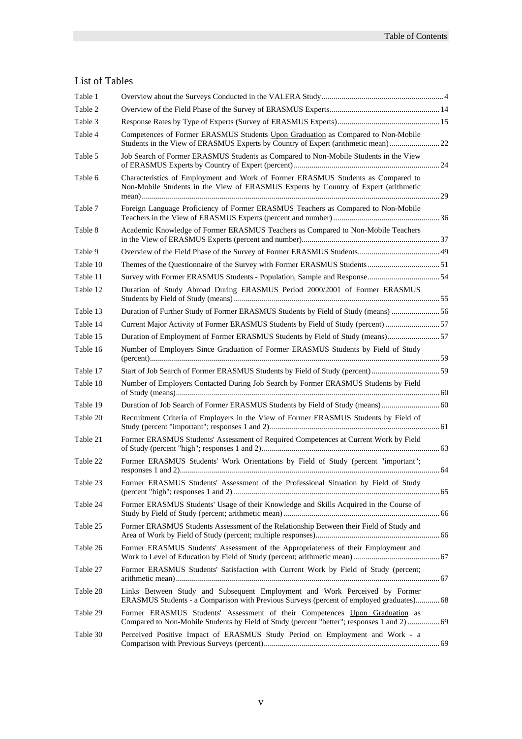## List of Tables

| | | |
|---|---|---|
| Table 1 | Overview about the Surveys Conducted in the VALERA Study | 4 |
| Table 2 | Overview of the Field Phase of the Survey of ERASMUS Experts | 14 |
| Table 3 | Response Rates by Type of Experts (Survey of ERASMUS Experts) | 15 |
| Table 4 | Competences of Former ERASMUS Students Upon Graduation as Compared to Non-Mobile Students in the View of ERASMUS Experts by Country of Expert (arithmetic mean) | 22 |
| Table 5 | Job Search of Former ERASMUS Students as Compared to Non-Mobile Students in the View of ERASMUS Experts by Country of Expert (percent) | 24 |
| Table 6 | Characteristics of Employment and Work of Former ERASMUS Students as Compared to Non-Mobile Students in the View of ERASMUS Experts by Country of Expert (arithmetic mean) | 29 |
| Table 7 | Foreign Language Proficiency of Former ERASMUS Teachers as Compared to Non-Mobile Teachers in the View of ERASMUS Experts (percent and number) | 36 |
| Table 8 | Academic Knowledge of Former ERASMUS Teachers as Compared to Non-Mobile Teachers in the View of ERASMUS Experts (percent and number) | 37 |
| Table 9 | Overview of the Field Phase of the Survey of Former ERASMUS Students | 49 |
| Table 10 | Themes of the Questionnaire of the Survey with Former ERASMUS Students | 51 |
| Table 11 | Survey with Former ERASMUS Students - Population, Sample and Response | 54 |
| Table 12 | Duration of Study Abroad During ERASMUS Period 2000/2001 of Former ERASMUS Students by Field of Study (means) | 55 |
| Table 13 | Duration of Further Study of Former ERASMUS Students by Field of Study (means) | 56 |
| Table 14 | Current Major Activity of Former ERASMUS Students by Field of Study (percent) | 57 |
| Table 15 | Duration of Employment of Former ERASMUS Students by Field of Study (means) | 57 |
| Table 16 | Number of Employers Since Graduation of Former ERASMUS Students by Field of Study (percent) | 59 |
| Table 17 | Start of Job Search of Former ERASMUS Students by Field of Study (percent) | 59 |
| Table 18 | Number of Employers Contacted During Job Search by Former ERASMUS Students by Field of Study (means) | 60 |
| Table 19 | Duration of Job Search of Former ERASMUS Students by Field of Study (means) | 60 |
| Table 20 | Recruitment Criteria of Employers in the View of Former ERASMUS Students by Field of Study (percent "important"; responses 1 and 2) | 61 |
| Table 21 | Former ERASMUS Students' Assessment of Required Competences at Current Work by Field of Study (percent "high"; responses 1 and 2) | 63 |
| Table 22 | Former ERASMUS Students' Work Orientations by Field of Study (percent "important"; responses 1 and 2) | 64 |
| Table 23 | Former ERASMUS Students' Assessment of the Professional Situation by Field of Study (percent "high"; responses 1 and 2) | 65 |
| Table 24 | Former ERASMUS Students' Usage of their Knowledge and Skills Acquired in the Course of Study by Field of Study (percent; arithmetic mean) | 66 |
| Table 25 | Former ERASMUS Students Assessment of the Relationship Between their Field of Study and Area of Work by Field of Study (percent; multiple responses) | 66 |
| Table 26 | Former ERASMUS Students' Assessment of the Appropriateness of their Employment and Work to Level of Education by Field of Study (percent; arithmetic mean) | 67 |
| Table 27 | Former ERASMUS Students' Satisfaction with Current Work by Field of Study (percent; arithmetic mean) | 67 |
| Table 28 | Links Between Study and Subsequent Employment and Work Perceived by Former ERASMUS Students - a Comparison with Previous Surveys (percent of employed graduates) | 68 |
| Table 29 | Former ERASMUS Students' Assessment of their Competences Upon Graduation as Compared to Non-Mobile Students by Field of Study (percent "better"; responses 1 and 2) | 69 |
| Table 30 | Perceived Positive Impact of ERASMUS Study Period on Employment and Work - a Comparison with Previous Surveys (percent) | 69 |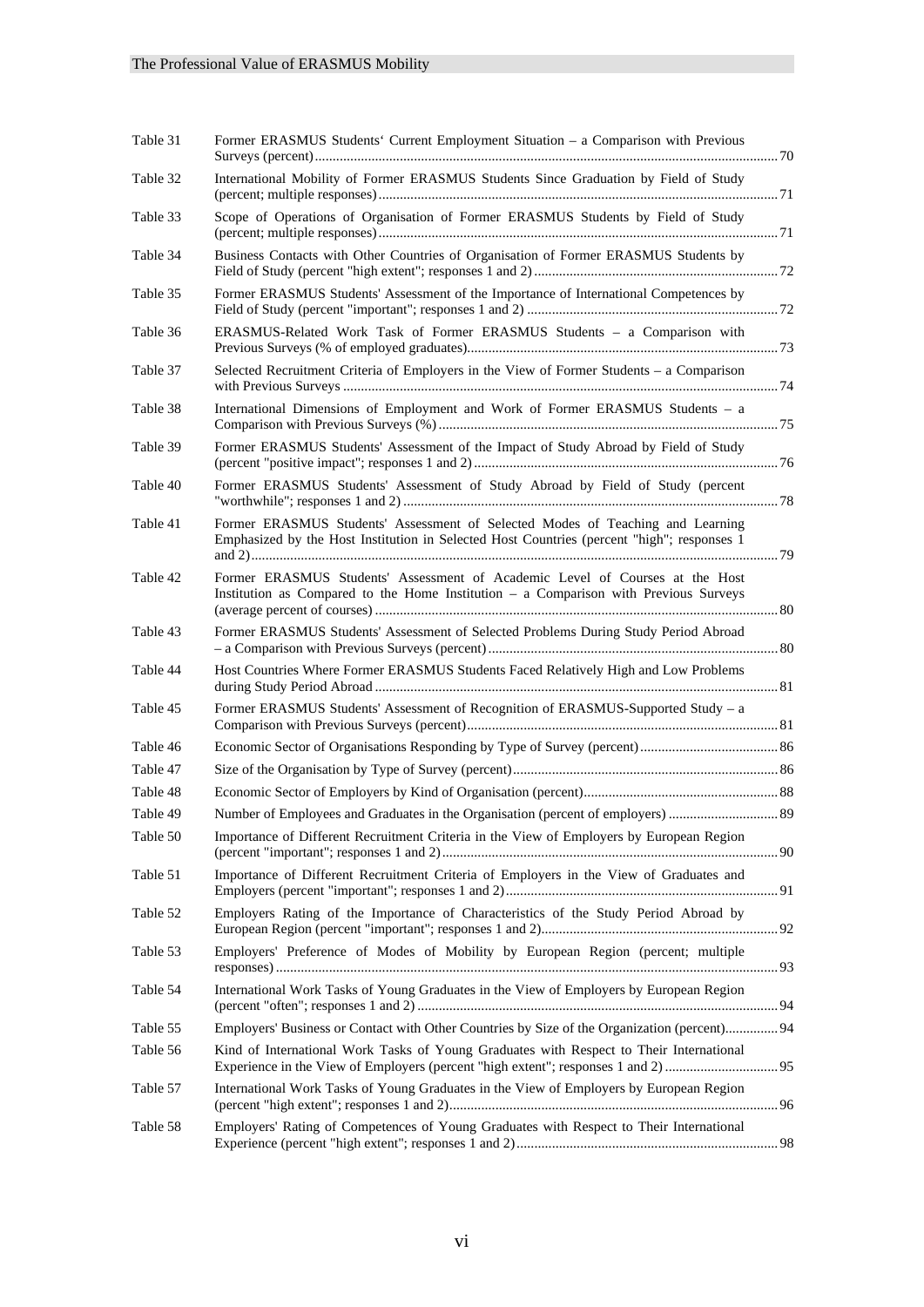| | | |
|---|---|---|
| Table 31 | Former ERASMUS Students' Current Employment Situation – a Comparison with Previous Surveys (percent) | 70 |
| Table 32 | International Mobility of Former ERASMUS Students Since Graduation by Field of Study (percent; multiple responses) | 71 |
| Table 33 | Scope of Operations of Organisation of Former ERASMUS Students by Field of Study (percent; multiple responses) | 71 |
| Table 34 | Business Contacts with Other Countries of Organisation of Former ERASMUS Students by Field of Study (percent "high extent"; responses 1 and 2) | 72 |
| Table 35 | Former ERASMUS Students' Assessment of the Importance of International Competences by Field of Study (percent "important"; responses 1 and 2) | 72 |
| Table 36 | ERASMUS-Related Work Task of Former ERASMUS Students – a Comparison with Previous Surveys (% of employed graduates) | 73 |
| Table 37 | Selected Recruitment Criteria of Employers in the View of Former Students – a Comparison with Previous Surveys | 74 |
| Table 38 | International Dimensions of Employment and Work of Former ERASMUS Students – a Comparison with Previous Surveys (%) | 75 |
| Table 39 | Former ERASMUS Students' Assessment of the Impact of Study Abroad by Field of Study (percent "positive impact"; responses 1 and 2) | 76 |
| Table 40 | Former ERASMUS Students' Assessment of Study Abroad by Field of Study (percent "worthwhile"; responses 1 and 2) | 78 |
| Table 41 | Former ERASMUS Students' Assessment of Selected Modes of Teaching and Learning Emphasized by the Host Institution in Selected Host Countries (percent "high"; responses 1 and 2) | 79 |
| Table 42 | Former ERASMUS Students' Assessment of Academic Level of Courses at the Host Institution as Compared to the Home Institution – a Comparison with Previous Surveys (average percent of courses) | 80 |
| Table 43 | Former ERASMUS Students' Assessment of Selected Problems During Study Period Abroad – a Comparison with Previous Surveys (percent) | 80 |
| Table 44 | Host Countries Where Former ERASMUS Students Faced Relatively High and Low Problems during Study Period Abroad | 81 |
| Table 45 | Former ERASMUS Students' Assessment of Recognition of ERASMUS-Supported Study – a Comparison with Previous Surveys (percent) | 81 |
| Table 46 | Economic Sector of Organisations Responding by Type of Survey (percent) | 86 |
| Table 47 | Size of the Organisation by Type of Survey (percent) | 86 |
| Table 48 | Economic Sector of Employers by Kind of Organisation (percent) | 88 |
| Table 49 | Number of Employees and Graduates in the Organisation (percent of employers) | 89 |
| Table 50 | Importance of Different Recruitment Criteria in the View of Employers by European Region (percent "important"; responses 1 and 2) | 90 |
| Table 51 | Importance of Different Recruitment Criteria of Employers in the View of Graduates and Employers (percent "important"; responses 1 and 2) | 91 |
| Table 52 | Employers Rating of the Importance of Characteristics of the Study Period Abroad by European Region (percent "important"; responses 1 and 2) | 92 |
| Table 53 | Employers' Preference of Modes of Mobility by European Region (percent; multiple responses) | 93 |
| Table 54 | International Work Tasks of Young Graduates in the View of Employers by European Region (percent "often"; responses 1 and 2) | 94 |
| Table 55 | Employers' Business or Contact with Other Countries by Size of the Organization (percent) | 94 |
| Table 56 | Kind of International Work Tasks of Young Graduates with Respect to Their International Experience in the View of Employers (percent "high extent"; responses 1 and 2) | 95 |
| Table 57 | International Work Tasks of Young Graduates in the View of Employers by European Region (percent "high extent"; responses 1 and 2) | 96 |
| Table 58 | Employers' Rating of Competences of Young Graduates with Respect to Their International Experience (percent "high extent"; responses 1 and 2) | 98 |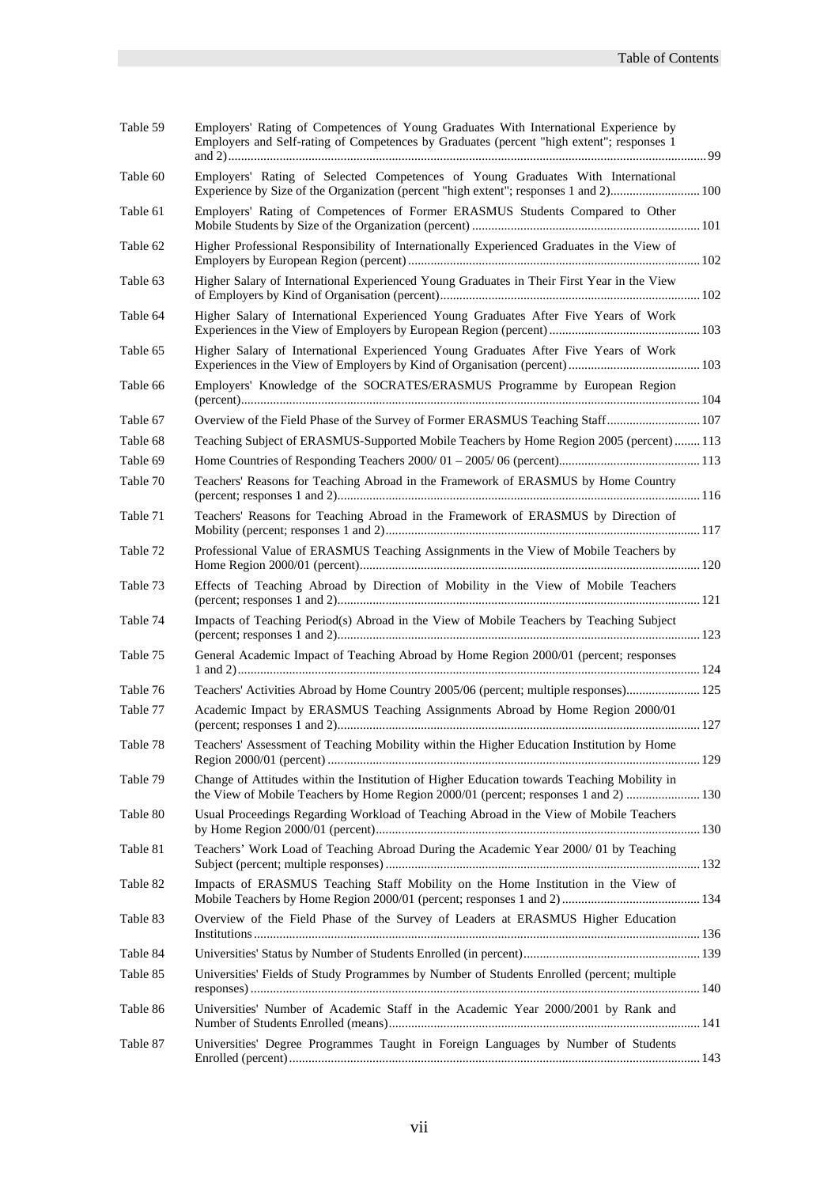| | | |
|---|---|---|
| Table 59 | Employers' Rating of Competences of Young Graduates With International Experience by Employers and Self-rating of Competences by Graduates (percent "high extent"; responses 1 and 2) | 99 |
| Table 60 | Employers' Rating of Selected Competences of Young Graduates With International Experience by Size of the Organization (percent "high extent"; responses 1 and 2) | 100 |
| Table 61 | Employers' Rating of Competences of Former ERASMUS Students Compared to Other Mobile Students by Size of the Organization (percent) | 101 |
| Table 62 | Higher Professional Responsibility of Internationally Experienced Graduates in the View of Employers by European Region (percent) | 102 |
| Table 63 | Higher Salary of International Experienced Young Graduates in Their First Year in the View of Employers by Kind of Organisation (percent) | 102 |
| Table 64 | Higher Salary of International Experienced Young Graduates After Five Years of Work Experiences in the View of Employers by European Region (percent) | 103 |
| Table 65 | Higher Salary of International Experienced Young Graduates After Five Years of Work Experiences in the View of Employers by Kind of Organisation (percent) | 103 |
| Table 66 | Employers' Knowledge of the SOCRATES/ERASMUS Programme by European Region (percent) | 104 |
| Table 67 | Overview of the Field Phase of the Survey of Former ERASMUS Teaching Staff | 107 |
| Table 68 | Teaching Subject of ERASMUS-Supported Mobile Teachers by Home Region 2005 (percent) | 113 |
| Table 69 | Home Countries of Responding Teachers 2000/ 01 – 2005/ 06 (percent) | 113 |
| Table 70 | Teachers' Reasons for Teaching Abroad in the Framework of ERASMUS by Home Country (percent; responses 1 and 2) | 116 |
| Table 71 | Teachers' Reasons for Teaching Abroad in the Framework of ERASMUS by Direction of Mobility (percent; responses 1 and 2) | 117 |
| Table 72 | Professional Value of ERASMUS Teaching Assignments in the View of Mobile Teachers by Home Region 2000/01 (percent) | 120 |
| Table 73 | Effects of Teaching Abroad by Direction of Mobility in the View of Mobile Teachers (percent; responses 1 and 2) | 121 |
| Table 74 | Impacts of Teaching Period(s) Abroad in the View of Mobile Teachers by Teaching Subject (percent; responses 1 and 2) | 123 |
| Table 75 | General Academic Impact of Teaching Abroad by Home Region 2000/01 (percent; responses 1 and 2) | 124 |
| Table 76 | Teachers' Activities Abroad by Home Country 2005/06 (percent; multiple responses) | 125 |
| Table 77 | Academic Impact by ERASMUS Teaching Assignments Abroad by Home Region 2000/01 (percent; responses 1 and 2) | 127 |
| Table 78 | Teachers' Assessment of Teaching Mobility within the Higher Education Institution by Home Region 2000/01 (percent) | 129 |
| Table 79 | Change of Attitudes within the Institution of Higher Education towards Teaching Mobility in the View of Mobile Teachers by Home Region 2000/01 (percent; responses 1 and 2) | 130 |
| Table 80 | Usual Proceedings Regarding Workload of Teaching Abroad in the View of Mobile Teachers by Home Region 2000/01 (percent) | 130 |
| Table 81 | Teachers' Work Load of Teaching Abroad During the Academic Year 2000/ 01 by Teaching Subject (percent; multiple responses) | 132 |
| Table 82 | Impacts of ERASMUS Teaching Staff Mobility on the Home Institution in the View of Mobile Teachers by Home Region 2000/01 (percent; responses 1 and 2) | 134 |
| Table 83 | Overview of the Field Phase of the Survey of Leaders at ERASMUS Higher Education Institutions | 136 |
| Table 84 | Universities' Status by Number of Students Enrolled (in percent) | 139 |
| Table 85 | Universities' Fields of Study Programmes by Number of Students Enrolled (percent; multiple responses) | 140 |
| Table 86 | Universities' Number of Academic Staff in the Academic Year 2000/2001 by Rank and Number of Students Enrolled (means) | 141 |
| Table 87 | Universities' Degree Programmes Taught in Foreign Languages by Number of Students Enrolled (percent) | 143 |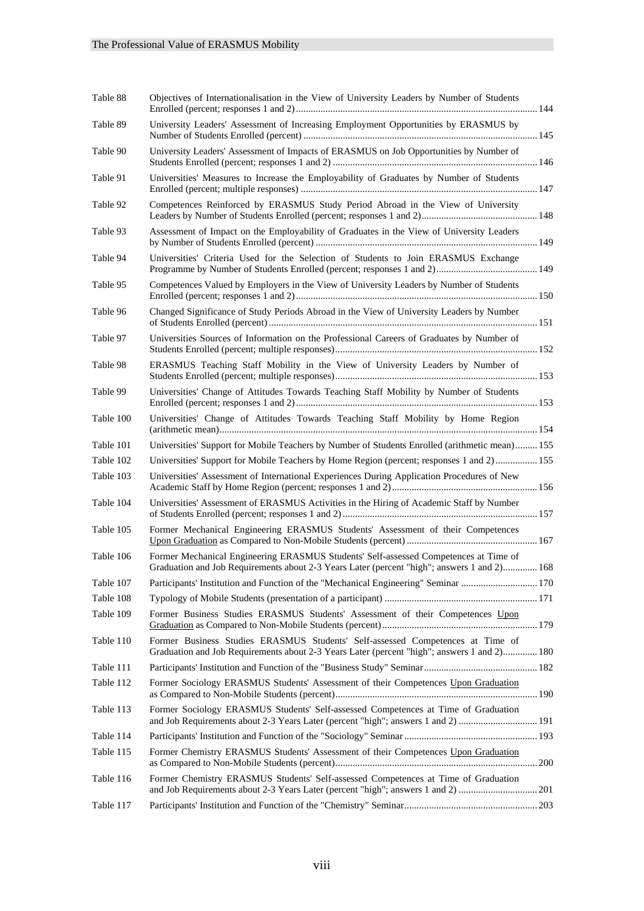| | | |
|---|---|---|
| Table 88 | Objectives of Internationalisation in the View of University Leaders by Number of Students Enrolled (percent; responses 1 and 2) | 144 |
| Table 89 | University Leaders' Assessment of Increasing Employment Opportunities by ERASMUS by Number of Students Enrolled (percent) | 145 |
| Table 90 | University Leaders' Assessment of Impacts of ERASMUS on Job Opportunities by Number of Students Enrolled (percent; responses 1 and 2) | 146 |
| Table 91 | Universities' Measures to Increase the Employability of Graduates by Number of Students Enrolled (percent; multiple responses) | 147 |
| Table 92 | Competences Reinforced by ERASMUS Study Period Abroad in the View of University Leaders by Number of Students Enrolled (percent; responses 1 and 2) | 148 |
| Table 93 | Assessment of Impact on the Employability of Graduates in the View of University Leaders by Number of Students Enrolled (percent) | 149 |
| Table 94 | Universities' Criteria Used for the Selection of Students to Join ERASMUS Exchange Programme by Number of Students Enrolled (percent; responses 1 and 2) | 149 |
| Table 95 | Competences Valued by Employers in the View of University Leaders by Number of Students Enrolled (percent; responses 1 and 2) | 150 |
| Table 96 | Changed Significance of Study Periods Abroad in the View of University Leaders by Number of Students Enrolled (percent) | 151 |
| Table 97 | Universities Sources of Information on the Professional Careers of Graduates by Number of Students Enrolled (percent; multiple responses) | 152 |
| Table 98 | ERASMUS Teaching Staff Mobility in the View of University Leaders by Number of Students Enrolled (percent; multiple responses) | 153 |
| Table 99 | Universities' Change of Attitudes Towards Teaching Staff Mobility by Number of Students Enrolled (percent; responses 1 and 2) | 153 |
| Table 100 | Universities' Change of Attitudes Towards Teaching Staff Mobility by Home Region (arithmetic mean) | 154 |
| Table 101 | Universities' Support for Mobile Teachers by Number of Students Enrolled (arithmetic mean) | 155 |
| Table 102 | Universities' Support for Mobile Teachers by Home Region (percent; responses 1 and 2) | 155 |
| Table 103 | Universities' Assessment of International Experiences During Application Procedures of New Academic Staff by Home Region (percent; responses 1 and 2) | 156 |
| Table 104 | Universities' Assessment of ERASMUS Activities in the Hiring of Academic Staff by Number of Students Enrolled (percent; responses 1 and 2) | 157 |
| Table 105 | Former Mechanical Engineering ERASMUS Students' Assessment of their Competences Upon Graduation as Compared to Non-Mobile Students (percent) | 167 |
| Table 106 | Former Mechanical Engineering ERASMUS Students' Self-assessed Competences at Time of Graduation and Job Requirements about 2-3 Years Later (percent "high"; answers 1 and 2) | 168 |
| Table 107 | Participants' Institution and Function of the "Mechanical Engineering" Seminar | 170 |
| Table 108 | Typology of Mobile Students (presentation of a participant) | 171 |
| Table 109 | Former Business Studies ERASMUS Students' Assessment of their Competences Upon Graduation as Compared to Non-Mobile Students (percent) | 179 |
| Table 110 | Former Business Studies ERASMUS Students' Self-assessed Competences at Time of Graduation and Job Requirements about 2-3 Years Later (percent "high"; answers 1 and 2) | 180 |
| Table 111 | Participants' Institution and Function of the "Business Study" Seminar | 182 |
| Table 112 | Former Sociology ERASMUS Students' Assessment of their Competences Upon Graduation as Compared to Non-Mobile Students (percent) | 190 |
| Table 113 | Former Sociology ERASMUS Students' Self-assessed Competences at Time of Graduation and Job Requirements about 2-3 Years Later (percent "high"; answers 1 and 2) | 191 |
| Table 114 | Participants' Institution and Function of the "Sociology" Seminar | 193 |
| Table 115 | Former Chemistry ERASMUS Students' Assessment of their Competences Upon Graduation as Compared to Non-Mobile Students (percent) | 200 |
| Table 116 | Former Chemistry ERASMUS Students' Self-assessed Competences at Time of Graduation and Job Requirements about 2-3 Years Later (percent "high"; answers 1 and 2) | 201 |
| Table 117 | Participants' Institution and Function of the "Chemistry" Seminar | 203 |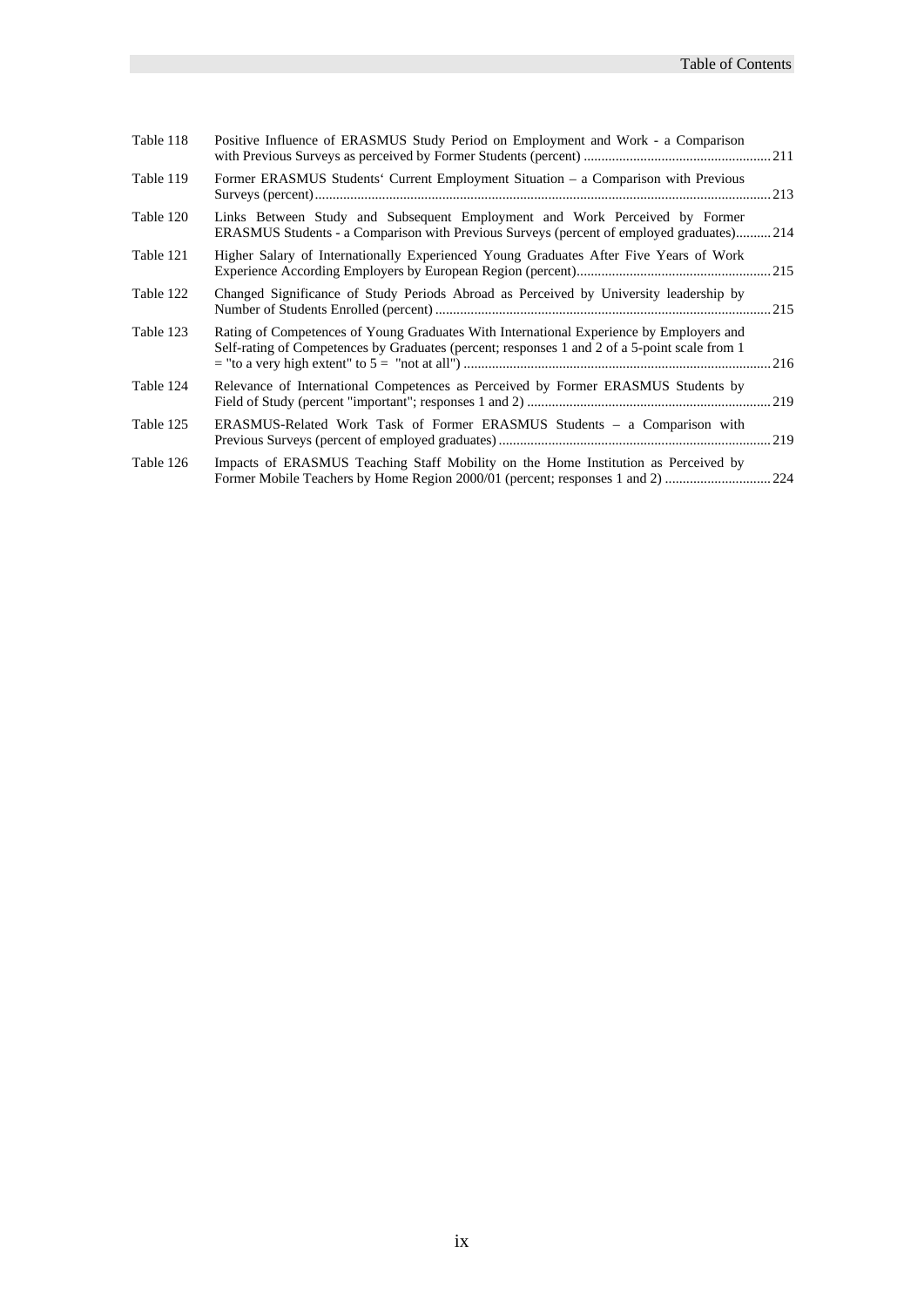| | | |
|---|---|---|
| Table 118 | Positive Influence of ERASMUS Study Period on Employment and Work - a Comparison with Previous Surveys as perceived by Former Students (percent) | 211 |
| Table 119 | Former ERASMUS Students' Current Employment Situation – a Comparison with Previous Surveys (percent) | 213 |
| Table 120 | Links Between Study and Subsequent Employment and Work Perceived by Former ERASMUS Students - a Comparison with Previous Surveys (percent of employed graduates) | 214 |
| Table 121 | Higher Salary of Internationally Experienced Young Graduates After Five Years of Work Experience According Employers by European Region (percent) | 215 |
| Table 122 | Changed Significance of Study Periods Abroad as Perceived by University leadership by Number of Students Enrolled (percent) | 215 |
| Table 123 | Rating of Competences of Young Graduates With International Experience by Employers and Self-rating of Competences by Graduates (percent; responses 1 and 2 of a 5-point scale from 1 = "to a very high extent" to 5 = "not at all") | 216 |
| Table 124 | Relevance of International Competences as Perceived by Former ERASMUS Students by Field of Study (percent "important"; responses 1 and 2) | 219 |
| Table 125 | ERASMUS-Related Work Task of Former ERASMUS Students – a Comparison with Previous Surveys (percent of employed graduates) | 219 |
| Table 126 | Impacts of ERASMUS Teaching Staff Mobility on the Home Institution as Perceived by Former Mobile Teachers by Home Region 2000/01 (percent; responses 1 and 2) | 224 |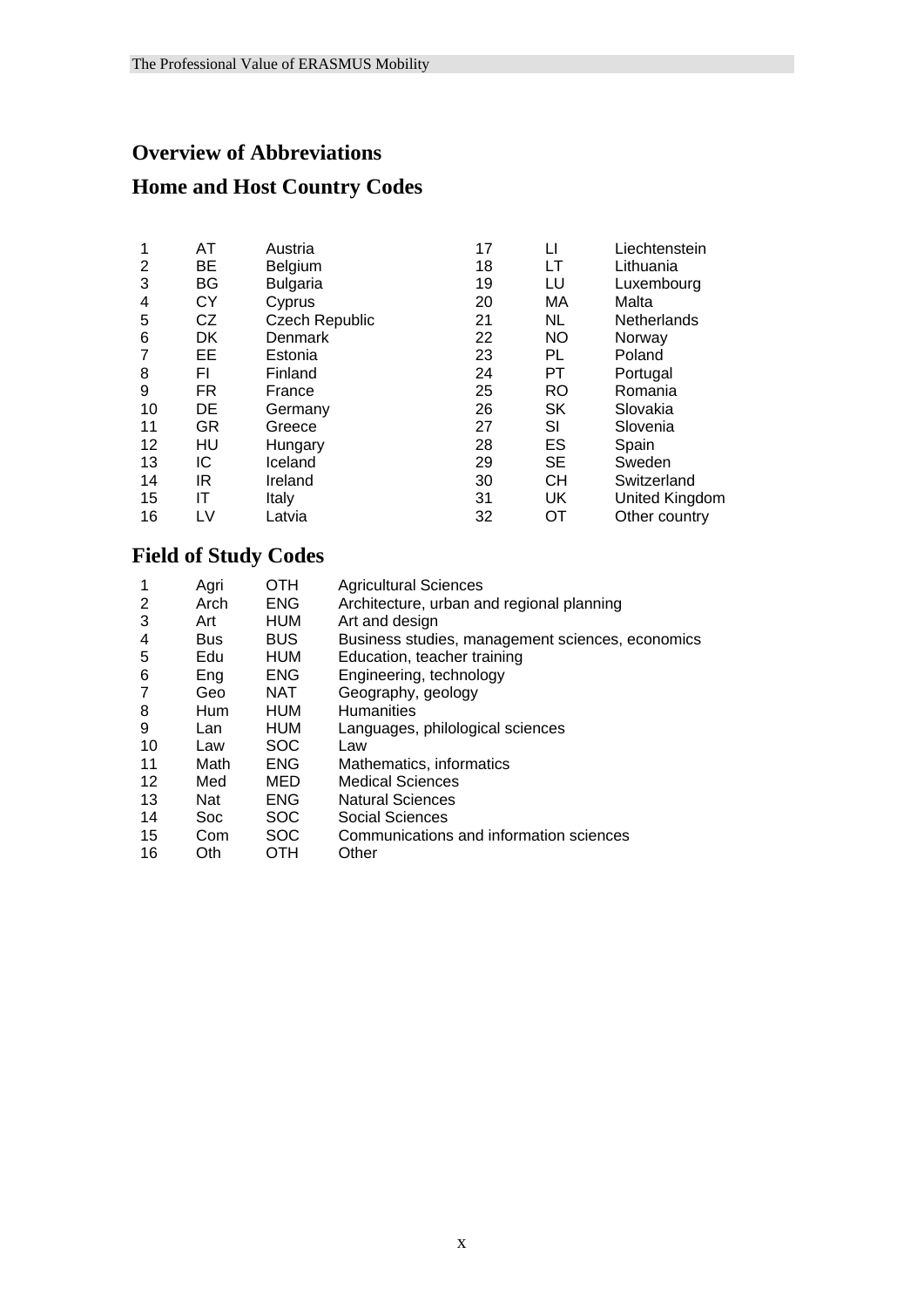# Overview of Abbreviations

## Home and Host Country Codes

| | | | | | |
|---|---|---|---|---|---|
| 1 | AT | Austria | 17 | LI | Liechtenstein |
| 2 | BE | Belgium | 18 | LT | Lithuania |
| 3 | BG | Bulgaria | 19 | LU | Luxembourg |
| 4 | CY | Cyprus | 20 | MA | Malta |
| 5 | CZ | Czech Republic | 21 | NL | Netherlands |
| 6 | DK | Denmark | 22 | NO | Norway |
| 7 | EE | Estonia | 23 | PL | Poland |
| 8 | FI | Finland | 24 | PT | Portugal |
| 9 | FR | France | 25 | RO | Romania |
| 10 | DE | Germany | 26 | SK | Slovakia |
| 11 | GR | Greece | 27 | SI | Slovenia |
| 12 | HU | Hungary | 28 | ES | Spain |
| 13 | IC | Iceland | 29 | SE | Sweden |
| 14 | IR | Ireland | 30 | CH | Switzerland |
| 15 | IT | Italy | 31 | UK | United Kingdom |
| 16 | LV | Latvia | 32 | OT | Other country |

## Field of Study Codes

| | | | |
|---|---|---|---|
| 1 | Agri | OTH | Agricultural Sciences |
| 2 | Arch | ENG | Architecture, urban and regional planning |
| 3 | Art | HUM | Art and design |
| 4 | Bus | BUS | Business studies, management sciences, economics |
| 5 | Edu | HUM | Education, teacher training |
| 6 | Eng | ENG | Engineering, technology |
| 7 | Geo | NAT | Geography, geology |
| 8 | Hum | HUM | Humanities |
| 9 | Lan | HUM | Languages, philological sciences |
| 10 | Law | SOC | Law |
| 11 | Math | ENG | Mathematics, informatics |
| 12 | Med | MED | Medical Sciences |
| 13 | Nat | ENG | Natural Sciences |
| 14 | Soc | SOC | Social Sciences |
| 15 | Com | SOC | Communications and information sciences |
| 16 | Oth | OTH | Other |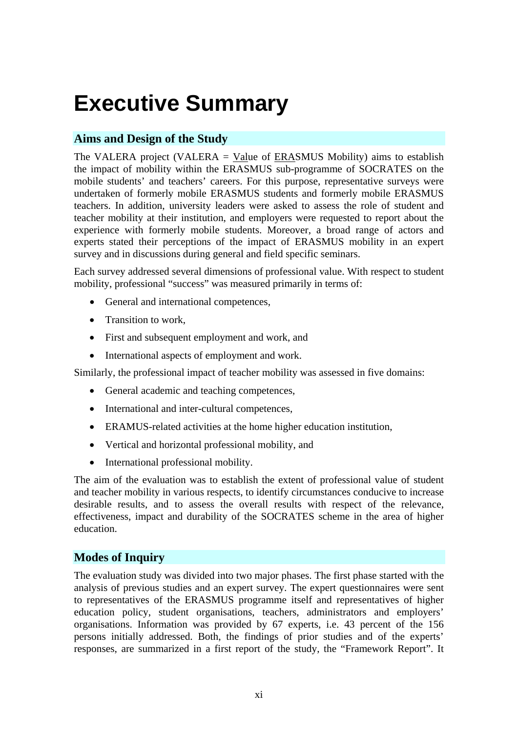# Executive Summary

## Aims and Design of the Study

The VALERA project (VALERA = Value of ERASMUS Mobility) aims to establish the impact of mobility within the ERASMUS sub-programme of SOCRATES on the mobile students' and teachers' careers. For this purpose, representative surveys were undertaken of formerly mobile ERASMUS students and formerly mobile ERASMUS teachers. In addition, university leaders were asked to assess the role of student and teacher mobility at their institution, and employers were requested to report about the experience with formerly mobile students. Moreover, a broad range of actors and experts stated their perceptions of the impact of ERASMUS mobility in an expert survey and in discussions during general and field specific seminars.

Each survey addressed several dimensions of professional value. With respect to student mobility, professional "success" was measured primarily in terms of:

- General and international competences,
- Transition to work,
- First and subsequent employment and work, and
- International aspects of employment and work.

Similarly, the professional impact of teacher mobility was assessed in five domains:

- General academic and teaching competences,
- International and inter-cultural competences,
- ERAMUS-related activities at the home higher education institution,
- Vertical and horizontal professional mobility, and
- International professional mobility.

The aim of the evaluation was to establish the extent of professional value of student and teacher mobility in various respects, to identify circumstances conducive to increase desirable results, and to assess the overall results with respect of the relevance, effectiveness, impact and durability of the SOCRATES scheme in the area of higher education.

## Modes of Inquiry

The evaluation study was divided into two major phases. The first phase started with the analysis of previous studies and an expert survey. The expert questionnaires were sent to representatives of the ERASMUS programme itself and representatives of higher education policy, student organisations, teachers, administrators and employers' organisations. Information was provided by 67 experts, i.e. 43 percent of the 156 persons initially addressed. Both, the findings of prior studies and of the experts' responses, are summarized in a first report of the study, the "Framework Report". It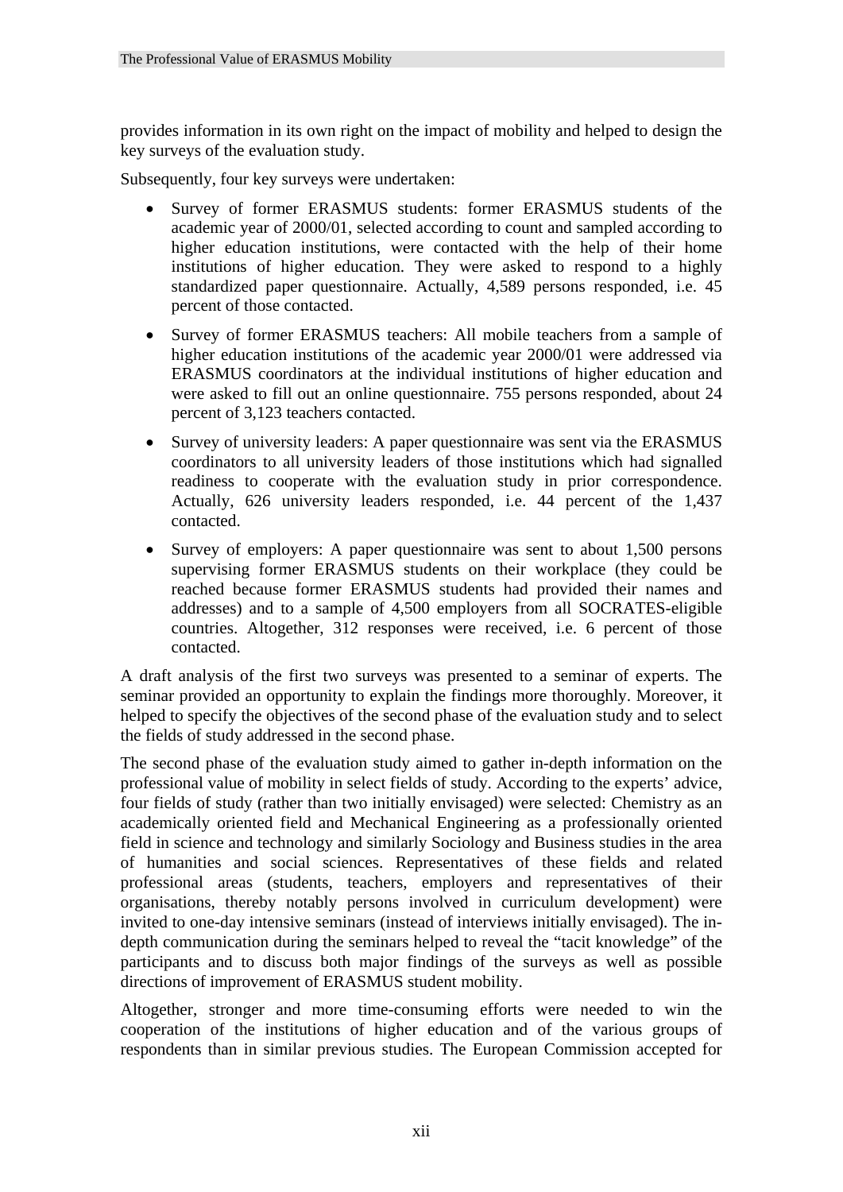provides information in its own right on the impact of mobility and helped to design the key surveys of the evaluation study.

Subsequently, four key surveys were undertaken:

- Survey of former ERASMUS students: former ERASMUS students of the academic year of 2000/01, selected according to count and sampled according to higher education institutions, were contacted with the help of their home institutions of higher education. They were asked to respond to a highly standardized paper questionnaire. Actually, 4,589 persons responded, i.e. 45 percent of those contacted.
- Survey of former ERASMUS teachers: All mobile teachers from a sample of higher education institutions of the academic year 2000/01 were addressed via ERASMUS coordinators at the individual institutions of higher education and were asked to fill out an online questionnaire. 755 persons responded, about 24 percent of 3,123 teachers contacted.
- Survey of university leaders: A paper questionnaire was sent via the ERASMUS coordinators to all university leaders of those institutions which had signalled readiness to cooperate with the evaluation study in prior correspondence. Actually, 626 university leaders responded, i.e. 44 percent of the 1,437 contacted.
- Survey of employers: A paper questionnaire was sent to about 1,500 persons supervising former ERASMUS students on their workplace (they could be reached because former ERASMUS students had provided their names and addresses) and to a sample of 4,500 employers from all SOCRATES-eligible countries. Altogether, 312 responses were received, i.e. 6 percent of those contacted.

A draft analysis of the first two surveys was presented to a seminar of experts. The seminar provided an opportunity to explain the findings more thoroughly. Moreover, it helped to specify the objectives of the second phase of the evaluation study and to select the fields of study addressed in the second phase.

The second phase of the evaluation study aimed to gather in-depth information on the professional value of mobility in select fields of study. According to the experts' advice, four fields of study (rather than two initially envisaged) were selected: Chemistry as an academically oriented field and Mechanical Engineering as a professionally oriented field in science and technology and similarly Sociology and Business studies in the area of humanities and social sciences. Representatives of these fields and related professional areas (students, teachers, employers and representatives of their organisations, thereby notably persons involved in curriculum development) were invited to one-day intensive seminars (instead of interviews initially envisaged). The in-depth communication during the seminars helped to reveal the "tacit knowledge" of the participants and to discuss both major findings of the surveys as well as possible directions of improvement of ERASMUS student mobility.

Altogether, stronger and more time-consuming efforts were needed to win the cooperation of the institutions of higher education and of the various groups of respondents than in similar previous studies. The European Commission accepted for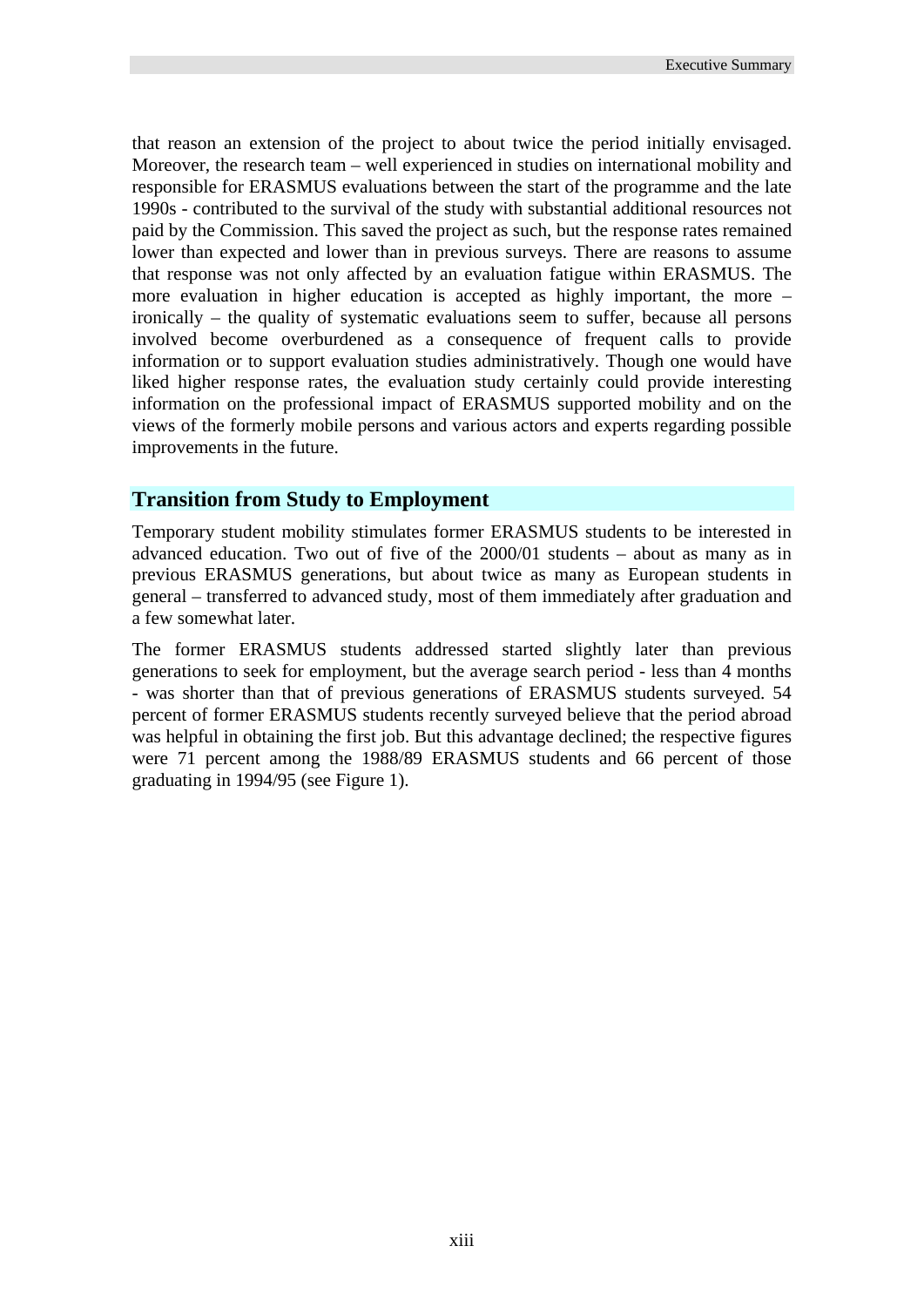that reason an extension of the project to about twice the period initially envisaged. Moreover, the research team – well experienced in studies on international mobility and responsible for ERASMUS evaluations between the start of the programme and the late 1990s - contributed to the survival of the study with substantial additional resources not paid by the Commission. This saved the project as such, but the response rates remained lower than expected and lower than in previous surveys. There are reasons to assume that response was not only affected by an evaluation fatigue within ERASMUS. The more evaluation in higher education is accepted as highly important, the more – ironically – the quality of systematic evaluations seem to suffer, because all persons involved become overburdened as a consequence of frequent calls to provide information or to support evaluation studies administratively. Though one would have liked higher response rates, the evaluation study certainly could provide interesting information on the professional impact of ERASMUS supported mobility and on the views of the formerly mobile persons and various actors and experts regarding possible improvements in the future.

## Transition from Study to Employment

Temporary student mobility stimulates former ERASMUS students to be interested in advanced education. Two out of five of the 2000/01 students – about as many as in previous ERASMUS generations, but about twice as many as European students in general – transferred to advanced study, most of them immediately after graduation and a few somewhat later.

The former ERASMUS students addressed started slightly later than previous generations to seek for employment, but the average search period - less than 4 months - was shorter than that of previous generations of ERASMUS students surveyed. 54 percent of former ERASMUS students recently surveyed believe that the period abroad was helpful in obtaining the first job. But this advantage declined; the respective figures were 71 percent among the 1988/89 ERASMUS students and 66 percent of those graduating in 1994/95 (see Figure 1).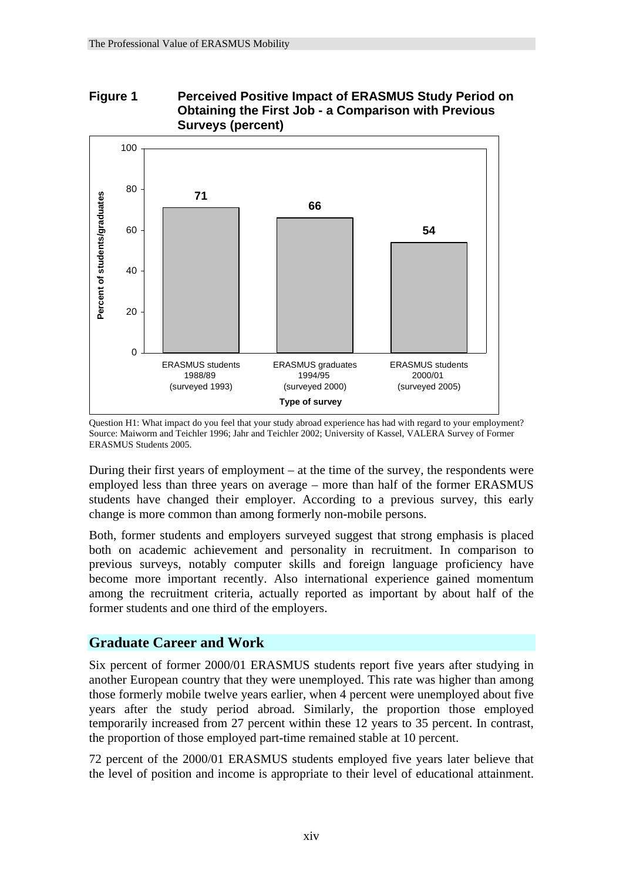**Figure 1 Perceived Positive Impact of ERASMUS Study Period on Obtaining the First Job - a Comparison with Previous Surveys (percent)**

| Type of survey | Percent of students/graduates |
|---|---|
| ERASMUS students 1988/89 (surveyed 1993) | 71 |
| ERASMUS graduates 1994/95 (surveyed 2000) | 66 |
| ERASMUS students 2000/01 (surveyed 2005) | 54 |

Question H1: What impact do you feel that your study abroad experience has had with regard to your employment?
Source: Maiworm and Teichler 1996; Jahr and Teichler 2002; University of Kassel, VALERA Survey of Former ERASMUS Students 2005.

During their first years of employment – at the time of the survey, the respondents were employed less than three years on average – more than half of the former ERASMUS students have changed their employer. According to a previous survey, this early change is more common than among formerly non-mobile persons.

Both, former students and employers surveyed suggest that strong emphasis is placed both on academic achievement and personality in recruitment. In comparison to previous surveys, notably computer skills and foreign language proficiency have become more important recently. Also international experience gained momentum among the recruitment criteria, actually reported as important by about half of the former students and one third of the employers.

## Graduate Career and Work

Six percent of former 2000/01 ERASMUS students report five years after studying in another European country that they were unemployed. This rate was higher than among those formerly mobile twelve years earlier, when 4 percent were unemployed about five years after the study period abroad. Similarly, the proportion those employed temporarily increased from 27 percent within these 12 years to 35 percent. In contrast, the proportion of those employed part-time remained stable at 10 percent.

72 percent of the 2000/01 ERASMUS students employed five years later believe that the level of position and income is appropriate to their level of educational attainment.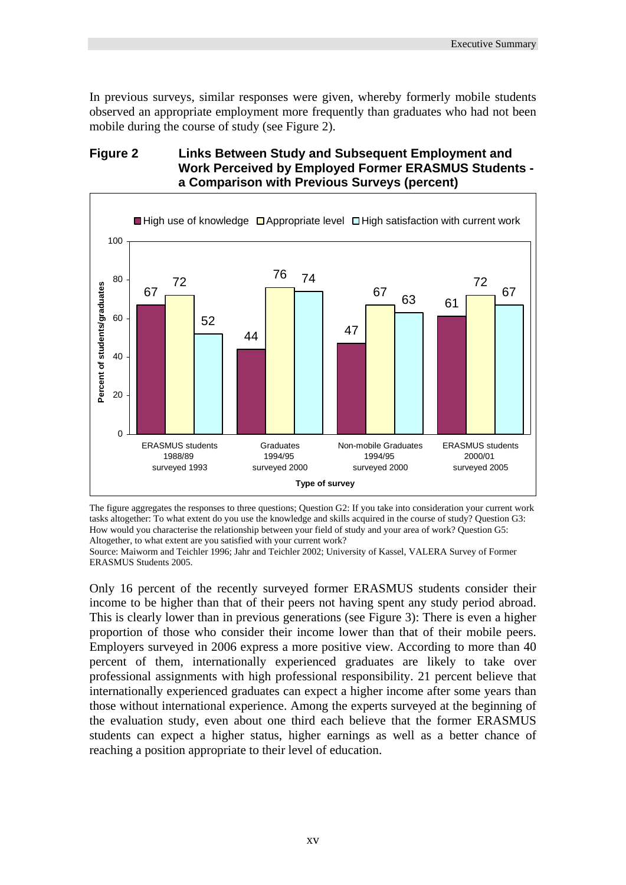In previous surveys, similar responses were given, whereby formerly mobile students observed an appropriate employment more frequently than graduates who had not been mobile during the course of study (see Figure 2).

**Figure 2 Links Between Study and Subsequent Employment and Work Perceived by Employed Former ERASMUS Students - a Comparison with Previous Surveys (percent)**

| Type of survey | High use of knowledge | Appropriate level | High satisfaction with current work |
|---|---|---|---|
| ERASMUS students 1988/89 surveyed 1993 | 67 | 72 | 52 |
| Graduates 1994/95 surveyed 2000 | 44 | 76 | 74 |
| Non-mobile Graduates 1994/95 surveyed 2000 | 47 | 67 | 63 |
| ERASMUS students 2000/01 surveyed 2005 | 61 | 72 | 67 |

The figure aggregates the responses to three questions; Question G2: If you take into consideration your current work tasks altogether: To what extent do you use the knowledge and skills acquired in the course of study? Question G3: How would you characterise the relationship between your field of study and your area of work? Question G5: Altogether, to what extent are you satisfied with your current work?

Source: Maiworm and Teichler 1996; Jahr and Teichler 2002; University of Kassel, VALERA Survey of Former ERASMUS Students 2005.

Only 16 percent of the recently surveyed former ERASMUS students consider their income to be higher than that of their peers not having spent any study period abroad. This is clearly lower than in previous generations (see Figure 3): There is even a higher proportion of those who consider their income lower than that of their mobile peers. Employers surveyed in 2006 express a more positive view. According to more than 40 percent of them, internationally experienced graduates are likely to take over professional assignments with high professional responsibility. 21 percent believe that internationally experienced graduates can expect a higher income after some years than those without international experience. Among the experts surveyed at the beginning of the evaluation study, even about one third each believe that the former ERASMUS students can expect a higher status, higher earnings as well as a better chance of reaching a position appropriate to their level of education.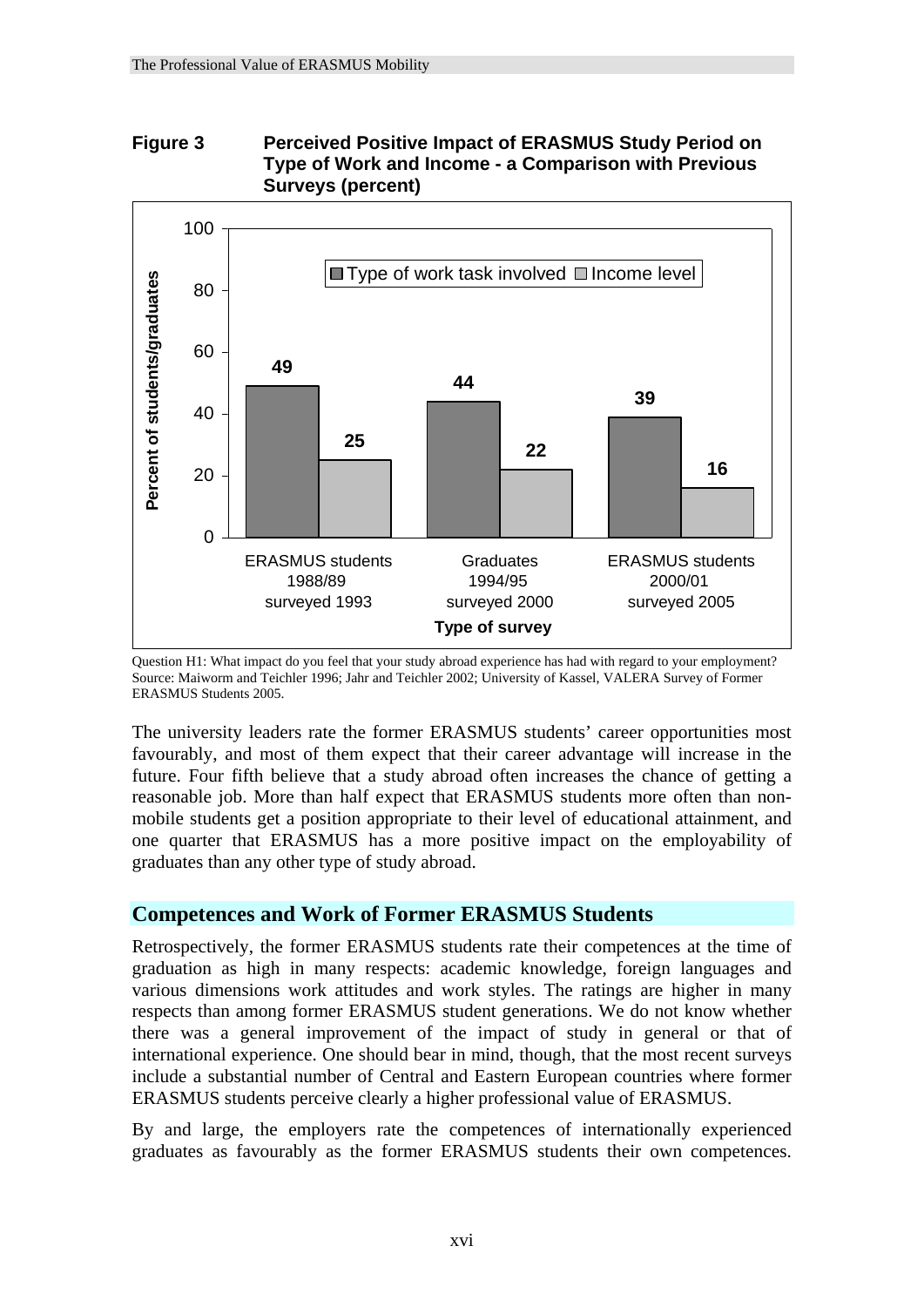**Figure 3 Perceived Positive Impact of ERASMUS Study Period on Type of Work and Income - a Comparison with Previous Surveys (percent)**

| Type of survey | Type of work task involved | Income level |
|---|---|---|
| ERASMUS students 1988/89 surveyed 1993 | 49 | 25 |
| Graduates 1994/95 surveyed 2000 | 44 | 22 |
| ERASMUS students 2000/01 surveyed 2005 | 39 | 16 |

Question H1: What impact do you feel that your study abroad experience has had with regard to your employment?
Source: Maiworm and Teichler 1996; Jahr and Teichler 2002; University of Kassel, VALERA Survey of Former ERASMUS Students 2005.

The university leaders rate the former ERASMUS students' career opportunities most favourably, and most of them expect that their career advantage will increase in the future. Four fifth believe that a study abroad often increases the chance of getting a reasonable job. More than half expect that ERASMUS students more often than non-mobile students get a position appropriate to their level of educational attainment, and one quarter that ERASMUS has a more positive impact on the employability of graduates than any other type of study abroad.

## Competences and Work of Former ERASMUS Students

Retrospectively, the former ERASMUS students rate their competences at the time of graduation as high in many respects: academic knowledge, foreign languages and various dimensions work attitudes and work styles. The ratings are higher in many respects than among former ERASMUS student generations. We do not know whether there was a general improvement of the impact of study in general or that of international experience. One should bear in mind, though, that the most recent surveys include a substantial number of Central and Eastern European countries where former ERASMUS students perceive clearly a higher professional value of ERASMUS.

By and large, the employers rate the competences of internationally experienced graduates as favourably as the former ERASMUS students their own competences.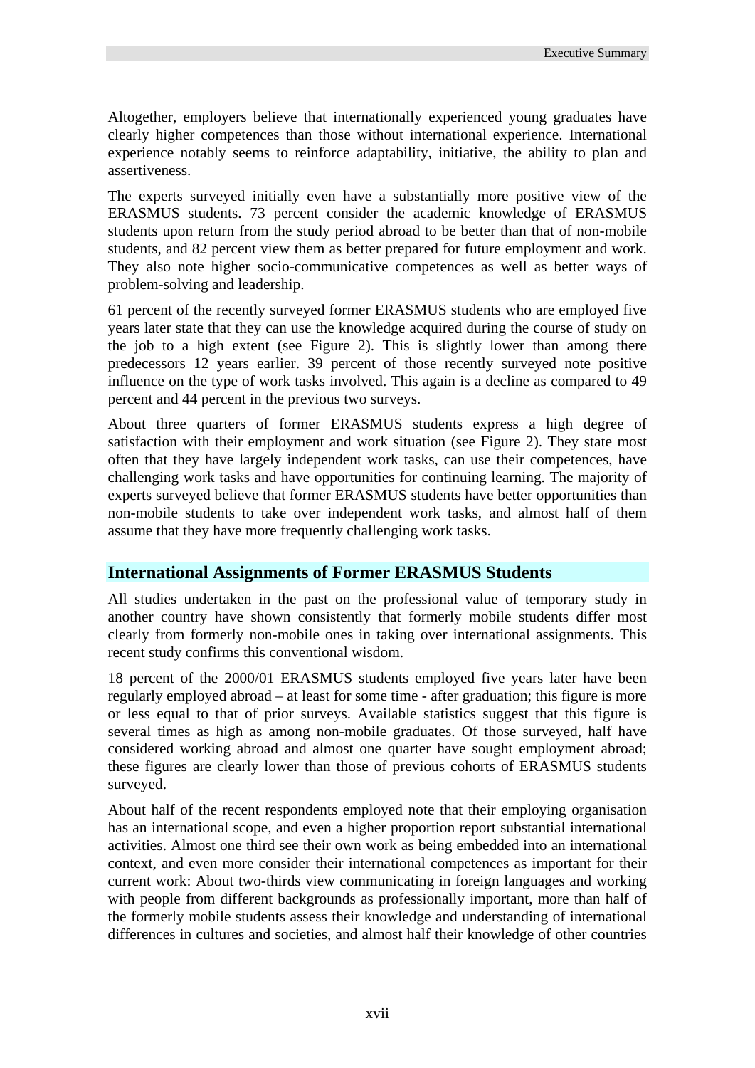Altogether, employers believe that internationally experienced young graduates have clearly higher competences than those without international experience. International experience notably seems to reinforce adaptability, initiative, the ability to plan and assertiveness.

The experts surveyed initially even have a substantially more positive view of the ERASMUS students. 73 percent consider the academic knowledge of ERASMUS students upon return from the study period abroad to be better than that of non-mobile students, and 82 percent view them as better prepared for future employment and work. They also note higher socio-communicative competences as well as better ways of problem-solving and leadership.

61 percent of the recently surveyed former ERASMUS students who are employed five years later state that they can use the knowledge acquired during the course of study on the job to a high extent (see Figure 2). This is slightly lower than among there predecessors 12 years earlier. 39 percent of those recently surveyed note positive influence on the type of work tasks involved. This again is a decline as compared to 49 percent and 44 percent in the previous two surveys.

About three quarters of former ERASMUS students express a high degree of satisfaction with their employment and work situation (see Figure 2). They state most often that they have largely independent work tasks, can use their competences, have challenging work tasks and have opportunities for continuing learning. The majority of experts surveyed believe that former ERASMUS students have better opportunities than non-mobile students to take over independent work tasks, and almost half of them assume that they have more frequently challenging work tasks.

## International Assignments of Former ERASMUS Students

All studies undertaken in the past on the professional value of temporary study in another country have shown consistently that formerly mobile students differ most clearly from formerly non-mobile ones in taking over international assignments. This recent study confirms this conventional wisdom.

18 percent of the 2000/01 ERASMUS students employed five years later have been regularly employed abroad – at least for some time - after graduation; this figure is more or less equal to that of prior surveys. Available statistics suggest that this figure is several times as high as among non-mobile graduates. Of those surveyed, half have considered working abroad and almost one quarter have sought employment abroad; these figures are clearly lower than those of previous cohorts of ERASMUS students surveyed.

About half of the recent respondents employed note that their employing organisation has an international scope, and even a higher proportion report substantial international activities. Almost one third see their own work as being embedded into an international context, and even more consider their international competences as important for their current work: About two-thirds view communicating in foreign languages and working with people from different backgrounds as professionally important, more than half of the formerly mobile students assess their knowledge and understanding of international differences in cultures and societies, and almost half their knowledge of other countries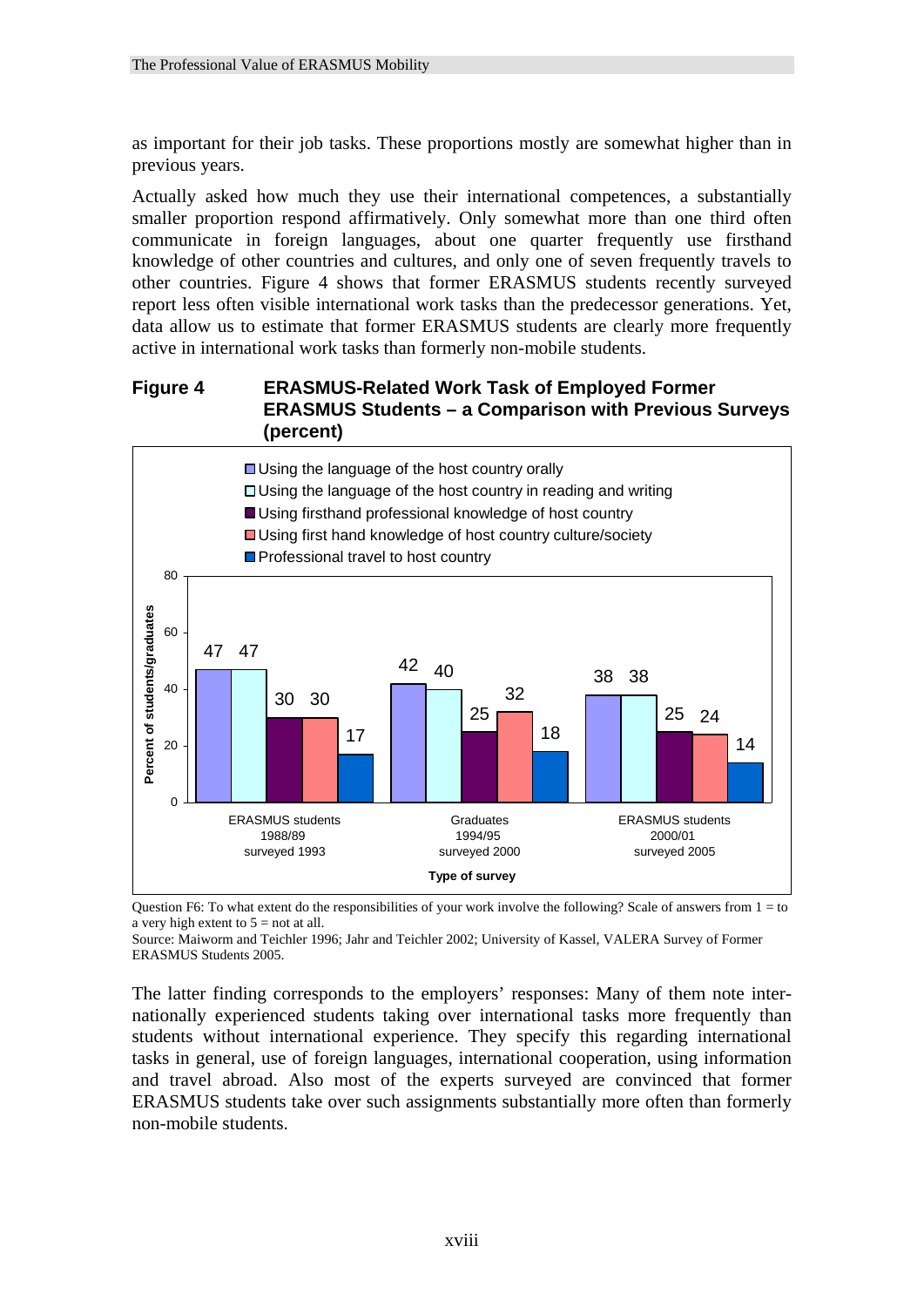as important for their job tasks. These proportions mostly are somewhat higher than in previous years.

Actually asked how much they use their international competences, a substantially smaller proportion respond affirmatively. Only somewhat more than one third often communicate in foreign languages, about one quarter frequently use firsthand knowledge of other countries and cultures, and only one of seven frequently travels to other countries. Figure 4 shows that former ERASMUS students recently surveyed report less often visible international work tasks than the predecessor generations. Yet, data allow us to estimate that former ERASMUS students are clearly more frequently active in international work tasks than formerly non-mobile students.

**Figure 4 ERASMUS-Related Work Task of Employed Former ERASMUS Students – a Comparison with Previous Surveys (percent)**

| | ERASMUS students 1988/89 surveyed 1993 | Graduates 1994/95 surveyed 2000 | ERASMUS students 2000/01 surveyed 2005 |
|---|---|---|---|
| Using the language of the host country orally | 47 | 42 | 38 |
| Using the language of the host country in reading and writing | 47 | 40 | 38 |
| Using firsthand professional knowledge of host country | 30 | 25 | 25 |
| Using first hand knowledge of host country culture/society | 30 | 32 | 24 |
| Professional travel to host country | 17 | 18 | 14 |

Question F6: To what extent do the responsibilities of your work involve the following? Scale of answers from 1 = to a very high extent to 5 = not at all.

Source: Maiworm and Teichler 1996; Jahr and Teichler 2002; University of Kassel, VALERA Survey of Former ERASMUS Students 2005.

The latter finding corresponds to the employers' responses: Many of them note internationally experienced students taking over international tasks more frequently than students without international experience. They specify this regarding international tasks in general, use of foreign languages, international cooperation, using information and travel abroad. Also most of the experts surveyed are convinced that former ERASMUS students take over such assignments substantially more often than formerly non-mobile students.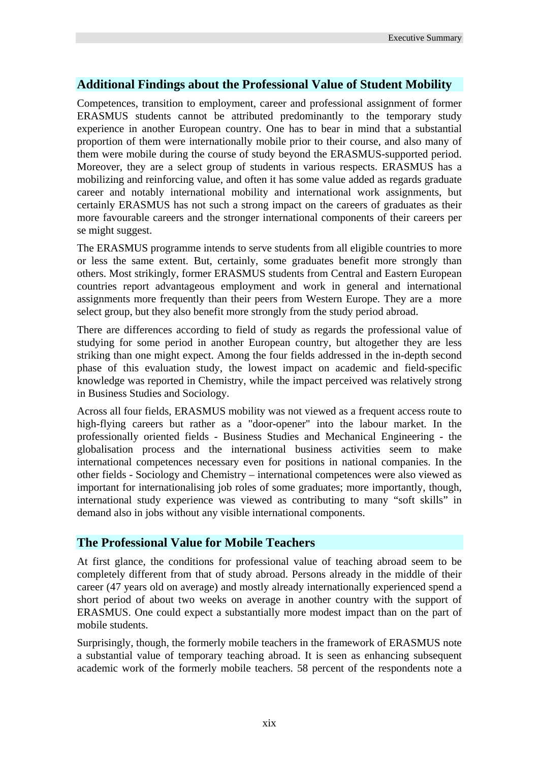## Additional Findings about the Professional Value of Student Mobility

Competences, transition to employment, career and professional assignment of former ERASMUS students cannot be attributed predominantly to the temporary study experience in another European country. One has to bear in mind that a substantial proportion of them were internationally mobile prior to their course, and also many of them were mobile during the course of study beyond the ERASMUS-supported period. Moreover, they are a select group of students in various respects. ERASMUS has a mobilizing and reinforcing value, and often it has some value added as regards graduate career and notably international mobility and international work assignments, but certainly ERASMUS has not such a strong impact on the careers of graduates as their more favourable careers and the stronger international components of their careers per se might suggest.

The ERASMUS programme intends to serve students from all eligible countries to more or less the same extent. But, certainly, some graduates benefit more strongly than others. Most strikingly, former ERASMUS students from Central and Eastern European countries report advantageous employment and work in general and international assignments more frequently than their peers from Western Europe. They are a more select group, but they also benefit more strongly from the study period abroad.

There are differences according to field of study as regards the professional value of studying for some period in another European country, but altogether they are less striking than one might expect. Among the four fields addressed in the in-depth second phase of this evaluation study, the lowest impact on academic and field-specific knowledge was reported in Chemistry, while the impact perceived was relatively strong in Business Studies and Sociology.

Across all four fields, ERASMUS mobility was not viewed as a frequent access route to high-flying careers but rather as a "door-opener" into the labour market. In the professionally oriented fields - Business Studies and Mechanical Engineering - the globalisation process and the international business activities seem to make international competences necessary even for positions in national companies. In the other fields - Sociology and Chemistry – international competences were also viewed as important for internationalising job roles of some graduates; more importantly, though, international study experience was viewed as contributing to many "soft skills" in demand also in jobs without any visible international components.

## The Professional Value for Mobile Teachers

At first glance, the conditions for professional value of teaching abroad seem to be completely different from that of study abroad. Persons already in the middle of their career (47 years old on average) and mostly already internationally experienced spend a short period of about two weeks on average in another country with the support of ERASMUS. One could expect a substantially more modest impact than on the part of mobile students.

Surprisingly, though, the formerly mobile teachers in the framework of ERASMUS note a substantial value of temporary teaching abroad. It is seen as enhancing subsequent academic work of the formerly mobile teachers. 58 percent of the respondents note a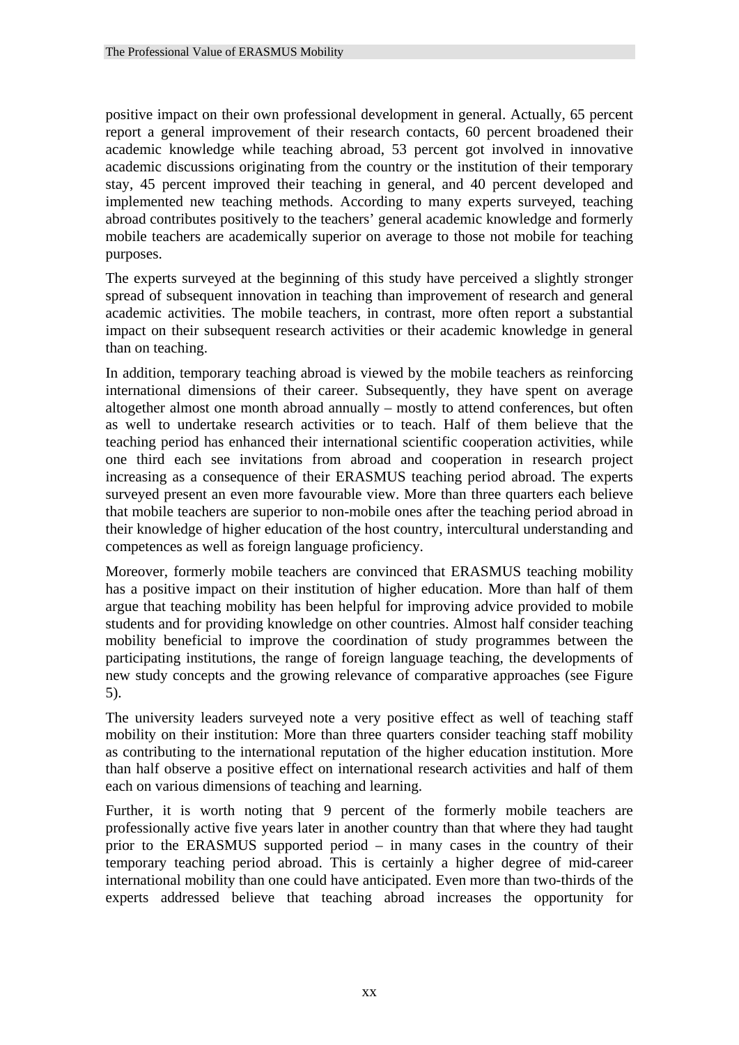positive impact on their own professional development in general. Actually, 65 percent report a general improvement of their research contacts, 60 percent broadened their academic knowledge while teaching abroad, 53 percent got involved in innovative academic discussions originating from the country or the institution of their temporary stay, 45 percent improved their teaching in general, and 40 percent developed and implemented new teaching methods. According to many experts surveyed, teaching abroad contributes positively to the teachers' general academic knowledge and formerly mobile teachers are academically superior on average to those not mobile for teaching purposes.

The experts surveyed at the beginning of this study have perceived a slightly stronger spread of subsequent innovation in teaching than improvement of research and general academic activities. The mobile teachers, in contrast, more often report a substantial impact on their subsequent research activities or their academic knowledge in general than on teaching.

In addition, temporary teaching abroad is viewed by the mobile teachers as reinforcing international dimensions of their career. Subsequently, they have spent on average altogether almost one month abroad annually – mostly to attend conferences, but often as well to undertake research activities or to teach. Half of them believe that the teaching period has enhanced their international scientific cooperation activities, while one third each see invitations from abroad and cooperation in research project increasing as a consequence of their ERASMUS teaching period abroad. The experts surveyed present an even more favourable view. More than three quarters each believe that mobile teachers are superior to non-mobile ones after the teaching period abroad in their knowledge of higher education of the host country, intercultural understanding and competences as well as foreign language proficiency.

Moreover, formerly mobile teachers are convinced that ERASMUS teaching mobility has a positive impact on their institution of higher education. More than half of them argue that teaching mobility has been helpful for improving advice provided to mobile students and for providing knowledge on other countries. Almost half consider teaching mobility beneficial to improve the coordination of study programmes between the participating institutions, the range of foreign language teaching, the developments of new study concepts and the growing relevance of comparative approaches (see Figure 5).

The university leaders surveyed note a very positive effect as well of teaching staff mobility on their institution: More than three quarters consider teaching staff mobility as contributing to the international reputation of the higher education institution. More than half observe a positive effect on international research activities and half of them each on various dimensions of teaching and learning.

Further, it is worth noting that 9 percent of the formerly mobile teachers are professionally active five years later in another country than that where they had taught prior to the ERASMUS supported period – in many cases in the country of their temporary teaching period abroad. This is certainly a higher degree of mid-career international mobility than one could have anticipated. Even more than two-thirds of the experts addressed believe that teaching abroad increases the opportunity for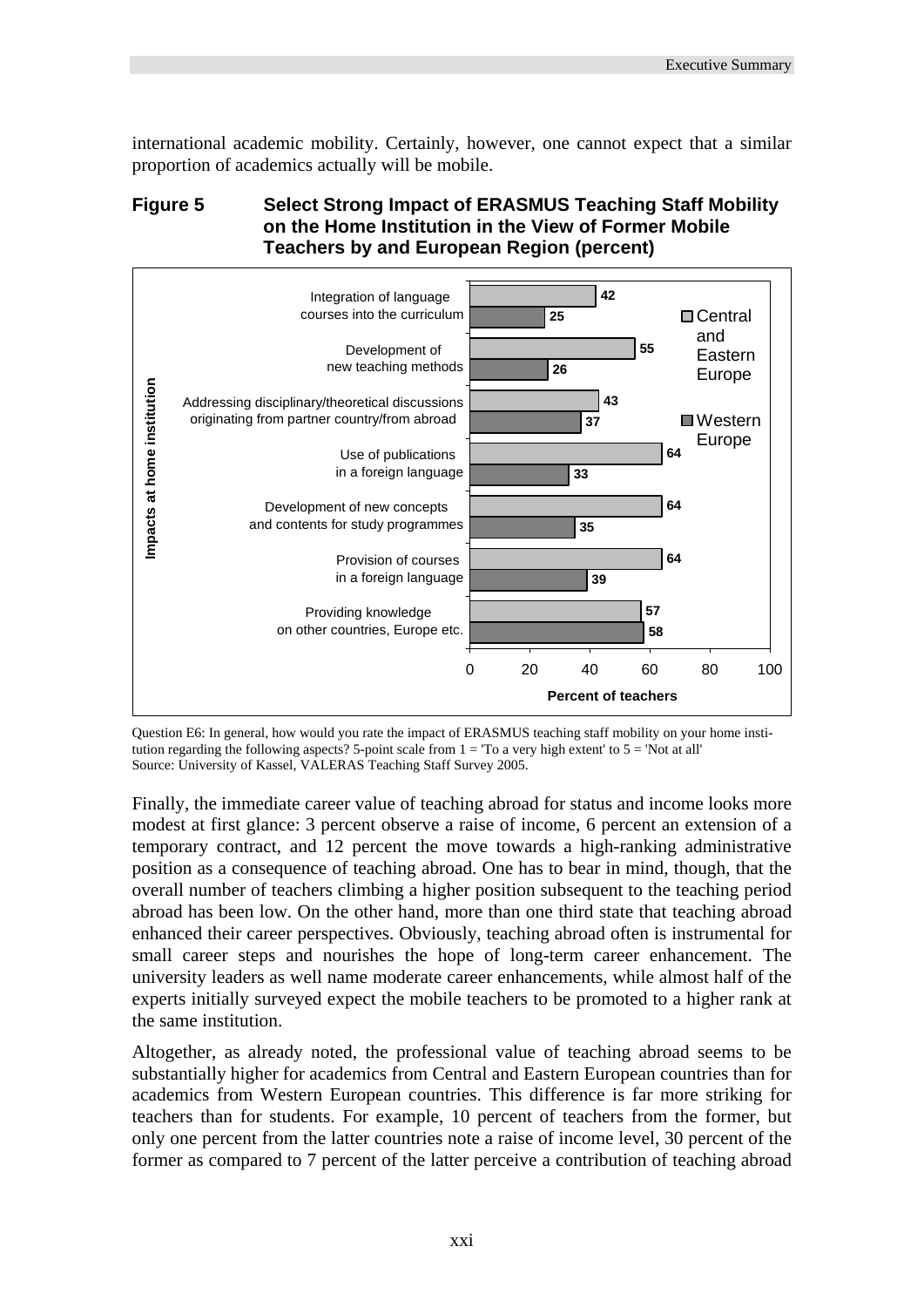international academic mobility. Certainly, however, one cannot expect that a similar proportion of academics actually will be mobile.

**Figure 5 Select Strong Impact of ERASMUS Teaching Staff Mobility on the Home Institution in the View of Former Mobile Teachers by and European Region (percent)**

| Impacts at home institution | Central and Eastern Europe | Western Europe |
|---|---|---|
| Integration of language courses into the curriculum | 42 | 25 |
| Development of new teaching methods | 55 | 26 |
| Addressing disciplinary/theoretical discussions originating from partner country/from abroad | 43 | 37 |
| Use of publications in a foreign language | 64 | 33 |
| Development of new concepts and contents for study programmes | 64 | 35 |
| Provision of courses in a foreign language | 64 | 39 |
| Providing knowledge on other countries, Europe etc. | 57 | 58 |

Percent of teachers

Question E6: In general, how would you rate the impact of ERASMUS teaching staff mobility on your home institution regarding the following aspects? 5-point scale from 1 = 'To a very high extent' to 5 = 'Not at all'
Source: University of Kassel, VALERAS Teaching Staff Survey 2005.

Finally, the immediate career value of teaching abroad for status and income looks more modest at first glance: 3 percent observe a raise of income, 6 percent an extension of a temporary contract, and 12 percent the move towards a high-ranking administrative position as a consequence of teaching abroad. One has to bear in mind, though, that the overall number of teachers climbing a higher position subsequent to the teaching period abroad has been low. On the other hand, more than one third state that teaching abroad enhanced their career perspectives. Obviously, teaching abroad often is instrumental for small career steps and nourishes the hope of long-term career enhancement. The university leaders as well name moderate career enhancements, while almost half of the experts initially surveyed expect the mobile teachers to be promoted to a higher rank at the same institution.

Altogether, as already noted, the professional value of teaching abroad seems to be substantially higher for academics from Central and Eastern European countries than for academics from Western European countries. This difference is far more striking for teachers than for students. For example, 10 percent of teachers from the former, but only one percent from the latter countries note a raise of income level, 30 percent of the former as compared to 7 percent of the latter perceive a contribution of teaching abroad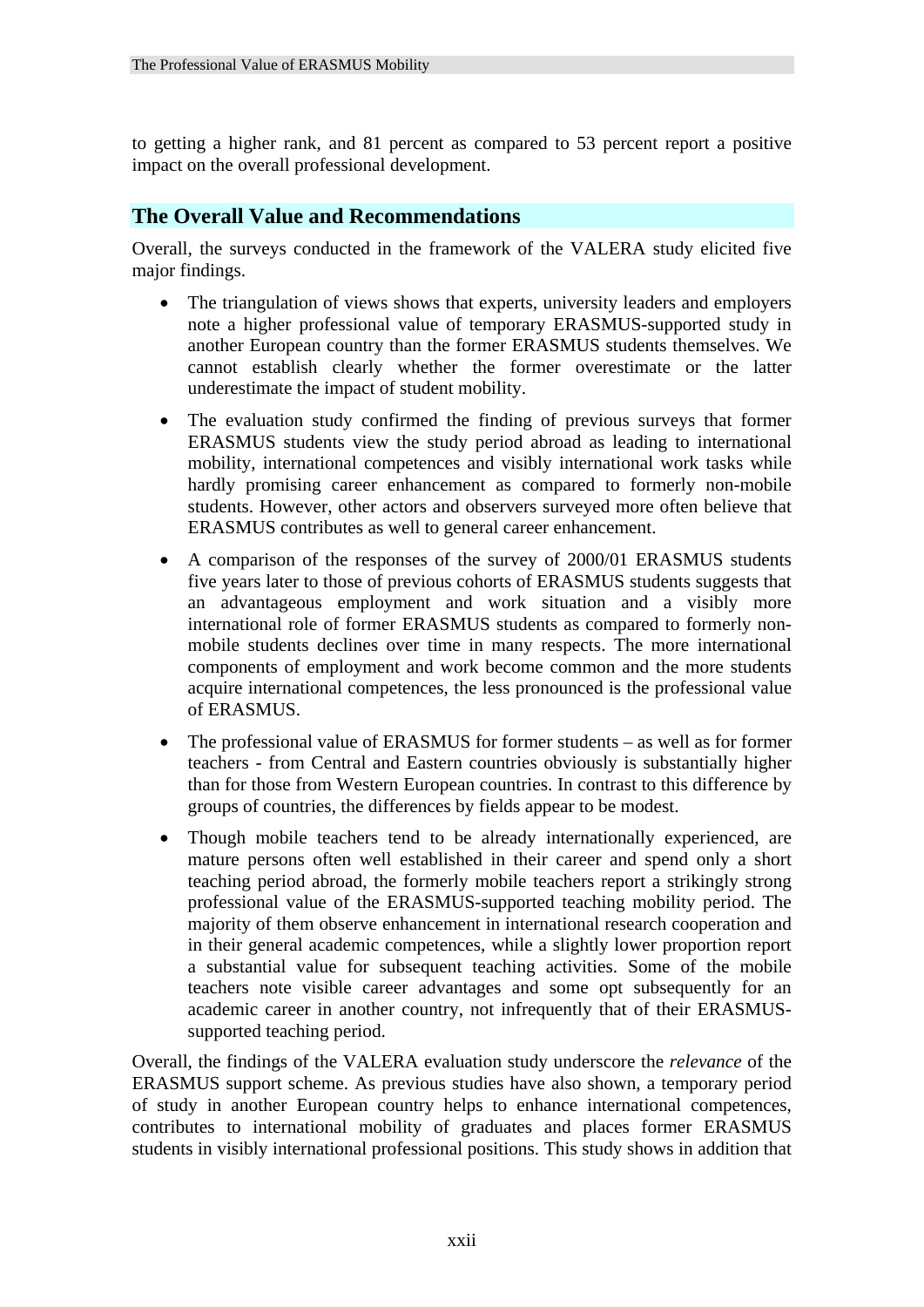to getting a higher rank, and 81 percent as compared to 53 percent report a positive impact on the overall professional development.

## The Overall Value and Recommendations

Overall, the surveys conducted in the framework of the VALERA study elicited five major findings.

- The triangulation of views shows that experts, university leaders and employers note a higher professional value of temporary ERASMUS-supported study in another European country than the former ERASMUS students themselves. We cannot establish clearly whether the former overestimate or the latter underestimate the impact of student mobility.
- The evaluation study confirmed the finding of previous surveys that former ERASMUS students view the study period abroad as leading to international mobility, international competences and visibly international work tasks while hardly promising career enhancement as compared to formerly non-mobile students. However, other actors and observers surveyed more often believe that ERASMUS contributes as well to general career enhancement.
- A comparison of the responses of the survey of 2000/01 ERASMUS students five years later to those of previous cohorts of ERASMUS students suggests that an advantageous employment and work situation and a visibly more international role of former ERASMUS students as compared to formerly non-mobile students declines over time in many respects. The more international components of employment and work become common and the more students acquire international competences, the less pronounced is the professional value of ERASMUS.
- The professional value of ERASMUS for former students – as well as for former teachers - from Central and Eastern countries obviously is substantially higher than for those from Western European countries. In contrast to this difference by groups of countries, the differences by fields appear to be modest.
- Though mobile teachers tend to be already internationally experienced, are mature persons often well established in their career and spend only a short teaching period abroad, the formerly mobile teachers report a strikingly strong professional value of the ERASMUS-supported teaching mobility period. The majority of them observe enhancement in international research cooperation and in their general academic competences, while a slightly lower proportion report a substantial value for subsequent teaching activities. Some of the mobile teachers note visible career advantages and some opt subsequently for an academic career in another country, not infrequently that of their ERASMUS-supported teaching period.

Overall, the findings of the VALERA evaluation study underscore the *relevance* of the ERASMUS support scheme. As previous studies have also shown, a temporary period of study in another European country helps to enhance international competences, contributes to international mobility of graduates and places former ERASMUS students in visibly international professional positions. This study shows in addition that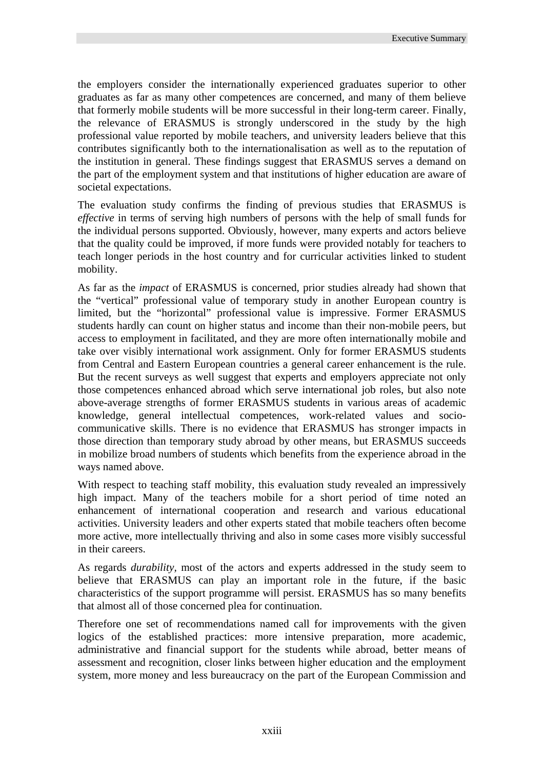the employers consider the internationally experienced graduates superior to other graduates as far as many other competences are concerned, and many of them believe that formerly mobile students will be more successful in their long-term career. Finally, the relevance of ERASMUS is strongly underscored in the study by the high professional value reported by mobile teachers, and university leaders believe that this contributes significantly both to the internationalisation as well as to the reputation of the institution in general. These findings suggest that ERASMUS serves a demand on the part of the employment system and that institutions of higher education are aware of societal expectations.

The evaluation study confirms the finding of previous studies that ERASMUS is *effective* in terms of serving high numbers of persons with the help of small funds for the individual persons supported. Obviously, however, many experts and actors believe that the quality could be improved, if more funds were provided notably for teachers to teach longer periods in the host country and for curricular activities linked to student mobility.

As far as the *impact* of ERASMUS is concerned, prior studies already had shown that the "vertical" professional value of temporary study in another European country is limited, but the "horizontal" professional value is impressive. Former ERASMUS students hardly can count on higher status and income than their non-mobile peers, but access to employment in facilitated, and they are more often internationally mobile and take over visibly international work assignment. Only for former ERASMUS students from Central and Eastern European countries a general career enhancement is the rule. But the recent surveys as well suggest that experts and employers appreciate not only those competences enhanced abroad which serve international job roles, but also note above-average strengths of former ERASMUS students in various areas of academic knowledge, general intellectual competences, work-related values and socio-communicative skills. There is no evidence that ERASMUS has stronger impacts in those direction than temporary study abroad by other means, but ERASMUS succeeds in mobilize broad numbers of students which benefits from the experience abroad in the ways named above.

With respect to teaching staff mobility, this evaluation study revealed an impressively high impact. Many of the teachers mobile for a short period of time noted an enhancement of international cooperation and research and various educational activities. University leaders and other experts stated that mobile teachers often become more active, more intellectually thriving and also in some cases more visibly successful in their careers.

As regards *durability*, most of the actors and experts addressed in the study seem to believe that ERASMUS can play an important role in the future, if the basic characteristics of the support programme will persist. ERASMUS has so many benefits that almost all of those concerned plea for continuation.

Therefore one set of recommendations named call for improvements with the given logics of the established practices: more intensive preparation, more academic, administrative and financial support for the students while abroad, better means of assessment and recognition, closer links between higher education and the employment system, more money and less bureaucracy on the part of the European Commission and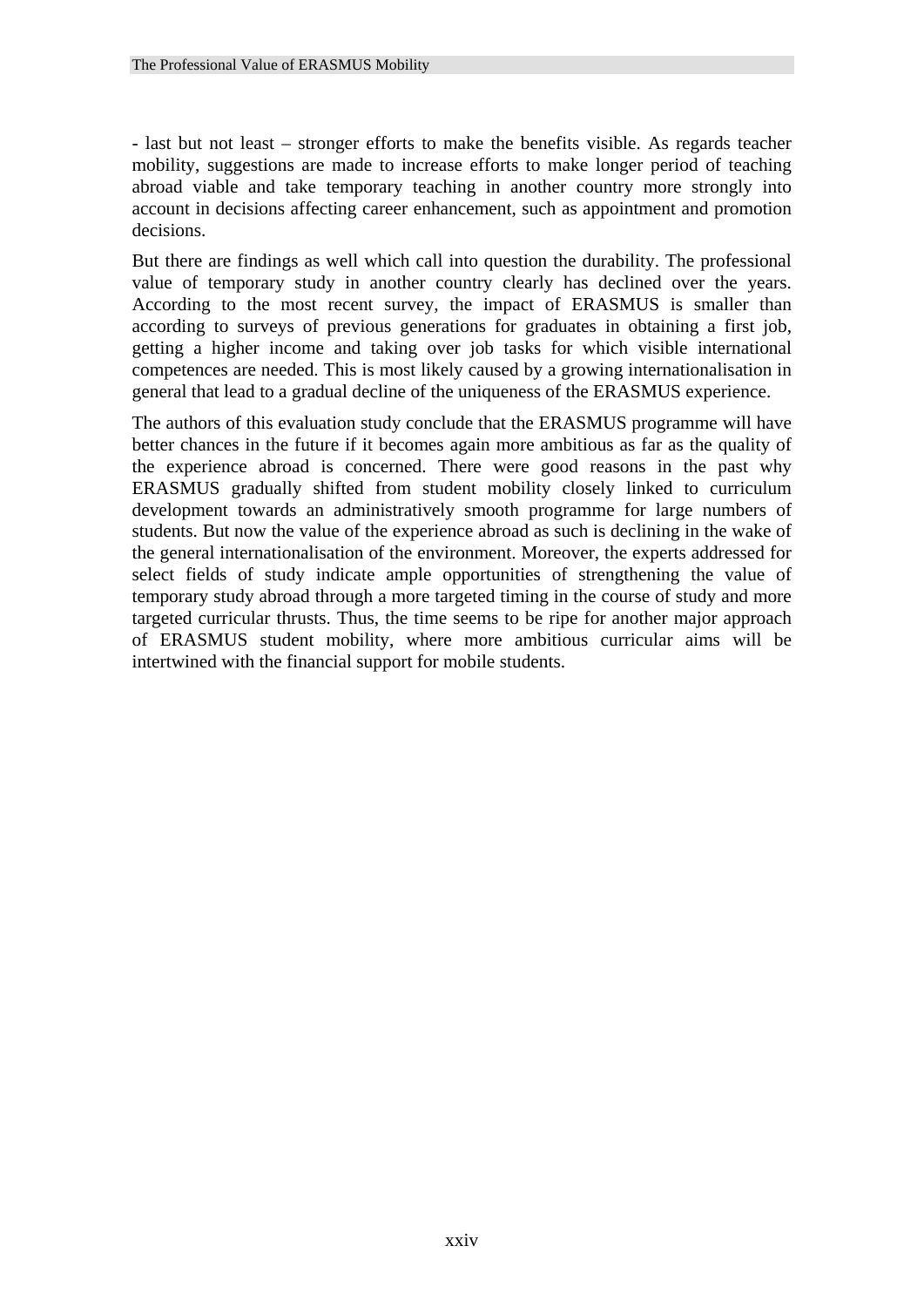- last but not least – stronger efforts to make the benefits visible. As regards teacher mobility, suggestions are made to increase efforts to make longer period of teaching abroad viable and take temporary teaching in another country more strongly into account in decisions affecting career enhancement, such as appointment and promotion decisions.

But there are findings as well which call into question the durability. The professional value of temporary study in another country clearly has declined over the years. According to the most recent survey, the impact of ERASMUS is smaller than according to surveys of previous generations for graduates in obtaining a first job, getting a higher income and taking over job tasks for which visible international competences are needed. This is most likely caused by a growing internationalisation in general that lead to a gradual decline of the uniqueness of the ERASMUS experience.

The authors of this evaluation study conclude that the ERASMUS programme will have better chances in the future if it becomes again more ambitious as far as the quality of the experience abroad is concerned. There were good reasons in the past why ERASMUS gradually shifted from student mobility closely linked to curriculum development towards an administratively smooth programme for large numbers of students. But now the value of the experience abroad as such is declining in the wake of the general internationalisation of the environment. Moreover, the experts addressed for select fields of study indicate ample opportunities of strengthening the value of temporary study abroad through a more targeted timing in the course of study and more targeted curricular thrusts. Thus, the time seems to be ripe for another major approach of ERASMUS student mobility, where more ambitious curricular aims will be intertwined with the financial support for mobile students.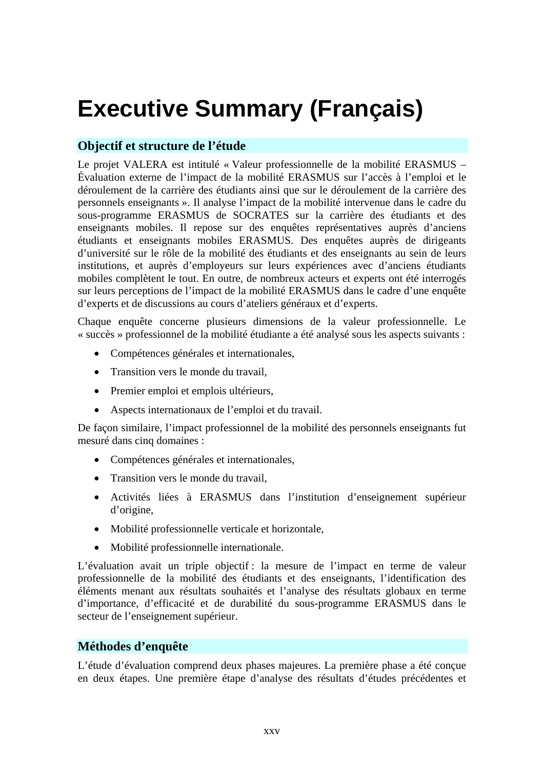# Executive Summary (Français)

## Objectif et structure de l’étude

Le projet VALERA est intitulé « Valeur professionnelle de la mobilité ERASMUS – Évaluation externe de l’impact de la mobilité ERASMUS sur l’accès à l’emploi et le déroulement de la carrière des étudiants ainsi que sur le déroulement de la carrière des personnels enseignants ». Il analyse l’impact de la mobilité intervenue dans le cadre du sous-programme ERASMUS de SOCRATES sur la carrière des étudiants et des enseignants mobiles. Il repose sur des enquêtes représentatives auprès d’anciens étudiants et enseignants mobiles ERASMUS. Des enquêtes auprès de dirigeants d’université sur le rôle de la mobilité des étudiants et des enseignants au sein de leurs institutions, et auprès d’employeurs sur leurs expériences avec d’anciens étudiants mobiles complètent le tout. En outre, de nombreux acteurs et experts ont été interrogés sur leurs perceptions de l’impact de la mobilité ERASMUS dans le cadre d’une enquête d’experts et de discussions au cours d’ateliers généraux et d’experts.

Chaque enquête concerne plusieurs dimensions de la valeur professionnelle. Le « succès » professionnel de la mobilité étudiante a été analysé sous les aspects suivants :

- Compétences générales et internationales,
- Transition vers le monde du travail,
- Premier emploi et emplois ultérieurs,
- Aspects internationaux de l’emploi et du travail.

De façon similaire, l’impact professionnel de la mobilité des personnels enseignants fut mesuré dans cinq domaines :

- Compétences générales et internationales,
- Transition vers le monde du travail,
- Activités liées à ERASMUS dans l’institution d’enseignement supérieur d’origine,
- Mobilité professionnelle verticale et horizontale,
- Mobilité professionnelle internationale.

L’évaluation avait un triple objectif : la mesure de l’impact en terme de valeur professionnelle de la mobilité des étudiants et des enseignants, l’identification des éléments menant aux résultats souhaités et l’analyse des résultats globaux en terme d’importance, d’efficacité et de durabilité du sous-programme ERASMUS dans le secteur de l’enseignement supérieur.

## Méthodes d’enquête

L’étude d’évaluation comprend deux phases majeures. La première phase a été conçue en deux étapes. Une première étape d’analyse des résultats d’études précédentes et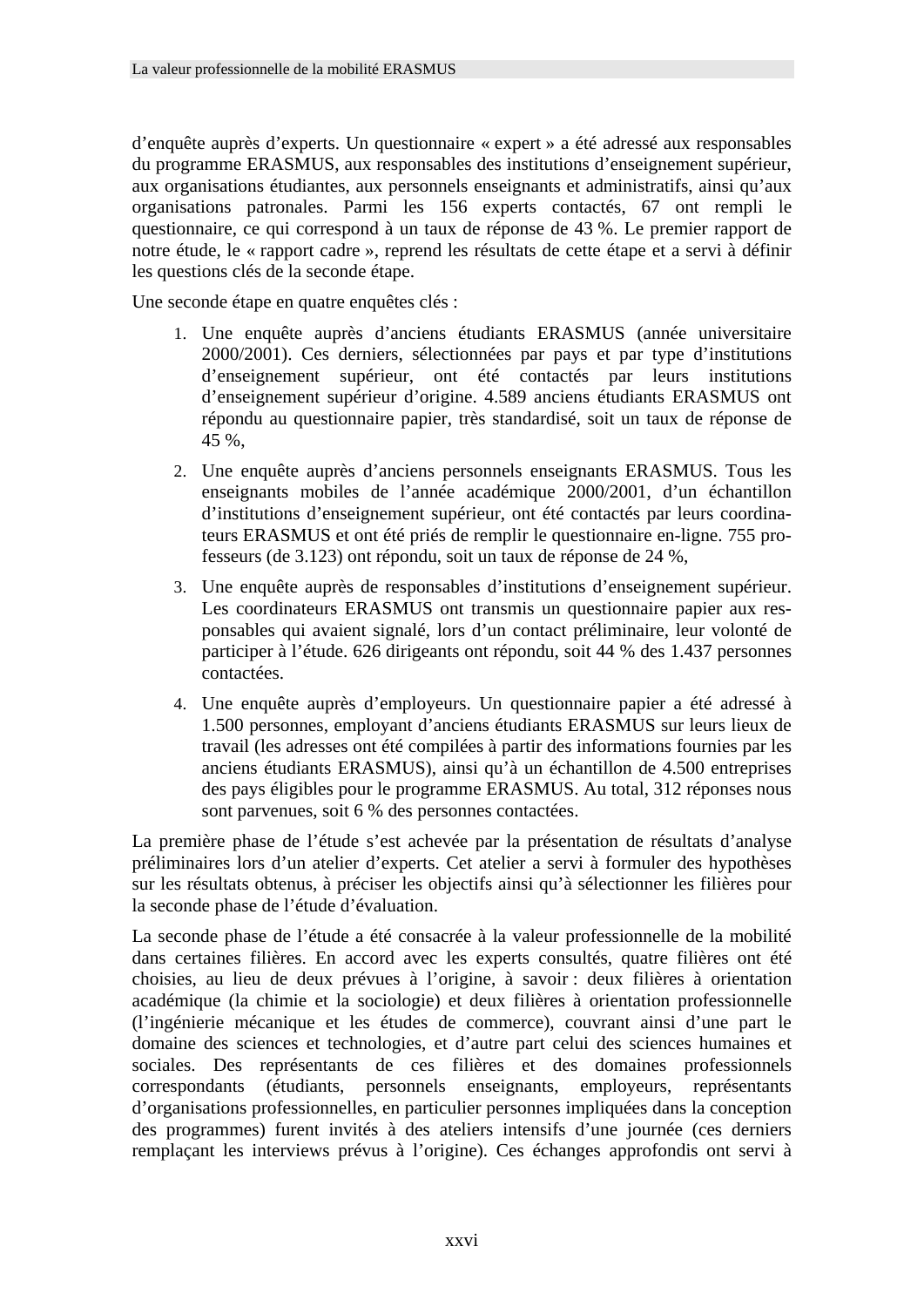d'enquête auprès d'experts. Un questionnaire « expert » a été adressé aux responsables du programme ERASMUS, aux responsables des institutions d'enseignement supérieur, aux organisations étudiantes, aux personnels enseignants et administratifs, ainsi qu'aux organisations patronales. Parmi les 156 experts contactés, 67 ont rempli le questionnaire, ce qui correspond à un taux de réponse de 43 %. Le premier rapport de notre étude, le « rapport cadre », reprend les résultats de cette étape et a servi à définir les questions clés de la seconde étape.

Une seconde étape en quatre enquêtes clés :

1. Une enquête auprès d'anciens étudiants ERASMUS (année universitaire 2000/2001). Ces derniers, sélectionnées par pays et par type d'institutions d'enseignement supérieur, ont été contactés par leurs institutions d'enseignement supérieur d'origine. 4.589 anciens étudiants ERASMUS ont répondu au questionnaire papier, très standardisé, soit un taux de réponse de 45 %,
2. Une enquête auprès d'anciens personnels enseignants ERASMUS. Tous les enseignants mobiles de l'année académique 2000/2001, d'un échantillon d'institutions d'enseignement supérieur, ont été contactés par leurs coordinateurs ERASMUS et ont été priés de remplir le questionnaire en-ligne. 755 professeurs (de 3.123) ont répondu, soit un taux de réponse de 24 %,
3. Une enquête auprès de responsables d'institutions d'enseignement supérieur. Les coordinateurs ERASMUS ont transmis un questionnaire papier aux responsables qui avaient signalé, lors d'un contact préliminaire, leur volonté de participer à l'étude. 626 dirigeants ont répondu, soit 44 % des 1.437 personnes contactées.
4. Une enquête auprès d'employeurs. Un questionnaire papier a été adressé à 1.500 personnes, employant d'anciens étudiants ERASMUS sur leurs lieux de travail (les adresses ont été compilées à partir des informations fournies par les anciens étudiants ERASMUS), ainsi qu'à un échantillon de 4.500 entreprises des pays éligibles pour le programme ERASMUS. Au total, 312 réponses nous sont parvenues, soit 6 % des personnes contactées.

La première phase de l'étude s'est achevée par la présentation de résultats d'analyse préliminaires lors d'un atelier d'experts. Cet atelier a servi à formuler des hypothèses sur les résultats obtenus, à préciser les objectifs ainsi qu'à sélectionner les filières pour la seconde phase de l'étude d'évaluation.

La seconde phase de l'étude a été consacrée à la valeur professionnelle de la mobilité dans certaines filières. En accord avec les experts consultés, quatre filières ont été choisies, au lieu de deux prévues à l'origine, à savoir : deux filières à orientation académique (la chimie et la sociologie) et deux filières à orientation professionnelle (l'ingénierie mécanique et les études de commerce), couvrant ainsi d'une part le domaine des sciences et technologies, et d'autre part celui des sciences humaines et sociales. Des représentants de ces filières et des domaines professionnels correspondants (étudiants, personnels enseignants, employeurs, représentants d'organisations professionnelles, en particulier personnes impliquées dans la conception des programmes) furent invités à des ateliers intensifs d'une journée (ces derniers remplaçant les interviews prévus à l'origine). Ces échanges approfondis ont servi à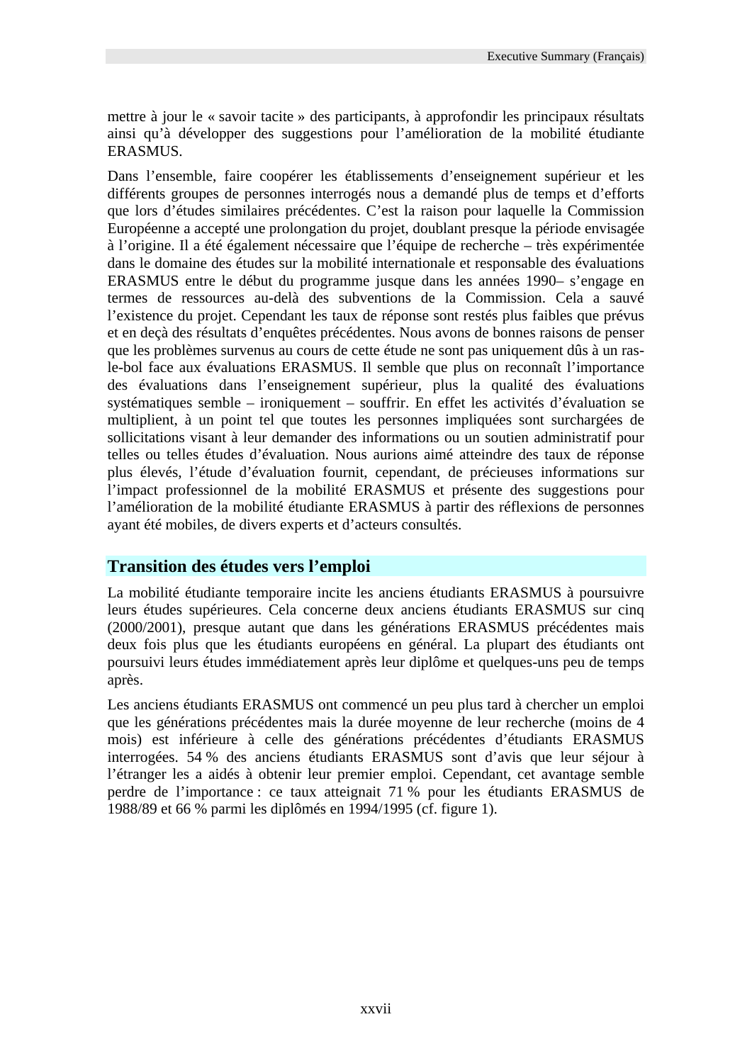mettre à jour le « savoir tacite » des participants, à approfondir les principaux résultats ainsi qu'à développer des suggestions pour l'amélioration de la mobilité étudiante ERASMUS.

Dans l'ensemble, faire coopérer les établissements d'enseignement supérieur et les différents groupes de personnes interrogés nous a demandé plus de temps et d'efforts que lors d'études similaires précédentes. C'est la raison pour laquelle la Commission Européenne a accepté une prolongation du projet, doublant presque la période envisagée à l'origine. Il a été également nécessaire que l'équipe de recherche – très expérimentée dans le domaine des études sur la mobilité internationale et responsable des évaluations ERASMUS entre le début du programme jusque dans les années 1990– s'engage en termes de ressources au-delà des subventions de la Commission. Cela a sauvé l'existence du projet. Cependant les taux de réponse sont restés plus faibles que prévus et en deçà des résultats d'enquêtes précédentes. Nous avons de bonnes raisons de penser que les problèmes survenus au cours de cette étude ne sont pas uniquement dûs à un ras-le-bol face aux évaluations ERASMUS. Il semble que plus on reconnaît l'importance des évaluations dans l'enseignement supérieur, plus la qualité des évaluations systématiques semble – ironiquement – souffrir. En effet les activités d'évaluation se multiplient, à un point tel que toutes les personnes impliquées sont surchargées de sollicitations visant à leur demander des informations ou un soutien administratif pour telles ou telles études d'évaluation. Nous aurions aimé atteindre des taux de réponse plus élevés, l'étude d'évaluation fournit, cependant, de précieuses informations sur l'impact professionnel de la mobilité ERASMUS et présente des suggestions pour l'amélioration de la mobilité étudiante ERASMUS à partir des réflexions de personnes ayant été mobiles, de divers experts et d'acteurs consultés.

## Transition des études vers l'emploi

La mobilité étudiante temporaire incite les anciens étudiants ERASMUS à poursuivre leurs études supérieures. Cela concerne deux anciens étudiants ERASMUS sur cinq (2000/2001), presque autant que dans les générations ERASMUS précédentes mais deux fois plus que les étudiants européens en général. La plupart des étudiants ont poursuivi leurs études immédiatement après leur diplôme et quelques-uns peu de temps après.

Les anciens étudiants ERASMUS ont commencé un peu plus tard à chercher un emploi que les générations précédentes mais la durée moyenne de leur recherche (moins de 4 mois) est inférieure à celle des générations précédentes d'étudiants ERASMUS interrogées. 54 % des anciens étudiants ERASMUS sont d'avis que leur séjour à l'étranger les a aidés à obtenir leur premier emploi. Cependant, cet avantage semble perdre de l'importance : ce taux atteignait 71 % pour les étudiants ERASMUS de 1988/89 et 66 % parmi les diplômés en 1994/1995 (cf. figure 1).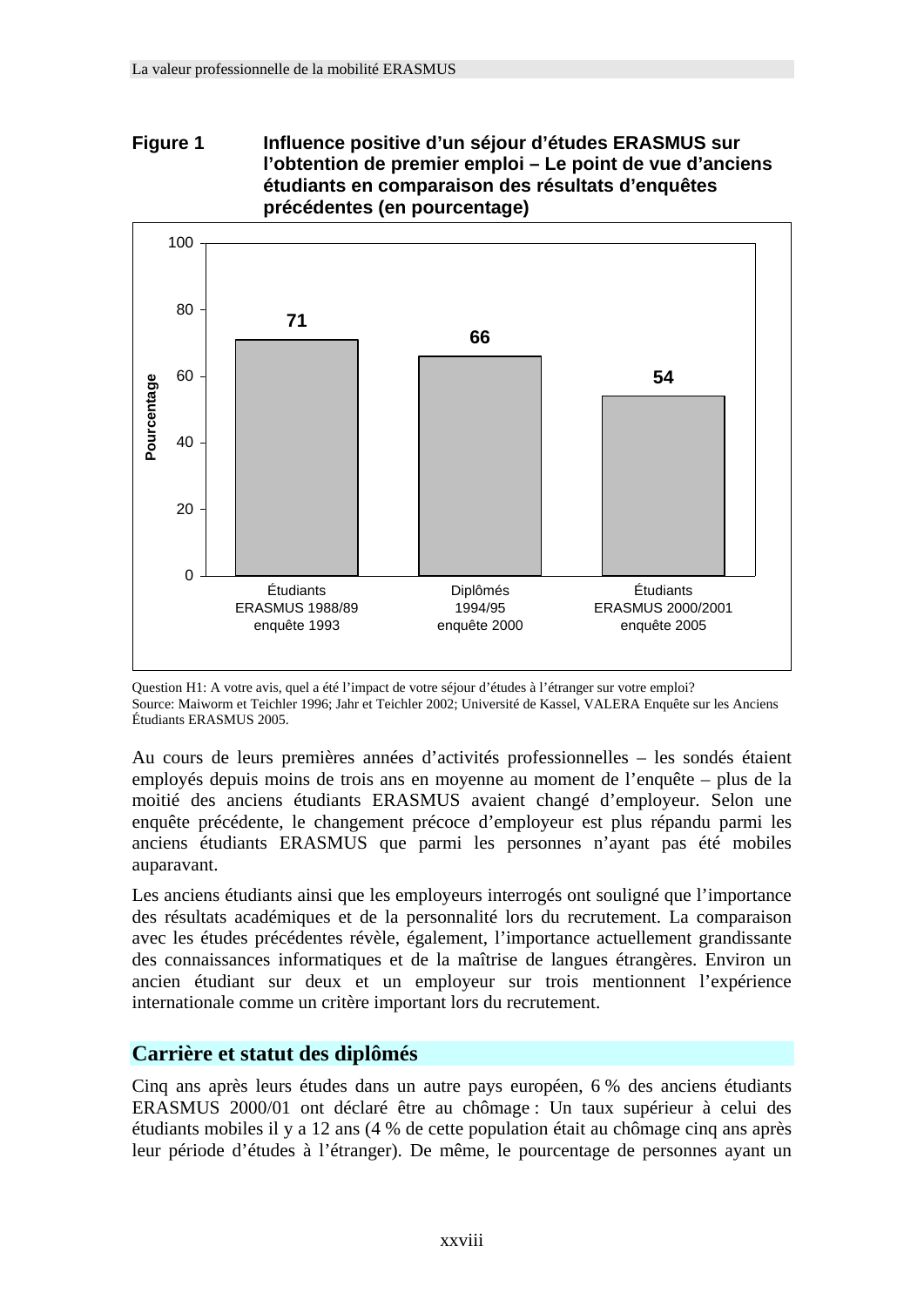**Figure 1 Influence positive d'un séjour d'études ERASMUS sur l'obtention de premier emploi – Le point de vue d'anciens étudiants en comparaison des résultats d'enquêtes précédentes (en pourcentage)**

| | Pourcentage |
|---|---|
| Étudiants ERASMUS 1988/89 enquête 1993 | 71 |
| Diplômés 1994/95 enquête 2000 | 66 |
| Étudiants ERASMUS 2000/2001 enquête 2005 | 54 |

Question H1: A votre avis, quel a été l'impact de votre séjour d'études à l'étranger sur votre emploi?
Source: Maiworm et Teichler 1996; Jahr et Teichler 2002; Université de Kassel, VALERA Enquête sur les Anciens Étudiants ERASMUS 2005.

Au cours de leurs premières années d'activités professionnelles – les sondés étaient employés depuis moins de trois ans en moyenne au moment de l'enquête – plus de la moitié des anciens étudiants ERASMUS avaient changé d'employeur. Selon une enquête précédente, le changement précoce d'employeur est plus répandu parmi les anciens étudiants ERASMUS que parmi les personnes n'ayant pas été mobiles auparavant.

Les anciens étudiants ainsi que les employeurs interrogés ont souligné que l'importance des résultats académiques et de la personnalité lors du recrutement. La comparaison avec les études précédentes révèle, également, l'importance actuellement grandissante des connaissances informatiques et de la maîtrise de langues étrangères. Environ un ancien étudiant sur deux et un employeur sur trois mentionnent l'expérience internationale comme un critère important lors du recrutement.

## Carrière et statut des diplômés

Cinq ans après leurs études dans un autre pays européen, 6 % des anciens étudiants ERASMUS 2000/01 ont déclaré être au chômage : Un taux supérieur à celui des étudiants mobiles il y a 12 ans (4 % de cette population était au chômage cinq ans après leur période d'études à l'étranger). De même, le pourcentage de personnes ayant un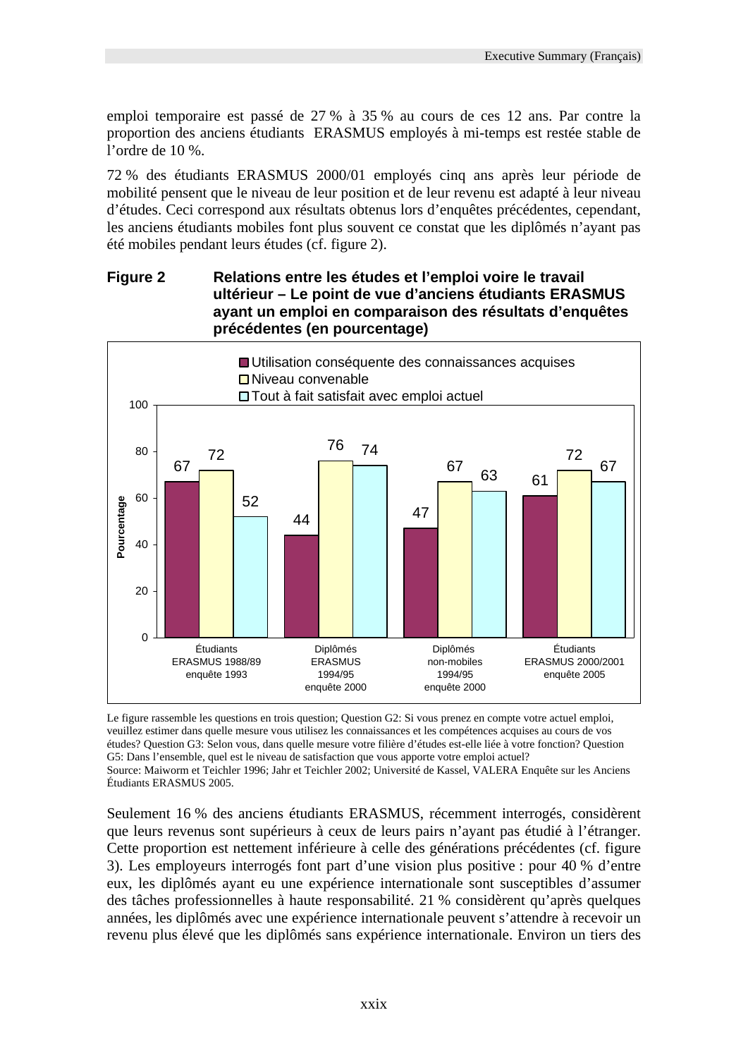emploi temporaire est passé de 27 % à 35 % au cours de ces 12 ans. Par contre la proportion des anciens étudiants ERASMUS employés à mi-temps est restée stable de l'ordre de 10 %.

72 % des étudiants ERASMUS 2000/01 employés cinq ans après leur période de mobilité pensent que le niveau de leur position et de leur revenu est adapté à leur niveau d'études. Ceci correspond aux résultats obtenus lors d'enquêtes précédentes, cependant, les anciens étudiants mobiles font plus souvent ce constat que les diplômés n'ayant pas été mobiles pendant leurs études (cf. figure 2).

**Figure 2 Relations entre les études et l'emploi voire le travail ultérieur – Le point de vue d'anciens étudiants ERASMUS ayant un emploi en comparaison des résultats d'enquêtes précédentes (en pourcentage)**

| Pourcentage | Étudiants ERASMUS 1988/89 enquête 1993 | Diplômés ERASMUS 1994/95 enquête 2000 | Diplômés non-mobiles 1994/95 enquête 2000 | Étudiants ERASMUS 2000/2001 enquête 2005 |
|---|---|---|---|---|
| Utilisation conséquente des connaissances acquises | 67 | 44 | 47 | 61 |
| Niveau convenable | 72 | 76 | 67 | 72 |
| Tout à fait satisfait avec emploi actuel | 52 | 74 | 63 | 67 |

Le figure rassemble les questions en trois question; Question G2: Si vous prenez en compte votre actuel emploi, veuillez estimer dans quelle mesure vous utilisez les connaissances et les compétences acquises au cours de vos études? Question G3: Selon vous, dans quelle mesure votre filière d'études est-elle liée à votre fonction? Question G5: Dans l'ensemble, quel est le niveau de satisfaction que vous apporte votre emploi actuel?
Source: Maiworm et Teichler 1996; Jahr et Teichler 2002; Université de Kassel, VALERA Enquête sur les Anciens Étudiants ERASMUS 2005.

Seulement 16 % des anciens étudiants ERASMUS, récemment interrogés, considèrent que leurs revenus sont supérieurs à ceux de leurs pairs n'ayant pas étudié à l'étranger. Cette proportion est nettement inférieure à celle des générations précédentes (cf. figure 3). Les employeurs interrogés font part d'une vision plus positive : pour 40 % d'entre eux, les diplômés ayant eu une expérience internationale sont susceptibles d'assumer des tâches professionnelles à haute responsabilité. 21 % considèrent qu'après quelques années, les diplômés avec une expérience internationale peuvent s'attendre à recevoir un revenu plus élevé que les diplômés sans expérience internationale. Environ un tiers des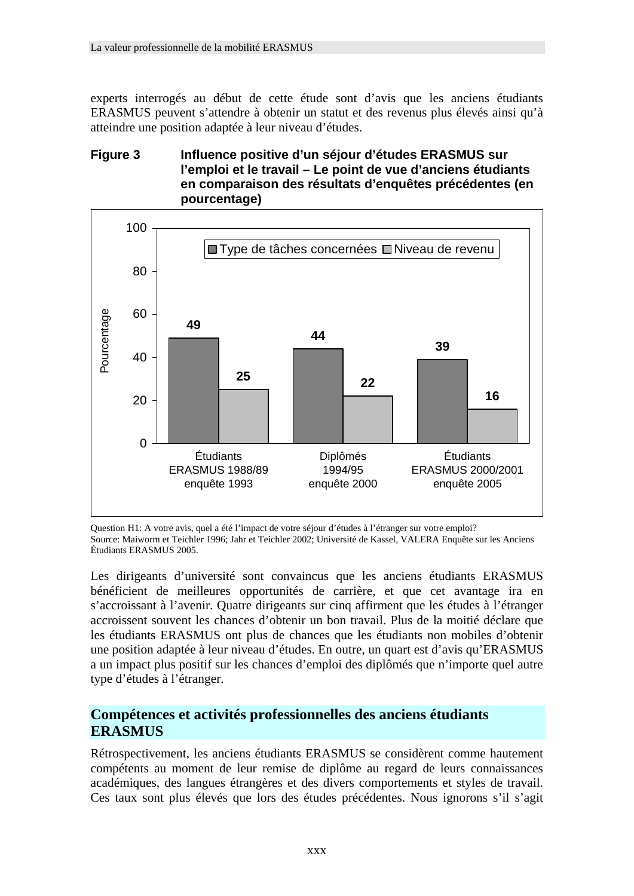experts interrogés au début de cette étude sont d'avis que les anciens étudiants ERASMUS peuvent s'attendre à obtenir un statut et des revenus plus élevés ainsi qu'à atteindre une position adaptée à leur niveau d'études.

**Figure 3 Influence positive d'un séjour d'études ERASMUS sur l'emploi et le travail – Le point de vue d'anciens étudiants en comparaison des résultats d'enquêtes précédentes (en pourcentage)**

| | Type de tâches concernées | Niveau de revenu |
|---|---|---|
| Étudiants ERASMUS 1988/89 enquête 1993 | 49 | 25 |
| Diplômés 1994/95 enquête 2000 | 44 | 22 |
| Étudiants ERASMUS 2000/2001 enquête 2005 | 39 | 16 |

Question H1: A votre avis, quel a été l'impact de votre séjour d'études à l'étranger sur votre emploi?
Source: Maiworm et Teichler 1996; Jahr et Teichler 2002; Université de Kassel, VALERA Enquête sur les Anciens Étudiants ERASMUS 2005.

Les dirigeants d'université sont convaincus que les anciens étudiants ERASMUS bénéficient de meilleures opportunités de carrière, et que cet avantage ira en s'accroissant à l'avenir. Quatre dirigeants sur cinq affirment que les études à l'étranger accroissent souvent les chances d'obtenir un bon travail. Plus de la moitié déclare que les étudiants ERASMUS ont plus de chances que les étudiants non mobiles d'obtenir une position adaptée à leur niveau d'études. En outre, un quart est d'avis qu'ERASMUS a un impact plus positif sur les chances d'emploi des diplômés que n'importe quel autre type d'études à l'étranger.

## Compétences et activités professionnelles des anciens étudiants ERASMUS

Rétrospectivement, les anciens étudiants ERASMUS se considèrent comme hautement compétents au moment de leur remise de diplôme au regard de leurs connaissances académiques, des langues étrangères et des divers comportements et styles de travail. Ces taux sont plus élevés que lors des études précédentes. Nous ignorons s'il s'agit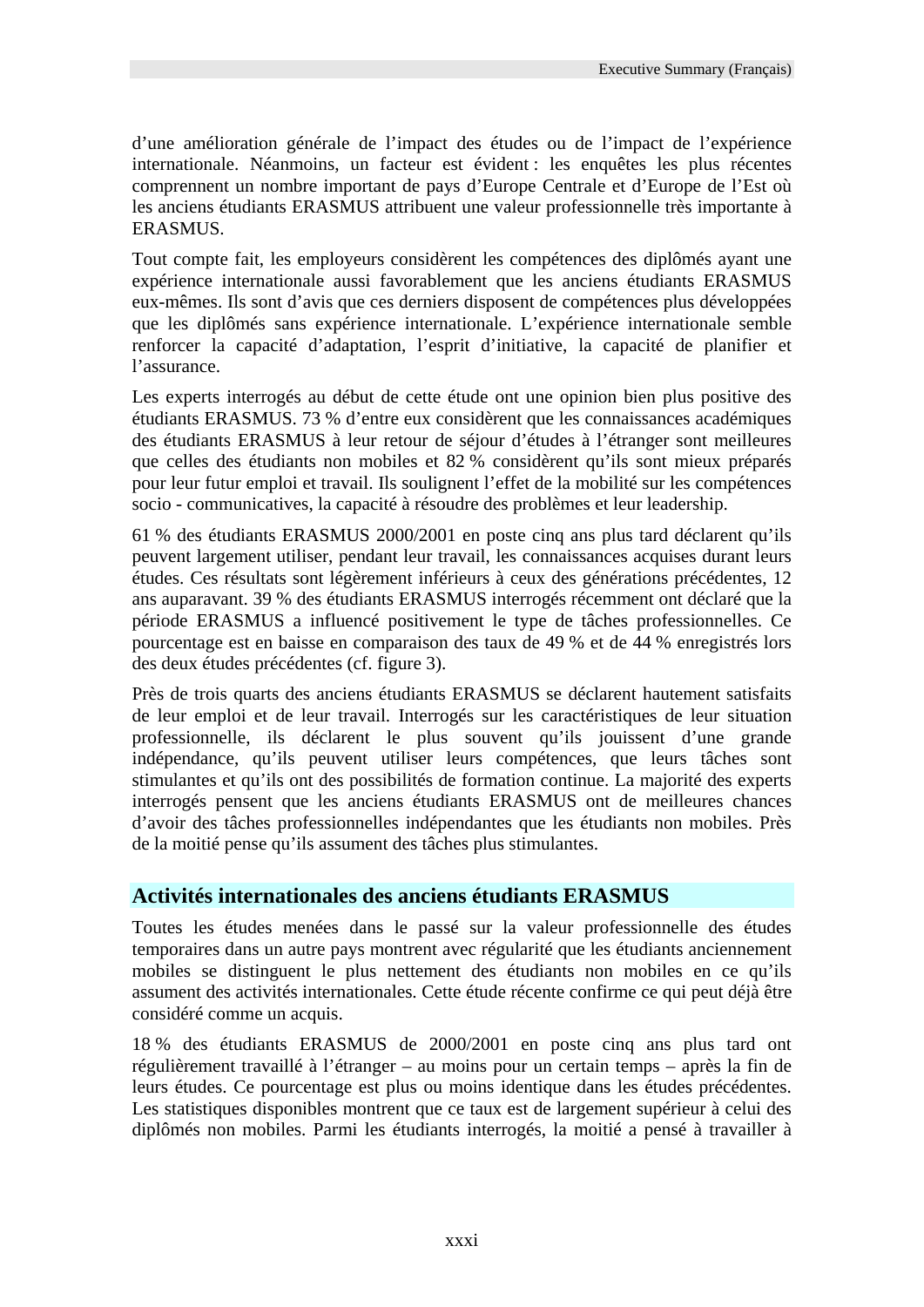d'une amélioration générale de l'impact des études ou de l'impact de l'expérience internationale. Néanmoins, un facteur est évident : les enquêtes les plus récentes comprennent un nombre important de pays d'Europe Centrale et d'Europe de l'Est où les anciens étudiants ERASMUS attribuent une valeur professionnelle très importante à ERASMUS.

Tout compte fait, les employeurs considèrent les compétences des diplômés ayant une expérience internationale aussi favorablement que les anciens étudiants ERASMUS eux-mêmes. Ils sont d'avis que ces derniers disposent de compétences plus développées que les diplômés sans expérience internationale. L'expérience internationale semble renforcer la capacité d'adaptation, l'esprit d'initiative, la capacité de planifier et l'assurance.

Les experts interrogés au début de cette étude ont une opinion bien plus positive des étudiants ERASMUS. 73 % d'entre eux considèrent que les connaissances académiques des étudiants ERASMUS à leur retour de séjour d'études à l'étranger sont meilleures que celles des étudiants non mobiles et 82 % considèrent qu'ils sont mieux préparés pour leur futur emploi et travail. Ils soulignent l'effet de la mobilité sur les compétences socio - communicatives, la capacité à résoudre des problèmes et leur leadership.

61 % des étudiants ERASMUS 2000/2001 en poste cinq ans plus tard déclarent qu'ils peuvent largement utiliser, pendant leur travail, les connaissances acquises durant leurs études. Ces résultats sont légèrement inférieurs à ceux des générations précédentes, 12 ans auparavant. 39 % des étudiants ERASMUS interrogés récemment ont déclaré que la période ERASMUS a influencé positivement le type de tâches professionnelles. Ce pourcentage est en baisse en comparaison des taux de 49 % et de 44 % enregistrés lors des deux études précédentes (cf. figure 3).

Près de trois quarts des anciens étudiants ERASMUS se déclarent hautement satisfaits de leur emploi et de leur travail. Interrogés sur les caractéristiques de leur situation professionnelle, ils déclarent le plus souvent qu'ils jouissent d'une grande indépendance, qu'ils peuvent utiliser leurs compétences, que leurs tâches sont stimulantes et qu'ils ont des possibilités de formation continue. La majorité des experts interrogés pensent que les anciens étudiants ERASMUS ont de meilleures chances d'avoir des tâches professionnelles indépendantes que les étudiants non mobiles. Près de la moitié pense qu'ils assument des tâches plus stimulantes.

## Activités internationales des anciens étudiants ERASMUS

Toutes les études menées dans le passé sur la valeur professionnelle des études temporaires dans un autre pays montrent avec régularité que les étudiants anciennement mobiles se distinguent le plus nettement des étudiants non mobiles en ce qu'ils assument des activités internationales. Cette étude récente confirme ce qui peut déjà être considéré comme un acquis.

18 % des étudiants ERASMUS de 2000/2001 en poste cinq ans plus tard ont régulièrement travaillé à l'étranger – au moins pour un certain temps – après la fin de leurs études. Ce pourcentage est plus ou moins identique dans les études précédentes. Les statistiques disponibles montrent que ce taux est de largement supérieur à celui des diplômés non mobiles. Parmi les étudiants interrogés, la moitié a pensé à travailler à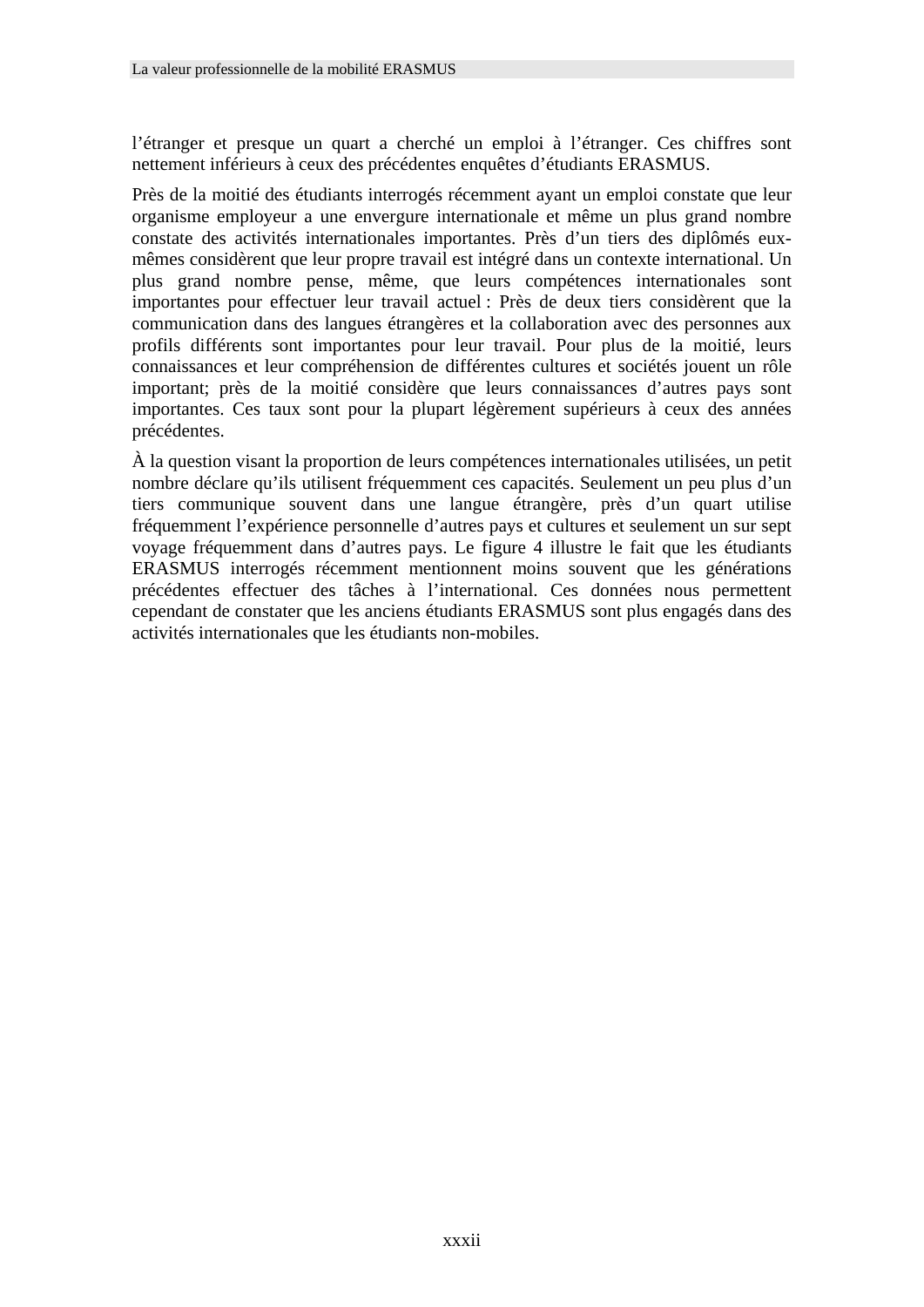l'étranger et presque un quart a cherché un emploi à l'étranger. Ces chiffres sont nettement inférieurs à ceux des précédentes enquêtes d'étudiants ERASMUS.

Près de la moitié des étudiants interrogés récemment ayant un emploi constate que leur organisme employeur a une envergure internationale et même un plus grand nombre constate des activités internationales importantes. Près d'un tiers des diplômés eux-mêmes considèrent que leur propre travail est intégré dans un contexte international. Un plus grand nombre pense, même, que leurs compétences internationales sont importantes pour effectuer leur travail actuel : Près de deux tiers considèrent que la communication dans des langues étrangères et la collaboration avec des personnes aux profils différents sont importantes pour leur travail. Pour plus de la moitié, leurs connaissances et leur compréhension de différentes cultures et sociétés jouent un rôle important; près de la moitié considère que leurs connaissances d'autres pays sont importantes. Ces taux sont pour la plupart légèrement supérieurs à ceux des années précédentes.

À la question visant la proportion de leurs compétences internationales utilisées, un petit nombre déclare qu'ils utilisent fréquemment ces capacités. Seulement un peu plus d'un tiers communique souvent dans une langue étrangère, près d'un quart utilise fréquemment l'expérience personnelle d'autres pays et cultures et seulement un sur sept voyage fréquemment dans d'autres pays. Le figure 4 illustre le fait que les étudiants ERASMUS interrogés récemment mentionnent moins souvent que les générations précédentes effectuer des tâches à l'international. Ces données nous permettent cependant de constater que les anciens étudiants ERASMUS sont plus engagés dans des activités internationales que les étudiants non-mobiles.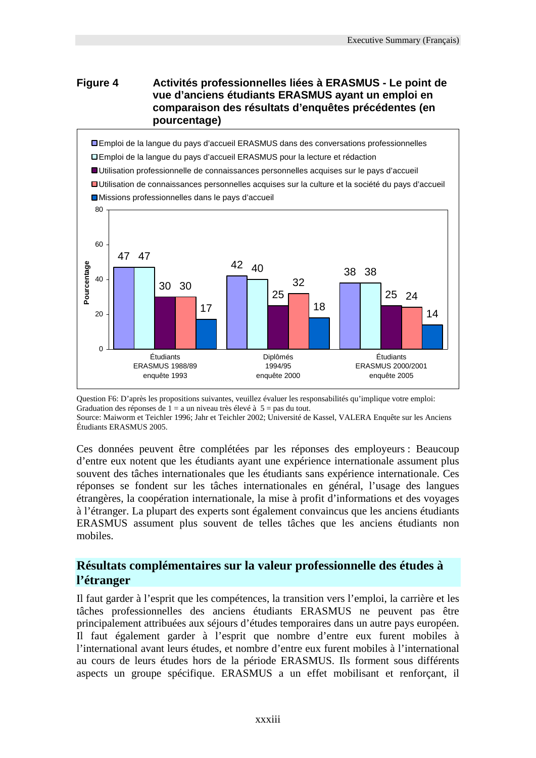**Figure 4 Activités professionnelles liées à ERASMUS - Le point de vue d'anciens étudiants ERASMUS ayant un emploi en comparaison des résultats d'enquêtes précédentes (en pourcentage)**

| | Étudiants ERASMUS 1988/89 enquête 1993 | Diplômés 1994/95 enquête 2000 | Étudiants ERASMUS 2000/2001 enquête 2005 |
|---|---|---|---|
| Emploi de la langue du pays d'accueil ERASMUS dans des conversations professionnelles | 47 | 42 | 38 |
| Emploi de la langue du pays d'accueil ERASMUS pour la lecture et rédaction | 47 | 40 | 38 |
| Utilisation professionnelle de connaissances personnelles acquises sur le pays d'accueil | 30 | 25 | 25 |
| Utilisation de connaissances personnelles acquises sur la culture et la société du pays d'accueil | 30 | 32 | 24 |
| Missions professionnelles dans le pays d'accueil | 17 | 18 | 14 |

Question F6: D'après les propositions suivantes, veuillez évaluer les responsabilités qu'implique votre emploi: Graduation des réponses de 1 = a un niveau très élevé à 5 = pas du tout.
Source: Maiworm et Teichler 1996; Jahr et Teichler 2002; Université de Kassel, VALERA Enquête sur les Anciens Étudiants ERASMUS 2005.

Ces données peuvent être complétées par les réponses des employeurs : Beaucoup d'entre eux notent que les étudiants ayant une expérience internationale assument plus souvent des tâches internationales que les étudiants sans expérience internationale. Ces réponses se fondent sur les tâches internationales en général, l'usage des langues étrangères, la coopération internationale, la mise à profit d'informations et des voyages à l'étranger. La plupart des experts sont également convaincus que les anciens étudiants ERASMUS assument plus souvent de telles tâches que les anciens étudiants non mobiles.

## Résultats complémentaires sur la valeur professionnelle des études à l'étranger

Il faut garder à l'esprit que les compétences, la transition vers l'emploi, la carrière et les tâches professionnelles des anciens étudiants ERASMUS ne peuvent pas être principalement attribuées aux séjours d'études temporaires dans un autre pays européen. Il faut également garder à l'esprit que nombre d'entre eux furent mobiles à l'international avant leurs études, et nombre d'entre eux furent mobiles à l'international au cours de leurs études hors de la période ERASMUS. Ils forment sous différents aspects un groupe spécifique. ERASMUS a un effet mobilisant et renforçant, il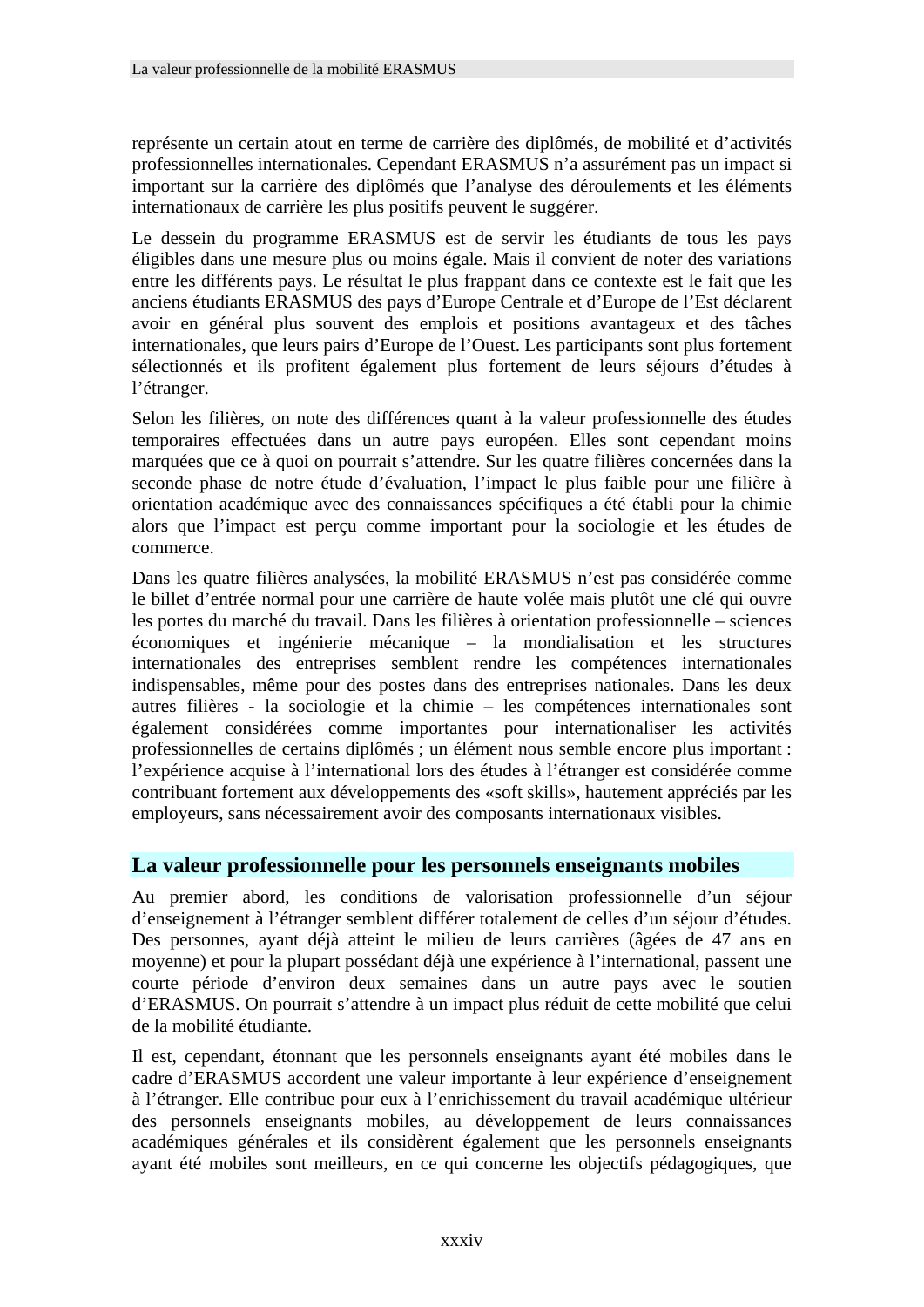représente un certain atout en terme de carrière des diplômés, de mobilité et d'activités professionnelles internationales. Cependant ERASMUS n'a assurément pas un impact si important sur la carrière des diplômés que l'analyse des déroulements et les éléments internationaux de carrière les plus positifs peuvent le suggérer.

Le dessein du programme ERASMUS est de servir les étudiants de tous les pays éligibles dans une mesure plus ou moins égale. Mais il convient de noter des variations entre les différents pays. Le résultat le plus frappant dans ce contexte est le fait que les anciens étudiants ERASMUS des pays d'Europe Centrale et d'Europe de l'Est déclarent avoir en général plus souvent des emplois et positions avantageux et des tâches internationales, que leurs pairs d'Europe de l'Ouest. Les participants sont plus fortement sélectionnés et ils profitent également plus fortement de leurs séjours d'études à l'étranger.

Selon les filières, on note des différences quant à la valeur professionnelle des études temporaires effectuées dans un autre pays européen. Elles sont cependant moins marquées que ce à quoi on pourrait s'attendre. Sur les quatre filières concernées dans la seconde phase de notre étude d'évaluation, l'impact le plus faible pour une filière à orientation académique avec des connaissances spécifiques a été établi pour la chimie alors que l'impact est perçu comme important pour la sociologie et les études de commerce.

Dans les quatre filières analysées, la mobilité ERASMUS n'est pas considérée comme le billet d'entrée normal pour une carrière de haute volée mais plutôt une clé qui ouvre les portes du marché du travail. Dans les filières à orientation professionnelle – sciences économiques et ingénierie mécanique – la mondialisation et les structures internationales des entreprises semblent rendre les compétences internationales indispensables, même pour des postes dans des entreprises nationales. Dans les deux autres filières - la sociologie et la chimie – les compétences internationales sont également considérées comme importantes pour internationaliser les activités professionnelles de certains diplômés ; un élément nous semble encore plus important : l'expérience acquise à l'international lors des études à l'étranger est considérée comme contribuant fortement aux développements des «soft skills», hautement appréciés par les employeurs, sans nécessairement avoir des composants internationaux visibles.

## La valeur professionnelle pour les personnels enseignants mobiles

Au premier abord, les conditions de valorisation professionnelle d'un séjour d'enseignement à l'étranger semblent différer totalement de celles d'un séjour d'études. Des personnes, ayant déjà atteint le milieu de leurs carrières (âgées de 47 ans en moyenne) et pour la plupart possédant déjà une expérience à l'international, passent une courte période d'environ deux semaines dans un autre pays avec le soutien d'ERASMUS. On pourrait s'attendre à un impact plus réduit de cette mobilité que celui de la mobilité étudiante.

Il est, cependant, étonnant que les personnels enseignants ayant été mobiles dans le cadre d'ERASMUS accordent une valeur importante à leur expérience d'enseignement à l'étranger. Elle contribue pour eux à l'enrichissement du travail académique ultérieur des personnels enseignants mobiles, au développement de leurs connaissances académiques générales et ils considèrent également que les personnels enseignants ayant été mobiles sont meilleurs, en ce qui concerne les objectifs pédagogiques, que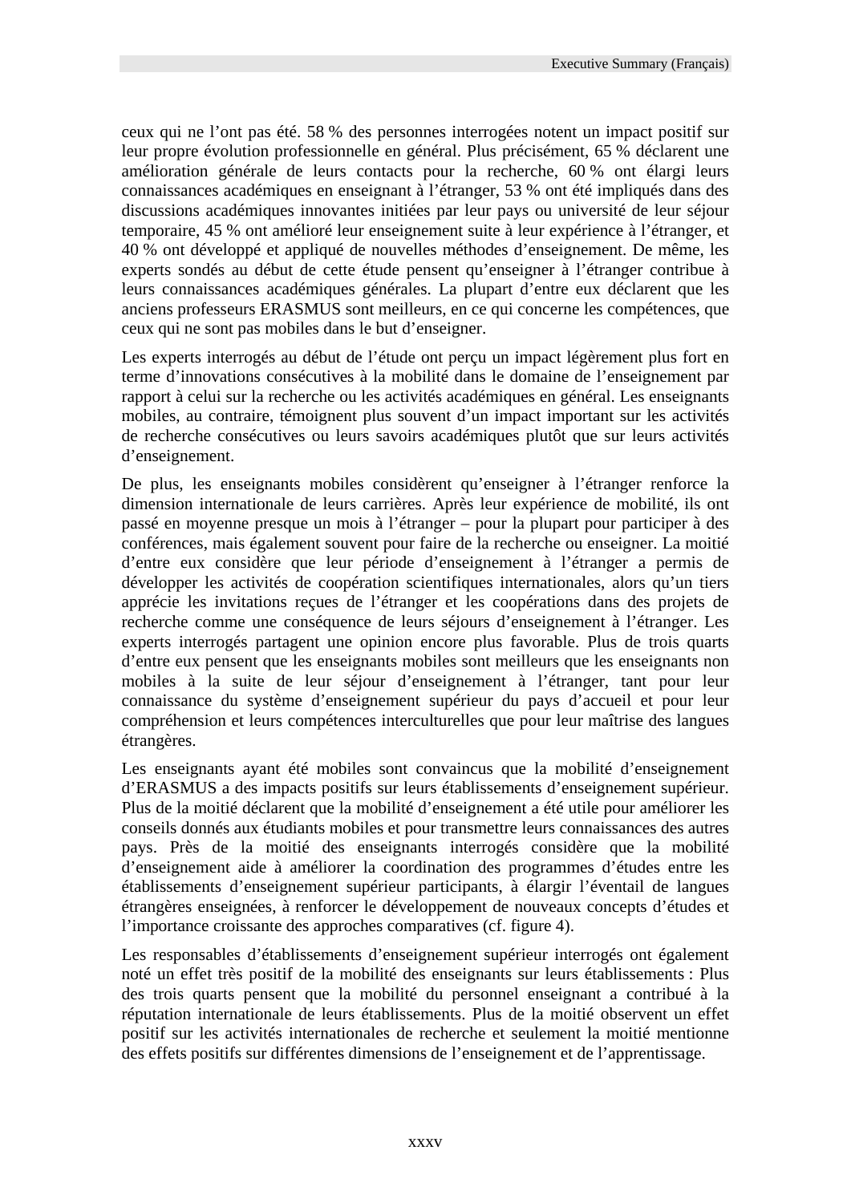ceux qui ne l'ont pas été. 58 % des personnes interrogées notent un impact positif sur leur propre évolution professionnelle en général. Plus précisément, 65 % déclarent une amélioration générale de leurs contacts pour la recherche, 60 % ont élargi leurs connaissances académiques en enseignant à l'étranger, 53 % ont été impliqués dans des discussions académiques innovantes initiées par leur pays ou université de leur séjour temporaire, 45 % ont amélioré leur enseignement suite à leur expérience à l'étranger, et 40 % ont développé et appliqué de nouvelles méthodes d'enseignement. De même, les experts sondés au début de cette étude pensent qu'enseigner à l'étranger contribue à leurs connaissances académiques générales. La plupart d'entre eux déclarent que les anciens professeurs ERASMUS sont meilleurs, en ce qui concerne les compétences, que ceux qui ne sont pas mobiles dans le but d'enseigner.

Les experts interrogés au début de l'étude ont perçu un impact légèrement plus fort en terme d'innovations consécutives à la mobilité dans le domaine de l'enseignement par rapport à celui sur la recherche ou les activités académiques en général. Les enseignants mobiles, au contraire, témoignent plus souvent d'un impact important sur les activités de recherche consécutives ou leurs savoirs académiques plutôt que sur leurs activités d'enseignement.

De plus, les enseignants mobiles considèrent qu'enseigner à l'étranger renforce la dimension internationale de leurs carrières. Après leur expérience de mobilité, ils ont passé en moyenne presque un mois à l'étranger – pour la plupart pour participer à des conférences, mais également souvent pour faire de la recherche ou enseigner. La moitié d'entre eux considère que leur période d'enseignement à l'étranger a permis de développer les activités de coopération scientifiques internationales, alors qu'un tiers apprécie les invitations reçues de l'étranger et les coopérations dans des projets de recherche comme une conséquence de leurs séjours d'enseignement à l'étranger. Les experts interrogés partagent une opinion encore plus favorable. Plus de trois quarts d'entre eux pensent que les enseignants mobiles sont meilleurs que les enseignants non mobiles à la suite de leur séjour d'enseignement à l'étranger, tant pour leur connaissance du système d'enseignement supérieur du pays d'accueil et pour leur compréhension et leurs compétences interculturelles que pour leur maîtrise des langues étrangères.

Les enseignants ayant été mobiles sont convaincus que la mobilité d'enseignement d'ERASMUS a des impacts positifs sur leurs établissements d'enseignement supérieur. Plus de la moitié déclarent que la mobilité d'enseignement a été utile pour améliorer les conseils donnés aux étudiants mobiles et pour transmettre leurs connaissances des autres pays. Près de la moitié des enseignants interrogés considère que la mobilité d'enseignement aide à améliorer la coordination des programmes d'études entre les établissements d'enseignement supérieur participants, à élargir l'éventail de langues étrangères enseignées, à renforcer le développement de nouveaux concepts d'études et l'importance croissante des approches comparatives (cf. figure 4).

Les responsables d'établissements d'enseignement supérieur interrogés ont également noté un effet très positif de la mobilité des enseignants sur leurs établissements : Plus des trois quarts pensent que la mobilité du personnel enseignant a contribué à la réputation internationale de leurs établissements. Plus de la moitié observent un effet positif sur les activités internationales de recherche et seulement la moitié mentionne des effets positifs sur différentes dimensions de l'enseignement et de l'apprentissage.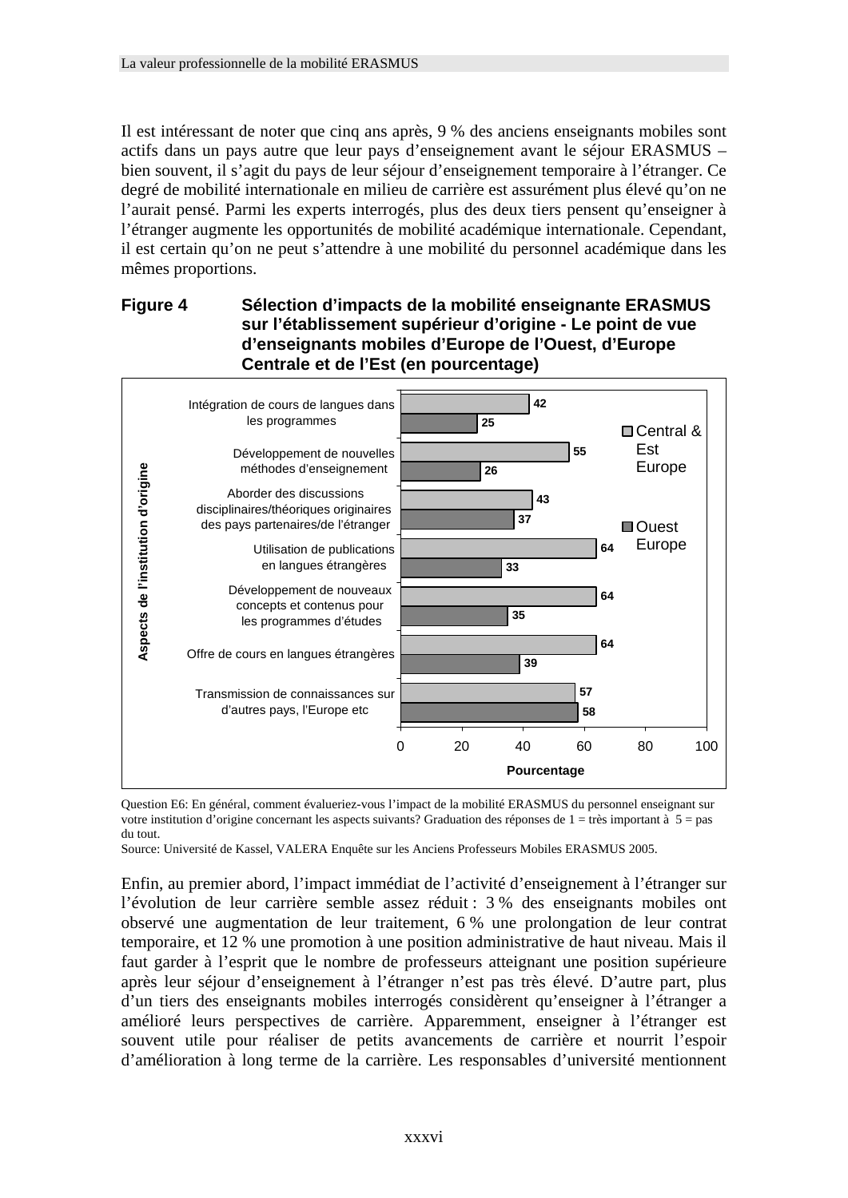Il est intéressant de noter que cinq ans après, 9 % des anciens enseignants mobiles sont actifs dans un pays autre que leur pays d'enseignement avant le séjour ERASMUS – bien souvent, il s'agit du pays de leur séjour d'enseignement temporaire à l'étranger. Ce degré de mobilité internationale en milieu de carrière est assurément plus élevé qu'on ne l'aurait pensé. Parmi les experts interrogés, plus des deux tiers pensent qu'enseigner à l'étranger augmente les opportunités de mobilité académique internationale. Cependant, il est certain qu'on ne peut s'attendre à une mobilité du personnel académique dans les mêmes proportions.

**Figure 4 Sélection d'impacts de la mobilité enseignante ERASMUS sur l'établissement supérieur d'origine - Le point de vue d'enseignants mobiles d'Europe de l'Ouest, d'Europe Centrale et de l'Est (en pourcentage)**

| Aspects de l'institution d'origine | Central & Est Europe | Ouest Europe |
|---|---|---|
| Intégration de cours de langues dans les programmes | 42 | 25 |
| Développement de nouvelles méthodes d'enseignement | 55 | 26 |
| Aborder des discussions disciplinaires/théoriques originaires des pays partenaires/de l'étranger | 43 | 37 |
| Utilisation de publications en langues étrangères | 64 | 33 |
| Développement de nouveaux concepts et contenus pour les programmes d'études | 64 | 35 |
| Offre de cours en langues étrangères | 64 | 39 |
| Transmission de connaissances sur d'autres pays, l'Europe etc | 57 | 58 |

Pourcentage

Question E6: En général, comment évalueriez-vous l'impact de la mobilité ERASMUS du personnel enseignant sur votre institution d'origine concernant les aspects suivants? Graduation des réponses de 1 = très important à 5 = pas du tout.
Source: Université de Kassel, VALERA Enquête sur les Anciens Professeurs Mobiles ERASMUS 2005.

Enfin, au premier abord, l'impact immédiat de l'activité d'enseignement à l'étranger sur l'évolution de leur carrière semble assez réduit : 3 % des enseignants mobiles ont observé une augmentation de leur traitement, 6 % une prolongation de leur contrat temporaire, et 12 % une promotion à une position administrative de haut niveau. Mais il faut garder à l'esprit que le nombre de professeurs atteignant une position supérieure après leur séjour d'enseignement à l'étranger n'est pas très élevé. D'autre part, plus d'un tiers des enseignants mobiles interrogés considèrent qu'enseigner à l'étranger a amélioré leurs perspectives de carrière. Apparemment, enseigner à l'étranger est souvent utile pour réaliser de petits avancements de carrière et nourrit l'espoir d'amélioration à long terme de la carrière. Les responsables d'université mentionnent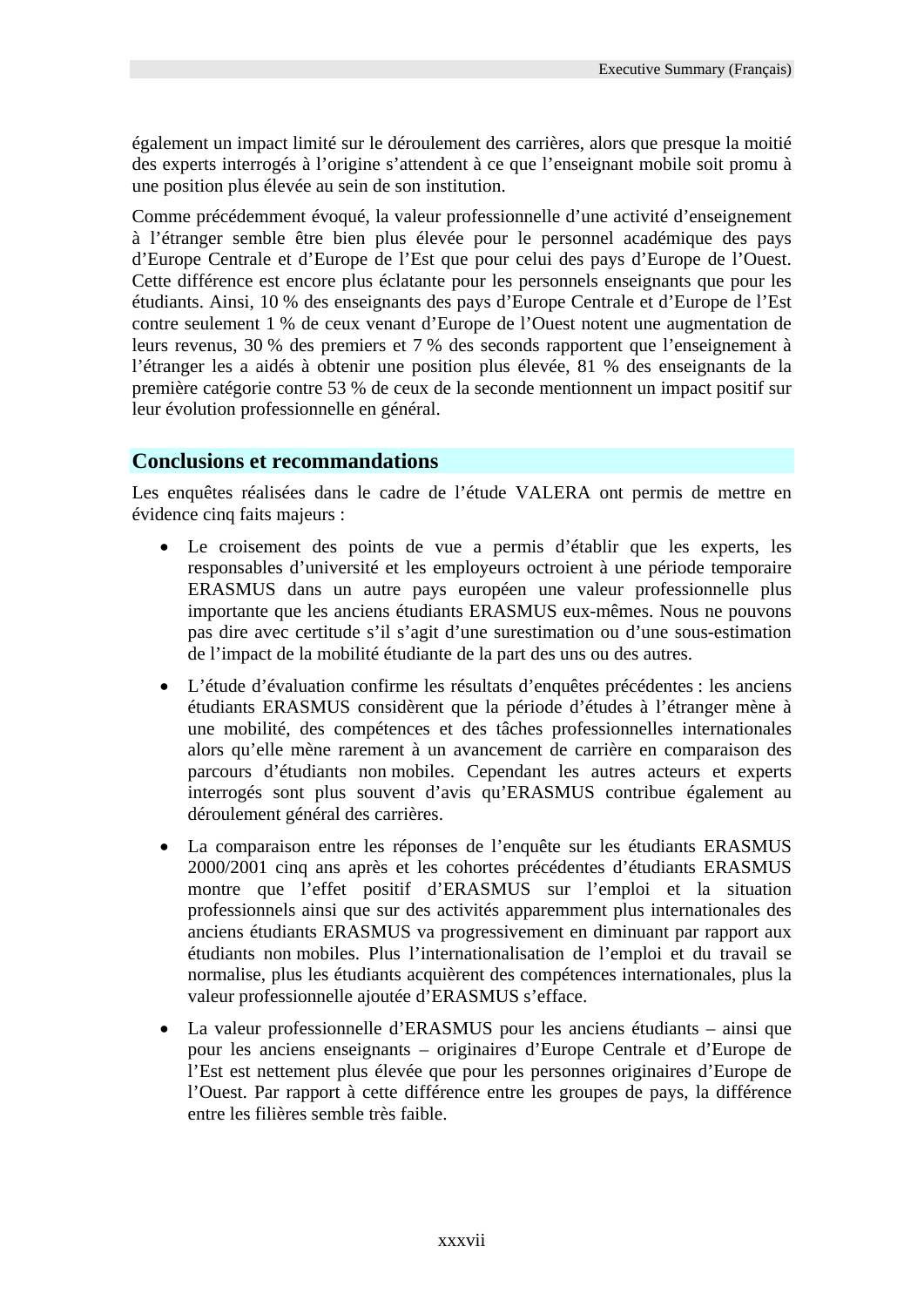également un impact limité sur le déroulement des carrières, alors que presque la moitié des experts interrogés à l'origine s'attendent à ce que l'enseignant mobile soit promu à une position plus élevée au sein de son institution.

Comme précédemment évoqué, la valeur professionnelle d'une activité d'enseignement à l'étranger semble être bien plus élevée pour le personnel académique des pays d'Europe Centrale et d'Europe de l'Est que pour celui des pays d'Europe de l'Ouest. Cette différence est encore plus éclatante pour les personnels enseignants que pour les étudiants. Ainsi, 10 % des enseignants des pays d'Europe Centrale et d'Europe de l'Est contre seulement 1 % de ceux venant d'Europe de l'Ouest notent une augmentation de leurs revenus, 30 % des premiers et 7 % des seconds rapportent que l'enseignement à l'étranger les a aidés à obtenir une position plus élevée, 81 % des enseignants de la première catégorie contre 53 % de ceux de la seconde mentionnent un impact positif sur leur évolution professionnelle en général.

## Conclusions et recommandations

Les enquêtes réalisées dans le cadre de l'étude VALERA ont permis de mettre en évidence cinq faits majeurs :

- Le croisement des points de vue a permis d'établir que les experts, les responsables d'université et les employeurs octroient à une période temporaire ERASMUS dans un autre pays européen une valeur professionnelle plus importante que les anciens étudiants ERASMUS eux-mêmes. Nous ne pouvons pas dire avec certitude s'il s'agit d'une surestimation ou d'une sous-estimation de l'impact de la mobilité étudiante de la part des uns ou des autres.
- L'étude d'évaluation confirme les résultats d'enquêtes précédentes : les anciens étudiants ERASMUS considèrent que la période d'études à l'étranger mène à une mobilité, des compétences et des tâches professionnelles internationales alors qu'elle mène rarement à un avancement de carrière en comparaison des parcours d'étudiants non mobiles. Cependant les autres acteurs et experts interrogés sont plus souvent d'avis qu'ERASMUS contribue également au déroulement général des carrières.
- La comparaison entre les réponses de l'enquête sur les étudiants ERASMUS 2000/2001 cinq ans après et les cohortes précédentes d'étudiants ERASMUS montre que l'effet positif d'ERASMUS sur l'emploi et la situation professionnels ainsi que sur des activités apparemment plus internationales des anciens étudiants ERASMUS va progressivement en diminuant par rapport aux étudiants non mobiles. Plus l'internationalisation de l'emploi et du travail se normalise, plus les étudiants acquièrent des compétences internationales, plus la valeur professionnelle ajoutée d'ERASMUS s'efface.
- La valeur professionnelle d'ERASMUS pour les anciens étudiants – ainsi que pour les anciens enseignants – originaires d'Europe Centrale et d'Europe de l'Est est nettement plus élevée que pour les personnes originaires d'Europe de l'Ouest. Par rapport à cette différence entre les groupes de pays, la différence entre les filières semble très faible.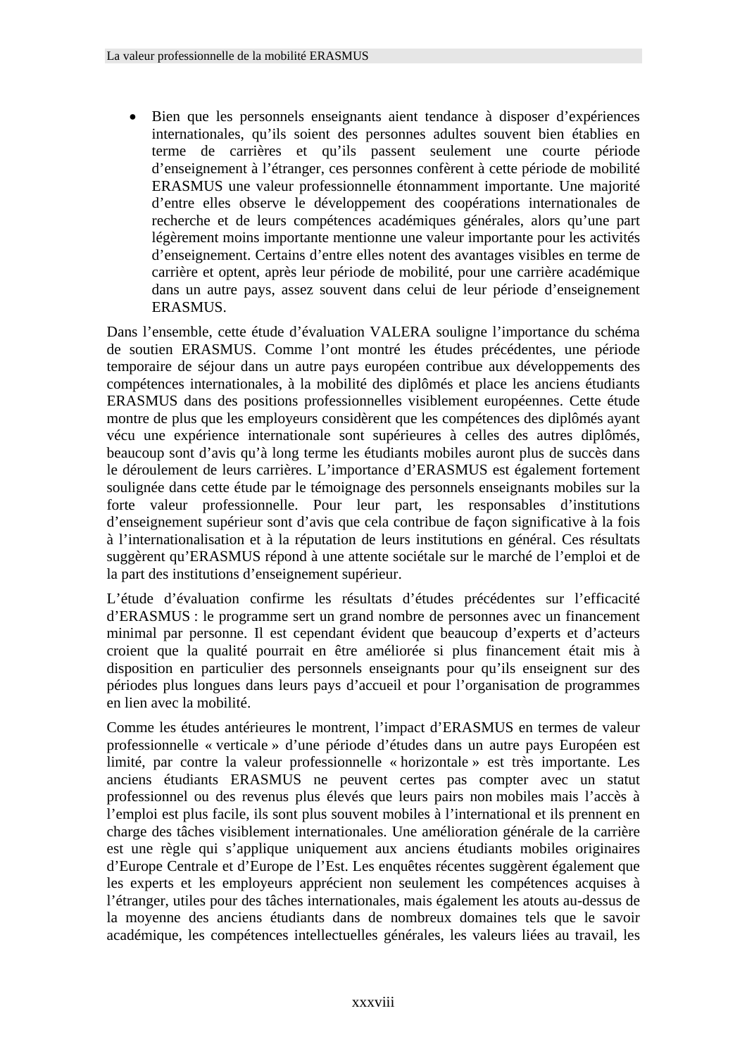- Bien que les personnels enseignants aient tendance à disposer d'expériences internationales, qu'ils soient des personnes adultes souvent bien établies en terme de carrières et qu'ils passent seulement une courte période d'enseignement à l'étranger, ces personnes confèrent à cette période de mobilité ERASMUS une valeur professionnelle étonnamment importante. Une majorité d'entre elles observe le développement des coopérations internationales de recherche et de leurs compétences académiques générales, alors qu'une part légèrement moins importante mentionne une valeur importante pour les activités d'enseignement. Certains d'entre elles notent des avantages visibles en terme de carrière et optent, après leur période de mobilité, pour une carrière académique dans un autre pays, assez souvent dans celui de leur période d'enseignement ERASMUS.

Dans l'ensemble, cette étude d'évaluation VALERA souligne l'importance du schéma de soutien ERASMUS. Comme l'ont montré les études précédentes, une période temporaire de séjour dans un autre pays européen contribue aux développements des compétences internationales, à la mobilité des diplômés et place les anciens étudiants ERASMUS dans des positions professionnelles visiblement européennes. Cette étude montre de plus que les employeurs considèrent que les compétences des diplômés ayant vécu une expérience internationale sont supérieures à celles des autres diplômés, beaucoup sont d'avis qu'à long terme les étudiants mobiles auront plus de succès dans le déroulement de leurs carrières. L'importance d'ERASMUS est également fortement soulignée dans cette étude par le témoignage des personnels enseignants mobiles sur la forte valeur professionnelle. Pour leur part, les responsables d'institutions d'enseignement supérieur sont d'avis que cela contribue de façon significative à la fois à l'internationalisation et à la réputation de leurs institutions en général. Ces résultats suggèrent qu'ERASMUS répond à une attente sociétale sur le marché de l'emploi et de la part des institutions d'enseignement supérieur.

L'étude d'évaluation confirme les résultats d'études précédentes sur l'efficacité d'ERASMUS : le programme sert un grand nombre de personnes avec un financement minimal par personne. Il est cependant évident que beaucoup d'experts et d'acteurs croient que la qualité pourrait en être améliorée si plus financement était mis à disposition en particulier des personnels enseignants pour qu'ils enseignent sur des périodes plus longues dans leurs pays d'accueil et pour l'organisation de programmes en lien avec la mobilité.

Comme les études antérieures le montrent, l'impact d'ERASMUS en termes de valeur professionnelle « verticale » d'une période d'études dans un autre pays Européen est limité, par contre la valeur professionnelle « horizontale » est très importante. Les anciens étudiants ERASMUS ne peuvent certes pas compter avec un statut professionnel ou des revenus plus élevés que leurs pairs non mobiles mais l'accès à l'emploi est plus facile, ils sont plus souvent mobiles à l'international et ils prennent en charge des tâches visiblement internationales. Une amélioration générale de la carrière est une règle qui s'applique uniquement aux anciens étudiants mobiles originaires d'Europe Centrale et d'Europe de l'Est. Les enquêtes récentes suggèrent également que les experts et les employeurs apprécient non seulement les compétences acquises à l'étranger, utiles pour des tâches internationales, mais également les atouts au-dessus de la moyenne des anciens étudiants dans de nombreux domaines tels que le savoir académique, les compétences intellectuelles générales, les valeurs liées au travail, les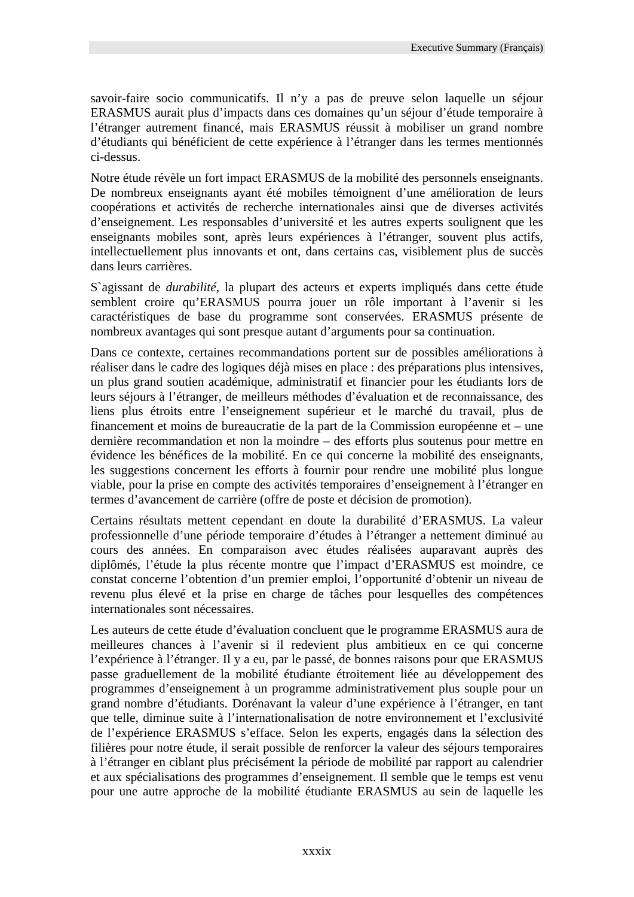savoir-faire socio communicatifs. Il n'y a pas de preuve selon laquelle un séjour ERASMUS aurait plus d'impacts dans ces domaines qu'un séjour d'étude temporaire à l'étranger autrement financé, mais ERASMUS réussit à mobiliser un grand nombre d'étudiants qui bénéficient de cette expérience à l'étranger dans les termes mentionnés ci-dessus.

Notre étude révèle un fort impact ERASMUS de la mobilité des personnels enseignants. De nombreux enseignants ayant été mobiles témoignent d'une amélioration de leurs coopérations et activités de recherche internationales ainsi que de diverses activités d'enseignement. Les responsables d'université et les autres experts soulignent que les enseignants mobiles sont, après leurs expériences à l'étranger, souvent plus actifs, intellectuellement plus innovants et ont, dans certains cas, visiblement plus de succès dans leurs carrières.

S`agissant de *durabilité*, la plupart des acteurs et experts impliqués dans cette étude semblent croire qu'ERASMUS pourra jouer un rôle important à l'avenir si les caractéristiques de base du programme sont conservées. ERASMUS présente de nombreux avantages qui sont presque autant d'arguments pour sa continuation.

Dans ce contexte, certaines recommandations portent sur de possibles améliorations à réaliser dans le cadre des logiques déjà mises en place : des préparations plus intensives, un plus grand soutien académique, administratif et financier pour les étudiants lors de leurs séjours à l'étranger, de meilleurs méthodes d'évaluation et de reconnaissance, des liens plus étroits entre l'enseignement supérieur et le marché du travail, plus de financement et moins de bureaucratie de la part de la Commission européenne et – une dernière recommandation et non la moindre – des efforts plus soutenus pour mettre en évidence les bénéfices de la mobilité. En ce qui concerne la mobilité des enseignants, les suggestions concernent les efforts à fournir pour rendre une mobilité plus longue viable, pour la prise en compte des activités temporaires d'enseignement à l'étranger en termes d'avancement de carrière (offre de poste et décision de promotion).

Certains résultats mettent cependant en doute la durabilité d'ERASMUS. La valeur professionnelle d'une période temporaire d'études à l'étranger a nettement diminué au cours des années. En comparaison avec études réalisées auparavant auprès des diplômés, l'étude la plus récente montre que l'impact d'ERASMUS est moindre, ce constat concerne l'obtention d'un premier emploi, l'opportunité d'obtenir un niveau de revenu plus élevé et la prise en charge de tâches pour lesquelles des compétences internationales sont nécessaires.

Les auteurs de cette étude d'évaluation concluent que le programme ERASMUS aura de meilleures chances à l'avenir si il redevient plus ambitieux en ce qui concerne l'expérience à l'étranger. Il y a eu, par le passé, de bonnes raisons pour que ERASMUS passe graduellement de la mobilité étudiante étroitement liée au développement des programmes d'enseignement à un programme administrativement plus souple pour un grand nombre d'étudiants. Dorénavant la valeur d'une expérience à l'étranger, en tant que telle, diminue suite à l'internationalisation de notre environnement et l'exclusivité de l'expérience ERASMUS s'efface. Selon les experts, engagés dans la sélection des filières pour notre étude, il serait possible de renforcer la valeur des séjours temporaires à l'étranger en ciblant plus précisément la période de mobilité par rapport au calendrier et aux spécialisations des programmes d'enseignement. Il semble que le temps est venu pour une autre approche de la mobilité étudiante ERASMUS au sein de laquelle les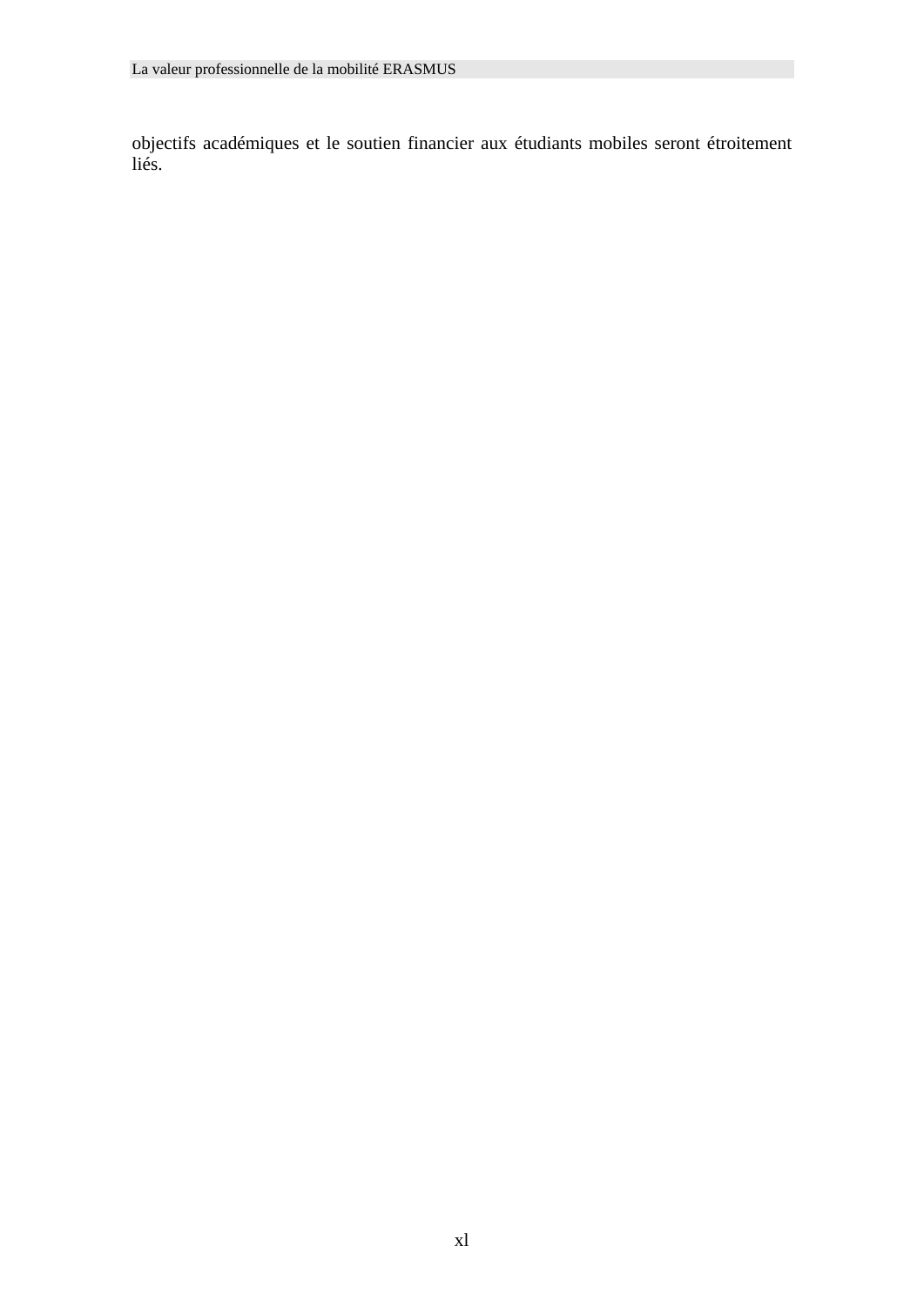objectifs académiques et le soutien financier aux étudiants mobiles seront étroitement liés.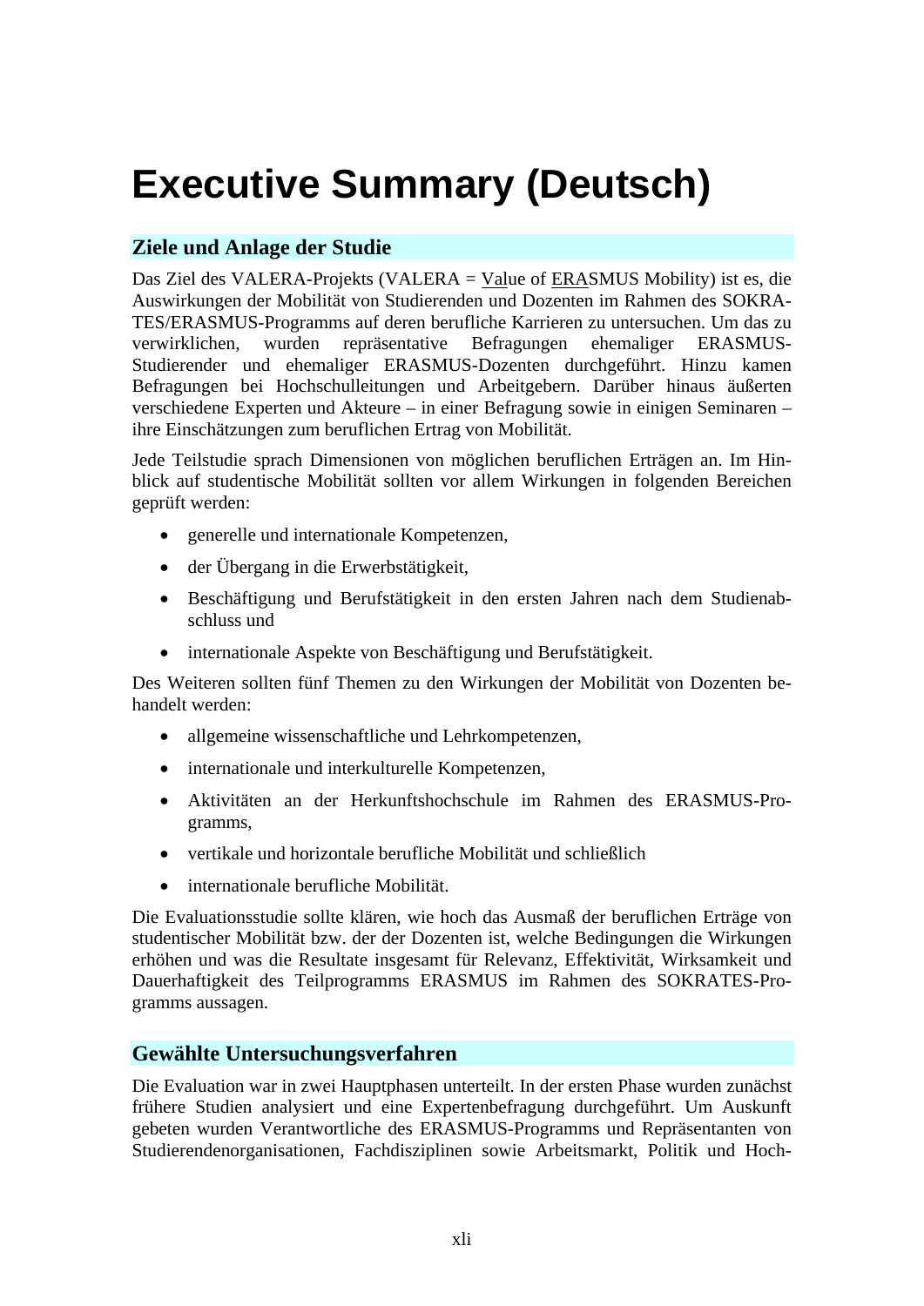# Executive Summary (Deutsch)

## Ziele und Anlage der Studie

Das Ziel des VALERA-Projekts (VALERA = Value of ERASMUS Mobility) ist es, die Auswirkungen der Mobilität von Studierenden und Dozenten im Rahmen des SOKRATES/ERASMUS-Programms auf deren berufliche Karrieren zu untersuchen. Um das zu verwirklichen, wurden repräsentative Befragungen ehemaliger ERASMUS-Studierender und ehemaliger ERASMUS-Dozenten durchgeführt. Hinzu kamen Befragungen bei Hochschulleitungen und Arbeitgebern. Darüber hinaus äußerten verschiedene Experten und Akteure – in einer Befragung sowie in einigen Seminaren – ihre Einschätzungen zum beruflichen Ertrag von Mobilität.

Jede Teilstudie sprach Dimensionen von möglichen beruflichen Erträgen an. Im Hinblick auf studentische Mobilität sollten vor allem Wirkungen in folgenden Bereichen geprüft werden:

- generelle und internationale Kompetenzen,
- der Übergang in die Erwerbstätigkeit,
- Beschäftigung und Berufstätigkeit in den ersten Jahren nach dem Studienabschluss und
- internationale Aspekte von Beschäftigung und Berufstätigkeit.

Des Weiteren sollten fünf Themen zu den Wirkungen der Mobilität von Dozenten behandelt werden:

- allgemeine wissenschaftliche und Lehrkompetenzen,
- internationale und interkulturelle Kompetenzen,
- Aktivitäten an der Herkunftshochschule im Rahmen des ERASMUS-Programms,
- vertikale und horizontale berufliche Mobilität und schließlich
- internationale berufliche Mobilität.

Die Evaluationsstudie sollte klären, wie hoch das Ausmaß der beruflichen Erträge von studentischer Mobilität bzw. der der Dozenten ist, welche Bedingungen die Wirkungen erhöhen und was die Resultate insgesamt für Relevanz, Effektivität, Wirksamkeit und Dauerhaftigkeit des Teilprogramms ERASMUS im Rahmen des SOKRATES-Programms aussagen.

## Gewählte Untersuchungsverfahren

Die Evaluation war in zwei Hauptphasen unterteilt. In der ersten Phase wurden zunächst frühere Studien analysiert und eine Expertenbefragung durchgeführt. Um Auskunft gebeten wurden Verantwortliche des ERASMUS-Programms und Repräsentanten von Studierendenorganisationen, Fachdisziplinen sowie Arbeitsmarkt, Politik und Hoch-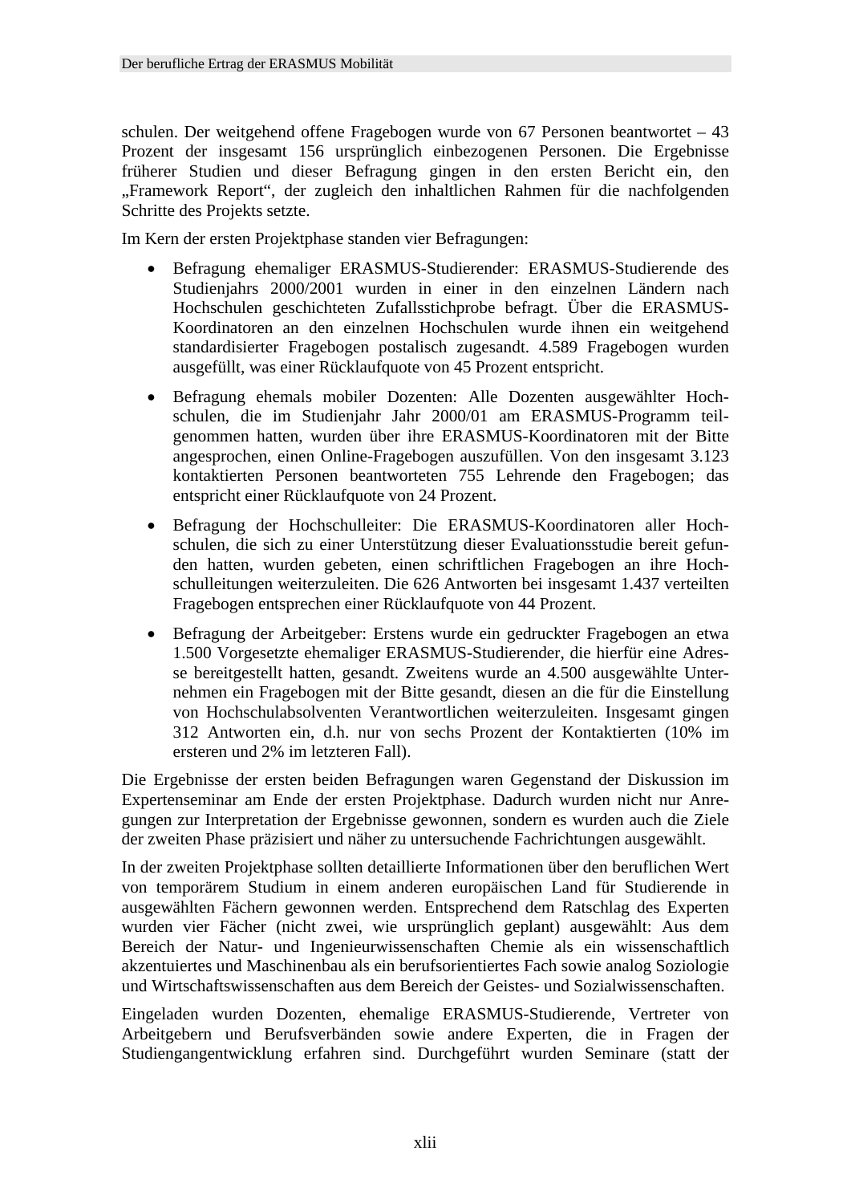schulen. Der weitgehend offene Fragebogen wurde von 67 Personen beantwortet – 43 Prozent der insgesamt 156 ursprünglich einbezogenen Personen. Die Ergebnisse früherer Studien und dieser Befragung gingen in den ersten Bericht ein, den „Framework Report", der zugleich den inhaltlichen Rahmen für die nachfolgenden Schritte des Projekts setzte.

Im Kern der ersten Projektphase standen vier Befragungen:

- Befragung ehemaliger ERASMUS-Studierender: ERASMUS-Studierende des Studienjahrs 2000/2001 wurden in einer in den einzelnen Ländern nach Hochschulen geschichteten Zufallsstichprobe befragt. Über die ERASMUS-Koordinatoren an den einzelnen Hochschulen wurde ihnen ein weitgehend standardisierter Fragebogen postalisch zugesandt. 4.589 Fragebogen wurden ausgefüllt, was einer Rücklaufquote von 45 Prozent entspricht.
- Befragung ehemals mobiler Dozenten: Alle Dozenten ausgewählter Hochschulen, die im Studienjahr Jahr 2000/01 am ERASMUS-Programm teilgenommen hatten, wurden über ihre ERASMUS-Koordinatoren mit der Bitte angesprochen, einen Online-Fragebogen auszufüllen. Von den insgesamt 3.123 kontaktierten Personen beantworteten 755 Lehrende den Fragebogen; das entspricht einer Rücklaufquote von 24 Prozent.
- Befragung der Hochschulleiter: Die ERASMUS-Koordinatoren aller Hochschulen, die sich zu einer Unterstützung dieser Evaluationsstudie bereit gefunden hatten, wurden gebeten, einen schriftlichen Fragebogen an ihre Hochschulleitungen weiterzuleiten. Die 626 Antworten bei insgesamt 1.437 verteilten Fragebogen entsprechen einer Rücklaufquote von 44 Prozent.
- Befragung der Arbeitgeber: Erstens wurde ein gedruckter Fragebogen an etwa 1.500 Vorgesetzte ehemaliger ERASMUS-Studierender, die hierfür eine Adresse bereitgestellt hatten, gesandt. Zweitens wurde an 4.500 ausgewählte Unternehmen ein Fragebogen mit der Bitte gesandt, diesen an die für die Einstellung von Hochschulabsolventen Verantwortlichen weiterzuleiten. Insgesamt gingen 312 Antworten ein, d.h. nur von sechs Prozent der Kontaktierten (10% im ersteren und 2% im letzteren Fall).

Die Ergebnisse der ersten beiden Befragungen waren Gegenstand der Diskussion im Expertenseminar am Ende der ersten Projektphase. Dadurch wurden nicht nur Anregungen zur Interpretation der Ergebnisse gewonnen, sondern es wurden auch die Ziele der zweiten Phase präzisiert und näher zu untersuchende Fachrichtungen ausgewählt.

In der zweiten Projektphase sollten detaillierte Informationen über den beruflichen Wert von temporärem Studium in einem anderen europäischen Land für Studierende in ausgewählten Fächern gewonnen werden. Entsprechend dem Ratschlag des Experten wurden vier Fächer (nicht zwei, wie ursprünglich geplant) ausgewählt: Aus dem Bereich der Natur- und Ingenieurwissenschaften Chemie als ein wissenschaftlich akzentuiertes und Maschinenbau als ein berufsorientiertes Fach sowie analog Soziologie und Wirtschaftswissenschaften aus dem Bereich der Geistes- und Sozialwissenschaften.

Eingeladen wurden Dozenten, ehemalige ERASMUS-Studierende, Vertreter von Arbeitgebern und Berufsverbänden sowie andere Experten, die in Fragen der Studiengangentwicklung erfahren sind. Durchgeführt wurden Seminare (statt der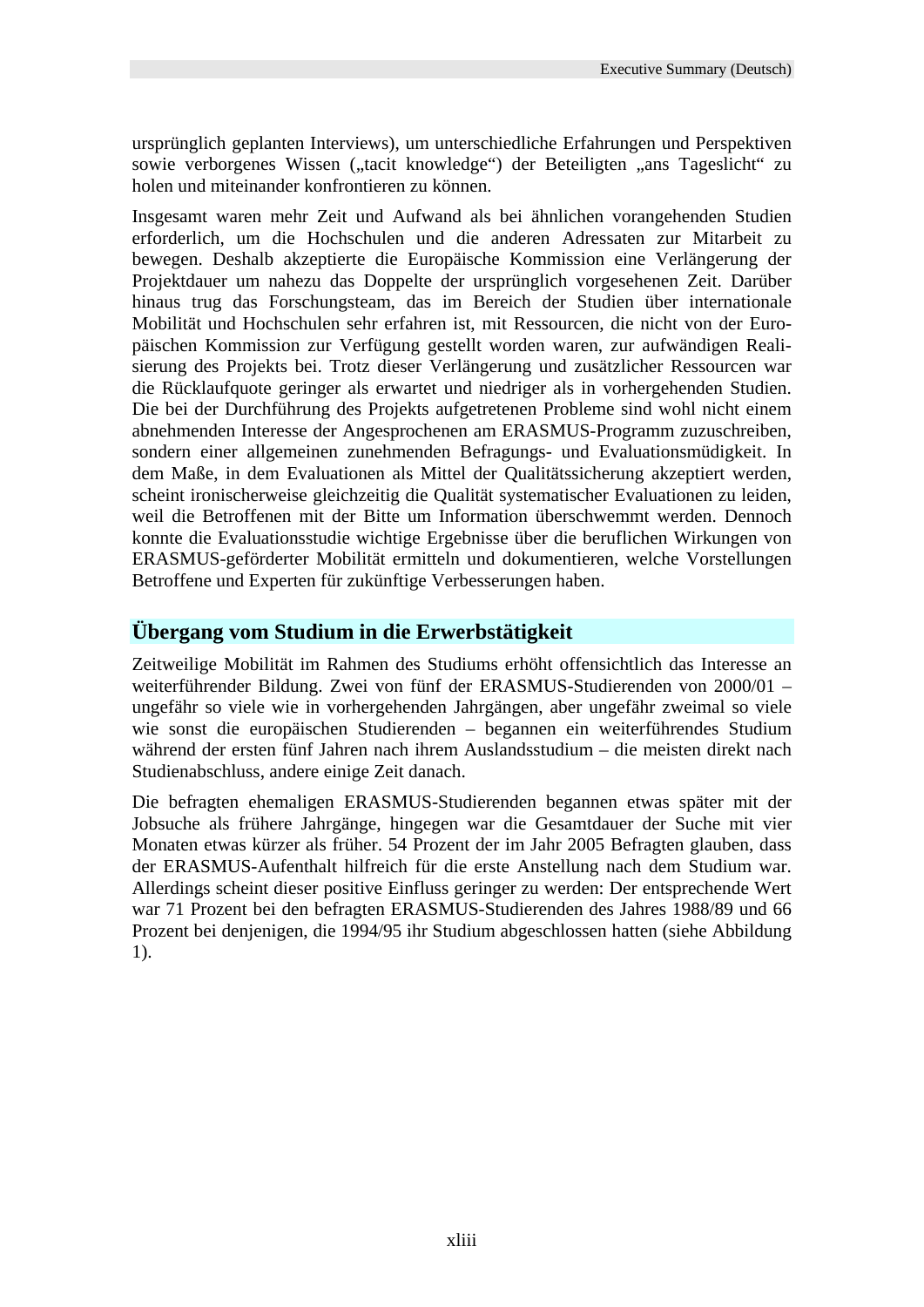ursprünglich geplanten Interviews), um unterschiedliche Erfahrungen und Perspektiven sowie verborgenes Wissen („tacit knowledge“) der Beteiligten „ans Tageslicht“ zu holen und miteinander konfrontieren zu können.

Insgesamt waren mehr Zeit und Aufwand als bei ähnlichen vorangehenden Studien erforderlich, um die Hochschulen und die anderen Adressaten zur Mitarbeit zu bewegen. Deshalb akzeptierte die Europäische Kommission eine Verlängerung der Projektdauer um nahezu das Doppelte der ursprünglich vorgesehenen Zeit. Darüber hinaus trug das Forschungsteam, das im Bereich der Studien über internationale Mobilität und Hochschulen sehr erfahren ist, mit Ressourcen, die nicht von der Europäischen Kommission zur Verfügung gestellt worden waren, zur aufwändigen Realisierung des Projekts bei. Trotz dieser Verlängerung und zusätzlicher Ressourcen war die Rücklaufquote geringer als erwartet und niedriger als in vorhergehenden Studien. Die bei der Durchführung des Projekts aufgetretenen Probleme sind wohl nicht einem abnehmenden Interesse der Angesprochenen am ERASMUS-Programm zuzuschreiben, sondern einer allgemeinen zunehmenden Befragungs- und Evaluationsmüdigkeit. In dem Maße, in dem Evaluationen als Mittel der Qualitätssicherung akzeptiert werden, scheint ironischerweise gleichzeitig die Qualität systematischer Evaluationen zu leiden, weil die Betroffenen mit der Bitte um Information überschwemmt werden. Dennoch konnte die Evaluationsstudie wichtige Ergebnisse über die beruflichen Wirkungen von ERASMUS-geförderter Mobilität ermitteln und dokumentieren, welche Vorstellungen Betroffene und Experten für zukünftige Verbesserungen haben.

## Übergang vom Studium in die Erwerbstätigkeit

Zeitweilige Mobilität im Rahmen des Studiums erhöht offensichtlich das Interesse an weiterführender Bildung. Zwei von fünf der ERASMUS-Studierenden von 2000/01 – ungefähr so viele wie in vorhergehenden Jahrgängen, aber ungefähr zweimal so viele wie sonst die europäischen Studierenden – begannen ein weiterführendes Studium während der ersten fünf Jahren nach ihrem Auslandsstudium – die meisten direkt nach Studienabschluss, andere einige Zeit danach.

Die befragten ehemaligen ERASMUS-Studierenden begannen etwas später mit der Jobsuche als frühere Jahrgänge, hingegen war die Gesamtdauer der Suche mit vier Monaten etwas kürzer als früher. 54 Prozent der im Jahr 2005 Befragten glauben, dass der ERASMUS-Aufenthalt hilfreich für die erste Anstellung nach dem Studium war. Allerdings scheint dieser positive Einfluss geringer zu werden: Der entsprechende Wert war 71 Prozent bei den befragten ERASMUS-Studierenden des Jahres 1988/89 und 66 Prozent bei denjenigen, die 1994/95 ihr Studium abgeschlossen hatten (siehe Abbildung 1).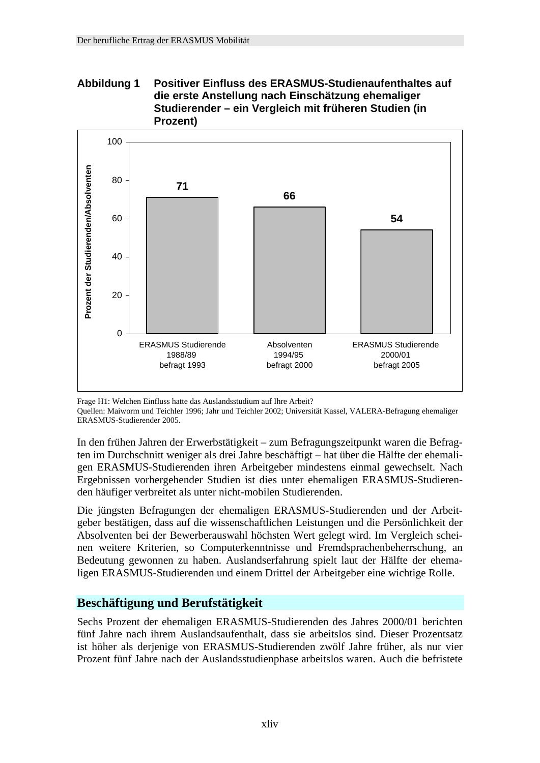**Abbildung 1 Positiver Einfluss des ERASMUS-Studienaufenthaltes auf die erste Anstellung nach Einschätzung ehemaliger Studierender – ein Vergleich mit früheren Studien (in Prozent)**

| | Prozent der Studierenden/Absolventen |
|---|---|
| ERASMUS Studierende 1988/89 befragt 1993 | 71 |
| Absolventen 1994/95 befragt 2000 | 66 |
| ERASMUS Studierende 2000/01 befragt 2005 | 54 |

Frage H1: Welchen Einfluss hatte das Auslandsstudium auf Ihre Arbeit?
Quellen: Maiworm und Teichler 1996; Jahr und Teichler 2002; Universität Kassel, VALERA-Befragung ehemaliger ERASMUS-Studierender 2005.

In den frühen Jahren der Erwerbstätigkeit – zum Befragungszeitpunkt waren die Befragten im Durchschnitt weniger als drei Jahre beschäftigt – hat über die Hälfte der ehemaligen ERASMUS-Studierenden ihren Arbeitgeber mindestens einmal gewechselt. Nach Ergebnissen vorhergehender Studien ist dies unter ehemaligen ERASMUS-Studierenden häufiger verbreitet als unter nicht-mobilen Studierenden.

Die jüngsten Befragungen der ehemaligen ERASMUS-Studierenden und der Arbeitgeber bestätigen, dass auf die wissenschaftlichen Leistungen und die Persönlichkeit der Absolventen bei der Bewerberauswahl höchsten Wert gelegt wird. Im Vergleich scheinen weitere Kriterien, so Computerkenntnisse und Fremdsprachenbeherrschung, an Bedeutung gewonnen zu haben. Auslandserfahrung spielt laut der Hälfte der ehemaligen ERASMUS-Studierenden und einem Drittel der Arbeitgeber eine wichtige Rolle.

## Beschäftigung und Berufstätigkeit

Sechs Prozent der ehemaligen ERASMUS-Studierenden des Jahres 2000/01 berichten fünf Jahre nach ihrem Auslandsaufenthalt, dass sie arbeitslos sind. Dieser Prozentsatz ist höher als derjenige von ERASMUS-Studierenden zwölf Jahre früher, als nur vier Prozent fünf Jahre nach der Auslandsstudienphase arbeitslos waren. Auch die befristete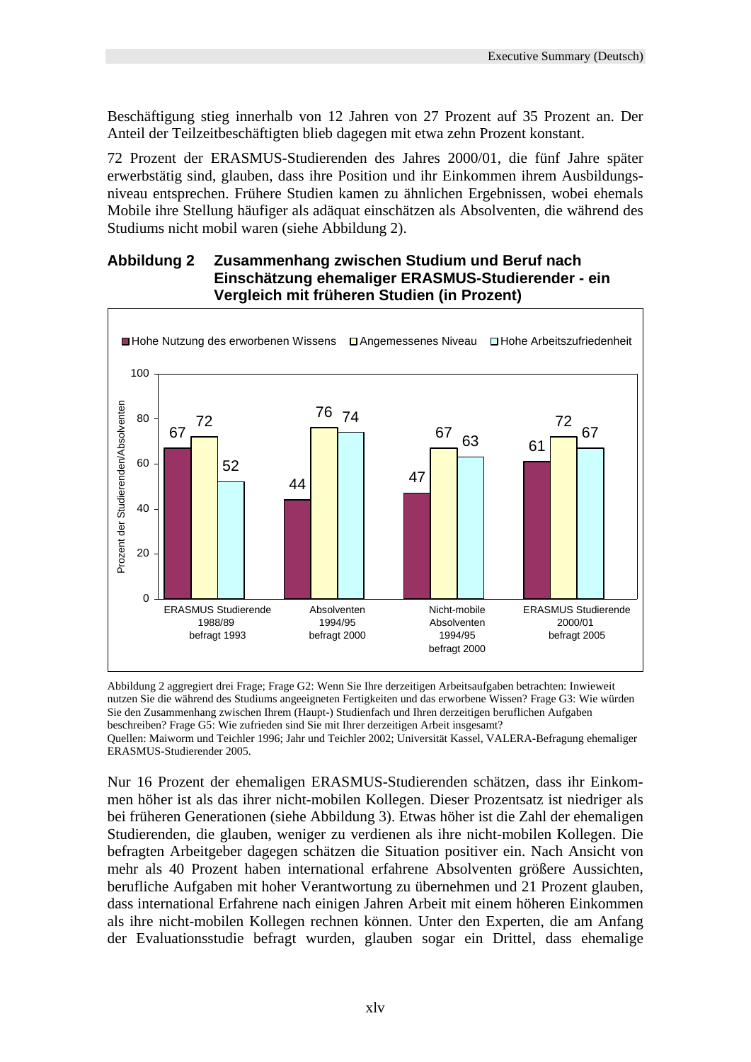Beschäftigung stieg innerhalb von 12 Jahren von 27 Prozent auf 35 Prozent an. Der Anteil der Teilzeitbeschäftigten blieb dagegen mit etwa zehn Prozent konstant.

72 Prozent der ERASMUS-Studierenden des Jahres 2000/01, die fünf Jahre später erwerbstätig sind, glauben, dass ihre Position und ihr Einkommen ihrem Ausbildungsniveau entsprechen. Frühere Studien kamen zu ähnlichen Ergebnissen, wobei ehemals Mobile ihre Stellung häufiger als adäquat einschätzen als Absolventen, die während des Studiums nicht mobil waren (siehe Abbildung 2).

**Abbildung 2 Zusammenhang zwischen Studium und Beruf nach Einschätzung ehemaliger ERASMUS-Studierender - ein Vergleich mit früheren Studien (in Prozent)**

| | Hohe Nutzung des erworbenen Wissens | Angemessenes Niveau | Hohe Arbeitszufriedenheit |
|---|---|---|---|
| ERASMUS Studierende 1988/89 befragt 1993 | 67 | 72 | 52 |
| Absolventen 1994/95 befragt 2000 | 44 | 76 | 74 |
| Nicht-mobile Absolventen 1994/95 befragt 2000 | 47 | 67 | 63 |
| ERASMUS Studierende 2000/01 befragt 2005 | 61 | 72 | 67 |

Abbildung 2 aggregiert drei Frage; Frage G2: Wenn Sie Ihre derzeitigen Arbeitsaufgaben betrachten: Inwieweit nutzen Sie die während des Studiums angeeigneten Fertigkeiten und das erworbene Wissen? Frage G3: Wie würden Sie den Zusammenhang zwischen Ihrem (Haupt-) Studienfach und Ihren derzeitigen beruflichen Aufgaben beschreiben? Frage G5: Wie zufrieden sind Sie mit Ihrer derzeitigen Arbeit insgesamt?
Quellen: Maiworm und Teichler 1996; Jahr und Teichler 2002; Universität Kassel, VALERA-Befragung ehemaliger ERASMUS-Studierender 2005.

Nur 16 Prozent der ehemaligen ERASMUS-Studierenden schätzen, dass ihr Einkommen höher ist als das ihrer nicht-mobilen Kollegen. Dieser Prozentsatz ist niedriger als bei früheren Generationen (siehe Abbildung 3). Etwas höher ist die Zahl der ehemaligen Studierenden, die glauben, weniger zu verdienen als ihre nicht-mobilen Kollegen. Die befragten Arbeitgeber dagegen schätzen die Situation positiver ein. Nach Ansicht von mehr als 40 Prozent haben international erfahrene Absolventen größere Aussichten, berufliche Aufgaben mit hoher Verantwortung zu übernehmen und 21 Prozent glauben, dass international Erfahrene nach einigen Jahren Arbeit mit einem höheren Einkommen als ihre nicht-mobilen Kollegen rechnen können. Unter den Experten, die am Anfang der Evaluationsstudie befragt wurden, glauben sogar ein Drittel, dass ehemalige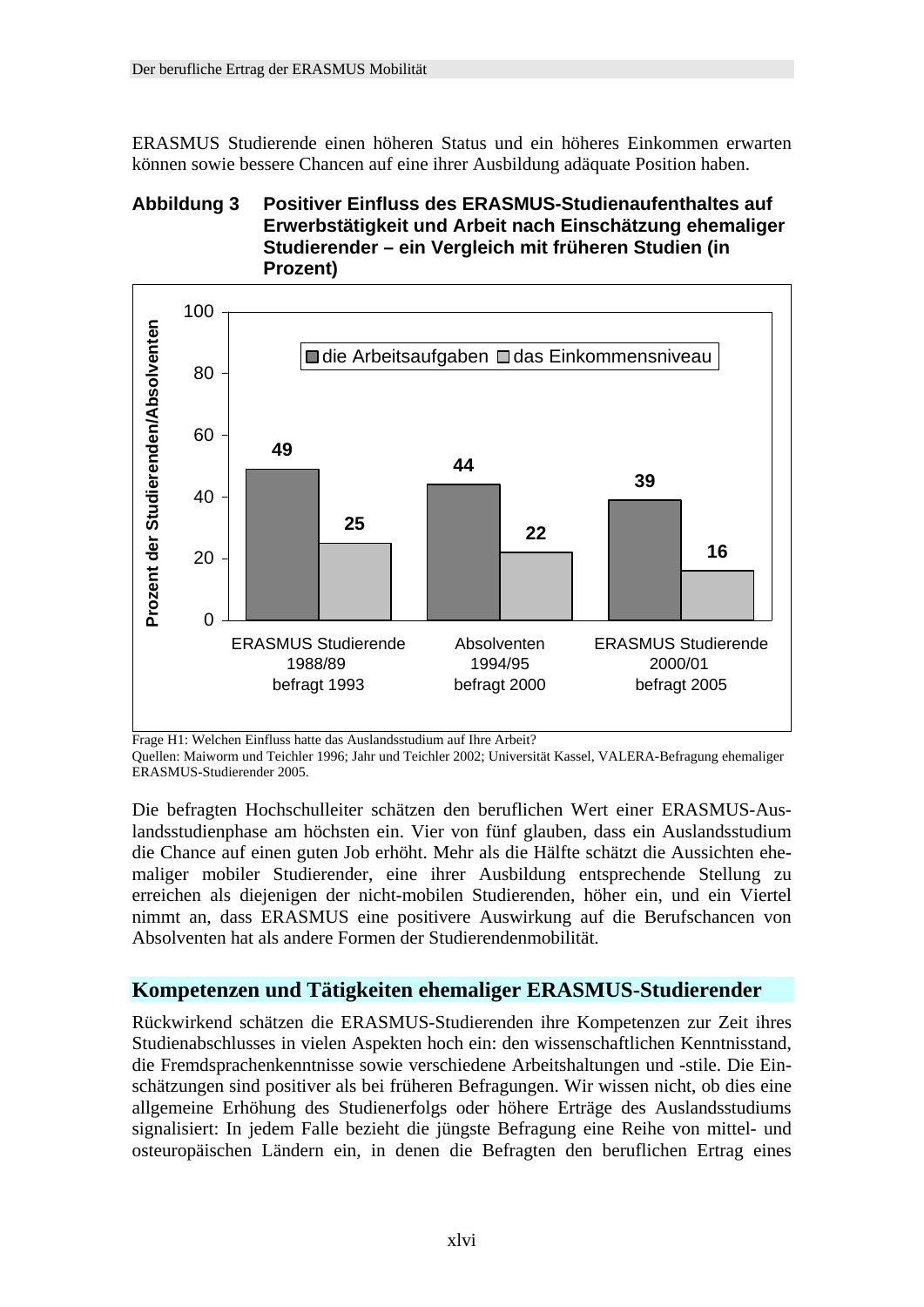ERASMUS Studierende einen höheren Status und ein höheres Einkommen erwarten können sowie bessere Chancen auf eine ihrer Ausbildung adäquate Position haben.

**Abbildung 3 Positiver Einfluss des ERASMUS-Studienaufenthaltes auf Erwerbstätigkeit und Arbeit nach Einschätzung ehemaliger Studierender – ein Vergleich mit früheren Studien (in Prozent)**

| Prozent der Studierenden/Absolventen | die Arbeitsaufgaben | das Einkommensniveau |
|---|---|---|
| ERASMUS Studierende 1988/89 befragt 1993 | 49 | 25 |
| Absolventen 1994/95 befragt 2000 | 44 | 22 |
| ERASMUS Studierende 2000/01 befragt 2005 | 39 | 16 |

Frage H1: Welchen Einfluss hatte das Auslandsstudium auf Ihre Arbeit?
Quellen: Maiworm und Teichler 1996; Jahr und Teichler 2002; Universität Kassel, VALERA-Befragung ehemaliger ERASMUS-Studierender 2005.

Die befragten Hochschulleiter schätzen den beruflichen Wert einer ERASMUS-Auslandsstudienphase am höchsten ein. Vier von fünf glauben, dass ein Auslandsstudium die Chance auf einen guten Job erhöht. Mehr als die Hälfte schätzt die Aussichten ehemaliger mobiler Studierender, eine ihrer Ausbildung entsprechende Stellung zu erreichen als diejenigen der nicht-mobilen Studierenden, höher ein, und ein Viertel nimmt an, dass ERASMUS eine positivere Auswirkung auf die Berufschancen von Absolventen hat als andere Formen der Studierendenmobilität.

## Kompetenzen und Tätigkeiten ehemaliger ERASMUS-Studierender

Rückwirkend schätzen die ERASMUS-Studierenden ihre Kompetenzen zur Zeit ihres Studienabschlusses in vielen Aspekten hoch ein: den wissenschaftlichen Kenntnisstand, die Fremdsprachenkenntnisse sowie verschiedene Arbeitshaltungen und -stile. Die Einschätzungen sind positiver als bei früheren Befragungen. Wir wissen nicht, ob dies eine allgemeine Erhöhung des Studienerfolgs oder höhere Erträge des Auslandsstudiums signalisiert: In jedem Falle bezieht die jüngste Befragung eine Reihe von mittel- und osteuropäischen Ländern ein, in denen die Befragten den beruflichen Ertrag eines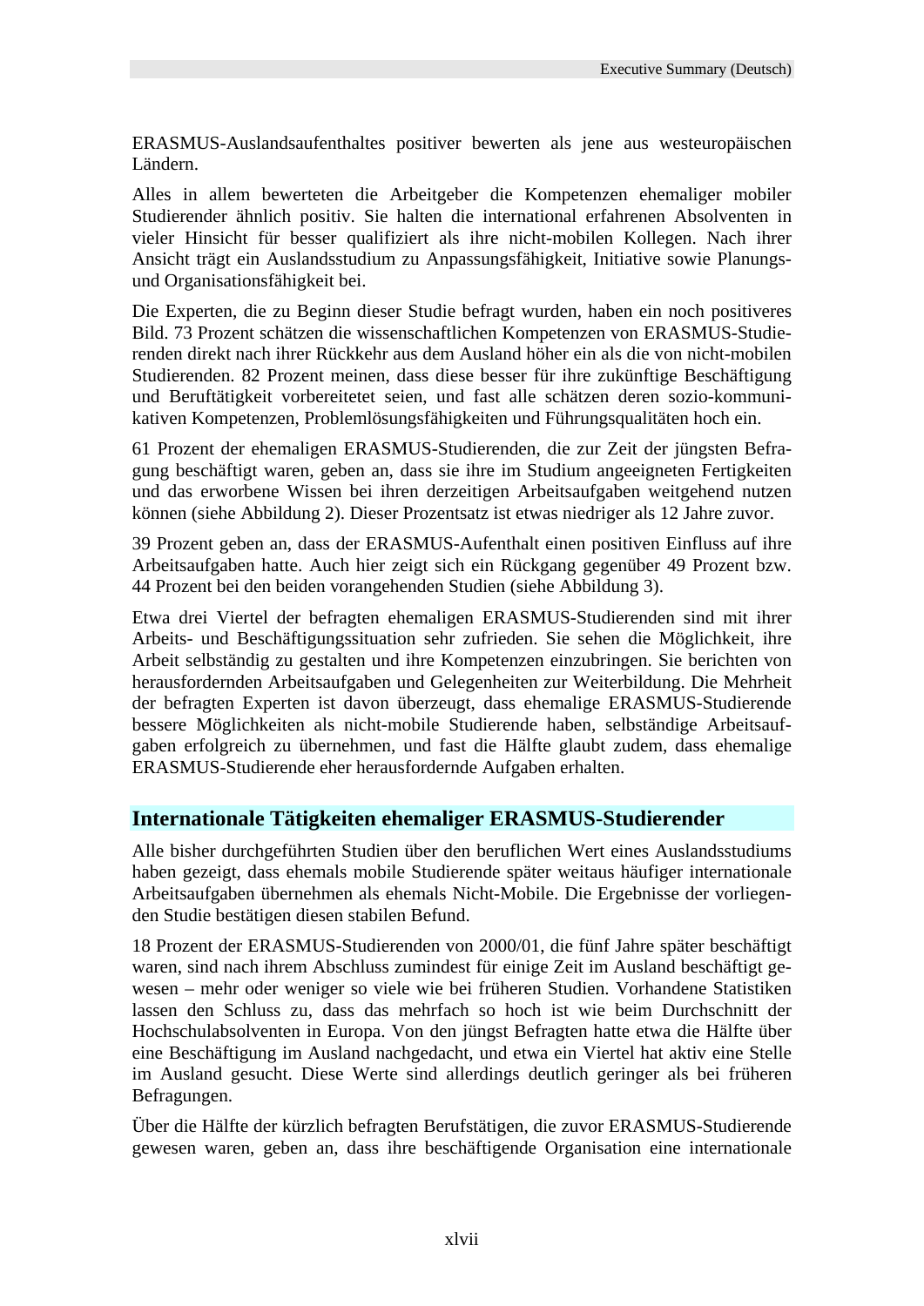ERASMUS-Auslandsaufenthaltes positiver bewerten als jene aus westeuropäischen Ländern.

Alles in allem bewerteten die Arbeitgeber die Kompetenzen ehemaliger mobiler Studierender ähnlich positiv. Sie halten die international erfahrenen Absolventen in vieler Hinsicht für besser qualifiziert als ihre nicht-mobilen Kollegen. Nach ihrer Ansicht trägt ein Auslandsstudium zu Anpassungsfähigkeit, Initiative sowie Planungs- und Organisationsfähigkeit bei.

Die Experten, die zu Beginn dieser Studie befragt wurden, haben ein noch positiveres Bild. 73 Prozent schätzen die wissenschaftlichen Kompetenzen von ERASMUS-Studierenden direkt nach ihrer Rückkehr aus dem Ausland höher ein als die von nicht-mobilen Studierenden. 82 Prozent meinen, dass diese besser für ihre zukünftige Beschäftigung und Berufstätigkeit vorbereitetet seien, und fast alle schätzen deren sozio-kommunikativen Kompetenzen, Problemlösungsfähigkeiten und Führungsqualitäten hoch ein.

61 Prozent der ehemaligen ERASMUS-Studierenden, die zur Zeit der jüngsten Befragung beschäftigt waren, geben an, dass sie ihre im Studium angeeigneten Fertigkeiten und das erworbene Wissen bei ihren derzeitigen Arbeitsaufgaben weitgehend nutzen können (siehe Abbildung 2). Dieser Prozentsatz ist etwas niedriger als 12 Jahre zuvor.

39 Prozent geben an, dass der ERASMUS-Aufenthalt einen positiven Einfluss auf ihre Arbeitsaufgaben hatte. Auch hier zeigt sich ein Rückgang gegenüber 49 Prozent bzw. 44 Prozent bei den beiden vorangehenden Studien (siehe Abbildung 3).

Etwa drei Viertel der befragten ehemaligen ERASMUS-Studierenden sind mit ihrer Arbeits- und Beschäftigungssituation sehr zufrieden. Sie sehen die Möglichkeit, ihre Arbeit selbständig zu gestalten und ihre Kompetenzen einzubringen. Sie berichten von herausfordernden Arbeitsaufgaben und Gelegenheiten zur Weiterbildung. Die Mehrheit der befragten Experten ist davon überzeugt, dass ehemalige ERASMUS-Studierende bessere Möglichkeiten als nicht-mobile Studierende haben, selbständige Arbeitsaufgaben erfolgreich zu übernehmen, und fast die Hälfte glaubt zudem, dass ehemalige ERASMUS-Studierende eher herausfordernde Aufgaben erhalten.

## Internationale Tätigkeiten ehemaliger ERASMUS-Studierender

Alle bisher durchgeführten Studien über den beruflichen Wert eines Auslandsstudiums haben gezeigt, dass ehemals mobile Studierende später weitaus häufiger internationale Arbeitsaufgaben übernehmen als ehemals Nicht-Mobile. Die Ergebnisse der vorliegenden Studie bestätigen diesen stabilen Befund.

18 Prozent der ERASMUS-Studierenden von 2000/01, die fünf Jahre später beschäftigt waren, sind nach ihrem Abschluss zumindest für einige Zeit im Ausland beschäftigt gewesen – mehr oder weniger so viele wie bei früheren Studien. Vorhandene Statistiken lassen den Schluss zu, dass das mehrfach so hoch ist wie beim Durchschnitt der Hochschulabsolventen in Europa. Von den jüngst Befragten hatte etwa die Hälfte über eine Beschäftigung im Ausland nachgedacht, und etwa ein Viertel hat aktiv eine Stelle im Ausland gesucht. Diese Werte sind allerdings deutlich geringer als bei früheren Befragungen.

Über die Hälfte der kürzlich befragten Berufstätigen, die zuvor ERASMUS-Studierende gewesen waren, geben an, dass ihre beschäftigende Organisation eine internationale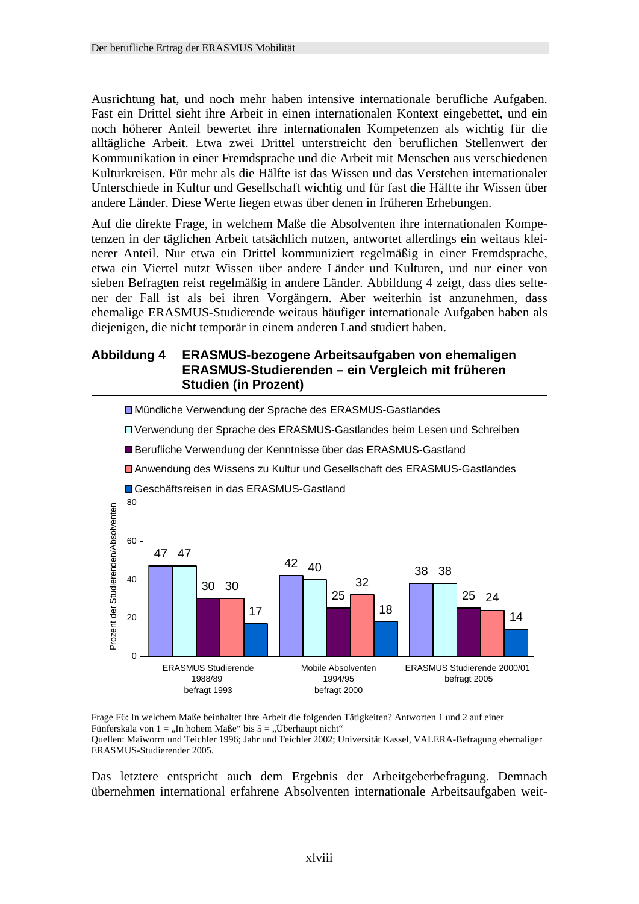Ausrichtung hat, und noch mehr haben intensive internationale berufliche Aufgaben. Fast ein Drittel sieht ihre Arbeit in einen internationalen Kontext eingebettet, und ein noch höherer Anteil bewertet ihre internationalen Kompetenzen als wichtig für die alltägliche Arbeit. Etwa zwei Drittel unterstreicht den beruflichen Stellenwert der Kommunikation in einer Fremdsprache und die Arbeit mit Menschen aus verschiedenen Kulturkreisen. Für mehr als die Hälfte ist das Wissen und das Verstehen internationaler Unterschiede in Kultur und Gesellschaft wichtig und für fast die Hälfte ihr Wissen über andere Länder. Diese Werte liegen etwas über denen in früheren Erhebungen.

Auf die direkte Frage, in welchem Maße die Absolventen ihre internationalen Kompetenzen in der täglichen Arbeit tatsächlich nutzen, antwortet allerdings ein weitaus kleinerer Anteil. Nur etwa ein Drittel kommuniziert regelmäßig in einer Fremdsprache, etwa ein Viertel nutzt Wissen über andere Länder und Kulturen, und nur einer von sieben Befragten reist regelmäßig in andere Länder. Abbildung 4 zeigt, dass dies seltener der Fall ist als bei ihren Vorgängern. Aber weiterhin ist anzunehmen, dass ehemalige ERASMUS-Studierende weitaus häufiger internationale Aufgaben haben als diejenigen, die nicht temporär in einem anderen Land studiert haben.

**Abbildung 4 ERASMUS-bezogene Arbeitsaufgaben von ehemaligen ERASMUS-Studierenden – ein Vergleich mit früheren Studien (in Prozent)**

| Prozent der Studierenden/Absolventen | ERASMUS Studierende 1988/89 befragt 1993 | Mobile Absolventen 1994/95 befragt 2000 | ERASMUS Studierende 2000/01 befragt 2005 |
|---|---|---|---|
| Mündliche Verwendung der Sprache des ERASMUS-Gastlandes | 47 | 42 | 38 |
| Verwendung der Sprache des ERASMUS-Gastlandes beim Lesen und Schreiben | 47 | 40 | 38 |
| Berufliche Verwendung der Kenntnisse über das ERASMUS-Gastland | 30 | 25 | 25 |
| Anwendung des Wissens zu Kultur und Gesellschaft des ERASMUS-Gastlandes | 30 | 32 | 24 |
| Geschäftsreisen in das ERASMUS-Gastland | 17 | 18 | 14 |

Frage F6: In welchem Maße beinhaltet Ihre Arbeit die folgenden Tätigkeiten? Antworten 1 und 2 auf einer Fünferskala von 1 = „In hohem Maße" bis 5 = „Überhaupt nicht"
Quellen: Maiworm und Teichler 1996; Jahr und Teichler 2002; Universität Kassel, VALERA-Befragung ehemaliger ERASMUS-Studierender 2005.

Das letztere entspricht auch dem Ergebnis der Arbeitgeberbefragung. Demnach übernehmen international erfahrene Absolventen internationale Arbeitsaufgaben weit-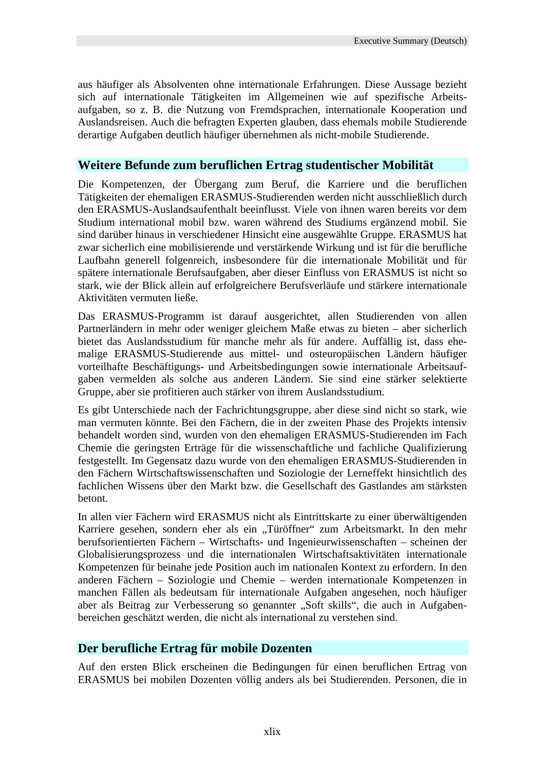aus häufiger als Absolventen ohne internationale Erfahrungen. Diese Aussage bezieht sich auf internationale Tätigkeiten im Allgemeinen wie auf spezifische Arbeitsaufgaben, so z. B. die Nutzung von Fremdsprachen, internationale Kooperation und Auslandsreisen. Auch die befragten Experten glauben, dass ehemals mobile Studierende derartige Aufgaben deutlich häufiger übernehmen als nicht-mobile Studierende.

## Weitere Befunde zum beruflichen Ertrag studentischer Mobilität

Die Kompetenzen, der Übergang zum Beruf, die Karriere und die beruflichen Tätigkeiten der ehemaligen ERASMUS-Studierenden werden nicht ausschließlich durch den ERASMUS-Auslandsaufenthalt beeinflusst. Viele von ihnen waren bereits vor dem Studium international mobil bzw. waren während des Studiums ergänzend mobil. Sie sind darüber hinaus in verschiedener Hinsicht eine ausgewählte Gruppe. ERASMUS hat zwar sicherlich eine mobilisierende und verstärkende Wirkung und ist für die berufliche Laufbahn generell folgenreich, insbesondere für die internationale Mobilität und für spätere internationale Berufsaufgaben, aber dieser Einfluss von ERASMUS ist nicht so stark, wie der Blick allein auf erfolgreichere Berufsverläufe und stärkere internationale Aktivitäten vermuten ließe.

Das ERASMUS-Programm ist darauf ausgerichtet, allen Studierenden von allen Partnerländern in mehr oder weniger gleichem Maße etwas zu bieten – aber sicherlich bietet das Auslandsstudium für manche mehr als für andere. Auffällig ist, dass ehemalige ERASMUS-Studierende aus mittel- und osteuropäischen Ländern häufiger vorteilhafte Beschäftigungs- und Arbeitsbedingungen sowie internationale Arbeitsaufgaben vermelden als solche aus anderen Ländern. Sie sind eine stärker selektierte Gruppe, aber sie profitieren auch stärker von ihrem Auslandsstudium.

Es gibt Unterschiede nach der Fachrichtungsgruppe, aber diese sind nicht so stark, wie man vermuten könnte. Bei den Fächern, die in der zweiten Phase des Projekts intensiv behandelt worden sind, wurden von den ehemaligen ERASMUS-Studierenden im Fach Chemie die geringsten Erträge für die wissenschaftliche und fachliche Qualifizierung festgestellt. Im Gegensatz dazu wurde von den ehemaligen ERASMUS-Studierenden in den Fächern Wirtschaftswissenschaften und Soziologie der Lerneffekt hinsichtlich des fachlichen Wissens über den Markt bzw. die Gesellschaft des Gastlandes am stärksten betont.

In allen vier Fächern wird ERASMUS nicht als Eintrittskarte zu einer überwältigenden Karriere gesehen, sondern eher als ein „Türöffner“ zum Arbeitsmarkt. In den mehr berufsorientierten Fächern – Wirtschafts- und Ingenieurwissenschaften – scheinen der Globalisierungsprozess und die internationalen Wirtschaftsaktivitäten internationale Kompetenzen für beinahe jede Position auch im nationalen Kontext zu erfordern. In den anderen Fächern – Soziologie und Chemie – werden internationale Kompetenzen in manchen Fällen als bedeutsam für internationale Aufgaben angesehen, noch häufiger aber als Beitrag zur Verbesserung so genannter „Soft skills“, die auch in Aufgabenbereichen geschätzt werden, die nicht als international zu verstehen sind.

## Der berufliche Ertrag für mobile Dozenten

Auf den ersten Blick erscheinen die Bedingungen für einen beruflichen Ertrag von ERASMUS bei mobilen Dozenten völlig anders als bei Studierenden. Personen, die in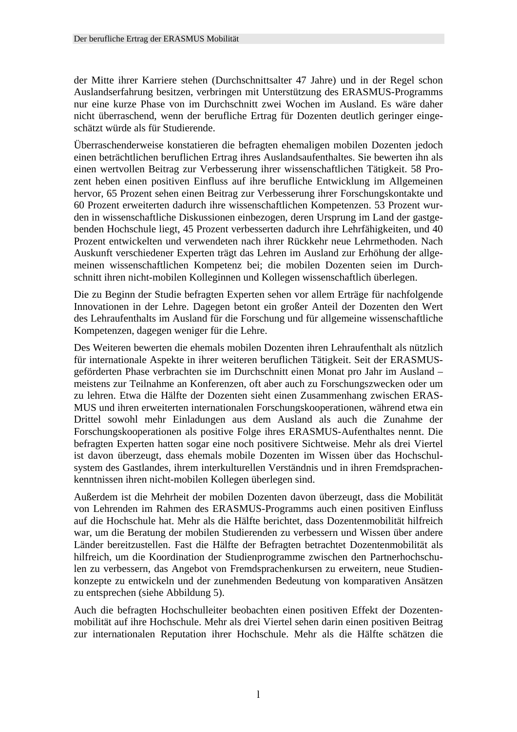der Mitte ihrer Karriere stehen (Durchschnittsalter 47 Jahre) und in der Regel schon Auslandserfahrung besitzen, verbringen mit Unterstützung des ERASMUS-Programms nur eine kurze Phase von im Durchschnitt zwei Wochen im Ausland. Es wäre daher nicht überraschend, wenn der berufliche Ertrag für Dozenten deutlich geringer eingeschätzt würde als für Studierende.

Überraschenderweise konstatieren die befragten ehemaligen mobilen Dozenten jedoch einen beträchtlichen beruflichen Ertrag ihres Auslandsaufenthaltes. Sie bewerten ihn als einen wertvollen Beitrag zur Verbesserung ihrer wissenschaftlichen Tätigkeit. 58 Prozent heben einen positiven Einfluss auf ihre berufliche Entwicklung im Allgemeinen hervor, 65 Prozent sehen einen Beitrag zur Verbesserung ihrer Forschungskontakte und 60 Prozent erweiterten dadurch ihre wissenschaftlichen Kompetenzen. 53 Prozent wurden in wissenschaftliche Diskussionen einbezogen, deren Ursprung im Land der gastgebenden Hochschule liegt, 45 Prozent verbesserten dadurch ihre Lehrfähigkeiten, und 40 Prozent entwickelten und verwendeten nach ihrer Rückkehr neue Lehrmethoden. Nach Auskunft verschiedener Experten trägt das Lehren im Ausland zur Erhöhung der allgemeinen wissenschaftlichen Kompetenz bei; die mobilen Dozenten seien im Durchschnitt ihren nicht-mobilen Kolleginnen und Kollegen wissenschaftlich überlegen.

Die zu Beginn der Studie befragten Experten sehen vor allem Erträge für nachfolgende Innovationen in der Lehre. Dagegen betont ein großer Anteil der Dozenten den Wert des Lehraufenthalts im Ausland für die Forschung und für allgemeine wissenschaftliche Kompetenzen, dagegen weniger für die Lehre.

Des Weiteren bewerten die ehemals mobilen Dozenten ihren Lehraufenthalt als nützlich für internationale Aspekte in ihrer weiteren beruflichen Tätigkeit. Seit der ERASMUS-geförderten Phase verbrachten sie im Durchschnitt einen Monat pro Jahr im Ausland – meistens zur Teilnahme an Konferenzen, oft aber auch zu Forschungszwecken oder um zu lehren. Etwa die Hälfte der Dozenten sieht einen Zusammenhang zwischen ERASMUS und ihren erweiterten internationalen Forschungskooperationen, während etwa ein Drittel sowohl mehr Einladungen aus dem Ausland als auch die Zunahme der Forschungskooperationen als positive Folge ihres ERASMUS-Aufenthaltes nennt. Die befragten Experten hatten sogar eine noch positivere Sichtweise. Mehr als drei Viertel ist davon überzeugt, dass ehemals mobile Dozenten im Wissen über das Hochschulsystem des Gastlandes, ihrem interkulturellen Verständnis und in ihren Fremdsprachenkenntnissen ihren nicht-mobilen Kollegen überlegen sind.

Außerdem ist die Mehrheit der mobilen Dozenten davon überzeugt, dass die Mobilität von Lehrenden im Rahmen des ERASMUS-Programms auch einen positiven Einfluss auf die Hochschule hat. Mehr als die Hälfte berichtet, dass Dozentenmobilität hilfreich war, um die Beratung der mobilen Studierenden zu verbessern und Wissen über andere Länder bereitzustellen. Fast die Hälfte der Befragten betrachtet Dozentenmobilität als hilfreich, um die Koordination der Studienprogramme zwischen den Partnerhochschulen zu verbessern, das Angebot von Fremdsprachenkursen zu erweitern, neue Studienkonzepte zu entwickeln und der zunehmenden Bedeutung von komparativen Ansätzen zu entsprechen (siehe Abbildung 5).

Auch die befragten Hochschulleiter beobachten einen positiven Effekt der Dozentenmobilität auf ihre Hochschule. Mehr als drei Viertel sehen darin einen positiven Beitrag zur internationalen Reputation ihrer Hochschule. Mehr als die Hälfte schätzen die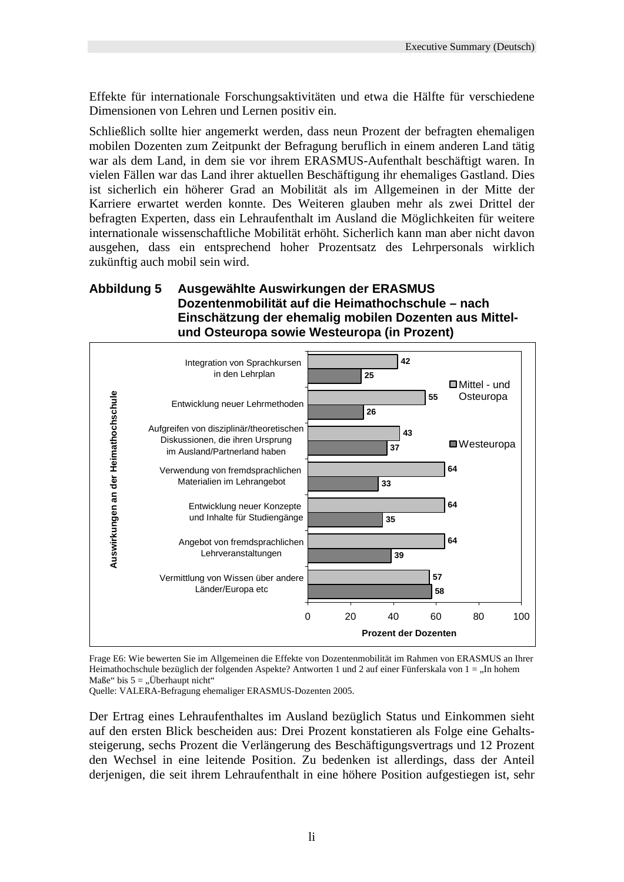Effekte für internationale Forschungsaktivitäten und etwa die Hälfte für verschiedene Dimensionen von Lehren und Lernen positiv ein.

Schließlich sollte hier angemerkt werden, dass neun Prozent der befragten ehemaligen mobilen Dozenten zum Zeitpunkt der Befragung beruflich in einem anderen Land tätig war als dem Land, in dem sie vor ihrem ERASMUS-Aufenthalt beschäftigt waren. In vielen Fällen war das Land ihrer aktuellen Beschäftigung ihr ehemaliges Gastland. Dies ist sicherlich ein höherer Grad an Mobilität als im Allgemeinen in der Mitte der Karriere erwartet werden konnte. Des Weiteren glauben mehr als zwei Drittel der befragten Experten, dass ein Lehraufenthalt im Ausland die Möglichkeiten für weitere internationale wissenschaftliche Mobilität erhöht. Sicherlich kann man aber nicht davon ausgehen, dass ein entsprechend hoher Prozentsatz des Lehrpersonals wirklich zukünftig auch mobil sein wird.

**Abbildung 5 Ausgewählte Auswirkungen der ERASMUS Dozentenmobilität auf die Heimathochschule – nach Einschätzung der ehemalig mobilen Dozenten aus Mittel- und Osteuropa sowie Westeuropa (in Prozent)**

| Auswirkungen an der Heimathochschule | Mittel - und Osteuropa | Westeuropa |
|---|---|---|
| Integration von Sprachkursen in den Lehrplan | 42 | 25 |
| Entwicklung neuer Lehrmethoden | 55 | 26 |
| Aufgreifen von disziplinär/theoretischen Diskussionen, die ihren Ursprung im Ausland/Partnerland haben | 43 | 37 |
| Verwendung von fremdsprachlichen Materialien im Lehrangebot | 64 | 33 |
| Entwicklung neuer Konzepte und Inhalte für Studiengänge | 64 | 35 |
| Angebot von fremdsprachlichen Lehrveranstaltungen | 64 | 39 |
| Vermittlung von Wissen über andere Länder/Europa etc | 57 | 58 |

Prozent der Dozenten

Frage E6: Wie bewerten Sie im Allgemeinen die Effekte von Dozentenmobilität im Rahmen von ERASMUS an Ihrer Heimathochschule bezüglich der folgenden Aspekte? Antworten 1 und 2 auf einer Fünferskala von 1 = „In hohem Maße" bis 5 = „Überhaupt nicht"
Quelle: VALERA-Befragung ehemaliger ERASMUS-Dozenten 2005.

Der Ertrag eines Lehraufenthaltes im Ausland bezüglich Status und Einkommen sieht auf den ersten Blick bescheiden aus: Drei Prozent konstatieren als Folge eine Gehaltssteigerung, sechs Prozent die Verlängerung des Beschäftigungsvertrags und 12 Prozent den Wechsel in eine leitende Position. Zu bedenken ist allerdings, dass der Anteil derjenigen, die seit ihrem Lehraufenthalt in eine höhere Position aufgestiegen ist, sehr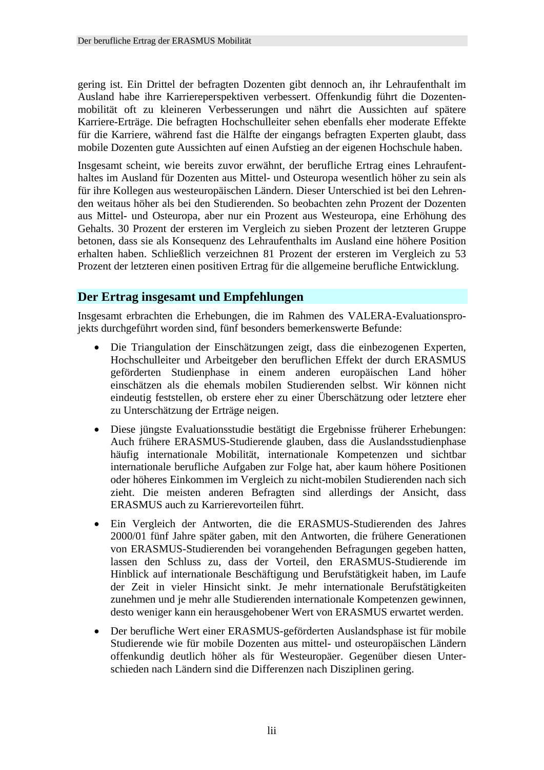gering ist. Ein Drittel der befragten Dozenten gibt dennoch an, ihr Lehraufenthalt im Ausland habe ihre Karriereperspektiven verbessert. Offenkundig führt die Dozentenmobilität oft zu kleineren Verbesserungen und nährt die Aussichten auf spätere Karriere-Erträge. Die befragten Hochschulleiter sehen ebenfalls eher moderate Effekte für die Karriere, während fast die Hälfte der eingangs befragten Experten glaubt, dass mobile Dozenten gute Aussichten auf einen Aufstieg an der eigenen Hochschule haben.

Insgesamt scheint, wie bereits zuvor erwähnt, der berufliche Ertrag eines Lehraufenthaltes im Ausland für Dozenten aus Mittel- und Osteuropa wesentlich höher zu sein als für ihre Kollegen aus westeuropäischen Ländern. Dieser Unterschied ist bei den Lehrenden weitaus höher als bei den Studierenden. So beobachten zehn Prozent der Dozenten aus Mittel- und Osteuropa, aber nur ein Prozent aus Westeuropa, eine Erhöhung des Gehalts. 30 Prozent der ersteren im Vergleich zu sieben Prozent der letzteren Gruppe betonen, dass sie als Konsequenz des Lehraufenthalts im Ausland eine höhere Position erhalten haben. Schließlich verzeichnen 81 Prozent der ersteren im Vergleich zu 53 Prozent der letzteren einen positiven Ertrag für die allgemeine berufliche Entwicklung.

## Der Ertrag insgesamt und Empfehlungen

Insgesamt erbrachten die Erhebungen, die im Rahmen des VALERA-Evaluationsprojekts durchgeführt worden sind, fünf besonders bemerkenswerte Befunde:

- Die Triangulation der Einschätzungen zeigt, dass die einbezogenen Experten, Hochschulleiter und Arbeitgeber den beruflichen Effekt der durch ERASMUS geförderten Studienphase in einem anderen europäischen Land höher einschätzen als die ehemals mobilen Studierenden selbst. Wir können nicht eindeutig feststellen, ob erstere eher zu einer Überschätzung oder letztere eher zu Unterschätzung der Erträge neigen.
- Diese jüngste Evaluationsstudie bestätigt die Ergebnisse früherer Erhebungen: Auch frühere ERASMUS-Studierende glauben, dass die Auslandsstudienphase häufig internationale Mobilität, internationale Kompetenzen und sichtbar internationale berufliche Aufgaben zur Folge hat, aber kaum höhere Positionen oder höheres Einkommen im Vergleich zu nicht-mobilen Studierenden nach sich zieht. Die meisten anderen Befragten sind allerdings der Ansicht, dass ERASMUS auch zu Karrierevorteilen führt.
- Ein Vergleich der Antworten, die die ERASMUS-Studierenden des Jahres 2000/01 fünf Jahre später gaben, mit den Antworten, die frühere Generationen von ERASMUS-Studierenden bei vorangehenden Befragungen gegeben hatten, lassen den Schluss zu, dass der Vorteil, den ERASMUS-Studierende im Hinblick auf internationale Beschäftigung und Berufstätigkeit haben, im Laufe der Zeit in vieler Hinsicht sinkt. Je mehr internationale Berufstätigkeiten zunehmen und je mehr alle Studierenden internationale Kompetenzen gewinnen, desto weniger kann ein herausgehobener Wert von ERASMUS erwartet werden.
- Der berufliche Wert einer ERASMUS-geförderten Auslandsphase ist für mobile Studierende wie für mobile Dozenten aus mittel- und osteuropäischen Ländern offenkundig deutlich höher als für Westeuropäer. Gegenüber diesen Unterschieden nach Ländern sind die Differenzen nach Disziplinen gering.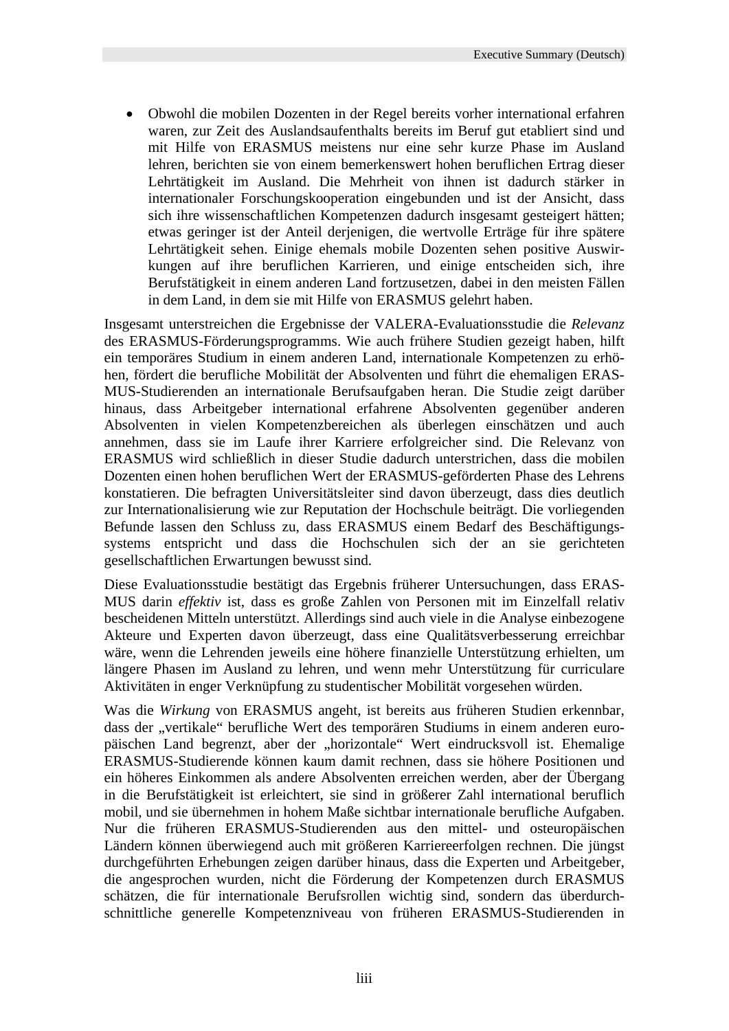- Obwohl die mobilen Dozenten in der Regel bereits vorher international erfahren waren, zur Zeit des Auslandsaufenthalts bereits im Beruf gut etabliert sind und mit Hilfe von ERASMUS meistens nur eine sehr kurze Phase im Ausland lehren, berichten sie von einem bemerkenswert hohen beruflichen Ertrag dieser Lehrtätigkeit im Ausland. Die Mehrheit von ihnen ist dadurch stärker in internationaler Forschungskooperation eingebunden und ist der Ansicht, dass sich ihre wissenschaftlichen Kompetenzen dadurch insgesamt gesteigert hätten; etwas geringer ist der Anteil derjenigen, die wertvolle Erträge für ihre spätere Lehrtätigkeit sehen. Einige ehemals mobile Dozenten sehen positive Auswirkungen auf ihre beruflichen Karrieren, und einige entscheiden sich, ihre Berufstätigkeit in einem anderen Land fortzusetzen, dabei in den meisten Fällen in dem Land, in dem sie mit Hilfe von ERASMUS gelehrt haben.

Insgesamt unterstreichen die Ergebnisse der VALERA-Evaluationsstudie die *Relevanz* des ERASMUS-Förderungsprogramms. Wie auch frühere Studien gezeigt haben, hilft ein temporäres Studium in einem anderen Land, internationale Kompetenzen zu erhöhen, fördert die berufliche Mobilität der Absolventen und führt die ehemaligen ERASMUS-Studierenden an internationale Berufsaufgaben heran. Die Studie zeigt darüber hinaus, dass Arbeitgeber international erfahrene Absolventen gegenüber anderen Absolventen in vielen Kompetenzbereichen als überlegen einschätzen und auch annehmen, dass sie im Laufe ihrer Karriere erfolgreicher sind. Die Relevanz von ERASMUS wird schließlich in dieser Studie dadurch unterstrichen, dass die mobilen Dozenten einen hohen beruflichen Wert der ERASMUS-geförderten Phase des Lehrens konstatieren. Die befragten Universitätsleiter sind davon überzeugt, dass dies deutlich zur Internationalisierung wie zur Reputation der Hochschule beiträgt. Die vorliegenden Befunde lassen den Schluss zu, dass ERASMUS einem Bedarf des Beschäftigungssystems entspricht und dass die Hochschulen sich der an sie gerichteten gesellschaftlichen Erwartungen bewusst sind.

Diese Evaluationsstudie bestätigt das Ergebnis früherer Untersuchungen, dass ERASMUS darin *effektiv* ist, dass es große Zahlen von Personen mit im Einzelfall relativ bescheidenen Mitteln unterstützt. Allerdings sind auch viele in die Analyse einbezogene Akteure und Experten davon überzeugt, dass eine Qualitätsverbesserung erreichbar wäre, wenn die Lehrenden jeweils eine höhere finanzielle Unterstützung erhielten, um längere Phasen im Ausland zu lehren, und wenn mehr Unterstützung für curriculare Aktivitäten in enger Verknüpfung zu studentischer Mobilität vorgesehen würden.

Was die *Wirkung* von ERASMUS angeht, ist bereits aus früheren Studien erkennbar, dass der „vertikale" berufliche Wert des temporären Studiums in einem anderen europäischen Land begrenzt, aber der „horizontale" Wert eindrucksvoll ist. Ehemalige ERASMUS-Studierende können kaum damit rechnen, dass sie höhere Positionen und ein höheres Einkommen als andere Absolventen erreichen werden, aber der Übergang in die Berufstätigkeit ist erleichtert, sie sind in größerer Zahl international beruflich mobil, und sie übernehmen in hohem Maße sichtbar internationale berufliche Aufgaben. Nur die früheren ERASMUS-Studierenden aus den mittel- und osteuropäischen Ländern können überwiegend auch mit größeren Karriereerfolgen rechnen. Die jüngst durchgeführten Erhebungen zeigen darüber hinaus, dass die Experten und Arbeitgeber, die angesprochen wurden, nicht die Förderung der Kompetenzen durch ERASMUS schätzen, die für internationale Berufsrollen wichtig sind, sondern das überdurchschnittliche generelle Kompetenzniveau von früheren ERASMUS-Studierenden in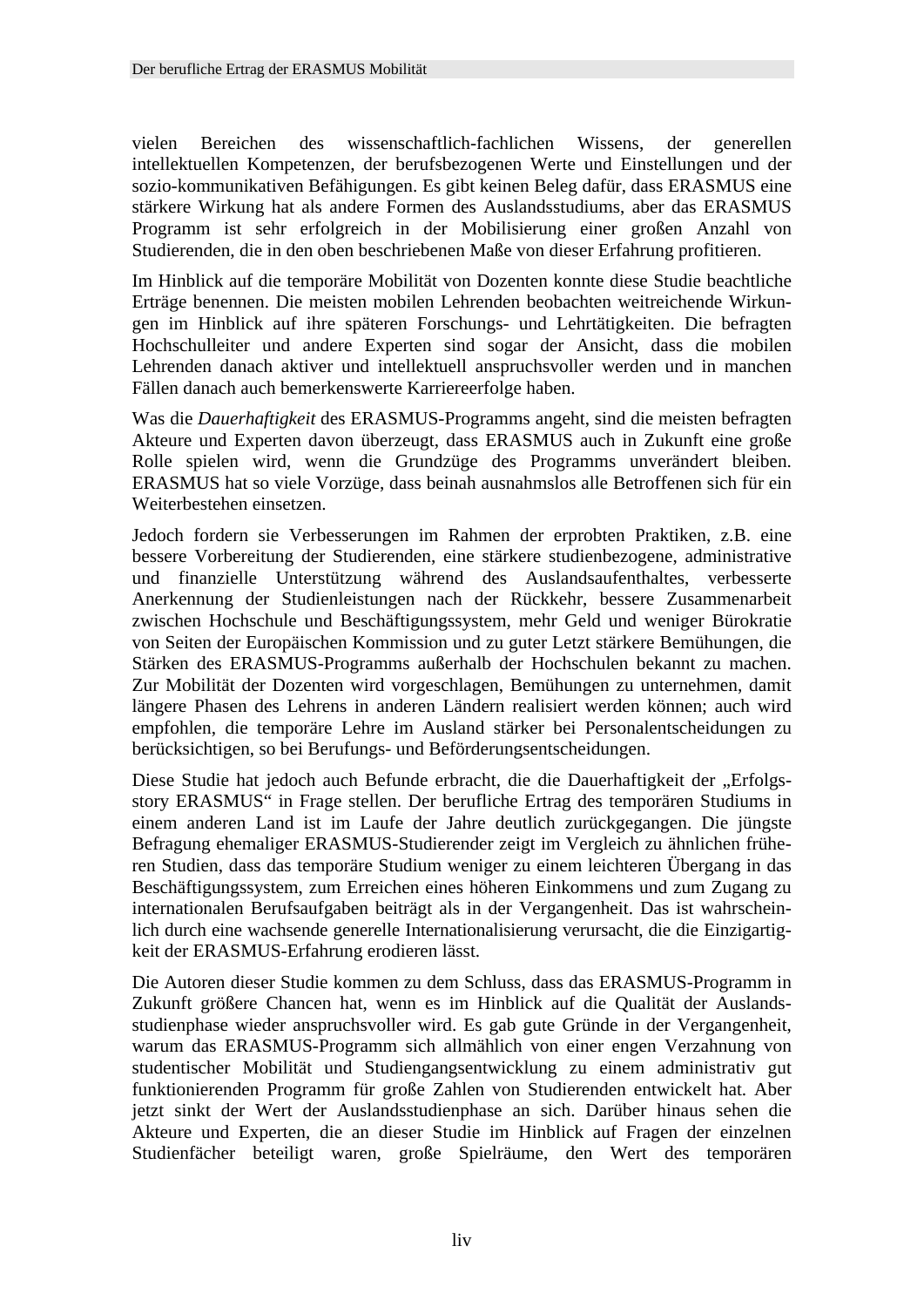vielen Bereichen des wissenschaftlich-fachlichen Wissens, der generellen intellektuellen Kompetenzen, der berufsbezogenen Werte und Einstellungen und der sozio-kommunikativen Befähigungen. Es gibt keinen Beleg dafür, dass ERASMUS eine stärkere Wirkung hat als andere Formen des Auslandsstudiums, aber das ERASMUS Programm ist sehr erfolgreich in der Mobilisierung einer großen Anzahl von Studierenden, die in den oben beschriebenen Maße von dieser Erfahrung profitieren.

Im Hinblick auf die temporäre Mobilität von Dozenten konnte diese Studie beachtliche Erträge benennen. Die meisten mobilen Lehrenden beobachten weitreichende Wirkungen im Hinblick auf ihre späteren Forschungs- und Lehrtätigkeiten. Die befragten Hochschulleiter und andere Experten sind sogar der Ansicht, dass die mobilen Lehrenden danach aktiver und intellektuell anspruchsvoller werden und in manchen Fällen danach auch bemerkenswerte Karriereerfolge haben.

Was die *Dauerhaftigkeit* des ERASMUS-Programms angeht, sind die meisten befragten Akteure und Experten davon überzeugt, dass ERASMUS auch in Zukunft eine große Rolle spielen wird, wenn die Grundzüge des Programms unverändert bleiben. ERASMUS hat so viele Vorzüge, dass beinah ausnahmslos alle Betroffenen sich für ein Weiterbestehen einsetzen.

Jedoch fordern sie Verbesserungen im Rahmen der erprobten Praktiken, z.B. eine bessere Vorbereitung der Studierenden, eine stärkere studienbezogene, administrative und finanzielle Unterstützung während des Auslandsaufenthaltes, verbesserte Anerkennung der Studienleistungen nach der Rückkehr, bessere Zusammenarbeit zwischen Hochschule und Beschäftigungssystem, mehr Geld und weniger Bürokratie von Seiten der Europäischen Kommission und zu guter Letzt stärkere Bemühungen, die Stärken des ERASMUS-Programms außerhalb der Hochschulen bekannt zu machen. Zur Mobilität der Dozenten wird vorgeschlagen, Bemühungen zu unternehmen, damit längere Phasen des Lehrens in anderen Ländern realisiert werden können; auch wird empfohlen, die temporäre Lehre im Ausland stärker bei Personalentscheidungen zu berücksichtigen, so bei Berufungs- und Beförderungsentscheidungen.

Diese Studie hat jedoch auch Befunde erbracht, die die Dauerhaftigkeit der „Erfolgsstory ERASMUS" in Frage stellen. Der berufliche Ertrag des temporären Studiums in einem anderen Land ist im Laufe der Jahre deutlich zurückgegangen. Die jüngste Befragung ehemaliger ERASMUS-Studierender zeigt im Vergleich zu ähnlichen früheren Studien, dass das temporäre Studium weniger zu einem leichteren Übergang in das Beschäftigungssystem, zum Erreichen eines höheren Einkommens und zum Zugang zu internationalen Berufsaufgaben beiträgt als in der Vergangenheit. Das ist wahrscheinlich durch eine wachsende generelle Internationalisierung verursacht, die die Einzigartigkeit der ERASMUS-Erfahrung erodieren lässt.

Die Autoren dieser Studie kommen zu dem Schluss, dass das ERASMUS-Programm in Zukunft größere Chancen hat, wenn es im Hinblick auf die Qualität der Auslandsstudienphase wieder anspruchsvoller wird. Es gab gute Gründe in der Vergangenheit, warum das ERASMUS-Programm sich allmählich von einer engen Verzahnung von studentischer Mobilität und Studiengangsentwicklung zu einem administrativ gut funktionierenden Programm für große Zahlen von Studierenden entwickelt hat. Aber jetzt sinkt der Wert der Auslandsstudienphase an sich. Darüber hinaus sehen die Akteure und Experten, die an dieser Studie im Hinblick auf Fragen der einzelnen Studienfächer beteiligt waren, große Spielräume, den Wert des temporären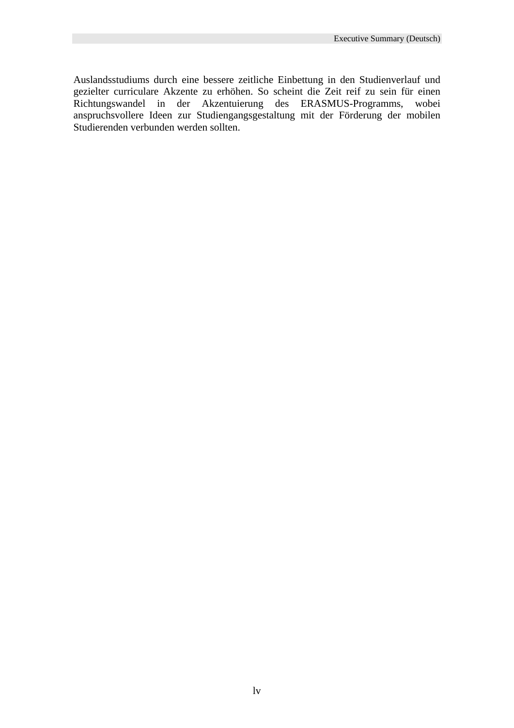Auslandsstudiums durch eine bessere zeitliche Einbettung in den Studienverlauf und gezielter curriculare Akzente zu erhöhen. So scheint die Zeit reif zu sein für einen Richtungswandel in der Akzentuierung des ERASMUS-Programms, wobei anspruchsvollere Ideen zur Studiengangsgestaltung mit der Förderung der mobilen Studierenden verbunden werden sollten.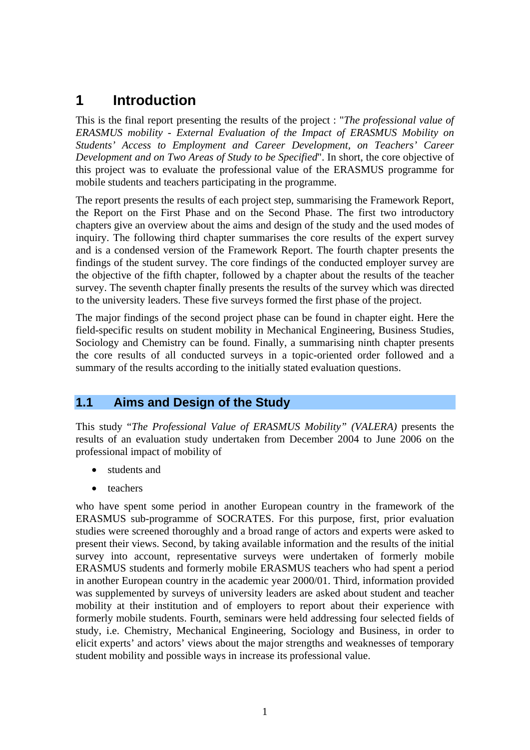# 1 Introduction

This is the final report presenting the results of the project : "*The professional value of ERASMUS mobility - External Evaluation of the Impact of ERASMUS Mobility on Students' Access to Employment and Career Development, on Teachers' Career Development and on Two Areas of Study to be Specified*". In short, the core objective of this project was to evaluate the professional value of the ERASMUS programme for mobile students and teachers participating in the programme.

The report presents the results of each project step, summarising the Framework Report, the Report on the First Phase and on the Second Phase. The first two introductory chapters give an overview about the aims and design of the study and the used modes of inquiry. The following third chapter summarises the core results of the expert survey and is a condensed version of the Framework Report. The fourth chapter presents the findings of the student survey. The core findings of the conducted employer survey are the objective of the fifth chapter, followed by a chapter about the results of the teacher survey. The seventh chapter finally presents the results of the survey which was directed to the university leaders. These five surveys formed the first phase of the project.

The major findings of the second project phase can be found in chapter eight. Here the field-specific results on student mobility in Mechanical Engineering, Business Studies, Sociology and Chemistry can be found. Finally, a summarising ninth chapter presents the core results of all conducted surveys in a topic-oriented order followed and a summary of the results according to the initially stated evaluation questions.

## 1.1 Aims and Design of the Study

This study "*The Professional Value of ERASMUS Mobility" (VALERA)* presents the results of an evaluation study undertaken from December 2004 to June 2006 on the professional impact of mobility of

- students and
- teachers

who have spent some period in another European country in the framework of the ERASMUS sub-programme of SOCRATES. For this purpose, first, prior evaluation studies were screened thoroughly and a broad range of actors and experts were asked to present their views. Second, by taking available information and the results of the initial survey into account, representative surveys were undertaken of formerly mobile ERASMUS students and formerly mobile ERASMUS teachers who had spent a period in another European country in the academic year 2000/01. Third, information provided was supplemented by surveys of university leaders are asked about student and teacher mobility at their institution and of employers to report about their experience with formerly mobile students. Fourth, seminars were held addressing four selected fields of study, i.e. Chemistry, Mechanical Engineering, Sociology and Business, in order to elicit experts' and actors' views about the major strengths and weaknesses of temporary student mobility and possible ways in increase its professional value.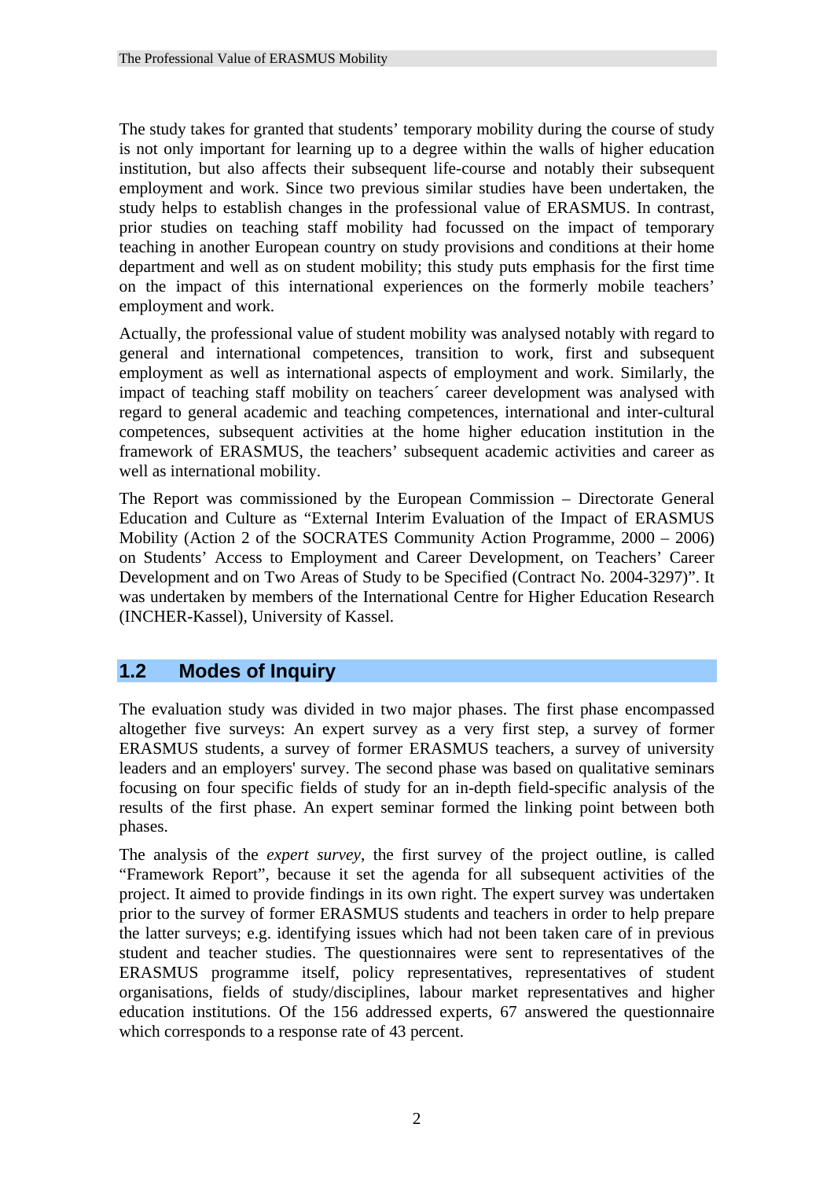The study takes for granted that students' temporary mobility during the course of study is not only important for learning up to a degree within the walls of higher education institution, but also affects their subsequent life-course and notably their subsequent employment and work. Since two previous similar studies have been undertaken, the study helps to establish changes in the professional value of ERASMUS. In contrast, prior studies on teaching staff mobility had focussed on the impact of temporary teaching in another European country on study provisions and conditions at their home department and well as on student mobility; this study puts emphasis for the first time on the impact of this international experiences on the formerly mobile teachers' employment and work.

Actually, the professional value of student mobility was analysed notably with regard to general and international competences, transition to work, first and subsequent employment as well as international aspects of employment and work. Similarly, the impact of teaching staff mobility on teachers´ career development was analysed with regard to general academic and teaching competences, international and inter-cultural competences, subsequent activities at the home higher education institution in the framework of ERASMUS, the teachers' subsequent academic activities and career as well as international mobility.

The Report was commissioned by the European Commission – Directorate General Education and Culture as "External Interim Evaluation of the Impact of ERASMUS Mobility (Action 2 of the SOCRATES Community Action Programme, 2000 – 2006) on Students' Access to Employment and Career Development, on Teachers' Career Development and on Two Areas of Study to be Specified (Contract No. 2004-3297)". It was undertaken by members of the International Centre for Higher Education Research (INCHER-Kassel), University of Kassel.

## 1.2 Modes of Inquiry

The evaluation study was divided in two major phases. The first phase encompassed altogether five surveys: An expert survey as a very first step, a survey of former ERASMUS students, a survey of former ERASMUS teachers, a survey of university leaders and an employers' survey. The second phase was based on qualitative seminars focusing on four specific fields of study for an in-depth field-specific analysis of the results of the first phase. An expert seminar formed the linking point between both phases.

The analysis of the *expert survey*, the first survey of the project outline, is called "Framework Report", because it set the agenda for all subsequent activities of the project. It aimed to provide findings in its own right. The expert survey was undertaken prior to the survey of former ERASMUS students and teachers in order to help prepare the latter surveys; e.g. identifying issues which had not been taken care of in previous student and teacher studies. The questionnaires were sent to representatives of the ERASMUS programme itself, policy representatives, representatives of student organisations, fields of study/disciplines, labour market representatives and higher education institutions. Of the 156 addressed experts, 67 answered the questionnaire which corresponds to a response rate of 43 percent.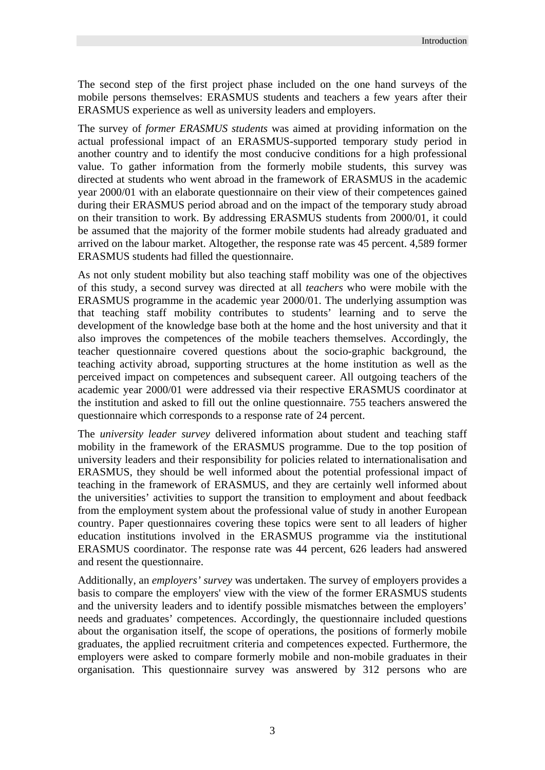The second step of the first project phase included on the one hand surveys of the mobile persons themselves: ERASMUS students and teachers a few years after their ERASMUS experience as well as university leaders and employers.

The survey of *former ERASMUS students* was aimed at providing information on the actual professional impact of an ERASMUS-supported temporary study period in another country and to identify the most conducive conditions for a high professional value. To gather information from the formerly mobile students, this survey was directed at students who went abroad in the framework of ERASMUS in the academic year 2000/01 with an elaborate questionnaire on their view of their competences gained during their ERASMUS period abroad and on the impact of the temporary study abroad on their transition to work. By addressing ERASMUS students from 2000/01, it could be assumed that the majority of the former mobile students had already graduated and arrived on the labour market. Altogether, the response rate was 45 percent. 4,589 former ERASMUS students had filled the questionnaire.

As not only student mobility but also teaching staff mobility was one of the objectives of this study, a second survey was directed at all *teachers* who were mobile with the ERASMUS programme in the academic year 2000/01. The underlying assumption was that teaching staff mobility contributes to students' learning and to serve the development of the knowledge base both at the home and the host university and that it also improves the competences of the mobile teachers themselves. Accordingly, the teacher questionnaire covered questions about the socio-graphic background, the teaching activity abroad, supporting structures at the home institution as well as the perceived impact on competences and subsequent career. All outgoing teachers of the academic year 2000/01 were addressed via their respective ERASMUS coordinator at the institution and asked to fill out the online questionnaire. 755 teachers answered the questionnaire which corresponds to a response rate of 24 percent.

The *university leader survey* delivered information about student and teaching staff mobility in the framework of the ERASMUS programme. Due to the top position of university leaders and their responsibility for policies related to internationalisation and ERASMUS, they should be well informed about the potential professional impact of teaching in the framework of ERASMUS, and they are certainly well informed about the universities' activities to support the transition to employment and about feedback from the employment system about the professional value of study in another European country. Paper questionnaires covering these topics were sent to all leaders of higher education institutions involved in the ERASMUS programme via the institutional ERASMUS coordinator. The response rate was 44 percent, 626 leaders had answered and resent the questionnaire.

Additionally, an *employers' survey* was undertaken. The survey of employers provides a basis to compare the employers' view with the view of the former ERASMUS students and the university leaders and to identify possible mismatches between the employers' needs and graduates' competences. Accordingly, the questionnaire included questions about the organisation itself, the scope of operations, the positions of formerly mobile graduates, the applied recruitment criteria and competences expected. Furthermore, the employers were asked to compare formerly mobile and non-mobile graduates in their organisation. This questionnaire survey was answered by 312 persons who are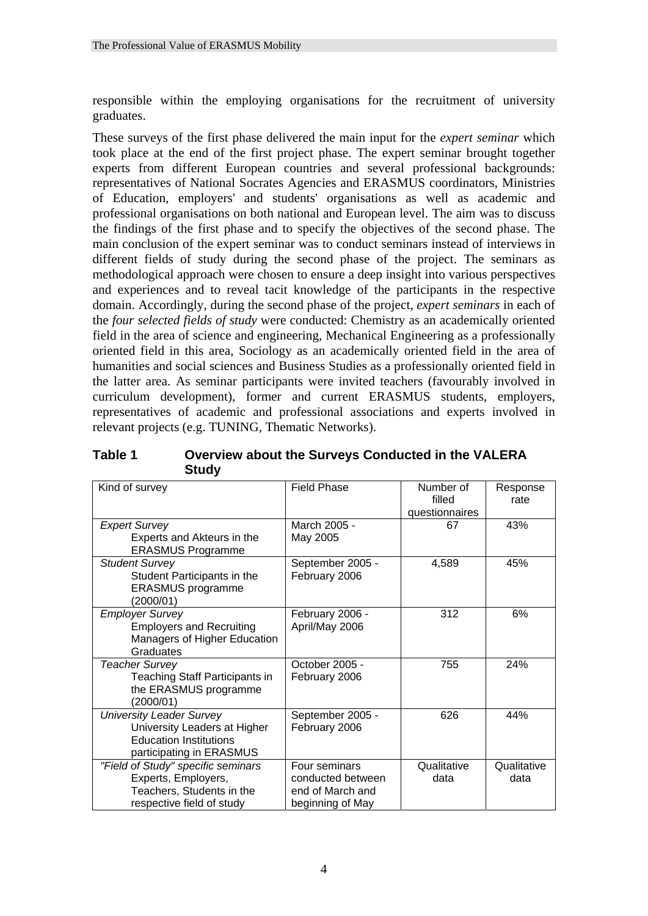responsible within the employing organisations for the recruitment of university graduates.

These surveys of the first phase delivered the main input for the *expert seminar* which took place at the end of the first project phase. The expert seminar brought together experts from different European countries and several professional backgrounds: representatives of National Socrates Agencies and ERASMUS coordinators, Ministries of Education, employers' and students' organisations as well as academic and professional organisations on both national and European level. The aim was to discuss the findings of the first phase and to specify the objectives of the second phase. The main conclusion of the expert seminar was to conduct seminars instead of interviews in different fields of study during the second phase of the project. The seminars as methodological approach were chosen to ensure a deep insight into various perspectives and experiences and to reveal tacit knowledge of the participants in the respective domain. Accordingly, during the second phase of the project, *expert seminars* in each of the *four selected fields of study* were conducted: Chemistry as an academically oriented field in the area of science and engineering, Mechanical Engineering as a professionally oriented field in this area, Sociology as an academically oriented field in the area of humanities and social sciences and Business Studies as a professionally oriented field in the latter area. As seminar participants were invited teachers (favourably involved in curriculum development), former and current ERASMUS students, employers, representatives of academic and professional associations and experts involved in relevant projects (e.g. TUNING, Thematic Networks).

**Table 1 Overview about the Surveys Conducted in the VALERA Study**

| Kind of survey | Field Phase | Number of filled questionnaires | Response rate |
|---|---|---|---|
| *Expert Survey* Experts and Akteurs in the ERASMUS Programme | March 2005 - May 2005 | 67 | 43% |
| *Student Survey* Student Participants in the ERASMUS programme (2000/01) | September 2005 - February 2006 | 4,589 | 45% |
| *Employer Survey* Employers and Recruiting Managers of Higher Education Graduates | February 2006 - April/May 2006 | 312 | 6% |
| *Teacher Survey* Teaching Staff Participants in the ERASMUS programme (2000/01) | October 2005 - February 2006 | 755 | 24% |
| *University Leader Survey* University Leaders at Higher Education Institutions participating in ERASMUS | September 2005 - February 2006 | 626 | 44% |
| *"Field of Study" specific seminars* Experts, Employers, Teachers, Students in the respective field of study | Four seminars conducted between end of March and beginning of May | Qualitative data | Qualitative data |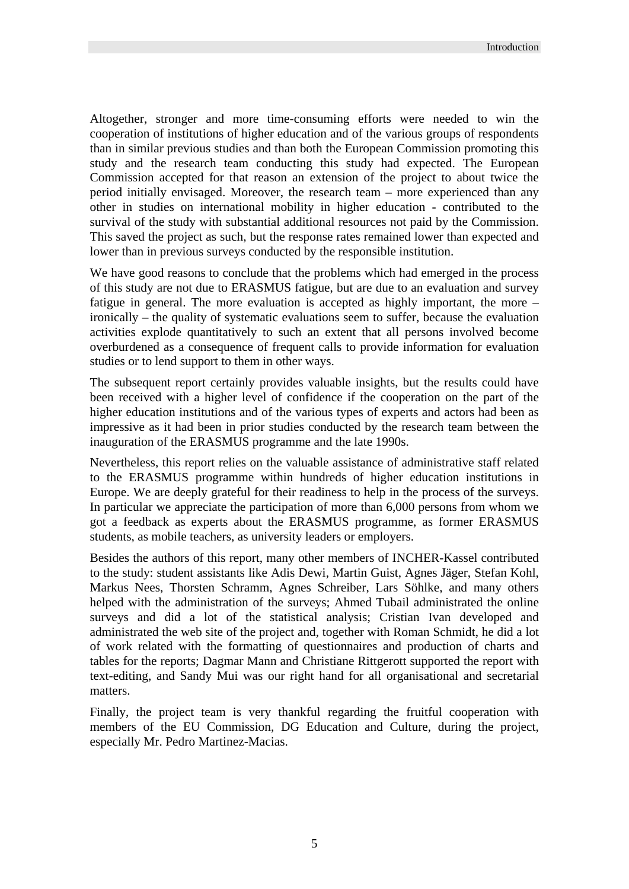Altogether, stronger and more time-consuming efforts were needed to win the cooperation of institutions of higher education and of the various groups of respondents than in similar previous studies and than both the European Commission promoting this study and the research team conducting this study had expected. The European Commission accepted for that reason an extension of the project to about twice the period initially envisaged. Moreover, the research team – more experienced than any other in studies on international mobility in higher education - contributed to the survival of the study with substantial additional resources not paid by the Commission. This saved the project as such, but the response rates remained lower than expected and lower than in previous surveys conducted by the responsible institution.

We have good reasons to conclude that the problems which had emerged in the process of this study are not due to ERASMUS fatigue, but are due to an evaluation and survey fatigue in general. The more evaluation is accepted as highly important, the more – ironically – the quality of systematic evaluations seem to suffer, because the evaluation activities explode quantitatively to such an extent that all persons involved become overburdened as a consequence of frequent calls to provide information for evaluation studies or to lend support to them in other ways.

The subsequent report certainly provides valuable insights, but the results could have been received with a higher level of confidence if the cooperation on the part of the higher education institutions and of the various types of experts and actors had been as impressive as it had been in prior studies conducted by the research team between the inauguration of the ERASMUS programme and the late 1990s.

Nevertheless, this report relies on the valuable assistance of administrative staff related to the ERASMUS programme within hundreds of higher education institutions in Europe. We are deeply grateful for their readiness to help in the process of the surveys. In particular we appreciate the participation of more than 6,000 persons from whom we got a feedback as experts about the ERASMUS programme, as former ERASMUS students, as mobile teachers, as university leaders or employers.

Besides the authors of this report, many other members of INCHER-Kassel contributed to the study: student assistants like Adis Dewi, Martin Guist, Agnes Jäger, Stefan Kohl, Markus Nees, Thorsten Schramm, Agnes Schreiber, Lars Söhlke, and many others helped with the administration of the surveys; Ahmed Tubail administrated the online surveys and did a lot of the statistical analysis; Cristian Ivan developed and administrated the web site of the project and, together with Roman Schmidt, he did a lot of work related with the formatting of questionnaires and production of charts and tables for the reports; Dagmar Mann and Christiane Rittgerott supported the report with text-editing, and Sandy Mui was our right hand for all organisational and secretarial matters.

Finally, the project team is very thankful regarding the fruitful cooperation with members of the EU Commission, DG Education and Culture, during the project, especially Mr. Pedro Martinez-Macias.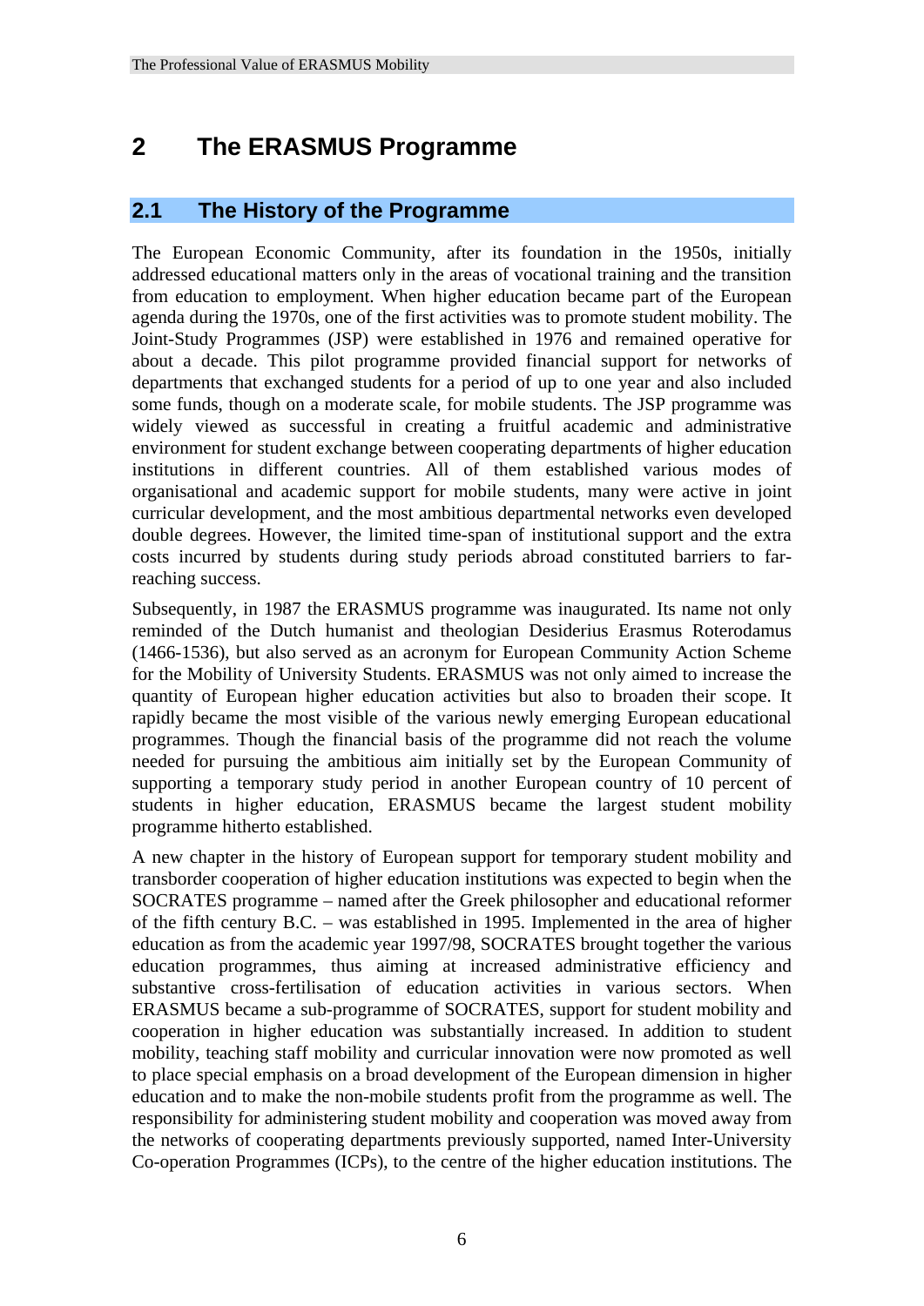# 2 The ERASMUS Programme

## 2.1 The History of the Programme

The European Economic Community, after its foundation in the 1950s, initially addressed educational matters only in the areas of vocational training and the transition from education to employment. When higher education became part of the European agenda during the 1970s, one of the first activities was to promote student mobility. The Joint-Study Programmes (JSP) were established in 1976 and remained operative for about a decade. This pilot programme provided financial support for networks of departments that exchanged students for a period of up to one year and also included some funds, though on a moderate scale, for mobile students. The JSP programme was widely viewed as successful in creating a fruitful academic and administrative environment for student exchange between cooperating departments of higher education institutions in different countries. All of them established various modes of organisational and academic support for mobile students, many were active in joint curricular development, and the most ambitious departmental networks even developed double degrees. However, the limited time-span of institutional support and the extra costs incurred by students during study periods abroad constituted barriers to far-reaching success.

Subsequently, in 1987 the ERASMUS programme was inaugurated. Its name not only reminded of the Dutch humanist and theologian Desiderius Erasmus Roterodamus (1466-1536), but also served as an acronym for European Community Action Scheme for the Mobility of University Students. ERASMUS was not only aimed to increase the quantity of European higher education activities but also to broaden their scope. It rapidly became the most visible of the various newly emerging European educational programmes. Though the financial basis of the programme did not reach the volume needed for pursuing the ambitious aim initially set by the European Community of supporting a temporary study period in another European country of 10 percent of students in higher education, ERASMUS became the largest student mobility programme hitherto established.

A new chapter in the history of European support for temporary student mobility and transborder cooperation of higher education institutions was expected to begin when the SOCRATES programme – named after the Greek philosopher and educational reformer of the fifth century B.C. – was established in 1995. Implemented in the area of higher education as from the academic year 1997/98, SOCRATES brought together the various education programmes, thus aiming at increased administrative efficiency and substantive cross-fertilisation of education activities in various sectors. When ERASMUS became a sub-programme of SOCRATES, support for student mobility and cooperation in higher education was substantially increased. In addition to student mobility, teaching staff mobility and curricular innovation were now promoted as well to place special emphasis on a broad development of the European dimension in higher education and to make the non-mobile students profit from the programme as well. The responsibility for administering student mobility and cooperation was moved away from the networks of cooperating departments previously supported, named Inter-University Co-operation Programmes (ICPs), to the centre of the higher education institutions. The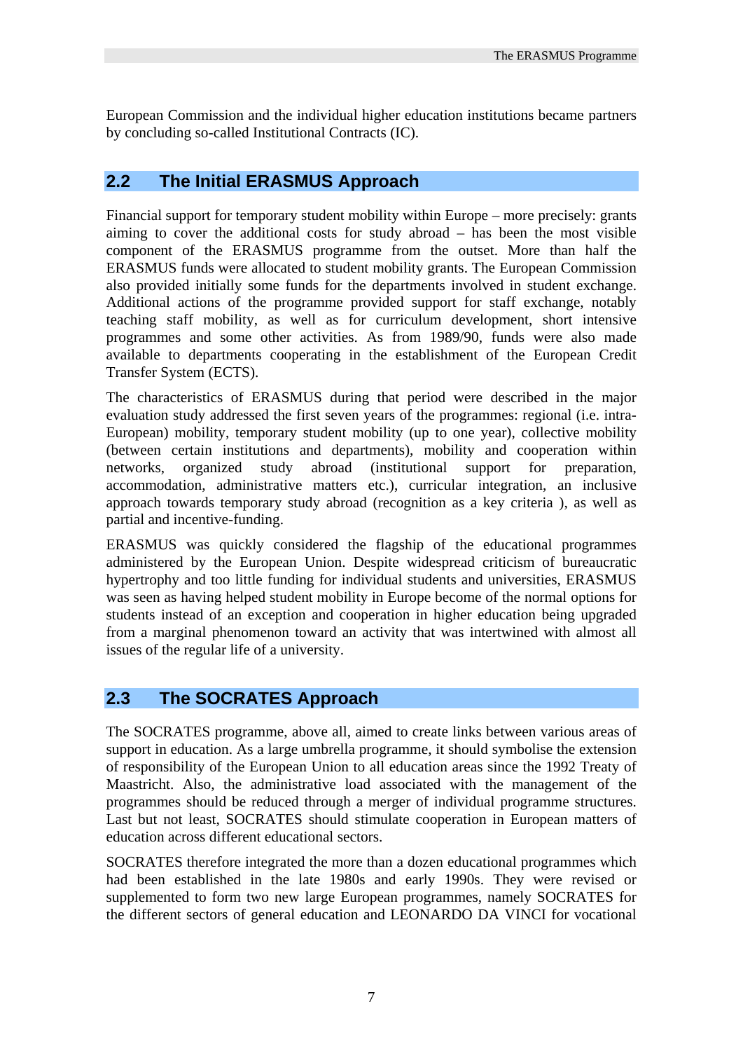European Commission and the individual higher education institutions became partners by concluding so-called Institutional Contracts (IC).

## 2.2 The Initial ERASMUS Approach

Financial support for temporary student mobility within Europe – more precisely: grants aiming to cover the additional costs for study abroad – has been the most visible component of the ERASMUS programme from the outset. More than half the ERASMUS funds were allocated to student mobility grants. The European Commission also provided initially some funds for the departments involved in student exchange. Additional actions of the programme provided support for staff exchange, notably teaching staff mobility, as well as for curriculum development, short intensive programmes and some other activities. As from 1989/90, funds were also made available to departments cooperating in the establishment of the European Credit Transfer System (ECTS).

The characteristics of ERASMUS during that period were described in the major evaluation study addressed the first seven years of the programmes: regional (i.e. intra-European) mobility, temporary student mobility (up to one year), collective mobility (between certain institutions and departments), mobility and cooperation within networks, organized study abroad (institutional support for preparation, accommodation, administrative matters etc.), curricular integration, an inclusive approach towards temporary study abroad (recognition as a key criteria ), as well as partial and incentive-funding.

ERASMUS was quickly considered the flagship of the educational programmes administered by the European Union. Despite widespread criticism of bureaucratic hypertrophy and too little funding for individual students and universities, ERASMUS was seen as having helped student mobility in Europe become of the normal options for students instead of an exception and cooperation in higher education being upgraded from a marginal phenomenon toward an activity that was intertwined with almost all issues of the regular life of a university.

## 2.3 The SOCRATES Approach

The SOCRATES programme, above all, aimed to create links between various areas of support in education. As a large umbrella programme, it should symbolise the extension of responsibility of the European Union to all education areas since the 1992 Treaty of Maastricht. Also, the administrative load associated with the management of the programmes should be reduced through a merger of individual programme structures. Last but not least, SOCRATES should stimulate cooperation in European matters of education across different educational sectors.

SOCRATES therefore integrated the more than a dozen educational programmes which had been established in the late 1980s and early 1990s. They were revised or supplemented to form two new large European programmes, namely SOCRATES for the different sectors of general education and LEONARDO DA VINCI for vocational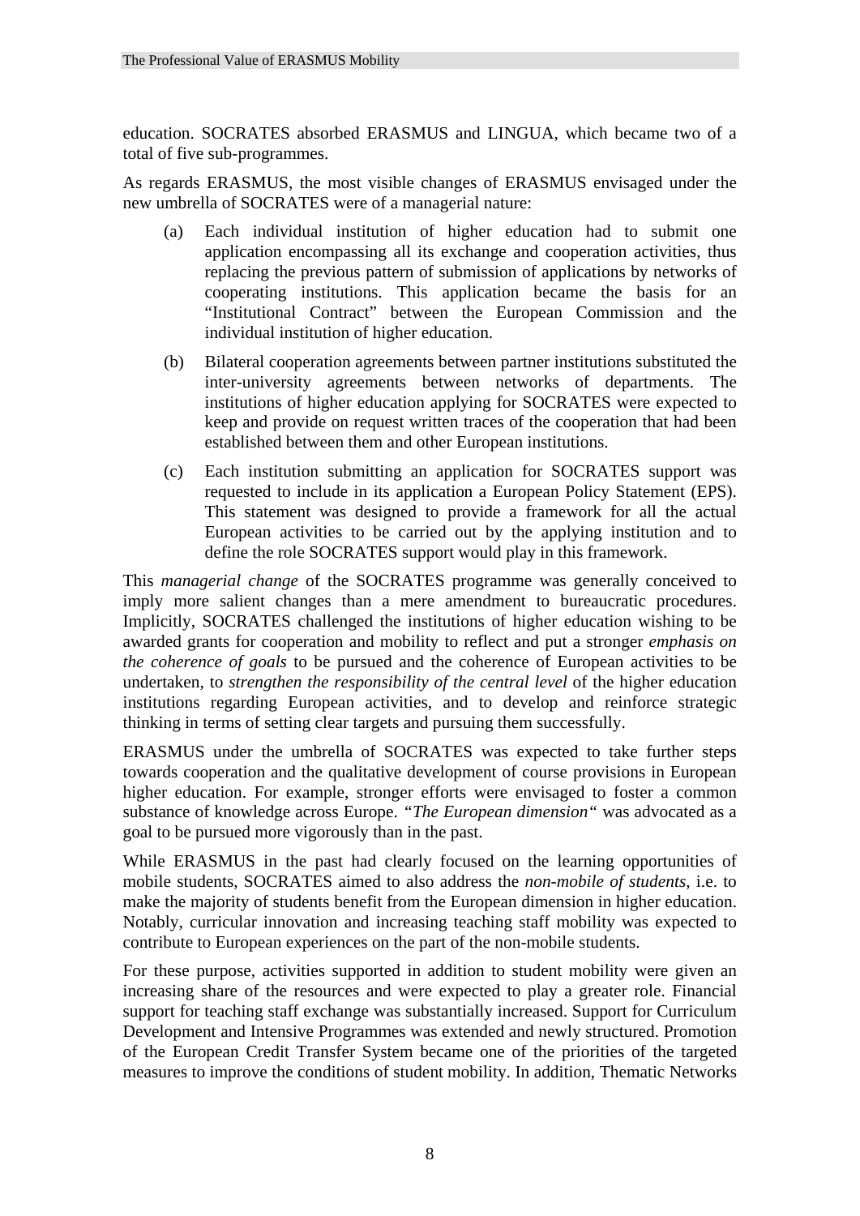education. SOCRATES absorbed ERASMUS and LINGUA, which became two of a total of five sub-programmes.

As regards ERASMUS, the most visible changes of ERASMUS envisaged under the new umbrella of SOCRATES were of a managerial nature:

(a) Each individual institution of higher education had to submit one application encompassing all its exchange and cooperation activities, thus replacing the previous pattern of submission of applications by networks of cooperating institutions. This application became the basis for an "Institutional Contract" between the European Commission and the individual institution of higher education.

(b) Bilateral cooperation agreements between partner institutions substituted the inter-university agreements between networks of departments. The institutions of higher education applying for SOCRATES were expected to keep and provide on request written traces of the cooperation that had been established between them and other European institutions.

(c) Each institution submitting an application for SOCRATES support was requested to include in its application a European Policy Statement (EPS). This statement was designed to provide a framework for all the actual European activities to be carried out by the applying institution and to define the role SOCRATES support would play in this framework.

This *managerial change* of the SOCRATES programme was generally conceived to imply more salient changes than a mere amendment to bureaucratic procedures. Implicitly, SOCRATES challenged the institutions of higher education wishing to be awarded grants for cooperation and mobility to reflect and put a stronger *emphasis on the coherence of goals* to be pursued and the coherence of European activities to be undertaken, to *strengthen the responsibility of the central level* of the higher education institutions regarding European activities, and to develop and reinforce strategic thinking in terms of setting clear targets and pursuing them successfully.

ERASMUS under the umbrella of SOCRATES was expected to take further steps towards cooperation and the qualitative development of course provisions in European higher education. For example, stronger efforts were envisaged to foster a common substance of knowledge across Europe. *"The European dimension"* was advocated as a goal to be pursued more vigorously than in the past.

While ERASMUS in the past had clearly focused on the learning opportunities of mobile students, SOCRATES aimed to also address the *non-mobile of students*, i.e. to make the majority of students benefit from the European dimension in higher education. Notably, curricular innovation and increasing teaching staff mobility was expected to contribute to European experiences on the part of the non-mobile students.

For these purpose, activities supported in addition to student mobility were given an increasing share of the resources and were expected to play a greater role. Financial support for teaching staff exchange was substantially increased. Support for Curriculum Development and Intensive Programmes was extended and newly structured. Promotion of the European Credit Transfer System became one of the priorities of the targeted measures to improve the conditions of student mobility. In addition, Thematic Networks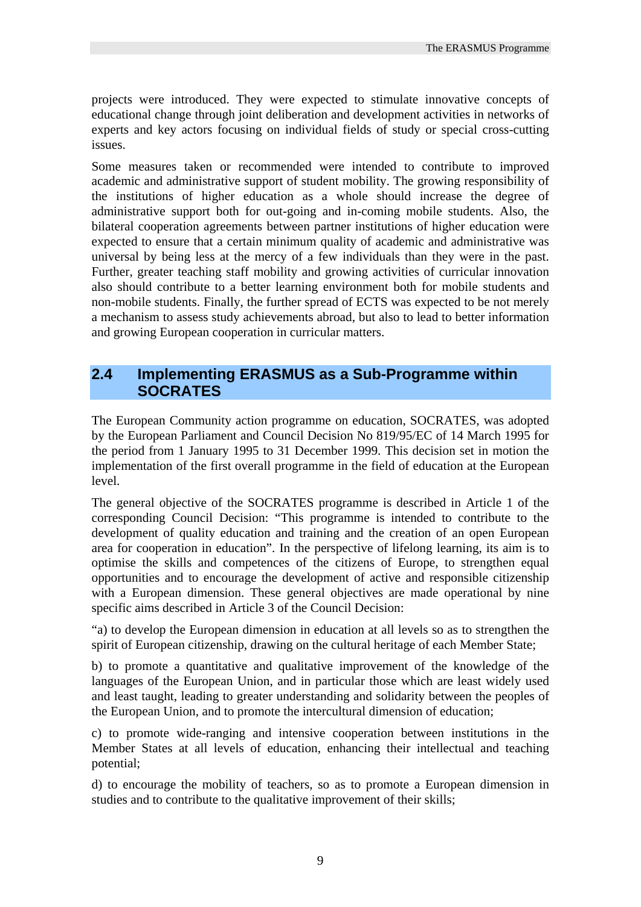projects were introduced. They were expected to stimulate innovative concepts of educational change through joint deliberation and development activities in networks of experts and key actors focusing on individual fields of study or special cross-cutting issues.

Some measures taken or recommended were intended to contribute to improved academic and administrative support of student mobility. The growing responsibility of the institutions of higher education as a whole should increase the degree of administrative support both for out-going and in-coming mobile students. Also, the bilateral cooperation agreements between partner institutions of higher education were expected to ensure that a certain minimum quality of academic and administrative was universal by being less at the mercy of a few individuals than they were in the past. Further, greater teaching staff mobility and growing activities of curricular innovation also should contribute to a better learning environment both for mobile students and non-mobile students. Finally, the further spread of ECTS was expected to be not merely a mechanism to assess study achievements abroad, but also to lead to better information and growing European cooperation in curricular matters.

## 2.4 Implementing ERASMUS as a Sub-Programme within SOCRATES

The European Community action programme on education, SOCRATES, was adopted by the European Parliament and Council Decision No 819/95/EC of 14 March 1995 for the period from 1 January 1995 to 31 December 1999. This decision set in motion the implementation of the first overall programme in the field of education at the European level.

The general objective of the SOCRATES programme is described in Article 1 of the corresponding Council Decision: "This programme is intended to contribute to the development of quality education and training and the creation of an open European area for cooperation in education". In the perspective of lifelong learning, its aim is to optimise the skills and competences of the citizens of Europe, to strengthen equal opportunities and to encourage the development of active and responsible citizenship with a European dimension. These general objectives are made operational by nine specific aims described in Article 3 of the Council Decision:

"a) to develop the European dimension in education at all levels so as to strengthen the spirit of European citizenship, drawing on the cultural heritage of each Member State;

b) to promote a quantitative and qualitative improvement of the knowledge of the languages of the European Union, and in particular those which are least widely used and least taught, leading to greater understanding and solidarity between the peoples of the European Union, and to promote the intercultural dimension of education;

c) to promote wide-ranging and intensive cooperation between institutions in the Member States at all levels of education, enhancing their intellectual and teaching potential;

d) to encourage the mobility of teachers, so as to promote a European dimension in studies and to contribute to the qualitative improvement of their skills;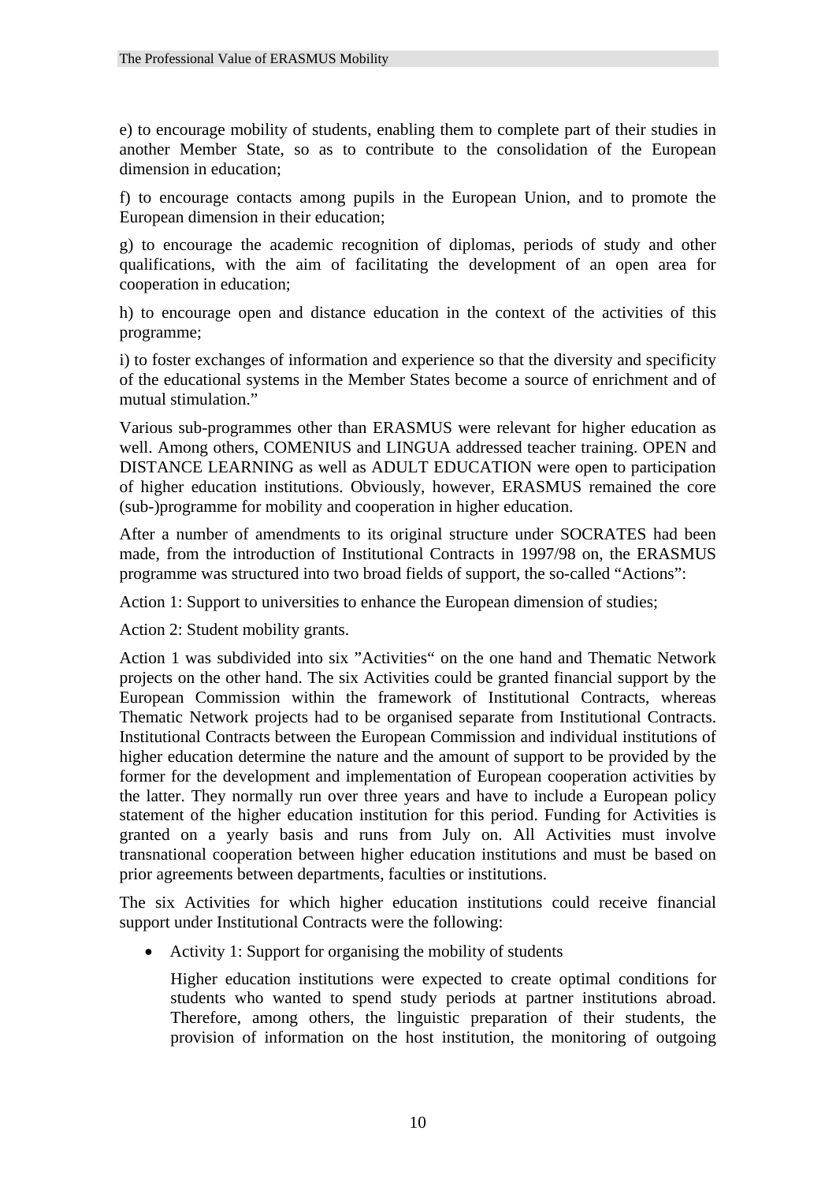e) to encourage mobility of students, enabling them to complete part of their studies in another Member State, so as to contribute to the consolidation of the European dimension in education;

f) to encourage contacts among pupils in the European Union, and to promote the European dimension in their education;

g) to encourage the academic recognition of diplomas, periods of study and other qualifications, with the aim of facilitating the development of an open area for cooperation in education;

h) to encourage open and distance education in the context of the activities of this programme;

i) to foster exchanges of information and experience so that the diversity and specificity of the educational systems in the Member States become a source of enrichment and of mutual stimulation."

Various sub-programmes other than ERASMUS were relevant for higher education as well. Among others, COMENIUS and LINGUA addressed teacher training. OPEN and DISTANCE LEARNING as well as ADULT EDUCATION were open to participation of higher education institutions. Obviously, however, ERASMUS remained the core (sub-)programme for mobility and cooperation in higher education.

After a number of amendments to its original structure under SOCRATES had been made, from the introduction of Institutional Contracts in 1997/98 on, the ERASMUS programme was structured into two broad fields of support, the so-called "Actions":

Action 1: Support to universities to enhance the European dimension of studies;

Action 2: Student mobility grants.

Action 1 was subdivided into six "Activities" on the one hand and Thematic Network projects on the other hand. The six Activities could be granted financial support by the European Commission within the framework of Institutional Contracts, whereas Thematic Network projects had to be organised separate from Institutional Contracts. Institutional Contracts between the European Commission and individual institutions of higher education determine the nature and the amount of support to be provided by the former for the development and implementation of European cooperation activities by the latter. They normally run over three years and have to include a European policy statement of the higher education institution for this period. Funding for Activities is granted on a yearly basis and runs from July on. All Activities must involve transnational cooperation between higher education institutions and must be based on prior agreements between departments, faculties or institutions.

The six Activities for which higher education institutions could receive financial support under Institutional Contracts were the following:

- Activity 1: Support for organising the mobility of students

  Higher education institutions were expected to create optimal conditions for students who wanted to spend study periods at partner institutions abroad. Therefore, among others, the linguistic preparation of their students, the provision of information on the host institution, the monitoring of outgoing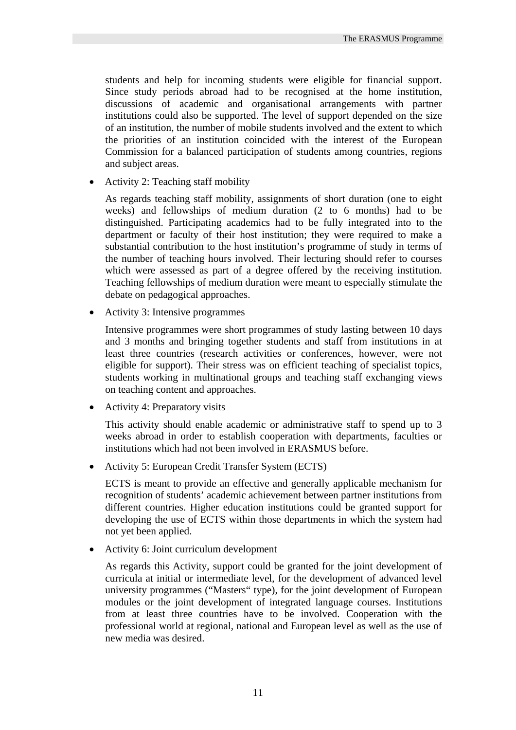students and help for incoming students were eligible for financial support. Since study periods abroad had to be recognised at the home institution, discussions of academic and organisational arrangements with partner institutions could also be supported. The level of support depended on the size of an institution, the number of mobile students involved and the extent to which the priorities of an institution coincided with the interest of the European Commission for a balanced participation of students among countries, regions and subject areas.

- Activity 2: Teaching staff mobility

  As regards teaching staff mobility, assignments of short duration (one to eight weeks) and fellowships of medium duration (2 to 6 months) had to be distinguished. Participating academics had to be fully integrated into to the department or faculty of their host institution; they were required to make a substantial contribution to the host institution's programme of study in terms of the number of teaching hours involved. Their lecturing should refer to courses which were assessed as part of a degree offered by the receiving institution. Teaching fellowships of medium duration were meant to especially stimulate the debate on pedagogical approaches.

- Activity 3: Intensive programmes

  Intensive programmes were short programmes of study lasting between 10 days and 3 months and bringing together students and staff from institutions in at least three countries (research activities or conferences, however, were not eligible for support). Their stress was on efficient teaching of specialist topics, students working in multinational groups and teaching staff exchanging views on teaching content and approaches.

- Activity 4: Preparatory visits

  This activity should enable academic or administrative staff to spend up to 3 weeks abroad in order to establish cooperation with departments, faculties or institutions which had not been involved in ERASMUS before.

- Activity 5: European Credit Transfer System (ECTS)

  ECTS is meant to provide an effective and generally applicable mechanism for recognition of students' academic achievement between partner institutions from different countries. Higher education institutions could be granted support for developing the use of ECTS within those departments in which the system had not yet been applied.

- Activity 6: Joint curriculum development

  As regards this Activity, support could be granted for the joint development of curricula at initial or intermediate level, for the development of advanced level university programmes ("Masters" type), for the joint development of European modules or the joint development of integrated language courses. Institutions from at least three countries have to be involved. Cooperation with the professional world at regional, national and European level as well as the use of new media was desired.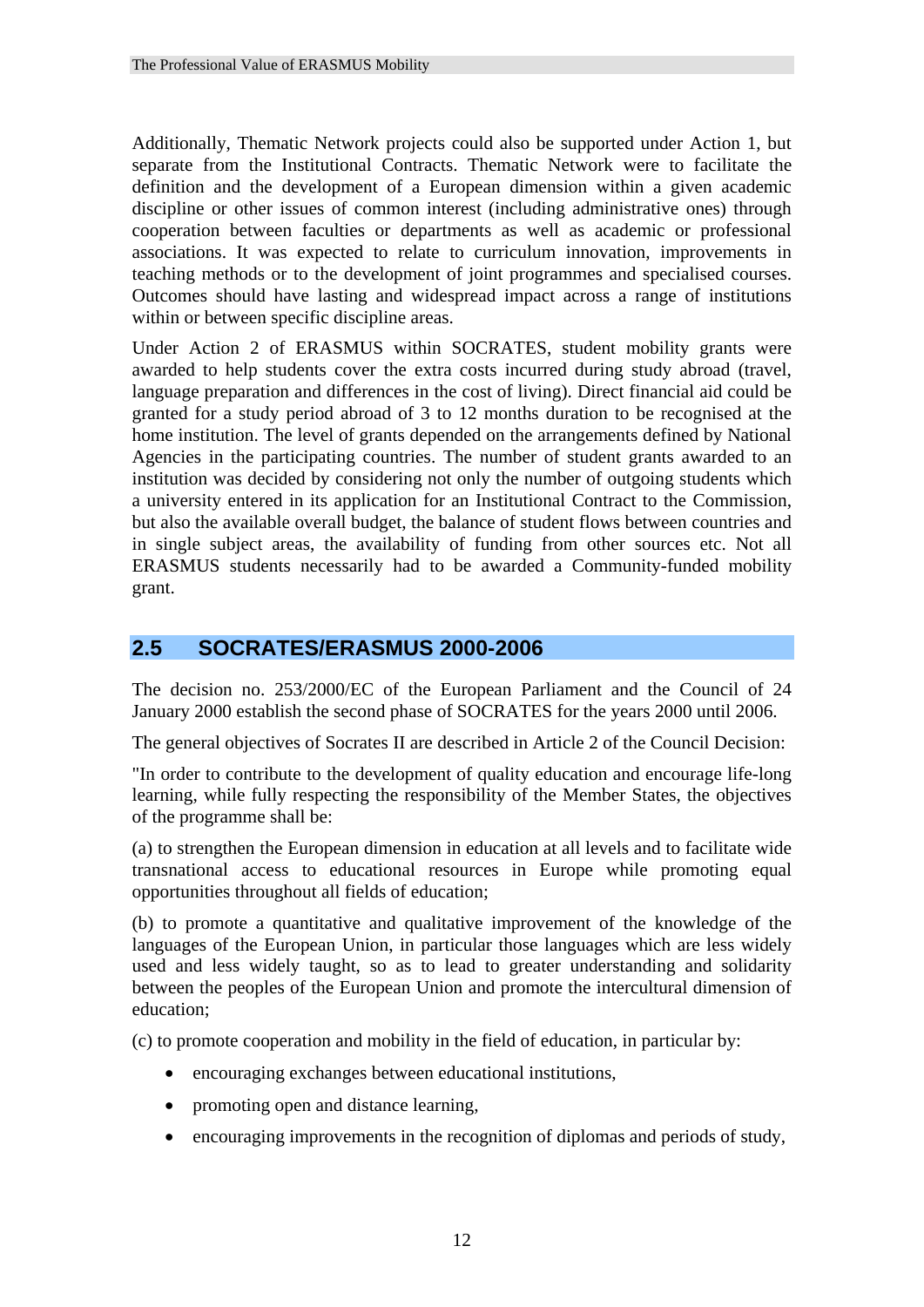Additionally, Thematic Network projects could also be supported under Action 1, but separate from the Institutional Contracts. Thematic Network were to facilitate the definition and the development of a European dimension within a given academic discipline or other issues of common interest (including administrative ones) through cooperation between faculties or departments as well as academic or professional associations. It was expected to relate to curriculum innovation, improvements in teaching methods or to the development of joint programmes and specialised courses. Outcomes should have lasting and widespread impact across a range of institutions within or between specific discipline areas.

Under Action 2 of ERASMUS within SOCRATES, student mobility grants were awarded to help students cover the extra costs incurred during study abroad (travel, language preparation and differences in the cost of living). Direct financial aid could be granted for a study period abroad of 3 to 12 months duration to be recognised at the home institution. The level of grants depended on the arrangements defined by National Agencies in the participating countries. The number of student grants awarded to an institution was decided by considering not only the number of outgoing students which a university entered in its application for an Institutional Contract to the Commission, but also the available overall budget, the balance of student flows between countries and in single subject areas, the availability of funding from other sources etc. Not all ERASMUS students necessarily had to be awarded a Community-funded mobility grant.

## 2.5 SOCRATES/ERASMUS 2000-2006

The decision no. 253/2000/EC of the European Parliament and the Council of 24 January 2000 establish the second phase of SOCRATES for the years 2000 until 2006.

The general objectives of Socrates II are described in Article 2 of the Council Decision:

"In order to contribute to the development of quality education and encourage life-long learning, while fully respecting the responsibility of the Member States, the objectives of the programme shall be:

(a) to strengthen the European dimension in education at all levels and to facilitate wide transnational access to educational resources in Europe while promoting equal opportunities throughout all fields of education;

(b) to promote a quantitative and qualitative improvement of the knowledge of the languages of the European Union, in particular those languages which are less widely used and less widely taught, so as to lead to greater understanding and solidarity between the peoples of the European Union and promote the intercultural dimension of education;

(c) to promote cooperation and mobility in the field of education, in particular by:

- encouraging exchanges between educational institutions,
- promoting open and distance learning,
- encouraging improvements in the recognition of diplomas and periods of study,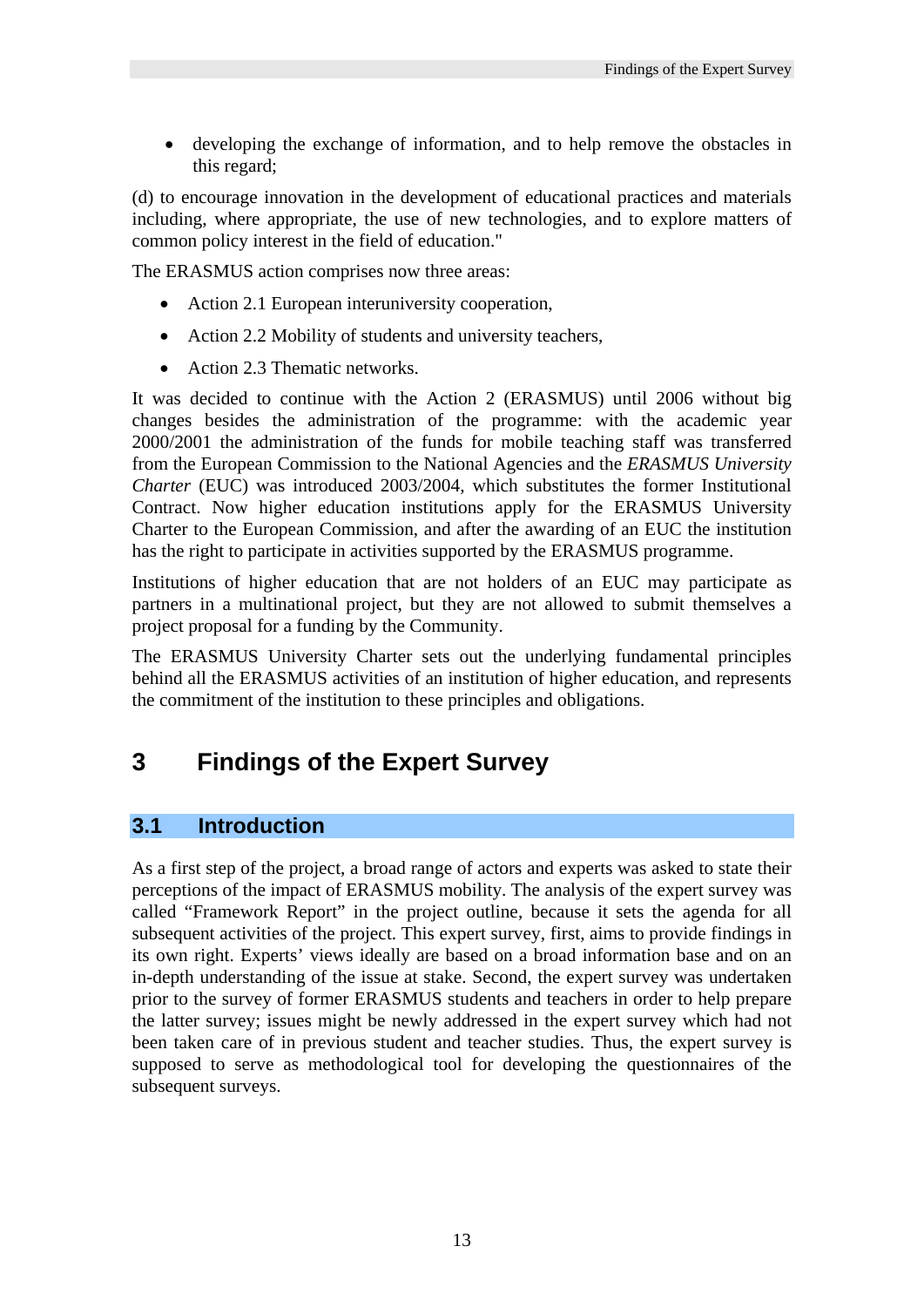- developing the exchange of information, and to help remove the obstacles in this regard;

(d) to encourage innovation in the development of educational practices and materials including, where appropriate, the use of new technologies, and to explore matters of common policy interest in the field of education."

The ERASMUS action comprises now three areas:

- Action 2.1 European interuniversity cooperation,
- Action 2.2 Mobility of students and university teachers,
- Action 2.3 Thematic networks.

It was decided to continue with the Action 2 (ERASMUS) until 2006 without big changes besides the administration of the programme: with the academic year 2000/2001 the administration of the funds for mobile teaching staff was transferred from the European Commission to the National Agencies and the *ERASMUS University Charter* (EUC) was introduced 2003/2004, which substitutes the former Institutional Contract. Now higher education institutions apply for the ERASMUS University Charter to the European Commission, and after the awarding of an EUC the institution has the right to participate in activities supported by the ERASMUS programme.

Institutions of higher education that are not holders of an EUC may participate as partners in a multinational project, but they are not allowed to submit themselves a project proposal for a funding by the Community.

The ERASMUS University Charter sets out the underlying fundamental principles behind all the ERASMUS activities of an institution of higher education, and represents the commitment of the institution to these principles and obligations.

# 3 Findings of the Expert Survey

## 3.1 Introduction

As a first step of the project, a broad range of actors and experts was asked to state their perceptions of the impact of ERASMUS mobility. The analysis of the expert survey was called "Framework Report" in the project outline, because it sets the agenda for all subsequent activities of the project. This expert survey, first, aims to provide findings in its own right. Experts' views ideally are based on a broad information base and on an in-depth understanding of the issue at stake. Second, the expert survey was undertaken prior to the survey of former ERASMUS students and teachers in order to help prepare the latter survey; issues might be newly addressed in the expert survey which had not been taken care of in previous student and teacher studies. Thus, the expert survey is supposed to serve as methodological tool for developing the questionnaires of the subsequent surveys.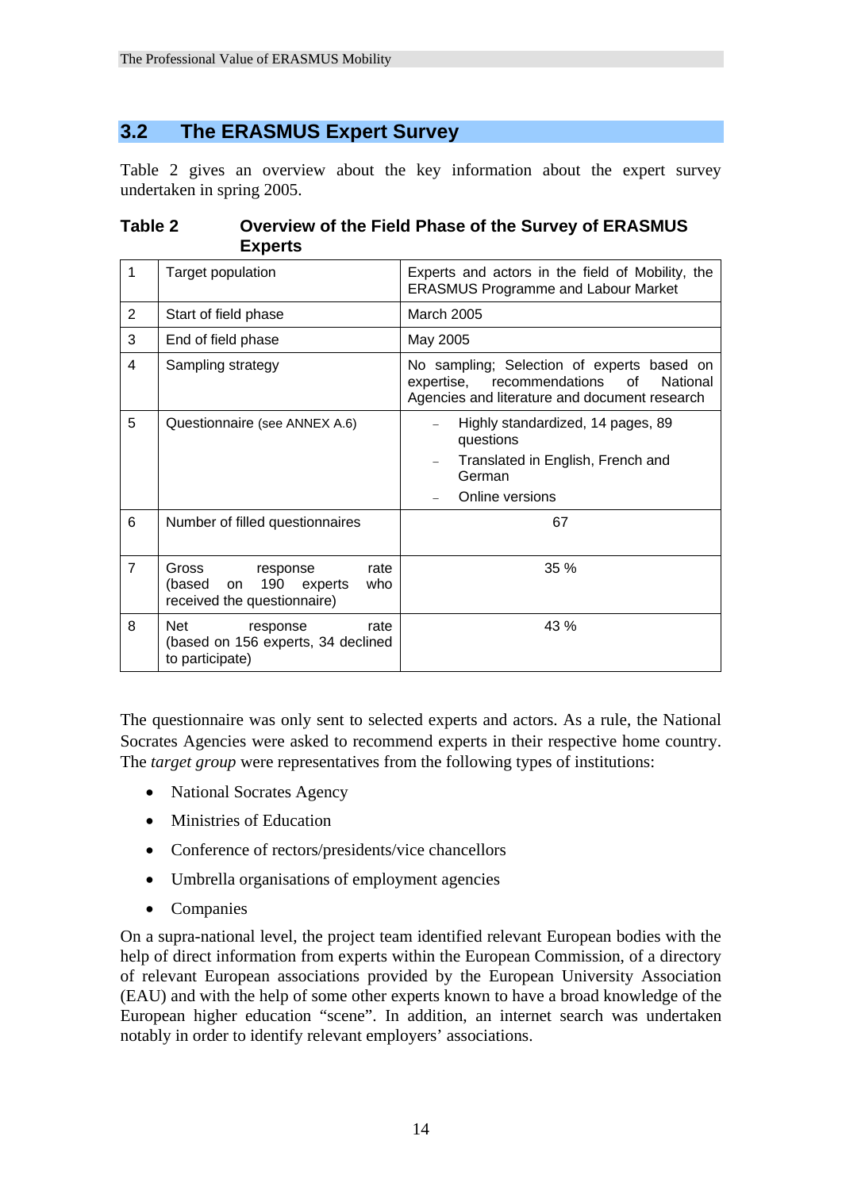## 3.2 The ERASMUS Expert Survey

Table 2 gives an overview about the key information about the expert survey undertaken in spring 2005.

**Table 2 Overview of the Field Phase of the Survey of ERASMUS Experts**

| | | |
|---|---|---|
| 1 | Target population | Experts and actors in the field of Mobility, the ERASMUS Programme and Labour Market |
| 2 | Start of field phase | March 2005 |
| 3 | End of field phase | May 2005 |
| 4 | Sampling strategy | No sampling; Selection of experts based on expertise, recommendations of National Agencies and literature and document research |
| 5 | Questionnaire (see ANNEX A.6) | – Highly standardized, 14 pages, 89 questions<br>– Translated in English, French and German<br>– Online versions |
| 6 | Number of filled questionnaires | 67 |
| 7 | Gross response rate (based on 190 experts who received the questionnaire) | 35 % |
| 8 | Net response rate (based on 156 experts, 34 declined to participate) | 43 % |

The questionnaire was only sent to selected experts and actors. As a rule, the National Socrates Agencies were asked to recommend experts in their respective home country. The *target group* were representatives from the following types of institutions:

- National Socrates Agency
- Ministries of Education
- Conference of rectors/presidents/vice chancellors
- Umbrella organisations of employment agencies
- Companies

On a supra-national level, the project team identified relevant European bodies with the help of direct information from experts within the European Commission, of a directory of relevant European associations provided by the European University Association (EAU) and with the help of some other experts known to have a broad knowledge of the European higher education "scene". In addition, an internet search was undertaken notably in order to identify relevant employers' associations.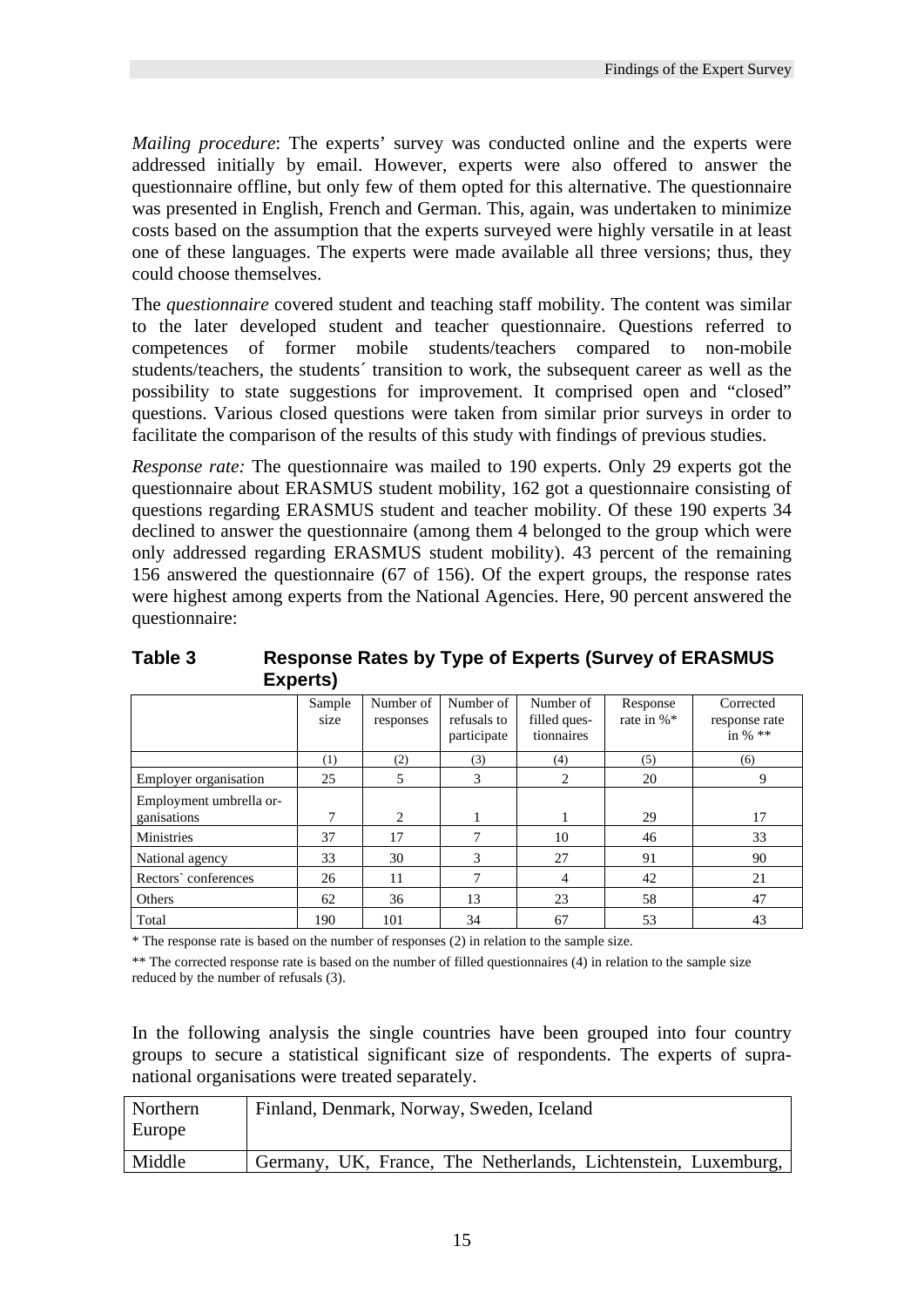*Mailing procedure*: The experts' survey was conducted online and the experts were addressed initially by email. However, experts were also offered to answer the questionnaire offline, but only few of them opted for this alternative. The questionnaire was presented in English, French and German. This, again, was undertaken to minimize costs based on the assumption that the experts surveyed were highly versatile in at least one of these languages. The experts were made available all three versions; thus, they could choose themselves.

The *questionnaire* covered student and teaching staff mobility. The content was similar to the later developed student and teacher questionnaire. Questions referred to competences of former mobile students/teachers compared to non-mobile students/teachers, the students´ transition to work, the subsequent career as well as the possibility to state suggestions for improvement. It comprised open and "closed" questions. Various closed questions were taken from similar prior surveys in order to facilitate the comparison of the results of this study with findings of previous studies.

*Response rate:* The questionnaire was mailed to 190 experts. Only 29 experts got the questionnaire about ERASMUS student mobility, 162 got a questionnaire consisting of questions regarding ERASMUS student and teacher mobility. Of these 190 experts 34 declined to answer the questionnaire (among them 4 belonged to the group which were only addressed regarding ERASMUS student mobility). 43 percent of the remaining 156 answered the questionnaire (67 of 156). Of the expert groups, the response rates were highest among experts from the National Agencies. Here, 90 percent answered the questionnaire:

**Table 3 Response Rates by Type of Experts (Survey of ERASMUS Experts)**

| | Sample size | Number of responses | Number of refusals to participate | Number of filled questionnaires | Response rate in %* | Corrected response rate in % ** |
|---|---|---|---|---|---|---|
| | (1) | (2) | (3) | (4) | (5) | (6) |
| Employer organisation | 25 | 5 | 3 | 2 | 20 | 9 |
| Employment umbrella organisations | 7 | 2 | 1 | 1 | 29 | 17 |
| Ministries | 37 | 17 | 7 | 10 | 46 | 33 |
| National agency | 33 | 30 | 3 | 27 | 91 | 90 |
| Rectors` conferences | 26 | 11 | 7 | 4 | 42 | 21 |
| Others | 62 | 36 | 13 | 23 | 58 | 47 |
| Total | 190 | 101 | 34 | 67 | 53 | 43 |

\* The response rate is based on the number of responses (2) in relation to the sample size.

\*\* The corrected response rate is based on the number of filled questionnaires (4) in relation to the sample size reduced by the number of refusals (3).

In the following analysis the single countries have been grouped into four country groups to secure a statistical significant size of respondents. The experts of supranational organisations were treated separately.

| | |
|---|---|
| Northern Europe | Finland, Denmark, Norway, Sweden, Iceland |
| Middle | Germany, UK, France, The Netherlands, Lichtenstein, Luxemburg, |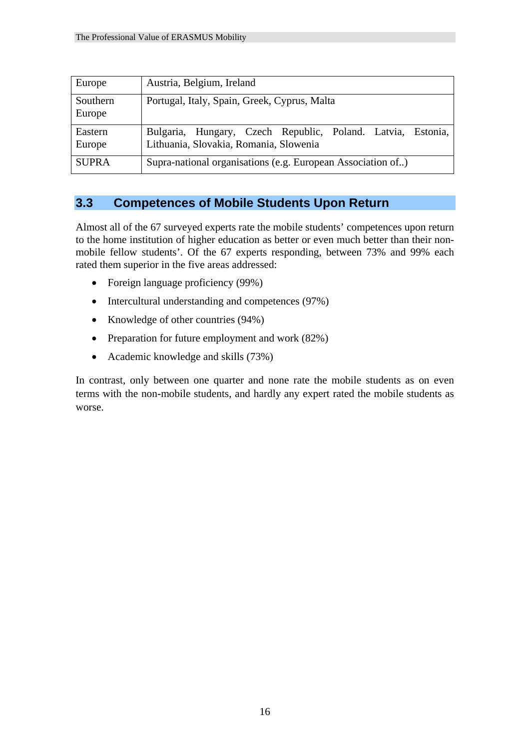| Europe | Austria, Belgium, Ireland |
|---|---|
| Southern Europe | Portugal, Italy, Spain, Greek, Cyprus, Malta |
| Eastern Europe | Bulgaria, Hungary, Czech Republic, Poland. Latvia, Estonia, Lithuania, Slovakia, Romania, Slowenia |
| SUPRA | Supra-national organisations (e.g. European Association of..) |

## 3.3 Competences of Mobile Students Upon Return

Almost all of the 67 surveyed experts rate the mobile students' competences upon return to the home institution of higher education as better or even much better than their non-mobile fellow students'. Of the 67 experts responding, between 73% and 99% each rated them superior in the five areas addressed:

- Foreign language proficiency (99%)
- Intercultural understanding and competences (97%)
- Knowledge of other countries (94%)
- Preparation for future employment and work (82%)
- Academic knowledge and skills (73%)

In contrast, only between one quarter and none rate the mobile students as on even terms with the non-mobile students, and hardly any expert rated the mobile students as worse.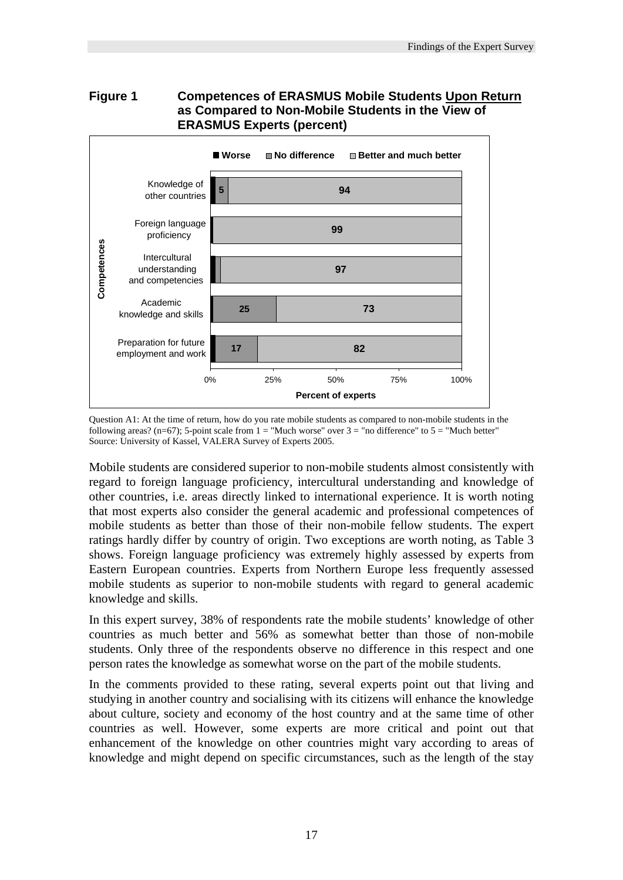**Figure 1 Competences of ERASMUS Mobile Students Upon Return as Compared to Non-Mobile Students in the View of ERASMUS Experts (percent)**

| Competences | Worse | No difference | Better and much better |
|---|---|---|---|
| Knowledge of other countries | | 5 | 94 |
| Foreign language proficiency | | | 99 |
| Intercultural understanding and competencies | | | 97 |
| Academic knowledge and skills | | 25 | 73 |
| Preparation for future employment and work | | 17 | 82 |

Percent of experts

Question A1: At the time of return, how do you rate mobile students as compared to non-mobile students in the following areas? (n=67); 5-point scale from 1 = "Much worse" over 3 = "no difference" to 5 = "Much better"
Source: University of Kassel, VALERA Survey of Experts 2005.

Mobile students are considered superior to non-mobile students almost consistently with regard to foreign language proficiency, intercultural understanding and knowledge of other countries, i.e. areas directly linked to international experience. It is worth noting that most experts also consider the general academic and professional competences of mobile students as better than those of their non-mobile fellow students. The expert ratings hardly differ by country of origin. Two exceptions are worth noting, as Table 3 shows. Foreign language proficiency was extremely highly assessed by experts from Eastern European countries. Experts from Northern Europe less frequently assessed mobile students as superior to non-mobile students with regard to general academic knowledge and skills.

In this expert survey, 38% of respondents rate the mobile students' knowledge of other countries as much better and 56% as somewhat better than those of non-mobile students. Only three of the respondents observe no difference in this respect and one person rates the knowledge as somewhat worse on the part of the mobile students.

In the comments provided to these rating, several experts point out that living and studying in another country and socialising with its citizens will enhance the knowledge about culture, society and economy of the host country and at the same time of other countries as well. However, some experts are more critical and point out that enhancement of the knowledge on other countries might vary according to areas of knowledge and might depend on specific circumstances, such as the length of the stay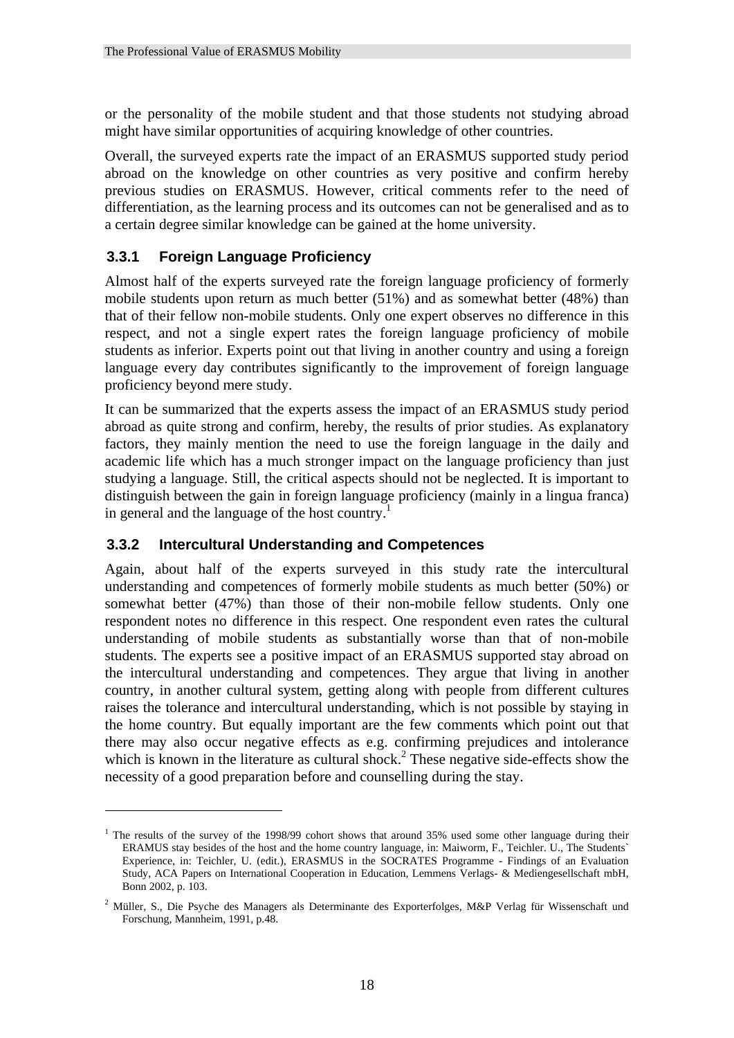or the personality of the mobile student and that those students not studying abroad might have similar opportunities of acquiring knowledge of other countries.

Overall, the surveyed experts rate the impact of an ERASMUS supported study period abroad on the knowledge on other countries as very positive and confirm hereby previous studies on ERASMUS. However, critical comments refer to the need of differentiation, as the learning process and its outcomes can not be generalised and as to a certain degree similar knowledge can be gained at the home university.

### 3.3.1 Foreign Language Proficiency

Almost half of the experts surveyed rate the foreign language proficiency of formerly mobile students upon return as much better (51%) and as somewhat better (48%) than that of their fellow non-mobile students. Only one expert observes no difference in this respect, and not a single expert rates the foreign language proficiency of mobile students as inferior. Experts point out that living in another country and using a foreign language every day contributes significantly to the improvement of foreign language proficiency beyond mere study.

It can be summarized that the experts assess the impact of an ERASMUS study period abroad as quite strong and confirm, hereby, the results of prior studies. As explanatory factors, they mainly mention the need to use the foreign language in the daily and academic life which has a much stronger impact on the language proficiency than just studying a language. Still, the critical aspects should not be neglected. It is important to distinguish between the gain in foreign language proficiency (mainly in a lingua franca) in general and the language of the host country.[1]

### 3.3.2 Intercultural Understanding and Competences

Again, about half of the experts surveyed in this study rate the intercultural understanding and competences of formerly mobile students as much better (50%) or somewhat better (47%) than those of their non-mobile fellow students. Only one respondent notes no difference in this respect. One respondent even rates the cultural understanding of mobile students as substantially worse than that of non-mobile students. The experts see a positive impact of an ERASMUS supported stay abroad on the intercultural understanding and competences. They argue that living in another country, in another cultural system, getting along with people from different cultures raises the tolerance and intercultural understanding, which is not possible by staying in the home country. But equally important are the few comments which point out that there may also occur negative effects as e.g. confirming prejudices and intolerance which is known in the literature as cultural shock.[2] These negative side-effects show the necessity of a good preparation before and counselling during the stay.

---

[1] The results of the survey of the 1998/99 cohort shows that around 35% used some other language during their ERAMUS stay besides of the host and the home country language, in: Maiworm, F., Teichler. U., The Students` Experience, in: Teichler, U. (edit.), ERASMUS in the SOCRATES Programme - Findings of an Evaluation Study, ACA Papers on International Cooperation in Education, Lemmens Verlags- & Mediengesellschaft mbH, Bonn 2002, p. 103.

[2] Müller, S., Die Psyche des Managers als Determinante des Exporterfolges, M&P Verlag für Wissenschaft und Forschung, Mannheim, 1991, p.48.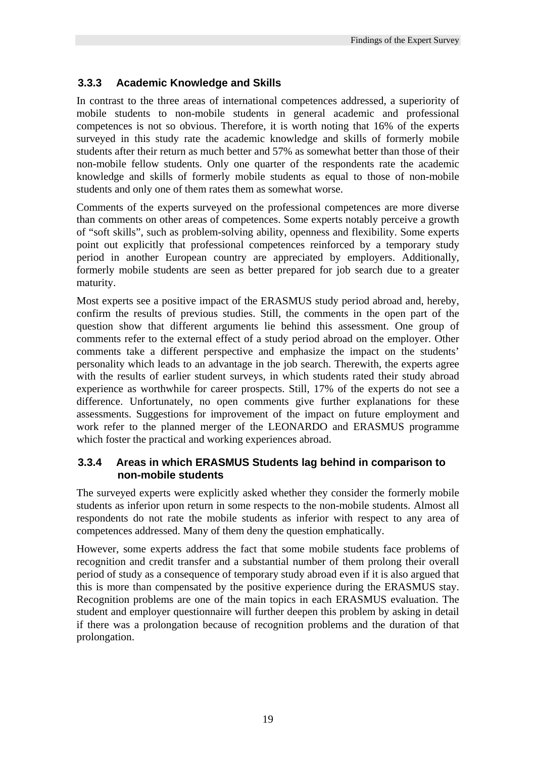### 3.3.3 Academic Knowledge and Skills

In contrast to the three areas of international competences addressed, a superiority of mobile students to non-mobile students in general academic and professional competences is not so obvious. Therefore, it is worth noting that 16% of the experts surveyed in this study rate the academic knowledge and skills of formerly mobile students after their return as much better and 57% as somewhat better than those of their non-mobile fellow students. Only one quarter of the respondents rate the academic knowledge and skills of formerly mobile students as equal to those of non-mobile students and only one of them rates them as somewhat worse.

Comments of the experts surveyed on the professional competences are more diverse than comments on other areas of competences. Some experts notably perceive a growth of "soft skills", such as problem-solving ability, openness and flexibility. Some experts point out explicitly that professional competences reinforced by a temporary study period in another European country are appreciated by employers. Additionally, formerly mobile students are seen as better prepared for job search due to a greater maturity.

Most experts see a positive impact of the ERASMUS study period abroad and, hereby, confirm the results of previous studies. Still, the comments in the open part of the question show that different arguments lie behind this assessment. One group of comments refer to the external effect of a study period abroad on the employer. Other comments take a different perspective and emphasize the impact on the students' personality which leads to an advantage in the job search. Therewith, the experts agree with the results of earlier student surveys, in which students rated their study abroad experience as worthwhile for career prospects. Still, 17% of the experts do not see a difference. Unfortunately, no open comments give further explanations for these assessments. Suggestions for improvement of the impact on future employment and work refer to the planned merger of the LEONARDO and ERASMUS programme which foster the practical and working experiences abroad.

### 3.3.4 Areas in which ERASMUS Students lag behind in comparison to non-mobile students

The surveyed experts were explicitly asked whether they consider the formerly mobile students as inferior upon return in some respects to the non-mobile students. Almost all respondents do not rate the mobile students as inferior with respect to any area of competences addressed. Many of them deny the question emphatically.

However, some experts address the fact that some mobile students face problems of recognition and credit transfer and a substantial number of them prolong their overall period of study as a consequence of temporary study abroad even if it is also argued that this is more than compensated by the positive experience during the ERASMUS stay. Recognition problems are one of the main topics in each ERASMUS evaluation. The student and employer questionnaire will further deepen this problem by asking in detail if there was a prolongation because of recognition problems and the duration of that prolongation.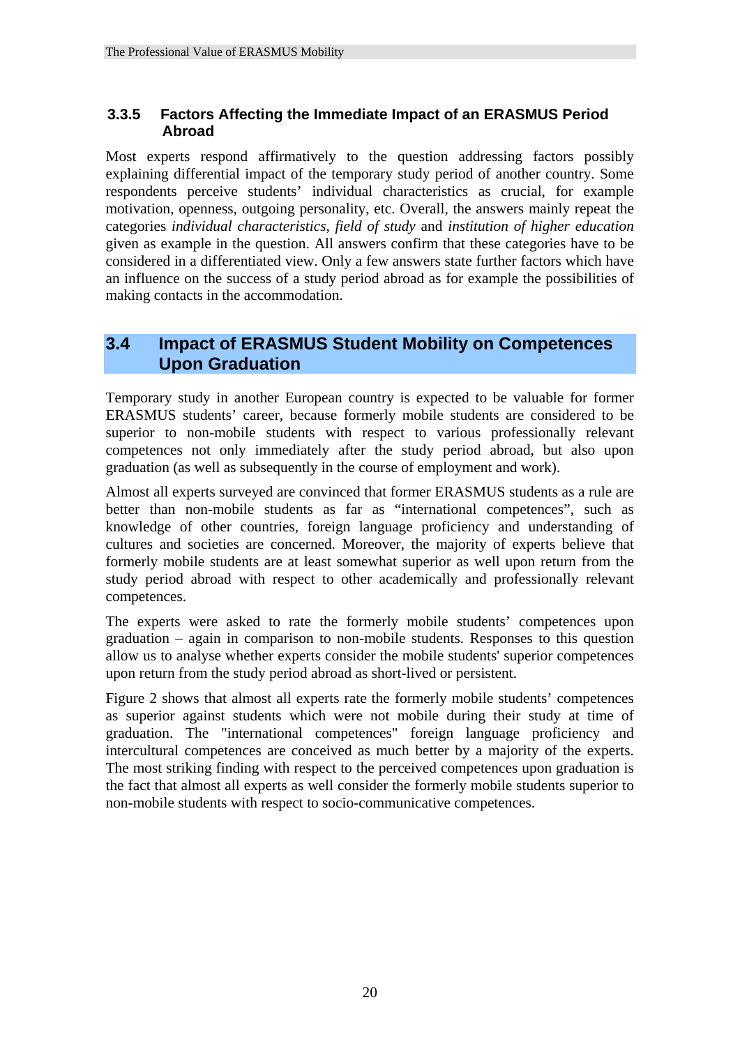### 3.3.5 Factors Affecting the Immediate Impact of an ERASMUS Period Abroad

Most experts respond affirmatively to the question addressing factors possibly explaining differential impact of the temporary study period of another country. Some respondents perceive students' individual characteristics as crucial, for example motivation, openness, outgoing personality, etc. Overall, the answers mainly repeat the categories *individual characteristics*, *field of study* and *institution of higher education* given as example in the question. All answers confirm that these categories have to be considered in a differentiated view. Only a few answers state further factors which have an influence on the success of a study period abroad as for example the possibilities of making contacts in the accommodation.

## 3.4 Impact of ERASMUS Student Mobility on Competences Upon Graduation

Temporary study in another European country is expected to be valuable for former ERASMUS students' career, because formerly mobile students are considered to be superior to non-mobile students with respect to various professionally relevant competences not only immediately after the study period abroad, but also upon graduation (as well as subsequently in the course of employment and work).

Almost all experts surveyed are convinced that former ERASMUS students as a rule are better than non-mobile students as far as "international competences", such as knowledge of other countries, foreign language proficiency and understanding of cultures and societies are concerned. Moreover, the majority of experts believe that formerly mobile students are at least somewhat superior as well upon return from the study period abroad with respect to other academically and professionally relevant competences.

The experts were asked to rate the formerly mobile students' competences upon graduation – again in comparison to non-mobile students. Responses to this question allow us to analyse whether experts consider the mobile students' superior competences upon return from the study period abroad as short-lived or persistent.

Figure 2 shows that almost all experts rate the formerly mobile students' competences as superior against students which were not mobile during their study at time of graduation. The "international competences" foreign language proficiency and intercultural competences are conceived as much better by a majority of the experts. The most striking finding with respect to the perceived competences upon graduation is the fact that almost all experts as well consider the formerly mobile students superior to non-mobile students with respect to socio-communicative competences.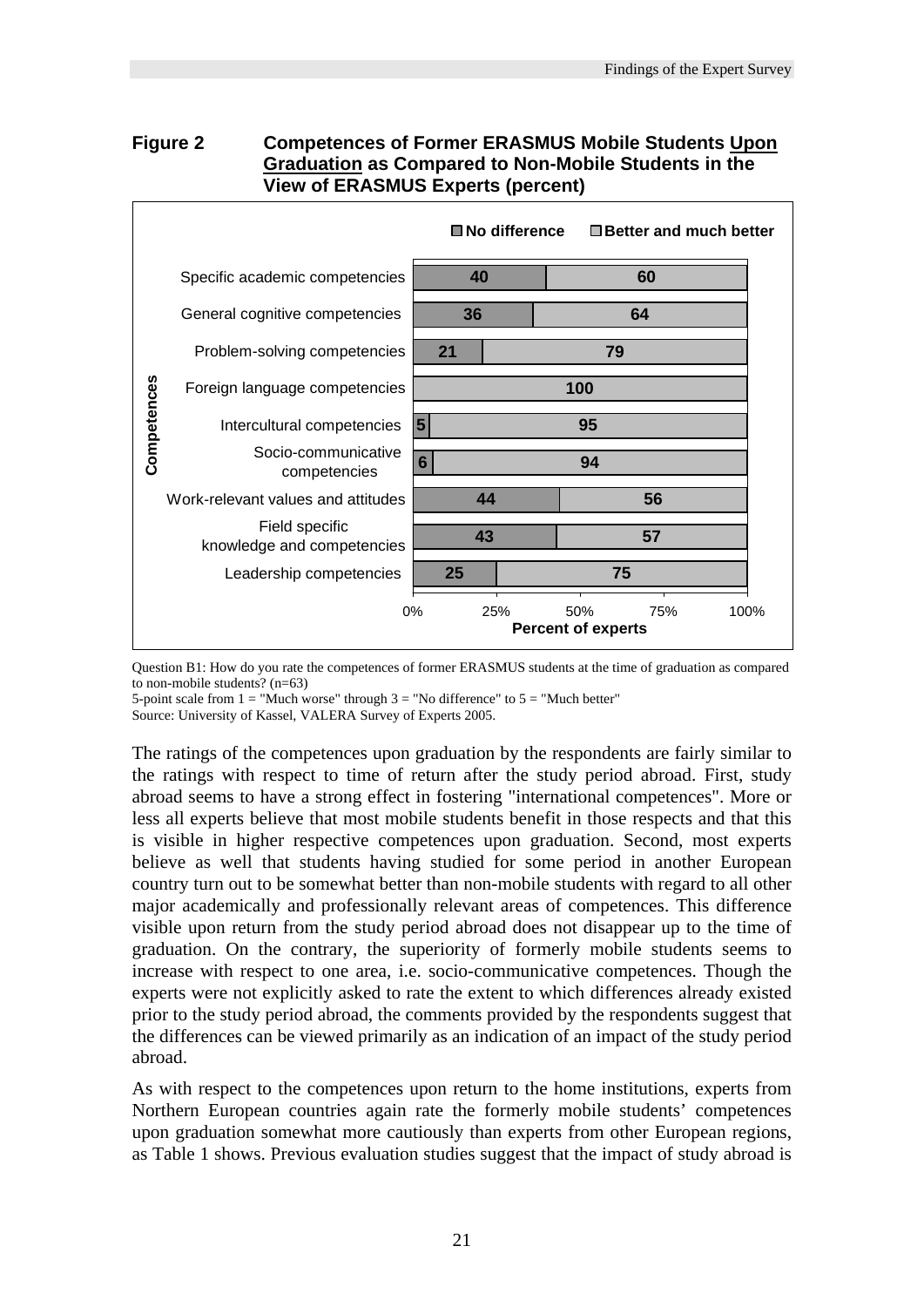**Figure 2 Competences of Former ERASMUS Mobile Students Upon Graduation as Compared to Non-Mobile Students in the View of ERASMUS Experts (percent)**

| Competences | No difference | Better and much better |
|---|---|---|
| Specific academic competencies | 40 | 60 |
| General cognitive competencies | 36 | 64 |
| Problem-solving competencies | 21 | 79 |
| Foreign language competencies | | 100 |
| Intercultural competencies | 5 | 95 |
| Socio-communicative competencies | 6 | 94 |
| Work-relevant values and attitudes | 44 | 56 |
| Field specific knowledge and competencies | 43 | 57 |
| Leadership competencies | 25 | 75 |

Question B1: How do you rate the competences of former ERASMUS students at the time of graduation as compared to non-mobile students? (n=63)
5-point scale from 1 = "Much worse" through 3 = "No difference" to 5 = "Much better"
Source: University of Kassel, VALERA Survey of Experts 2005.

The ratings of the competences upon graduation by the respondents are fairly similar to the ratings with respect to time of return after the study period abroad. First, study abroad seems to have a strong effect in fostering "international competences". More or less all experts believe that most mobile students benefit in those respects and that this is visible in higher respective competences upon graduation. Second, most experts believe as well that students having studied for some period in another European country turn out to be somewhat better than non-mobile students with regard to all other major academically and professionally relevant areas of competences. This difference visible upon return from the study period abroad does not disappear up to the time of graduation. On the contrary, the superiority of formerly mobile students seems to increase with respect to one area, i.e. socio-communicative competences. Though the experts were not explicitly asked to rate the extent to which differences already existed prior to the study period abroad, the comments provided by the respondents suggest that the differences can be viewed primarily as an indication of an impact of the study period abroad.

As with respect to the competences upon return to the home institutions, experts from Northern European countries again rate the formerly mobile students' competences upon graduation somewhat more cautiously than experts from other European regions, as Table 1 shows. Previous evaluation studies suggest that the impact of study abroad is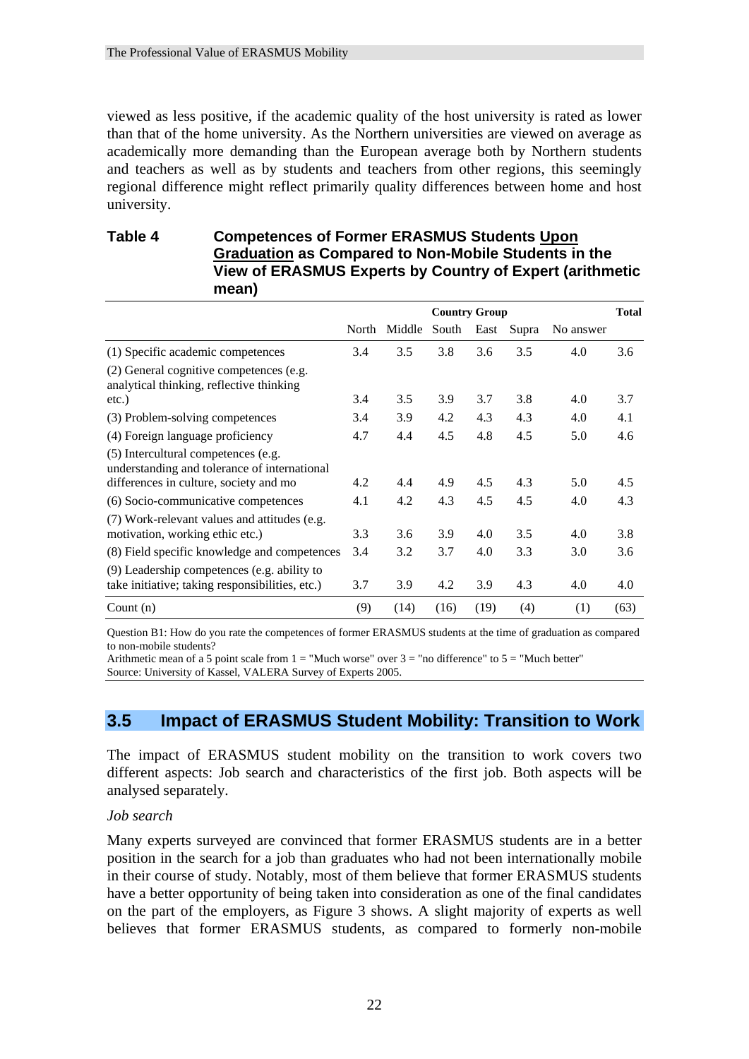viewed as less positive, if the academic quality of the host university is rated as lower than that of the home university. As the Northern universities are viewed on average as academically more demanding than the European average both by Northern students and teachers as well as by students and teachers from other regions, this seemingly regional difference might reflect primarily quality differences between home and host university.

**Table 4 Competences of Former ERASMUS Students <u>Upon Graduation</u> as Compared to Non-Mobile Students in the View of ERASMUS Experts by Country of Expert (arithmetic mean)**

| | Country Group | | | | | | Total |
|---|---|---|---|---|---|---|---|
| | North | Middle | South | East | Supra | No answer | |
| (1) Specific academic competences | 3.4 | 3.5 | 3.8 | 3.6 | 3.5 | 4.0 | 3.6 |
| (2) General cognitive competences (e.g. analytical thinking, reflective thinking etc.) | 3.4 | 3.5 | 3.9 | 3.7 | 3.8 | 4.0 | 3.7 |
| (3) Problem-solving competences | 3.4 | 3.9 | 4.2 | 4.3 | 4.3 | 4.0 | 4.1 |
| (4) Foreign language proficiency | 4.7 | 4.4 | 4.5 | 4.8 | 4.5 | 5.0 | 4.6 |
| (5) Intercultural competences (e.g. understanding and tolerance of international differences in culture, society and mo | 4.2 | 4.4 | 4.9 | 4.5 | 4.3 | 5.0 | 4.5 |
| (6) Socio-communicative competences | 4.1 | 4.2 | 4.3 | 4.5 | 4.5 | 4.0 | 4.3 |
| (7) Work-relevant values and attitudes (e.g. motivation, working ethic etc.) | 3.3 | 3.6 | 3.9 | 4.0 | 3.5 | 4.0 | 3.8 |
| (8) Field specific knowledge and competences | 3.4 | 3.2 | 3.7 | 4.0 | 3.3 | 3.0 | 3.6 |
| (9) Leadership competences (e.g. ability to take initiative; taking responsibilities, etc.) | 3.7 | 3.9 | 4.2 | 3.9 | 4.3 | 4.0 | 4.0 |
| Count (n) | (9) | (14) | (16) | (19) | (4) | (1) | (63) |

Question B1: How do you rate the competences of former ERASMUS students at the time of graduation as compared to non-mobile students?
Arithmetic mean of a 5 point scale from 1 = "Much worse" over 3 = "no difference" to 5 = "Much better"
Source: University of Kassel, VALERA Survey of Experts 2005.

## 3.5 Impact of ERASMUS Student Mobility: Transition to Work

The impact of ERASMUS student mobility on the transition to work covers two different aspects: Job search and characteristics of the first job. Both aspects will be analysed separately.

*Job search*

Many experts surveyed are convinced that former ERASMUS students are in a better position in the search for a job than graduates who had not been internationally mobile in their course of study. Notably, most of them believe that former ERASMUS students have a better opportunity of being taken into consideration as one of the final candidates on the part of the employers, as Figure 3 shows. A slight majority of experts as well believes that former ERASMUS students, as compared to formerly non-mobile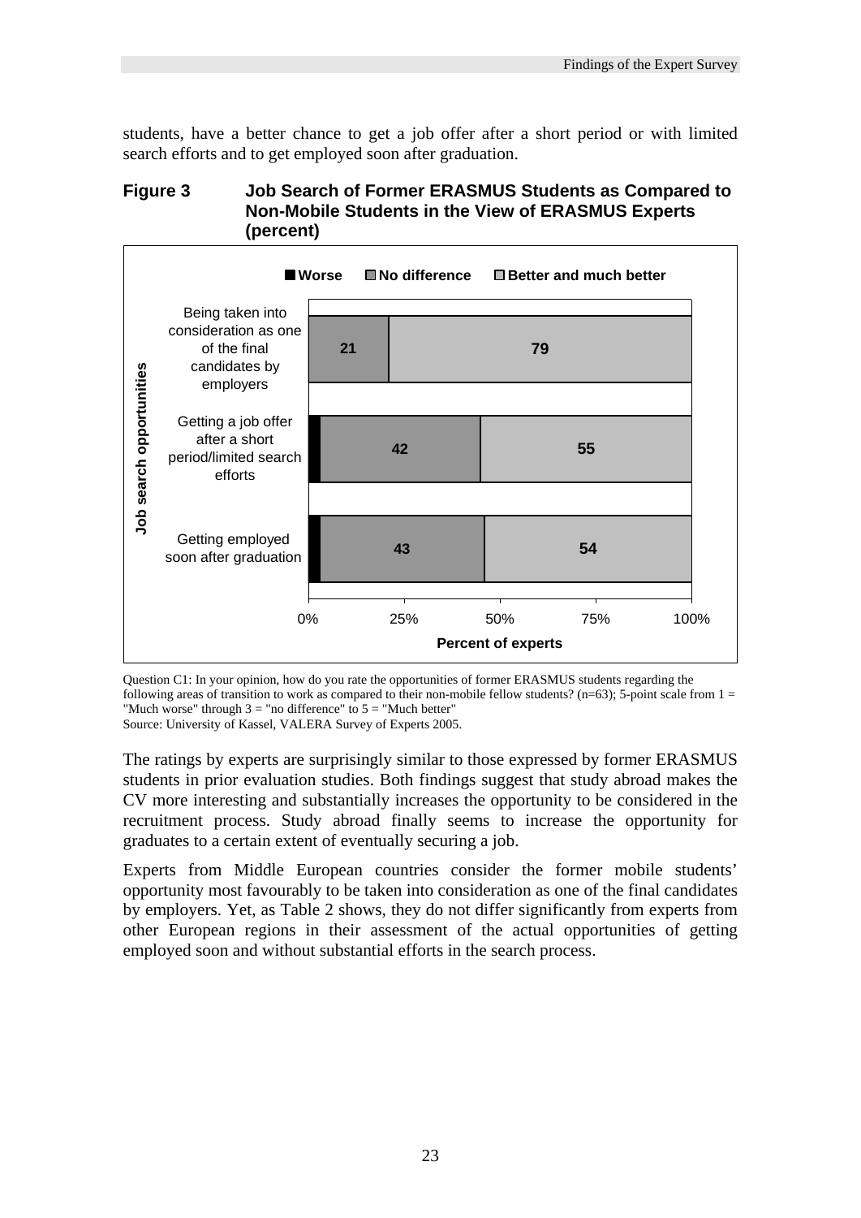students, have a better chance to get a job offer after a short period or with limited search efforts and to get employed soon after graduation.

**Figure 3 Job Search of Former ERASMUS Students as Compared to Non-Mobile Students in the View of ERASMUS Experts (percent)**

| Job search opportunities | Worse | No difference | Better and much better |
|---|---|---|---|
| Being taken into consideration as one of the final candidates by employers | | 21 | 79 |
| Getting a job offer after a short period/limited search efforts | | 42 | 55 |
| Getting employed soon after graduation | | 43 | 54 |

Question C1: In your opinion, how do you rate the opportunities of former ERASMUS students regarding the following areas of transition to work as compared to their non-mobile fellow students? (n=63); 5-point scale from 1 = "Much worse" through 3 = "no difference" to 5 = "Much better"
Source: University of Kassel, VALERA Survey of Experts 2005.

The ratings by experts are surprisingly similar to those expressed by former ERASMUS students in prior evaluation studies. Both findings suggest that study abroad makes the CV more interesting and substantially increases the opportunity to be considered in the recruitment process. Study abroad finally seems to increase the opportunity for graduates to a certain extent of eventually securing a job.

Experts from Middle European countries consider the former mobile students' opportunity most favourably to be taken into consideration as one of the final candidates by employers. Yet, as Table 2 shows, they do not differ significantly from experts from other European regions in their assessment of the actual opportunities of getting employed soon and without substantial efforts in the search process.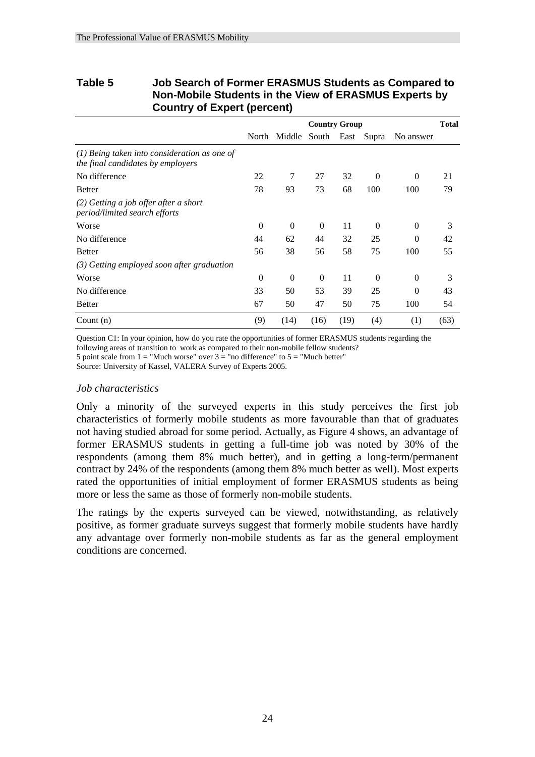**Table 5 Job Search of Former ERASMUS Students as Compared to Non-Mobile Students in the View of ERASMUS Experts by Country of Expert (percent)**

| | Country Group | | | | | | Total |
|---|---|---|---|---|---|---|---|
| | North | Middle | South | East | Supra | No answer | |
| *(1) Being taken into consideration as one of the final candidates by employers* | | | | | | | |
| No difference | 22 | 7 | 27 | 32 | 0 | 0 | 21 |
| Better | 78 | 93 | 73 | 68 | 100 | 100 | 79 |
| *(2) Getting a job offer after a short period/limited search efforts* | | | | | | | |
| Worse | 0 | 0 | 0 | 11 | 0 | 0 | 3 |
| No difference | 44 | 62 | 44 | 32 | 25 | 0 | 42 |
| Better | 56 | 38 | 56 | 58 | 75 | 100 | 55 |
| *(3) Getting employed soon after graduation* | | | | | | | |
| Worse | 0 | 0 | 0 | 11 | 0 | 0 | 3 |
| No difference | 33 | 50 | 53 | 39 | 25 | 0 | 43 |
| Better | 67 | 50 | 47 | 50 | 75 | 100 | 54 |
| Count (n) | (9) | (14) | (16) | (19) | (4) | (1) | (63) |

Question C1: In your opinion, how do you rate the opportunities of former ERASMUS students regarding the following areas of transition to work as compared to their non-mobile fellow students?
5 point scale from 1 = "Much worse" over 3 = "no difference" to 5 = "Much better"
Source: University of Kassel, VALERA Survey of Experts 2005.

*Job characteristics*

Only a minority of the surveyed experts in this study perceives the first job characteristics of formerly mobile students as more favourable than that of graduates not having studied abroad for some period. Actually, as Figure 4 shows, an advantage of former ERASMUS students in getting a full-time job was noted by 30% of the respondents (among them 8% much better), and in getting a long-term/permanent contract by 24% of the respondents (among them 8% much better as well). Most experts rated the opportunities of initial employment of former ERASMUS students as being more or less the same as those of formerly non-mobile students.

The ratings by the experts surveyed can be viewed, notwithstanding, as relatively positive, as former graduate surveys suggest that formerly mobile students have hardly any advantage over formerly non-mobile students as far as the general employment conditions are concerned.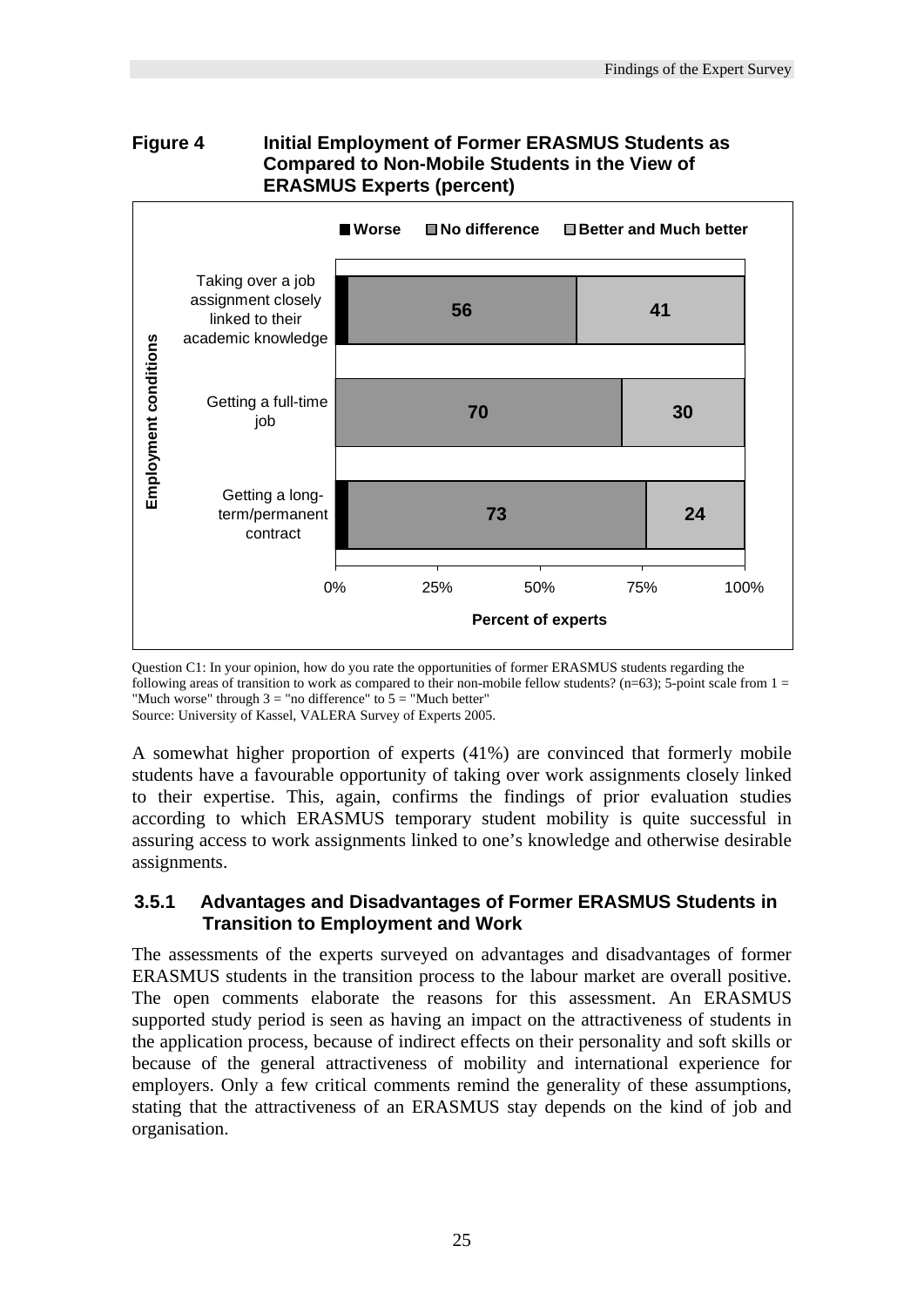**Figure 4 Initial Employment of Former ERASMUS Students as Compared to Non-Mobile Students in the View of ERASMUS Experts (percent)**

| Employment conditions | Worse | No difference | Better and Much better |
|---|---|---|---|
| Taking over a job assignment closely linked to their academic knowledge | | 56 | 41 |
| Getting a full-time job | | 70 | 30 |
| Getting a long-term/permanent contract | | 73 | 24 |

Question C1: In your opinion, how do you rate the opportunities of former ERASMUS students regarding the following areas of transition to work as compared to their non-mobile fellow students? (n=63); 5-point scale from 1 = "Much worse" through 3 = "no difference" to 5 = "Much better"
Source: University of Kassel, VALERA Survey of Experts 2005.

A somewhat higher proportion of experts (41%) are convinced that formerly mobile students have a favourable opportunity of taking over work assignments closely linked to their expertise. This, again, confirms the findings of prior evaluation studies according to which ERASMUS temporary student mobility is quite successful in assuring access to work assignments linked to one's knowledge and otherwise desirable assignments.

### 3.5.1 Advantages and Disadvantages of Former ERASMUS Students in Transition to Employment and Work

The assessments of the experts surveyed on advantages and disadvantages of former ERASMUS students in the transition process to the labour market are overall positive. The open comments elaborate the reasons for this assessment. An ERASMUS supported study period is seen as having an impact on the attractiveness of students in the application process, because of indirect effects on their personality and soft skills or because of the general attractiveness of mobility and international experience for employers. Only a few critical comments remind the generality of these assumptions, stating that the attractiveness of an ERASMUS stay depends on the kind of job and organisation.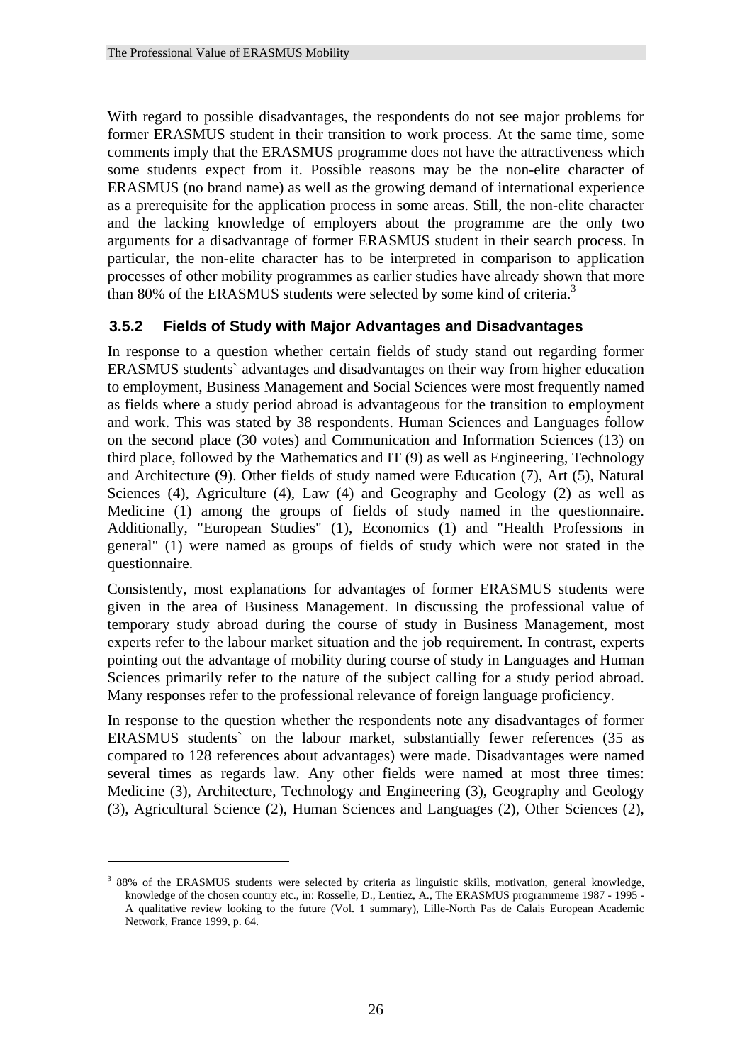With regard to possible disadvantages, the respondents do not see major problems for former ERASMUS student in their transition to work process. At the same time, some comments imply that the ERASMUS programme does not have the attractiveness which some students expect from it. Possible reasons may be the non-elite character of ERASMUS (no brand name) as well as the growing demand of international experience as a prerequisite for the application process in some areas. Still, the non-elite character and the lacking knowledge of employers about the programme are the only two arguments for a disadvantage of former ERASMUS student in their search process. In particular, the non-elite character has to be interpreted in comparison to application processes of other mobility programmes as earlier studies have already shown that more than 80% of the ERASMUS students were selected by some kind of criteria.[3]

### 3.5.2 Fields of Study with Major Advantages and Disadvantages

In response to a question whether certain fields of study stand out regarding former ERASMUS students` advantages and disadvantages on their way from higher education to employment, Business Management and Social Sciences were most frequently named as fields where a study period abroad is advantageous for the transition to employment and work. This was stated by 38 respondents. Human Sciences and Languages follow on the second place (30 votes) and Communication and Information Sciences (13) on third place, followed by the Mathematics and IT (9) as well as Engineering, Technology and Architecture (9). Other fields of study named were Education (7), Art (5), Natural Sciences (4), Agriculture (4), Law (4) and Geography and Geology (2) as well as Medicine (1) among the groups of fields of study named in the questionnaire. Additionally, "European Studies" (1), Economics (1) and "Health Professions in general" (1) were named as groups of fields of study which were not stated in the questionnaire.

Consistently, most explanations for advantages of former ERASMUS students were given in the area of Business Management. In discussing the professional value of temporary study abroad during the course of study in Business Management, most experts refer to the labour market situation and the job requirement. In contrast, experts pointing out the advantage of mobility during course of study in Languages and Human Sciences primarily refer to the nature of the subject calling for a study period abroad. Many responses refer to the professional relevance of foreign language proficiency.

In response to the question whether the respondents note any disadvantages of former ERASMUS students` on the labour market, substantially fewer references (35 as compared to 128 references about advantages) were made. Disadvantages were named several times as regards law. Any other fields were named at most three times: Medicine (3), Architecture, Technology and Engineering (3), Geography and Geology (3), Agricultural Science (2), Human Sciences and Languages (2), Other Sciences (2),

---

[3] 88% of the ERASMUS students were selected by criteria as linguistic skills, motivation, general knowledge, knowledge of the chosen country etc., in: Rosselle, D., Lentiez, A., The ERASMUS programmeme 1987 - 1995 - A qualitative review looking to the future (Vol. 1 summary), Lille-North Pas de Calais European Academic Network, France 1999, p. 64.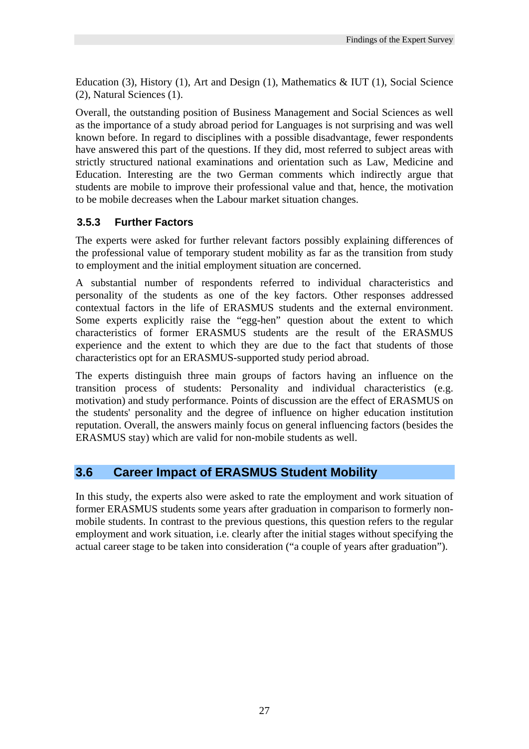Education (3), History (1), Art and Design (1), Mathematics & IUT (1), Social Science (2), Natural Sciences (1).

Overall, the outstanding position of Business Management and Social Sciences as well as the importance of a study abroad period for Languages is not surprising and was well known before. In regard to disciplines with a possible disadvantage, fewer respondents have answered this part of the questions. If they did, most referred to subject areas with strictly structured national examinations and orientation such as Law, Medicine and Education. Interesting are the two German comments which indirectly argue that students are mobile to improve their professional value and that, hence, the motivation to be mobile decreases when the Labour market situation changes.

### 3.5.3 Further Factors

The experts were asked for further relevant factors possibly explaining differences of the professional value of temporary student mobility as far as the transition from study to employment and the initial employment situation are concerned.

A substantial number of respondents referred to individual characteristics and personality of the students as one of the key factors. Other responses addressed contextual factors in the life of ERASMUS students and the external environment. Some experts explicitly raise the “egg-hen” question about the extent to which characteristics of former ERASMUS students are the result of the ERASMUS experience and the extent to which they are due to the fact that students of those characteristics opt for an ERASMUS-supported study period abroad.

The experts distinguish three main groups of factors having an influence on the transition process of students: Personality and individual characteristics (e.g. motivation) and study performance. Points of discussion are the effect of ERASMUS on the students' personality and the degree of influence on higher education institution reputation. Overall, the answers mainly focus on general influencing factors (besides the ERASMUS stay) which are valid for non-mobile students as well.

## 3.6 Career Impact of ERASMUS Student Mobility

In this study, the experts also were asked to rate the employment and work situation of former ERASMUS students some years after graduation in comparison to formerly non-mobile students. In contrast to the previous questions, this question refers to the regular employment and work situation, i.e. clearly after the initial stages without specifying the actual career stage to be taken into consideration (“a couple of years after graduation”).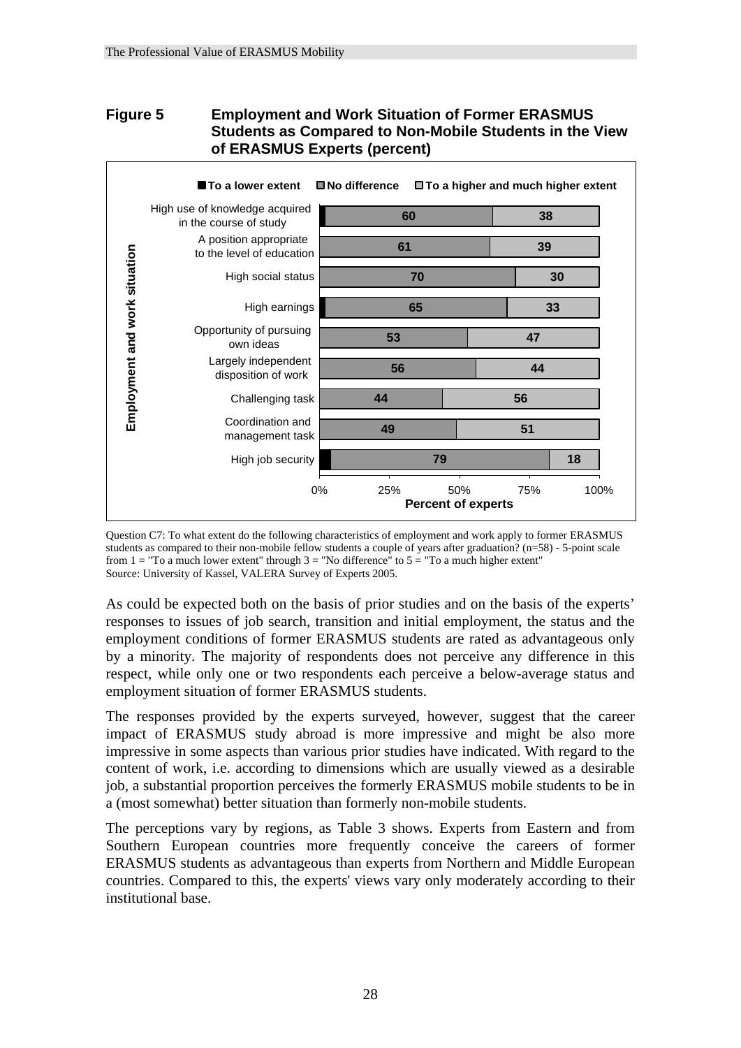**Figure 5 Employment and Work Situation of Former ERASMUS Students as Compared to Non-Mobile Students in the View of ERASMUS Experts (percent)**

| Employment and work situation | To a lower extent | No difference | To a higher and much higher extent |
|---|---|---|---|
| High use of knowledge acquired in the course of study | | 60 | 38 |
| A position appropriate to the level of education | | 61 | 39 |
| High social status | | 70 | 30 |
| High earnings | | 65 | 33 |
| Opportunity of pursuing own ideas | | 53 | 47 |
| Largely independent disposition of work | | 56 | 44 |
| Challenging task | | 44 | 56 |
| Coordination and management task | | 49 | 51 |
| High job security | | 79 | 18 |

Percent of experts

Question C7: To what extent do the following characteristics of employment and work apply to former ERASMUS students as compared to their non-mobile fellow students a couple of years after graduation? (n=58) - 5-point scale from 1 = "To a much lower extent" through 3 = "No difference" to 5 = "To a much higher extent"
Source: University of Kassel, VALERA Survey of Experts 2005.

As could be expected both on the basis of prior studies and on the basis of the experts' responses to issues of job search, transition and initial employment, the status and the employment conditions of former ERASMUS students are rated as advantageous only by a minority. The majority of respondents does not perceive any difference in this respect, while only one or two respondents each perceive a below-average status and employment situation of former ERASMUS students.

The responses provided by the experts surveyed, however, suggest that the career impact of ERASMUS study abroad is more impressive and might be also more impressive in some aspects than various prior studies have indicated. With regard to the content of work, i.e. according to dimensions which are usually viewed as a desirable job, a substantial proportion perceives the formerly ERASMUS mobile students to be in a (most somewhat) better situation than formerly non-mobile students.

The perceptions vary by regions, as Table 3 shows. Experts from Eastern and from Southern European countries more frequently conceive the careers of former ERASMUS students as advantageous than experts from Northern and Middle European countries. Compared to this, the experts' views vary only moderately according to their institutional base.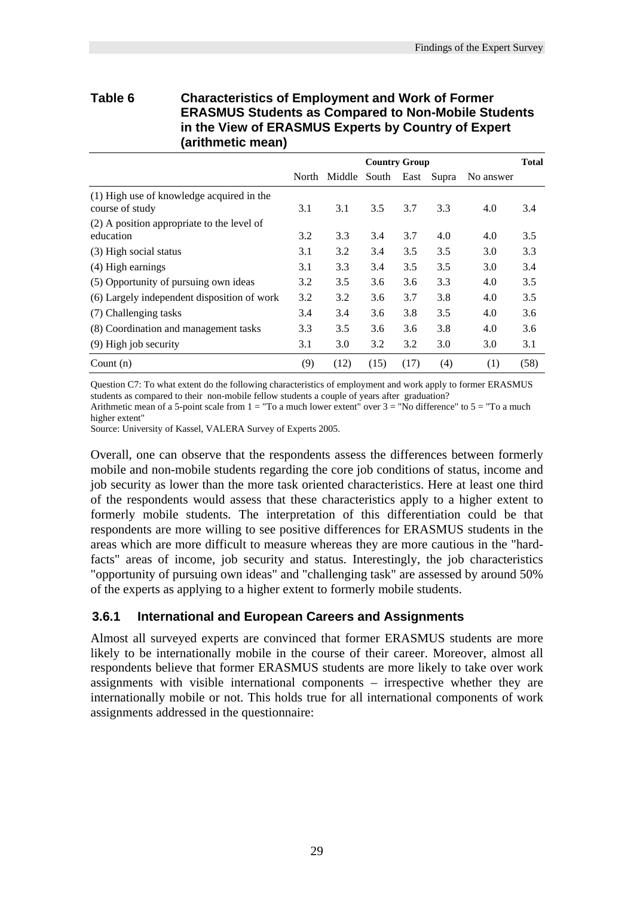**Table 6 Characteristics of Employment and Work of Former ERASMUS Students as Compared to Non-Mobile Students in the View of ERASMUS Experts by Country of Expert (arithmetic mean)**

| | Country Group | | | | | | Total |
|---|---|---|---|---|---|---|---|
| | North | Middle | South | East | Supra | No answer | |
| (1) High use of knowledge acquired in the course of study | 3.1 | 3.1 | 3.5 | 3.7 | 3.3 | 4.0 | 3.4 |
| (2) A position appropriate to the level of education | 3.2 | 3.3 | 3.4 | 3.7 | 4.0 | 4.0 | 3.5 |
| (3) High social status | 3.1 | 3.2 | 3.4 | 3.5 | 3.5 | 3.0 | 3.3 |
| (4) High earnings | 3.1 | 3.3 | 3.4 | 3.5 | 3.5 | 3.0 | 3.4 |
| (5) Opportunity of pursuing own ideas | 3.2 | 3.5 | 3.6 | 3.6 | 3.3 | 4.0 | 3.5 |
| (6) Largely independent disposition of work | 3.2 | 3.2 | 3.6 | 3.7 | 3.8 | 4.0 | 3.5 |
| (7) Challenging tasks | 3.4 | 3.4 | 3.6 | 3.8 | 3.5 | 4.0 | 3.6 |
| (8) Coordination and management tasks | 3.3 | 3.5 | 3.6 | 3.6 | 3.8 | 4.0 | 3.6 |
| (9) High job security | 3.1 | 3.0 | 3.2 | 3.2 | 3.0 | 3.0 | 3.1 |
| Count (n) | (9) | (12) | (15) | (17) | (4) | (1) | (58) |

Question C7: To what extent do the following characteristics of employment and work apply to former ERASMUS students as compared to their non-mobile fellow students a couple of years after graduation?
Arithmetic mean of a 5-point scale from 1 = "To a much lower extent" over 3 = "No difference" to 5 = "To a much higher extent"
Source: University of Kassel, VALERA Survey of Experts 2005.

Overall, one can observe that the respondents assess the differences between formerly mobile and non-mobile students regarding the core job conditions of status, income and job security as lower than the more task oriented characteristics. Here at least one third of the respondents would assess that these characteristics apply to a higher extent to formerly mobile students. The interpretation of this differentiation could be that respondents are more willing to see positive differences for ERASMUS students in the areas which are more difficult to measure whereas they are more cautious in the "hard-facts" areas of income, job security and status. Interestingly, the job characteristics "opportunity of pursuing own ideas" and "challenging task" are assessed by around 50% of the experts as applying to a higher extent to formerly mobile students.

### 3.6.1 International and European Careers and Assignments

Almost all surveyed experts are convinced that former ERASMUS students are more likely to be internationally mobile in the course of their career. Moreover, almost all respondents believe that former ERASMUS students are more likely to take over work assignments with visible international components – irrespective whether they are internationally mobile or not. This holds true for all international components of work assignments addressed in the questionnaire: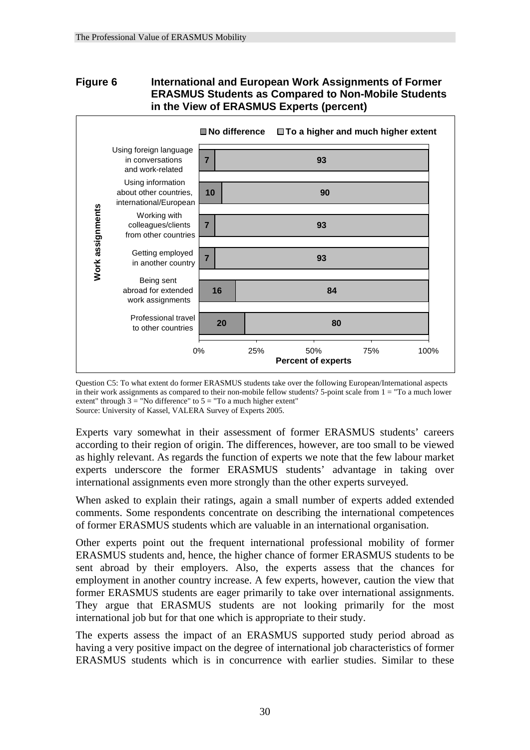**Figure 6 International and European Work Assignments of Former ERASMUS Students as Compared to Non-Mobile Students in the View of ERASMUS Experts (percent)**

| Work assignments | No difference | To a higher and much higher extent |
|---|---|---|
| Using foreign language in conversations and work-related | 7 | 93 |
| Using information about other countries, international/European | 10 | 90 |
| Working with colleagues/clients from other countries | 7 | 93 |
| Getting employed in another country | 7 | 93 |
| Being sent abroad for extended work assignments | 16 | 84 |
| Professional travel to other countries | 20 | 80 |

Percent of experts

Question C5: To what extent do former ERASMUS students take over the following European/International aspects in their work assignments as compared to their non-mobile fellow students? 5-point scale from 1 = "To a much lower extent" through 3 = "No difference" to 5 = "To a much higher extent"
Source: University of Kassel, VALERA Survey of Experts 2005.

Experts vary somewhat in their assessment of former ERASMUS students' careers according to their region of origin. The differences, however, are too small to be viewed as highly relevant. As regards the function of experts we note that the few labour market experts underscore the former ERASMUS students' advantage in taking over international assignments even more strongly than the other experts surveyed.

When asked to explain their ratings, again a small number of experts added extended comments. Some respondents concentrate on describing the international competences of former ERASMUS students which are valuable in an international organisation.

Other experts point out the frequent international professional mobility of former ERASMUS students and, hence, the higher chance of former ERASMUS students to be sent abroad by their employers. Also, the experts assess that the chances for employment in another country increase. A few experts, however, caution the view that former ERASMUS students are eager primarily to take over international assignments. They argue that ERASMUS students are not looking primarily for the most international job but for that one which is appropriate to their study.

The experts assess the impact of an ERASMUS supported study period abroad as having a very positive impact on the degree of international job characteristics of former ERASMUS students which is in concurrence with earlier studies. Similar to these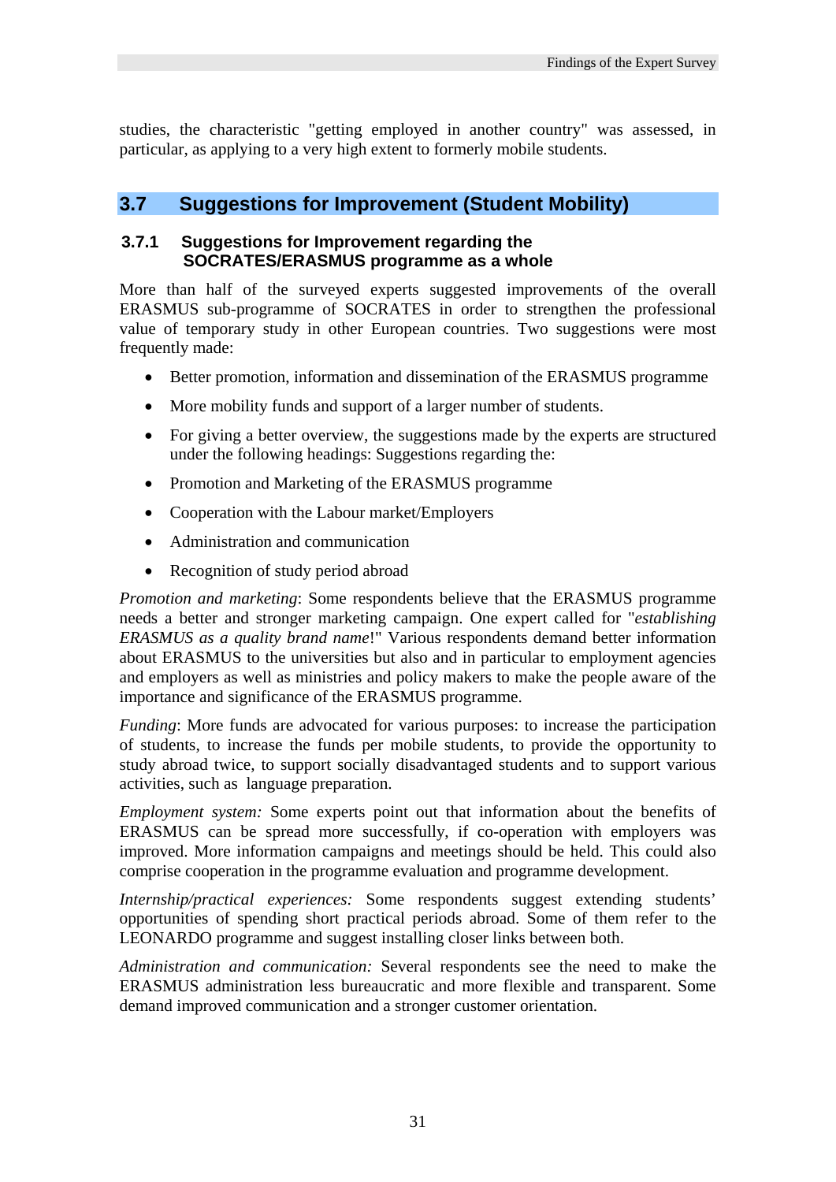studies, the characteristic "getting employed in another country" was assessed, in particular, as applying to a very high extent to formerly mobile students.

## 3.7 Suggestions for Improvement (Student Mobility)

### 3.7.1 Suggestions for Improvement regarding the SOCRATES/ERASMUS programme as a whole

More than half of the surveyed experts suggested improvements of the overall ERASMUS sub-programme of SOCRATES in order to strengthen the professional value of temporary study in other European countries. Two suggestions were most frequently made:

- Better promotion, information and dissemination of the ERASMUS programme
- More mobility funds and support of a larger number of students.
- For giving a better overview, the suggestions made by the experts are structured under the following headings: Suggestions regarding the:
- Promotion and Marketing of the ERASMUS programme
- Cooperation with the Labour market/Employers
- Administration and communication
- Recognition of study period abroad

*Promotion and marketing*: Some respondents believe that the ERASMUS programme needs a better and stronger marketing campaign. One expert called for "*establishing ERASMUS as a quality brand name*!" Various respondents demand better information about ERASMUS to the universities but also and in particular to employment agencies and employers as well as ministries and policy makers to make the people aware of the importance and significance of the ERASMUS programme.

*Funding*: More funds are advocated for various purposes: to increase the participation of students, to increase the funds per mobile students, to provide the opportunity to study abroad twice, to support socially disadvantaged students and to support various activities, such as language preparation.

*Employment system:* Some experts point out that information about the benefits of ERASMUS can be spread more successfully, if co-operation with employers was improved. More information campaigns and meetings should be held. This could also comprise cooperation in the programme evaluation and programme development.

*Internship/practical experiences:* Some respondents suggest extending students' opportunities of spending short practical periods abroad. Some of them refer to the LEONARDO programme and suggest installing closer links between both.

*Administration and communication:* Several respondents see the need to make the ERASMUS administration less bureaucratic and more flexible and transparent. Some demand improved communication and a stronger customer orientation.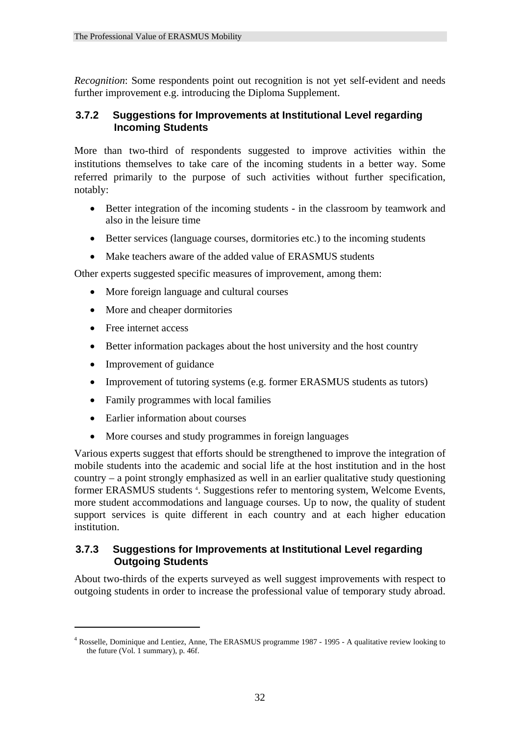*Recognition*: Some respondents point out recognition is not yet self-evident and needs further improvement e.g. introducing the Diploma Supplement.

### 3.7.2 Suggestions for Improvements at Institutional Level regarding Incoming Students

More than two-third of respondents suggested to improve activities within the institutions themselves to take care of the incoming students in a better way. Some referred primarily to the purpose of such activities without further specification, notably:

- Better integration of the incoming students - in the classroom by teamwork and also in the leisure time
- Better services (language courses, dormitories etc.) to the incoming students
- Make teachers aware of the added value of ERASMUS students

Other experts suggested specific measures of improvement, among them:

- More foreign language and cultural courses
- More and cheaper dormitories
- Free internet access
- Better information packages about the host university and the host country
- Improvement of guidance
- Improvement of tutoring systems (e.g. former ERASMUS students as tutors)
- Family programmes with local families
- Earlier information about courses
- More courses and study programmes in foreign languages

Various experts suggest that efforts should be strengthened to improve the integration of mobile students into the academic and social life at the host institution and in the host country – a point strongly emphasized as well in an earlier qualitative study questioning former ERASMUS students [4]. Suggestions refer to mentoring system, Welcome Events, more student accommodations and language courses. Up to now, the quality of student support services is quite different in each country and at each higher education institution.

### 3.7.3 Suggestions for Improvements at Institutional Level regarding Outgoing Students

About two-thirds of the experts surveyed as well suggest improvements with respect to outgoing students in order to increase the professional value of temporary study abroad.

---

[4] Rosselle, Dominique and Lentiez, Anne, The ERASMUS programme 1987 - 1995 - A qualitative review looking to the future (Vol. 1 summary), p. 46f.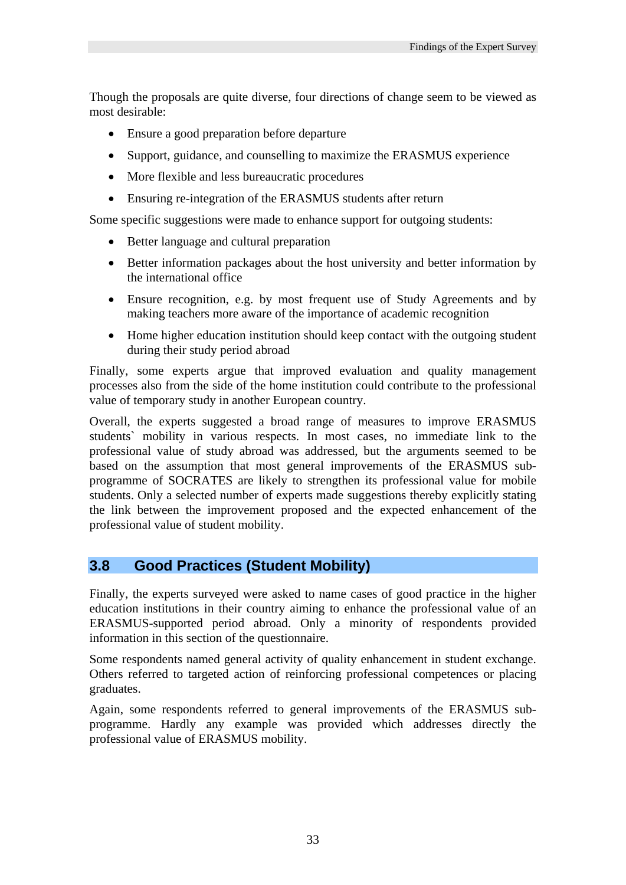Though the proposals are quite diverse, four directions of change seem to be viewed as most desirable:

- Ensure a good preparation before departure
- Support, guidance, and counselling to maximize the ERASMUS experience
- More flexible and less bureaucratic procedures
- Ensuring re-integration of the ERASMUS students after return

Some specific suggestions were made to enhance support for outgoing students:

- Better language and cultural preparation
- Better information packages about the host university and better information by the international office
- Ensure recognition, e.g. by most frequent use of Study Agreements and by making teachers more aware of the importance of academic recognition
- Home higher education institution should keep contact with the outgoing student during their study period abroad

Finally, some experts argue that improved evaluation and quality management processes also from the side of the home institution could contribute to the professional value of temporary study in another European country.

Overall, the experts suggested a broad range of measures to improve ERASMUS students` mobility in various respects. In most cases, no immediate link to the professional value of study abroad was addressed, but the arguments seemed to be based on the assumption that most general improvements of the ERASMUS sub-programme of SOCRATES are likely to strengthen its professional value for mobile students. Only a selected number of experts made suggestions thereby explicitly stating the link between the improvement proposed and the expected enhancement of the professional value of student mobility.

## 3.8 Good Practices (Student Mobility)

Finally, the experts surveyed were asked to name cases of good practice in the higher education institutions in their country aiming to enhance the professional value of an ERASMUS-supported period abroad. Only a minority of respondents provided information in this section of the questionnaire.

Some respondents named general activity of quality enhancement in student exchange. Others referred to targeted action of reinforcing professional competences or placing graduates.

Again, some respondents referred to general improvements of the ERASMUS sub-programme. Hardly any example was provided which addresses directly the professional value of ERASMUS mobility.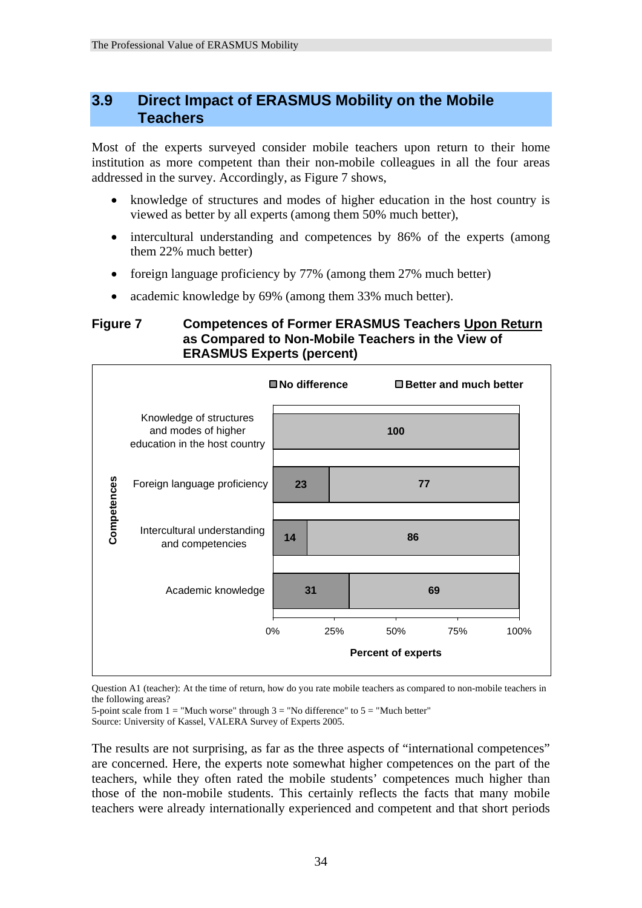## 3.9 Direct Impact of ERASMUS Mobility on the Mobile Teachers

Most of the experts surveyed consider mobile teachers upon return to their home institution as more competent than their non-mobile colleagues in all the four areas addressed in the survey. Accordingly, as Figure 7 shows,

- knowledge of structures and modes of higher education in the host country is viewed as better by all experts (among them 50% much better),
- intercultural understanding and competences by 86% of the experts (among them 22% much better)
- foreign language proficiency by 77% (among them 27% much better)
- academic knowledge by 69% (among them 33% much better).

**Figure 7 Competences of Former ERASMUS Teachers Upon Return as Compared to Non-Mobile Teachers in the View of ERASMUS Experts (percent)**

| Competences | No difference | Better and much better |
|---|---|---|
| Knowledge of structures and modes of higher education in the host country | | 100 |
| Foreign language proficiency | 23 | 77 |
| Intercultural understanding and competencies | 14 | 86 |
| Academic knowledge | 31 | 69 |

Percent of experts

Question A1 (teacher): At the time of return, how do you rate mobile teachers as compared to non-mobile teachers in the following areas?
5-point scale from 1 = "Much worse" through 3 = "No difference" to 5 = "Much better"
Source: University of Kassel, VALERA Survey of Experts 2005.

The results are not surprising, as far as the three aspects of "international competences" are concerned. Here, the experts note somewhat higher competences on the part of the teachers, while they often rated the mobile students' competences much higher than those of the non-mobile students. This certainly reflects the facts that many mobile teachers were already internationally experienced and competent and that short periods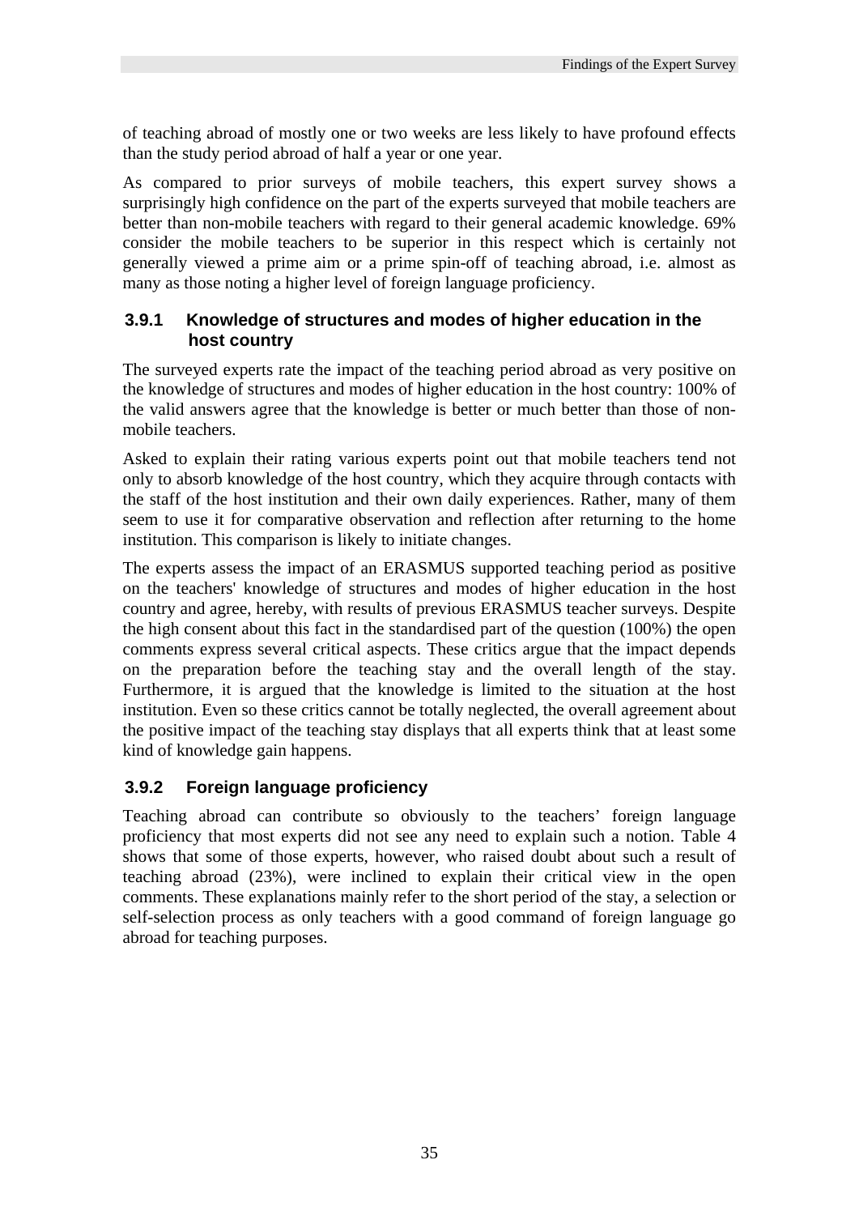of teaching abroad of mostly one or two weeks are less likely to have profound effects than the study period abroad of half a year or one year.

As compared to prior surveys of mobile teachers, this expert survey shows a surprisingly high confidence on the part of the experts surveyed that mobile teachers are better than non-mobile teachers with regard to their general academic knowledge. 69% consider the mobile teachers to be superior in this respect which is certainly not generally viewed a prime aim or a prime spin-off of teaching abroad, i.e. almost as many as those noting a higher level of foreign language proficiency.

### 3.9.1 Knowledge of structures and modes of higher education in the host country

The surveyed experts rate the impact of the teaching period abroad as very positive on the knowledge of structures and modes of higher education in the host country: 100% of the valid answers agree that the knowledge is better or much better than those of non-mobile teachers.

Asked to explain their rating various experts point out that mobile teachers tend not only to absorb knowledge of the host country, which they acquire through contacts with the staff of the host institution and their own daily experiences. Rather, many of them seem to use it for comparative observation and reflection after returning to the home institution. This comparison is likely to initiate changes.

The experts assess the impact of an ERASMUS supported teaching period as positive on the teachers' knowledge of structures and modes of higher education in the host country and agree, hereby, with results of previous ERASMUS teacher surveys. Despite the high consent about this fact in the standardised part of the question (100%) the open comments express several critical aspects. These critics argue that the impact depends on the preparation before the teaching stay and the overall length of the stay. Furthermore, it is argued that the knowledge is limited to the situation at the host institution. Even so these critics cannot be totally neglected, the overall agreement about the positive impact of the teaching stay displays that all experts think that at least some kind of knowledge gain happens.

### 3.9.2 Foreign language proficiency

Teaching abroad can contribute so obviously to the teachers' foreign language proficiency that most experts did not see any need to explain such a notion. Table 4 shows that some of those experts, however, who raised doubt about such a result of teaching abroad (23%), were inclined to explain their critical view in the open comments. These explanations mainly refer to the short period of the stay, a selection or self-selection process as only teachers with a good command of foreign language go abroad for teaching purposes.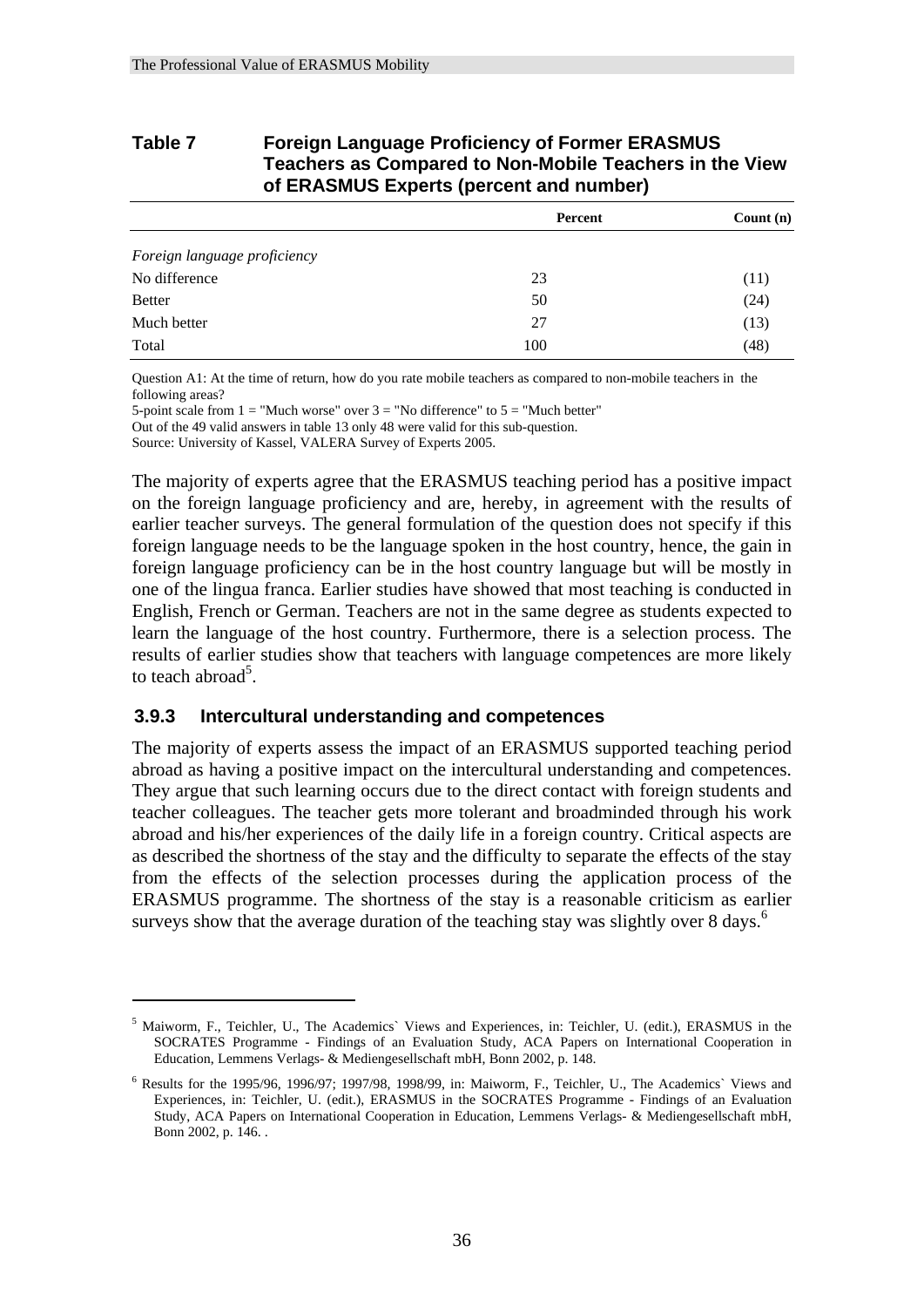**Table 7 Foreign Language Proficiency of Former ERASMUS Teachers as Compared to Non-Mobile Teachers in the View of ERASMUS Experts (percent and number)**

| | Percent | Count (n) |
|---|---|---|
| *Foreign language proficiency* | | |
| No difference | 23 | (11) |
| Better | 50 | (24) |
| Much better | 27 | (13) |
| Total | 100 | (48) |

Question A1: At the time of return, how do you rate mobile teachers as compared to non-mobile teachers in the following areas?
5-point scale from 1 = "Much worse" over 3 = "No difference" to 5 = "Much better"
Out of the 49 valid answers in table 13 only 48 were valid for this sub-question.
Source: University of Kassel, VALERA Survey of Experts 2005.

The majority of experts agree that the ERASMUS teaching period has a positive impact on the foreign language proficiency and are, hereby, in agreement with the results of earlier teacher surveys. The general formulation of the question does not specify if this foreign language needs to be the language spoken in the host country, hence, the gain in foreign language proficiency can be in the host country language but will be mostly in one of the lingua franca. Earlier studies have showed that most teaching is conducted in English, French or German. Teachers are not in the same degree as students expected to learn the language of the host country. Furthermore, there is a selection process. The results of earlier studies show that teachers with language competences are more likely to teach abroad[5].

### 3.9.3 Intercultural understanding and competences

The majority of experts assess the impact of an ERASMUS supported teaching period abroad as having a positive impact on the intercultural understanding and competences. They argue that such learning occurs due to the direct contact with foreign students and teacher colleagues. The teacher gets more tolerant and broadminded through his work abroad and his/her experiences of the daily life in a foreign country. Critical aspects are as described the shortness of the stay and the difficulty to separate the effects of the stay from the effects of the selection processes during the application process of the ERASMUS programme. The shortness of the stay is a reasonable criticism as earlier surveys show that the average duration of the teaching stay was slightly over 8 days.[6]

---

[5] Maiworm, F., Teichler, U., The Academics` Views and Experiences, in: Teichler, U. (edit.), ERASMUS in the SOCRATES Programme - Findings of an Evaluation Study, ACA Papers on International Cooperation in Education, Lemmens Verlags- & Mediengesellschaft mbH, Bonn 2002, p. 148.

[6] Results for the 1995/96, 1996/97; 1997/98, 1998/99, in: Maiworm, F., Teichler, U., The Academics` Views and Experiences, in: Teichler, U. (edit.), ERASMUS in the SOCRATES Programme - Findings of an Evaluation Study, ACA Papers on International Cooperation in Education, Lemmens Verlags- & Mediengesellschaft mbH, Bonn 2002, p. 146. .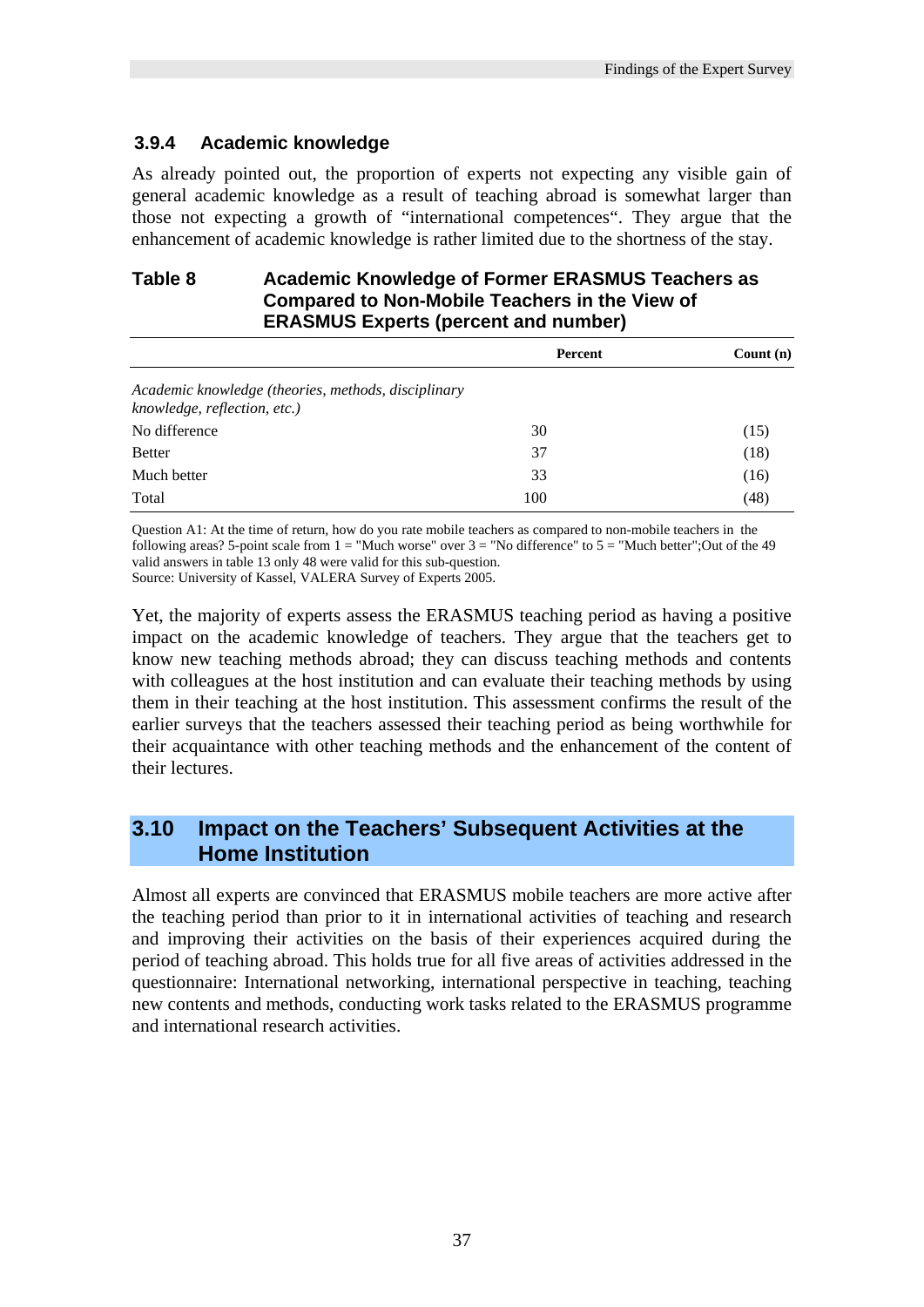### 3.9.4 Academic knowledge

As already pointed out, the proportion of experts not expecting any visible gain of general academic knowledge as a result of teaching abroad is somewhat larger than those not expecting a growth of "international competences". They argue that the enhancement of academic knowledge is rather limited due to the shortness of the stay.

**Table 8 Academic Knowledge of Former ERASMUS Teachers as Compared to Non-Mobile Teachers in the View of ERASMUS Experts (percent and number)**

| | Percent | Count (n) |
|---|---|---|
| *Academic knowledge (theories, methods, disciplinary knowledge, reflection, etc.)* | | |
| No difference | 30 | (15) |
| Better | 37 | (18) |
| Much better | 33 | (16) |
| Total | 100 | (48) |

Question A1: At the time of return, how do you rate mobile teachers as compared to non-mobile teachers in the following areas? 5-point scale from 1 = "Much worse" over 3 = "No difference" to 5 = "Much better";Out of the 49 valid answers in table 13 only 48 were valid for this sub-question.
Source: University of Kassel, VALERA Survey of Experts 2005.

Yet, the majority of experts assess the ERASMUS teaching period as having a positive impact on the academic knowledge of teachers. They argue that the teachers get to know new teaching methods abroad; they can discuss teaching methods and contents with colleagues at the host institution and can evaluate their teaching methods by using them in their teaching at the host institution. This assessment confirms the result of the earlier surveys that the teachers assessed their teaching period as being worthwhile for their acquaintance with other teaching methods and the enhancement of the content of their lectures.

## 3.10 Impact on the Teachers' Subsequent Activities at the Home Institution

Almost all experts are convinced that ERASMUS mobile teachers are more active after the teaching period than prior to it in international activities of teaching and research and improving their activities on the basis of their experiences acquired during the period of teaching abroad. This holds true for all five areas of activities addressed in the questionnaire: International networking, international perspective in teaching, teaching new contents and methods, conducting work tasks related to the ERASMUS programme and international research activities.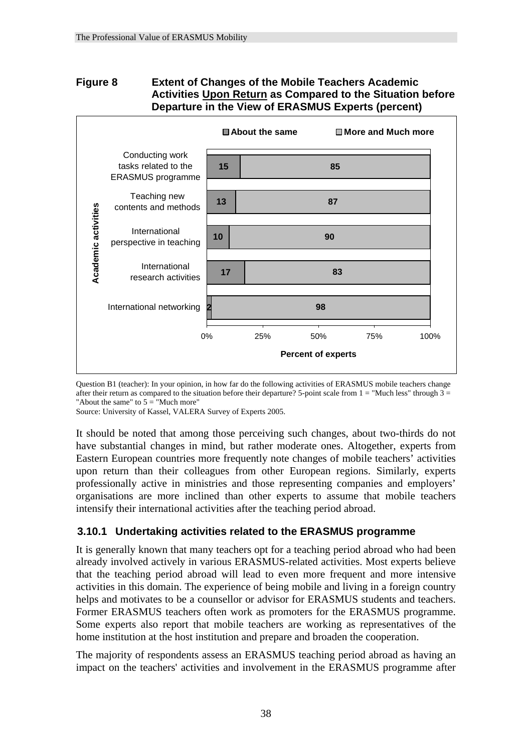**Figure 8 Extent of Changes of the Mobile Teachers Academic Activities <u>Upon Return</u> as Compared to the Situation before Departure in the View of ERASMUS Experts (percent)**

| Academic activities | About the same | More and Much more |
|---|---|---|
| Conducting work tasks related to the ERASMUS programme | 15 | 85 |
| Teaching new contents and methods | 13 | 87 |
| International perspective in teaching | 10 | 90 |
| International research activities | 17 | 83 |
| International networking | 2 | 98 |

Percent of experts

Question B1 (teacher): In your opinion, in how far do the following activities of ERASMUS mobile teachers change after their return as compared to the situation before their departure? 5-point scale from 1 = "Much less" through 3 = "About the same" to 5 = "Much more"

Source: University of Kassel, VALERA Survey of Experts 2005.

It should be noted that among those perceiving such changes, about two-thirds do not have substantial changes in mind, but rather moderate ones. Altogether, experts from Eastern European countries more frequently note changes of mobile teachers' activities upon return than their colleagues from other European regions. Similarly, experts professionally active in ministries and those representing companies and employers' organisations are more inclined than other experts to assume that mobile teachers intensify their international activities after the teaching period abroad.

### 3.10.1 Undertaking activities related to the ERASMUS programme

It is generally known that many teachers opt for a teaching period abroad who had been already involved actively in various ERASMUS-related activities. Most experts believe that the teaching period abroad will lead to even more frequent and more intensive activities in this domain. The experience of being mobile and living in a foreign country helps and motivates to be a counsellor or advisor for ERASMUS students and teachers. Former ERASMUS teachers often work as promoters for the ERASMUS programme. Some experts also report that mobile teachers are working as representatives of the home institution at the host institution and prepare and broaden the cooperation.

The majority of respondents assess an ERASMUS teaching period abroad as having an impact on the teachers' activities and involvement in the ERASMUS programme after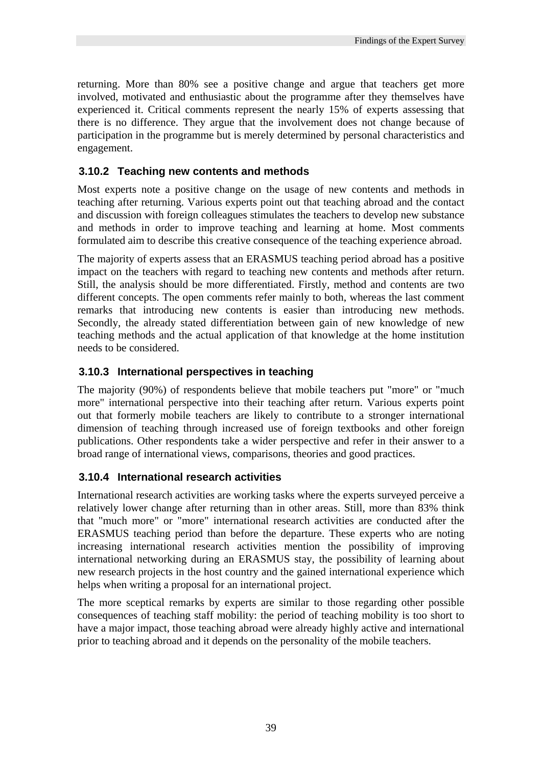returning. More than 80% see a positive change and argue that teachers get more involved, motivated and enthusiastic about the programme after they themselves have experienced it. Critical comments represent the nearly 15% of experts assessing that there is no difference. They argue that the involvement does not change because of participation in the programme but is merely determined by personal characteristics and engagement.

### 3.10.2 Teaching new contents and methods

Most experts note a positive change on the usage of new contents and methods in teaching after returning. Various experts point out that teaching abroad and the contact and discussion with foreign colleagues stimulates the teachers to develop new substance and methods in order to improve teaching and learning at home. Most comments formulated aim to describe this creative consequence of the teaching experience abroad.

The majority of experts assess that an ERASMUS teaching period abroad has a positive impact on the teachers with regard to teaching new contents and methods after return. Still, the analysis should be more differentiated. Firstly, method and contents are two different concepts. The open comments refer mainly to both, whereas the last comment remarks that introducing new contents is easier than introducing new methods. Secondly, the already stated differentiation between gain of new knowledge of new teaching methods and the actual application of that knowledge at the home institution needs to be considered.

### 3.10.3 International perspectives in teaching

The majority (90%) of respondents believe that mobile teachers put "more" or "much more" international perspective into their teaching after return. Various experts point out that formerly mobile teachers are likely to contribute to a stronger international dimension of teaching through increased use of foreign textbooks and other foreign publications. Other respondents take a wider perspective and refer in their answer to a broad range of international views, comparisons, theories and good practices.

### 3.10.4 International research activities

International research activities are working tasks where the experts surveyed perceive a relatively lower change after returning than in other areas. Still, more than 83% think that "much more" or "more" international research activities are conducted after the ERASMUS teaching period than before the departure. These experts who are noting increasing international research activities mention the possibility of improving international networking during an ERASMUS stay, the possibility of learning about new research projects in the host country and the gained international experience which helps when writing a proposal for an international project.

The more sceptical remarks by experts are similar to those regarding other possible consequences of teaching staff mobility: the period of teaching mobility is too short to have a major impact, those teaching abroad were already highly active and international prior to teaching abroad and it depends on the personality of the mobile teachers.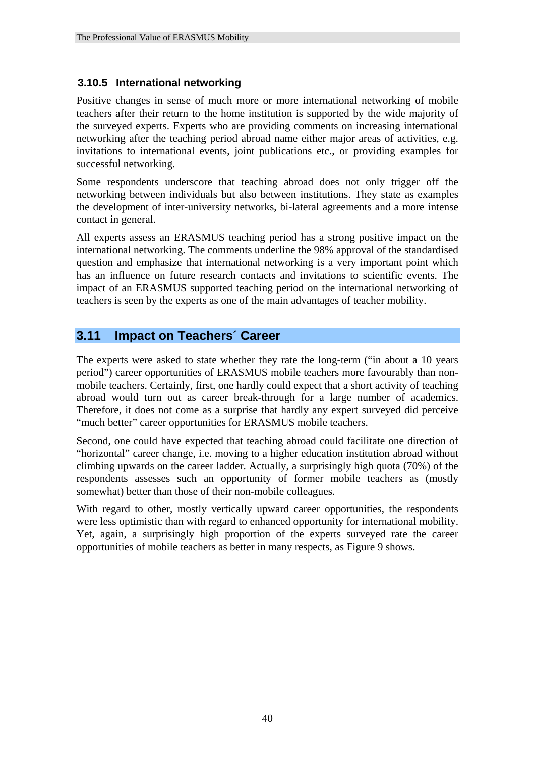### 3.10.5 International networking

Positive changes in sense of much more or more international networking of mobile teachers after their return to the home institution is supported by the wide majority of the surveyed experts. Experts who are providing comments on increasing international networking after the teaching period abroad name either major areas of activities, e.g. invitations to international events, joint publications etc., or providing examples for successful networking.

Some respondents underscore that teaching abroad does not only trigger off the networking between individuals but also between institutions. They state as examples the development of inter-university networks, bi-lateral agreements and a more intense contact in general.

All experts assess an ERASMUS teaching period has a strong positive impact on the international networking. The comments underline the 98% approval of the standardised question and emphasize that international networking is a very important point which has an influence on future research contacts and invitations to scientific events. The impact of an ERASMUS supported teaching period on the international networking of teachers is seen by the experts as one of the main advantages of teacher mobility.

## 3.11 Impact on Teachers´ Career

The experts were asked to state whether they rate the long-term ("in about a 10 years period") career opportunities of ERASMUS mobile teachers more favourably than non-mobile teachers. Certainly, first, one hardly could expect that a short activity of teaching abroad would turn out as career break-through for a large number of academics. Therefore, it does not come as a surprise that hardly any expert surveyed did perceive "much better" career opportunities for ERASMUS mobile teachers.

Second, one could have expected that teaching abroad could facilitate one direction of "horizontal" career change, i.e. moving to a higher education institution abroad without climbing upwards on the career ladder. Actually, a surprisingly high quota (70%) of the respondents assesses such an opportunity of former mobile teachers as (mostly somewhat) better than those of their non-mobile colleagues.

With regard to other, mostly vertically upward career opportunities, the respondents were less optimistic than with regard to enhanced opportunity for international mobility. Yet, again, a surprisingly high proportion of the experts surveyed rate the career opportunities of mobile teachers as better in many respects, as Figure 9 shows.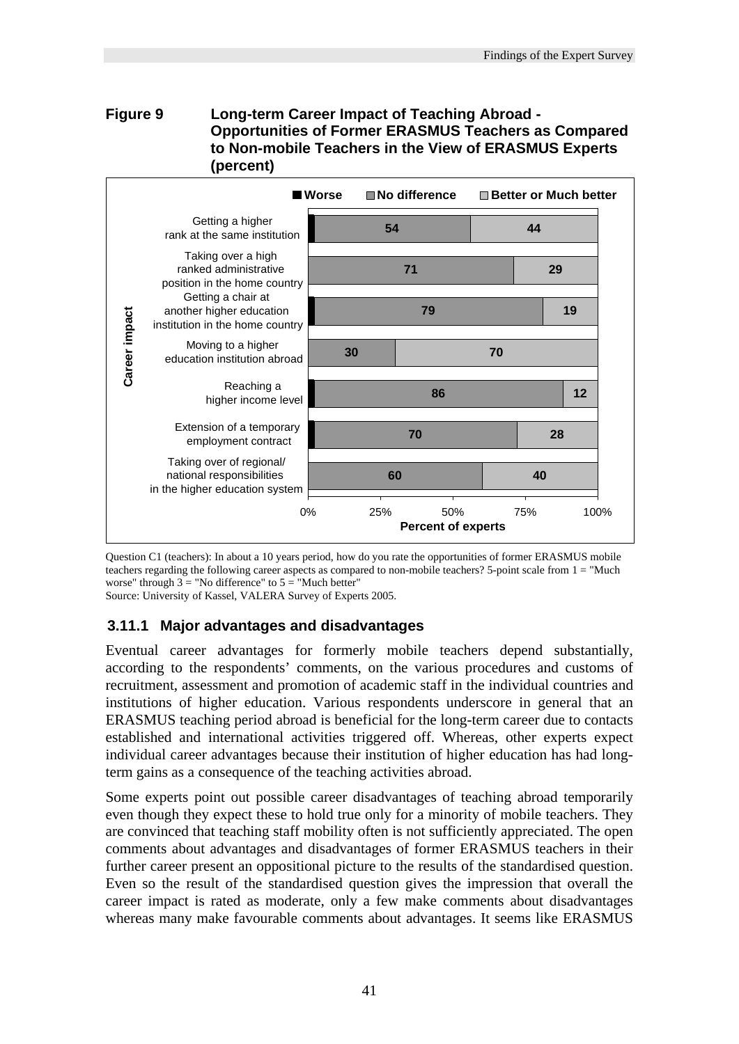**Figure 9 Long-term Career Impact of Teaching Abroad - Opportunities of Former ERASMUS Teachers as Compared to Non-mobile Teachers in the View of ERASMUS Experts (percent)**

| Career impact | Worse | No difference | Better or Much better |
|---|---|---|---|
| Getting a higher rank at the same institution | | 54 | 44 |
| Taking over a high ranked administrative position in the home country | | 71 | 29 |
| Getting a chair at another higher education institution in the home country | | 79 | 19 |
| Moving to a higher education institution abroad | | 30 | 70 |
| Reaching a higher income level | | 86 | 12 |
| Extension of a temporary employment contract | | 70 | 28 |
| Taking over of regional/ national responsibilities in the higher education system | | 60 | 40 |

Percent of experts

Question C1 (teachers): In about a 10 years period, how do you rate the opportunities of former ERASMUS mobile teachers regarding the following career aspects as compared to non-mobile teachers? 5-point scale from 1 = "Much worse" through 3 = "No difference" to 5 = "Much better"
Source: University of Kassel, VALERA Survey of Experts 2005.

### 3.11.1 Major advantages and disadvantages

Eventual career advantages for formerly mobile teachers depend substantially, according to the respondents' comments, on the various procedures and customs of recruitment, assessment and promotion of academic staff in the individual countries and institutions of higher education. Various respondents underscore in general that an ERASMUS teaching period abroad is beneficial for the long-term career due to contacts established and international activities triggered off. Whereas, other experts expect individual career advantages because their institution of higher education has had long-term gains as a consequence of the teaching activities abroad.

Some experts point out possible career disadvantages of teaching abroad temporarily even though they expect these to hold true only for a minority of mobile teachers. They are convinced that teaching staff mobility often is not sufficiently appreciated. The open comments about advantages and disadvantages of former ERASMUS teachers in their further career present an oppositional picture to the results of the standardised question. Even so the result of the standardised question gives the impression that overall the career impact is rated as moderate, only a few make comments about disadvantages whereas many make favourable comments about advantages. It seems like ERASMUS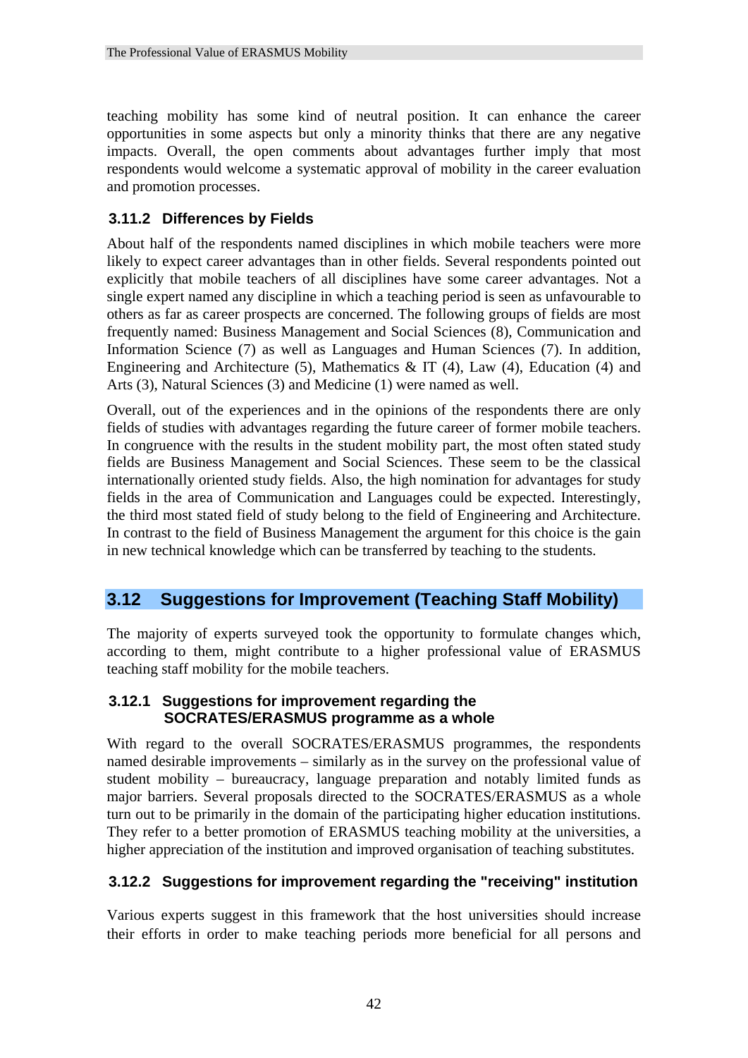teaching mobility has some kind of neutral position. It can enhance the career opportunities in some aspects but only a minority thinks that there are any negative impacts. Overall, the open comments about advantages further imply that most respondents would welcome a systematic approval of mobility in the career evaluation and promotion processes.

### 3.11.2 Differences by Fields

About half of the respondents named disciplines in which mobile teachers were more likely to expect career advantages than in other fields. Several respondents pointed out explicitly that mobile teachers of all disciplines have some career advantages. Not a single expert named any discipline in which a teaching period is seen as unfavourable to others as far as career prospects are concerned. The following groups of fields are most frequently named: Business Management and Social Sciences (8), Communication and Information Science (7) as well as Languages and Human Sciences (7). In addition, Engineering and Architecture (5), Mathematics & IT (4), Law (4), Education (4) and Arts (3), Natural Sciences (3) and Medicine (1) were named as well.

Overall, out of the experiences and in the opinions of the respondents there are only fields of studies with advantages regarding the future career of former mobile teachers. In congruence with the results in the student mobility part, the most often stated study fields are Business Management and Social Sciences. These seem to be the classical internationally oriented study fields. Also, the high nomination for advantages for study fields in the area of Communication and Languages could be expected. Interestingly, the third most stated field of study belong to the field of Engineering and Architecture. In contrast to the field of Business Management the argument for this choice is the gain in new technical knowledge which can be transferred by teaching to the students.

## 3.12 Suggestions for Improvement (Teaching Staff Mobility)

The majority of experts surveyed took the opportunity to formulate changes which, according to them, might contribute to a higher professional value of ERASMUS teaching staff mobility for the mobile teachers.

### 3.12.1 Suggestions for improvement regarding the SOCRATES/ERASMUS programme as a whole

With regard to the overall SOCRATES/ERASMUS programmes, the respondents named desirable improvements – similarly as in the survey on the professional value of student mobility – bureaucracy, language preparation and notably limited funds as major barriers. Several proposals directed to the SOCRATES/ERASMUS as a whole turn out to be primarily in the domain of the participating higher education institutions. They refer to a better promotion of ERASMUS teaching mobility at the universities, a higher appreciation of the institution and improved organisation of teaching substitutes.

### 3.12.2 Suggestions for improvement regarding the "receiving" institution

Various experts suggest in this framework that the host universities should increase their efforts in order to make teaching periods more beneficial for all persons and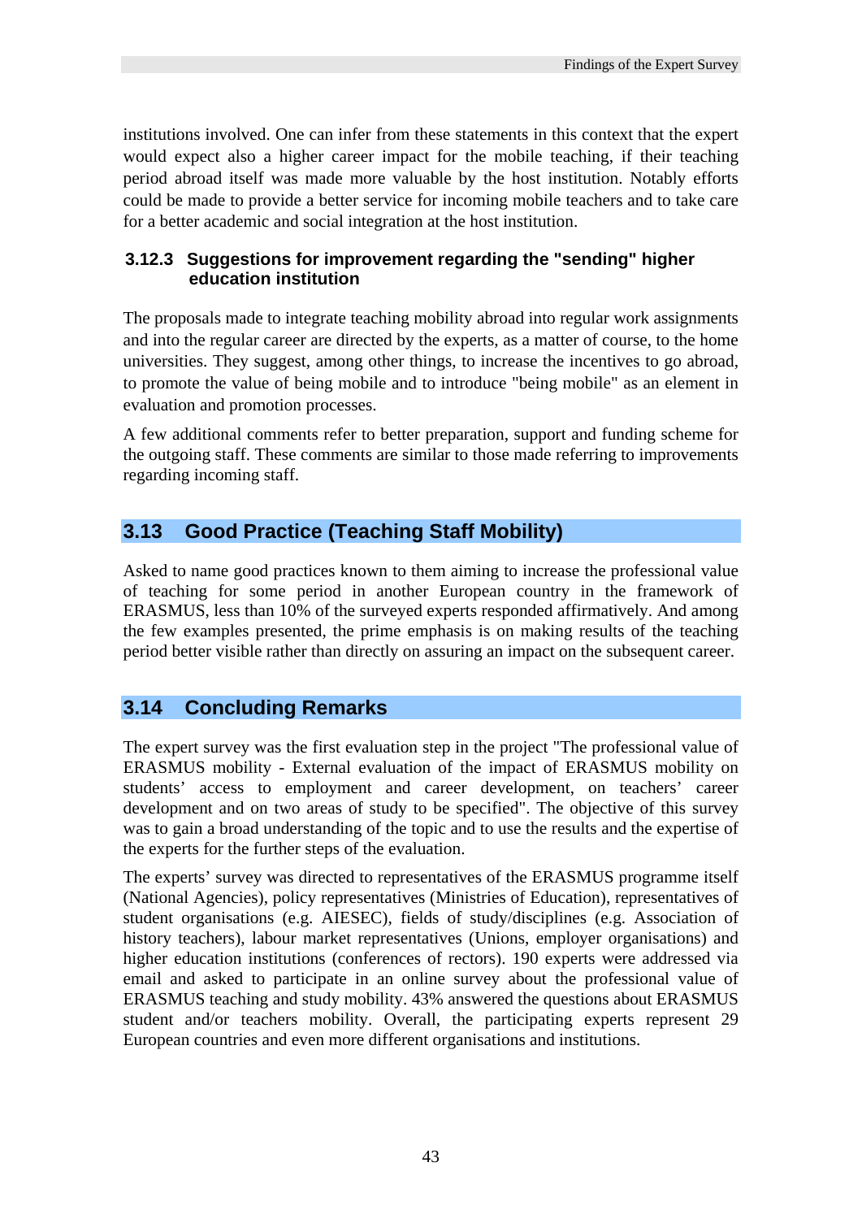institutions involved. One can infer from these statements in this context that the expert would expect also a higher career impact for the mobile teaching, if their teaching period abroad itself was made more valuable by the host institution. Notably efforts could be made to provide a better service for incoming mobile teachers and to take care for a better academic and social integration at the host institution.

### 3.12.3 Suggestions for improvement regarding the "sending" higher education institution

The proposals made to integrate teaching mobility abroad into regular work assignments and into the regular career are directed by the experts, as a matter of course, to the home universities. They suggest, among other things, to increase the incentives to go abroad, to promote the value of being mobile and to introduce "being mobile" as an element in evaluation and promotion processes.

A few additional comments refer to better preparation, support and funding scheme for the outgoing staff. These comments are similar to those made referring to improvements regarding incoming staff.

## 3.13 Good Practice (Teaching Staff Mobility)

Asked to name good practices known to them aiming to increase the professional value of teaching for some period in another European country in the framework of ERASMUS, less than 10% of the surveyed experts responded affirmatively. And among the few examples presented, the prime emphasis is on making results of the teaching period better visible rather than directly on assuring an impact on the subsequent career.

## 3.14 Concluding Remarks

The expert survey was the first evaluation step in the project "The professional value of ERASMUS mobility - External evaluation of the impact of ERASMUS mobility on students' access to employment and career development, on teachers' career development and on two areas of study to be specified". The objective of this survey was to gain a broad understanding of the topic and to use the results and the expertise of the experts for the further steps of the evaluation.

The experts' survey was directed to representatives of the ERASMUS programme itself (National Agencies), policy representatives (Ministries of Education), representatives of student organisations (e.g. AIESEC), fields of study/disciplines (e.g. Association of history teachers), labour market representatives (Unions, employer organisations) and higher education institutions (conferences of rectors). 190 experts were addressed via email and asked to participate in an online survey about the professional value of ERASMUS teaching and study mobility. 43% answered the questions about ERASMUS student and/or teachers mobility. Overall, the participating experts represent 29 European countries and even more different organisations and institutions.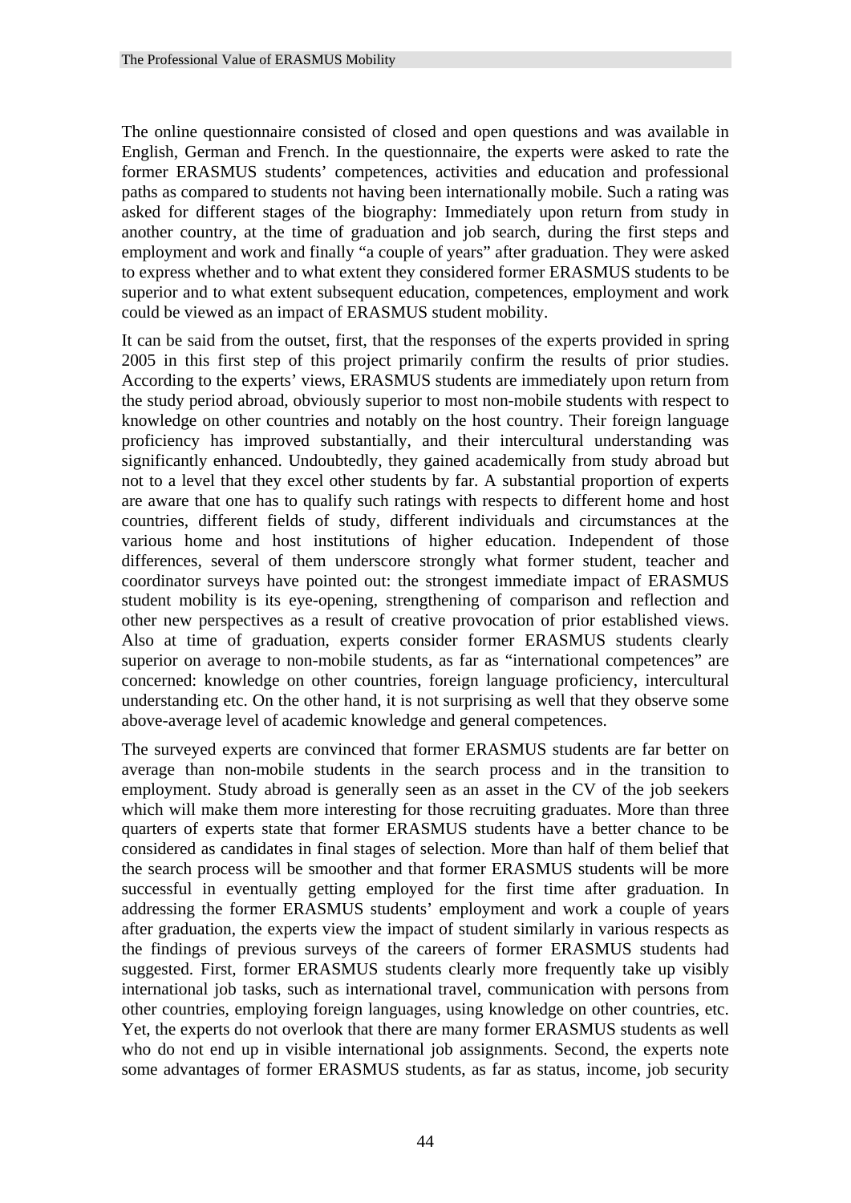The online questionnaire consisted of closed and open questions and was available in English, German and French. In the questionnaire, the experts were asked to rate the former ERASMUS students' competences, activities and education and professional paths as compared to students not having been internationally mobile. Such a rating was asked for different stages of the biography: Immediately upon return from study in another country, at the time of graduation and job search, during the first steps and employment and work and finally "a couple of years" after graduation. They were asked to express whether and to what extent they considered former ERASMUS students to be superior and to what extent subsequent education, competences, employment and work could be viewed as an impact of ERASMUS student mobility.

It can be said from the outset, first, that the responses of the experts provided in spring 2005 in this first step of this project primarily confirm the results of prior studies. According to the experts' views, ERASMUS students are immediately upon return from the study period abroad, obviously superior to most non-mobile students with respect to knowledge on other countries and notably on the host country. Their foreign language proficiency has improved substantially, and their intercultural understanding was significantly enhanced. Undoubtedly, they gained academically from study abroad but not to a level that they excel other students by far. A substantial proportion of experts are aware that one has to qualify such ratings with respects to different home and host countries, different fields of study, different individuals and circumstances at the various home and host institutions of higher education. Independent of those differences, several of them underscore strongly what former student, teacher and coordinator surveys have pointed out: the strongest immediate impact of ERASMUS student mobility is its eye-opening, strengthening of comparison and reflection and other new perspectives as a result of creative provocation of prior established views. Also at time of graduation, experts consider former ERASMUS students clearly superior on average to non-mobile students, as far as "international competences" are concerned: knowledge on other countries, foreign language proficiency, intercultural understanding etc. On the other hand, it is not surprising as well that they observe some above-average level of academic knowledge and general competences.

The surveyed experts are convinced that former ERASMUS students are far better on average than non-mobile students in the search process and in the transition to employment. Study abroad is generally seen as an asset in the CV of the job seekers which will make them more interesting for those recruiting graduates. More than three quarters of experts state that former ERASMUS students have a better chance to be considered as candidates in final stages of selection. More than half of them belief that the search process will be smoother and that former ERASMUS students will be more successful in eventually getting employed for the first time after graduation. In addressing the former ERASMUS students' employment and work a couple of years after graduation, the experts view the impact of student similarly in various respects as the findings of previous surveys of the careers of former ERASMUS students had suggested. First, former ERASMUS students clearly more frequently take up visibly international job tasks, such as international travel, communication with persons from other countries, employing foreign languages, using knowledge on other countries, etc. Yet, the experts do not overlook that there are many former ERASMUS students as well who do not end up in visible international job assignments. Second, the experts note some advantages of former ERASMUS students, as far as status, income, job security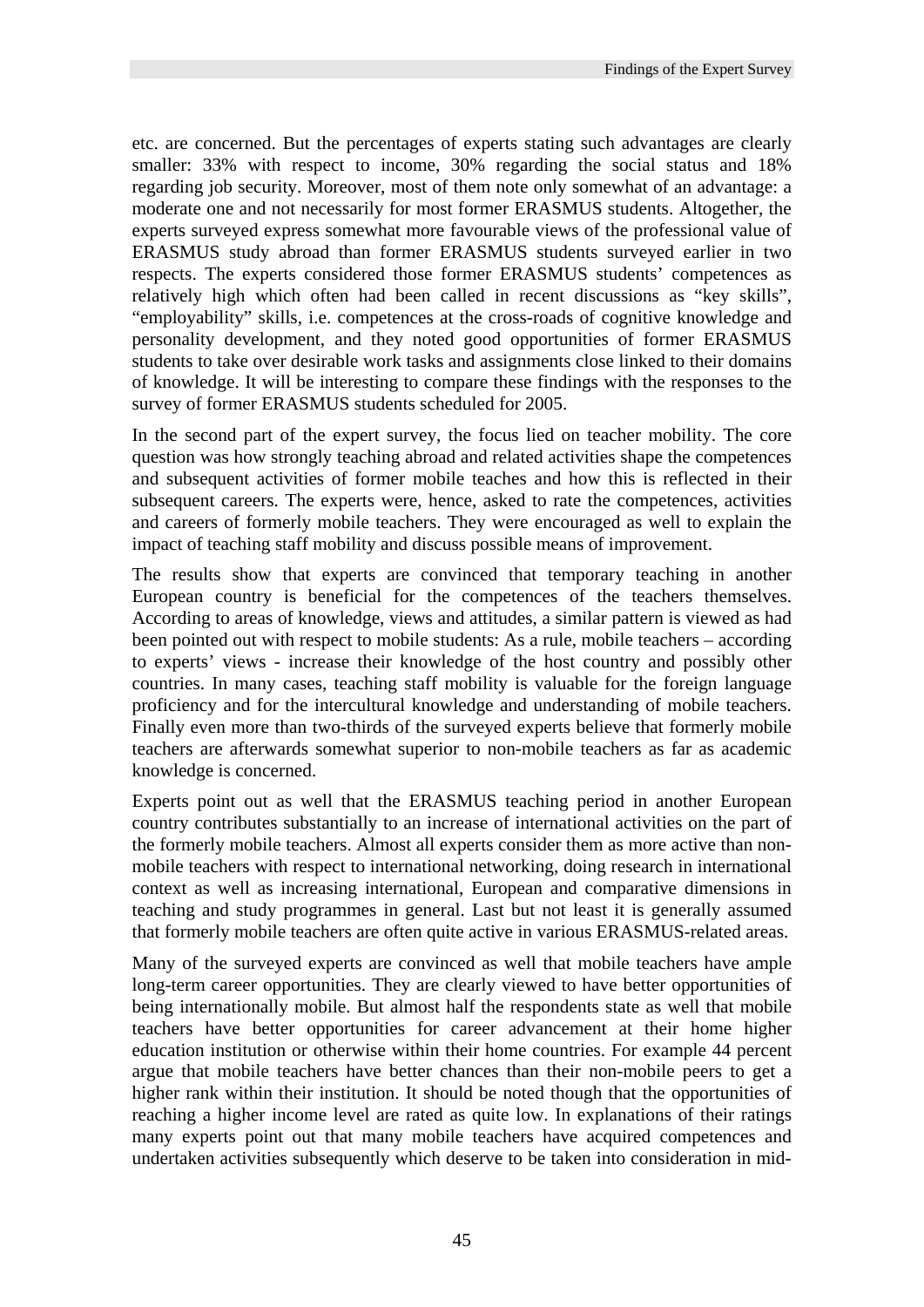etc. are concerned. But the percentages of experts stating such advantages are clearly smaller: 33% with respect to income, 30% regarding the social status and 18% regarding job security. Moreover, most of them note only somewhat of an advantage: a moderate one and not necessarily for most former ERASMUS students. Altogether, the experts surveyed express somewhat more favourable views of the professional value of ERASMUS study abroad than former ERASMUS students surveyed earlier in two respects. The experts considered those former ERASMUS students' competences as relatively high which often had been called in recent discussions as "key skills", "employability" skills, i.e. competences at the cross-roads of cognitive knowledge and personality development, and they noted good opportunities of former ERASMUS students to take over desirable work tasks and assignments close linked to their domains of knowledge. It will be interesting to compare these findings with the responses to the survey of former ERASMUS students scheduled for 2005.

In the second part of the expert survey, the focus lied on teacher mobility. The core question was how strongly teaching abroad and related activities shape the competences and subsequent activities of former mobile teaches and how this is reflected in their subsequent careers. The experts were, hence, asked to rate the competences, activities and careers of formerly mobile teachers. They were encouraged as well to explain the impact of teaching staff mobility and discuss possible means of improvement.

The results show that experts are convinced that temporary teaching in another European country is beneficial for the competences of the teachers themselves. According to areas of knowledge, views and attitudes, a similar pattern is viewed as had been pointed out with respect to mobile students: As a rule, mobile teachers – according to experts' views - increase their knowledge of the host country and possibly other countries. In many cases, teaching staff mobility is valuable for the foreign language proficiency and for the intercultural knowledge and understanding of mobile teachers. Finally even more than two-thirds of the surveyed experts believe that formerly mobile teachers are afterwards somewhat superior to non-mobile teachers as far as academic knowledge is concerned.

Experts point out as well that the ERASMUS teaching period in another European country contributes substantially to an increase of international activities on the part of the formerly mobile teachers. Almost all experts consider them as more active than non-mobile teachers with respect to international networking, doing research in international context as well as increasing international, European and comparative dimensions in teaching and study programmes in general. Last but not least it is generally assumed that formerly mobile teachers are often quite active in various ERASMUS-related areas.

Many of the surveyed experts are convinced as well that mobile teachers have ample long-term career opportunities. They are clearly viewed to have better opportunities of being internationally mobile. But almost half the respondents state as well that mobile teachers have better opportunities for career advancement at their home higher education institution or otherwise within their home countries. For example 44 percent argue that mobile teachers have better chances than their non-mobile peers to get a higher rank within their institution. It should be noted though that the opportunities of reaching a higher income level are rated as quite low. In explanations of their ratings many experts point out that many mobile teachers have acquired competences and undertaken activities subsequently which deserve to be taken into consideration in mid-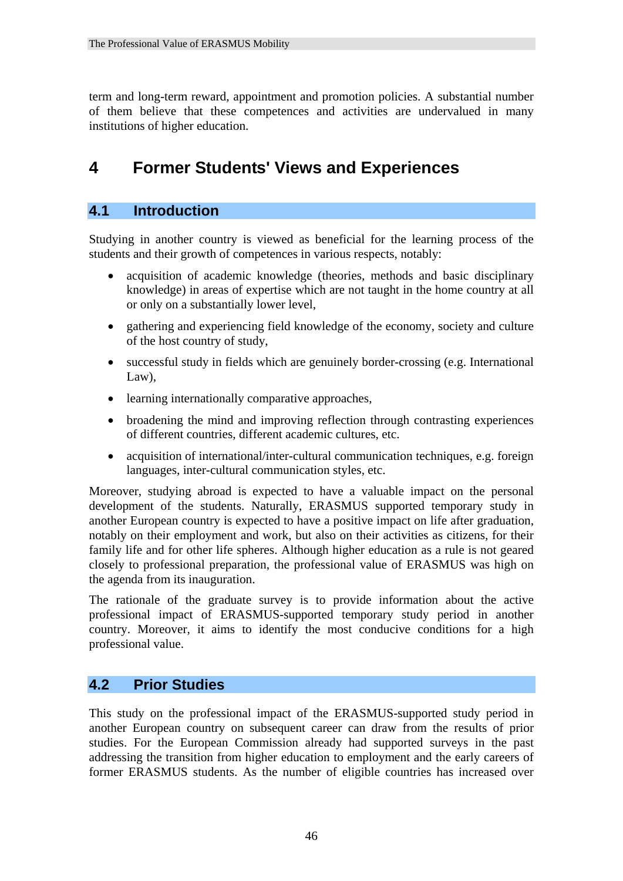term and long-term reward, appointment and promotion policies. A substantial number of them believe that these competences and activities are undervalued in many institutions of higher education.

# 4 Former Students' Views and Experiences

## 4.1 Introduction

Studying in another country is viewed as beneficial for the learning process of the students and their growth of competences in various respects, notably:

- acquisition of academic knowledge (theories, methods and basic disciplinary knowledge) in areas of expertise which are not taught in the home country at all or only on a substantially lower level,
- gathering and experiencing field knowledge of the economy, society and culture of the host country of study,
- successful study in fields which are genuinely border-crossing (e.g. International Law),
- learning internationally comparative approaches,
- broadening the mind and improving reflection through contrasting experiences of different countries, different academic cultures, etc.
- acquisition of international/inter-cultural communication techniques, e.g. foreign languages, inter-cultural communication styles, etc.

Moreover, studying abroad is expected to have a valuable impact on the personal development of the students. Naturally, ERASMUS supported temporary study in another European country is expected to have a positive impact on life after graduation, notably on their employment and work, but also on their activities as citizens, for their family life and for other life spheres. Although higher education as a rule is not geared closely to professional preparation, the professional value of ERASMUS was high on the agenda from its inauguration.

The rationale of the graduate survey is to provide information about the active professional impact of ERASMUS-supported temporary study period in another country. Moreover, it aims to identify the most conducive conditions for a high professional value.

## 4.2 Prior Studies

This study on the professional impact of the ERASMUS-supported study period in another European country on subsequent career can draw from the results of prior studies. For the European Commission already had supported surveys in the past addressing the transition from higher education to employment and the early careers of former ERASMUS students. As the number of eligible countries has increased over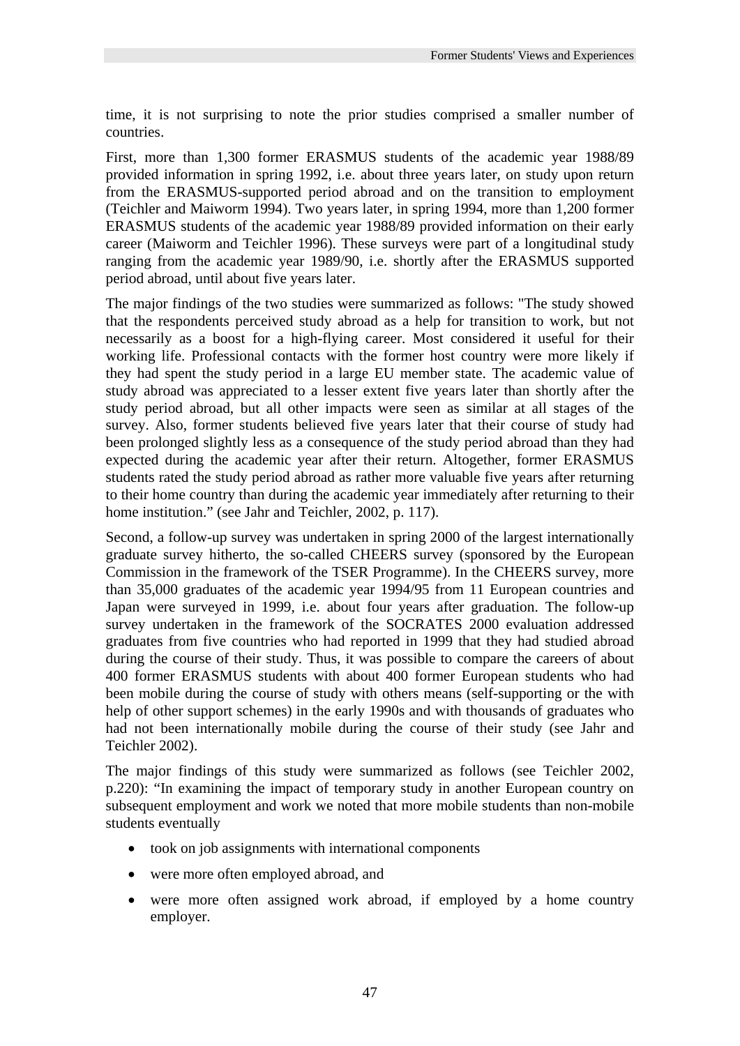time, it is not surprising to note the prior studies comprised a smaller number of countries.

First, more than 1,300 former ERASMUS students of the academic year 1988/89 provided information in spring 1992, i.e. about three years later, on study upon return from the ERASMUS-supported period abroad and on the transition to employment (Teichler and Maiworm 1994). Two years later, in spring 1994, more than 1,200 former ERASMUS students of the academic year 1988/89 provided information on their early career (Maiworm and Teichler 1996). These surveys were part of a longitudinal study ranging from the academic year 1989/90, i.e. shortly after the ERASMUS supported period abroad, until about five years later.

The major findings of the two studies were summarized as follows: "The study showed that the respondents perceived study abroad as a help for transition to work, but not necessarily as a boost for a high-flying career. Most considered it useful for their working life. Professional contacts with the former host country were more likely if they had spent the study period in a large EU member state. The academic value of study abroad was appreciated to a lesser extent five years later than shortly after the study period abroad, but all other impacts were seen as similar at all stages of the survey. Also, former students believed five years later that their course of study had been prolonged slightly less as a consequence of the study period abroad than they had expected during the academic year after their return. Altogether, former ERASMUS students rated the study period abroad as rather more valuable five years after returning to their home country than during the academic year immediately after returning to their home institution." (see Jahr and Teichler, 2002, p. 117).

Second, a follow-up survey was undertaken in spring 2000 of the largest internationally graduate survey hitherto, the so-called CHEERS survey (sponsored by the European Commission in the framework of the TSER Programme). In the CHEERS survey, more than 35,000 graduates of the academic year 1994/95 from 11 European countries and Japan were surveyed in 1999, i.e. about four years after graduation. The follow-up survey undertaken in the framework of the SOCRATES 2000 evaluation addressed graduates from five countries who had reported in 1999 that they had studied abroad during the course of their study. Thus, it was possible to compare the careers of about 400 former ERASMUS students with about 400 former European students who had been mobile during the course of study with others means (self-supporting or the with help of other support schemes) in the early 1990s and with thousands of graduates who had not been internationally mobile during the course of their study (see Jahr and Teichler 2002).

The major findings of this study were summarized as follows (see Teichler 2002, p.220): "In examining the impact of temporary study in another European country on subsequent employment and work we noted that more mobile students than non-mobile students eventually

- took on job assignments with international components
- were more often employed abroad, and
- were more often assigned work abroad, if employed by a home country employer.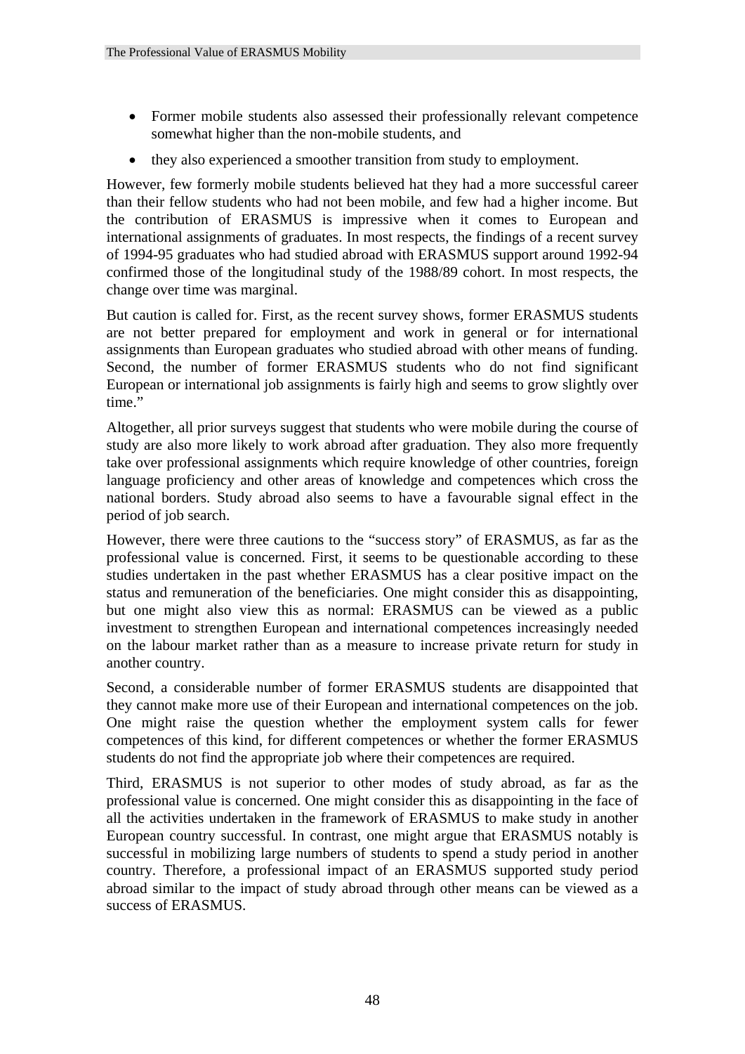- Former mobile students also assessed their professionally relevant competence somewhat higher than the non-mobile students, and
- they also experienced a smoother transition from study to employment.

However, few formerly mobile students believed hat they had a more successful career than their fellow students who had not been mobile, and few had a higher income. But the contribution of ERASMUS is impressive when it comes to European and international assignments of graduates. In most respects, the findings of a recent survey of 1994-95 graduates who had studied abroad with ERASMUS support around 1992-94 confirmed those of the longitudinal study of the 1988/89 cohort. In most respects, the change over time was marginal.

But caution is called for. First, as the recent survey shows, former ERASMUS students are not better prepared for employment and work in general or for international assignments than European graduates who studied abroad with other means of funding. Second, the number of former ERASMUS students who do not find significant European or international job assignments is fairly high and seems to grow slightly over time."

Altogether, all prior surveys suggest that students who were mobile during the course of study are also more likely to work abroad after graduation. They also more frequently take over professional assignments which require knowledge of other countries, foreign language proficiency and other areas of knowledge and competences which cross the national borders. Study abroad also seems to have a favourable signal effect in the period of job search.

However, there were three cautions to the "success story" of ERASMUS, as far as the professional value is concerned. First, it seems to be questionable according to these studies undertaken in the past whether ERASMUS has a clear positive impact on the status and remuneration of the beneficiaries. One might consider this as disappointing, but one might also view this as normal: ERASMUS can be viewed as a public investment to strengthen European and international competences increasingly needed on the labour market rather than as a measure to increase private return for study in another country.

Second, a considerable number of former ERASMUS students are disappointed that they cannot make more use of their European and international competences on the job. One might raise the question whether the employment system calls for fewer competences of this kind, for different competences or whether the former ERASMUS students do not find the appropriate job where their competences are required.

Third, ERASMUS is not superior to other modes of study abroad, as far as the professional value is concerned. One might consider this as disappointing in the face of all the activities undertaken in the framework of ERASMUS to make study in another European country successful. In contrast, one might argue that ERASMUS notably is successful in mobilizing large numbers of students to spend a study period in another country. Therefore, a professional impact of an ERASMUS supported study period abroad similar to the impact of study abroad through other means can be viewed as a success of ERASMUS.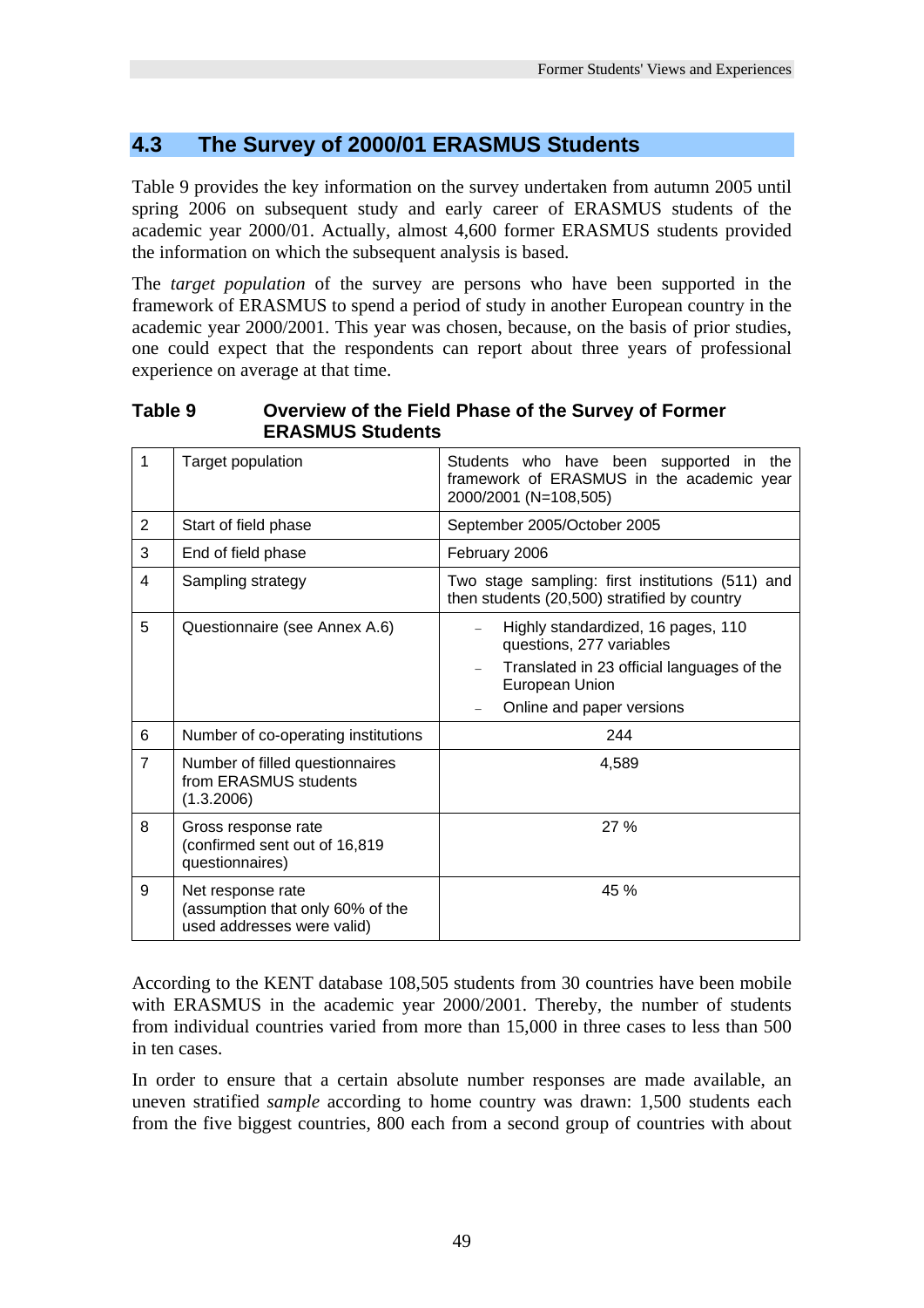## 4.3 The Survey of 2000/01 ERASMUS Students

Table 9 provides the key information on the survey undertaken from autumn 2005 until spring 2006 on subsequent study and early career of ERASMUS students of the academic year 2000/01. Actually, almost 4,600 former ERASMUS students provided the information on which the subsequent analysis is based.

The *target population* of the survey are persons who have been supported in the framework of ERASMUS to spend a period of study in another European country in the academic year 2000/2001. This year was chosen, because, on the basis of prior studies, one could expect that the respondents can report about three years of professional experience on average at that time.

**Table 9 Overview of the Field Phase of the Survey of Former ERASMUS Students**

| | | |
|---|---|---|
| 1 | Target population | Students who have been supported in the framework of ERASMUS in the academic year 2000/2001 (N=108,505) |
| 2 | Start of field phase | September 2005/October 2005 |
| 3 | End of field phase | February 2006 |
| 4 | Sampling strategy | Two stage sampling: first institutions (511) and then students (20,500) stratified by country |
| 5 | Questionnaire (see Annex A.6) | – Highly standardized, 16 pages, 110 questions, 277 variables<br>– Translated in 23 official languages of the European Union<br>– Online and paper versions |
| 6 | Number of co-operating institutions | 244 |
| 7 | Number of filled questionnaires from ERASMUS students (1.3.2006) | 4,589 |
| 8 | Gross response rate (confirmed sent out of 16,819 questionnaires) | 27 % |
| 9 | Net response rate (assumption that only 60% of the used addresses were valid) | 45 % |

According to the KENT database 108,505 students from 30 countries have been mobile with ERASMUS in the academic year 2000/2001. Thereby, the number of students from individual countries varied from more than 15,000 in three cases to less than 500 in ten cases.

In order to ensure that a certain absolute number responses are made available, an uneven stratified *sample* according to home country was drawn: 1,500 students each from the five biggest countries, 800 each from a second group of countries with about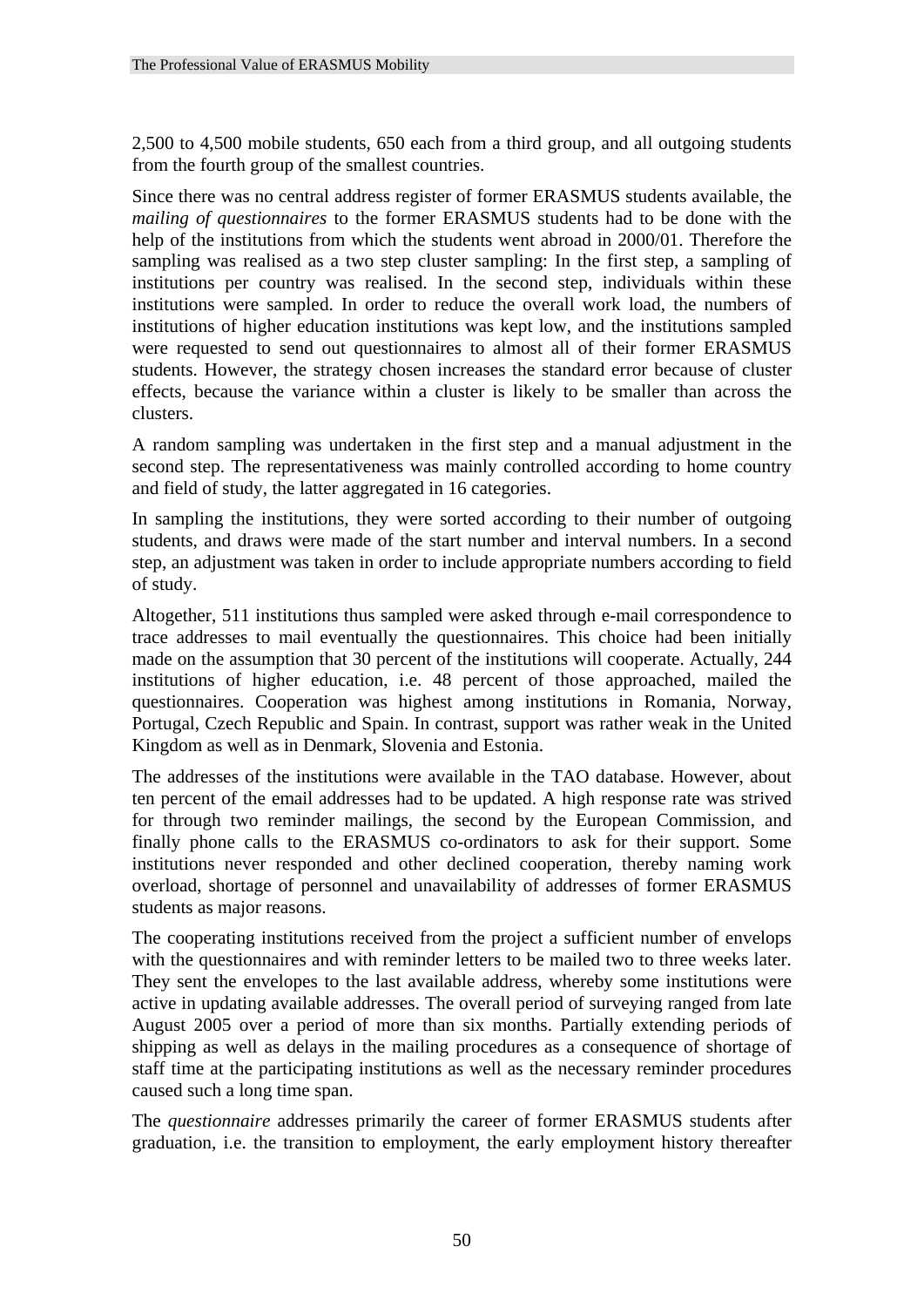2,500 to 4,500 mobile students, 650 each from a third group, and all outgoing students from the fourth group of the smallest countries.

Since there was no central address register of former ERASMUS students available, the *mailing of questionnaires* to the former ERASMUS students had to be done with the help of the institutions from which the students went abroad in 2000/01. Therefore the sampling was realised as a two step cluster sampling: In the first step, a sampling of institutions per country was realised. In the second step, individuals within these institutions were sampled. In order to reduce the overall work load, the numbers of institutions of higher education institutions was kept low, and the institutions sampled were requested to send out questionnaires to almost all of their former ERASMUS students. However, the strategy chosen increases the standard error because of cluster effects, because the variance within a cluster is likely to be smaller than across the clusters.

A random sampling was undertaken in the first step and a manual adjustment in the second step. The representativeness was mainly controlled according to home country and field of study, the latter aggregated in 16 categories.

In sampling the institutions, they were sorted according to their number of outgoing students, and draws were made of the start number and interval numbers. In a second step, an adjustment was taken in order to include appropriate numbers according to field of study.

Altogether, 511 institutions thus sampled were asked through e-mail correspondence to trace addresses to mail eventually the questionnaires. This choice had been initially made on the assumption that 30 percent of the institutions will cooperate. Actually, 244 institutions of higher education, i.e. 48 percent of those approached, mailed the questionnaires. Cooperation was highest among institutions in Romania, Norway, Portugal, Czech Republic and Spain. In contrast, support was rather weak in the United Kingdom as well as in Denmark, Slovenia and Estonia.

The addresses of the institutions were available in the TAO database. However, about ten percent of the email addresses had to be updated. A high response rate was strived for through two reminder mailings, the second by the European Commission, and finally phone calls to the ERASMUS co-ordinators to ask for their support. Some institutions never responded and other declined cooperation, thereby naming work overload, shortage of personnel and unavailability of addresses of former ERASMUS students as major reasons.

The cooperating institutions received from the project a sufficient number of envelops with the questionnaires and with reminder letters to be mailed two to three weeks later. They sent the envelopes to the last available address, whereby some institutions were active in updating available addresses. The overall period of surveying ranged from late August 2005 over a period of more than six months. Partially extending periods of shipping as well as delays in the mailing procedures as a consequence of shortage of staff time at the participating institutions as well as the necessary reminder procedures caused such a long time span.

The *questionnaire* addresses primarily the career of former ERASMUS students after graduation, i.e. the transition to employment, the early employment history thereafter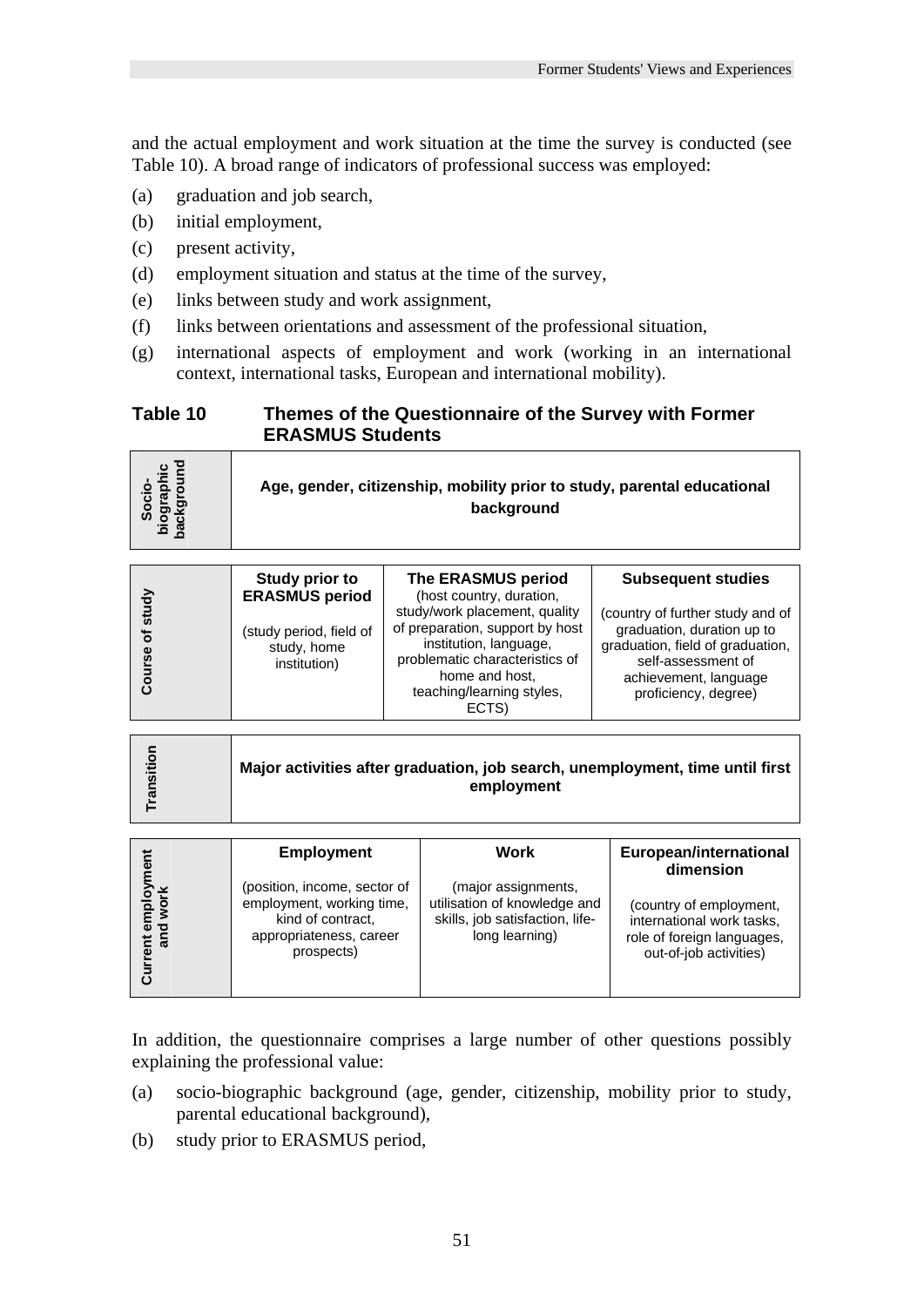and the actual employment and work situation at the time the survey is conducted (see Table 10). A broad range of indicators of professional success was employed:

(a) graduation and job search,
(b) initial employment,
(c) present activity,
(d) employment situation and status at the time of the survey,
(e) links between study and work assignment,
(f) links between orientations and assessment of the professional situation,
(g) international aspects of employment and work (working in an international context, international tasks, European and international mobility).

**Table 10 Themes of the Questionnaire of the Survey with Former ERASMUS Students**

| | | | |
|---|---|---|---|
| **Socio-biographic background** | **Age, gender, citizenship, mobility prior to study, parental educational background** | | |
| **Course of study** | **Study prior to ERASMUS period** (study period, field of study, home institution) | **The ERASMUS period** (host country, duration, study/work placement, quality of preparation, support by host institution, language, problematic characteristics of home and host, teaching/learning styles, ECTS) | **Subsequent studies** (country of further study and of graduation, duration up to graduation, field of graduation, self-assessment of achievement, language proficiency, degree) |
| **Transition** | **Major activities after graduation, job search, unemployment, time until first employment** | | |
| **Current employment and work** | **Employment** (position, income, sector of employment, working time, kind of contract, appropriateness, career prospects) | **Work** (major assignments, utilisation of knowledge and skills, job satisfaction, life-long learning) | **European/international dimension** (country of employment, international work tasks, role of foreign languages, out-of-job activities) |

In addition, the questionnaire comprises a large number of other questions possibly explaining the professional value:

(a) socio-biographic background (age, gender, citizenship, mobility prior to study, parental educational background),
(b) study prior to ERASMUS period,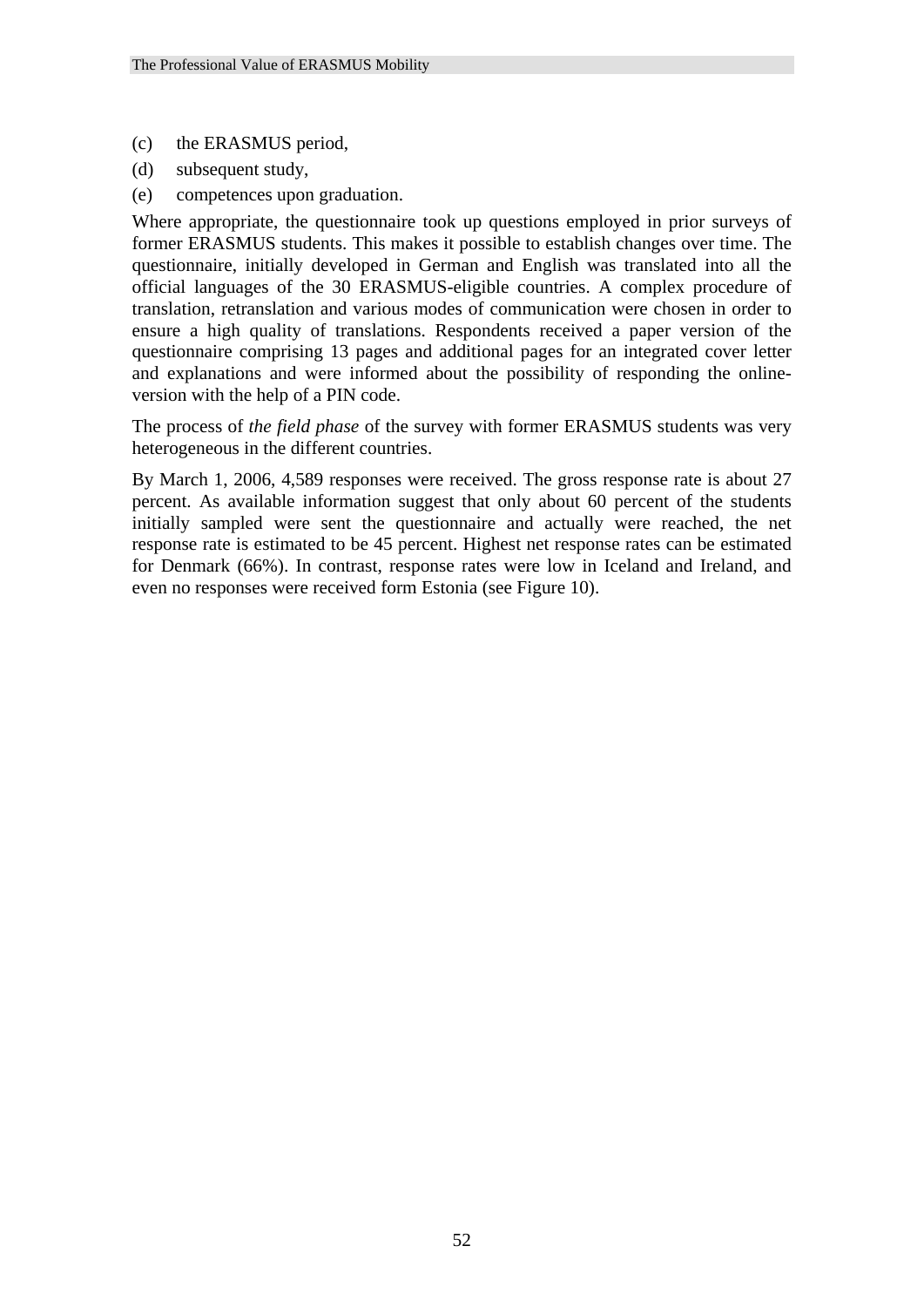(c) the ERASMUS period,

(d) subsequent study,

(e) competences upon graduation.

Where appropriate, the questionnaire took up questions employed in prior surveys of former ERASMUS students. This makes it possible to establish changes over time. The questionnaire, initially developed in German and English was translated into all the official languages of the 30 ERASMUS-eligible countries. A complex procedure of translation, retranslation and various modes of communication were chosen in order to ensure a high quality of translations. Respondents received a paper version of the questionnaire comprising 13 pages and additional pages for an integrated cover letter and explanations and were informed about the possibility of responding the online-version with the help of a PIN code.

The process of *the field phase* of the survey with former ERASMUS students was very heterogeneous in the different countries.

By March 1, 2006, 4,589 responses were received. The gross response rate is about 27 percent. As available information suggest that only about 60 percent of the students initially sampled were sent the questionnaire and actually were reached, the net response rate is estimated to be 45 percent. Highest net response rates can be estimated for Denmark (66%). In contrast, response rates were low in Iceland and Ireland, and even no responses were received form Estonia (see Figure 10).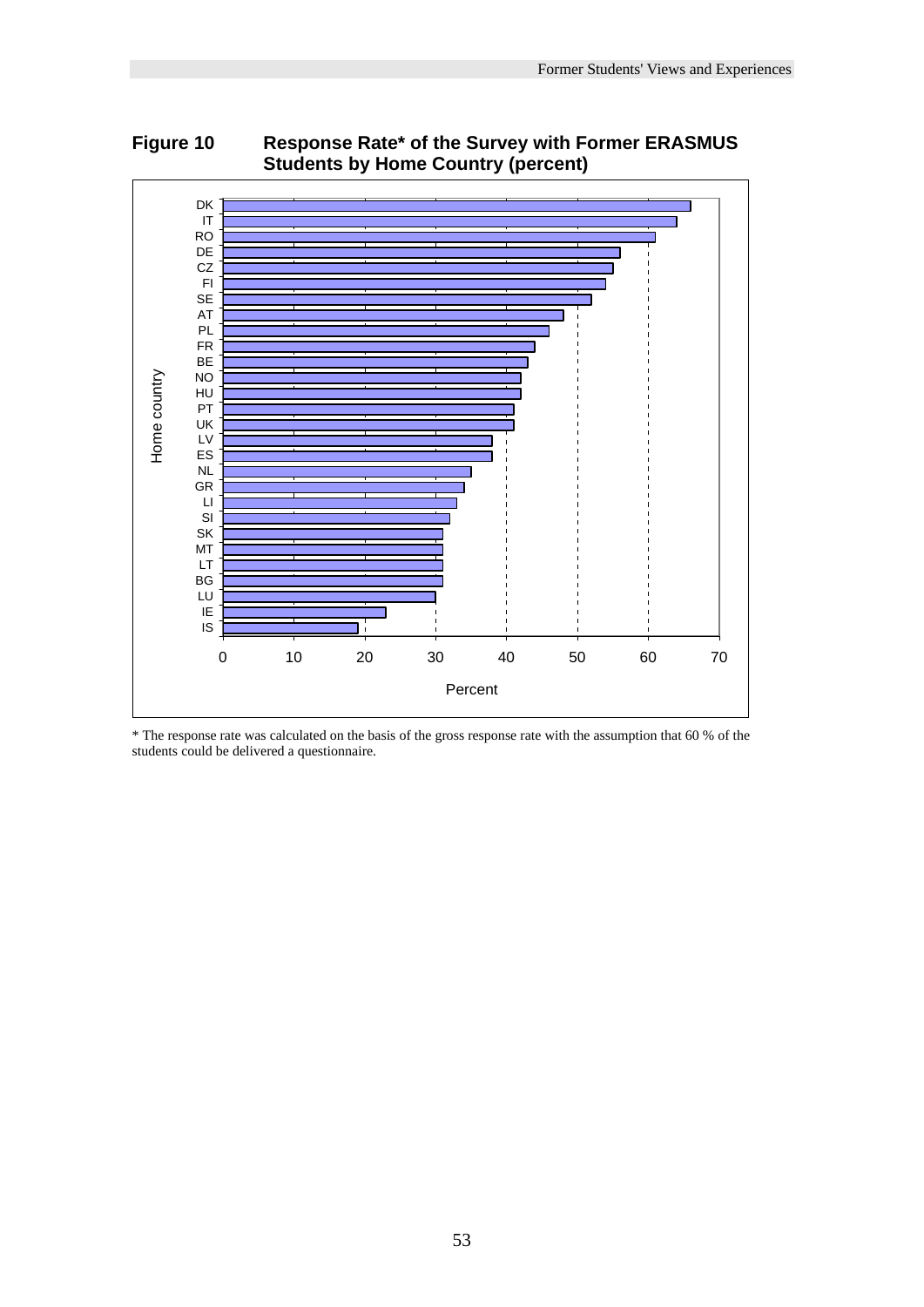**Figure 10 Response Rate* of the Survey with Former ERASMUS Students by Home Country (percent)**

| Home country | Percent |
|---|---|
| DK | 66 |
| IT | 64 |
| RO | 61 |
| DE | 56 |
| CZ | 55 |
| FI | 54 |
| SE | 52 |
| AT | 48 |
| PL | 46 |
| FR | 44 |
| BE | 43 |
| NO | 42 |
| HU | 42 |
| PT | 41 |
| UK | 41 |
| LV | 38 |
| ES | 38 |
| NL | 35 |
| GR | 34 |
| LI | 33 |
| SI | 32 |
| SK | 31 |
| MT | 31 |
| LT | 31 |
| BG | 31 |
| LU | 30 |
| IE | 23 |
| IS | 19 |

* The response rate was calculated on the basis of the gross response rate with the assumption that 60 % of the students could be delivered a questionnaire.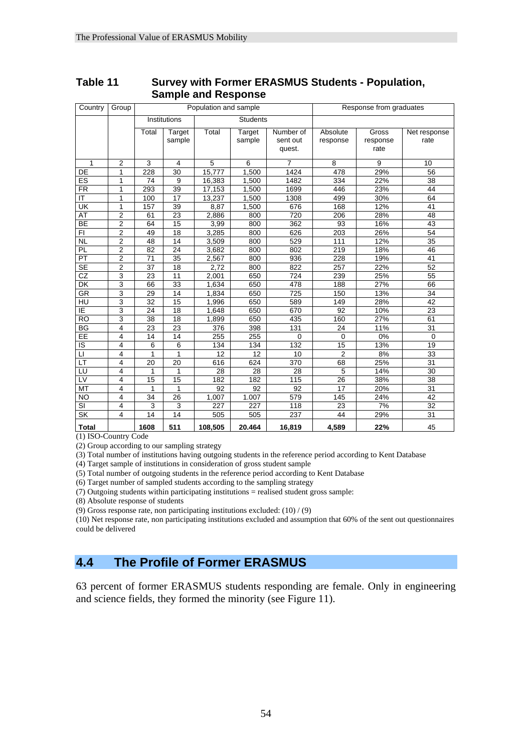## Table 11 Survey with Former ERASMUS Students - Population, Sample and Response

| Country | Group | Population and sample | | | | | Response from graduates | | |
|---|---|---|---|---|---|---|---|---|---|
| | | Institutions | | Students | | | | | |
| | | Total | Target sample | Total | Target sample | Number of sent out quest. | Absolute response | Gross response rate | Net response rate |
| 1 | 2 | 3 | 4 | 5 | 6 | 7 | 8 | 9 | 10 |
| DE | 1 | 228 | 30 | 15,777 | 1,500 | 1424 | 478 | 29% | 56 |
| ES | 1 | 74 | 9 | 16,383 | 1,500 | 1482 | 334 | 22% | 38 |
| FR | 1 | 293 | 39 | 17,153 | 1,500 | 1699 | 446 | 23% | 44 |
| IT | 1 | 100 | 17 | 13,237 | 1,500 | 1308 | 499 | 30% | 64 |
| UK | 1 | 157 | 39 | 8,87 | 1,500 | 676 | 168 | 12% | 41 |
| AT | 2 | 61 | 23 | 2,886 | 800 | 720 | 206 | 28% | 48 |
| BE | 2 | 64 | 15 | 3,99 | 800 | 362 | 93 | 16% | 43 |
| FI | 2 | 49 | 18 | 3,285 | 800 | 626 | 203 | 26% | 54 |
| NL | 2 | 48 | 14 | 3,509 | 800 | 529 | 111 | 12% | 35 |
| PL | 2 | 82 | 24 | 3,682 | 800 | 802 | 219 | 18% | 46 |
| PT | 2 | 71 | 35 | 2,567 | 800 | 936 | 228 | 19% | 41 |
| SE | 2 | 37 | 18 | 2,72 | 800 | 822 | 257 | 22% | 52 |
| CZ | 3 | 23 | 11 | 2,001 | 650 | 724 | 239 | 25% | 55 |
| DK | 3 | 66 | 33 | 1,634 | 650 | 478 | 188 | 27% | 66 |
| GR | 3 | 29 | 14 | 1,834 | 650 | 725 | 150 | 13% | 34 |
| HU | 3 | 32 | 15 | 1,996 | 650 | 589 | 149 | 28% | 42 |
| IE | 3 | 24 | 18 | 1,648 | 650 | 670 | 92 | 10% | 23 |
| RO | 3 | 38 | 18 | 1,899 | 650 | 435 | 160 | 27% | 61 |
| BG | 4 | 23 | 23 | 376 | 398 | 131 | 24 | 11% | 31 |
| EE | 4 | 14 | 14 | 255 | 255 | 0 | 0 | 0% | 0 |
| IS | 4 | 6 | 6 | 134 | 134 | 132 | 15 | 13% | 19 |
| LI | 4 | 1 | 1 | 12 | 12 | 10 | 2 | 8% | 33 |
| LT | 4 | 20 | 20 | 616 | 624 | 370 | 68 | 25% | 31 |
| LU | 4 | 1 | 1 | 28 | 28 | 28 | 5 | 14% | 30 |
| LV | 4 | 15 | 15 | 182 | 182 | 115 | 26 | 38% | 38 |
| MT | 4 | 1 | 1 | 92 | 92 | 92 | 17 | 20% | 31 |
| NO | 4 | 34 | 26 | 1,007 | 1.007 | 579 | 145 | 24% | 42 |
| SI | 4 | 3 | 3 | 227 | 227 | 118 | 23 | 7% | 32 |
| SK | 4 | 14 | 14 | 505 | 505 | 237 | 44 | 29% | 31 |
| **Total** | | **1608** | **511** | **108,505** | **20.464** | **16,819** | **4,589** | **22%** | 45 |

(1) ISO-Country Code
(2) Group according to our sampling strategy
(3) Total number of institutions having outgoing students in the reference period according to Kent Database
(4) Target sample of institutions in consideration of gross student sample
(5) Total number of outgoing students in the reference period according to Kent Database
(6) Target number of sampled students according to the sampling strategy
(7) Outgoing students within participating institutions = realised student gross sample:
(8) Absolute response of students
(9) Gross response rate, non participating institutions excluded: (10) / (9)
(10) Net response rate, non participating institutions excluded and assumption that 60% of the sent out questionnaires could be delivered

## 4.4 The Profile of Former ERASMUS

63 percent of former ERASMUS students responding are female. Only in engineering and science fields, they formed the minority (see Figure 11).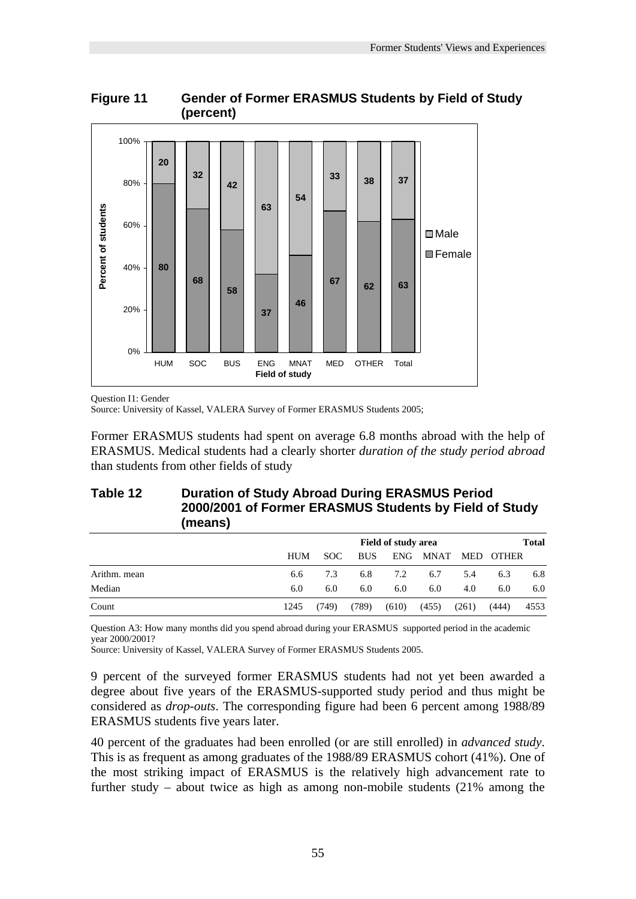**Figure 11 Gender of Former ERASMUS Students by Field of Study (percent)**

| Field of study | Female | Male |
|---|---|---|
| HUM | 80 | 20 |
| SOC | 68 | 32 |
| BUS | 58 | 42 |
| ENG | 37 | 63 |
| MNAT | 46 | 54 |
| MED | 67 | 33 |
| OTHER | 62 | 38 |
| Total | 63 | 37 |

Question I1: Gender
Source: University of Kassel, VALERA Survey of Former ERASMUS Students 2005;

Former ERASMUS students had spent on average 6.8 months abroad with the help of ERASMUS. Medical students had a clearly shorter *duration of the study period abroad* than students from other fields of study

**Table 12 Duration of Study Abroad During ERASMUS Period 2000/2001 of Former ERASMUS Students by Field of Study (means)**

| | Field of study area | | | | | | | Total |
|---|---|---|---|---|---|---|---|---|
| | HUM | SOC | BUS | ENG | MNAT | MED | OTHER | |
| Arithm. mean | 6.6 | 7.3 | 6.8 | 7.2 | 6.7 | 5.4 | 6.3 | 6.8 |
| Median | 6.0 | 6.0 | 6.0 | 6.0 | 6.0 | 4.0 | 6.0 | 6.0 |
| Count | 1245 | (749) | (789) | (610) | (455) | (261) | (444) | 4553 |

Question A3: How many months did you spend abroad during your ERASMUS supported period in the academic year 2000/2001?
Source: University of Kassel, VALERA Survey of Former ERASMUS Students 2005.

9 percent of the surveyed former ERASMUS students had not yet been awarded a degree about five years of the ERASMUS-supported study period and thus might be considered as *drop-outs*. The corresponding figure had been 6 percent among 1988/89 ERASMUS students five years later.

40 percent of the graduates had been enrolled (or are still enrolled) in *advanced study*. This is as frequent as among graduates of the 1988/89 ERASMUS cohort (41%). One of the most striking impact of ERASMUS is the relatively high advancement rate to further study – about twice as high as among non-mobile students (21% among the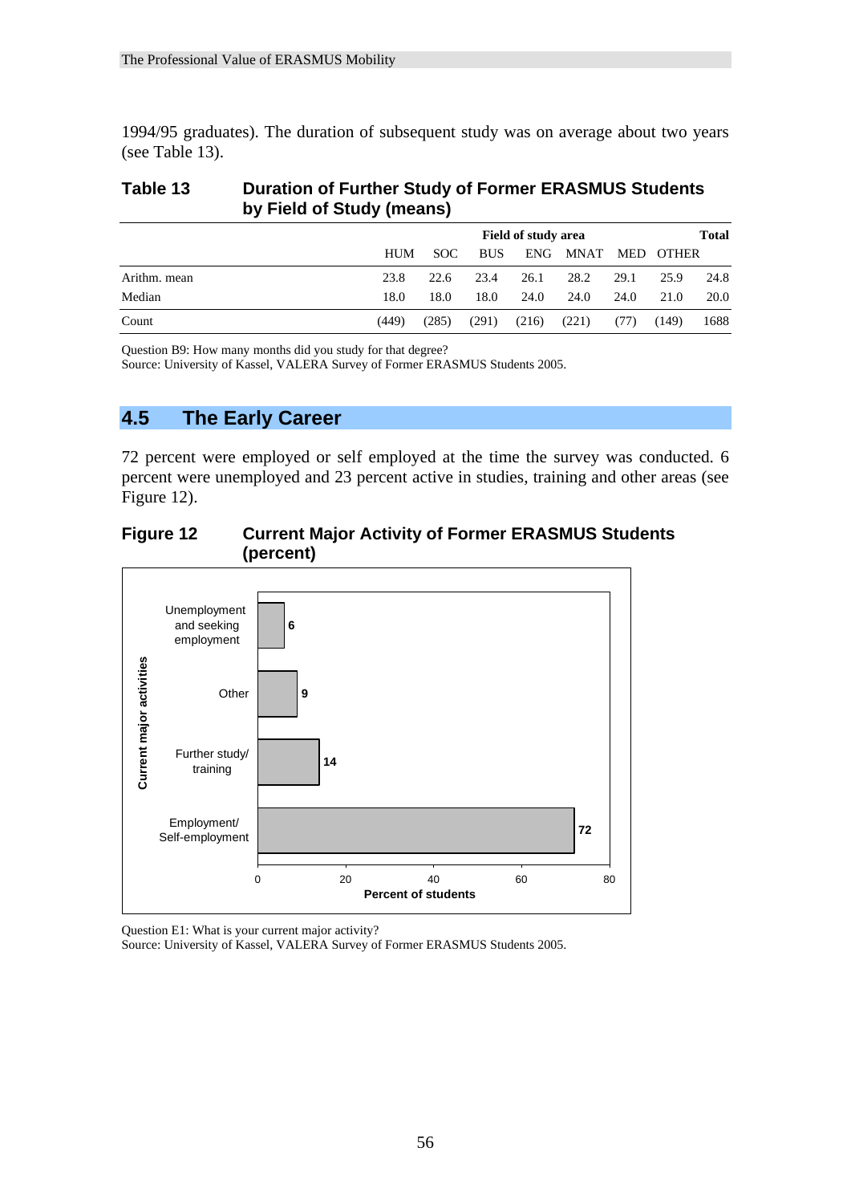1994/95 graduates). The duration of subsequent study was on average about two years (see Table 13).

**Table 13 Duration of Further Study of Former ERASMUS Students by Field of Study (means)**

| | Field of study area | | | | | | | Total |
|---|---|---|---|---|---|---|---|---|
| | HUM | SOC | BUS | ENG | MNAT | MED | OTHER | |
| Arithm. mean | 23.8 | 22.6 | 23.4 | 26.1 | 28.2 | 29.1 | 25.9 | 24.8 |
| Median | 18.0 | 18.0 | 18.0 | 24.0 | 24.0 | 24.0 | 21.0 | 20.0 |
| Count | (449) | (285) | (291) | (216) | (221) | (77) | (149) | 1688 |

Question B9: How many months did you study for that degree?
Source: University of Kassel, VALERA Survey of Former ERASMUS Students 2005.

## 4.5 The Early Career

72 percent were employed or self employed at the time the survey was conducted. 6 percent were unemployed and 23 percent active in studies, training and other areas (see Figure 12).

**Figure 12 Current Major Activity of Former ERASMUS Students (percent)**

| Current major activities | Percent of students |
|---|---|
| Unemployment and seeking employment | 6 |
| Other | 9 |
| Further study/ training | 14 |
| Employment/ Self-employment | 72 |

Question E1: What is your current major activity?
Source: University of Kassel, VALERA Survey of Former ERASMUS Students 2005.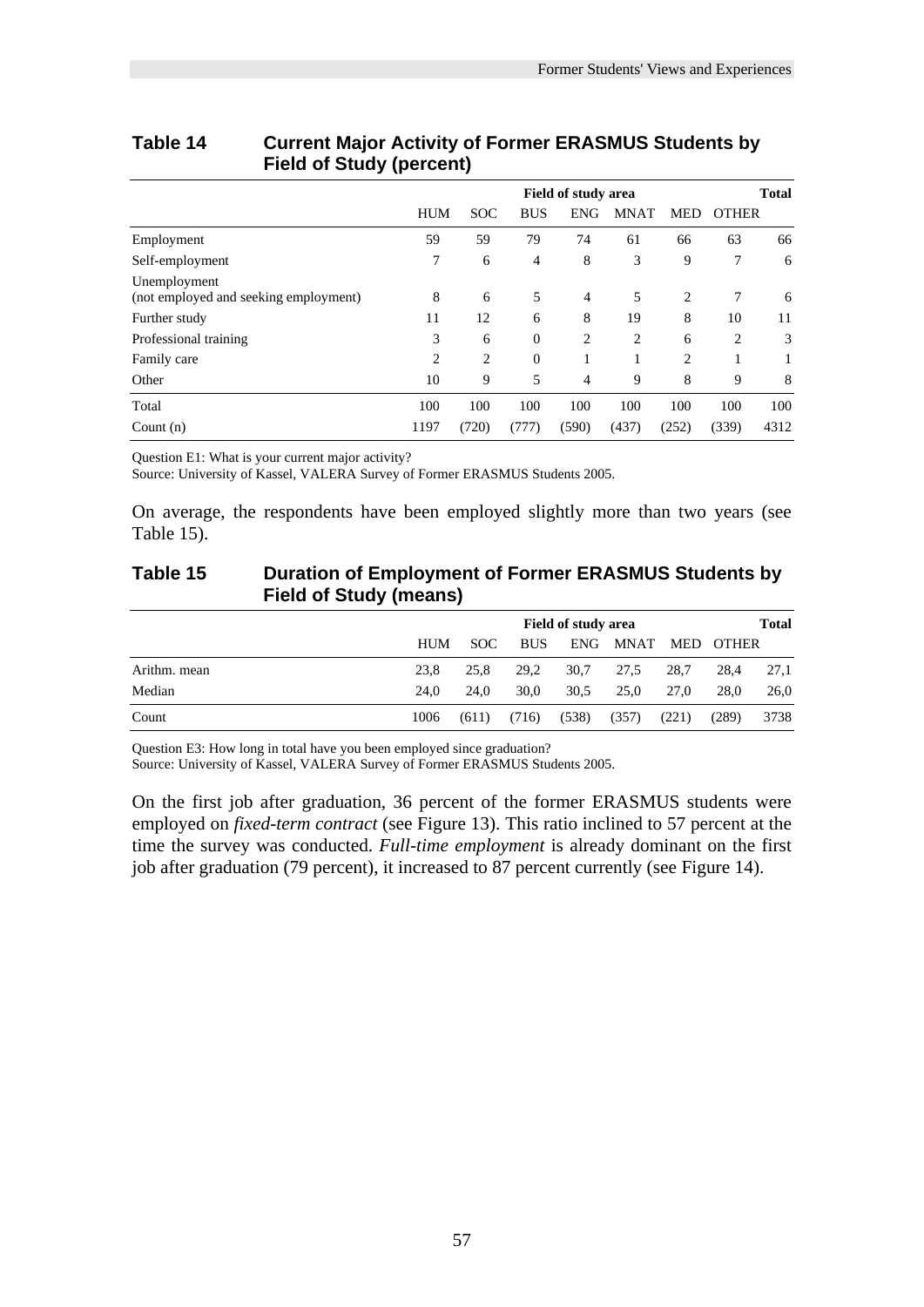**Table 14 Current Major Activity of Former ERASMUS Students by Field of Study (percent)**

| | Field of study area | | | | | | | Total |
|---|---|---|---|---|---|---|---|---|
| | HUM | SOC | BUS | ENG | MNAT | MED | OTHER | |
| Employment | 59 | 59 | 79 | 74 | 61 | 66 | 63 | 66 |
| Self-employment | 7 | 6 | 4 | 8 | 3 | 9 | 7 | 6 |
| Unemployment (not employed and seeking employment) | 8 | 6 | 5 | 4 | 5 | 2 | 7 | 6 |
| Further study | 11 | 12 | 6 | 8 | 19 | 8 | 10 | 11 |
| Professional training | 3 | 6 | 0 | 2 | 2 | 6 | 2 | 3 |
| Family care | 2 | 2 | 0 | 1 | 1 | 2 | 1 | 1 |
| Other | 10 | 9 | 5 | 4 | 9 | 8 | 9 | 8 |
| Total | 100 | 100 | 100 | 100 | 100 | 100 | 100 | 100 |
| Count (n) | 1197 | (720) | (777) | (590) | (437) | (252) | (339) | 4312 |

Question E1: What is your current major activity?
Source: University of Kassel, VALERA Survey of Former ERASMUS Students 2005.

On average, the respondents have been employed slightly more than two years (see Table 15).

**Table 15 Duration of Employment of Former ERASMUS Students by Field of Study (means)**

| | Field of study area | | | | | | | Total |
|---|---|---|---|---|---|---|---|---|
| | HUM | SOC | BUS | ENG | MNAT | MED | OTHER | |
| Arithm. mean | 23,8 | 25,8 | 29,2 | 30,7 | 27,5 | 28,7 | 28,4 | 27,1 |
| Median | 24,0 | 24,0 | 30,0 | 30,5 | 25,0 | 27,0 | 28,0 | 26,0 |
| Count | 1006 | (611) | (716) | (538) | (357) | (221) | (289) | 3738 |

Question E3: How long in total have you been employed since graduation?
Source: University of Kassel, VALERA Survey of Former ERASMUS Students 2005.

On the first job after graduation, 36 percent of the former ERASMUS students were employed on *fixed-term contract* (see Figure 13). This ratio inclined to 57 percent at the time the survey was conducted. *Full-time employment* is already dominant on the first job after graduation (79 percent), it increased to 87 percent currently (see Figure 14).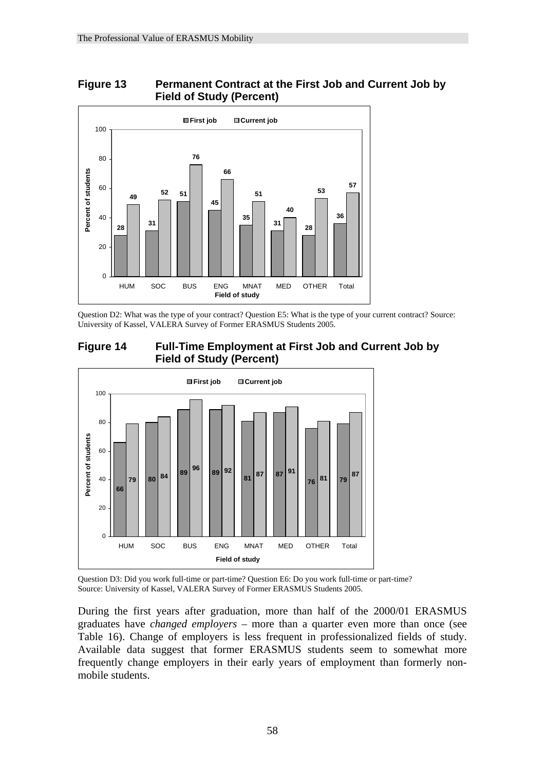**Figure 13 Permanent Contract at the First Job and Current Job by Field of Study (Percent)**

| Field of study | First job | Current job |
|---|---|---|
| HUM | 28 | 49 |
| SOC | 31 | 52 |
| BUS | 51 | 76 |
| ENG | 45 | 66 |
| MNAT | 35 | 51 |
| MED | 31 | 40 |
| OTHER | 28 | 53 |
| Total | 36 | 57 |

Question D2: What was the type of your contract? Question E5: What is the type of your current contract? Source: University of Kassel, VALERA Survey of Former ERASMUS Students 2005.

**Figure 14 Full-Time Employment at First Job and Current Job by Field of Study (Percent)**

| Field of study | First job | Current job |
|---|---|---|
| HUM | 66 | 79 |
| SOC | 80 | 84 |
| BUS | 89 | 96 |
| ENG | 89 | 92 |
| MNAT | 81 | 87 |
| MED | 87 | 91 |
| OTHER | 76 | 81 |
| Total | 79 | 87 |

Question D3: Did you work full-time or part-time? Question E6: Do you work full-time or part-time? Source: University of Kassel, VALERA Survey of Former ERASMUS Students 2005.

During the first years after graduation, more than half of the 2000/01 ERASMUS graduates have *changed employers* – more than a quarter even more than once (see Table 16). Change of employers is less frequent in professionalized fields of study. Available data suggest that former ERASMUS students seem to somewhat more frequently change employers in their early years of employment than formerly non-mobile students.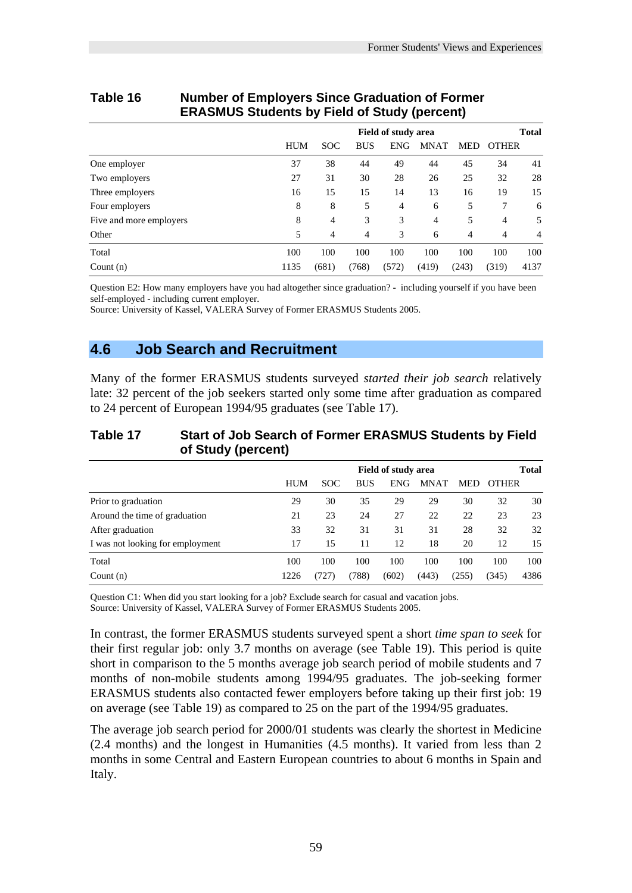**Table 16 Number of Employers Since Graduation of Former ERASMUS Students by Field of Study (percent)**

| | Field of study area | | | | | | | Total |
|---|---|---|---|---|---|---|---|---|
| | HUM | SOC | BUS | ENG | MNAT | MED | OTHER | |
| One employer | 37 | 38 | 44 | 49 | 44 | 45 | 34 | 41 |
| Two employers | 27 | 31 | 30 | 28 | 26 | 25 | 32 | 28 |
| Three employers | 16 | 15 | 15 | 14 | 13 | 16 | 19 | 15 |
| Four employers | 8 | 8 | 5 | 4 | 6 | 5 | 7 | 6 |
| Five and more employers | 8 | 4 | 3 | 3 | 4 | 5 | 4 | 5 |
| Other | 5 | 4 | 4 | 3 | 6 | 4 | 4 | 4 |
| Total | 100 | 100 | 100 | 100 | 100 | 100 | 100 | 100 |
| Count (n) | 1135 | (681) | (768) | (572) | (419) | (243) | (319) | 4137 |

Question E2: How many employers have you had altogether since graduation? - including yourself if you have been self-employed - including current employer.
Source: University of Kassel, VALERA Survey of Former ERASMUS Students 2005.

## 4.6 Job Search and Recruitment

Many of the former ERASMUS students surveyed *started their job search* relatively late: 32 percent of the job seekers started only some time after graduation as compared to 24 percent of European 1994/95 graduates (see Table 17).

**Table 17 Start of Job Search of Former ERASMUS Students by Field of Study (percent)**

| | Field of study area | | | | | | | Total |
|---|---|---|---|---|---|---|---|---|
| | HUM | SOC | BUS | ENG | MNAT | MED | OTHER | |
| Prior to graduation | 29 | 30 | 35 | 29 | 29 | 30 | 32 | 30 |
| Around the time of graduation | 21 | 23 | 24 | 27 | 22 | 22 | 23 | 23 |
| After graduation | 33 | 32 | 31 | 31 | 31 | 28 | 32 | 32 |
| I was not looking for employment | 17 | 15 | 11 | 12 | 18 | 20 | 12 | 15 |
| Total | 100 | 100 | 100 | 100 | 100 | 100 | 100 | 100 |
| Count (n) | 1226 | (727) | (788) | (602) | (443) | (255) | (345) | 4386 |

Question C1: When did you start looking for a job? Exclude search for casual and vacation jobs.
Source: University of Kassel, VALERA Survey of Former ERASMUS Students 2005.

In contrast, the former ERASMUS students surveyed spent a short *time span to seek* for their first regular job: only 3.7 months on average (see Table 19). This period is quite short in comparison to the 5 months average job search period of mobile students and 7 months of non-mobile students among 1994/95 graduates. The job-seeking former ERASMUS students also contacted fewer employers before taking up their first job: 19 on average (see Table 19) as compared to 25 on the part of the 1994/95 graduates.

The average job search period for 2000/01 students was clearly the shortest in Medicine (2.4 months) and the longest in Humanities (4.5 months). It varied from less than 2 months in some Central and Eastern European countries to about 6 months in Spain and Italy.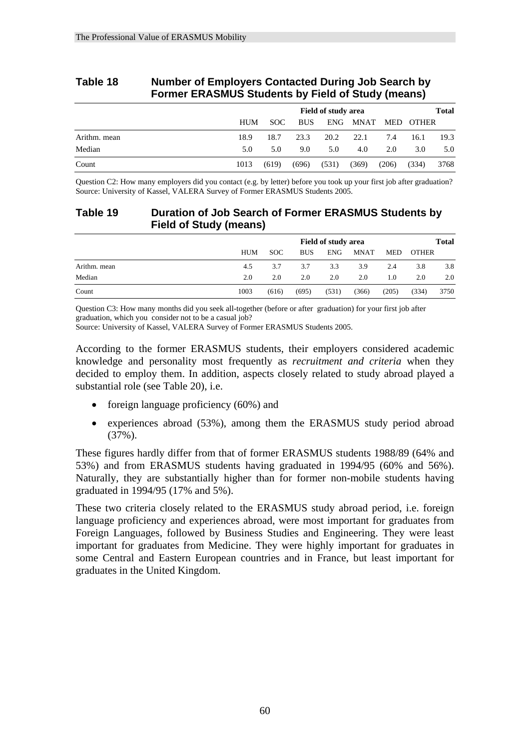## Table 18 Number of Employers Contacted During Job Search by Former ERASMUS Students by Field of Study (means)

| | Field of study area | | | | | | | Total |
|---|---|---|---|---|---|---|---|---|
| | HUM | SOC | BUS | ENG | MNAT | MED | OTHER | |
| Arithm. mean | 18.9 | 18.7 | 23.3 | 20.2 | 22.1 | 7.4 | 16.1 | 19.3 |
| Median | 5.0 | 5.0 | 9.0 | 5.0 | 4.0 | 2.0 | 3.0 | 5.0 |
| Count | 1013 | (619) | (696) | (531) | (369) | (206) | (334) | 3768 |

Question C2: How many employers did you contact (e.g. by letter) before you took up your first job after graduation?
Source: University of Kassel, VALERA Survey of Former ERASMUS Students 2005.

## Table 19 Duration of Job Search of Former ERASMUS Students by Field of Study (means)

| | Field of study area | | | | | | | Total |
|---|---|---|---|---|---|---|---|---|
| | HUM | SOC | BUS | ENG | MNAT | MED | OTHER | |
| Arithm. mean | 4.5 | 3.7 | 3.7 | 3.3 | 3.9 | 2.4 | 3.8 | 3.8 |
| Median | 2.0 | 2.0 | 2.0 | 2.0 | 2.0 | 1.0 | 2.0 | 2.0 |
| Count | 1003 | (616) | (695) | (531) | (366) | (205) | (334) | 3750 |

Question C3: How many months did you seek all-together (before or after graduation) for your first job after graduation, which you consider not to be a casual job?
Source: University of Kassel, VALERA Survey of Former ERASMUS Students 2005.

According to the former ERASMUS students, their employers considered academic knowledge and personality most frequently as *recruitment and criteria* when they decided to employ them. In addition, aspects closely related to study abroad played a substantial role (see Table 20), i.e.

- foreign language proficiency (60%) and
- experiences abroad (53%), among them the ERASMUS study period abroad (37%).

These figures hardly differ from that of former ERASMUS students 1988/89 (64% and 53%) and from ERASMUS students having graduated in 1994/95 (60% and 56%). Naturally, they are substantially higher than for former non-mobile students having graduated in 1994/95 (17% and 5%).

These two criteria closely related to the ERASMUS study abroad period, i.e. foreign language proficiency and experiences abroad, were most important for graduates from Foreign Languages, followed by Business Studies and Engineering. They were least important for graduates from Medicine. They were highly important for graduates in some Central and Eastern European countries and in France, but least important for graduates in the United Kingdom.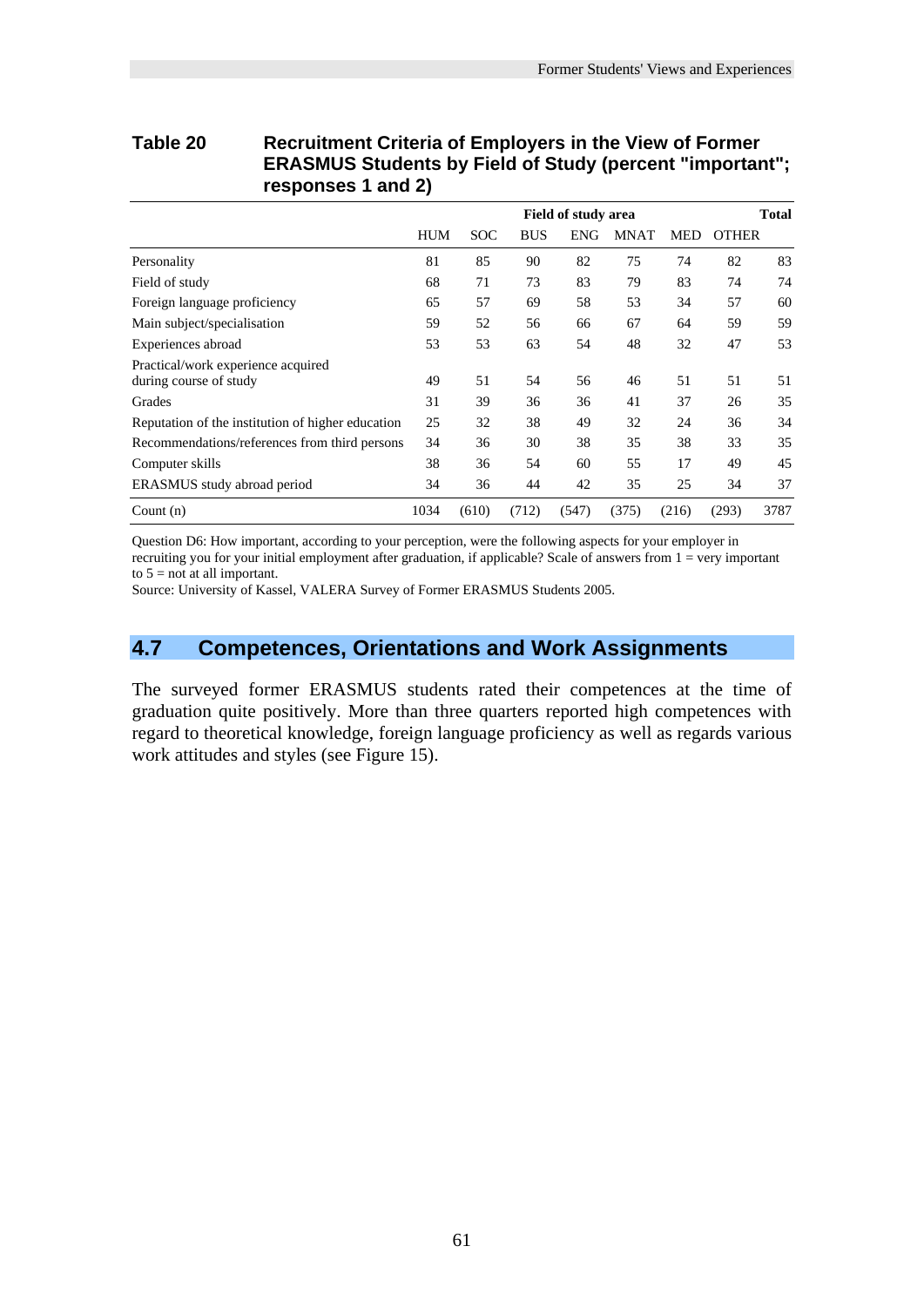**Table 20 Recruitment Criteria of Employers in the View of Former ERASMUS Students by Field of Study (percent "important"; responses 1 and 2)**

| | Field of study area | | | | | | | Total |
|---|---|---|---|---|---|---|---|---|
| | HUM | SOC | BUS | ENG | MNAT | MED | OTHER | |
| Personality | 81 | 85 | 90 | 82 | 75 | 74 | 82 | 83 |
| Field of study | 68 | 71 | 73 | 83 | 79 | 83 | 74 | 74 |
| Foreign language proficiency | 65 | 57 | 69 | 58 | 53 | 34 | 57 | 60 |
| Main subject/specialisation | 59 | 52 | 56 | 66 | 67 | 64 | 59 | 59 |
| Experiences abroad | 53 | 53 | 63 | 54 | 48 | 32 | 47 | 53 |
| Practical/work experience acquired during course of study | 49 | 51 | 54 | 56 | 46 | 51 | 51 | 51 |
| Grades | 31 | 39 | 36 | 36 | 41 | 37 | 26 | 35 |
| Reputation of the institution of higher education | 25 | 32 | 38 | 49 | 32 | 24 | 36 | 34 |
| Recommendations/references from third persons | 34 | 36 | 30 | 38 | 35 | 38 | 33 | 35 |
| Computer skills | 38 | 36 | 54 | 60 | 55 | 17 | 49 | 45 |
| ERASMUS study abroad period | 34 | 36 | 44 | 42 | 35 | 25 | 34 | 37 |
| Count (n) | 1034 | (610) | (712) | (547) | (375) | (216) | (293) | 3787 |

Question D6: How important, according to your perception, were the following aspects for your employer in recruiting you for your initial employment after graduation, if applicable? Scale of answers from 1 = very important to 5 = not at all important.
Source: University of Kassel, VALERA Survey of Former ERASMUS Students 2005.

## 4.7 Competences, Orientations and Work Assignments

The surveyed former ERASMUS students rated their competences at the time of graduation quite positively. More than three quarters reported high competences with regard to theoretical knowledge, foreign language proficiency as well as regards various work attitudes and styles (see Figure 15).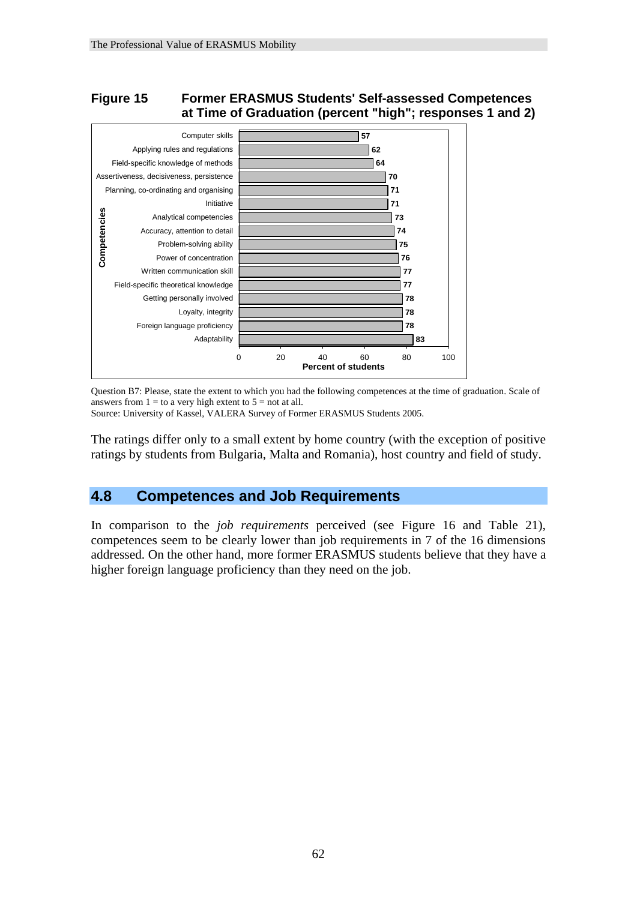**Figure 15 Former ERASMUS Students' Self-assessed Competences at Time of Graduation (percent "high"; responses 1 and 2)**

| Competencies | Percent of students |
|---|---|
| Computer skills | 57 |
| Applying rules and regulations | 62 |
| Field-specific knowledge of methods | 64 |
| Assertiveness, decisiveness, persistence | 70 |
| Planning, co-ordinating and organising | 71 |
| Initiative | 71 |
| Analytical competencies | 73 |
| Accuracy, attention to detail | 74 |
| Problem-solving ability | 75 |
| Power of concentration | 76 |
| Written communication skill | 77 |
| Field-specific theoretical knowledge | 77 |
| Getting personally involved | 78 |
| Loyalty, integrity | 78 |
| Foreign language proficiency | 78 |
| Adaptability | 83 |

Question B7: Please, state the extent to which you had the following competences at the time of graduation. Scale of answers from 1 = to a very high extent to 5 = not at all.
Source: University of Kassel, VALERA Survey of Former ERASMUS Students 2005.

The ratings differ only to a small extent by home country (with the exception of positive ratings by students from Bulgaria, Malta and Romania), host country and field of study.

## 4.8 Competences and Job Requirements

In comparison to the *job requirements* perceived (see Figure 16 and Table 21), competences seem to be clearly lower than job requirements in 7 of the 16 dimensions addressed. On the other hand, more former ERASMUS students believe that they have a higher foreign language proficiency than they need on the job.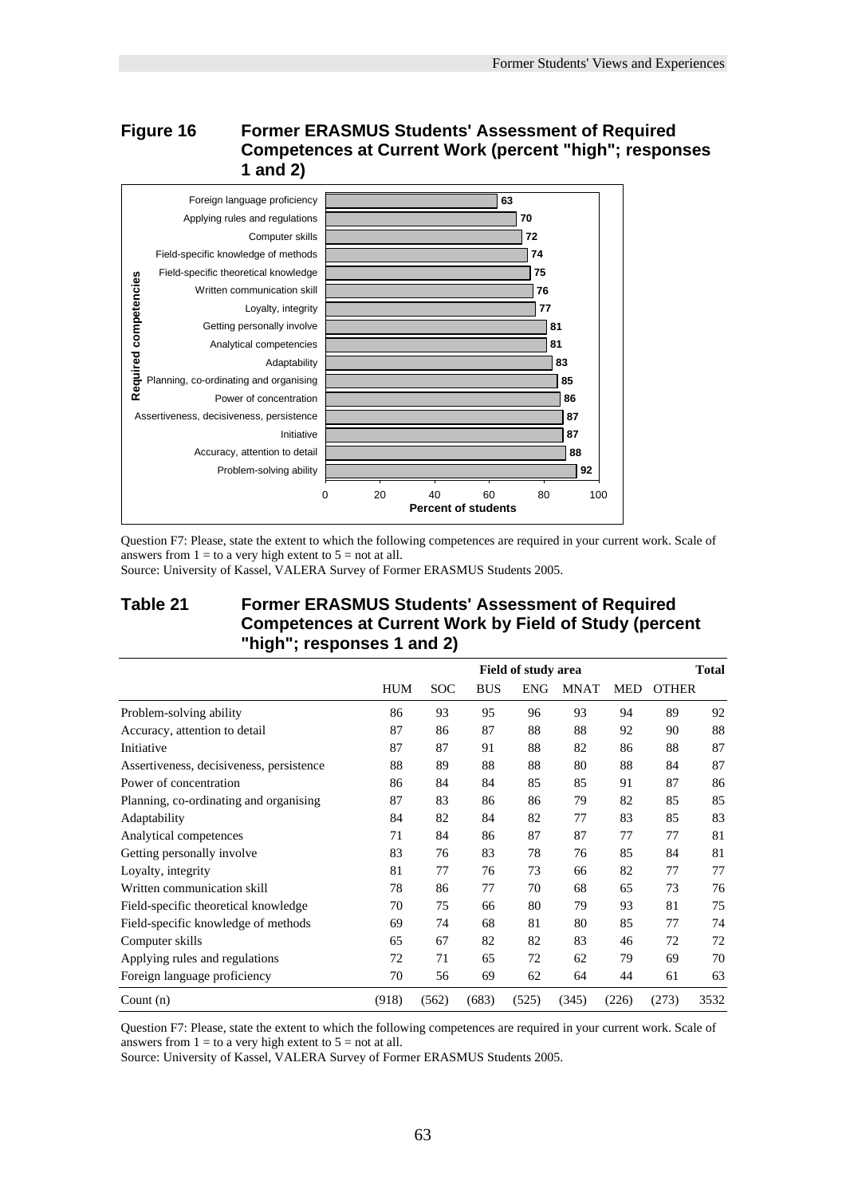## Figure 16 Former ERASMUS Students' Assessment of Required Competences at Current Work (percent "high"; responses 1 and 2)

| Required competencies | Percent of students |
|---|---|
| Foreign language proficiency | 63 |
| Applying rules and regulations | 70 |
| Computer skills | 72 |
| Field-specific knowledge of methods | 74 |
| Field-specific theoretical knowledge | 75 |
| Written communication skill | 76 |
| Loyalty, integrity | 77 |
| Getting personally involve | 81 |
| Analytical competencies | 81 |
| Adaptability | 83 |
| Planning, co-ordinating and organising | 85 |
| Power of concentration | 86 |
| Assertiveness, decisiveness, persistence | 87 |
| Initiative | 87 |
| Accuracy, attention to detail | 88 |
| Problem-solving ability | 92 |

Question F7: Please, state the extent to which the following competences are required in your current work. Scale of answers from 1 = to a very high extent to 5 = not at all.
Source: University of Kassel, VALERA Survey of Former ERASMUS Students 2005.

## Table 21 Former ERASMUS Students' Assessment of Required Competences at Current Work by Field of Study (percent "high"; responses 1 and 2)

| | Field of study area | | | | | | | Total |
|---|---|---|---|---|---|---|---|---|
| | HUM | SOC | BUS | ENG | MNAT | MED | OTHER | |
| Problem-solving ability | 86 | 93 | 95 | 96 | 93 | 94 | 89 | 92 |
| Accuracy, attention to detail | 87 | 86 | 87 | 88 | 88 | 92 | 90 | 88 |
| Initiative | 87 | 87 | 91 | 88 | 82 | 86 | 88 | 87 |
| Assertiveness, decisiveness, persistence | 88 | 89 | 88 | 88 | 80 | 88 | 84 | 87 |
| Power of concentration | 86 | 84 | 84 | 85 | 85 | 91 | 87 | 86 |
| Planning, co-ordinating and organising | 87 | 83 | 86 | 86 | 79 | 82 | 85 | 85 |
| Adaptability | 84 | 82 | 84 | 82 | 77 | 83 | 85 | 83 |
| Analytical competences | 71 | 84 | 86 | 87 | 87 | 77 | 77 | 81 |
| Getting personally involve | 83 | 76 | 83 | 78 | 76 | 85 | 84 | 81 |
| Loyalty, integrity | 81 | 77 | 76 | 73 | 66 | 82 | 77 | 77 |
| Written communication skill | 78 | 86 | 77 | 70 | 68 | 65 | 73 | 76 |
| Field-specific theoretical knowledge | 70 | 75 | 66 | 80 | 79 | 93 | 81 | 75 |
| Field-specific knowledge of methods | 69 | 74 | 68 | 81 | 80 | 85 | 77 | 74 |
| Computer skills | 65 | 67 | 82 | 82 | 83 | 46 | 72 | 72 |
| Applying rules and regulations | 72 | 71 | 65 | 72 | 62 | 79 | 69 | 70 |
| Foreign language proficiency | 70 | 56 | 69 | 62 | 64 | 44 | 61 | 63 |
| Count (n) | (918) | (562) | (683) | (525) | (345) | (226) | (273) | 3532 |

Question F7: Please, state the extent to which the following competences are required in your current work. Scale of answers from 1 = to a very high extent to 5 = not at all.
Source: University of Kassel, VALERA Survey of Former ERASMUS Students 2005.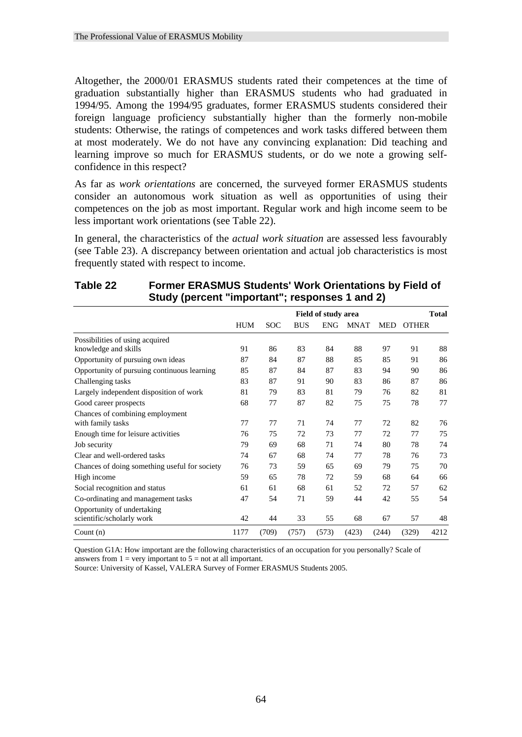Altogether, the 2000/01 ERASMUS students rated their competences at the time of graduation substantially higher than ERASMUS students who had graduated in 1994/95. Among the 1994/95 graduates, former ERASMUS students considered their foreign language proficiency substantially higher than the formerly non-mobile students: Otherwise, the ratings of competences and work tasks differed between them at most moderately. We do not have any convincing explanation: Did teaching and learning improve so much for ERASMUS students, or do we note a growing self-confidence in this respect?

As far as *work orientations* are concerned, the surveyed former ERASMUS students consider an autonomous work situation as well as opportunities of using their competences on the job as most important. Regular work and high income seem to be less important work orientations (see Table 22).

In general, the characteristics of the *actual work situation* are assessed less favourably (see Table 23). A discrepancy between orientation and actual job characteristics is most frequently stated with respect to income.

**Table 22 Former ERASMUS Students' Work Orientations by Field of Study (percent "important"; responses 1 and 2)**

| | Field of study area | | | | | | | Total |
|---|---|---|---|---|---|---|---|---|
| | HUM | SOC | BUS | ENG | MNAT | MED | OTHER | |
| Possibilities of using acquired knowledge and skills | 91 | 86 | 83 | 84 | 88 | 97 | 91 | 88 |
| Opportunity of pursuing own ideas | 87 | 84 | 87 | 88 | 85 | 85 | 91 | 86 |
| Opportunity of pursuing continuous learning | 85 | 87 | 84 | 87 | 83 | 94 | 90 | 86 |
| Challenging tasks | 83 | 87 | 91 | 90 | 83 | 86 | 87 | 86 |
| Largely independent disposition of work | 81 | 79 | 83 | 81 | 79 | 76 | 82 | 81 |
| Good career prospects | 68 | 77 | 87 | 82 | 75 | 75 | 78 | 77 |
| Chances of combining employment with family tasks | 77 | 77 | 71 | 74 | 77 | 72 | 82 | 76 |
| Enough time for leisure activities | 76 | 75 | 72 | 73 | 77 | 72 | 77 | 75 |
| Job security | 79 | 69 | 68 | 71 | 74 | 80 | 78 | 74 |
| Clear and well-ordered tasks | 74 | 67 | 68 | 74 | 77 | 78 | 76 | 73 |
| Chances of doing something useful for society | 76 | 73 | 59 | 65 | 69 | 79 | 75 | 70 |
| High income | 59 | 65 | 78 | 72 | 59 | 68 | 64 | 66 |
| Social recognition and status | 61 | 61 | 68 | 61 | 52 | 72 | 57 | 62 |
| Co-ordinating and management tasks | 47 | 54 | 71 | 59 | 44 | 42 | 55 | 54 |
| Opportunity of undertaking scientific/scholarly work | 42 | 44 | 33 | 55 | 68 | 67 | 57 | 48 |
| Count (n) | 1177 | (709) | (757) | (573) | (423) | (244) | (329) | 4212 |

Question G1A: How important are the following characteristics of an occupation for you personally? Scale of answers from 1 = very important to 5 = not at all important.
Source: University of Kassel, VALERA Survey of Former ERASMUS Students 2005.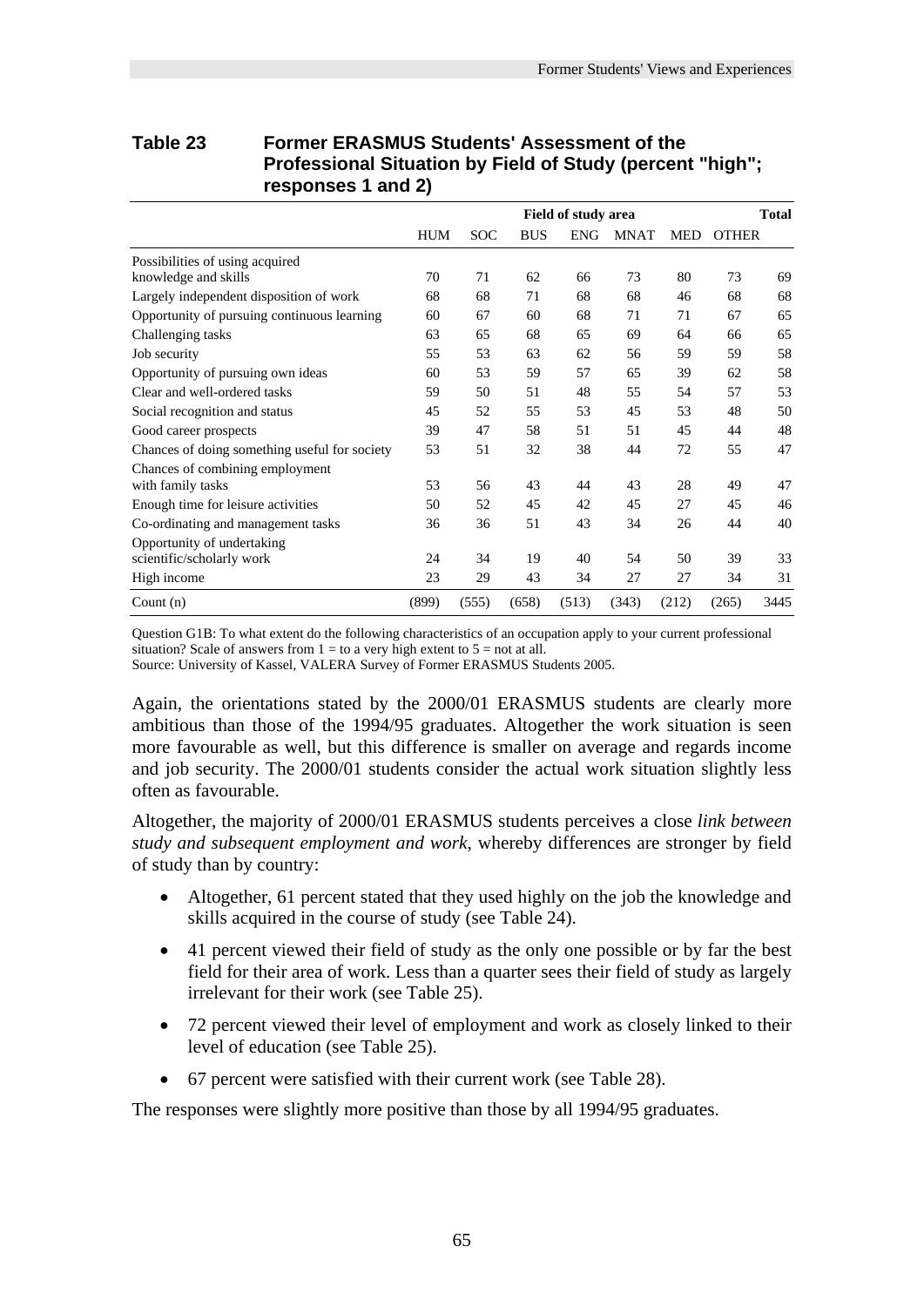**Table 23 Former ERASMUS Students' Assessment of the Professional Situation by Field of Study (percent "high"; responses 1 and 2)**

| | Field of study area | | | | | | | Total |
|---|---|---|---|---|---|---|---|---|
| | HUM | SOC | BUS | ENG | MNAT | MED | OTHER | |
| Possibilities of using acquired knowledge and skills | 70 | 71 | 62 | 66 | 73 | 80 | 73 | 69 |
| Largely independent disposition of work | 68 | 68 | 71 | 68 | 68 | 46 | 68 | 68 |
| Opportunity of pursuing continuous learning | 60 | 67 | 60 | 68 | 71 | 71 | 67 | 65 |
| Challenging tasks | 63 | 65 | 68 | 65 | 69 | 64 | 66 | 65 |
| Job security | 55 | 53 | 63 | 62 | 56 | 59 | 59 | 58 |
| Opportunity of pursuing own ideas | 60 | 53 | 59 | 57 | 65 | 39 | 62 | 58 |
| Clear and well-ordered tasks | 59 | 50 | 51 | 48 | 55 | 54 | 57 | 53 |
| Social recognition and status | 45 | 52 | 55 | 53 | 45 | 53 | 48 | 50 |
| Good career prospects | 39 | 47 | 58 | 51 | 51 | 45 | 44 | 48 |
| Chances of doing something useful for society | 53 | 51 | 32 | 38 | 44 | 72 | 55 | 47 |
| Chances of combining employment with family tasks | 53 | 56 | 43 | 44 | 43 | 28 | 49 | 47 |
| Enough time for leisure activities | 50 | 52 | 45 | 42 | 45 | 27 | 45 | 46 |
| Co-ordinating and management tasks | 36 | 36 | 51 | 43 | 34 | 26 | 44 | 40 |
| Opportunity of undertaking scientific/scholarly work | 24 | 34 | 19 | 40 | 54 | 50 | 39 | 33 |
| High income | 23 | 29 | 43 | 34 | 27 | 27 | 34 | 31 |
| Count (n) | (899) | (555) | (658) | (513) | (343) | (212) | (265) | 3445 |

Question G1B: To what extent do the following characteristics of an occupation apply to your current professional situation? Scale of answers from 1 = to a very high extent to 5 = not at all.
Source: University of Kassel, VALERA Survey of Former ERASMUS Students 2005.

Again, the orientations stated by the 2000/01 ERASMUS students are clearly more ambitious than those of the 1994/95 graduates. Altogether the work situation is seen more favourable as well, but this difference is smaller on average and regards income and job security. The 2000/01 students consider the actual work situation slightly less often as favourable.

Altogether, the majority of 2000/01 ERASMUS students perceives a close *link between study and subsequent employment and work*, whereby differences are stronger by field of study than by country:

- Altogether, 61 percent stated that they used highly on the job the knowledge and skills acquired in the course of study (see Table 24).
- 41 percent viewed their field of study as the only one possible or by far the best field for their area of work. Less than a quarter sees their field of study as largely irrelevant for their work (see Table 25).
- 72 percent viewed their level of employment and work as closely linked to their level of education (see Table 25).
- 67 percent were satisfied with their current work (see Table 28).

The responses were slightly more positive than those by all 1994/95 graduates.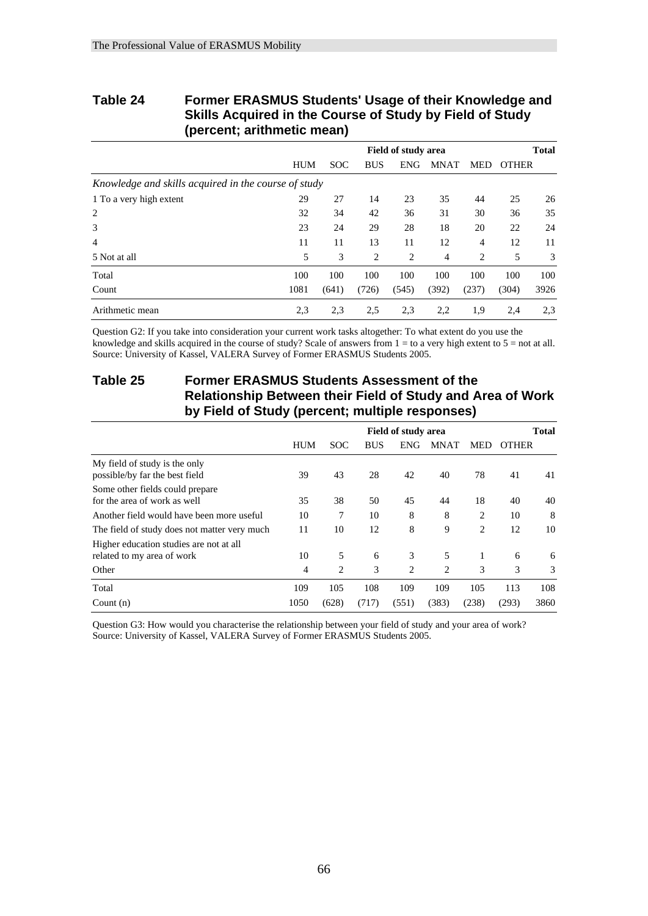## Table 24 Former ERASMUS Students' Usage of their Knowledge and Skills Acquired in the Course of Study by Field of Study (percent; arithmetic mean)

| | Field of study area | | | | | | | Total |
|---|---|---|---|---|---|---|---|---|
| | HUM | SOC | BUS | ENG | MNAT | MED | OTHER | |
| *Knowledge and skills acquired in the course of study* | | | | | | | | |
| 1 To a very high extent | 29 | 27 | 14 | 23 | 35 | 44 | 25 | 26 |
| 2 | 32 | 34 | 42 | 36 | 31 | 30 | 36 | 35 |
| 3 | 23 | 24 | 29 | 28 | 18 | 20 | 22 | 24 |
| 4 | 11 | 11 | 13 | 11 | 12 | 4 | 12 | 11 |
| 5 Not at all | 5 | 3 | 2 | 2 | 4 | 2 | 5 | 3 |
| Total | 100 | 100 | 100 | 100 | 100 | 100 | 100 | 100 |
| Count | 1081 | (641) | (726) | (545) | (392) | (237) | (304) | 3926 |
| Arithmetic mean | 2,3 | 2,3 | 2,5 | 2,3 | 2,2 | 1,9 | 2,4 | 2,3 |

Question G2: If you take into consideration your current work tasks altogether: To what extent do you use the knowledge and skills acquired in the course of study? Scale of answers from 1 = to a very high extent to 5 = not at all.
Source: University of Kassel, VALERA Survey of Former ERASMUS Students 2005.

## Table 25 Former ERASMUS Students Assessment of the Relationship Between their Field of Study and Area of Work by Field of Study (percent; multiple responses)

| | Field of study area | | | | | | | Total |
|---|---|---|---|---|---|---|---|---|
| | HUM | SOC | BUS | ENG | MNAT | MED | OTHER | |
| My field of study is the only possible/by far the best field | 39 | 43 | 28 | 42 | 40 | 78 | 41 | 41 |
| Some other fields could prepare for the area of work as well | 35 | 38 | 50 | 45 | 44 | 18 | 40 | 40 |
| Another field would have been more useful | 10 | 7 | 10 | 8 | 8 | 2 | 10 | 8 |
| The field of study does not matter very much | 11 | 10 | 12 | 8 | 9 | 2 | 12 | 10 |
| Higher education studies are not at all related to my area of work | 10 | 5 | 6 | 3 | 5 | 1 | 6 | 6 |
| Other | 4 | 2 | 3 | 2 | 2 | 3 | 3 | 3 |
| Total | 109 | 105 | 108 | 109 | 109 | 105 | 113 | 108 |
| Count (n) | 1050 | (628) | (717) | (551) | (383) | (238) | (293) | 3860 |

Question G3: How would you characterise the relationship between your field of study and your area of work?
Source: University of Kassel, VALERA Survey of Former ERASMUS Students 2005.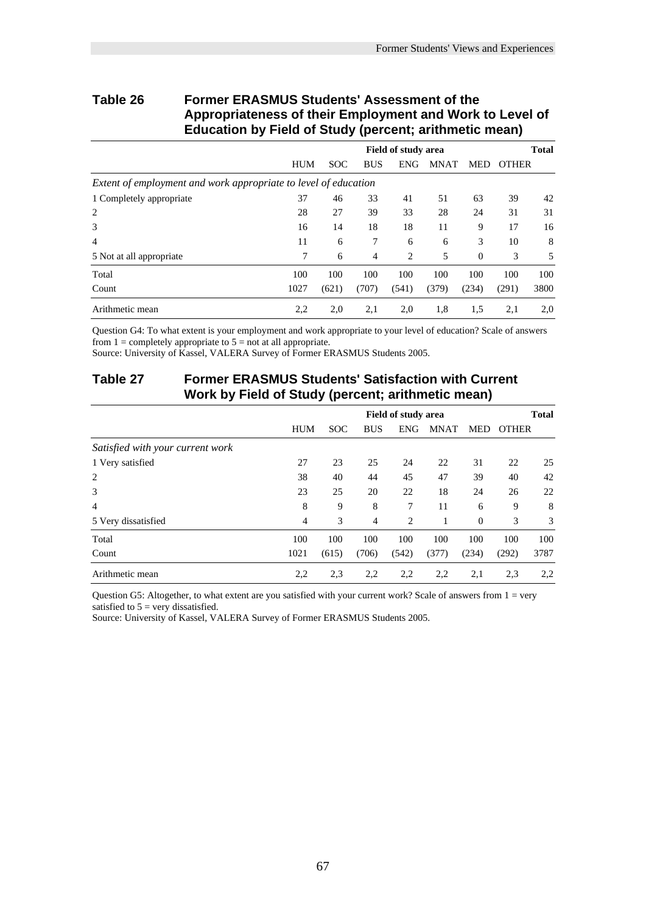## Table 26 Former ERASMUS Students' Assessment of the Appropriateness of their Employment and Work to Level of Education by Field of Study (percent; arithmetic mean)

| | Field of study area | | | | | | | Total |
|---|---|---|---|---|---|---|---|---|
| | HUM | SOC | BUS | ENG | MNAT | MED | OTHER | |
| *Extent of employment and work appropriate to level of education* | | | | | | | | |
| 1 Completely appropriate | 37 | 46 | 33 | 41 | 51 | 63 | 39 | 42 |
| 2 | 28 | 27 | 39 | 33 | 28 | 24 | 31 | 31 |
| 3 | 16 | 14 | 18 | 18 | 11 | 9 | 17 | 16 |
| 4 | 11 | 6 | 7 | 6 | 6 | 3 | 10 | 8 |
| 5 Not at all appropriate | 7 | 6 | 4 | 2 | 5 | 0 | 3 | 5 |
| Total | 100 | 100 | 100 | 100 | 100 | 100 | 100 | 100 |
| Count | 1027 | (621) | (707) | (541) | (379) | (234) | (291) | 3800 |
| Arithmetic mean | 2,2 | 2,0 | 2,1 | 2,0 | 1,8 | 1,5 | 2,1 | 2,0 |

Question G4: To what extent is your employment and work appropriate to your level of education? Scale of answers from 1 = completely appropriate to 5 = not at all appropriate.
Source: University of Kassel, VALERA Survey of Former ERASMUS Students 2005.

## Table 27 Former ERASMUS Students' Satisfaction with Current Work by Field of Study (percent; arithmetic mean)

| | Field of study area | | | | | | | Total |
|---|---|---|---|---|---|---|---|---|
| | HUM | SOC | BUS | ENG | MNAT | MED | OTHER | |
| *Satisfied with your current work* | | | | | | | | |
| 1 Very satisfied | 27 | 23 | 25 | 24 | 22 | 31 | 22 | 25 |
| 2 | 38 | 40 | 44 | 45 | 47 | 39 | 40 | 42 |
| 3 | 23 | 25 | 20 | 22 | 18 | 24 | 26 | 22 |
| 4 | 8 | 9 | 8 | 7 | 11 | 6 | 9 | 8 |
| 5 Very dissatisfied | 4 | 3 | 4 | 2 | 1 | 0 | 3 | 3 |
| Total | 100 | 100 | 100 | 100 | 100 | 100 | 100 | 100 |
| Count | 1021 | (615) | (706) | (542) | (377) | (234) | (292) | 3787 |
| Arithmetic mean | 2,2 | 2,3 | 2,2 | 2,2 | 2,2 | 2,1 | 2,3 | 2,2 |

Question G5: Altogether, to what extent are you satisfied with your current work? Scale of answers from 1 = very satisfied to 5 = very dissatisfied.
Source: University of Kassel, VALERA Survey of Former ERASMUS Students 2005.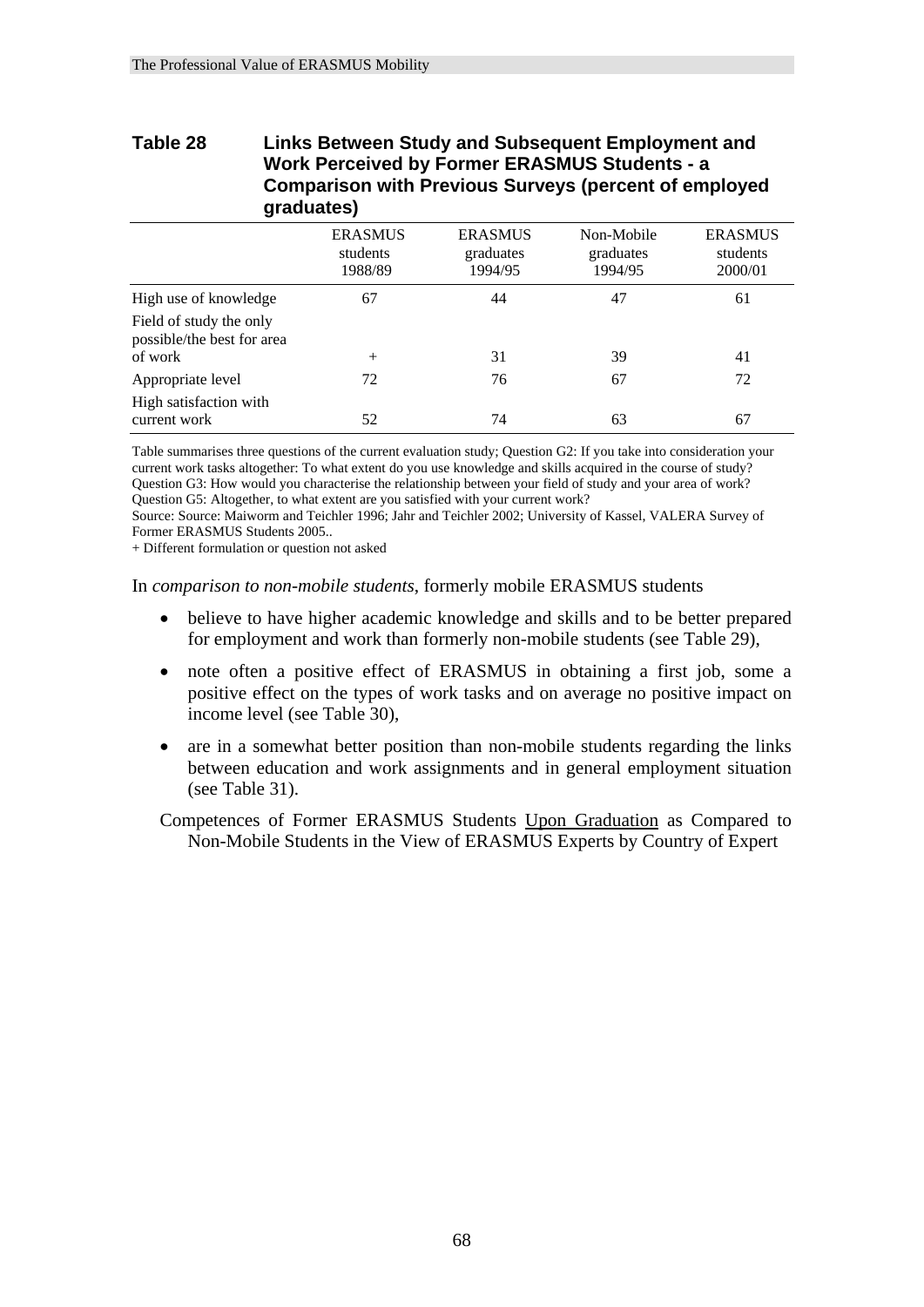**Table 28 Links Between Study and Subsequent Employment and Work Perceived by Former ERASMUS Students - a Comparison with Previous Surveys (percent of employed graduates)**

| | ERASMUS students 1988/89 | ERASMUS graduates 1994/95 | Non-Mobile graduates 1994/95 | ERASMUS students 2000/01 |
|---|---|---|---|---|
| High use of knowledge | 67 | 44 | 47 | 61 |
| Field of study the only possible/the best for area of work | + | 31 | 39 | 41 |
| Appropriate level | 72 | 76 | 67 | 72 |
| High satisfaction with current work | 52 | 74 | 63 | 67 |

Table summarises three questions of the current evaluation study; Question G2: If you take into consideration your current work tasks altogether: To what extent do you use knowledge and skills acquired in the course of study? Question G3: How would you characterise the relationship between your field of study and your area of work? Question G5: Altogether, to what extent are you satisfied with your current work?
Source: Source: Maiworm and Teichler 1996; Jahr and Teichler 2002; University of Kassel, VALERA Survey of Former ERASMUS Students 2005..
+ Different formulation or question not asked

In *comparison to non-mobile students*, formerly mobile ERASMUS students

- believe to have higher academic knowledge and skills and to be better prepared for employment and work than formerly non-mobile students (see Table 29),
- note often a positive effect of ERASMUS in obtaining a first job, some a positive effect on the types of work tasks and on average no positive impact on income level (see Table 30),
- are in a somewhat better position than non-mobile students regarding the links between education and work assignments and in general employment situation (see Table 31).

Competences of Former ERASMUS Students Upon Graduation as Compared to Non-Mobile Students in the View of ERASMUS Experts by Country of Expert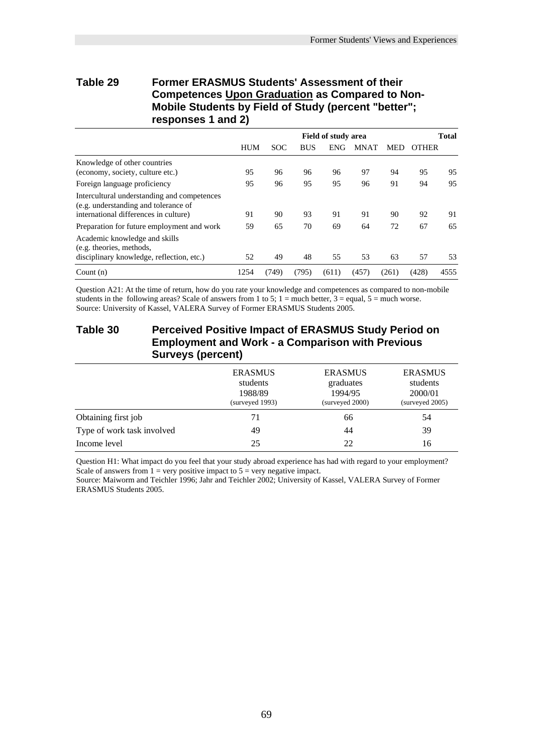## Table 29 Former ERASMUS Students' Assessment of their Competences Upon Graduation as Compared to Non-Mobile Students by Field of Study (percent "better"; responses 1 and 2)

| | Field of study area | | | | | | | Total |
|---|---|---|---|---|---|---|---|---|
| | HUM | SOC | BUS | ENG | MNAT | MED | OTHER | |
| Knowledge of other countries (economy, society, culture etc.) | 95 | 96 | 96 | 96 | 97 | 94 | 95 | 95 |
| Foreign language proficiency | 95 | 96 | 95 | 95 | 96 | 91 | 94 | 95 |
| Intercultural understanding and competences (e.g. understanding and tolerance of international differences in culture) | 91 | 90 | 93 | 91 | 91 | 90 | 92 | 91 |
| Preparation for future employment and work | 59 | 65 | 70 | 69 | 64 | 72 | 67 | 65 |
| Academic knowledge and skills (e.g. theories, methods, disciplinary knowledge, reflection, etc.) | 52 | 49 | 48 | 55 | 53 | 63 | 57 | 53 |
| Count (n) | 1254 | (749) | (795) | (611) | (457) | (261) | (428) | 4555 |

Question A21: At the time of return, how do you rate your knowledge and competences as compared to non-mobile students in the following areas? Scale of answers from 1 to 5; 1 = much better, 3 = equal, 5 = much worse.
Source: University of Kassel, VALERA Survey of Former ERASMUS Students 2005.

## Table 30 Perceived Positive Impact of ERASMUS Study Period on Employment and Work - a Comparison with Previous Surveys (percent)

| | ERASMUS students 1988/89 (surveyed 1993) | ERASMUS graduates 1994/95 (surveyed 2000) | ERASMUS students 2000/01 (surveyed 2005) |
|---|---|---|---|
| Obtaining first job | 71 | 66 | 54 |
| Type of work task involved | 49 | 44 | 39 |
| Income level | 25 | 22 | 16 |

Question H1: What impact do you feel that your study abroad experience has had with regard to your employment? Scale of answers from 1 = very positive impact to 5 = very negative impact.
Source: Maiworm and Teichler 1996; Jahr and Teichler 2002; University of Kassel, VALERA Survey of Former ERASMUS Students 2005.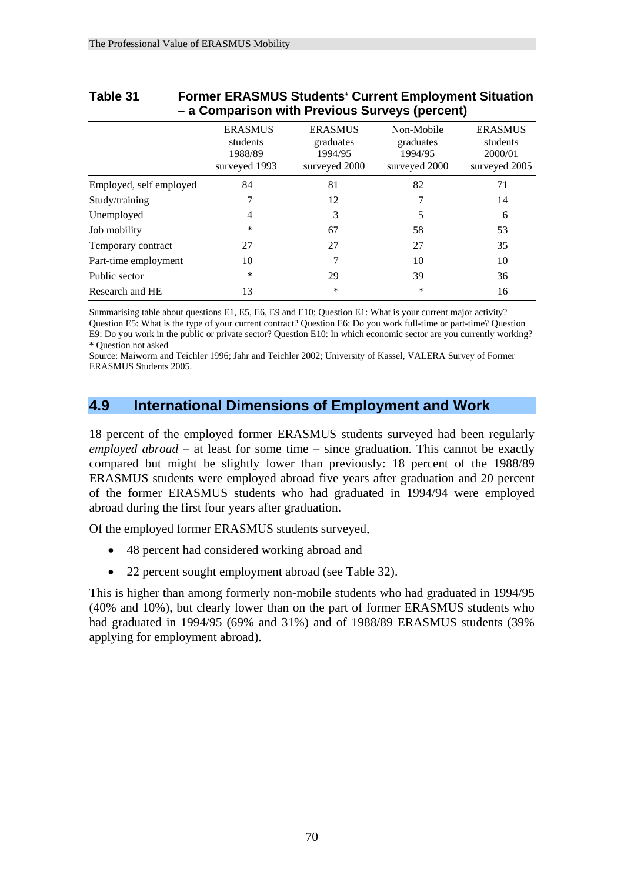**Table 31 Former ERASMUS Students' Current Employment Situation – a Comparison with Previous Surveys (percent)**

| | ERASMUS students 1988/89 surveyed 1993 | ERASMUS graduates 1994/95 surveyed 2000 | Non-Mobile graduates 1994/95 surveyed 2000 | ERASMUS students 2000/01 surveyed 2005 |
|---|---|---|---|---|
| Employed, self employed | 84 | 81 | 82 | 71 |
| Study/training | 7 | 12 | 7 | 14 |
| Unemployed | 4 | 3 | 5 | 6 |
| Job mobility | * | 67 | 58 | 53 |
| Temporary contract | 27 | 27 | 27 | 35 |
| Part-time employment | 10 | 7 | 10 | 10 |
| Public sector | * | 29 | 39 | 36 |
| Research and HE | 13 | * | * | 16 |

Summarising table about questions E1, E5, E6, E9 and E10; Question E1: What is your current major activity? Question E5: What is the type of your current contract? Question E6: Do you work full-time or part-time? Question E9: Do you work in the public or private sector? Question E10: In which economic sector are you currently working?
* Question not asked
Source: Maiworm and Teichler 1996; Jahr and Teichler 2002; University of Kassel, VALERA Survey of Former ERASMUS Students 2005.

## 4.9 International Dimensions of Employment and Work

18 percent of the employed former ERASMUS students surveyed had been regularly *employed abroad* – at least for some time – since graduation. This cannot be exactly compared but might be slightly lower than previously: 18 percent of the 1988/89 ERASMUS students were employed abroad five years after graduation and 20 percent of the former ERASMUS students who had graduated in 1994/94 were employed abroad during the first four years after graduation.

Of the employed former ERASMUS students surveyed,

- 48 percent had considered working abroad and
- 22 percent sought employment abroad (see Table 32).

This is higher than among formerly non-mobile students who had graduated in 1994/95 (40% and 10%), but clearly lower than on the part of former ERASMUS students who had graduated in 1994/95 (69% and 31%) and of 1988/89 ERASMUS students (39% applying for employment abroad).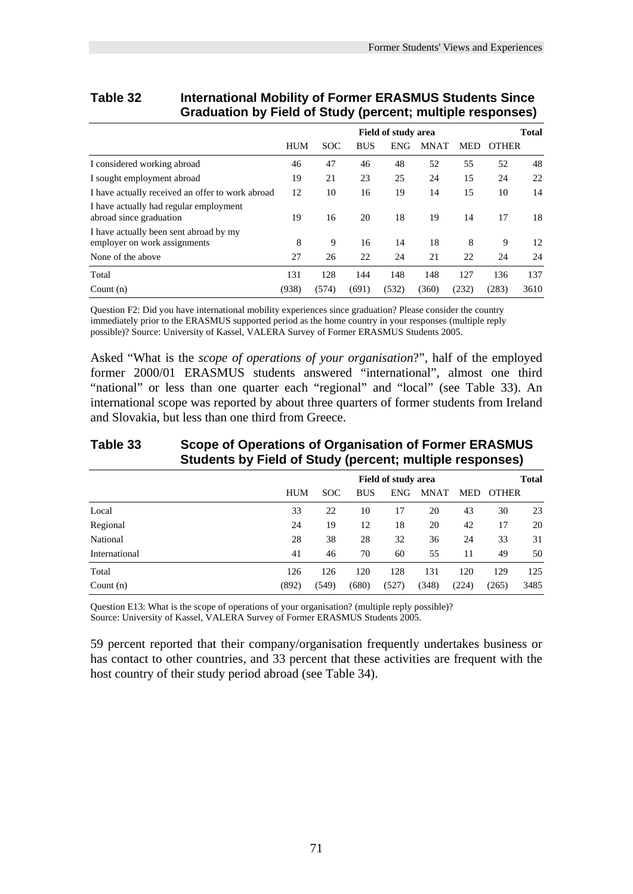**Table 32 International Mobility of Former ERASMUS Students Since Graduation by Field of Study (percent; multiple responses)**

| | Field of study area | | | | | | | Total |
|---|---|---|---|---|---|---|---|---|
| | HUM | SOC | BUS | ENG | MNAT | MED | OTHER | |
| I considered working abroad | 46 | 47 | 46 | 48 | 52 | 55 | 52 | 48 |
| I sought employment abroad | 19 | 21 | 23 | 25 | 24 | 15 | 24 | 22 |
| I have actually received an offer to work abroad | 12 | 10 | 16 | 19 | 14 | 15 | 10 | 14 |
| I have actually had regular employment abroad since graduation | 19 | 16 | 20 | 18 | 19 | 14 | 17 | 18 |
| I have actually been sent abroad by my employer on work assignments | 8 | 9 | 16 | 14 | 18 | 8 | 9 | 12 |
| None of the above | 27 | 26 | 22 | 24 | 21 | 22 | 24 | 24 |
| Total | 131 | 128 | 144 | 148 | 148 | 127 | 136 | 137 |
| Count (n) | (938) | (574) | (691) | (532) | (360) | (232) | (283) | 3610 |

Question F2: Did you have international mobility experiences since graduation? Please consider the country immediately prior to the ERASMUS supported period as the home country in your responses (multiple reply possible)? Source: University of Kassel, VALERA Survey of Former ERASMUS Students 2005.

Asked "What is the *scope of operations of your organisation*?", half of the employed former 2000/01 ERASMUS students answered "international", almost one third "national" or less than one quarter each "regional" and "local" (see Table 33). An international scope was reported by about three quarters of former students from Ireland and Slovakia, but less than one third from Greece.

**Table 33 Scope of Operations of Organisation of Former ERASMUS Students by Field of Study (percent; multiple responses)**

| | Field of study area | | | | | | | Total |
|---|---|---|---|---|---|---|---|---|
| | HUM | SOC | BUS | ENG | MNAT | MED | OTHER | |
| Local | 33 | 22 | 10 | 17 | 20 | 43 | 30 | 23 |
| Regional | 24 | 19 | 12 | 18 | 20 | 42 | 17 | 20 |
| National | 28 | 38 | 28 | 32 | 36 | 24 | 33 | 31 |
| International | 41 | 46 | 70 | 60 | 55 | 11 | 49 | 50 |
| Total | 126 | 126 | 120 | 128 | 131 | 120 | 129 | 125 |
| Count (n) | (892) | (549) | (680) | (527) | (348) | (224) | (265) | 3485 |

Question E13: What is the scope of operations of your organisation? (multiple reply possible)?
Source: University of Kassel, VALERA Survey of Former ERASMUS Students 2005.

59 percent reported that their company/organisation frequently undertakes business or has contact to other countries, and 33 percent that these activities are frequent with the host country of their study period abroad (see Table 34).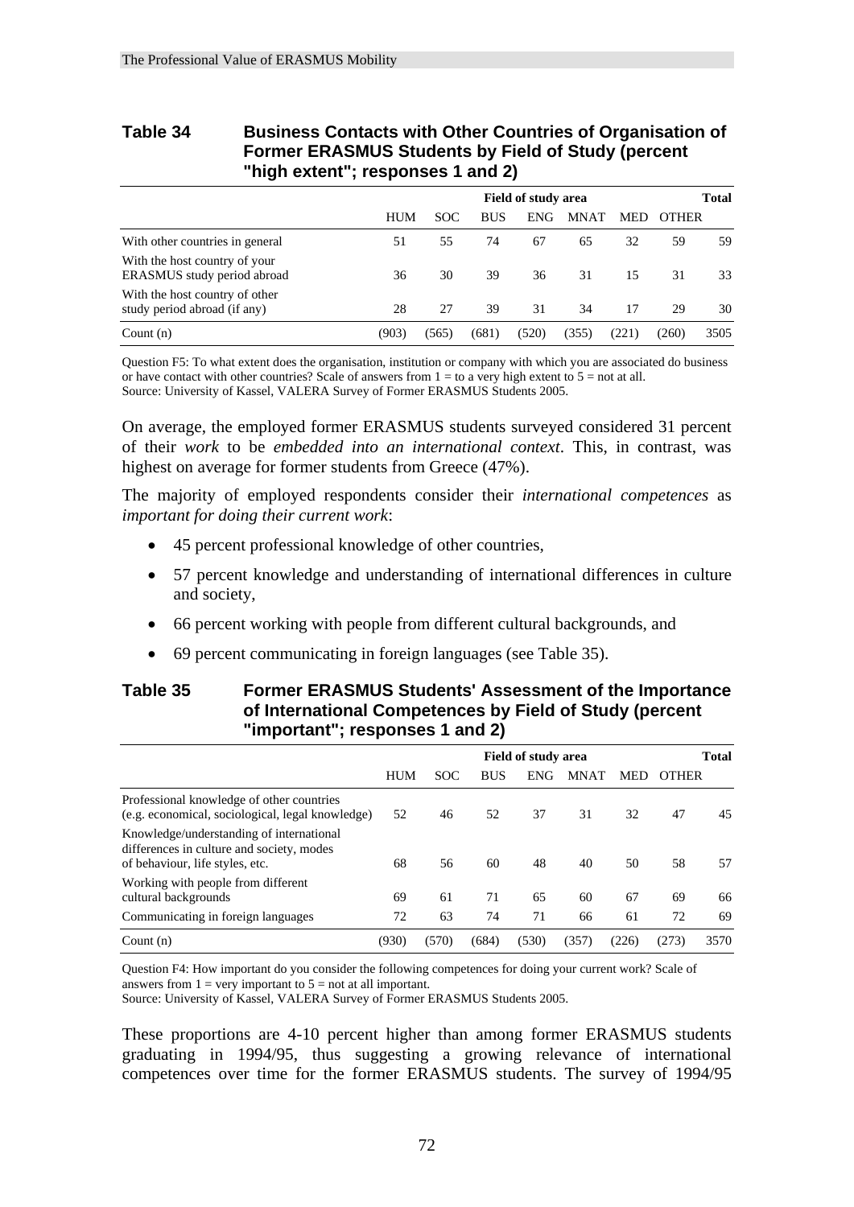**Table 34 Business Contacts with Other Countries of Organisation of Former ERASMUS Students by Field of Study (percent "high extent"; responses 1 and 2)**

| | Field of study area | | | | | | | Total |
|---|---|---|---|---|---|---|---|---|
| | HUM | SOC | BUS | ENG | MNAT | MED | OTHER | |
| With other countries in general | 51 | 55 | 74 | 67 | 65 | 32 | 59 | 59 |
| With the host country of your ERASMUS study period abroad | 36 | 30 | 39 | 36 | 31 | 15 | 31 | 33 |
| With the host country of other study period abroad (if any) | 28 | 27 | 39 | 31 | 34 | 17 | 29 | 30 |
| Count (n) | (903) | (565) | (681) | (520) | (355) | (221) | (260) | 3505 |

Question F5: To what extent does the organisation, institution or company with which you are associated do business or have contact with other countries? Scale of answers from 1 = to a very high extent to 5 = not at all.
Source: University of Kassel, VALERA Survey of Former ERASMUS Students 2005.

On average, the employed former ERASMUS students surveyed considered 31 percent of their *work* to be *embedded into an international context*. This, in contrast, was highest on average for former students from Greece (47%).

The majority of employed respondents consider their *international competences* as *important for doing their current work*:

- 45 percent professional knowledge of other countries,
- 57 percent knowledge and understanding of international differences in culture and society,
- 66 percent working with people from different cultural backgrounds, and
- 69 percent communicating in foreign languages (see Table 35).

**Table 35 Former ERASMUS Students' Assessment of the Importance of International Competences by Field of Study (percent "important"; responses 1 and 2)**

| | Field of study area | | | | | | | Total |
|---|---|---|---|---|---|---|---|---|
| | HUM | SOC | BUS | ENG | MNAT | MED | OTHER | |
| Professional knowledge of other countries (e.g. economical, sociological, legal knowledge) | 52 | 46 | 52 | 37 | 31 | 32 | 47 | 45 |
| Knowledge/understanding of international differences in culture and society, modes of behaviour, life styles, etc. | 68 | 56 | 60 | 48 | 40 | 50 | 58 | 57 |
| Working with people from different cultural backgrounds | 69 | 61 | 71 | 65 | 60 | 67 | 69 | 66 |
| Communicating in foreign languages | 72 | 63 | 74 | 71 | 66 | 61 | 72 | 69 |
| Count (n) | (930) | (570) | (684) | (530) | (357) | (226) | (273) | 3570 |

Question F4: How important do you consider the following competences for doing your current work? Scale of answers from 1 = very important to 5 = not at all important.
Source: University of Kassel, VALERA Survey of Former ERASMUS Students 2005.

These proportions are 4-10 percent higher than among former ERASMUS students graduating in 1994/95, thus suggesting a growing relevance of international competences over time for the former ERASMUS students. The survey of 1994/95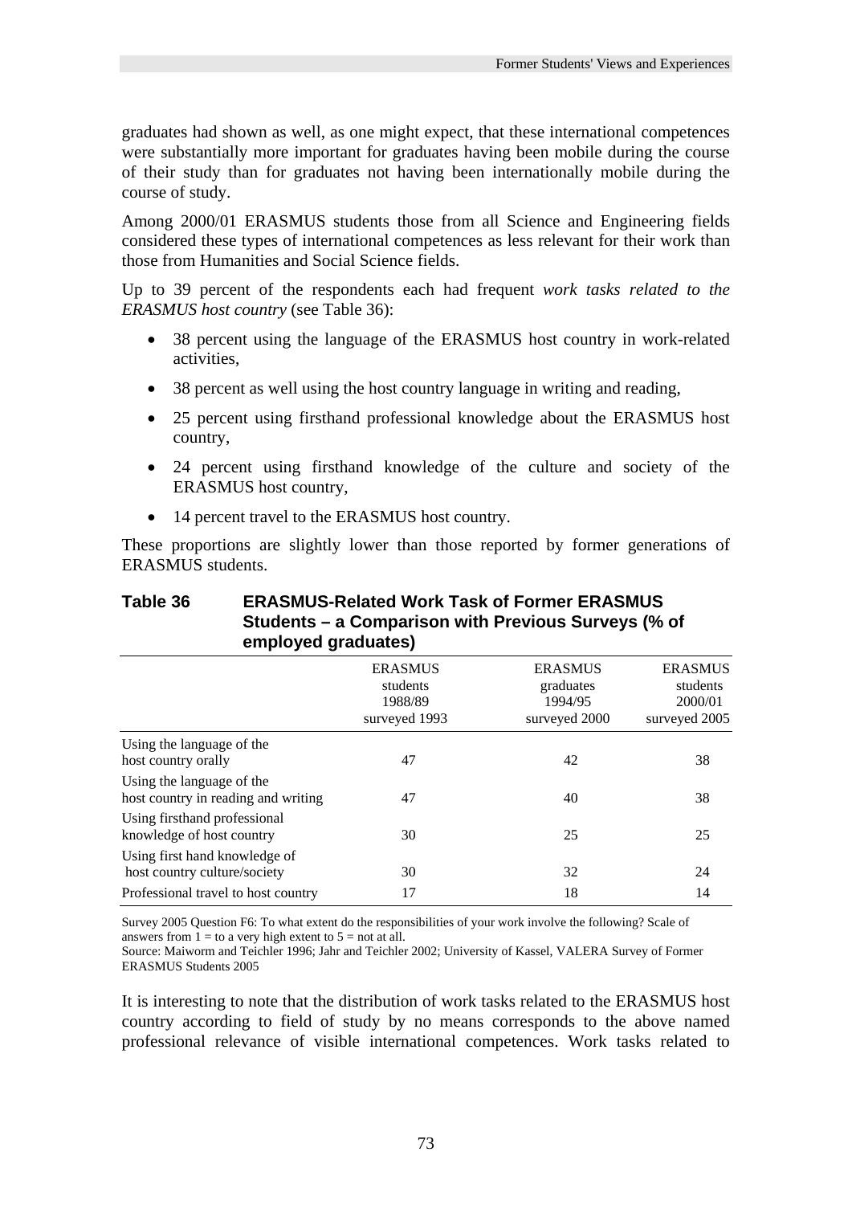graduates had shown as well, as one might expect, that these international competences were substantially more important for graduates having been mobile during the course of their study than for graduates not having been internationally mobile during the course of study.

Among 2000/01 ERASMUS students those from all Science and Engineering fields considered these types of international competences as less relevant for their work than those from Humanities and Social Science fields.

Up to 39 percent of the respondents each had frequent *work tasks related to the ERASMUS host country* (see Table 36):

- 38 percent using the language of the ERASMUS host country in work-related activities,
- 38 percent as well using the host country language in writing and reading,
- 25 percent using firsthand professional knowledge about the ERASMUS host country,
- 24 percent using firsthand knowledge of the culture and society of the ERASMUS host country,
- 14 percent travel to the ERASMUS host country.

These proportions are slightly lower than those reported by former generations of ERASMUS students.

**Table 36 ERASMUS-Related Work Task of Former ERASMUS Students – a Comparison with Previous Surveys (% of employed graduates)**

| | ERASMUS students 1988/89 surveyed 1993 | ERASMUS graduates 1994/95 surveyed 2000 | ERASMUS students 2000/01 surveyed 2005 |
|---|---|---|---|
| Using the language of the host country orally | 47 | 42 | 38 |
| Using the language of the host country in reading and writing | 47 | 40 | 38 |
| Using firsthand professional knowledge of host country | 30 | 25 | 25 |
| Using first hand knowledge of host country culture/society | 30 | 32 | 24 |
| Professional travel to host country | 17 | 18 | 14 |

Survey 2005 Question F6: To what extent do the responsibilities of your work involve the following? Scale of answers from 1 = to a very high extent to 5 = not at all.
Source: Maiworm and Teichler 1996; Jahr and Teichler 2002; University of Kassel, VALERA Survey of Former ERASMUS Students 2005

It is interesting to note that the distribution of work tasks related to the ERASMUS host country according to field of study by no means corresponds to the above named professional relevance of visible international competences. Work tasks related to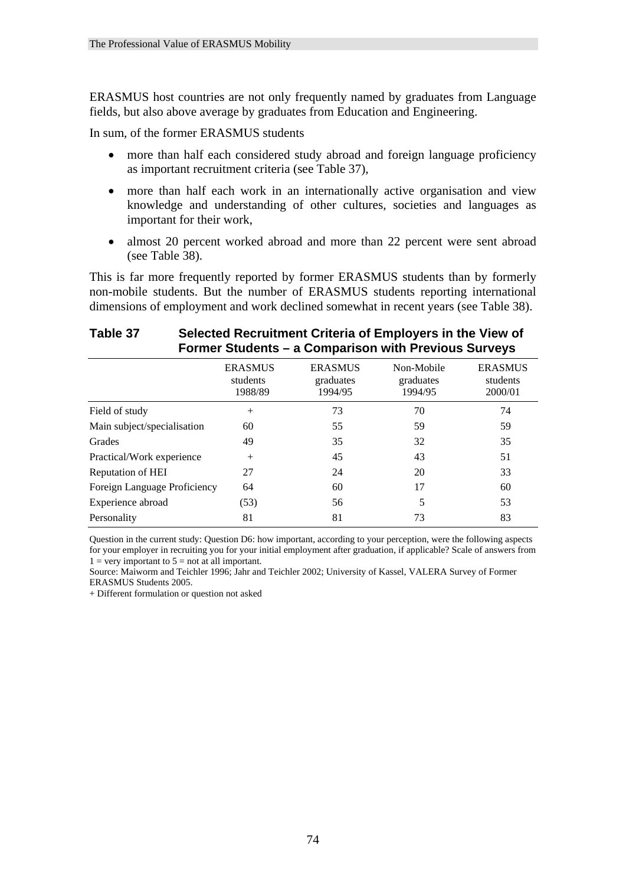ERASMUS host countries are not only frequently named by graduates from Language fields, but also above average by graduates from Education and Engineering.

In sum, of the former ERASMUS students

- more than half each considered study abroad and foreign language proficiency as important recruitment criteria (see Table 37),
- more than half each work in an internationally active organisation and view knowledge and understanding of other cultures, societies and languages as important for their work,
- almost 20 percent worked abroad and more than 22 percent were sent abroad (see Table 38).

This is far more frequently reported by former ERASMUS students than by formerly non-mobile students. But the number of ERASMUS students reporting international dimensions of employment and work declined somewhat in recent years (see Table 38).

**Table 37 Selected Recruitment Criteria of Employers in the View of Former Students – a Comparison with Previous Surveys**

| | ERASMUS students 1988/89 | ERASMUS graduates 1994/95 | Non-Mobile graduates 1994/95 | ERASMUS students 2000/01 |
|---|---|---|---|---|
| Field of study | + | 73 | 70 | 74 |
| Main subject/specialisation | 60 | 55 | 59 | 59 |
| Grades | 49 | 35 | 32 | 35 |
| Practical/Work experience | + | 45 | 43 | 51 |
| Reputation of HEI | 27 | 24 | 20 | 33 |
| Foreign Language Proficiency | 64 | 60 | 17 | 60 |
| Experience abroad | (53) | 56 | 5 | 53 |
| Personality | 81 | 81 | 73 | 83 |

Question in the current study: Question D6: how important, according to your perception, were the following aspects for your employer in recruiting you for your initial employment after graduation, if applicable? Scale of answers from 1 = very important to 5 = not at all important.
Source: Maiworm and Teichler 1996; Jahr and Teichler 2002; University of Kassel, VALERA Survey of Former ERASMUS Students 2005.
+ Different formulation or question not asked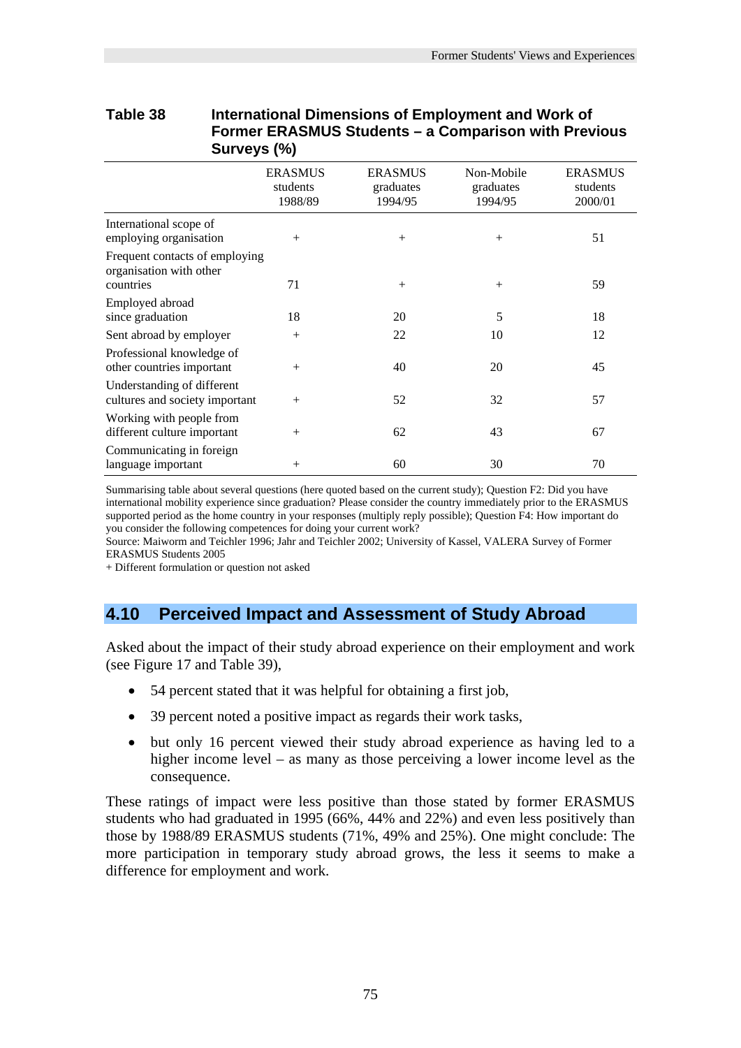**Table 38 International Dimensions of Employment and Work of Former ERASMUS Students – a Comparison with Previous Surveys (%)**

| | ERASMUS students 1988/89 | ERASMUS graduates 1994/95 | Non-Mobile graduates 1994/95 | ERASMUS students 2000/01 |
|---|---|---|---|---|
| International scope of employing organisation | + | + | + | 51 |
| Frequent contacts of employing organisation with other countries | 71 | + | + | 59 |
| Employed abroad since graduation | 18 | 20 | 5 | 18 |
| Sent abroad by employer | + | 22 | 10 | 12 |
| Professional knowledge of other countries important | + | 40 | 20 | 45 |
| Understanding of different cultures and society important | + | 52 | 32 | 57 |
| Working with people from different culture important | + | 62 | 43 | 67 |
| Communicating in foreign language important | + | 60 | 30 | 70 |

Summarising table about several questions (here quoted based on the current study); Question F2: Did you have international mobility experience since graduation? Please consider the country immediately prior to the ERASMUS supported period as the home country in your responses (multiply reply possible); Question F4: How important do you consider the following competences for doing your current work?
Source: Maiworm and Teichler 1996; Jahr and Teichler 2002; University of Kassel, VALERA Survey of Former ERASMUS Students 2005
+ Different formulation or question not asked

## 4.10 Perceived Impact and Assessment of Study Abroad

Asked about the impact of their study abroad experience on their employment and work (see Figure 17 and Table 39),

- 54 percent stated that it was helpful for obtaining a first job,
- 39 percent noted a positive impact as regards their work tasks,
- but only 16 percent viewed their study abroad experience as having led to a higher income level – as many as those perceiving a lower income level as the consequence.

These ratings of impact were less positive than those stated by former ERASMUS students who had graduated in 1995 (66%, 44% and 22%) and even less positively than those by 1988/89 ERASMUS students (71%, 49% and 25%). One might conclude: The more participation in temporary study abroad grows, the less it seems to make a difference for employment and work.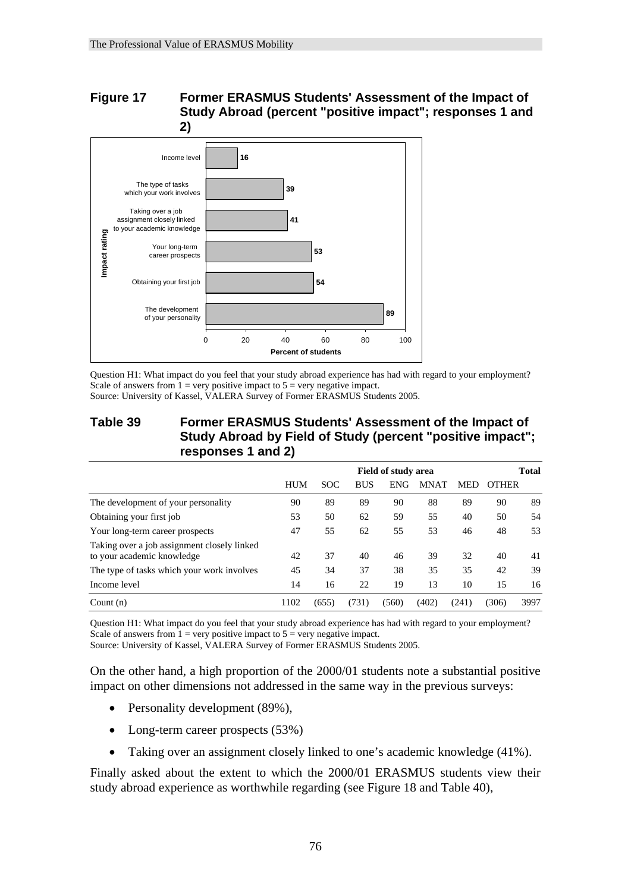**Figure 17 Former ERASMUS Students' Assessment of the Impact of Study Abroad (percent "positive impact"; responses 1 and 2)**

| Impact rating | Percent of students |
|---|---|
| Income level | 16 |
| The type of tasks which your work involves | 39 |
| Taking over a job assignment closely linked to your academic knowledge | 41 |
| Your long-term career prospects | 53 |
| Obtaining your first job | 54 |
| The development of your personality | 89 |

Question H1: What impact do you feel that your study abroad experience has had with regard to your employment? Scale of answers from 1 = very positive impact to 5 = very negative impact.
Source: University of Kassel, VALERA Survey of Former ERASMUS Students 2005.

**Table 39 Former ERASMUS Students' Assessment of the Impact of Study Abroad by Field of Study (percent "positive impact"; responses 1 and 2)**

| | Field of study area | | | | | | | Total |
|---|---|---|---|---|---|---|---|---|
| | HUM | SOC | BUS | ENG | MNAT | MED | OTHER | |
| The development of your personality | 90 | 89 | 89 | 90 | 88 | 89 | 90 | 89 |
| Obtaining your first job | 53 | 50 | 62 | 59 | 55 | 40 | 50 | 54 |
| Your long-term career prospects | 47 | 55 | 62 | 55 | 53 | 46 | 48 | 53 |
| Taking over a job assignment closely linked to your academic knowledge | 42 | 37 | 40 | 46 | 39 | 32 | 40 | 41 |
| The type of tasks which your work involves | 45 | 34 | 37 | 38 | 35 | 35 | 42 | 39 |
| Income level | 14 | 16 | 22 | 19 | 13 | 10 | 15 | 16 |
| Count (n) | 1102 | (655) | (731) | (560) | (402) | (241) | (306) | 3997 |

Question H1: What impact do you feel that your study abroad experience has had with regard to your employment? Scale of answers from 1 = very positive impact to 5 = very negative impact.
Source: University of Kassel, VALERA Survey of Former ERASMUS Students 2005.

On the other hand, a high proportion of the 2000/01 students note a substantial positive impact on other dimensions not addressed in the same way in the previous surveys:

- Personality development (89%),
- Long-term career prospects (53%)
- Taking over an assignment closely linked to one's academic knowledge (41%).

Finally asked about the extent to which the 2000/01 ERASMUS students view their study abroad experience as worthwhile regarding (see Figure 18 and Table 40),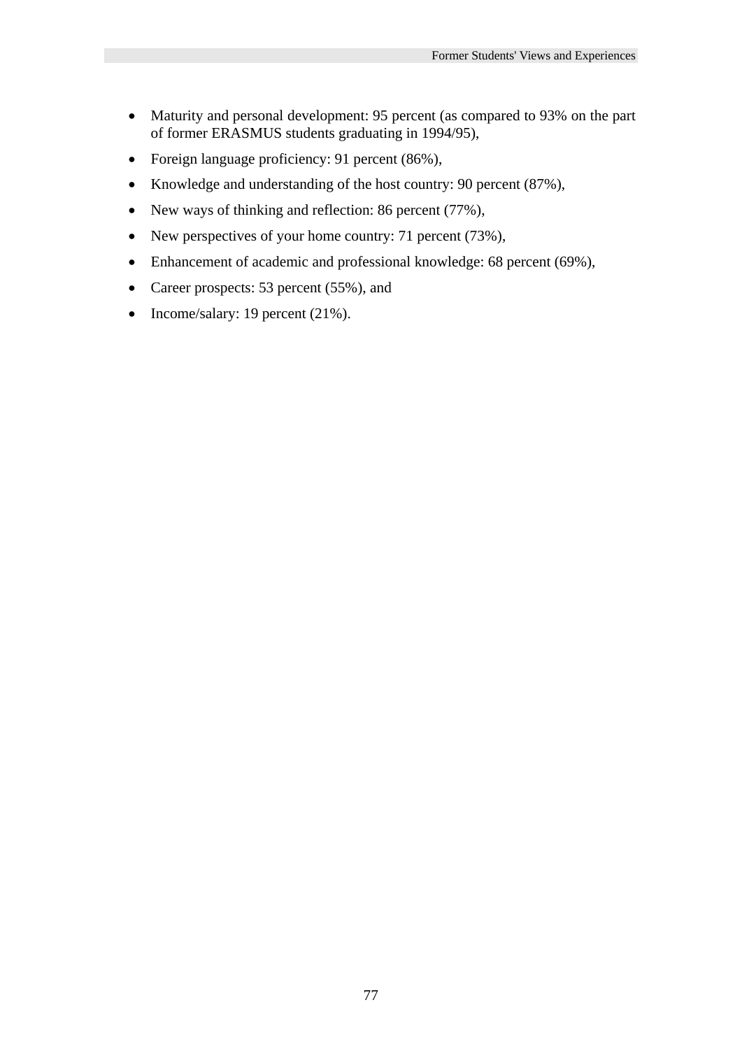- Maturity and personal development: 95 percent (as compared to 93% on the part of former ERASMUS students graduating in 1994/95),
- Foreign language proficiency: 91 percent (86%),
- Knowledge and understanding of the host country: 90 percent (87%),
- New ways of thinking and reflection: 86 percent (77%),
- New perspectives of your home country: 71 percent (73%),
- Enhancement of academic and professional knowledge: 68 percent (69%),
- Career prospects: 53 percent (55%), and
- Income/salary: 19 percent (21%).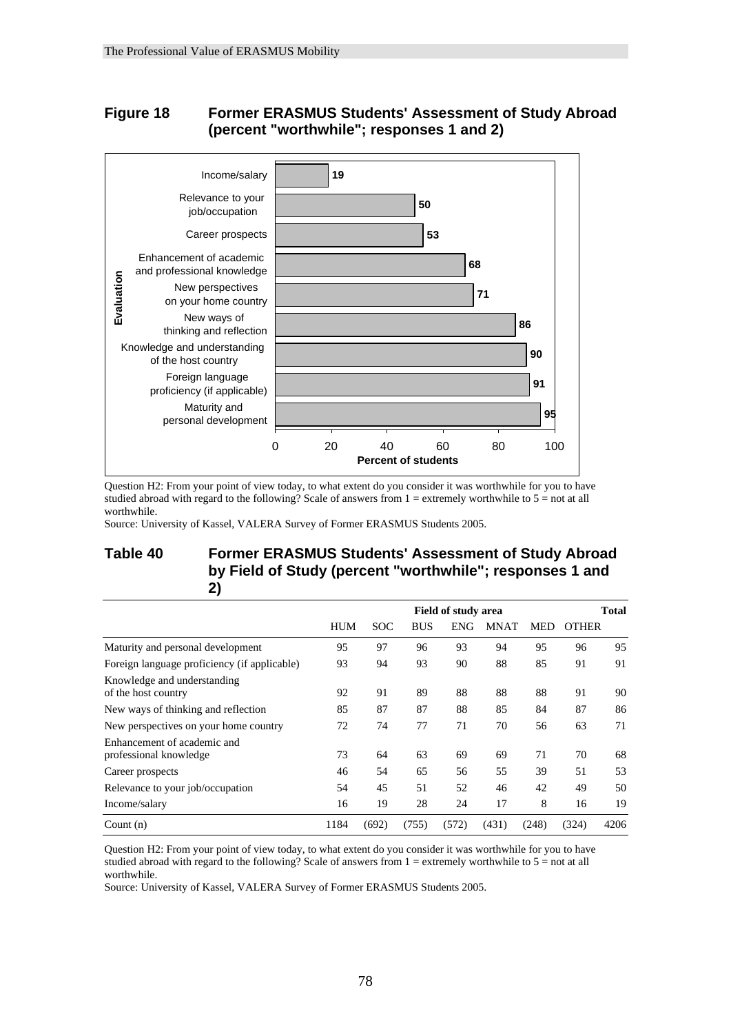## Figure 18 Former ERASMUS Students' Assessment of Study Abroad (percent "worthwhile"; responses 1 and 2)

| Evaluation | Percent of students |
|---|---|
| Income/salary | 19 |
| Relevance to your job/occupation | 50 |
| Career prospects | 53 |
| Enhancement of academic and professional knowledge | 68 |
| New perspectives on your home country | 71 |
| New ways of thinking and reflection | 86 |
| Knowledge and understanding of the host country | 90 |
| Foreign language proficiency (if applicable) | 91 |
| Maturity and personal development | 95 |

Question H2: From your point of view today, to what extent do you consider it was worthwhile for you to have studied abroad with regard to the following? Scale of answers from 1 = extremely worthwhile to 5 = not at all worthwhile.
Source: University of Kassel, VALERA Survey of Former ERASMUS Students 2005.

## Table 40 Former ERASMUS Students' Assessment of Study Abroad by Field of Study (percent "worthwhile"; responses 1 and 2)

| | Field of study area | | | | | | | Total |
|---|---|---|---|---|---|---|---|---|
| | HUM | SOC | BUS | ENG | MNAT | MED | OTHER | |
| Maturity and personal development | 95 | 97 | 96 | 93 | 94 | 95 | 96 | 95 |
| Foreign language proficiency (if applicable) | 93 | 94 | 93 | 90 | 88 | 85 | 91 | 91 |
| Knowledge and understanding of the host country | 92 | 91 | 89 | 88 | 88 | 88 | 91 | 90 |
| New ways of thinking and reflection | 85 | 87 | 87 | 88 | 85 | 84 | 87 | 86 |
| New perspectives on your home country | 72 | 74 | 77 | 71 | 70 | 56 | 63 | 71 |
| Enhancement of academic and professional knowledge | 73 | 64 | 63 | 69 | 69 | 71 | 70 | 68 |
| Career prospects | 46 | 54 | 65 | 56 | 55 | 39 | 51 | 53 |
| Relevance to your job/occupation | 54 | 45 | 51 | 52 | 46 | 42 | 49 | 50 |
| Income/salary | 16 | 19 | 28 | 24 | 17 | 8 | 16 | 19 |
| Count (n) | 1184 | (692) | (755) | (572) | (431) | (248) | (324) | 4206 |

Question H2: From your point of view today, to what extent do you consider it was worthwhile for you to have studied abroad with regard to the following? Scale of answers from 1 = extremely worthwhile to 5 = not at all worthwhile.
Source: University of Kassel, VALERA Survey of Former ERASMUS Students 2005.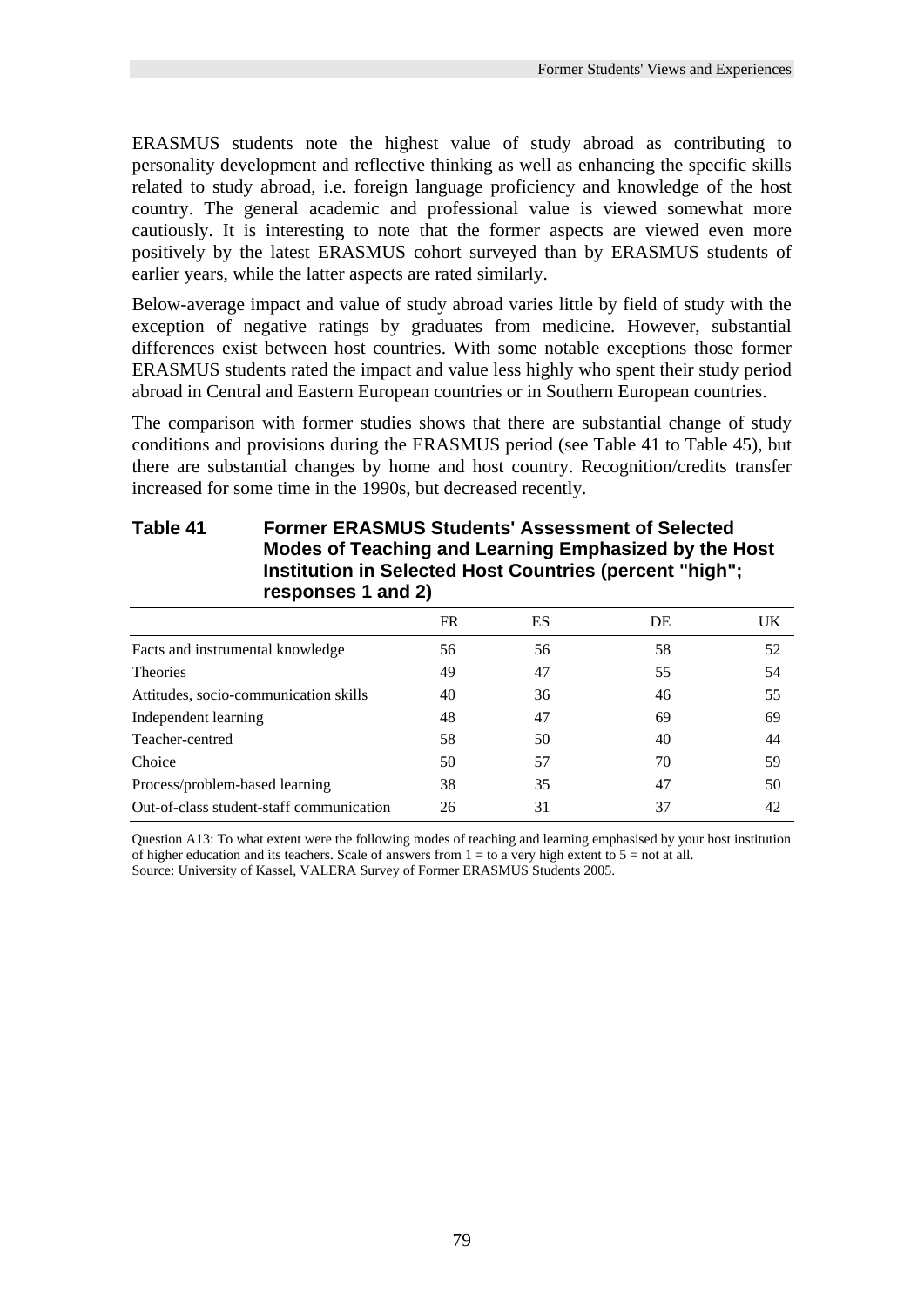ERASMUS students note the highest value of study abroad as contributing to personality development and reflective thinking as well as enhancing the specific skills related to study abroad, i.e. foreign language proficiency and knowledge of the host country. The general academic and professional value is viewed somewhat more cautiously. It is interesting to note that the former aspects are viewed even more positively by the latest ERASMUS cohort surveyed than by ERASMUS students of earlier years, while the latter aspects are rated similarly.

Below-average impact and value of study abroad varies little by field of study with the exception of negative ratings by graduates from medicine. However, substantial differences exist between host countries. With some notable exceptions those former ERASMUS students rated the impact and value less highly who spent their study period abroad in Central and Eastern European countries or in Southern European countries.

The comparison with former studies shows that there are substantial change of study conditions and provisions during the ERASMUS period (see Table 41 to Table 45), but there are substantial changes by home and host country. Recognition/credits transfer increased for some time in the 1990s, but decreased recently.

**Table 41 Former ERASMUS Students' Assessment of Selected Modes of Teaching and Learning Emphasized by the Host Institution in Selected Host Countries (percent "high"; responses 1 and 2)**

| | FR | ES | DE | UK |
|---|---|---|---|---|
| Facts and instrumental knowledge | 56 | 56 | 58 | 52 |
| Theories | 49 | 47 | 55 | 54 |
| Attitudes, socio-communication skills | 40 | 36 | 46 | 55 |
| Independent learning | 48 | 47 | 69 | 69 |
| Teacher-centred | 58 | 50 | 40 | 44 |
| Choice | 50 | 57 | 70 | 59 |
| Process/problem-based learning | 38 | 35 | 47 | 50 |
| Out-of-class student-staff communication | 26 | 31 | 37 | 42 |

Question A13: To what extent were the following modes of teaching and learning emphasised by your host institution of higher education and its teachers. Scale of answers from 1 = to a very high extent to 5 = not at all.
Source: University of Kassel, VALERA Survey of Former ERASMUS Students 2005.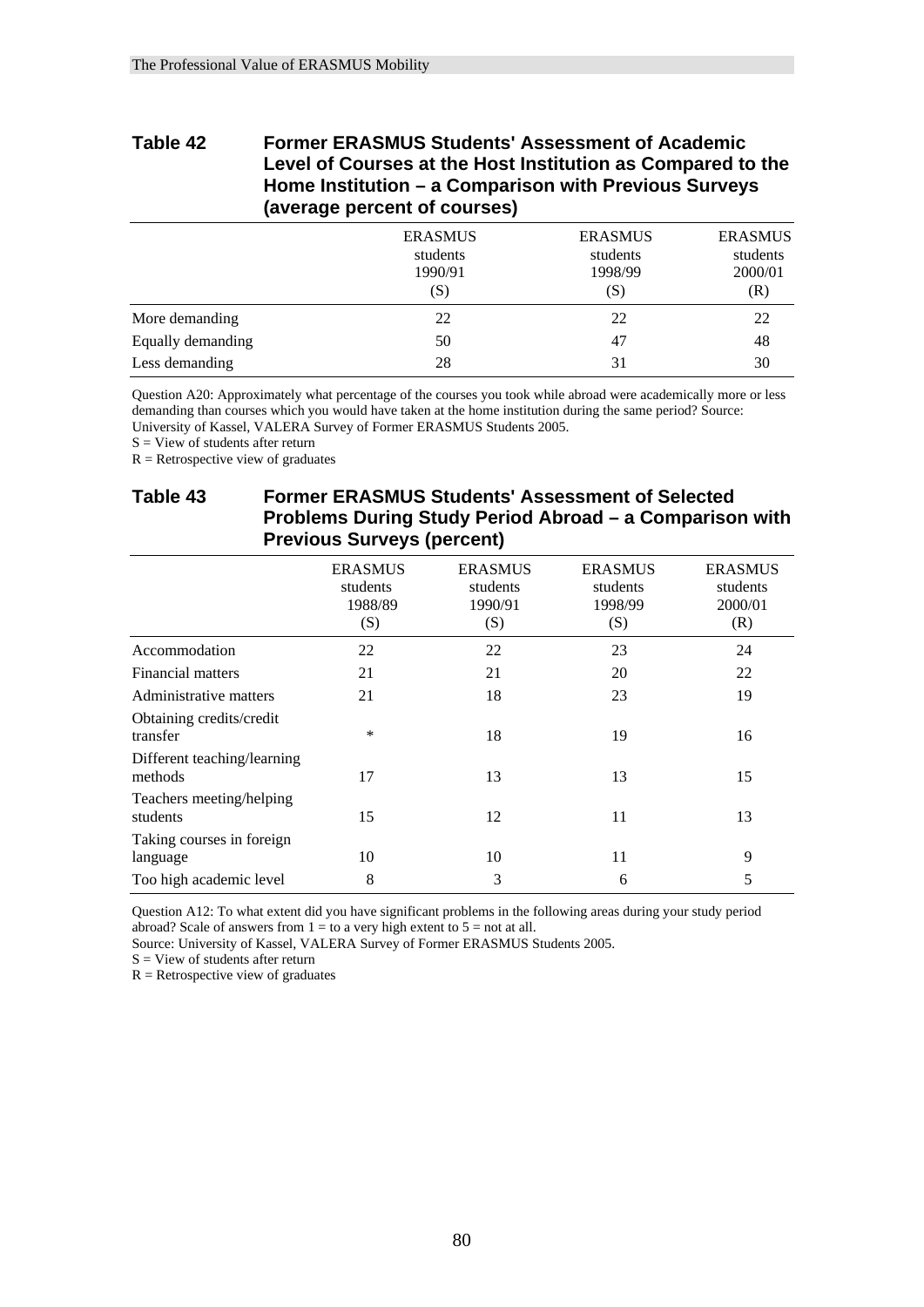### Table 42 Former ERASMUS Students' Assessment of Academic Level of Courses at the Host Institution as Compared to the Home Institution – a Comparison with Previous Surveys (average percent of courses)

| | ERASMUS students 1990/91 (S) | ERASMUS students 1998/99 (S) | ERASMUS students 2000/01 (R) |
|---|---|---|---|
| More demanding | 22 | 22 | 22 |
| Equally demanding | 50 | 47 | 48 |
| Less demanding | 28 | 31 | 30 |

Question A20: Approximately what percentage of the courses you took while abroad were academically more or less demanding than courses which you would have taken at the home institution during the same period? Source: University of Kassel, VALERA Survey of Former ERASMUS Students 2005.

S = View of students after return

R = Retrospective view of graduates

### Table 43 Former ERASMUS Students' Assessment of Selected Problems During Study Period Abroad – a Comparison with Previous Surveys (percent)

| | ERASMUS students 1988/89 (S) | ERASMUS students 1990/91 (S) | ERASMUS students 1998/99 (S) | ERASMUS students 2000/01 (R) |
|---|---|---|---|---|
| Accommodation | 22 | 22 | 23 | 24 |
| Financial matters | 21 | 21 | 20 | 22 |
| Administrative matters | 21 | 18 | 23 | 19 |
| Obtaining credits/credit transfer | * | 18 | 19 | 16 |
| Different teaching/learning methods | 17 | 13 | 13 | 15 |
| Teachers meeting/helping students | 15 | 12 | 11 | 13 |
| Taking courses in foreign language | 10 | 10 | 11 | 9 |
| Too high academic level | 8 | 3 | 6 | 5 |

Question A12: To what extent did you have significant problems in the following areas during your study period abroad? Scale of answers from 1 = to a very high extent to 5 = not at all.

Source: University of Kassel, VALERA Survey of Former ERASMUS Students 2005.

S = View of students after return

R = Retrospective view of graduates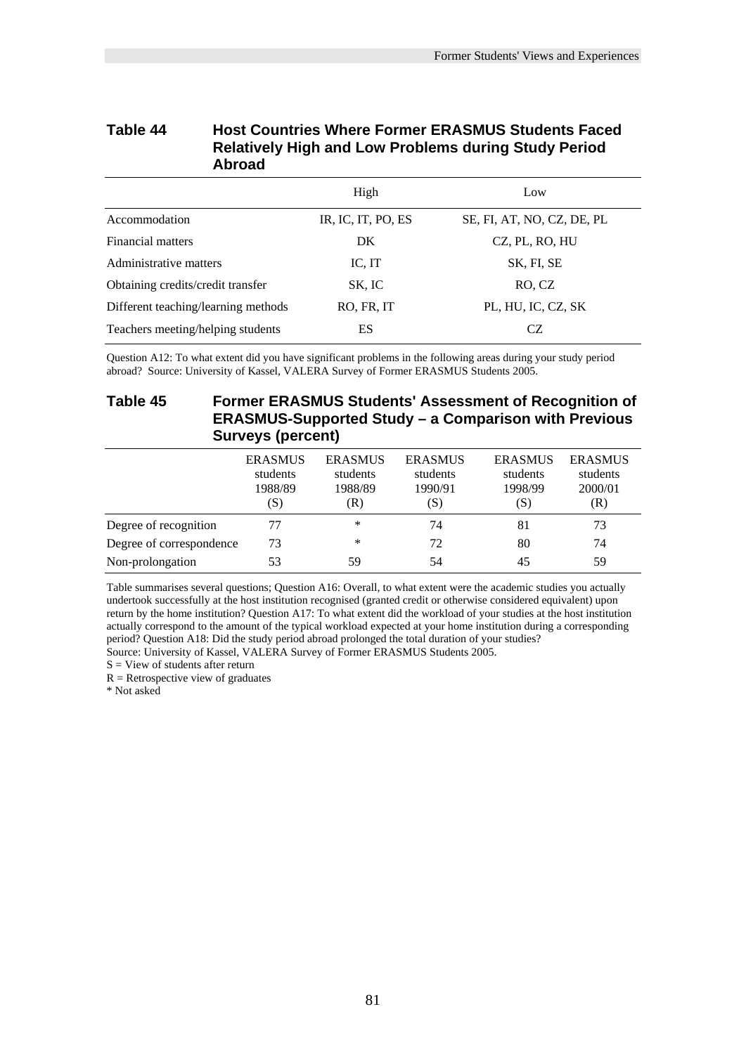## Table 44 Host Countries Where Former ERASMUS Students Faced Relatively High and Low Problems during Study Period Abroad

| | High | Low |
|---|---|---|
| Accommodation | IR, IC, IT, PO, ES | SE, FI, AT, NO, CZ, DE, PL |
| Financial matters | DK | CZ, PL, RO, HU |
| Administrative matters | IC, IT | SK, FI, SE |
| Obtaining credits/credit transfer | SK, IC | RO, CZ |
| Different teaching/learning methods | RO, FR, IT | PL, HU, IC, CZ, SK |
| Teachers meeting/helping students | ES | CZ |

Question A12: To what extent did you have significant problems in the following areas during your study period abroad? Source: University of Kassel, VALERA Survey of Former ERASMUS Students 2005.

## Table 45 Former ERASMUS Students' Assessment of Recognition of ERASMUS-Supported Study – a Comparison with Previous Surveys (percent)

| | ERASMUS students 1988/89 (S) | ERASMUS students 1988/89 (R) | ERASMUS students 1990/91 (S) | ERASMUS students 1998/99 (S) | ERASMUS students 2000/01 (R) |
|---|---|---|---|---|---|
| Degree of recognition | 77 | * | 74 | 81 | 73 |
| Degree of correspondence | 73 | * | 72 | 80 | 74 |
| Non-prolongation | 53 | 59 | 54 | 45 | 59 |

Table summarises several questions; Question A16: Overall, to what extent were the academic studies you actually undertook successfully at the host institution recognised (granted credit or otherwise considered equivalent) upon return by the home institution? Question A17: To what extent did the workload of your studies at the host institution actually correspond to the amount of the typical workload expected at your home institution during a corresponding period? Question A18: Did the study period abroad prolonged the total duration of your studies?
Source: University of Kassel, VALERA Survey of Former ERASMUS Students 2005.
S = View of students after return
R = Retrospective view of graduates
* Not asked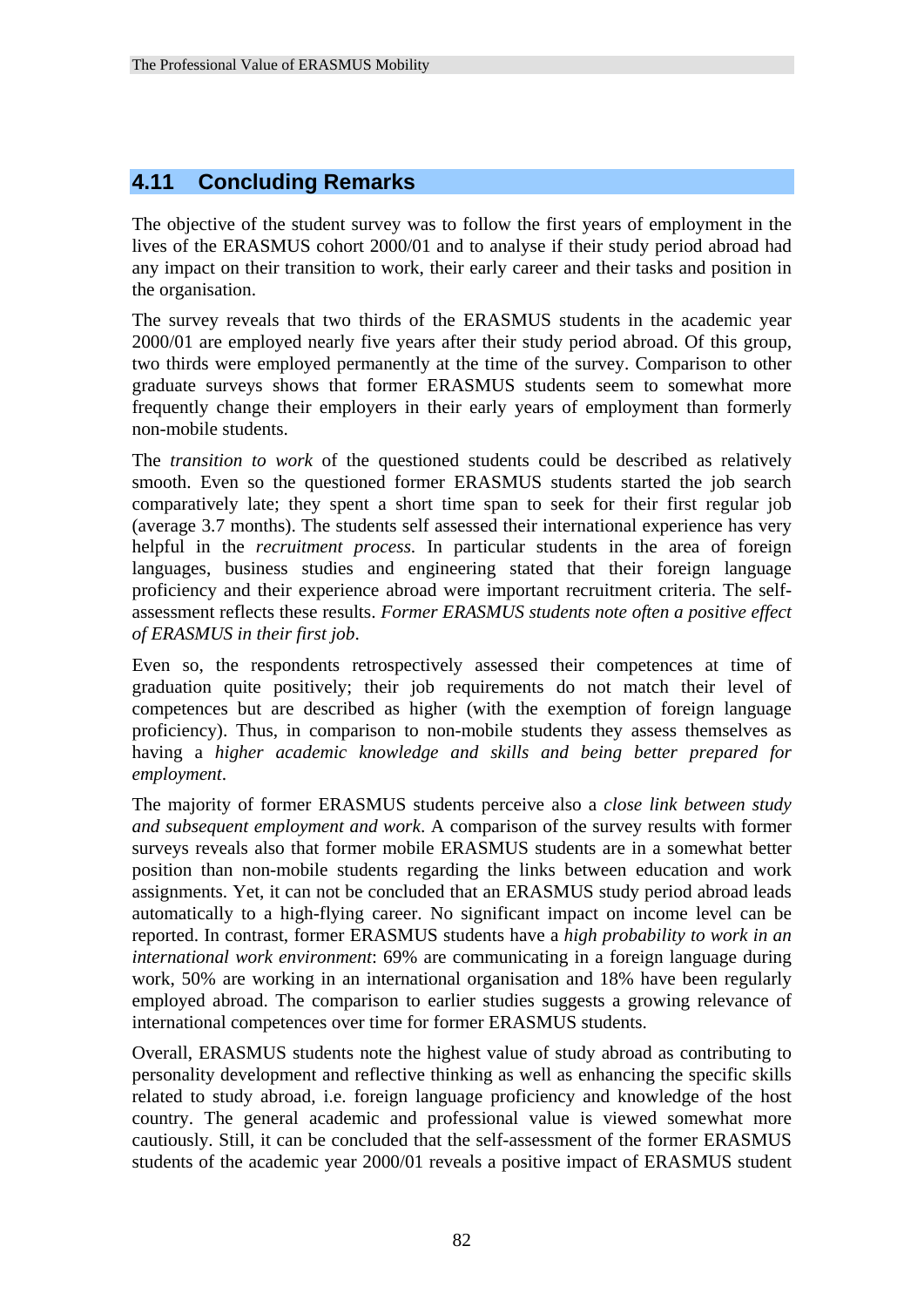## 4.11 Concluding Remarks

The objective of the student survey was to follow the first years of employment in the lives of the ERASMUS cohort 2000/01 and to analyse if their study period abroad had any impact on their transition to work, their early career and their tasks and position in the organisation.

The survey reveals that two thirds of the ERASMUS students in the academic year 2000/01 are employed nearly five years after their study period abroad. Of this group, two thirds were employed permanently at the time of the survey. Comparison to other graduate surveys shows that former ERASMUS students seem to somewhat more frequently change their employers in their early years of employment than formerly non-mobile students.

The *transition to work* of the questioned students could be described as relatively smooth. Even so the questioned former ERASMUS students started the job search comparatively late; they spent a short time span to seek for their first regular job (average 3.7 months). The students self assessed their international experience has very helpful in the *recruitment process*. In particular students in the area of foreign languages, business studies and engineering stated that their foreign language proficiency and their experience abroad were important recruitment criteria. The self-assessment reflects these results. *Former ERASMUS students note often a positive effect of ERASMUS in their first job*.

Even so, the respondents retrospectively assessed their competences at time of graduation quite positively; their job requirements do not match their level of competences but are described as higher (with the exemption of foreign language proficiency). Thus, in comparison to non-mobile students they assess themselves as having a *higher academic knowledge and skills and being better prepared for employment*.

The majority of former ERASMUS students perceive also a *close link between study and subsequent employment and work*. A comparison of the survey results with former surveys reveals also that former mobile ERASMUS students are in a somewhat better position than non-mobile students regarding the links between education and work assignments. Yet, it can not be concluded that an ERASMUS study period abroad leads automatically to a high-flying career. No significant impact on income level can be reported. In contrast, former ERASMUS students have a *high probability to work in an international work environment*: 69% are communicating in a foreign language during work, 50% are working in an international organisation and 18% have been regularly employed abroad. The comparison to earlier studies suggests a growing relevance of international competences over time for former ERASMUS students.

Overall, ERASMUS students note the highest value of study abroad as contributing to personality development and reflective thinking as well as enhancing the specific skills related to study abroad, i.e. foreign language proficiency and knowledge of the host country. The general academic and professional value is viewed somewhat more cautiously. Still, it can be concluded that the self-assessment of the former ERASMUS students of the academic year 2000/01 reveals a positive impact of ERASMUS student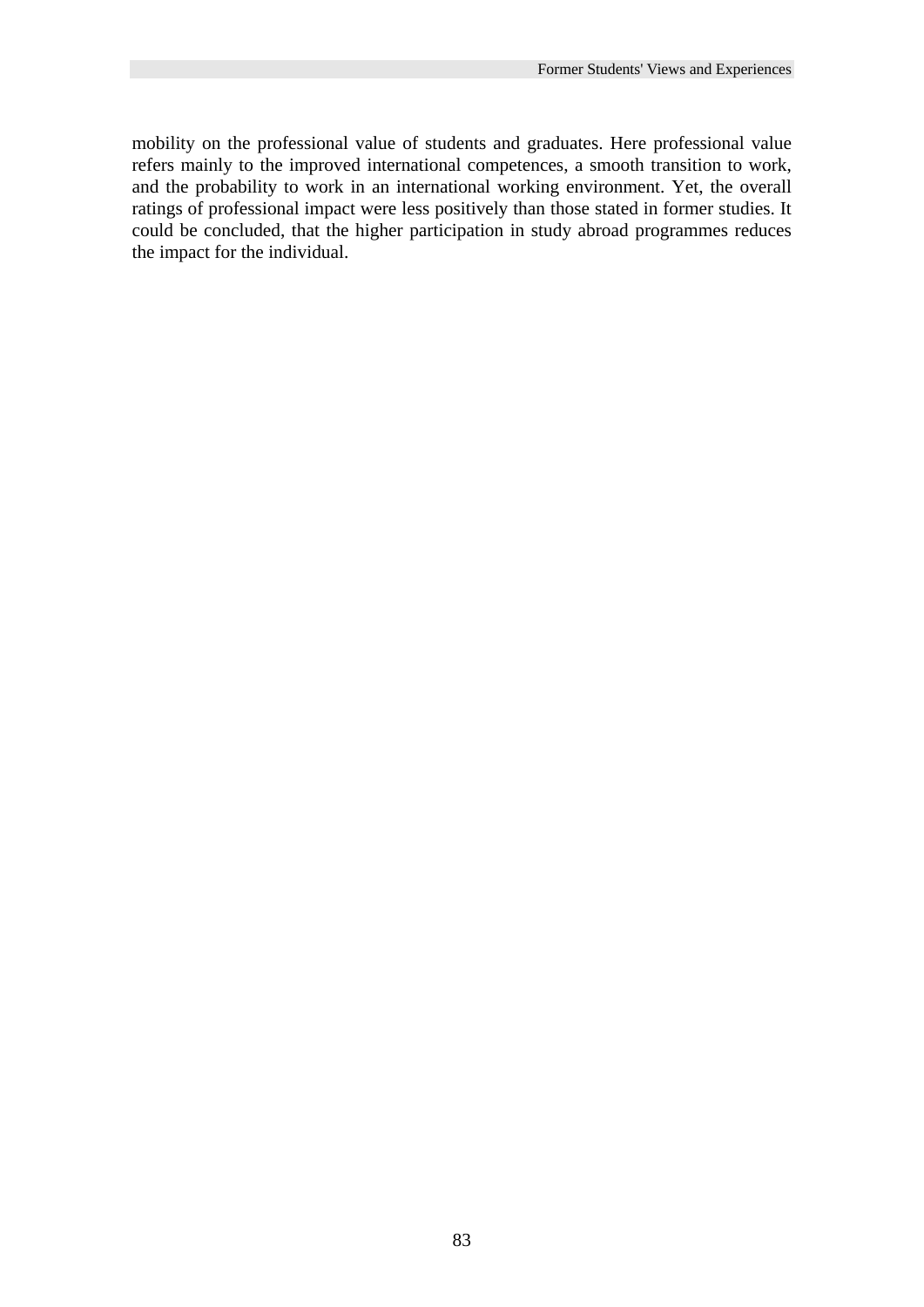mobility on the professional value of students and graduates. Here professional value refers mainly to the improved international competences, a smooth transition to work, and the probability to work in an international working environment. Yet, the overall ratings of professional impact were less positively than those stated in former studies. It could be concluded, that the higher participation in study abroad programmes reduces the impact for the individual.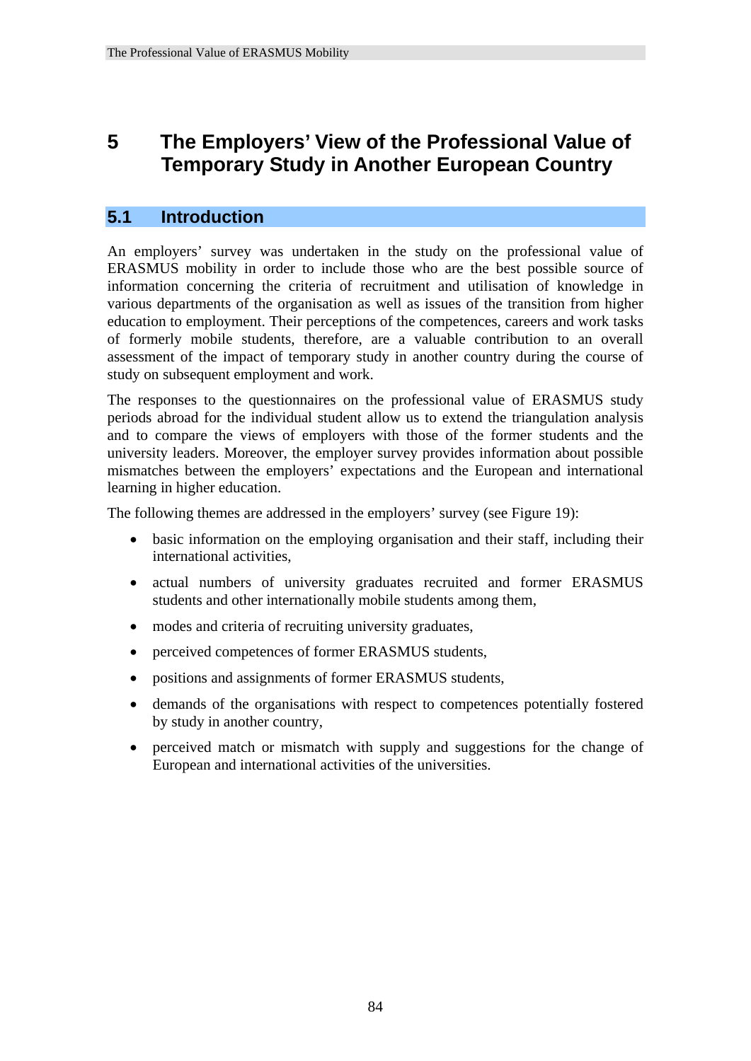# 5 The Employers' View of the Professional Value of Temporary Study in Another European Country

## 5.1 Introduction

An employers' survey was undertaken in the study on the professional value of ERASMUS mobility in order to include those who are the best possible source of information concerning the criteria of recruitment and utilisation of knowledge in various departments of the organisation as well as issues of the transition from higher education to employment. Their perceptions of the competences, careers and work tasks of formerly mobile students, therefore, are a valuable contribution to an overall assessment of the impact of temporary study in another country during the course of study on subsequent employment and work.

The responses to the questionnaires on the professional value of ERASMUS study periods abroad for the individual student allow us to extend the triangulation analysis and to compare the views of employers with those of the former students and the university leaders. Moreover, the employer survey provides information about possible mismatches between the employers' expectations and the European and international learning in higher education.

The following themes are addressed in the employers' survey (see Figure 19):

- basic information on the employing organisation and their staff, including their international activities,
- actual numbers of university graduates recruited and former ERASMUS students and other internationally mobile students among them,
- modes and criteria of recruiting university graduates,
- perceived competences of former ERASMUS students,
- positions and assignments of former ERASMUS students,
- demands of the organisations with respect to competences potentially fostered by study in another country,
- perceived match or mismatch with supply and suggestions for the change of European and international activities of the universities.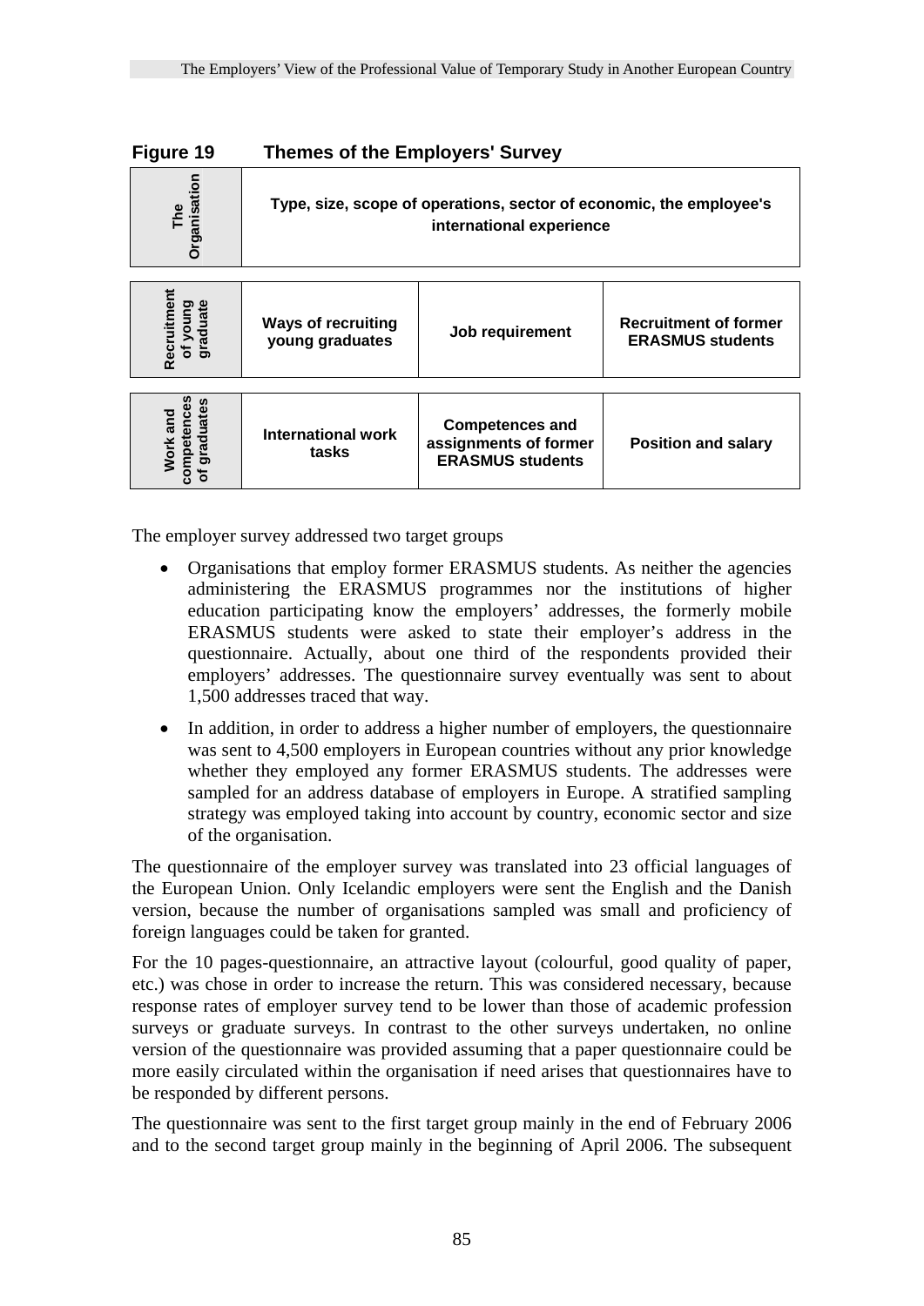**Figure 19 Themes of the Employers' Survey**

| The Organisation | Type, size, scope of operations, sector of economic, the employee's international experience | | |
|---|---|---|---|
| Recruitment of young graduate | Ways of recruiting young graduates | Job requirement | Recruitment of former ERASMUS students |
| Work and competences of graduates | International work tasks | Competences and assignments of former ERASMUS students | Position and salary |

The employer survey addressed two target groups

- Organisations that employ former ERASMUS students. As neither the agencies administering the ERASMUS programmes nor the institutions of higher education participating know the employers' addresses, the formerly mobile ERASMUS students were asked to state their employer's address in the questionnaire. Actually, about one third of the respondents provided their employers' addresses. The questionnaire survey eventually was sent to about 1,500 addresses traced that way.
- In addition, in order to address a higher number of employers, the questionnaire was sent to 4,500 employers in European countries without any prior knowledge whether they employed any former ERASMUS students. The addresses were sampled for an address database of employers in Europe. A stratified sampling strategy was employed taking into account by country, economic sector and size of the organisation.

The questionnaire of the employer survey was translated into 23 official languages of the European Union. Only Icelandic employers were sent the English and the Danish version, because the number of organisations sampled was small and proficiency of foreign languages could be taken for granted.

For the 10 pages-questionnaire, an attractive layout (colourful, good quality of paper, etc.) was chose in order to increase the return. This was considered necessary, because response rates of employer survey tend to be lower than those of academic profession surveys or graduate surveys. In contrast to the other surveys undertaken, no online version of the questionnaire was provided assuming that a paper questionnaire could be more easily circulated within the organisation if need arises that questionnaires have to be responded by different persons.

The questionnaire was sent to the first target group mainly in the end of February 2006 and to the second target group mainly in the beginning of April 2006. The subsequent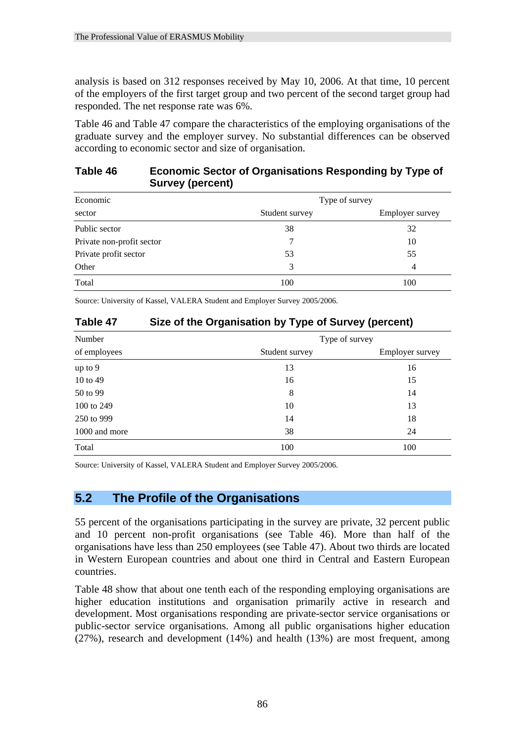analysis is based on 312 responses received by May 10, 2006. At that time, 10 percent of the employers of the first target group and two percent of the second target group had responded. The net response rate was 6%.

Table 46 and Table 47 compare the characteristics of the employing organisations of the graduate survey and the employer survey. No substantial differences can be observed according to economic sector and size of organisation.

**Table 46 Economic Sector of Organisations Responding by Type of Survey (percent)**

| Economic | Type of survey | |
|---|---|---|
| sector | Student survey | Employer survey |
| Public sector | 38 | 32 |
| Private non-profit sector | 7 | 10 |
| Private profit sector | 53 | 55 |
| Other | 3 | 4 |
| Total | 100 | 100 |

Source: University of Kassel, VALERA Student and Employer Survey 2005/2006.

**Table 47 Size of the Organisation by Type of Survey (percent)**

| Number | Type of survey | |
|---|---|---|
| of employees | Student survey | Employer survey |
| up to 9 | 13 | 16 |
| 10 to 49 | 16 | 15 |
| 50 to 99 | 8 | 14 |
| 100 to 249 | 10 | 13 |
| 250 to 999 | 14 | 18 |
| 1000 and more | 38 | 24 |
| Total | 100 | 100 |

Source: University of Kassel, VALERA Student and Employer Survey 2005/2006.

## 5.2 The Profile of the Organisations

55 percent of the organisations participating in the survey are private, 32 percent public and 10 percent non-profit organisations (see Table 46). More than half of the organisations have less than 250 employees (see Table 47). About two thirds are located in Western European countries and about one third in Central and Eastern European countries.

Table 48 show that about one tenth each of the responding employing organisations are higher education institutions and organisation primarily active in research and development. Most organisations responding are private-sector service organisations or public-sector service organisations. Among all public organisations higher education (27%), research and development (14%) and health (13%) are most frequent, among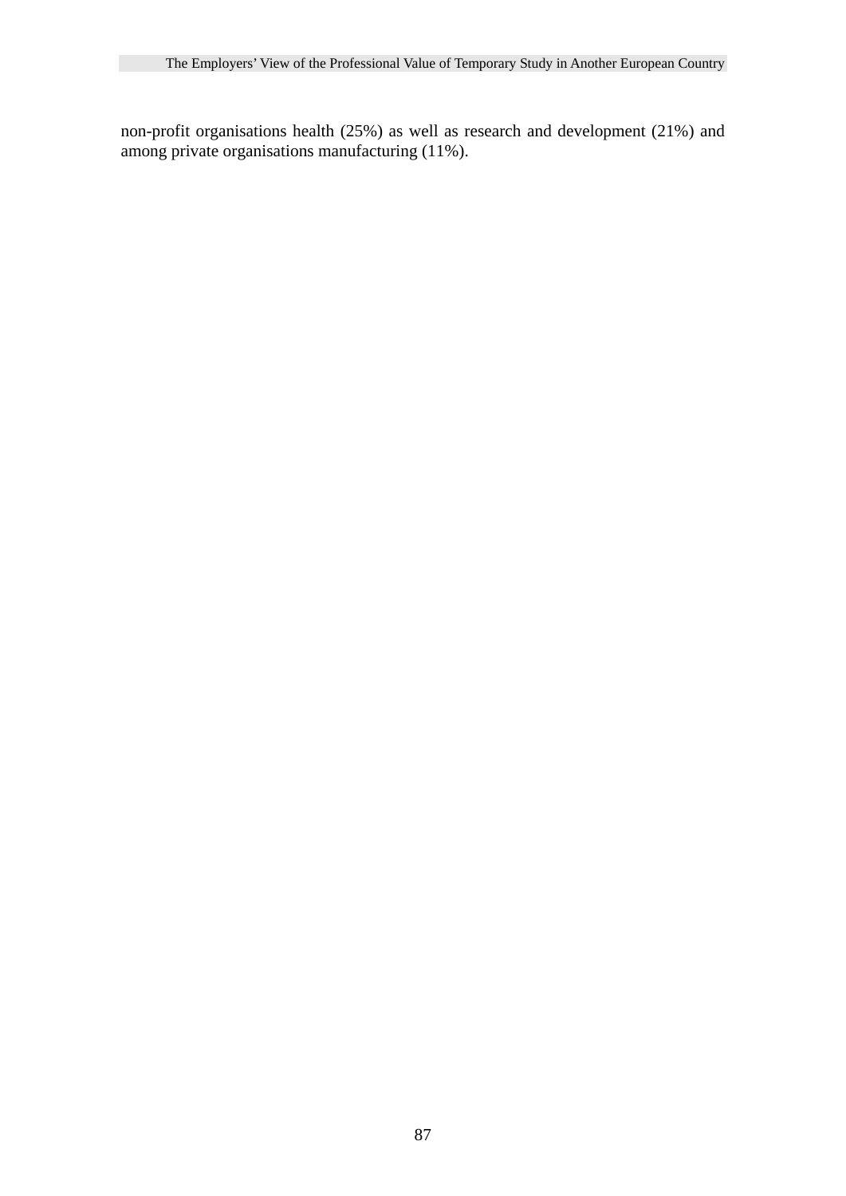non-profit organisations health (25%) as well as research and development (21%) and among private organisations manufacturing (11%).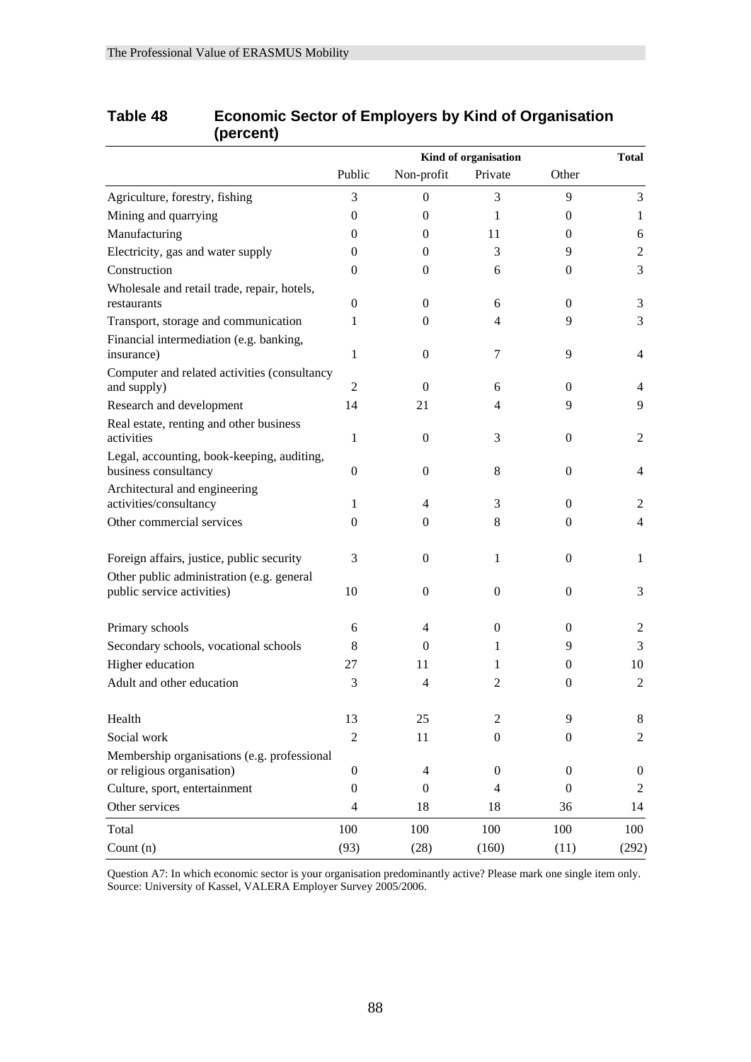## Table 48 Economic Sector of Employers by Kind of Organisation (percent)

| | Kind of organisation | | | | Total |
|---|---|---|---|---|---|
| | Public | Non-profit | Private | Other | |
| Agriculture, forestry, fishing | 3 | 0 | 3 | 9 | 3 |
| Mining and quarrying | 0 | 0 | 1 | 0 | 1 |
| Manufacturing | 0 | 0 | 11 | 0 | 6 |
| Electricity, gas and water supply | 0 | 0 | 3 | 9 | 2 |
| Construction | 0 | 0 | 6 | 0 | 3 |
| Wholesale and retail trade, repair, hotels, restaurants | 0 | 0 | 6 | 0 | 3 |
| Transport, storage and communication | 1 | 0 | 4 | 9 | 3 |
| Financial intermediation (e.g. banking, insurance) | 1 | 0 | 7 | 9 | 4 |
| Computer and related activities (consultancy and supply) | 2 | 0 | 6 | 0 | 4 |
| Research and development | 14 | 21 | 4 | 9 | 9 |
| Real estate, renting and other business activities | 1 | 0 | 3 | 0 | 2 |
| Legal, accounting, book-keeping, auditing, business consultancy | 0 | 0 | 8 | 0 | 4 |
| Architectural and engineering activities/consultancy | 1 | 4 | 3 | 0 | 2 |
| Other commercial services | 0 | 0 | 8 | 0 | 4 |
| Foreign affairs, justice, public security | 3 | 0 | 1 | 0 | 1 |
| Other public administration (e.g. general public service activities) | 10 | 0 | 0 | 0 | 3 |
| Primary schools | 6 | 4 | 0 | 0 | 2 |
| Secondary schools, vocational schools | 8 | 0 | 1 | 9 | 3 |
| Higher education | 27 | 11 | 1 | 0 | 10 |
| Adult and other education | 3 | 4 | 2 | 0 | 2 |
| Health | 13 | 25 | 2 | 9 | 8 |
| Social work | 2 | 11 | 0 | 0 | 2 |
| Membership organisations (e.g. professional or religious organisation) | 0 | 4 | 0 | 0 | 0 |
| Culture, sport, entertainment | 0 | 0 | 4 | 0 | 2 |
| Other services | 4 | 18 | 18 | 36 | 14 |
| Total | 100 | 100 | 100 | 100 | 100 |
| Count (n) | (93) | (28) | (160) | (11) | (292) |

Question A7: In which economic sector is your organisation predominantly active? Please mark one single item only.
Source: University of Kassel, VALERA Employer Survey 2005/2006.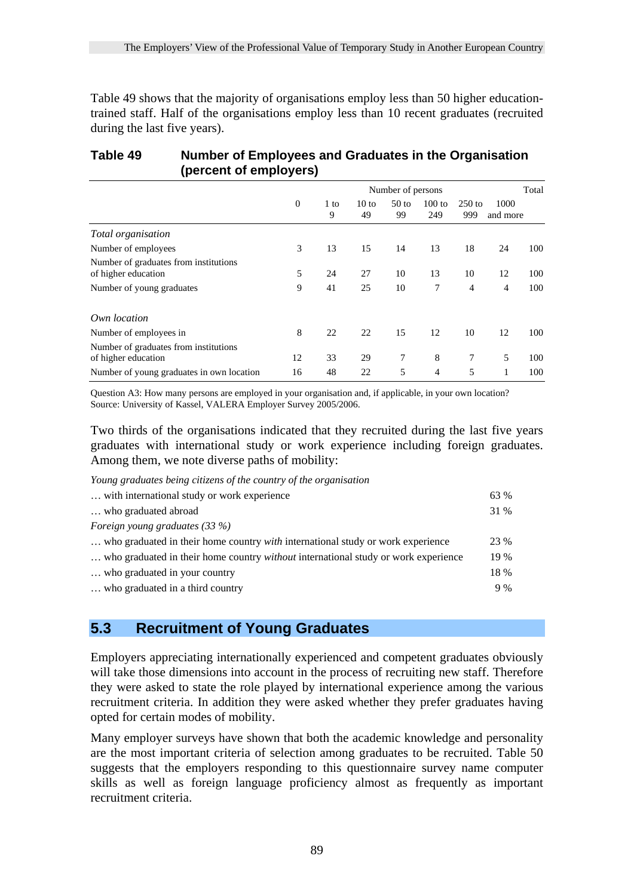Table 49 shows that the majority of organisations employ less than 50 higher education-trained staff. Half of the organisations employ less than 10 recent graduates (recruited during the last five years).

**Table 49 Number of Employees and Graduates in the Organisation (percent of employers)**

| | Number of persons | | | | | | | Total |
|---|---|---|---|---|---|---|---|---|
| | 0 | 1 to 9 | 10 to 49 | 50 to 99 | 100 to 249 | 250 to 999 | 1000 and more | |
| *Total organisation* | | | | | | | | |
| Number of employees | 3 | 13 | 15 | 14 | 13 | 18 | 24 | 100 |
| Number of graduates from institutions of higher education | 5 | 24 | 27 | 10 | 13 | 10 | 12 | 100 |
| Number of young graduates | 9 | 41 | 25 | 10 | 7 | 4 | 4 | 100 |
| *Own location* | | | | | | | | |
| Number of employees in | 8 | 22 | 22 | 15 | 12 | 10 | 12 | 100 |
| Number of graduates from institutions of higher education | 12 | 33 | 29 | 7 | 8 | 7 | 5 | 100 |
| Number of young graduates in own location | 16 | 48 | 22 | 5 | 4 | 5 | 1 | 100 |

Question A3: How many persons are employed in your organisation and, if applicable, in your own location?
Source: University of Kassel, VALERA Employer Survey 2005/2006.

Two thirds of the organisations indicated that they recruited during the last five years graduates with international study or work experience including foreign graduates. Among them, we note diverse paths of mobility:

| | |
|---|---|
| *Young graduates being citizens of the country of the organisation* | |
| … with international study or work experience | 63 % |
| … who graduated abroad | 31 % |
| *Foreign young graduates (33 %)* | |
| … who graduated in their home country *with* international study or work experience | 23 % |
| … who graduated in their home country *without* international study or work experience | 19 % |
| … who graduated in your country | 18 % |
| … who graduated in a third country | 9 % |

## 5.3 Recruitment of Young Graduates

Employers appreciating internationally experienced and competent graduates obviously will take those dimensions into account in the process of recruiting new staff. Therefore they were asked to state the role played by international experience among the various recruitment criteria. In addition they were asked whether they prefer graduates having opted for certain modes of mobility.

Many employer surveys have shown that both the academic knowledge and personality are the most important criteria of selection among graduates to be recruited. Table 50 suggests that the employers responding to this questionnaire survey name computer skills as well as foreign language proficiency almost as frequently as important recruitment criteria.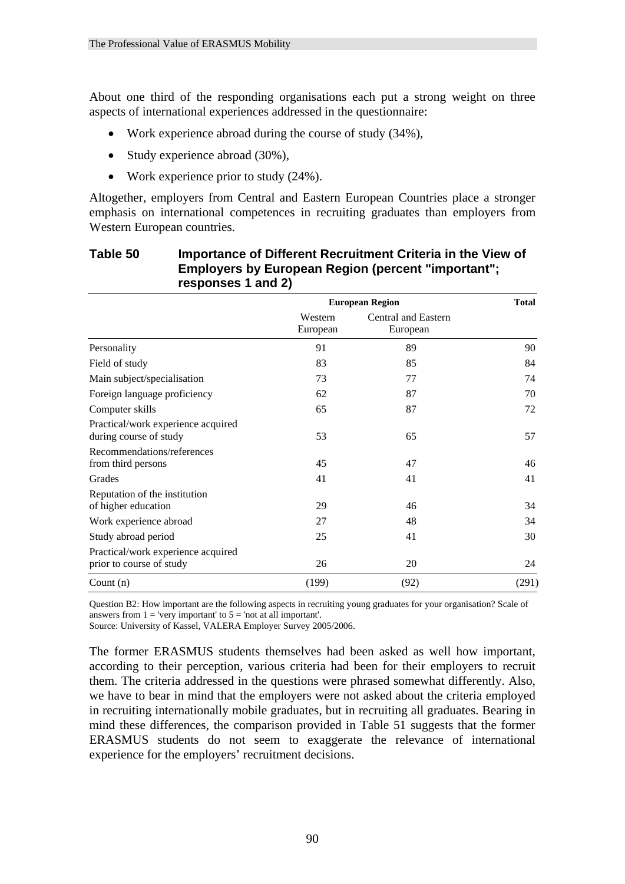About one third of the responding organisations each put a strong weight on three aspects of international experiences addressed in the questionnaire:

- Work experience abroad during the course of study (34%),
- Study experience abroad (30%),
- Work experience prior to study (24%).

Altogether, employers from Central and Eastern European Countries place a stronger emphasis on international competences in recruiting graduates than employers from Western European countries.

**Table 50 Importance of Different Recruitment Criteria in the View of Employers by European Region (percent "important"; responses 1 and 2)**

| | European Region | | Total |
|---|---|---|---|
| | Western European | Central and Eastern European | |
| Personality | 91 | 89 | 90 |
| Field of study | 83 | 85 | 84 |
| Main subject/specialisation | 73 | 77 | 74 |
| Foreign language proficiency | 62 | 87 | 70 |
| Computer skills | 65 | 87 | 72 |
| Practical/work experience acquired during course of study | 53 | 65 | 57 |
| Recommendations/references from third persons | 45 | 47 | 46 |
| Grades | 41 | 41 | 41 |
| Reputation of the institution of higher education | 29 | 46 | 34 |
| Work experience abroad | 27 | 48 | 34 |
| Study abroad period | 25 | 41 | 30 |
| Practical/work experience acquired prior to course of study | 26 | 20 | 24 |
| Count (n) | (199) | (92) | (291) |

Question B2: How important are the following aspects in recruiting young graduates for your organisation? Scale of answers from 1 = 'very important' to 5 = 'not at all important'.
Source: University of Kassel, VALERA Employer Survey 2005/2006.

The former ERASMUS students themselves had been asked as well how important, according to their perception, various criteria had been for their employers to recruit them. The criteria addressed in the questions were phrased somewhat differently. Also, we have to bear in mind that the employers were not asked about the criteria employed in recruiting internationally mobile graduates, but in recruiting all graduates. Bearing in mind these differences, the comparison provided in Table 51 suggests that the former ERASMUS students do not seem to exaggerate the relevance of international experience for the employers' recruitment decisions.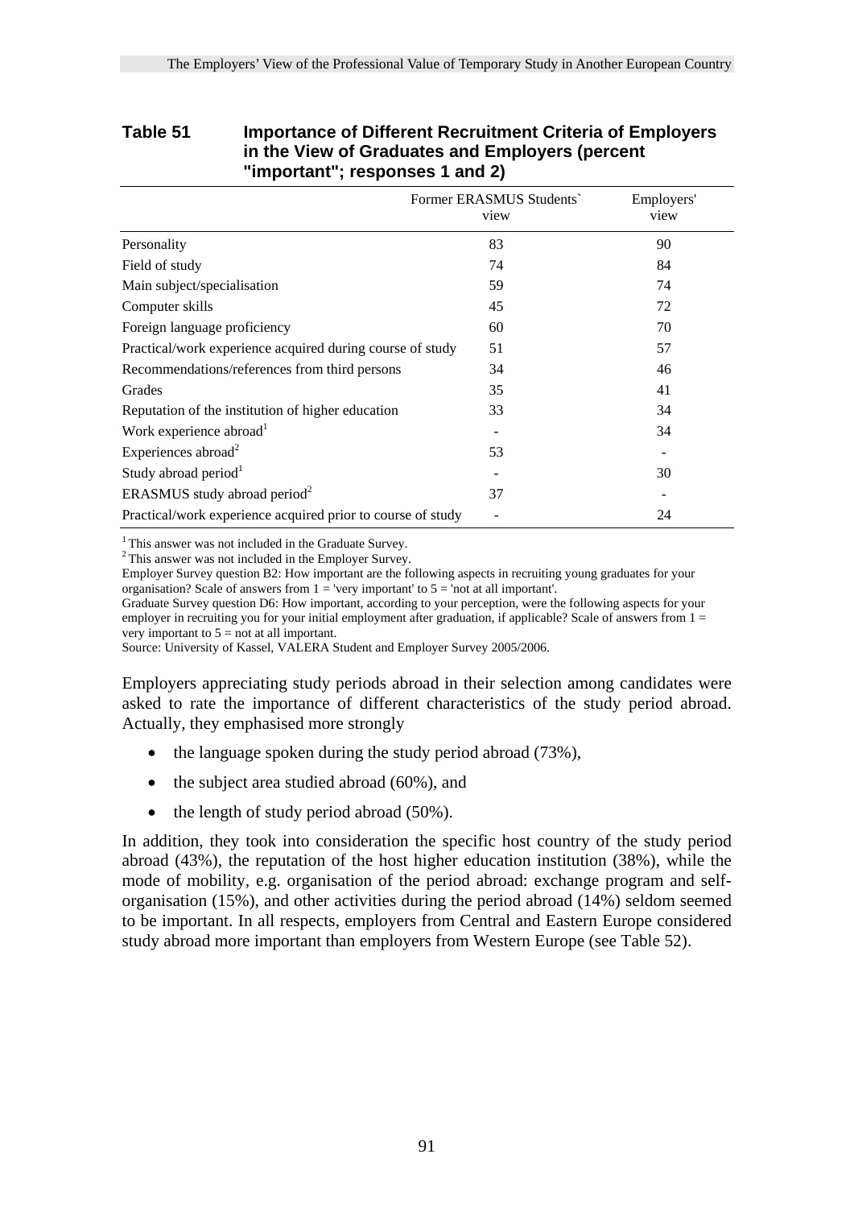**Table 51 Importance of Different Recruitment Criteria of Employers in the View of Graduates and Employers (percent "important"; responses 1 and 2)**

| | Former ERASMUS Students` view | Employers' view |
|---|---|---|
| Personality | 83 | 90 |
| Field of study | 74 | 84 |
| Main subject/specialisation | 59 | 74 |
| Computer skills | 45 | 72 |
| Foreign language proficiency | 60 | 70 |
| Practical/work experience acquired during course of study | 51 | 57 |
| Recommendations/references from third persons | 34 | 46 |
| Grades | 35 | 41 |
| Reputation of the institution of higher education | 33 | 34 |
| Work experience abroad[1] | - | 34 |
| Experiences abroad[2] | 53 | - |
| Study abroad period[1] | - | 30 |
| ERASMUS study abroad period[2] | 37 | - |
| Practical/work experience acquired prior to course of study | - | 24 |

[1] This answer was not included in the Graduate Survey.
[2] This answer was not included in the Employer Survey.
Employer Survey question B2: How important are the following aspects in recruiting young graduates for your organisation? Scale of answers from 1 = 'very important' to 5 = 'not at all important'.
Graduate Survey question D6: How important, according to your perception, were the following aspects for your employer in recruiting you for your initial employment after graduation, if applicable? Scale of answers from 1 = very important to 5 = not at all important.
Source: University of Kassel, VALERA Student and Employer Survey 2005/2006.

Employers appreciating study periods abroad in their selection among candidates were asked to rate the importance of different characteristics of the study period abroad. Actually, they emphasised more strongly

- the language spoken during the study period abroad (73%),
- the subject area studied abroad (60%), and
- the length of study period abroad (50%).

In addition, they took into consideration the specific host country of the study period abroad (43%), the reputation of the host higher education institution (38%), while the mode of mobility, e.g. organisation of the period abroad: exchange program and self-organisation (15%), and other activities during the period abroad (14%) seldom seemed to be important. In all respects, employers from Central and Eastern Europe considered study abroad more important than employers from Western Europe (see Table 52).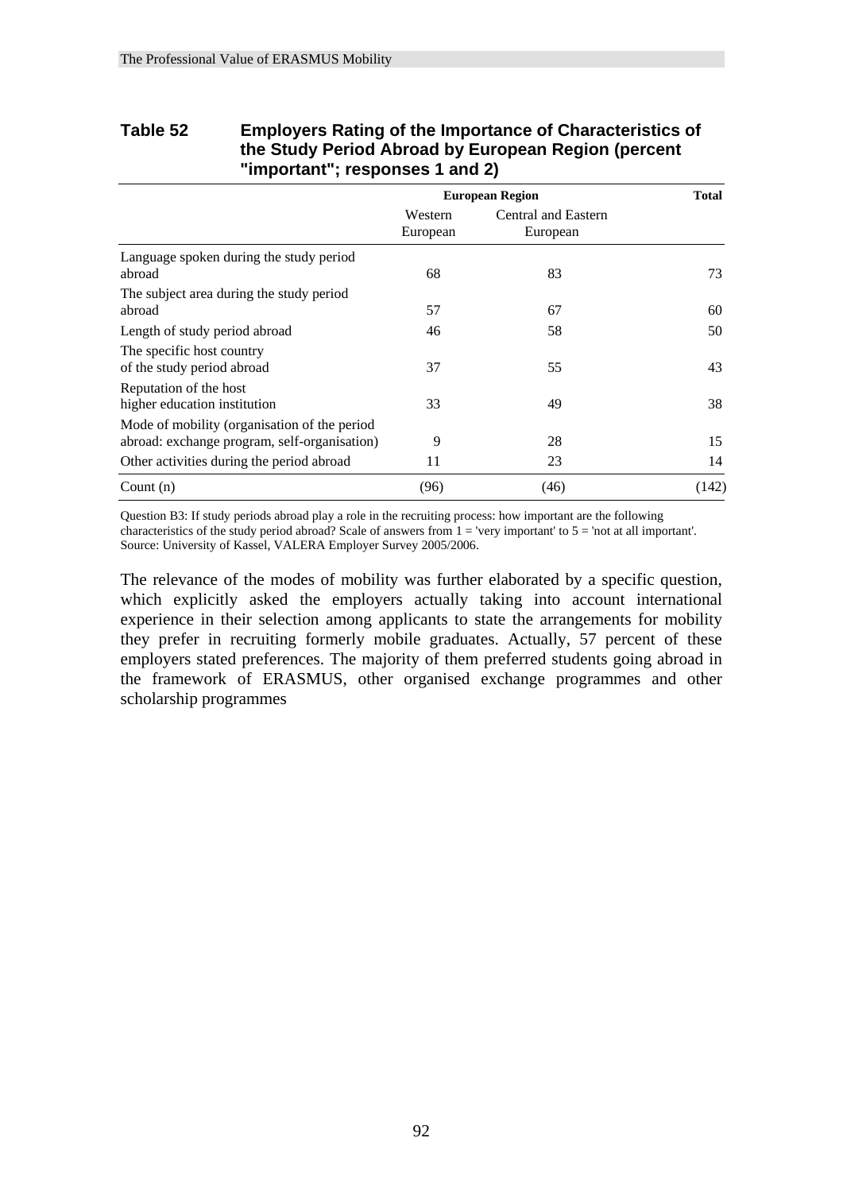**Table 52 Employers Rating of the Importance of Characteristics of the Study Period Abroad by European Region (percent "important"; responses 1 and 2)**

| | European Region | | Total |
|---|---|---|---|
| | Western European | Central and Eastern European | |
| Language spoken during the study period abroad | 68 | 83 | 73 |
| The subject area during the study period abroad | 57 | 67 | 60 |
| Length of study period abroad | 46 | 58 | 50 |
| The specific host country of the study period abroad | 37 | 55 | 43 |
| Reputation of the host higher education institution | 33 | 49 | 38 |
| Mode of mobility (organisation of the period abroad: exchange program, self-organisation) | 9 | 28 | 15 |
| Other activities during the period abroad | 11 | 23 | 14 |
| Count (n) | (96) | (46) | (142) |

Question B3: If study periods abroad play a role in the recruiting process: how important are the following characteristics of the study period abroad? Scale of answers from 1 = 'very important' to 5 = 'not at all important'.
Source: University of Kassel, VALERA Employer Survey 2005/2006.

The relevance of the modes of mobility was further elaborated by a specific question, which explicitly asked the employers actually taking into account international experience in their selection among applicants to state the arrangements for mobility they prefer in recruiting formerly mobile graduates. Actually, 57 percent of these employers stated preferences. The majority of them preferred students going abroad in the framework of ERASMUS, other organised exchange programmes and other scholarship programmes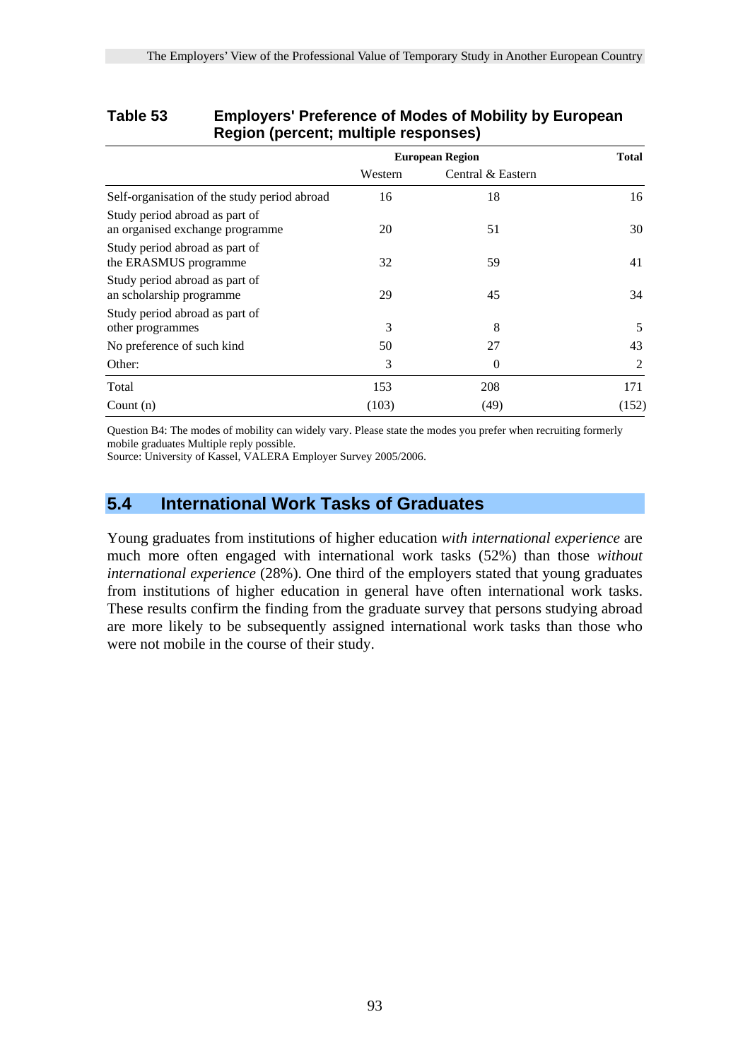**Table 53 Employers' Preference of Modes of Mobility by European Region (percent; multiple responses)**

| | European Region | | Total |
|---|---|---|---|
| | Western | Central & Eastern | |
| Self-organisation of the study period abroad | 16 | 18 | 16 |
| Study period abroad as part of an organised exchange programme | 20 | 51 | 30 |
| Study period abroad as part of the ERASMUS programme | 32 | 59 | 41 |
| Study period abroad as part of an scholarship programme | 29 | 45 | 34 |
| Study period abroad as part of other programmes | 3 | 8 | 5 |
| No preference of such kind | 50 | 27 | 43 |
| Other: | 3 | 0 | 2 |
| Total | 153 | 208 | 171 |
| Count (n) | (103) | (49) | (152) |

Question B4: The modes of mobility can widely vary. Please state the modes you prefer when recruiting formerly mobile graduates Multiple reply possible.
Source: University of Kassel, VALERA Employer Survey 2005/2006.

## 5.4 International Work Tasks of Graduates

Young graduates from institutions of higher education *with international experience* are much more often engaged with international work tasks (52%) than those *without international experience* (28%). One third of the employers stated that young graduates from institutions of higher education in general have often international work tasks. These results confirm the finding from the graduate survey that persons studying abroad are more likely to be subsequently assigned international work tasks than those who were not mobile in the course of their study.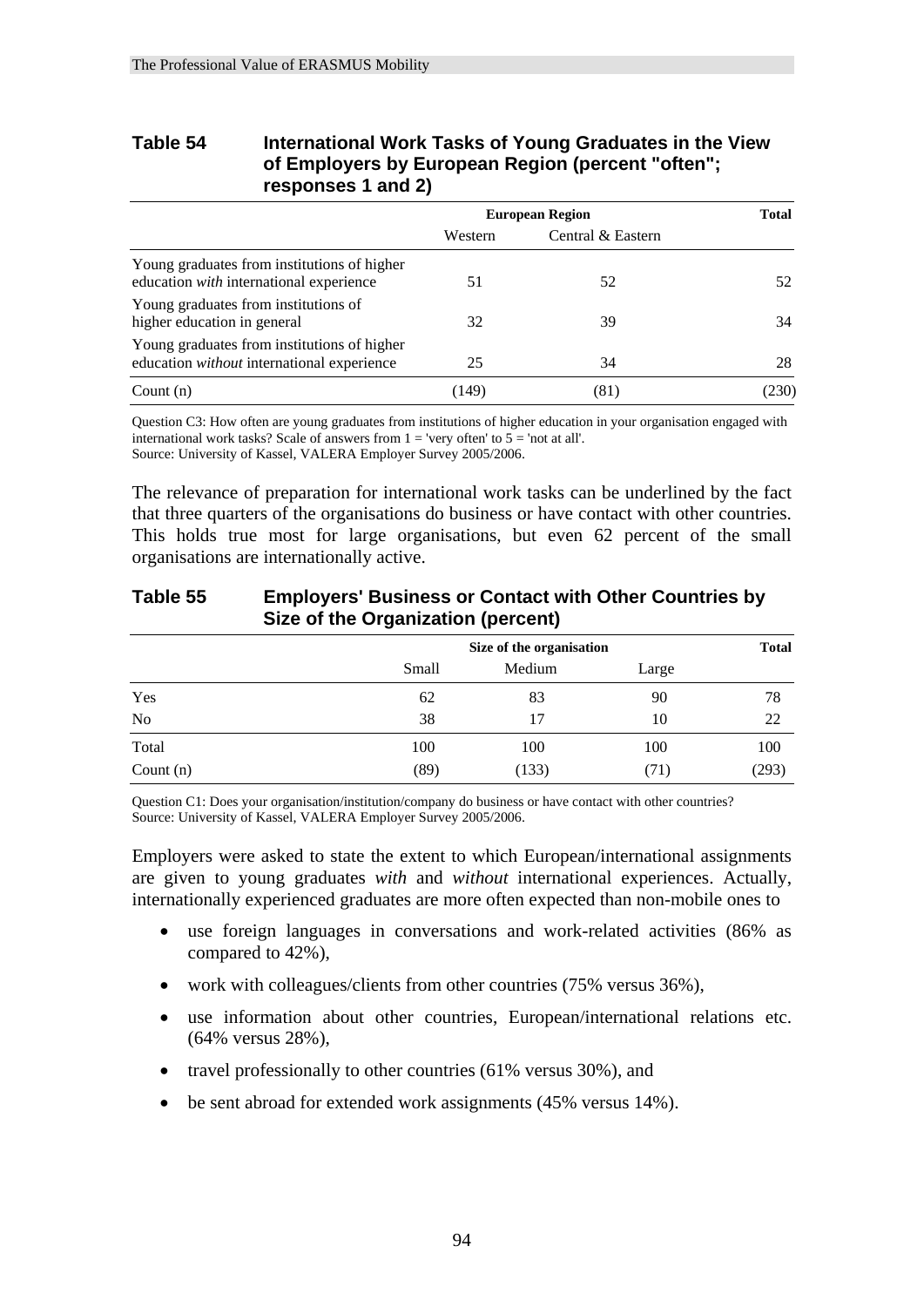**Table 54 International Work Tasks of Young Graduates in the View of Employers by European Region (percent "often"; responses 1 and 2)**

| | European Region | | Total |
|---|---|---|---|
| | Western | Central & Eastern | |
| Young graduates from institutions of higher education *with* international experience | 51 | 52 | 52 |
| Young graduates from institutions of higher education in general | 32 | 39 | 34 |
| Young graduates from institutions of higher education *without* international experience | 25 | 34 | 28 |
| Count (n) | (149) | (81) | (230) |

Question C3: How often are young graduates from institutions of higher education in your organisation engaged with international work tasks? Scale of answers from 1 = 'very often' to 5 = 'not at all'.
Source: University of Kassel, VALERA Employer Survey 2005/2006.

The relevance of preparation for international work tasks can be underlined by the fact that three quarters of the organisations do business or have contact with other countries. This holds true most for large organisations, but even 62 percent of the small organisations are internationally active.

**Table 55 Employers' Business or Contact with Other Countries by Size of the Organization (percent)**

| | Size of the organisation | | | Total |
|---|---|---|---|---|
| | Small | Medium | Large | |
| Yes | 62 | 83 | 90 | 78 |
| No | 38 | 17 | 10 | 22 |
| Total | 100 | 100 | 100 | 100 |
| Count (n) | (89) | (133) | (71) | (293) |

Question C1: Does your organisation/institution/company do business or have contact with other countries?
Source: University of Kassel, VALERA Employer Survey 2005/2006.

Employers were asked to state the extent to which European/international assignments are given to young graduates *with* and *without* international experiences. Actually, internationally experienced graduates are more often expected than non-mobile ones to

- use foreign languages in conversations and work-related activities (86% as compared to 42%),
- work with colleagues/clients from other countries (75% versus 36%),
- use information about other countries, European/international relations etc. (64% versus 28%),
- travel professionally to other countries (61% versus 30%), and
- be sent abroad for extended work assignments (45% versus 14%).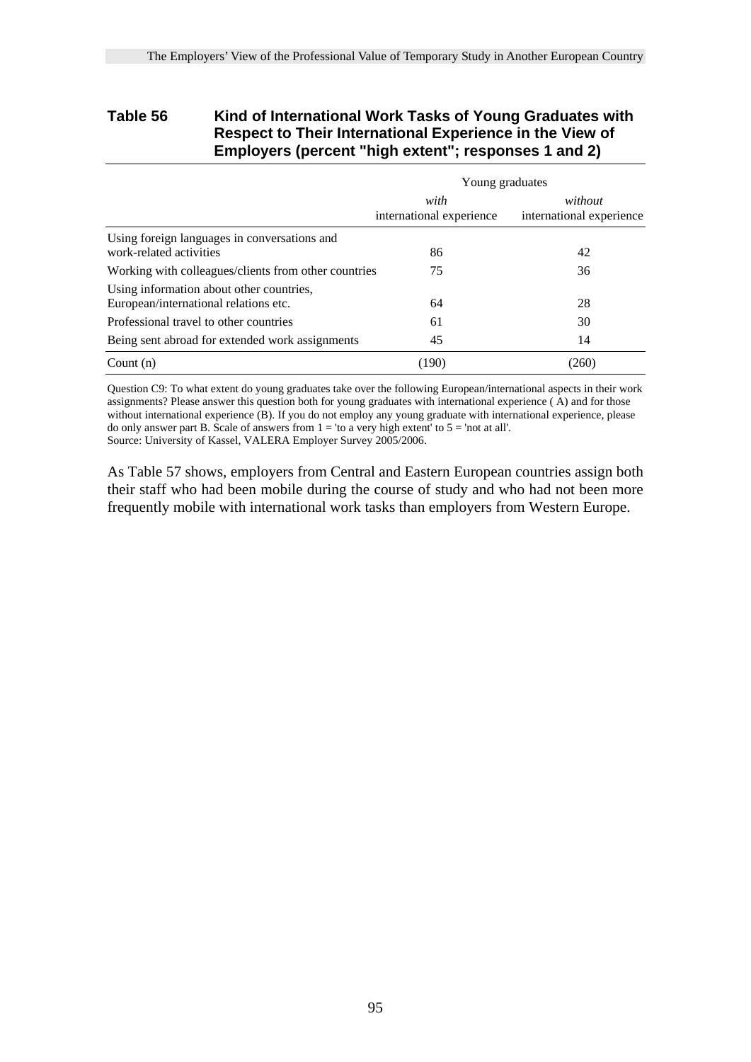**Table 56 Kind of International Work Tasks of Young Graduates with Respect to Their International Experience in the View of Employers (percent "high extent"; responses 1 and 2)**

| | Young graduates | |
|---|---|---|
| | *with* international experience | *without* international experience |
| Using foreign languages in conversations and work-related activities | 86 | 42 |
| Working with colleagues/clients from other countries | 75 | 36 |
| Using information about other countries, European/international relations etc. | 64 | 28 |
| Professional travel to other countries | 61 | 30 |
| Being sent abroad for extended work assignments | 45 | 14 |
| Count (n) | (190) | (260) |

Question C9: To what extent do young graduates take over the following European/international aspects in their work assignments? Please answer this question both for young graduates with international experience ( A) and for those without international experience (B). If you do not employ any young graduate with international experience, please do only answer part B. Scale of answers from 1 = 'to a very high extent' to 5 = 'not at all'.
Source: University of Kassel, VALERA Employer Survey 2005/2006.

As Table 57 shows, employers from Central and Eastern European countries assign both their staff who had been mobile during the course of study and who had not been more frequently mobile with international work tasks than employers from Western Europe.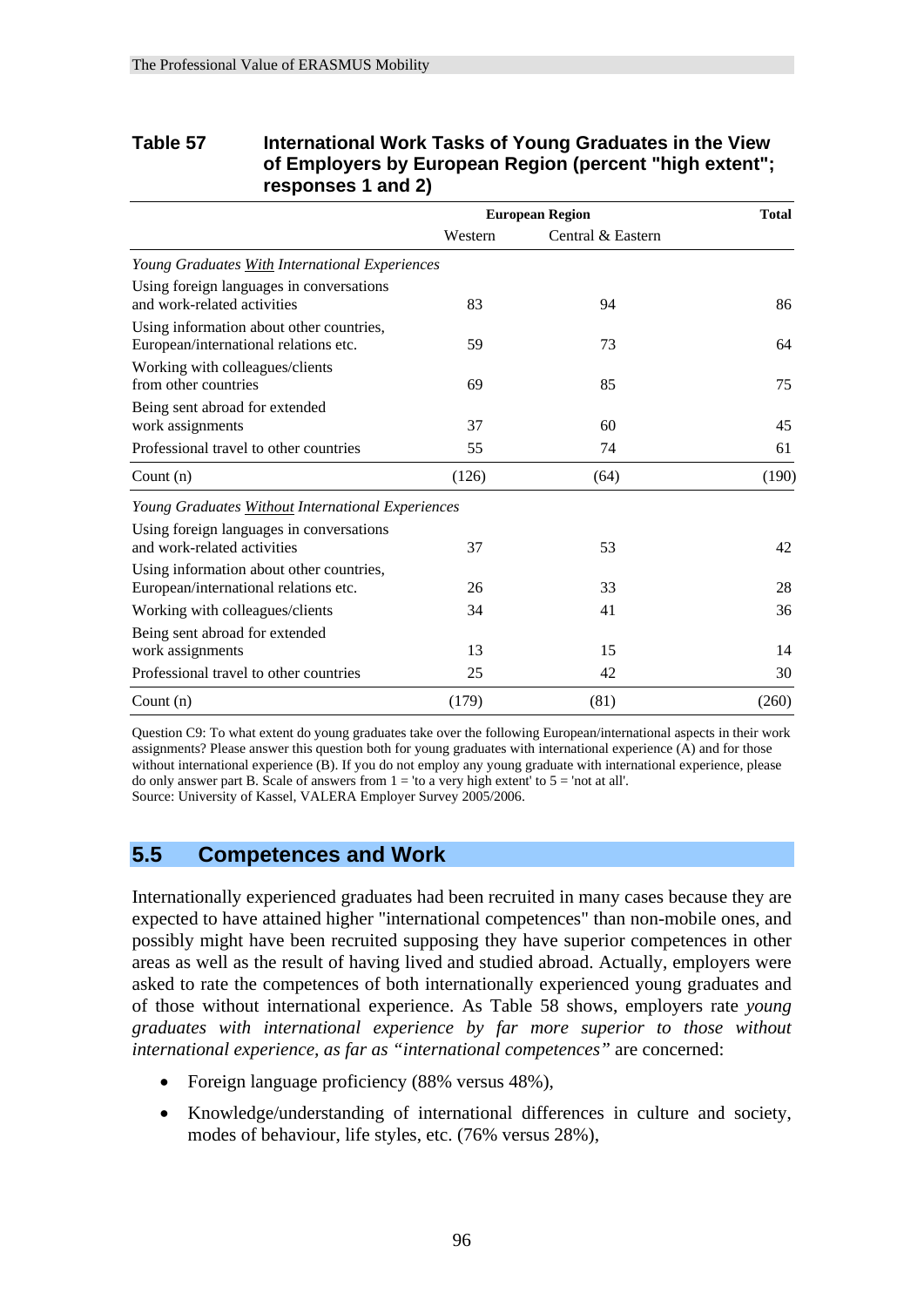**Table 57 International Work Tasks of Young Graduates in the View of Employers by European Region (percent "high extent"; responses 1 and 2)**

| | European Region | | Total |
|---|---|---|---|
| | Western | Central & Eastern | |
| *Young Graduates With International Experiences* | | | |
| Using foreign languages in conversations and work-related activities | 83 | 94 | 86 |
| Using information about other countries, European/international relations etc. | 59 | 73 | 64 |
| Working with colleagues/clients from other countries | 69 | 85 | 75 |
| Being sent abroad for extended work assignments | 37 | 60 | 45 |
| Professional travel to other countries | 55 | 74 | 61 |
| Count (n) | (126) | (64) | (190) |
| *Young Graduates Without International Experiences* | | | |
| Using foreign languages in conversations and work-related activities | 37 | 53 | 42 |
| Using information about other countries, European/international relations etc. | 26 | 33 | 28 |
| Working with colleagues/clients | 34 | 41 | 36 |
| Being sent abroad for extended work assignments | 13 | 15 | 14 |
| Professional travel to other countries | 25 | 42 | 30 |
| Count (n) | (179) | (81) | (260) |

Question C9: To what extent do young graduates take over the following European/international aspects in their work assignments? Please answer this question both for young graduates with international experience (A) and for those without international experience (B). If you do not employ any young graduate with international experience, please do only answer part B. Scale of answers from 1 = 'to a very high extent' to 5 = 'not at all'.
Source: University of Kassel, VALERA Employer Survey 2005/2006.

## 5.5 Competences and Work

Internationally experienced graduates had been recruited in many cases because they are expected to have attained higher "international competences" than non-mobile ones, and possibly might have been recruited supposing they have superior competences in other areas as well as the result of having lived and studied abroad. Actually, employers were asked to rate the competences of both internationally experienced young graduates and of those without international experience. As Table 58 shows, employers rate *young graduates with international experience by far more superior to those without international experience, as far as "international competences"* are concerned:

- Foreign language proficiency (88% versus 48%),
- Knowledge/understanding of international differences in culture and society, modes of behaviour, life styles, etc. (76% versus 28%),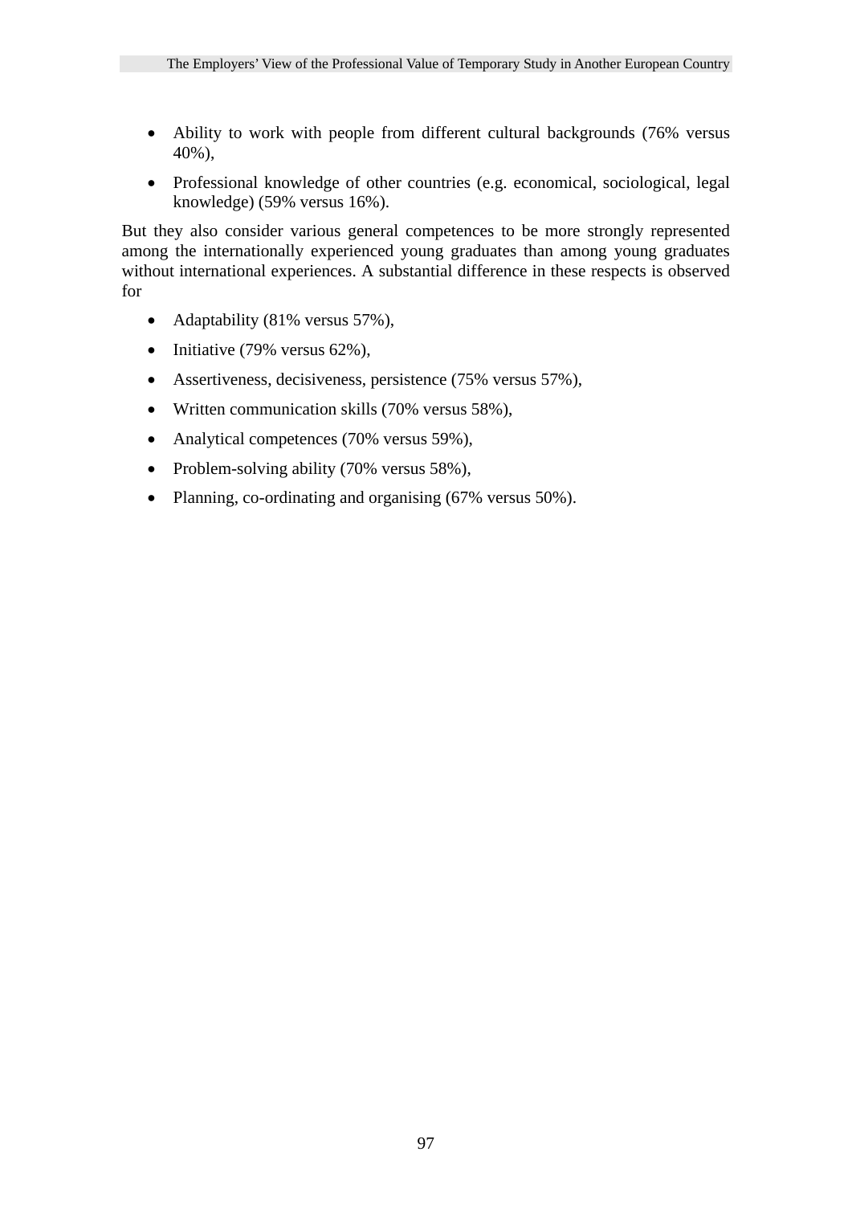- Ability to work with people from different cultural backgrounds (76% versus 40%),
- Professional knowledge of other countries (e.g. economical, sociological, legal knowledge) (59% versus 16%).

But they also consider various general competences to be more strongly represented among the internationally experienced young graduates than among young graduates without international experiences. A substantial difference in these respects is observed for

- Adaptability (81% versus 57%),
- Initiative (79% versus 62%),
- Assertiveness, decisiveness, persistence (75% versus 57%),
- Written communication skills (70% versus 58%),
- Analytical competences (70% versus 59%),
- Problem-solving ability (70% versus 58%),
- Planning, co-ordinating and organising (67% versus 50%).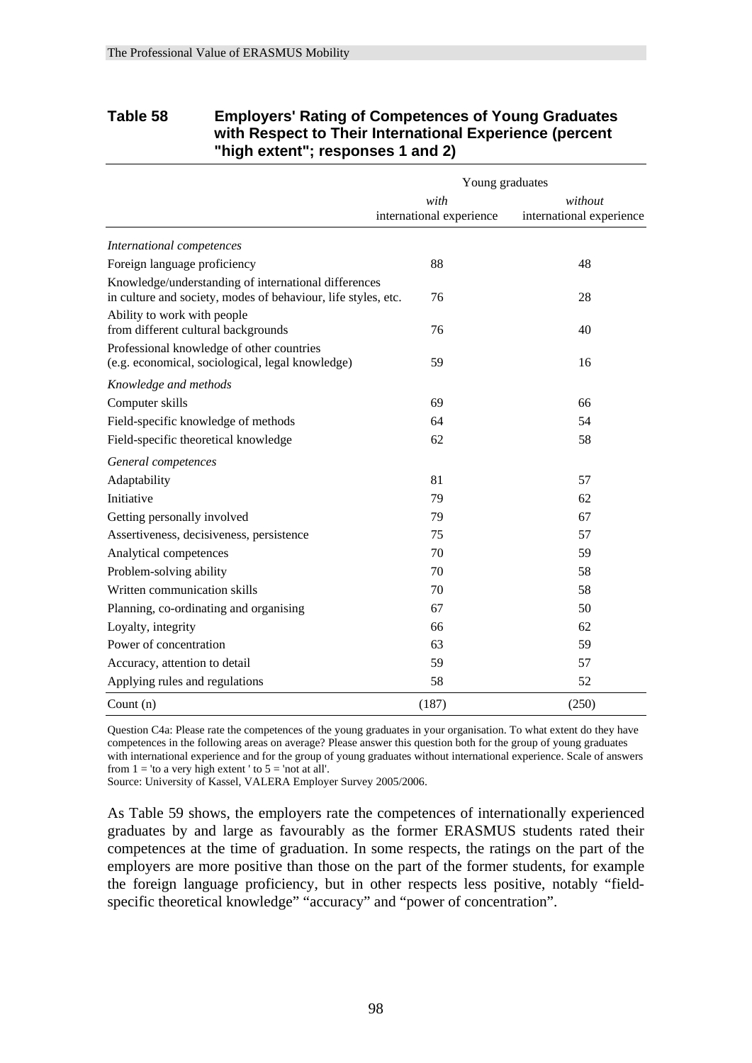**Table 58 Employers' Rating of Competences of Young Graduates with Respect to Their International Experience (percent "high extent"; responses 1 and 2)**

| | Young graduates | |
|---|---|---|
| | *with* international experience | *without* international experience |
| *International competences* | | |
| Foreign language proficiency | 88 | 48 |
| Knowledge/understanding of international differences in culture and society, modes of behaviour, life styles, etc. | 76 | 28 |
| Ability to work with people from different cultural backgrounds | 76 | 40 |
| Professional knowledge of other countries (e.g. economical, sociological, legal knowledge) | 59 | 16 |
| *Knowledge and methods* | | |
| Computer skills | 69 | 66 |
| Field-specific knowledge of methods | 64 | 54 |
| Field-specific theoretical knowledge | 62 | 58 |
| *General competences* | | |
| Adaptability | 81 | 57 |
| Initiative | 79 | 62 |
| Getting personally involved | 79 | 67 |
| Assertiveness, decisiveness, persistence | 75 | 57 |
| Analytical competences | 70 | 59 |
| Problem-solving ability | 70 | 58 |
| Written communication skills | 70 | 58 |
| Planning, co-ordinating and organising | 67 | 50 |
| Loyalty, integrity | 66 | 62 |
| Power of concentration | 63 | 59 |
| Accuracy, attention to detail | 59 | 57 |
| Applying rules and regulations | 58 | 52 |
| Count (n) | (187) | (250) |

Question C4a: Please rate the competences of the young graduates in your organisation. To what extent do they have competences in the following areas on average? Please answer this question both for the group of young graduates with international experience and for the group of young graduates without international experience. Scale of answers from 1 = 'to a very high extent ' to 5 = 'not at all'.
Source: University of Kassel, VALERA Employer Survey 2005/2006.

As Table 59 shows, the employers rate the competences of internationally experienced graduates by and large as favourably as the former ERASMUS students rated their competences at the time of graduation. In some respects, the ratings on the part of the employers are more positive than those on the part of the former students, for example the foreign language proficiency, but in other respects less positive, notably "field-specific theoretical knowledge" "accuracy" and "power of concentration".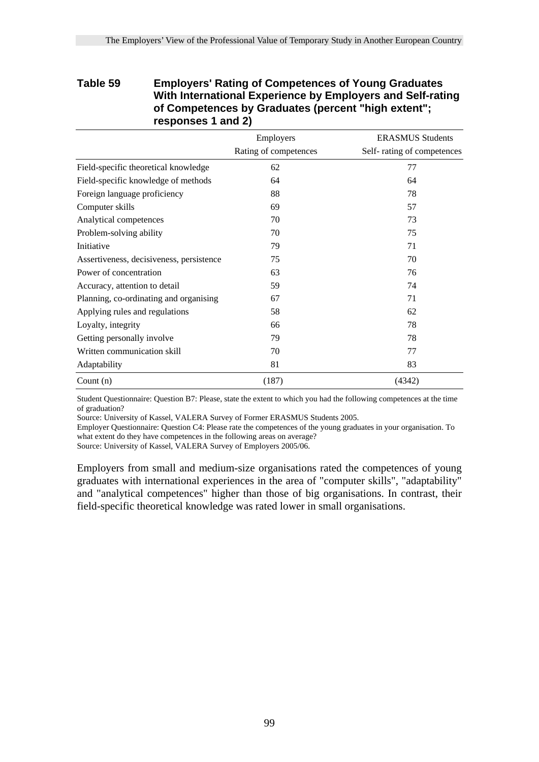**Table 59 Employers' Rating of Competences of Young Graduates With International Experience by Employers and Self-rating of Competences by Graduates (percent "high extent"; responses 1 and 2)**

| | Employers Rating of competences | ERASMUS Students Self- rating of competences |
|---|---|---|
| Field-specific theoretical knowledge | 62 | 77 |
| Field-specific knowledge of methods | 64 | 64 |
| Foreign language proficiency | 88 | 78 |
| Computer skills | 69 | 57 |
| Analytical competences | 70 | 73 |
| Problem-solving ability | 70 | 75 |
| Initiative | 79 | 71 |
| Assertiveness, decisiveness, persistence | 75 | 70 |
| Power of concentration | 63 | 76 |
| Accuracy, attention to detail | 59 | 74 |
| Planning, co-ordinating and organising | 67 | 71 |
| Applying rules and regulations | 58 | 62 |
| Loyalty, integrity | 66 | 78 |
| Getting personally involve | 79 | 78 |
| Written communication skill | 70 | 77 |
| Adaptability | 81 | 83 |
| Count (n) | (187) | (4342) |

Student Questionnaire: Question B7: Please, state the extent to which you had the following competences at the time of graduation?
Source: University of Kassel, VALERA Survey of Former ERASMUS Students 2005.
Employer Questionnaire: Question C4: Please rate the competences of the young graduates in your organisation. To what extent do they have competences in the following areas on average?
Source: University of Kassel, VALERA Survey of Employers 2005/06.

Employers from small and medium-size organisations rated the competences of young graduates with international experiences in the area of "computer skills", "adaptability" and "analytical competences" higher than those of big organisations. In contrast, their field-specific theoretical knowledge was rated lower in small organisations.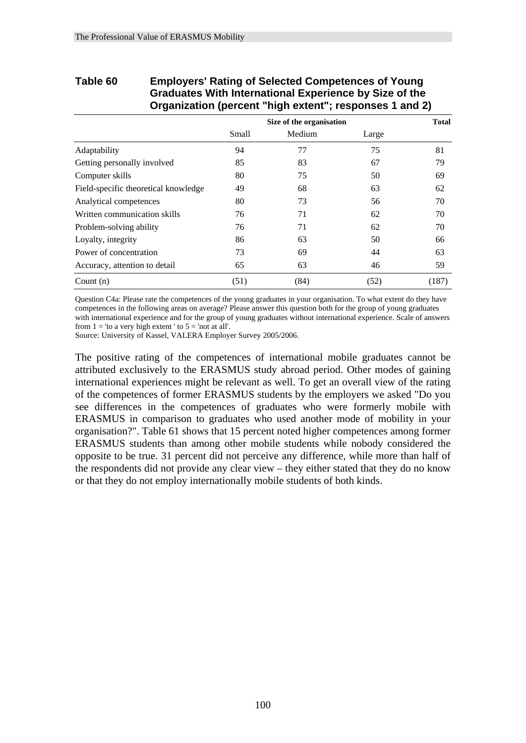**Table 60 Employers' Rating of Selected Competences of Young Graduates With International Experience by Size of the Organization (percent "high extent"; responses 1 and 2)**

| | Size of the organisation | | | Total |
|---|---|---|---|---|
| | Small | Medium | Large | |
| Adaptability | 94 | 77 | 75 | 81 |
| Getting personally involved | 85 | 83 | 67 | 79 |
| Computer skills | 80 | 75 | 50 | 69 |
| Field-specific theoretical knowledge | 49 | 68 | 63 | 62 |
| Analytical competences | 80 | 73 | 56 | 70 |
| Written communication skills | 76 | 71 | 62 | 70 |
| Problem-solving ability | 76 | 71 | 62 | 70 |
| Loyalty, integrity | 86 | 63 | 50 | 66 |
| Power of concentration | 73 | 69 | 44 | 63 |
| Accuracy, attention to detail | 65 | 63 | 46 | 59 |
| Count (n) | (51) | (84) | (52) | (187) |

Question C4a: Please rate the competences of the young graduates in your organisation. To what extent do they have competences in the following areas on average? Please answer this question both for the group of young graduates with international experience and for the group of young graduates without international experience. Scale of answers from 1 = 'to a very high extent ' to 5 = 'not at all'.
Source: University of Kassel, VALERA Employer Survey 2005/2006.

The positive rating of the competences of international mobile graduates cannot be attributed exclusively to the ERASMUS study abroad period. Other modes of gaining international experiences might be relevant as well. To get an overall view of the rating of the competences of former ERASMUS students by the employers we asked "Do you see differences in the competences of graduates who were formerly mobile with ERASMUS in comparison to graduates who used another mode of mobility in your organisation?". Table 61 shows that 15 percent noted higher competences among former ERASMUS students than among other mobile students while nobody considered the opposite to be true. 31 percent did not perceive any difference, while more than half of the respondents did not provide any clear view – they either stated that they do no know or that they do not employ internationally mobile students of both kinds.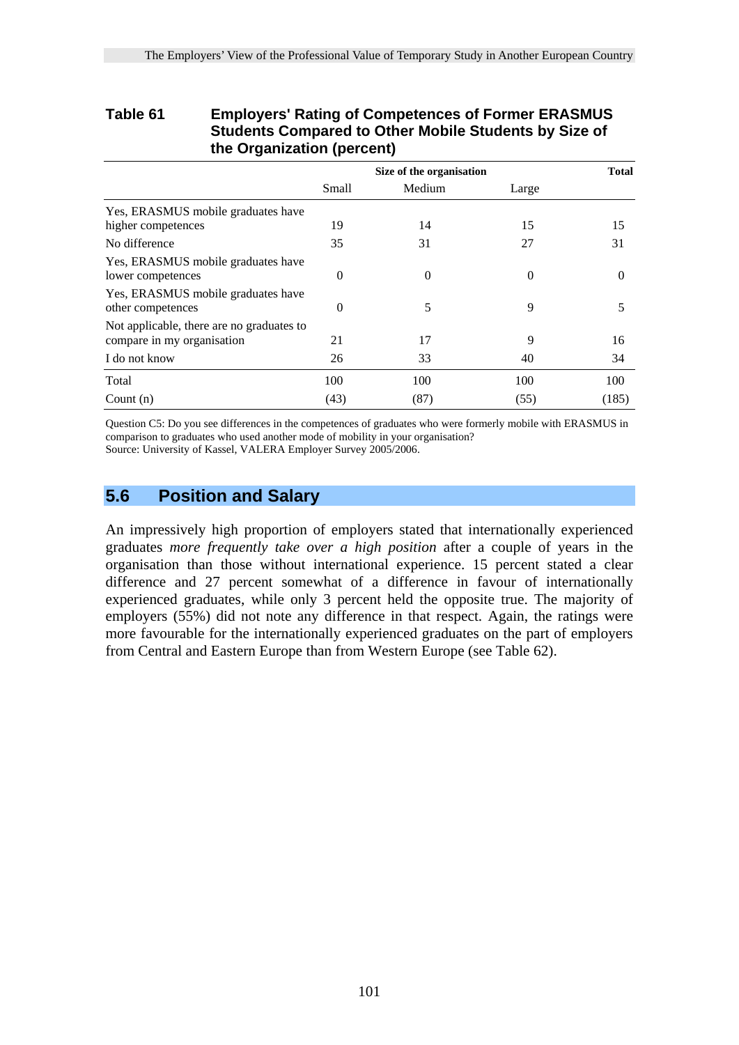**Table 61 Employers' Rating of Competences of Former ERASMUS Students Compared to Other Mobile Students by Size of the Organization (percent)**

| | Size of the organisation | | | Total |
|---|---|---|---|---|
| | Small | Medium | Large | |
| Yes, ERASMUS mobile graduates have higher competences | 19 | 14 | 15 | 15 |
| No difference | 35 | 31 | 27 | 31 |
| Yes, ERASMUS mobile graduates have lower competences | 0 | 0 | 0 | 0 |
| Yes, ERASMUS mobile graduates have other competences | 0 | 5 | 9 | 5 |
| Not applicable, there are no graduates to compare in my organisation | 21 | 17 | 9 | 16 |
| I do not know | 26 | 33 | 40 | 34 |
| Total | 100 | 100 | 100 | 100 |
| Count (n) | (43) | (87) | (55) | (185) |

Question C5: Do you see differences in the competences of graduates who were formerly mobile with ERASMUS in comparison to graduates who used another mode of mobility in your organisation?
Source: University of Kassel, VALERA Employer Survey 2005/2006.

## 5.6 Position and Salary

An impressively high proportion of employers stated that internationally experienced graduates *more frequently take over a high position* after a couple of years in the organisation than those without international experience. 15 percent stated a clear difference and 27 percent somewhat of a difference in favour of internationally experienced graduates, while only 3 percent held the opposite true. The majority of employers (55%) did not note any difference in that respect. Again, the ratings were more favourable for the internationally experienced graduates on the part of employers from Central and Eastern Europe than from Western Europe (see Table 62).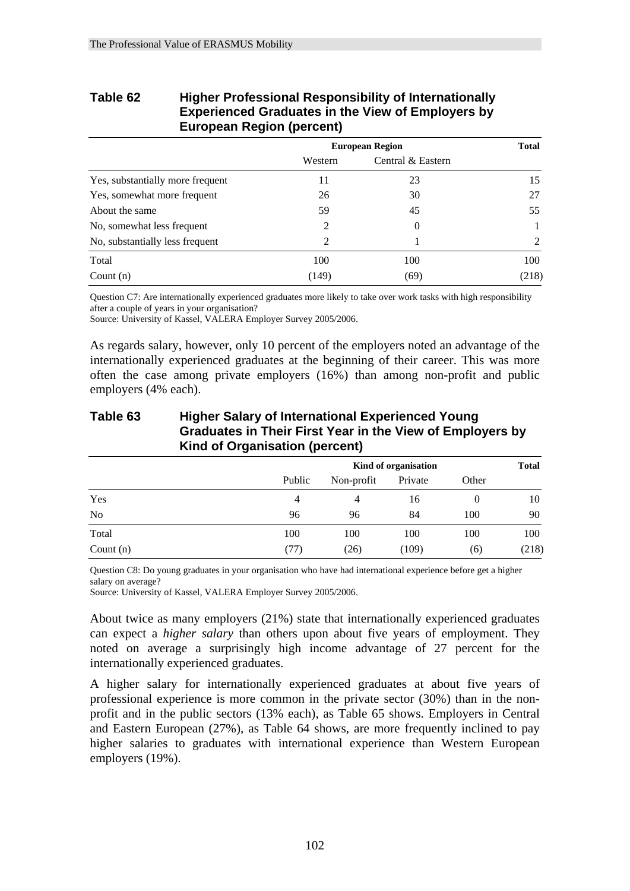**Table 62 Higher Professional Responsibility of Internationally Experienced Graduates in the View of Employers by European Region (percent)**

| | European Region | | Total |
|---|---|---|---|
| | Western | Central & Eastern | |
| Yes, substantially more frequent | 11 | 23 | 15 |
| Yes, somewhat more frequent | 26 | 30 | 27 |
| About the same | 59 | 45 | 55 |
| No, somewhat less frequent | 2 | 0 | 1 |
| No, substantially less frequent | 2 | 1 | 2 |
| Total | 100 | 100 | 100 |
| Count (n) | (149) | (69) | (218) |

Question C7: Are internationally experienced graduates more likely to take over work tasks with high responsibility after a couple of years in your organisation?
Source: University of Kassel, VALERA Employer Survey 2005/2006.

As regards salary, however, only 10 percent of the employers noted an advantage of the internationally experienced graduates at the beginning of their career. This was more often the case among private employers (16%) than among non-profit and public employers (4% each).

**Table 63 Higher Salary of International Experienced Young Graduates in Their First Year in the View of Employers by Kind of Organisation (percent)**

| | Kind of organisation | | | | Total |
|---|---|---|---|---|---|
| | Public | Non-profit | Private | Other | |
| Yes | 4 | 4 | 16 | 0 | 10 |
| No | 96 | 96 | 84 | 100 | 90 |
| Total | 100 | 100 | 100 | 100 | 100 |
| Count (n) | (77) | (26) | (109) | (6) | (218) |

Question C8: Do young graduates in your organisation who have had international experience before get a higher salary on average?
Source: University of Kassel, VALERA Employer Survey 2005/2006.

About twice as many employers (21%) state that internationally experienced graduates can expect a *higher salary* than others upon about five years of employment. They noted on average a surprisingly high income advantage of 27 percent for the internationally experienced graduates.

A higher salary for internationally experienced graduates at about five years of professional experience is more common in the private sector (30%) than in the non-profit and in the public sectors (13% each), as Table 65 shows. Employers in Central and Eastern European (27%), as Table 64 shows, are more frequently inclined to pay higher salaries to graduates with international experience than Western European employers (19%).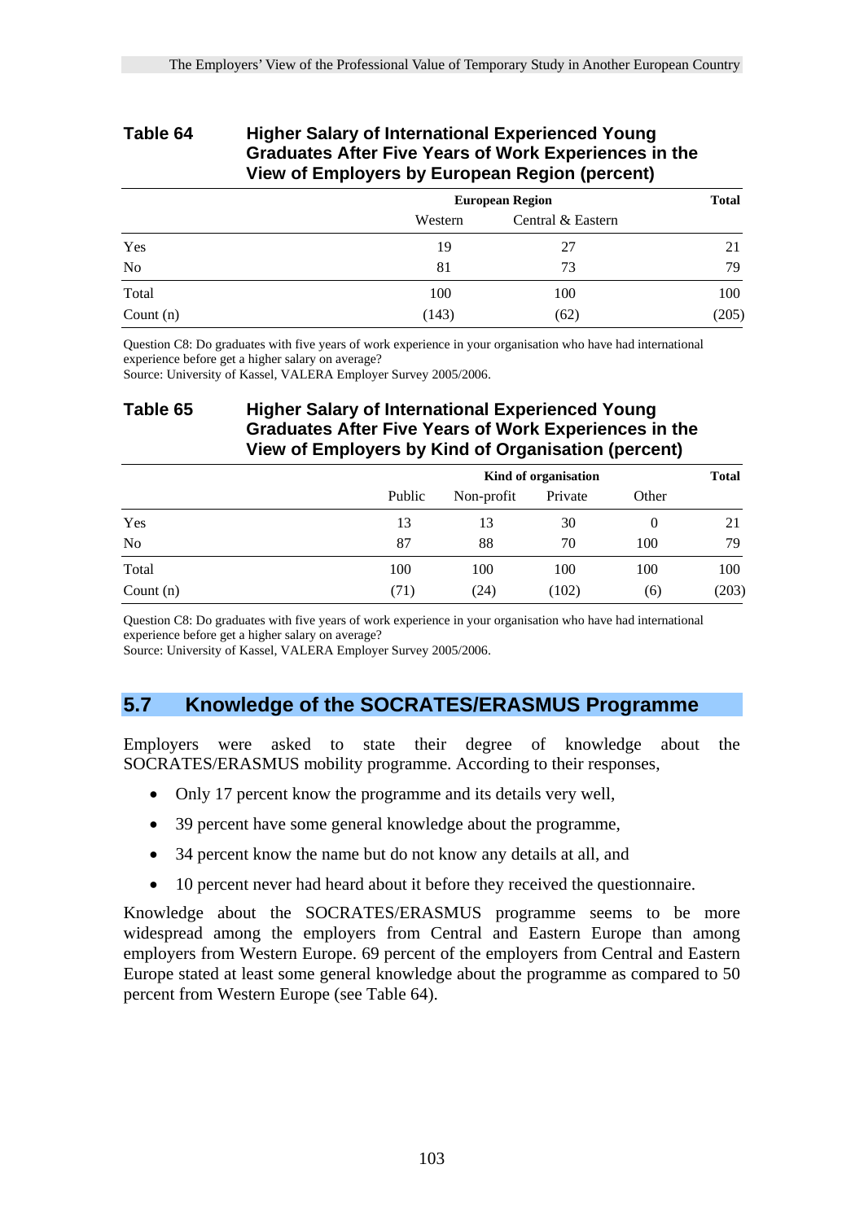**Table 64 Higher Salary of International Experienced Young Graduates After Five Years of Work Experiences in the View of Employers by European Region (percent)**

| | European Region | | Total |
|---|---|---|---|
| | Western | Central & Eastern | |
| Yes | 19 | 27 | 21 |
| No | 81 | 73 | 79 |
| Total | 100 | 100 | 100 |
| Count (n) | (143) | (62) | (205) |

Question C8: Do graduates with five years of work experience in your organisation who have had international experience before get a higher salary on average?
Source: University of Kassel, VALERA Employer Survey 2005/2006.

**Table 65 Higher Salary of International Experienced Young Graduates After Five Years of Work Experiences in the View of Employers by Kind of Organisation (percent)**

| | Kind of organisation | | | | Total |
|---|---|---|---|---|---|
| | Public | Non-profit | Private | Other | |
| Yes | 13 | 13 | 30 | 0 | 21 |
| No | 87 | 88 | 70 | 100 | 79 |
| Total | 100 | 100 | 100 | 100 | 100 |
| Count (n) | (71) | (24) | (102) | (6) | (203) |

Question C8: Do graduates with five years of work experience in your organisation who have had international experience before get a higher salary on average?
Source: University of Kassel, VALERA Employer Survey 2005/2006.

## 5.7 Knowledge of the SOCRATES/ERASMUS Programme

Employers were asked to state their degree of knowledge about the SOCRATES/ERASMUS mobility programme. According to their responses,

- Only 17 percent know the programme and its details very well,
- 39 percent have some general knowledge about the programme,
- 34 percent know the name but do not know any details at all, and
- 10 percent never had heard about it before they received the questionnaire.

Knowledge about the SOCRATES/ERASMUS programme seems to be more widespread among the employers from Central and Eastern Europe than among employers from Western Europe. 69 percent of the employers from Central and Eastern Europe stated at least some general knowledge about the programme as compared to 50 percent from Western Europe (see Table 64).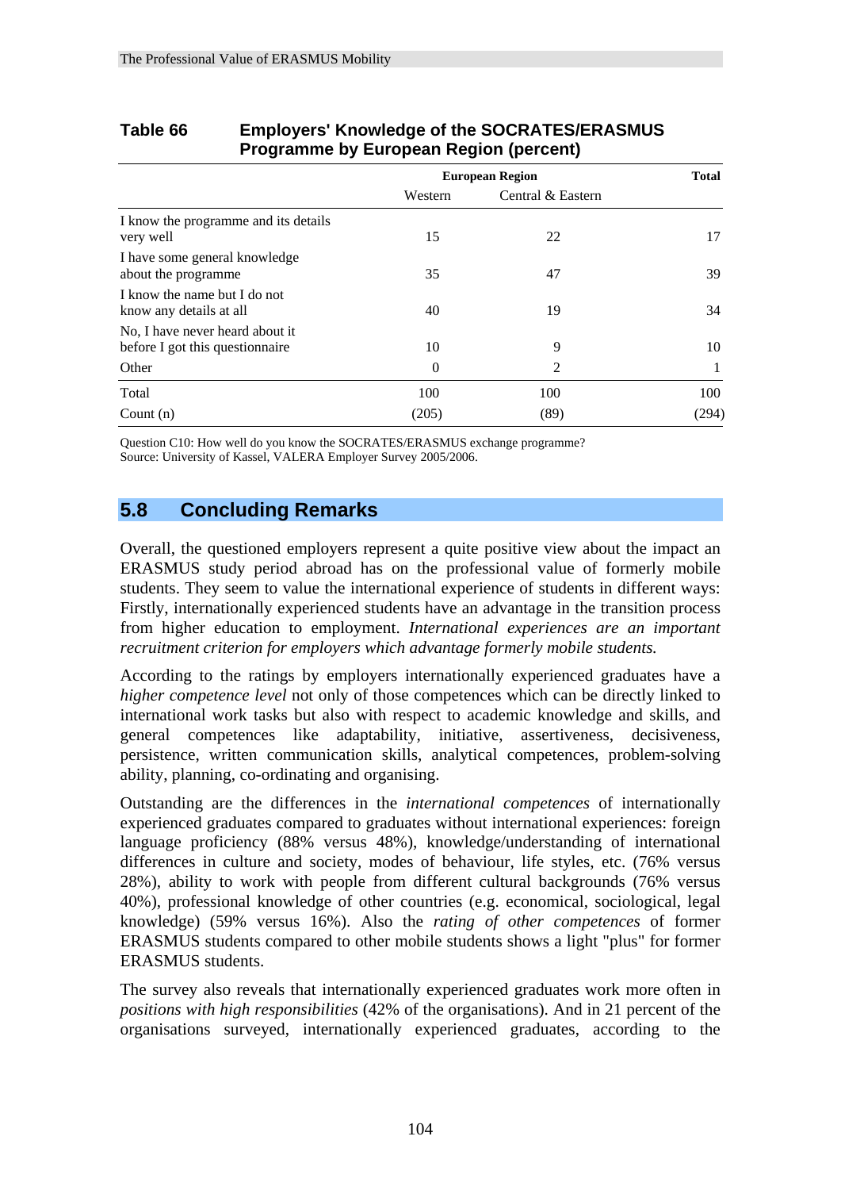**Table 66 Employers' Knowledge of the SOCRATES/ERASMUS Programme by European Region (percent)**

| | European Region | | Total |
|---|---|---|---|
| | Western | Central & Eastern | |
| I know the programme and its details very well | 15 | 22 | 17 |
| I have some general knowledge about the programme | 35 | 47 | 39 |
| I know the name but I do not know any details at all | 40 | 19 | 34 |
| No, I have never heard about it before I got this questionnaire | 10 | 9 | 10 |
| Other | 0 | 2 | 1 |
| Total | 100 | 100 | 100 |
| Count (n) | (205) | (89) | (294) |

Question C10: How well do you know the SOCRATES/ERASMUS exchange programme?
Source: University of Kassel, VALERA Employer Survey 2005/2006.

## 5.8 Concluding Remarks

Overall, the questioned employers represent a quite positive view about the impact an ERASMUS study period abroad has on the professional value of formerly mobile students. They seem to value the international experience of students in different ways: Firstly, internationally experienced students have an advantage in the transition process from higher education to employment. *International experiences are an important recruitment criterion for employers which advantage formerly mobile students.*

According to the ratings by employers internationally experienced graduates have a *higher competence level* not only of those competences which can be directly linked to international work tasks but also with respect to academic knowledge and skills, and general competences like adaptability, initiative, assertiveness, decisiveness, persistence, written communication skills, analytical competences, problem-solving ability, planning, co-ordinating and organising.

Outstanding are the differences in the *international competences* of internationally experienced graduates compared to graduates without international experiences: foreign language proficiency (88% versus 48%), knowledge/understanding of international differences in culture and society, modes of behaviour, life styles, etc. (76% versus 28%), ability to work with people from different cultural backgrounds (76% versus 40%), professional knowledge of other countries (e.g. economical, sociological, legal knowledge) (59% versus 16%). Also the *rating of other competences* of former ERASMUS students compared to other mobile students shows a light "plus" for former ERASMUS students.

The survey also reveals that internationally experienced graduates work more often in *positions with high responsibilities* (42% of the organisations). And in 21 percent of the organisations surveyed, internationally experienced graduates, according to the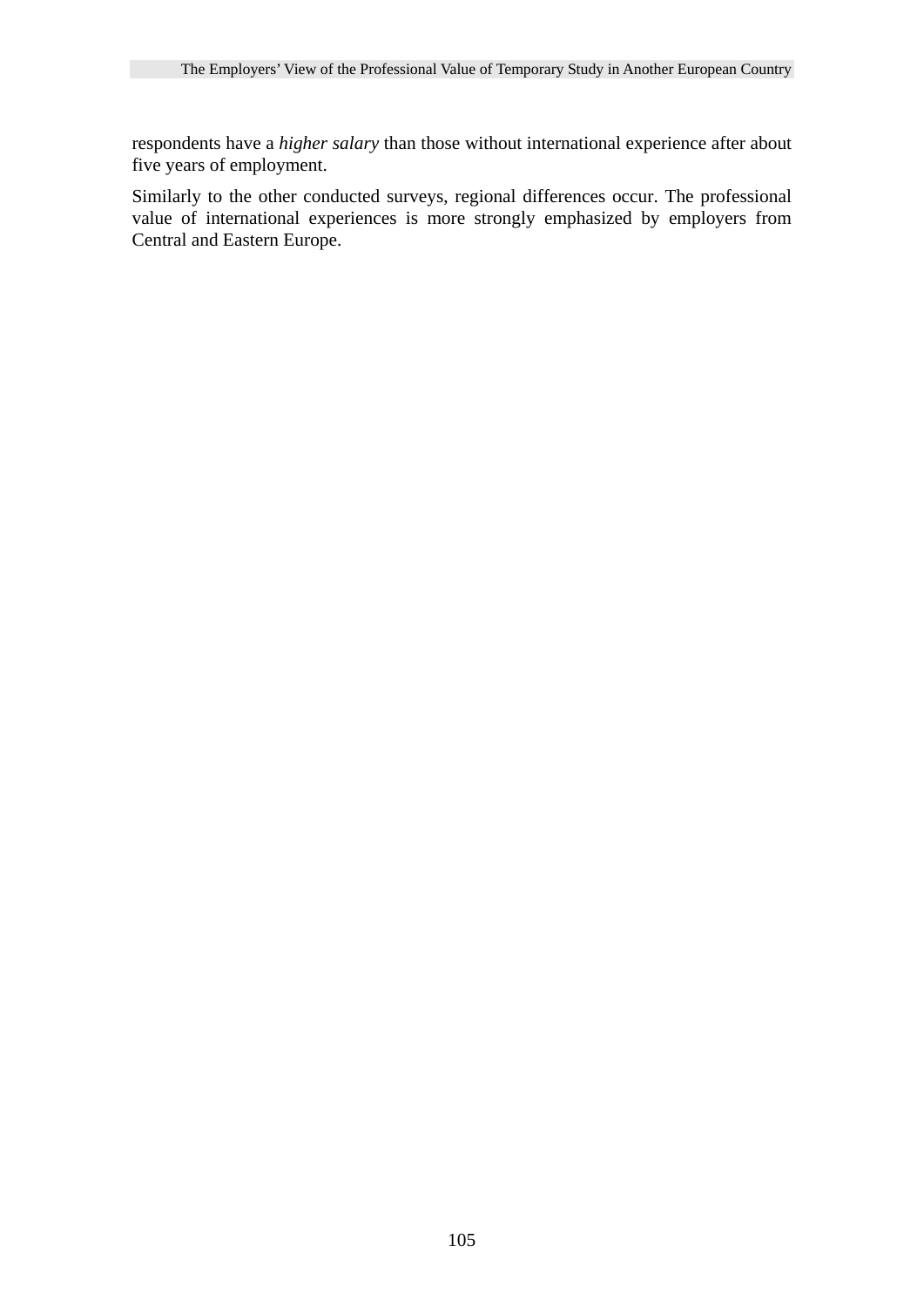respondents have a *higher salary* than those without international experience after about five years of employment.

Similarly to the other conducted surveys, regional differences occur. The professional value of international experiences is more strongly emphasized by employers from Central and Eastern Europe.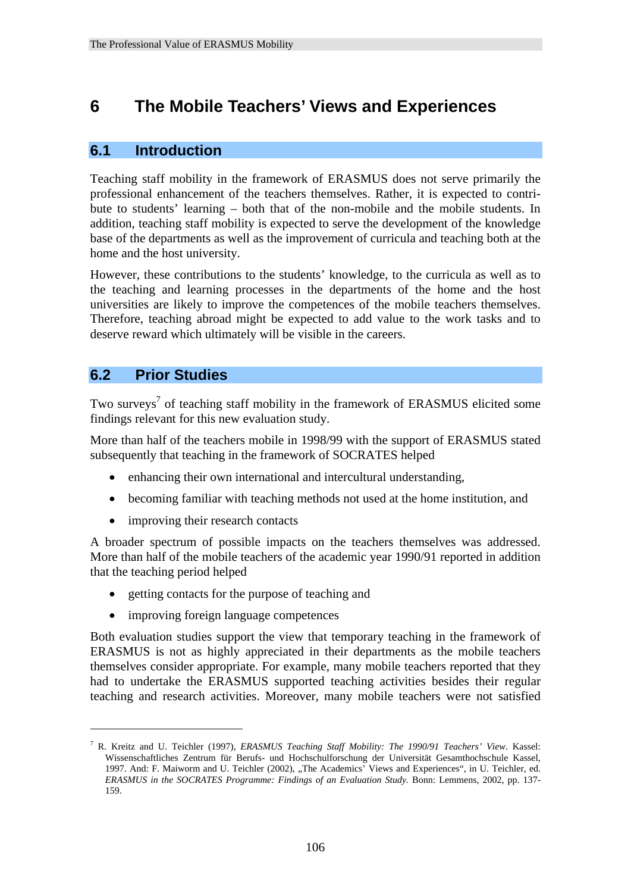# 6 The Mobile Teachers' Views and Experiences

## 6.1 Introduction

Teaching staff mobility in the framework of ERASMUS does not serve primarily the professional enhancement of the teachers themselves. Rather, it is expected to contribute to students' learning – both that of the non-mobile and the mobile students. In addition, teaching staff mobility is expected to serve the development of the knowledge base of the departments as well as the improvement of curricula and teaching both at the home and the host university.

However, these contributions to the students' knowledge, to the curricula as well as to the teaching and learning processes in the departments of the home and the host universities are likely to improve the competences of the mobile teachers themselves. Therefore, teaching abroad might be expected to add value to the work tasks and to deserve reward which ultimately will be visible in the careers.

## 6.2 Prior Studies

Two surveys[7] of teaching staff mobility in the framework of ERASMUS elicited some findings relevant for this new evaluation study.

More than half of the teachers mobile in 1998/99 with the support of ERASMUS stated subsequently that teaching in the framework of SOCRATES helped

- enhancing their own international and intercultural understanding,
- becoming familiar with teaching methods not used at the home institution, and
- improving their research contacts

A broader spectrum of possible impacts on the teachers themselves was addressed. More than half of the mobile teachers of the academic year 1990/91 reported in addition that the teaching period helped

- getting contacts for the purpose of teaching and
- improving foreign language competences

Both evaluation studies support the view that temporary teaching in the framework of ERASMUS is not as highly appreciated in their departments as the mobile teachers themselves consider appropriate. For example, many mobile teachers reported that they had to undertake the ERASMUS supported teaching activities besides their regular teaching and research activities. Moreover, many mobile teachers were not satisfied

---

[7] R. Kreitz and U. Teichler (1997), *ERASMUS Teaching Staff Mobility: The 1990/91 Teachers' View*. Kassel: Wissenschaftliches Zentrum für Berufs- und Hochschulforschung der Universität Gesamthochschule Kassel, 1997. And: F. Maiworm and U. Teichler (2002), „The Academics' Views and Experiences", in U. Teichler, ed. *ERASMUS in the SOCRATES Programme: Findings of an Evaluation Study.* Bonn: Lemmens, 2002, pp. 137-159.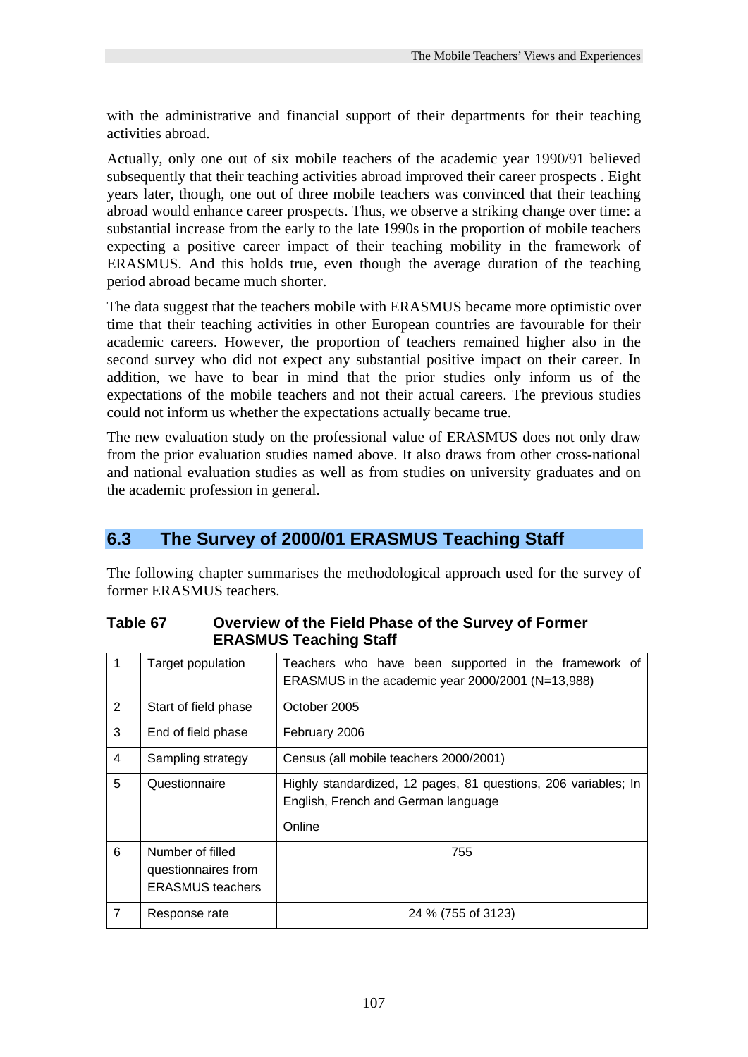with the administrative and financial support of their departments for their teaching activities abroad.

Actually, only one out of six mobile teachers of the academic year 1990/91 believed subsequently that their teaching activities abroad improved their career prospects . Eight years later, though, one out of three mobile teachers was convinced that their teaching abroad would enhance career prospects. Thus, we observe a striking change over time: a substantial increase from the early to the late 1990s in the proportion of mobile teachers expecting a positive career impact of their teaching mobility in the framework of ERASMUS. And this holds true, even though the average duration of the teaching period abroad became much shorter.

The data suggest that the teachers mobile with ERASMUS became more optimistic over time that their teaching activities in other European countries are favourable for their academic careers. However, the proportion of teachers remained higher also in the second survey who did not expect any substantial positive impact on their career. In addition, we have to bear in mind that the prior studies only inform us of the expectations of the mobile teachers and not their actual careers. The previous studies could not inform us whether the expectations actually became true.

The new evaluation study on the professional value of ERASMUS does not only draw from the prior evaluation studies named above. It also draws from other cross-national and national evaluation studies as well as from studies on university graduates and on the academic profession in general.

## 6.3 The Survey of 2000/01 ERASMUS Teaching Staff

The following chapter summarises the methodological approach used for the survey of former ERASMUS teachers.

**Table 67 Overview of the Field Phase of the Survey of Former ERASMUS Teaching Staff**

| | | |
|---|---|---|
| 1 | Target population | Teachers who have been supported in the framework of ERASMUS in the academic year 2000/2001 (N=13,988) |
| 2 | Start of field phase | October 2005 |
| 3 | End of field phase | February 2006 |
| 4 | Sampling strategy | Census (all mobile teachers 2000/2001) |
| 5 | Questionnaire | Highly standardized, 12 pages, 81 questions, 206 variables; In English, French and German language<br>Online |
| 6 | Number of filled questionnaires from ERASMUS teachers | 755 |
| 7 | Response rate | 24 % (755 of 3123) |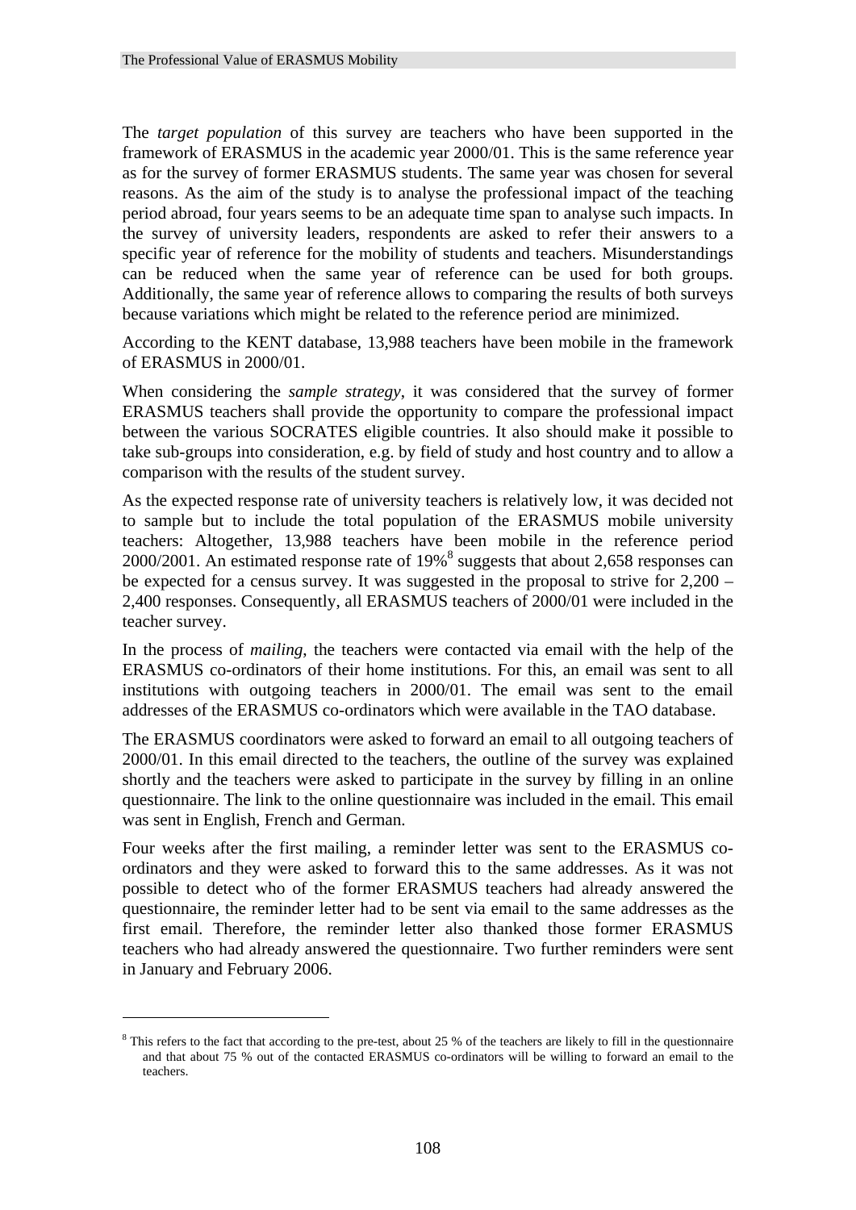The *target population* of this survey are teachers who have been supported in the framework of ERASMUS in the academic year 2000/01. This is the same reference year as for the survey of former ERASMUS students. The same year was chosen for several reasons. As the aim of the study is to analyse the professional impact of the teaching period abroad, four years seems to be an adequate time span to analyse such impacts. In the survey of university leaders, respondents are asked to refer their answers to a specific year of reference for the mobility of students and teachers. Misunderstandings can be reduced when the same year of reference can be used for both groups. Additionally, the same year of reference allows to comparing the results of both surveys because variations which might be related to the reference period are minimized.

According to the KENT database, 13,988 teachers have been mobile in the framework of ERASMUS in 2000/01.

When considering the *sample strategy*, it was considered that the survey of former ERASMUS teachers shall provide the opportunity to compare the professional impact between the various SOCRATES eligible countries. It also should make it possible to take sub-groups into consideration, e.g. by field of study and host country and to allow a comparison with the results of the student survey.

As the expected response rate of university teachers is relatively low, it was decided not to sample but to include the total population of the ERASMUS mobile university teachers: Altogether, 13,988 teachers have been mobile in the reference period 2000/2001. An estimated response rate of 19%[8] suggests that about 2,658 responses can be expected for a census survey. It was suggested in the proposal to strive for 2,200 – 2,400 responses. Consequently, all ERASMUS teachers of 2000/01 were included in the teacher survey.

In the process of *mailing*, the teachers were contacted via email with the help of the ERASMUS co-ordinators of their home institutions. For this, an email was sent to all institutions with outgoing teachers in 2000/01. The email was sent to the email addresses of the ERASMUS co-ordinators which were available in the TAO database.

The ERASMUS coordinators were asked to forward an email to all outgoing teachers of 2000/01. In this email directed to the teachers, the outline of the survey was explained shortly and the teachers were asked to participate in the survey by filling in an online questionnaire. The link to the online questionnaire was included in the email. This email was sent in English, French and German.

Four weeks after the first mailing, a reminder letter was sent to the ERASMUS co-ordinators and they were asked to forward this to the same addresses. As it was not possible to detect who of the former ERASMUS teachers had already answered the questionnaire, the reminder letter had to be sent via email to the same addresses as the first email. Therefore, the reminder letter also thanked those former ERASMUS teachers who had already answered the questionnaire. Two further reminders were sent in January and February 2006.

[8] This refers to the fact that according to the pre-test, about 25 % of the teachers are likely to fill in the questionnaire and that about 75 % out of the contacted ERASMUS co-ordinators will be willing to forward an email to the teachers.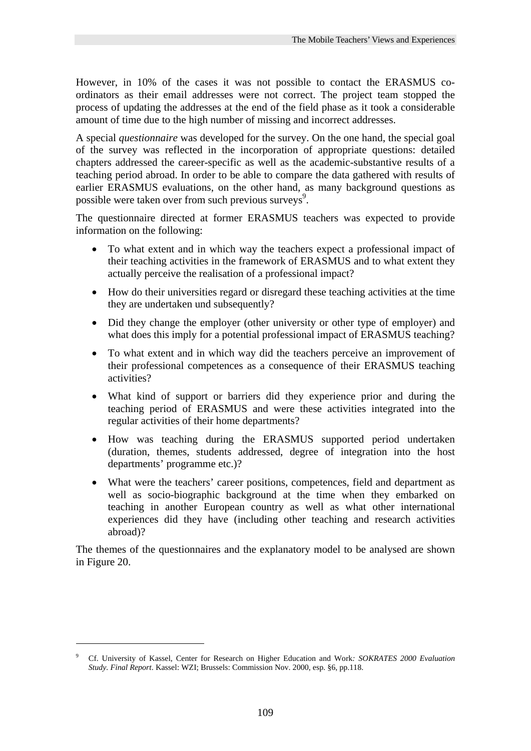However, in 10% of the cases it was not possible to contact the ERASMUS co-ordinators as their email addresses were not correct. The project team stopped the process of updating the addresses at the end of the field phase as it took a considerable amount of time due to the high number of missing and incorrect addresses.

A special *questionnaire* was developed for the survey. On the one hand, the special goal of the survey was reflected in the incorporation of appropriate questions: detailed chapters addressed the career-specific as well as the academic-substantive results of a teaching period abroad. In order to be able to compare the data gathered with results of earlier ERASMUS evaluations, on the other hand, as many background questions as possible were taken over from such previous surveys[9].

The questionnaire directed at former ERASMUS teachers was expected to provide information on the following:

- To what extent and in which way the teachers expect a professional impact of their teaching activities in the framework of ERASMUS and to what extent they actually perceive the realisation of a professional impact?
- How do their universities regard or disregard these teaching activities at the time they are undertaken und subsequently?
- Did they change the employer (other university or other type of employer) and what does this imply for a potential professional impact of ERASMUS teaching?
- To what extent and in which way did the teachers perceive an improvement of their professional competences as a consequence of their ERASMUS teaching activities?
- What kind of support or barriers did they experience prior and during the teaching period of ERASMUS and were these activities integrated into the regular activities of their home departments?
- How was teaching during the ERASMUS supported period undertaken (duration, themes, students addressed, degree of integration into the host departments' programme etc.)?
- What were the teachers' career positions, competences, field and department as well as socio-biographic background at the time when they embarked on teaching in another European country as well as what other international experiences did they have (including other teaching and research activities abroad)?

The themes of the questionnaires and the explanatory model to be analysed are shown in Figure 20.

---

[9] Cf. University of Kassel, Center for Research on Higher Education and Work*: SOKRATES 2000 Evaluation Study. Final Report*. Kassel: WZI; Brussels: Commission Nov. 2000, esp. §6, pp.118.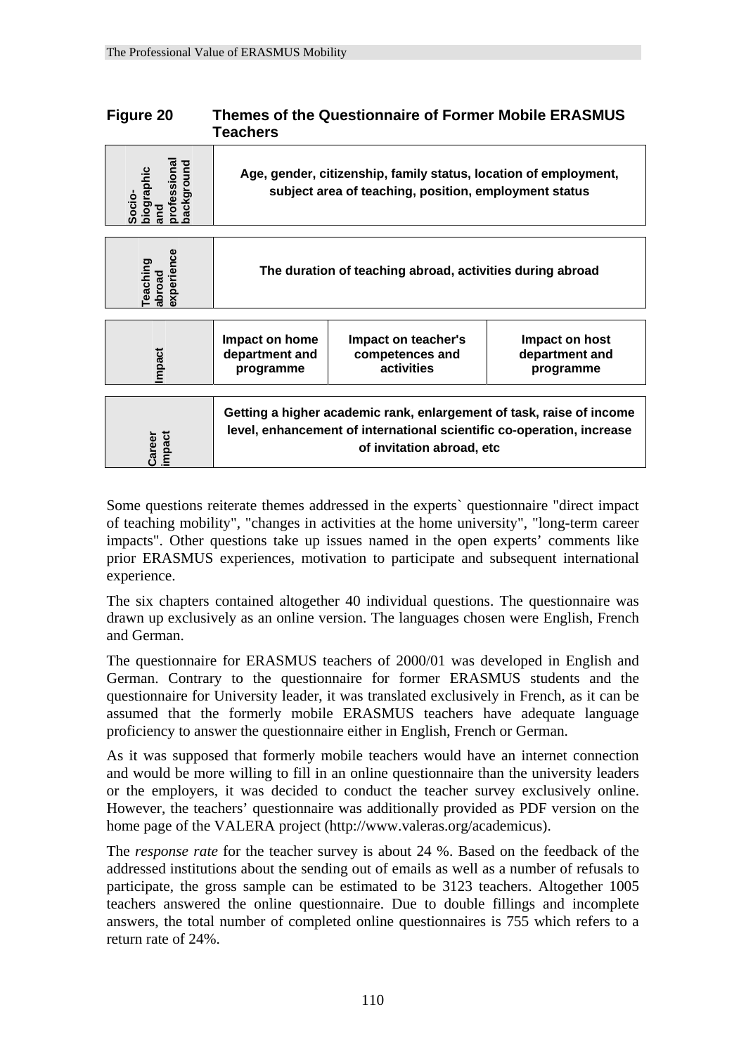## Figure 20 Themes of the Questionnaire of Former Mobile ERASMUS Teachers

| | | | |
|---|---|---|---|
| **Socio-biographic and professional background** | **Age, gender, citizenship, family status, location of employment, subject area of teaching, position, employment status** | | |
| **Teaching abroad experience** | **The duration of teaching abroad, activities during abroad** | | |
| **Impact** | **Impact on home department and programme** | **Impact on teacher's competences and activities** | **Impact on host department and programme** |
| **Career impact** | **Getting a higher academic rank, enlargement of task, raise of income level, enhancement of international scientific co-operation, increase of invitation abroad, etc** | | |

Some questions reiterate themes addressed in the experts` questionnaire "direct impact of teaching mobility", "changes in activities at the home university", "long-term career impacts". Other questions take up issues named in the open experts' comments like prior ERASMUS experiences, motivation to participate and subsequent international experience.

The six chapters contained altogether 40 individual questions. The questionnaire was drawn up exclusively as an online version. The languages chosen were English, French and German.

The questionnaire for ERASMUS teachers of 2000/01 was developed in English and German. Contrary to the questionnaire for former ERASMUS students and the questionnaire for University leader, it was translated exclusively in French, as it can be assumed that the formerly mobile ERASMUS teachers have adequate language proficiency to answer the questionnaire either in English, French or German.

As it was supposed that formerly mobile teachers would have an internet connection and would be more willing to fill in an online questionnaire than the university leaders or the employers, it was decided to conduct the teacher survey exclusively online. However, the teachers' questionnaire was additionally provided as PDF version on the home page of the VALERA project (http://www.valeras.org/academicus).

The *response rate* for the teacher survey is about 24 %. Based on the feedback of the addressed institutions about the sending out of emails as well as a number of refusals to participate, the gross sample can be estimated to be 3123 teachers. Altogether 1005 teachers answered the online questionnaire. Due to double fillings and incomplete answers, the total number of completed online questionnaires is 755 which refers to a return rate of 24%.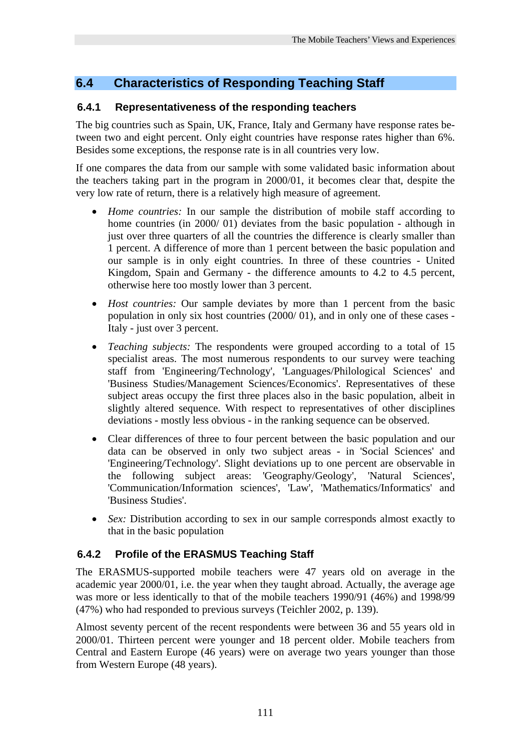## 6.4 Characteristics of Responding Teaching Staff

### 6.4.1 Representativeness of the responding teachers

The big countries such as Spain, UK, France, Italy and Germany have response rates between two and eight percent. Only eight countries have response rates higher than 6%. Besides some exceptions, the response rate is in all countries very low.

If one compares the data from our sample with some validated basic information about the teachers taking part in the program in 2000/01, it becomes clear that, despite the very low rate of return, there is a relatively high measure of agreement.

- *Home countries:* In our sample the distribution of mobile staff according to home countries (in 2000/ 01) deviates from the basic population - although in just over three quarters of all the countries the difference is clearly smaller than 1 percent. A difference of more than 1 percent between the basic population and our sample is in only eight countries. In three of these countries - United Kingdom, Spain and Germany - the difference amounts to 4.2 to 4.5 percent, otherwise here too mostly lower than 3 percent.
- *Host countries:* Our sample deviates by more than 1 percent from the basic population in only six host countries (2000/ 01), and in only one of these cases - Italy - just over 3 percent.
- *Teaching subjects:* The respondents were grouped according to a total of 15 specialist areas. The most numerous respondents to our survey were teaching staff from 'Engineering/Technology', 'Languages/Philological Sciences' and 'Business Studies/Management Sciences/Economics'. Representatives of these subject areas occupy the first three places also in the basic population, albeit in slightly altered sequence. With respect to representatives of other disciplines deviations - mostly less obvious - in the ranking sequence can be observed.
- Clear differences of three to four percent between the basic population and our data can be observed in only two subject areas - in 'Social Sciences' and 'Engineering/Technology'. Slight deviations up to one percent are observable in the following subject areas: 'Geography/Geology', 'Natural Sciences', 'Communication/Information sciences', 'Law', 'Mathematics/Informatics' and 'Business Studies'.
- *Sex:* Distribution according to sex in our sample corresponds almost exactly to that in the basic population

### 6.4.2 Profile of the ERASMUS Teaching Staff

The ERASMUS-supported mobile teachers were 47 years old on average in the academic year 2000/01, i.e. the year when they taught abroad. Actually, the average age was more or less identically to that of the mobile teachers 1990/91 (46%) and 1998/99 (47%) who had responded to previous surveys (Teichler 2002, p. 139).

Almost seventy percent of the recent respondents were between 36 and 55 years old in 2000/01. Thirteen percent were younger and 18 percent older. Mobile teachers from Central and Eastern Europe (46 years) were on average two years younger than those from Western Europe (48 years).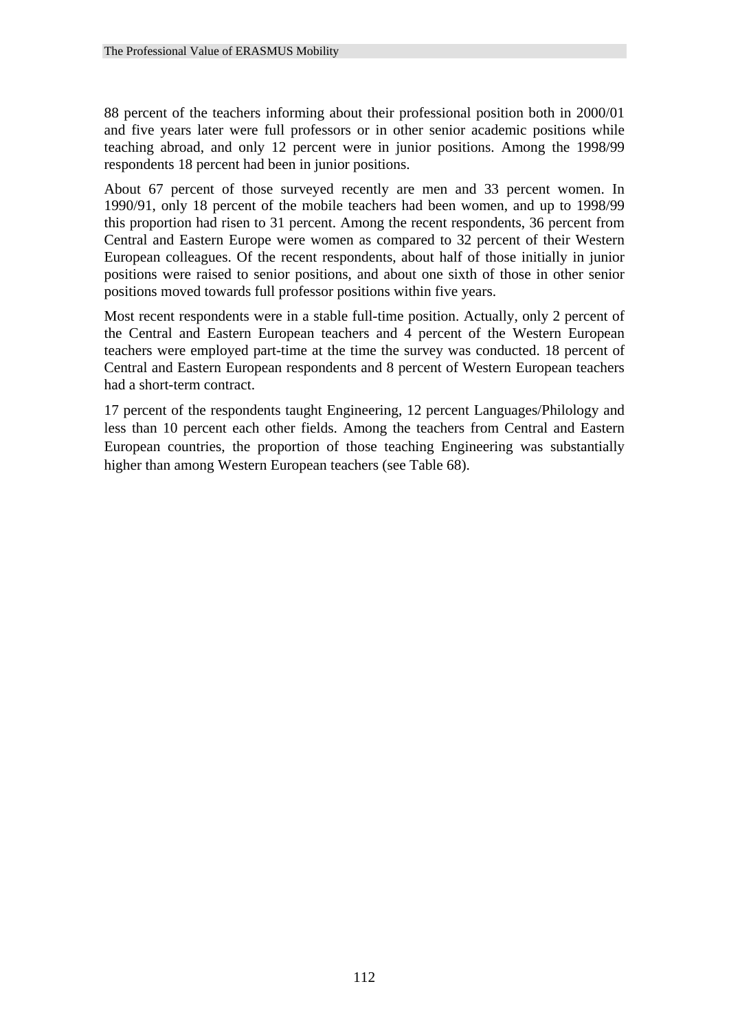88 percent of the teachers informing about their professional position both in 2000/01 and five years later were full professors or in other senior academic positions while teaching abroad, and only 12 percent were in junior positions. Among the 1998/99 respondents 18 percent had been in junior positions.

About 67 percent of those surveyed recently are men and 33 percent women. In 1990/91, only 18 percent of the mobile teachers had been women, and up to 1998/99 this proportion had risen to 31 percent. Among the recent respondents, 36 percent from Central and Eastern Europe were women as compared to 32 percent of their Western European colleagues. Of the recent respondents, about half of those initially in junior positions were raised to senior positions, and about one sixth of those in other senior positions moved towards full professor positions within five years.

Most recent respondents were in a stable full-time position. Actually, only 2 percent of the Central and Eastern European teachers and 4 percent of the Western European teachers were employed part-time at the time the survey was conducted. 18 percent of Central and Eastern European respondents and 8 percent of Western European teachers had a short-term contract.

17 percent of the respondents taught Engineering, 12 percent Languages/Philology and less than 10 percent each other fields. Among the teachers from Central and Eastern European countries, the proportion of those teaching Engineering was substantially higher than among Western European teachers (see Table 68).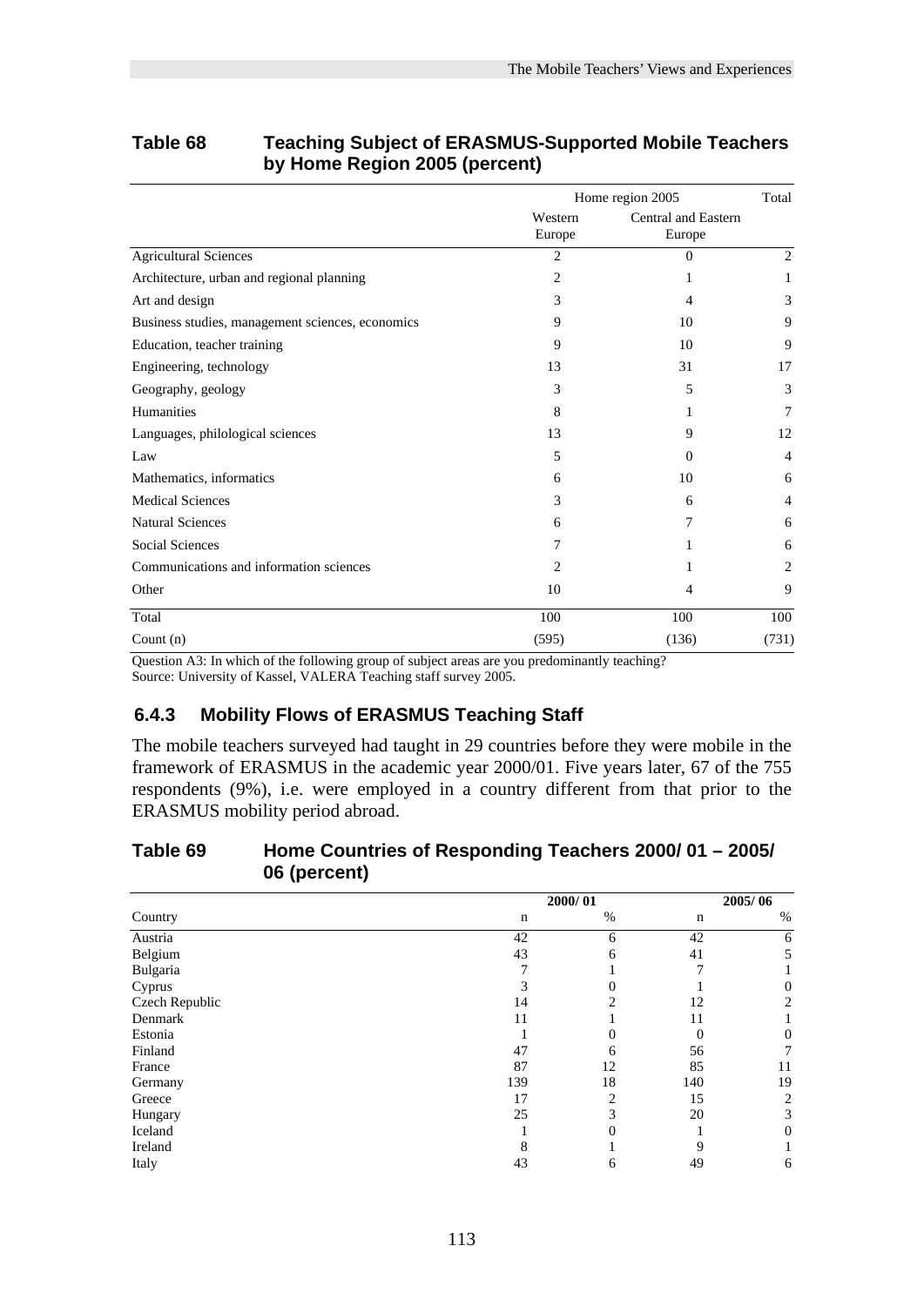## Table 68 Teaching Subject of ERASMUS-Supported Mobile Teachers by Home Region 2005 (percent)

| | Home region 2005 | | Total |
|---|---|---|---|
| | Western Europe | Central and Eastern Europe | |
| Agricultural Sciences | 2 | 0 | 2 |
| Architecture, urban and regional planning | 2 | 1 | 1 |
| Art and design | 3 | 4 | 3 |
| Business studies, management sciences, economics | 9 | 10 | 9 |
| Education, teacher training | 9 | 10 | 9 |
| Engineering, technology | 13 | 31 | 17 |
| Geography, geology | 3 | 5 | 3 |
| Humanities | 8 | 1 | 7 |
| Languages, philological sciences | 13 | 9 | 12 |
| Law | 5 | 0 | 4 |
| Mathematics, informatics | 6 | 10 | 6 |
| Medical Sciences | 3 | 6 | 4 |
| Natural Sciences | 6 | 7 | 6 |
| Social Sciences | 7 | 1 | 6 |
| Communications and information sciences | 2 | 1 | 2 |
| Other | 10 | 4 | 9 |
| Total | 100 | 100 | 100 |
| Count (n) | (595) | (136) | (731) |

Question A3: In which of the following group of subject areas are you predominantly teaching?
Source: University of Kassel, VALERA Teaching staff survey 2005.

### 6.4.3 Mobility Flows of ERASMUS Teaching Staff

The mobile teachers surveyed had taught in 29 countries before they were mobile in the framework of ERASMUS in the academic year 2000/01. Five years later, 67 of the 755 respondents (9%), i.e. were employed in a country different from that prior to the ERASMUS mobility period abroad.

## Table 69 Home Countries of Responding Teachers 2000/ 01 – 2005/ 06 (percent)

| | 2000/ 01 | | 2005/ 06 | |
|---|---|---|---|---|
| Country | n | % | n | % |
| Austria | 42 | 6 | 42 | 6 |
| Belgium | 43 | 6 | 41 | 5 |
| Bulgaria | 7 | 1 | 7 | 1 |
| Cyprus | 3 | 0 | 1 | 0 |
| Czech Republic | 14 | 2 | 12 | 2 |
| Denmark | 11 | 1 | 11 | 1 |
| Estonia | 1 | 0 | 0 | 0 |
| Finland | 47 | 6 | 56 | 7 |
| France | 87 | 12 | 85 | 11 |
| Germany | 139 | 18 | 140 | 19 |
| Greece | 17 | 2 | 15 | 2 |
| Hungary | 25 | 3 | 20 | 3 |
| Iceland | 1 | 0 | 1 | 0 |
| Ireland | 8 | 1 | 9 | 1 |
| Italy | 43 | 6 | 49 | 6 |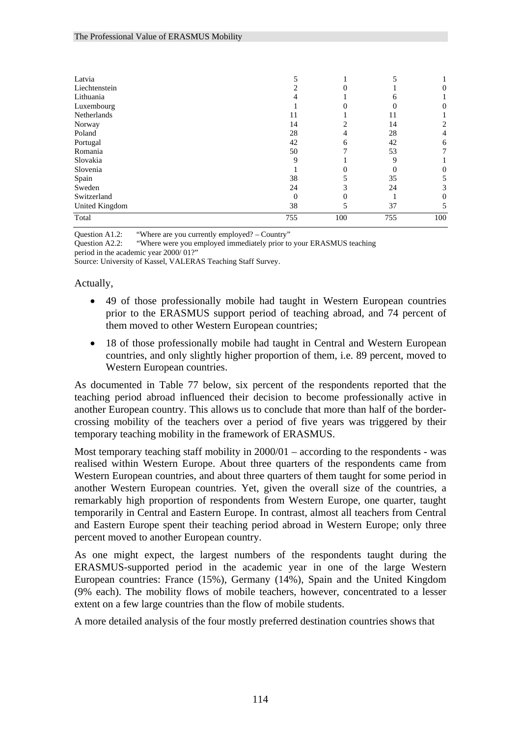| | | | | |
|---|---|---|---|---|
| Latvia | 5 | 1 | 5 | 1 |
| Liechtenstein | 2 | 0 | 1 | 0 |
| Lithuania | 4 | 1 | 6 | 1 |
| Luxembourg | 1 | 0 | 0 | 0 |
| Netherlands | 11 | 1 | 11 | 1 |
| Norway | 14 | 2 | 14 | 2 |
| Poland | 28 | 4 | 28 | 4 |
| Portugal | 42 | 6 | 42 | 6 |
| Romania | 50 | 7 | 53 | 7 |
| Slovakia | 9 | 1 | 9 | 1 |
| Slovenia | 1 | 0 | 0 | 0 |
| Spain | 38 | 5 | 35 | 5 |
| Sweden | 24 | 3 | 24 | 3 |
| Switzerland | 0 | 0 | 1 | 0 |
| United Kingdom | 38 | 5 | 37 | 5 |
| Total | 755 | 100 | 755 | 100 |

Question A1.2: "Where are you currently employed? – Country"
Question A2.2: "Where were you employed immediately prior to your ERASMUS teaching period in the academic year 2000/ 01?"
Source: University of Kassel, VALERAS Teaching Staff Survey.

Actually,

- 49 of those professionally mobile had taught in Western European countries prior to the ERASMUS support period of teaching abroad, and 74 percent of them moved to other Western European countries;
- 18 of those professionally mobile had taught in Central and Western European countries, and only slightly higher proportion of them, i.e. 89 percent, moved to Western European countries.

As documented in Table 77 below, six percent of the respondents reported that the teaching period abroad influenced their decision to become professionally active in another European country. This allows us to conclude that more than half of the border-crossing mobility of the teachers over a period of five years was triggered by their temporary teaching mobility in the framework of ERASMUS.

Most temporary teaching staff mobility in 2000/01 – according to the respondents - was realised within Western Europe. About three quarters of the respondents came from Western European countries, and about three quarters of them taught for some period in another Western European countries. Yet, given the overall size of the countries, a remarkably high proportion of respondents from Western Europe, one quarter, taught temporarily in Central and Eastern Europe. In contrast, almost all teachers from Central and Eastern Europe spent their teaching period abroad in Western Europe; only three percent moved to another European country.

As one might expect, the largest numbers of the respondents taught during the ERASMUS-supported period in the academic year in one of the large Western European countries: France (15%), Germany (14%), Spain and the United Kingdom (9% each). The mobility flows of mobile teachers, however, concentrated to a lesser extent on a few large countries than the flow of mobile students.

A more detailed analysis of the four mostly preferred destination countries shows that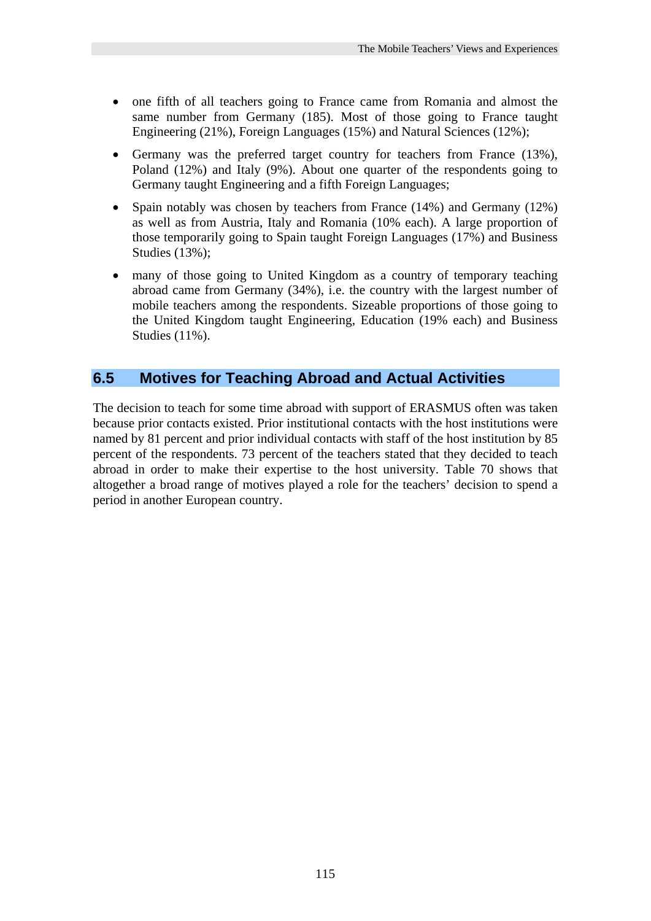- one fifth of all teachers going to France came from Romania and almost the same number from Germany (185). Most of those going to France taught Engineering (21%), Foreign Languages (15%) and Natural Sciences (12%);
- Germany was the preferred target country for teachers from France (13%), Poland (12%) and Italy (9%). About one quarter of the respondents going to Germany taught Engineering and a fifth Foreign Languages;
- Spain notably was chosen by teachers from France (14%) and Germany (12%) as well as from Austria, Italy and Romania (10% each). A large proportion of those temporarily going to Spain taught Foreign Languages (17%) and Business Studies (13%);
- many of those going to United Kingdom as a country of temporary teaching abroad came from Germany (34%), i.e. the country with the largest number of mobile teachers among the respondents. Sizeable proportions of those going to the United Kingdom taught Engineering, Education (19% each) and Business Studies (11%).

## 6.5 Motives for Teaching Abroad and Actual Activities

The decision to teach for some time abroad with support of ERASMUS often was taken because prior contacts existed. Prior institutional contacts with the host institutions were named by 81 percent and prior individual contacts with staff of the host institution by 85 percent of the respondents. 73 percent of the teachers stated that they decided to teach abroad in order to make their expertise to the host university. Table 70 shows that altogether a broad range of motives played a role for the teachers' decision to spend a period in another European country.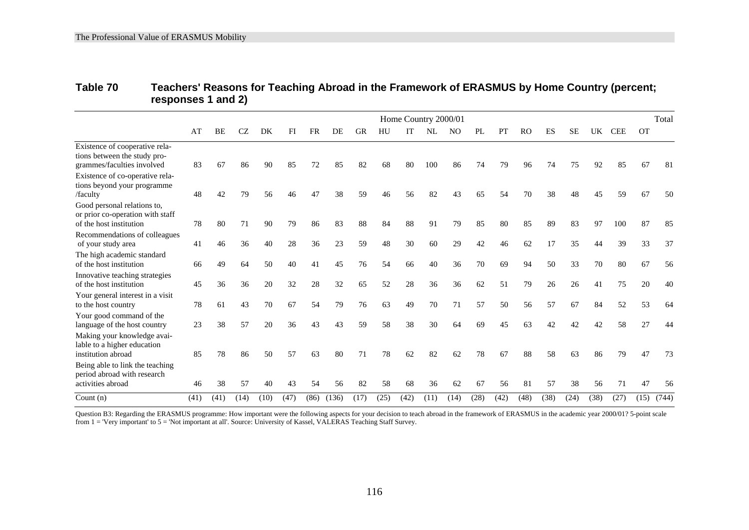**Table 70 Teachers' Reasons for Teaching Abroad in the Framework of ERASMUS by Home Country (percent; responses 1 and 2)**

| | Home Country 2000/01 | | | | | | | | | | | | | | | | | | | | Total |
|---|---|---|---|---|---|---|---|---|---|---|---|---|---|---|---|---|---|---|---|---|---|
| | AT | BE | CZ | DK | FI | FR | DE | GR | HU | IT | NL | NO | PL | PT | RO | ES | SE | UK | CEE | OT | |
| Existence of cooperative relations between the study programmes/faculties involved | 83 | 67 | 86 | 90 | 85 | 72 | 85 | 82 | 68 | 80 | 100 | 86 | 74 | 79 | 96 | 74 | 75 | 92 | 85 | 67 | 81 |
| Existence of co-operative relations beyond your programme /faculty | 48 | 42 | 79 | 56 | 46 | 47 | 38 | 59 | 46 | 56 | 82 | 43 | 65 | 54 | 70 | 38 | 48 | 45 | 59 | 67 | 50 |
| Good personal relations to, or prior co-operation with staff of the host institution | 78 | 80 | 71 | 90 | 79 | 86 | 83 | 88 | 84 | 88 | 91 | 79 | 85 | 80 | 85 | 89 | 83 | 97 | 100 | 87 | 85 |
| Recommendations of colleagues of your study area | 41 | 46 | 36 | 40 | 28 | 36 | 23 | 59 | 48 | 30 | 60 | 29 | 42 | 46 | 62 | 17 | 35 | 44 | 39 | 33 | 37 |
| The high academic standard of the host institution | 66 | 49 | 64 | 50 | 40 | 41 | 45 | 76 | 54 | 66 | 40 | 36 | 70 | 69 | 94 | 50 | 33 | 70 | 80 | 67 | 56 |
| Innovative teaching strategies of the host institution | 45 | 36 | 36 | 20 | 32 | 28 | 32 | 65 | 52 | 28 | 36 | 36 | 62 | 51 | 79 | 26 | 26 | 41 | 75 | 20 | 40 |
| Your general interest in a visit to the host country | 78 | 61 | 43 | 70 | 67 | 54 | 79 | 76 | 63 | 49 | 70 | 71 | 57 | 50 | 56 | 57 | 67 | 84 | 52 | 53 | 64 |
| Your good command of the language of the host country | 23 | 38 | 57 | 20 | 36 | 43 | 43 | 59 | 58 | 38 | 30 | 64 | 69 | 45 | 63 | 42 | 42 | 42 | 58 | 27 | 44 |
| Making your knowledge available to a higher education institution abroad | 85 | 78 | 86 | 50 | 57 | 63 | 80 | 71 | 78 | 62 | 82 | 62 | 78 | 67 | 88 | 58 | 63 | 86 | 79 | 47 | 73 |
| Being able to link the teaching period abroad with research activities abroad | 46 | 38 | 57 | 40 | 43 | 54 | 56 | 82 | 58 | 68 | 36 | 62 | 67 | 56 | 81 | 57 | 38 | 56 | 71 | 47 | 56 |
| Count (n) | (41) | (41) | (14) | (10) | (47) | (86) | (136) | (17) | (25) | (42) | (11) | (14) | (28) | (42) | (48) | (38) | (24) | (38) | (27) | (15) | (744) |

Question B3: Regarding the ERASMUS programme: How important were the following aspects for your decision to teach abroad in the framework of ERASMUS in the academic year 2000/01? 5-point scale from 1 = 'Very important' to 5 = 'Not important at all'. Source: University of Kassel, VALERAS Teaching Staff Survey.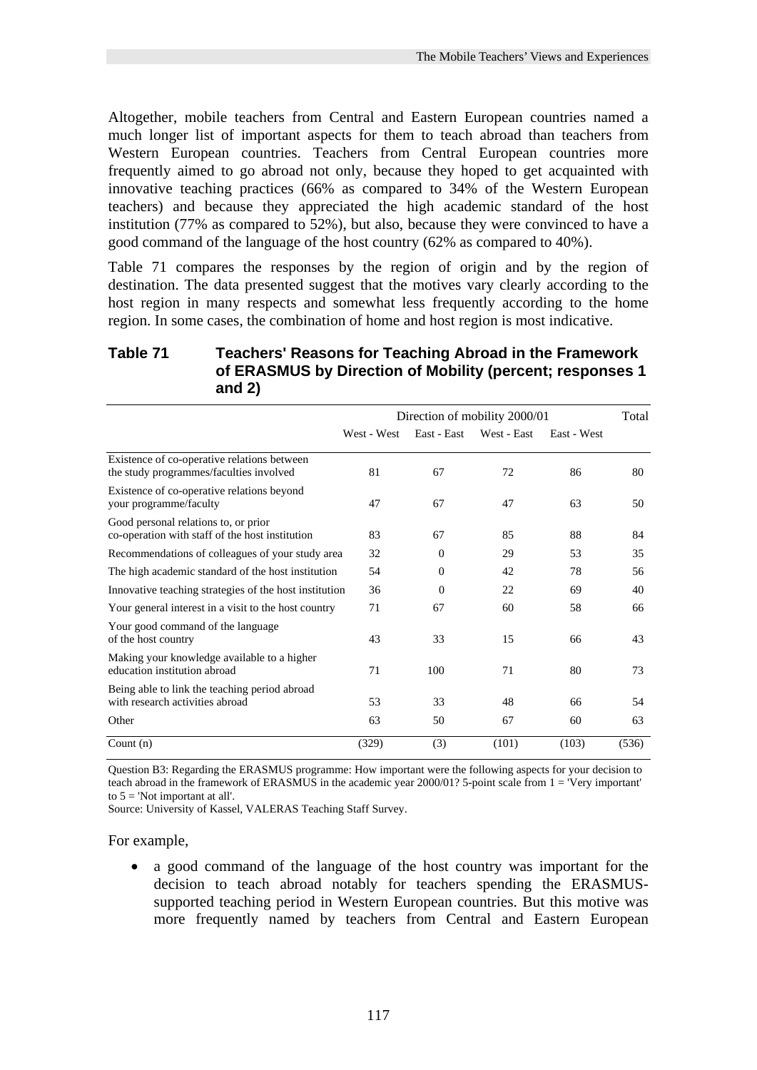Altogether, mobile teachers from Central and Eastern European countries named a much longer list of important aspects for them to teach abroad than teachers from Western European countries. Teachers from Central European countries more frequently aimed to go abroad not only, because they hoped to get acquainted with innovative teaching practices (66% as compared to 34% of the Western European teachers) and because they appreciated the high academic standard of the host institution (77% as compared to 52%), but also, because they were convinced to have a good command of the language of the host country (62% as compared to 40%).

Table 71 compares the responses by the region of origin and by the region of destination. The data presented suggest that the motives vary clearly according to the host region in many respects and somewhat less frequently according to the home region. In some cases, the combination of home and host region is most indicative.

**Table 71 Teachers' Reasons for Teaching Abroad in the Framework of ERASMUS by Direction of Mobility (percent; responses 1 and 2)**

| | Direction of mobility 2000/01 | | | | Total |
|---|---|---|---|---|---|
| | West - West | East - East | West - East | East - West | |
| Existence of co-operative relations between the study programmes/faculties involved | 81 | 67 | 72 | 86 | 80 |
| Existence of co-operative relations beyond your programme/faculty | 47 | 67 | 47 | 63 | 50 |
| Good personal relations to, or prior co-operation with staff of the host institution | 83 | 67 | 85 | 88 | 84 |
| Recommendations of colleagues of your study area | 32 | 0 | 29 | 53 | 35 |
| The high academic standard of the host institution | 54 | 0 | 42 | 78 | 56 |
| Innovative teaching strategies of the host institution | 36 | 0 | 22 | 69 | 40 |
| Your general interest in a visit to the host country | 71 | 67 | 60 | 58 | 66 |
| Your good command of the language of the host country | 43 | 33 | 15 | 66 | 43 |
| Making your knowledge available to a higher education institution abroad | 71 | 100 | 71 | 80 | 73 |
| Being able to link the teaching period abroad with research activities abroad | 53 | 33 | 48 | 66 | 54 |
| Other | 63 | 50 | 67 | 60 | 63 |
| Count (n) | (329) | (3) | (101) | (103) | (536) |

Question B3: Regarding the ERASMUS programme: How important were the following aspects for your decision to teach abroad in the framework of ERASMUS in the academic year 2000/01? 5-point scale from 1 = 'Very important' to 5 = 'Not important at all'.
Source: University of Kassel, VALERAS Teaching Staff Survey.

For example,

- a good command of the language of the host country was important for the decision to teach abroad notably for teachers spending the ERASMUS-supported teaching period in Western European countries. But this motive was more frequently named by teachers from Central and Eastern European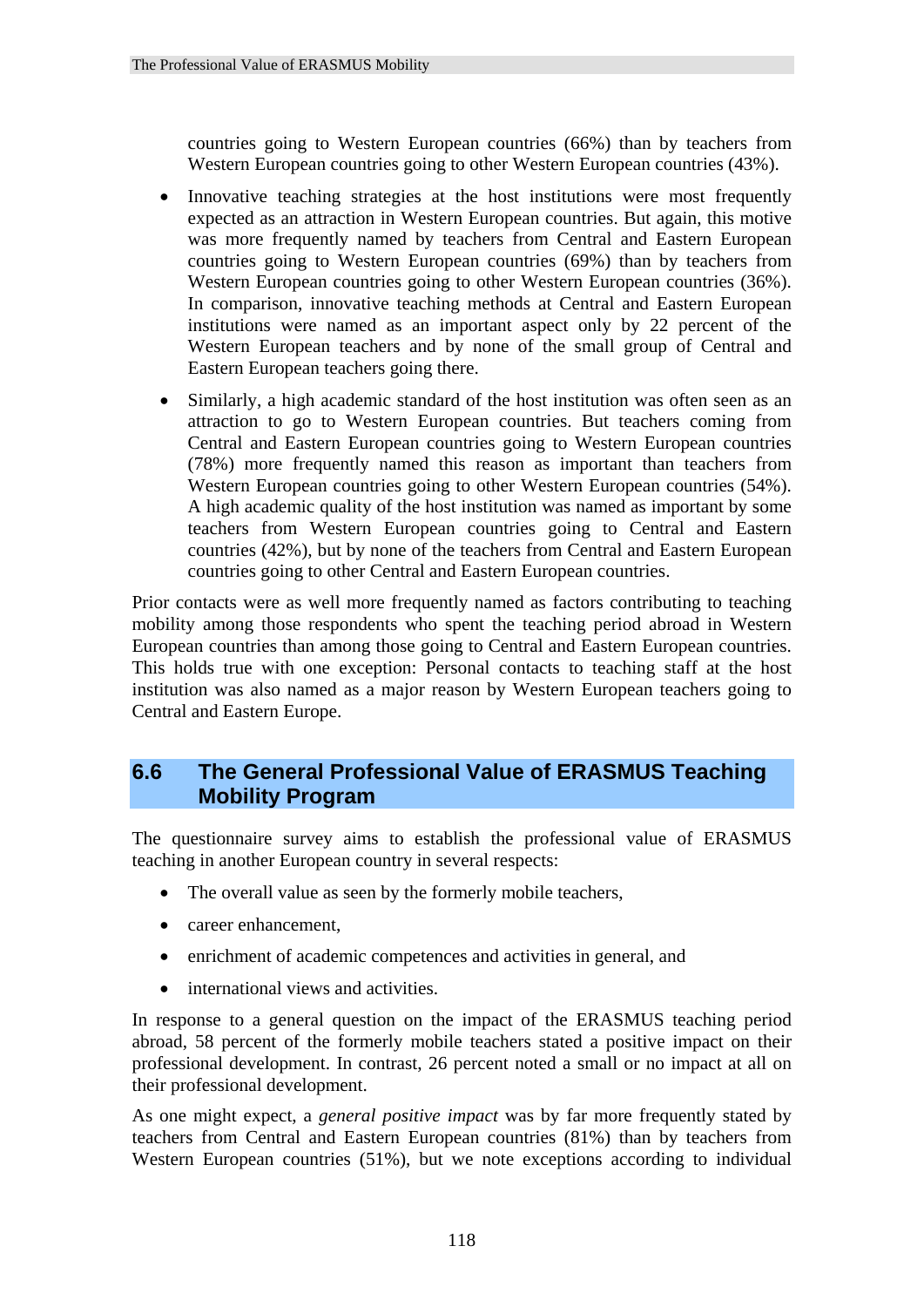countries going to Western European countries (66%) than by teachers from Western European countries going to other Western European countries (43%).

- Innovative teaching strategies at the host institutions were most frequently expected as an attraction in Western European countries. But again, this motive was more frequently named by teachers from Central and Eastern European countries going to Western European countries (69%) than by teachers from Western European countries going to other Western European countries (36%). In comparison, innovative teaching methods at Central and Eastern European institutions were named as an important aspect only by 22 percent of the Western European teachers and by none of the small group of Central and Eastern European teachers going there.
- Similarly, a high academic standard of the host institution was often seen as an attraction to go to Western European countries. But teachers coming from Central and Eastern European countries going to Western European countries (78%) more frequently named this reason as important than teachers from Western European countries going to other Western European countries (54%). A high academic quality of the host institution was named as important by some teachers from Western European countries going to Central and Eastern countries (42%), but by none of the teachers from Central and Eastern European countries going to other Central and Eastern European countries.

Prior contacts were as well more frequently named as factors contributing to teaching mobility among those respondents who spent the teaching period abroad in Western European countries than among those going to Central and Eastern European countries. This holds true with one exception: Personal contacts to teaching staff at the host institution was also named as a major reason by Western European teachers going to Central and Eastern Europe.

## 6.6 The General Professional Value of ERASMUS Teaching Mobility Program

The questionnaire survey aims to establish the professional value of ERASMUS teaching in another European country in several respects:

- The overall value as seen by the formerly mobile teachers,
- career enhancement,
- enrichment of academic competences and activities in general, and
- international views and activities.

In response to a general question on the impact of the ERASMUS teaching period abroad, 58 percent of the formerly mobile teachers stated a positive impact on their professional development. In contrast, 26 percent noted a small or no impact at all on their professional development.

As one might expect, a *general positive impact* was by far more frequently stated by teachers from Central and Eastern European countries (81%) than by teachers from Western European countries (51%), but we note exceptions according to individual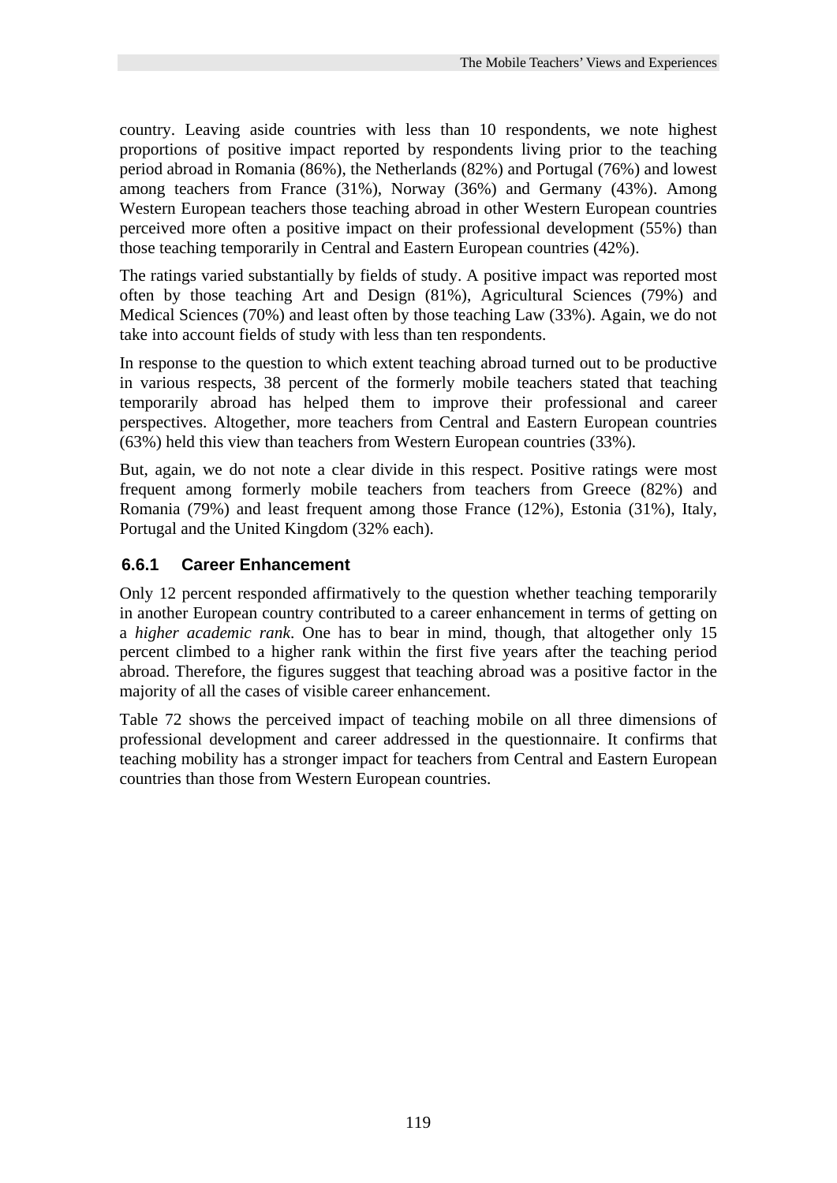country. Leaving aside countries with less than 10 respondents, we note highest proportions of positive impact reported by respondents living prior to the teaching period abroad in Romania (86%), the Netherlands (82%) and Portugal (76%) and lowest among teachers from France (31%), Norway (36%) and Germany (43%). Among Western European teachers those teaching abroad in other Western European countries perceived more often a positive impact on their professional development (55%) than those teaching temporarily in Central and Eastern European countries (42%).

The ratings varied substantially by fields of study. A positive impact was reported most often by those teaching Art and Design (81%), Agricultural Sciences (79%) and Medical Sciences (70%) and least often by those teaching Law (33%). Again, we do not take into account fields of study with less than ten respondents.

In response to the question to which extent teaching abroad turned out to be productive in various respects, 38 percent of the formerly mobile teachers stated that teaching temporarily abroad has helped them to improve their professional and career perspectives. Altogether, more teachers from Central and Eastern European countries (63%) held this view than teachers from Western European countries (33%).

But, again, we do not note a clear divide in this respect. Positive ratings were most frequent among formerly mobile teachers from teachers from Greece (82%) and Romania (79%) and least frequent among those France (12%), Estonia (31%), Italy, Portugal and the United Kingdom (32% each).

### 6.6.1 Career Enhancement

Only 12 percent responded affirmatively to the question whether teaching temporarily in another European country contributed to a career enhancement in terms of getting on a *higher academic rank*. One has to bear in mind, though, that altogether only 15 percent climbed to a higher rank within the first five years after the teaching period abroad. Therefore, the figures suggest that teaching abroad was a positive factor in the majority of all the cases of visible career enhancement.

Table 72 shows the perceived impact of teaching mobile on all three dimensions of professional development and career addressed in the questionnaire. It confirms that teaching mobility has a stronger impact for teachers from Central and Eastern European countries than those from Western European countries.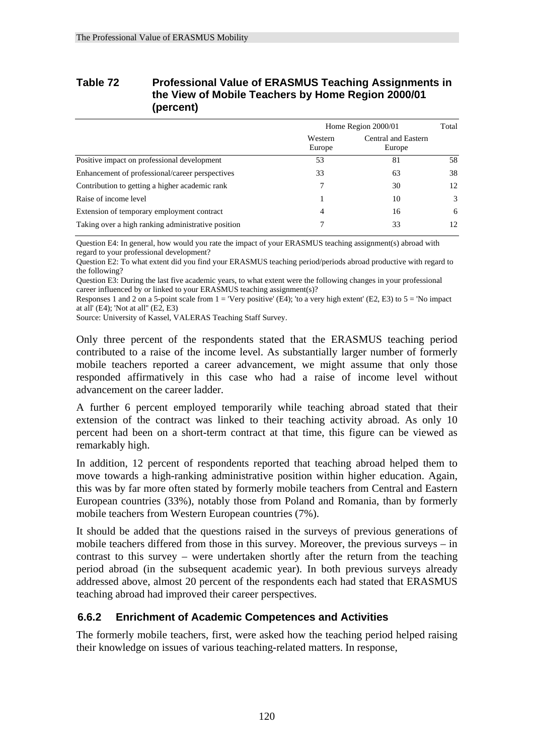**Table 72 Professional Value of ERASMUS Teaching Assignments in the View of Mobile Teachers by Home Region 2000/01 (percent)**

| | Home Region 2000/01 | | Total |
|---|---|---|---|
| | Western Europe | Central and Eastern Europe | |
| Positive impact on professional development | 53 | 81 | 58 |
| Enhancement of professional/career perspectives | 33 | 63 | 38 |
| Contribution to getting a higher academic rank | 7 | 30 | 12 |
| Raise of income level | 1 | 10 | 3 |
| Extension of temporary employment contract | 4 | 16 | 6 |
| Taking over a high ranking administrative position | 7 | 33 | 12 |

Question E4: In general, how would you rate the impact of your ERASMUS teaching assignment(s) abroad with regard to your professional development?
Question E2: To what extent did you find your ERASMUS teaching period/periods abroad productive with regard to the following?
Question E3: During the last five academic years, to what extent were the following changes in your professional career influenced by or linked to your ERASMUS teaching assignment(s)?
Responses 1 and 2 on a 5-point scale from 1 = 'Very positive' (E4); 'to a very high extent' (E2, E3) to 5 = 'No impact at all' (E4); 'Not at all'' (E2, E3)
Source: University of Kassel, VALERAS Teaching Staff Survey.

Only three percent of the respondents stated that the ERASMUS teaching period contributed to a raise of the income level. As substantially larger number of formerly mobile teachers reported a career advancement, we might assume that only those responded affirmatively in this case who had a raise of income level without advancement on the career ladder.

A further 6 percent employed temporarily while teaching abroad stated that their extension of the contract was linked to their teaching activity abroad. As only 10 percent had been on a short-term contract at that time, this figure can be viewed as remarkably high.

In addition, 12 percent of respondents reported that teaching abroad helped them to move towards a high-ranking administrative position within higher education. Again, this was by far more often stated by formerly mobile teachers from Central and Eastern European countries (33%), notably those from Poland and Romania, than by formerly mobile teachers from Western European countries (7%).

It should be added that the questions raised in the surveys of previous generations of mobile teachers differed from those in this survey. Moreover, the previous surveys – in contrast to this survey – were undertaken shortly after the return from the teaching period abroad (in the subsequent academic year). In both previous surveys already addressed above, almost 20 percent of the respondents each had stated that ERASMUS teaching abroad had improved their career perspectives.

### 6.6.2 Enrichment of Academic Competences and Activities

The formerly mobile teachers, first, were asked how the teaching period helped raising their knowledge on issues of various teaching-related matters. In response,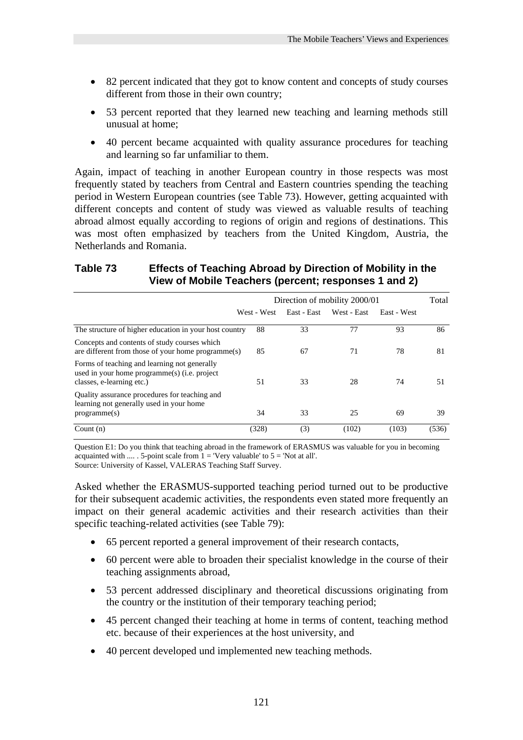- 82 percent indicated that they got to know content and concepts of study courses different from those in their own country;
- 53 percent reported that they learned new teaching and learning methods still unusual at home;
- 40 percent became acquainted with quality assurance procedures for teaching and learning so far unfamiliar to them.

Again, impact of teaching in another European country in those respects was most frequently stated by teachers from Central and Eastern countries spending the teaching period in Western European countries (see Table 73). However, getting acquainted with different concepts and content of study was viewed as valuable results of teaching abroad almost equally according to regions of origin and regions of destinations. This was most often emphasized by teachers from the United Kingdom, Austria, the Netherlands and Romania.

**Table 73 Effects of Teaching Abroad by Direction of Mobility in the View of Mobile Teachers (percent; responses 1 and 2)**

| | Direction of mobility 2000/01 | | | | Total |
|---|---|---|---|---|---|
| | West - West | East - East | West - East | East - West | |
| The structure of higher education in your host country | 88 | 33 | 77 | 93 | 86 |
| Concepts and contents of study courses which are different from those of your home programme(s) | 85 | 67 | 71 | 78 | 81 |
| Forms of teaching and learning not generally used in your home programme(s) (i.e. project classes, e-learning etc.) | 51 | 33 | 28 | 74 | 51 |
| Quality assurance procedures for teaching and learning not generally used in your home programme(s) | 34 | 33 | 25 | 69 | 39 |
| Count (n) | (328) | (3) | (102) | (103) | (536) |

Question E1: Do you think that teaching abroad in the framework of ERASMUS was valuable for you in becoming acquainted with .... . 5-point scale from 1 = 'Very valuable' to 5 = 'Not at all'.
Source: University of Kassel, VALERAS Teaching Staff Survey.

Asked whether the ERASMUS-supported teaching period turned out to be productive for their subsequent academic activities, the respondents even stated more frequently an impact on their general academic activities and their research activities than their specific teaching-related activities (see Table 79):

- 65 percent reported a general improvement of their research contacts,
- 60 percent were able to broaden their specialist knowledge in the course of their teaching assignments abroad,
- 53 percent addressed disciplinary and theoretical discussions originating from the country or the institution of their temporary teaching period;
- 45 percent changed their teaching at home in terms of content, teaching method etc. because of their experiences at the host university, and
- 40 percent developed und implemented new teaching methods.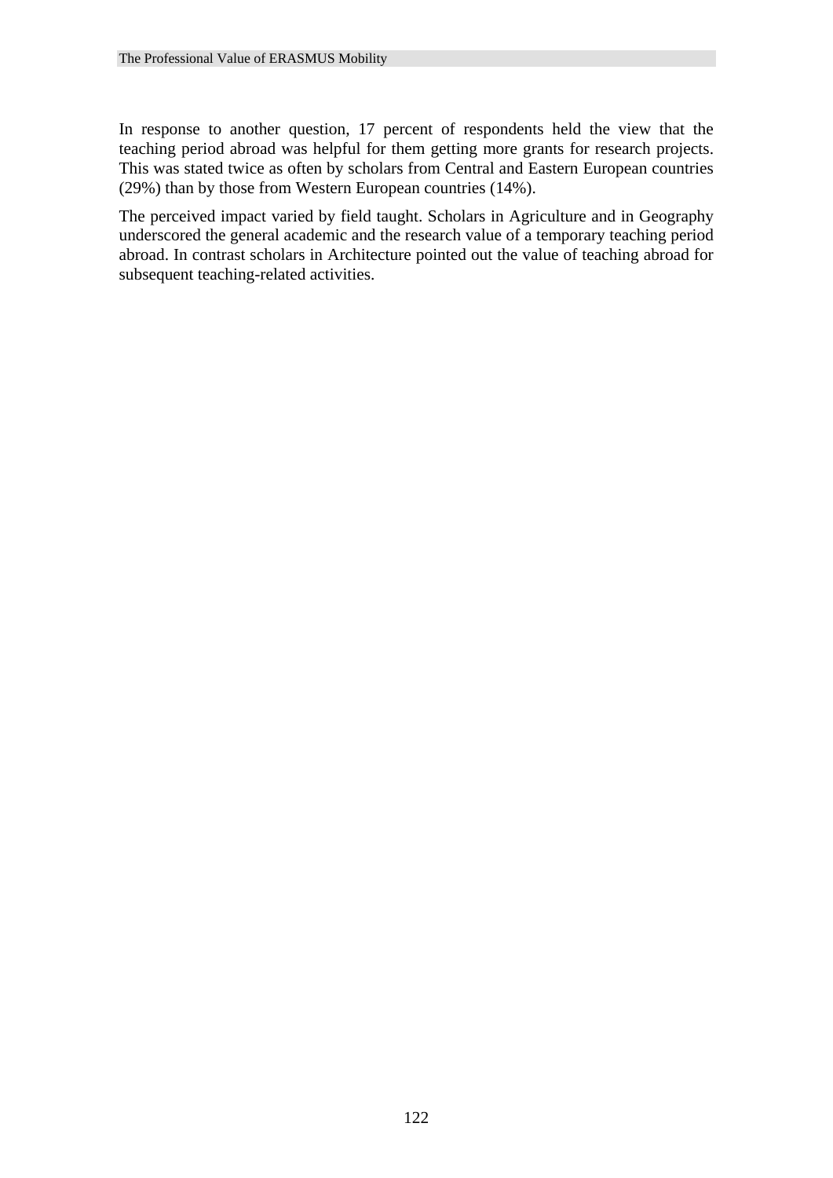In response to another question, 17 percent of respondents held the view that the teaching period abroad was helpful for them getting more grants for research projects. This was stated twice as often by scholars from Central and Eastern European countries (29%) than by those from Western European countries (14%).

The perceived impact varied by field taught. Scholars in Agriculture and in Geography underscored the general academic and the research value of a temporary teaching period abroad. In contrast scholars in Architecture pointed out the value of teaching abroad for subsequent teaching-related activities.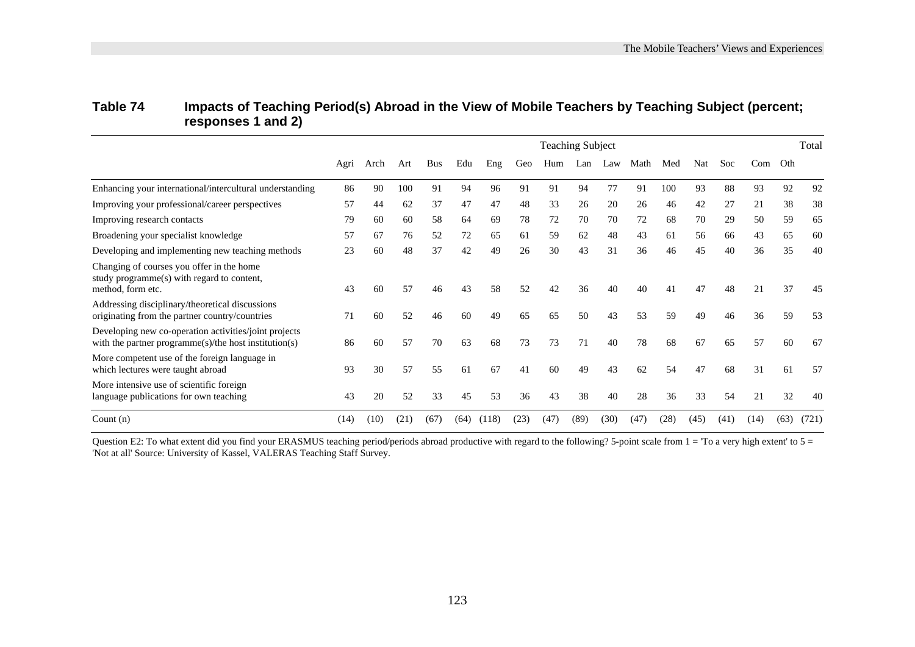**Table 74 Impacts of Teaching Period(s) Abroad in the View of Mobile Teachers by Teaching Subject (percent; responses 1 and 2)**

| | Teaching Subject | | | | | | | | | | | | | | | | Total |
|---|---|---|---|---|---|---|---|---|---|---|---|---|---|---|---|---|---|
| | Agri | Arch | Art | Bus | Edu | Eng | Geo | Hum | Lan | Law | Math | Med | Nat | Soc | Com | Oth | |
| Enhancing your international/intercultural understanding | 86 | 90 | 100 | 91 | 94 | 96 | 91 | 91 | 94 | 77 | 91 | 100 | 93 | 88 | 93 | 92 | 92 |
| Improving your professional/career perspectives | 57 | 44 | 62 | 37 | 47 | 47 | 48 | 33 | 26 | 20 | 26 | 46 | 42 | 27 | 21 | 38 | 38 |
| Improving research contacts | 79 | 60 | 60 | 58 | 64 | 69 | 78 | 72 | 70 | 70 | 72 | 68 | 70 | 29 | 50 | 59 | 65 |
| Broadening your specialist knowledge | 57 | 67 | 76 | 52 | 72 | 65 | 61 | 59 | 62 | 48 | 43 | 61 | 56 | 66 | 43 | 65 | 60 |
| Developing and implementing new teaching methods | 23 | 60 | 48 | 37 | 42 | 49 | 26 | 30 | 43 | 31 | 36 | 46 | 45 | 40 | 36 | 35 | 40 |
| Changing of courses you offer in the home study programme(s) with regard to content, method, form etc. | 43 | 60 | 57 | 46 | 43 | 58 | 52 | 42 | 36 | 40 | 40 | 41 | 47 | 48 | 21 | 37 | 45 |
| Addressing disciplinary/theoretical discussions originating from the partner country/countries | 71 | 60 | 52 | 46 | 60 | 49 | 65 | 65 | 50 | 43 | 53 | 59 | 49 | 46 | 36 | 59 | 53 |
| Developing new co-operation activities/joint projects with the partner programme(s)/the host institution(s) | 86 | 60 | 57 | 70 | 63 | 68 | 73 | 73 | 71 | 40 | 78 | 68 | 67 | 65 | 57 | 60 | 67 |
| More competent use of the foreign language in which lectures were taught abroad | 93 | 30 | 57 | 55 | 61 | 67 | 41 | 60 | 49 | 43 | 62 | 54 | 47 | 68 | 31 | 61 | 57 |
| More intensive use of scientific foreign language publications for own teaching | 43 | 20 | 52 | 33 | 45 | 53 | 36 | 43 | 38 | 40 | 28 | 36 | 33 | 54 | 21 | 32 | 40 |
| Count (n) | (14) | (10) | (21) | (67) | (64) | (118) | (23) | (47) | (89) | (30) | (47) | (28) | (45) | (41) | (14) | (63) | (721) |

Question E2: To what extent did you find your ERASMUS teaching period/periods abroad productive with regard to the following? 5-point scale from 1 = 'To a very high extent' to 5 = 'Not at all' Source: University of Kassel, VALERAS Teaching Staff Survey.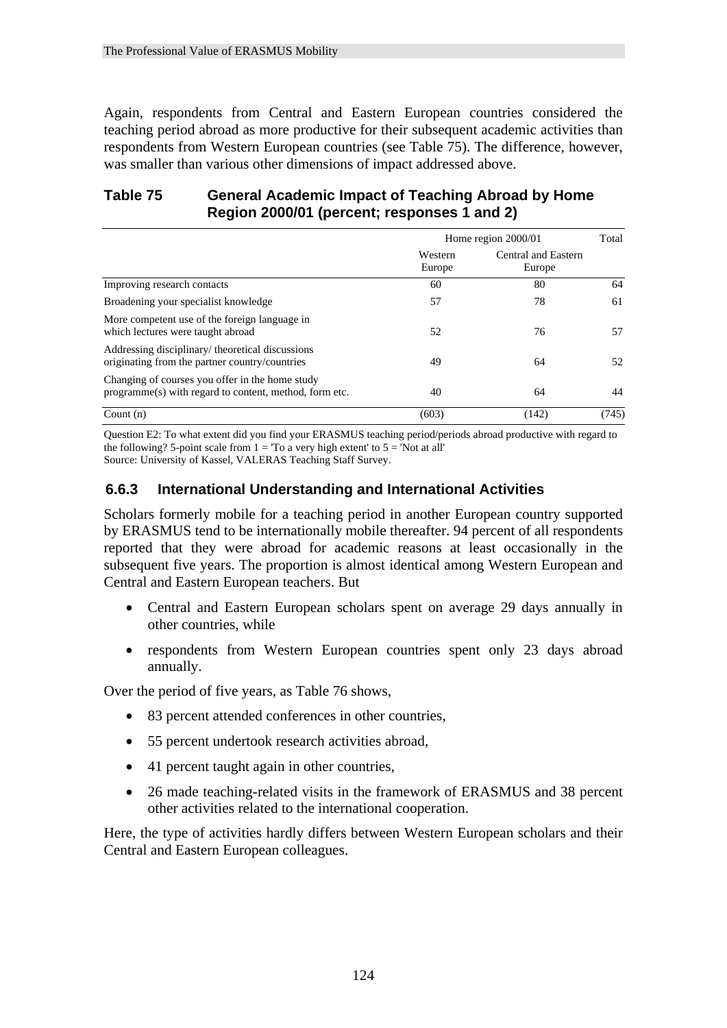Again, respondents from Central and Eastern European countries considered the teaching period abroad as more productive for their subsequent academic activities than respondents from Western European countries (see Table 75). The difference, however, was smaller than various other dimensions of impact addressed above.

**Table 75 General Academic Impact of Teaching Abroad by Home Region 2000/01 (percent; responses 1 and 2)**

| | Home region 2000/01 | | Total |
|---|---|---|---|
| | Western Europe | Central and Eastern Europe | |
| Improving research contacts | 60 | 80 | 64 |
| Broadening your specialist knowledge | 57 | 78 | 61 |
| More competent use of the foreign language in which lectures were taught abroad | 52 | 76 | 57 |
| Addressing disciplinary/ theoretical discussions originating from the partner country/countries | 49 | 64 | 52 |
| Changing of courses you offer in the home study programme(s) with regard to content, method, form etc. | 40 | 64 | 44 |
| Count (n) | (603) | (142) | (745) |

Question E2: To what extent did you find your ERASMUS teaching period/periods abroad productive with regard to the following? 5-point scale from 1 = 'To a very high extent' to 5 = 'Not at all'
Source: University of Kassel, VALERAS Teaching Staff Survey.

### 6.6.3 International Understanding and International Activities

Scholars formerly mobile for a teaching period in another European country supported by ERASMUS tend to be internationally mobile thereafter. 94 percent of all respondents reported that they were abroad for academic reasons at least occasionally in the subsequent five years. The proportion is almost identical among Western European and Central and Eastern European teachers. But

- Central and Eastern European scholars spent on average 29 days annually in other countries, while
- respondents from Western European countries spent only 23 days abroad annually.

Over the period of five years, as Table 76 shows,

- 83 percent attended conferences in other countries,
- 55 percent undertook research activities abroad,
- 41 percent taught again in other countries,
- 26 made teaching-related visits in the framework of ERASMUS and 38 percent other activities related to the international cooperation.

Here, the type of activities hardly differs between Western European scholars and their Central and Eastern European colleagues.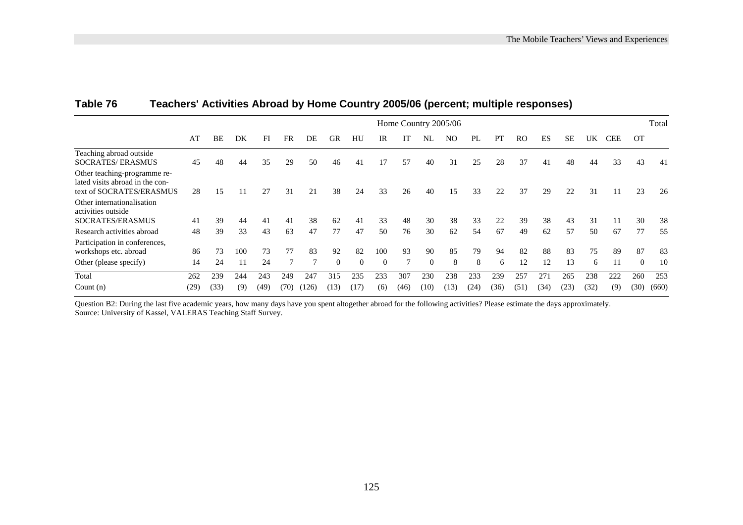**Table 76 Teachers' Activities Abroad by Home Country 2005/06 (percent; multiple responses)**

| | Home Country 2005/06 | | | | | | | | | | | | | | | | | | | | Total |
|---|---|---|---|---|---|---|---|---|---|---|---|---|---|---|---|---|---|---|---|---|---|
| | AT | BE | DK | FI | FR | DE | GR | HU | IR | IT | NL | NO | PL | PT | RO | ES | SE | UK | CEE | OT | |
| Teaching abroad outside SOCRATES/ ERASMUS | 45 | 48 | 44 | 35 | 29 | 50 | 46 | 41 | 17 | 57 | 40 | 31 | 25 | 28 | 37 | 41 | 48 | 44 | 33 | 43 | 41 |
| Other teaching-programme related visits abroad in the context of SOCRATES/ERASMUS | 28 | 15 | 11 | 27 | 31 | 21 | 38 | 24 | 33 | 26 | 40 | 15 | 33 | 22 | 37 | 29 | 22 | 31 | 11 | 23 | 26 |
| Other internationalisation activities outside SOCRATES/ERASMUS | 41 | 39 | 44 | 41 | 41 | 38 | 62 | 41 | 33 | 48 | 30 | 38 | 33 | 22 | 39 | 38 | 43 | 31 | 11 | 30 | 38 |
| Research activities abroad | 48 | 39 | 33 | 43 | 63 | 47 | 77 | 47 | 50 | 76 | 30 | 62 | 54 | 67 | 49 | 62 | 57 | 50 | 67 | 77 | 55 |
| Participation in conferences, workshops etc. abroad | 86 | 73 | 100 | 73 | 77 | 83 | 92 | 82 | 100 | 93 | 90 | 85 | 79 | 94 | 82 | 88 | 83 | 75 | 89 | 87 | 83 |
| Other (please specify) | 14 | 24 | 11 | 24 | 7 | 7 | 0 | 0 | 0 | 7 | 0 | 8 | 8 | 6 | 12 | 12 | 13 | 6 | 11 | 0 | 10 |
| Total | 262 | 239 | 244 | 243 | 249 | 247 | 315 | 235 | 233 | 307 | 230 | 238 | 233 | 239 | 257 | 271 | 265 | 238 | 222 | 260 | 253 |
| Count (n) | (29) | (33) | (9) | (49) | (70) | (126) | (13) | (17) | (6) | (46) | (10) | (13) | (24) | (36) | (51) | (34) | (23) | (32) | (9) | (30) | (660) |

Question B2: During the last five academic years, how many days have you spent altogether abroad for the following activities? Please estimate the days approximately.
Source: University of Kassel, VALERAS Teaching Staff Survey.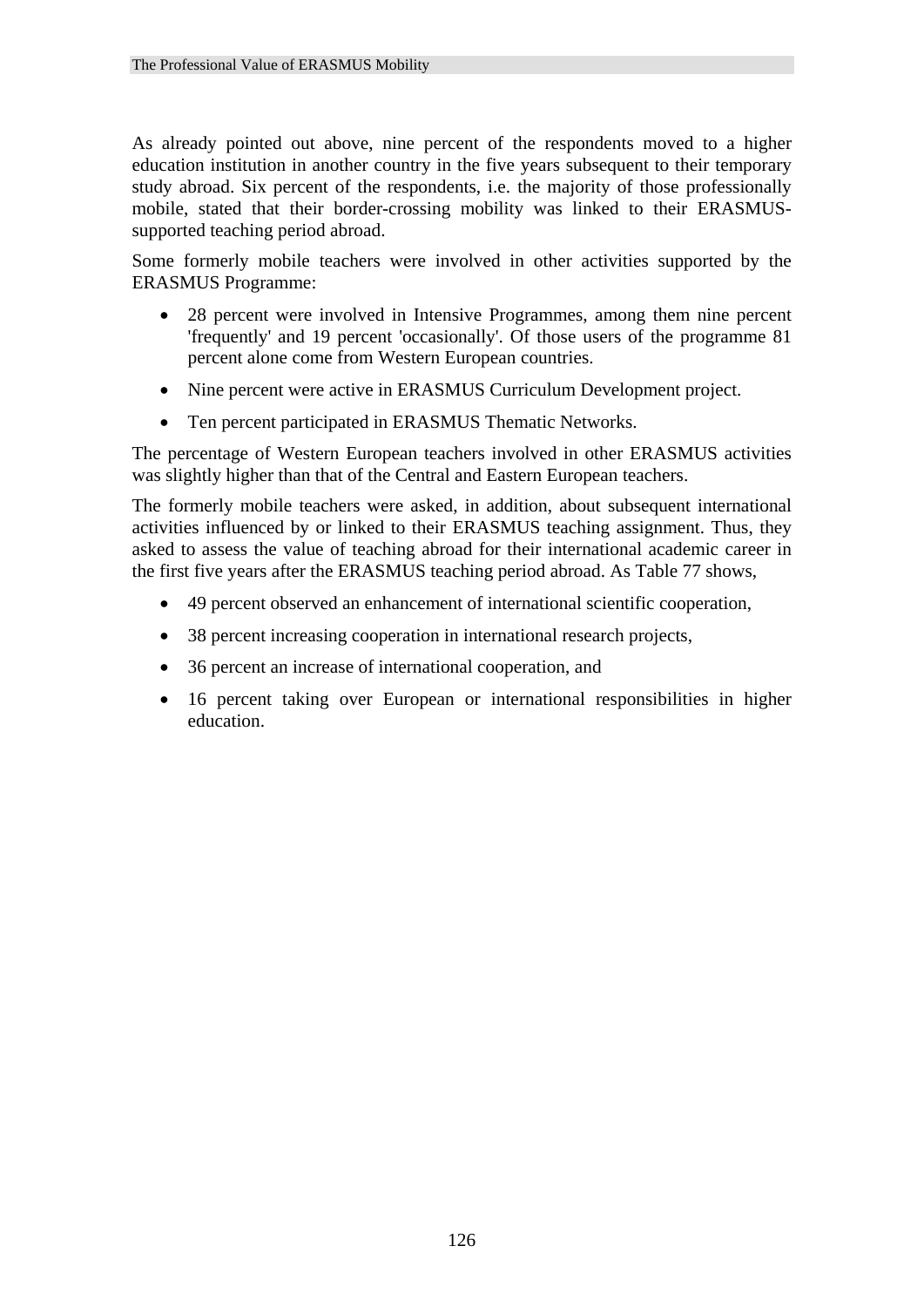As already pointed out above, nine percent of the respondents moved to a higher education institution in another country in the five years subsequent to their temporary study abroad. Six percent of the respondents, i.e. the majority of those professionally mobile, stated that their border-crossing mobility was linked to their ERASMUS-supported teaching period abroad.

Some formerly mobile teachers were involved in other activities supported by the ERASMUS Programme:

- 28 percent were involved in Intensive Programmes, among them nine percent 'frequently' and 19 percent 'occasionally'. Of those users of the programme 81 percent alone come from Western European countries.
- Nine percent were active in ERASMUS Curriculum Development project.
- Ten percent participated in ERASMUS Thematic Networks.

The percentage of Western European teachers involved in other ERASMUS activities was slightly higher than that of the Central and Eastern European teachers.

The formerly mobile teachers were asked, in addition, about subsequent international activities influenced by or linked to their ERASMUS teaching assignment. Thus, they asked to assess the value of teaching abroad for their international academic career in the first five years after the ERASMUS teaching period abroad. As Table 77 shows,

- 49 percent observed an enhancement of international scientific cooperation,
- 38 percent increasing cooperation in international research projects,
- 36 percent an increase of international cooperation, and
- 16 percent taking over European or international responsibilities in higher education.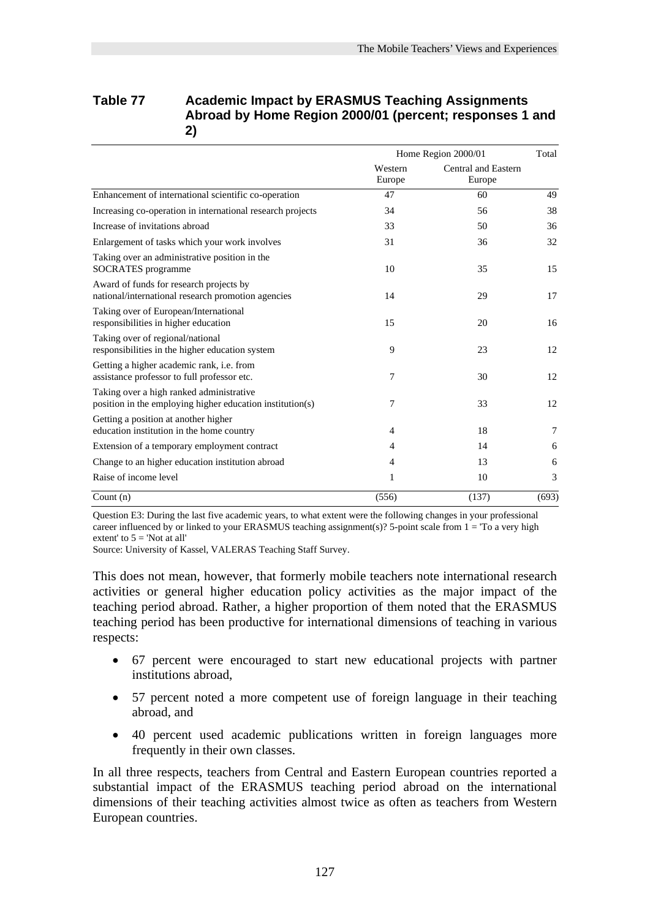**Table 77 Academic Impact by ERASMUS Teaching Assignments Abroad by Home Region 2000/01 (percent; responses 1 and 2)**

| | Home Region 2000/01 | | Total |
|---|---|---|---|
| | Western Europe | Central and Eastern Europe | |
| Enhancement of international scientific co-operation | 47 | 60 | 49 |
| Increasing co-operation in international research projects | 34 | 56 | 38 |
| Increase of invitations abroad | 33 | 50 | 36 |
| Enlargement of tasks which your work involves | 31 | 36 | 32 |
| Taking over an administrative position in the SOCRATES programme | 10 | 35 | 15 |
| Award of funds for research projects by national/international research promotion agencies | 14 | 29 | 17 |
| Taking over of European/International responsibilities in higher education | 15 | 20 | 16 |
| Taking over of regional/national responsibilities in the higher education system | 9 | 23 | 12 |
| Getting a higher academic rank, i.e. from assistance professor to full professor etc. | 7 | 30 | 12 |
| Taking over a high ranked administrative position in the employing higher education institution(s) | 7 | 33 | 12 |
| Getting a position at another higher education institution in the home country | 4 | 18 | 7 |
| Extension of a temporary employment contract | 4 | 14 | 6 |
| Change to an higher education institution abroad | 4 | 13 | 6 |
| Raise of income level | 1 | 10 | 3 |
| Count (n) | (556) | (137) | (693) |

Question E3: During the last five academic years, to what extent were the following changes in your professional career influenced by or linked to your ERASMUS teaching assignment(s)? 5-point scale from 1 = 'To a very high extent' to 5 = 'Not at all'

Source: University of Kassel, VALERAS Teaching Staff Survey.

This does not mean, however, that formerly mobile teachers note international research activities or general higher education policy activities as the major impact of the teaching period abroad. Rather, a higher proportion of them noted that the ERASMUS teaching period has been productive for international dimensions of teaching in various respects:

- 67 percent were encouraged to start new educational projects with partner institutions abroad,
- 57 percent noted a more competent use of foreign language in their teaching abroad, and
- 40 percent used academic publications written in foreign languages more frequently in their own classes.

In all three respects, teachers from Central and Eastern European countries reported a substantial impact of the ERASMUS teaching period abroad on the international dimensions of their teaching activities almost twice as often as teachers from Western European countries.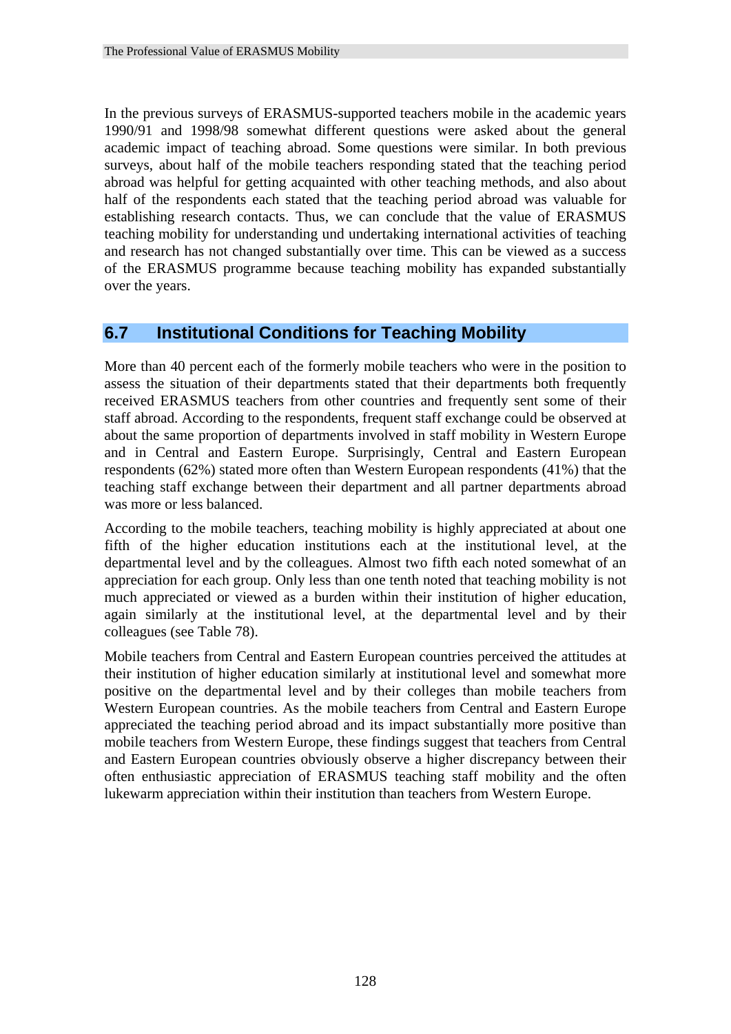In the previous surveys of ERASMUS-supported teachers mobile in the academic years 1990/91 and 1998/98 somewhat different questions were asked about the general academic impact of teaching abroad. Some questions were similar. In both previous surveys, about half of the mobile teachers responding stated that the teaching period abroad was helpful for getting acquainted with other teaching methods, and also about half of the respondents each stated that the teaching period abroad was valuable for establishing research contacts. Thus, we can conclude that the value of ERASMUS teaching mobility for understanding und undertaking international activities of teaching and research has not changed substantially over time. This can be viewed as a success of the ERASMUS programme because teaching mobility has expanded substantially over the years.

## 6.7 Institutional Conditions for Teaching Mobility

More than 40 percent each of the formerly mobile teachers who were in the position to assess the situation of their departments stated that their departments both frequently received ERASMUS teachers from other countries and frequently sent some of their staff abroad. According to the respondents, frequent staff exchange could be observed at about the same proportion of departments involved in staff mobility in Western Europe and in Central and Eastern Europe. Surprisingly, Central and Eastern European respondents (62%) stated more often than Western European respondents (41%) that the teaching staff exchange between their department and all partner departments abroad was more or less balanced.

According to the mobile teachers, teaching mobility is highly appreciated at about one fifth of the higher education institutions each at the institutional level, at the departmental level and by the colleagues. Almost two fifth each noted somewhat of an appreciation for each group. Only less than one tenth noted that teaching mobility is not much appreciated or viewed as a burden within their institution of higher education, again similarly at the institutional level, at the departmental level and by their colleagues (see Table 78).

Mobile teachers from Central and Eastern European countries perceived the attitudes at their institution of higher education similarly at institutional level and somewhat more positive on the departmental level and by their colleges than mobile teachers from Western European countries. As the mobile teachers from Central and Eastern Europe appreciated the teaching period abroad and its impact substantially more positive than mobile teachers from Western Europe, these findings suggest that teachers from Central and Eastern European countries obviously observe a higher discrepancy between their often enthusiastic appreciation of ERASMUS teaching staff mobility and the often lukewarm appreciation within their institution than teachers from Western Europe.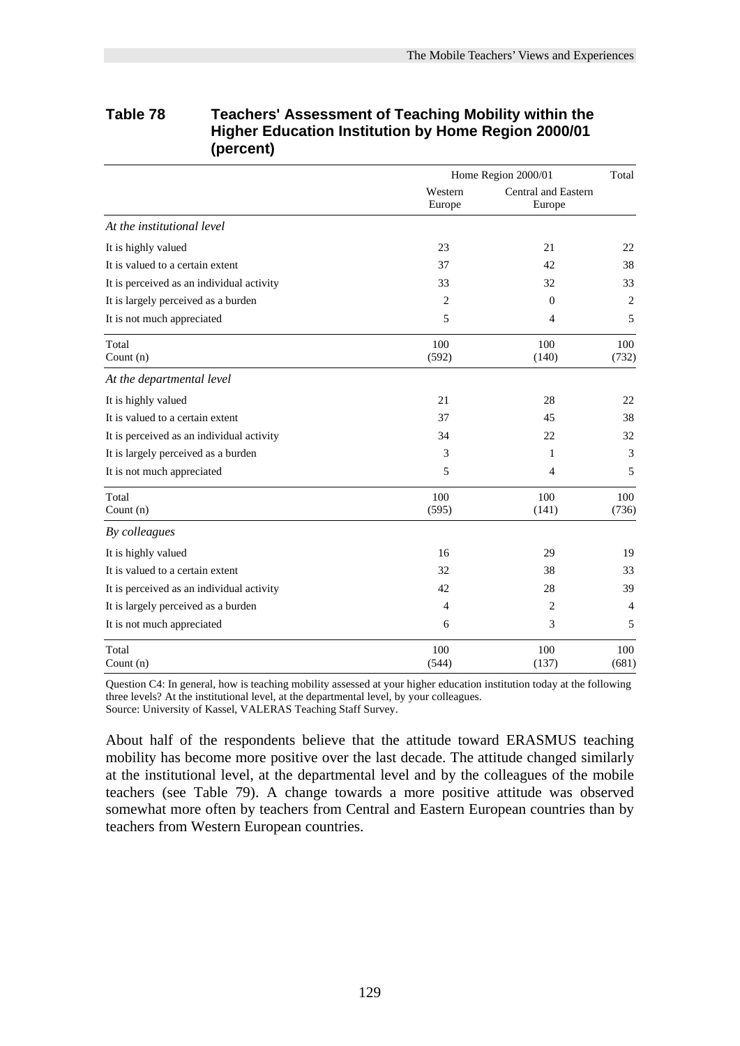**Table 78 Teachers' Assessment of Teaching Mobility within the Higher Education Institution by Home Region 2000/01 (percent)**

| | Home Region 2000/01 | | Total |
|---|---|---|---|
| | Western Europe | Central and Eastern Europe | |
| *At the institutional level* | | | |
| It is highly valued | 23 | 21 | 22 |
| It is valued to a certain extent | 37 | 42 | 38 |
| It is perceived as an individual activity | 33 | 32 | 33 |
| It is largely perceived as a burden | 2 | 0 | 2 |
| It is not much appreciated | 5 | 4 | 5 |
| Total | 100 | 100 | 100 |
| Count (n) | (592) | (140) | (732) |
| *At the departmental level* | | | |
| It is highly valued | 21 | 28 | 22 |
| It is valued to a certain extent | 37 | 45 | 38 |
| It is perceived as an individual activity | 34 | 22 | 32 |
| It is largely perceived as a burden | 3 | 1 | 3 |
| It is not much appreciated | 5 | 4 | 5 |
| Total | 100 | 100 | 100 |
| Count (n) | (595) | (141) | (736) |
| *By colleagues* | | | |
| It is highly valued | 16 | 29 | 19 |
| It is valued to a certain extent | 32 | 38 | 33 |
| It is perceived as an individual activity | 42 | 28 | 39 |
| It is largely perceived as a burden | 4 | 2 | 4 |
| It is not much appreciated | 6 | 3 | 5 |
| Total | 100 | 100 | 100 |
| Count (n) | (544) | (137) | (681) |

Question C4: In general, how is teaching mobility assessed at your higher education institution today at the following three levels? At the institutional level, at the departmental level, by your colleagues.
Source: University of Kassel, VALERAS Teaching Staff Survey.

About half of the respondents believe that the attitude toward ERASMUS teaching mobility has become more positive over the last decade. The attitude changed similarly at the institutional level, at the departmental level and by the colleagues of the mobile teachers (see Table 79). A change towards a more positive attitude was observed somewhat more often by teachers from Central and Eastern European countries than by teachers from Western European countries.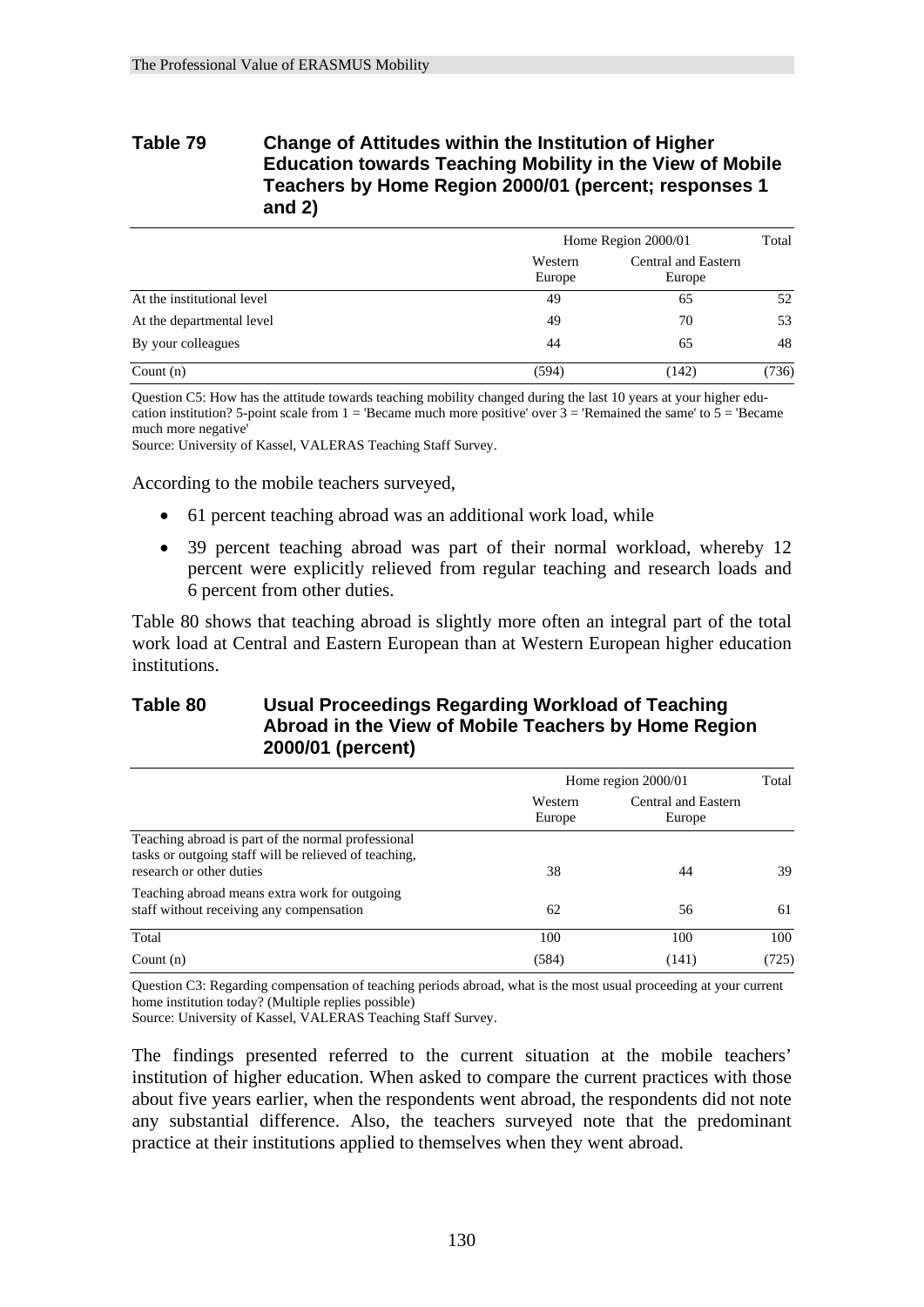**Table 79 Change of Attitudes within the Institution of Higher Education towards Teaching Mobility in the View of Mobile Teachers by Home Region 2000/01 (percent; responses 1 and 2)**

| | Home Region 2000/01 | | Total |
|---|---|---|---|
| | Western Europe | Central and Eastern Europe | |
| At the institutional level | 49 | 65 | 52 |
| At the departmental level | 49 | 70 | 53 |
| By your colleagues | 44 | 65 | 48 |
| Count (n) | (594) | (142) | (736) |

Question C5: How has the attitude towards teaching mobility changed during the last 10 years at your higher education institution? 5-point scale from 1 = 'Became much more positive' over 3 = 'Remained the same' to 5 = 'Became much more negative'
Source: University of Kassel, VALERAS Teaching Staff Survey.

According to the mobile teachers surveyed,

- 61 percent teaching abroad was an additional work load, while
- 39 percent teaching abroad was part of their normal workload, whereby 12 percent were explicitly relieved from regular teaching and research loads and 6 percent from other duties.

Table 80 shows that teaching abroad is slightly more often an integral part of the total work load at Central and Eastern European than at Western European higher education institutions.

**Table 80 Usual Proceedings Regarding Workload of Teaching Abroad in the View of Mobile Teachers by Home Region 2000/01 (percent)**

| | Home region 2000/01 | | Total |
|---|---|---|---|
| | Western Europe | Central and Eastern Europe | |
| Teaching abroad is part of the normal professional tasks or outgoing staff will be relieved of teaching, research or other duties | 38 | 44 | 39 |
| Teaching abroad means extra work for outgoing staff without receiving any compensation | 62 | 56 | 61 |
| Total | 100 | 100 | 100 |
| Count (n) | (584) | (141) | (725) |

Question C3: Regarding compensation of teaching periods abroad, what is the most usual proceeding at your current home institution today? (Multiple replies possible)
Source: University of Kassel, VALERAS Teaching Staff Survey.

The findings presented referred to the current situation at the mobile teachers' institution of higher education. When asked to compare the current practices with those about five years earlier, when the respondents went abroad, the respondents did not note any substantial difference. Also, the teachers surveyed note that the predominant practice at their institutions applied to themselves when they went abroad.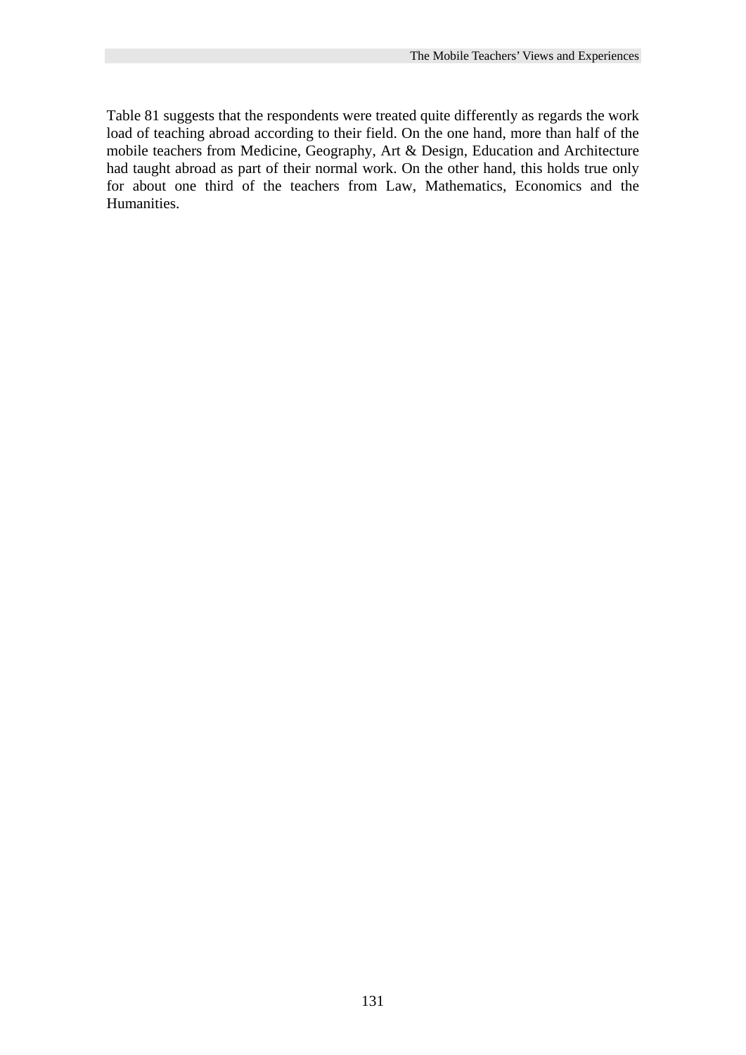Table 81 suggests that the respondents were treated quite differently as regards the work load of teaching abroad according to their field. On the one hand, more than half of the mobile teachers from Medicine, Geography, Art & Design, Education and Architecture had taught abroad as part of their normal work. On the other hand, this holds true only for about one third of the teachers from Law, Mathematics, Economics and the Humanities.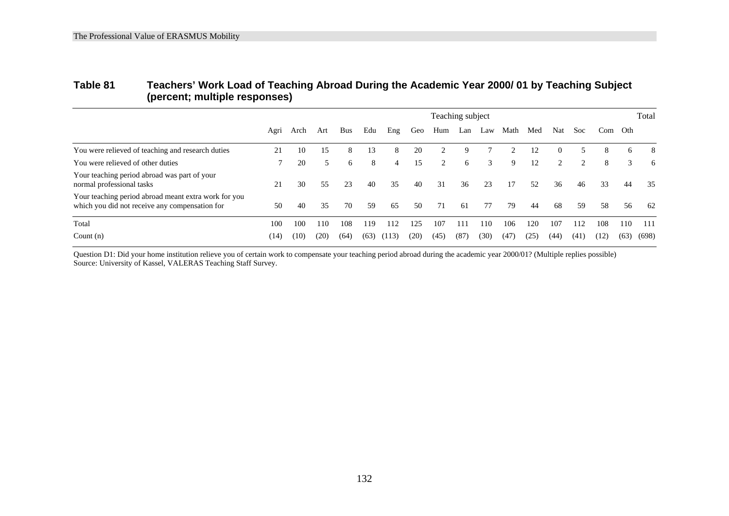**Table 81 Teachers' Work Load of Teaching Abroad During the Academic Year 2000/ 01 by Teaching Subject (percent; multiple responses)**

| | Teaching subject | | | | | | | | | | | | | | | | Total |
|---|---|---|---|---|---|---|---|---|---|---|---|---|---|---|---|---|---|
| | Agri | Arch | Art | Bus | Edu | Eng | Geo | Hum | Lan | Law | Math | Med | Nat | Soc | Com | Oth | |
| You were relieved of teaching and research duties | 21 | 10 | 15 | 8 | 13 | 8 | 20 | 2 | 9 | 7 | 2 | 12 | 0 | 5 | 8 | 6 | 8 |
| You were relieved of other duties | 7 | 20 | 5 | 6 | 8 | 4 | 15 | 2 | 6 | 3 | 9 | 12 | 2 | 2 | 8 | 3 | 6 |
| Your teaching period abroad was part of your normal professional tasks | 21 | 30 | 55 | 23 | 40 | 35 | 40 | 31 | 36 | 23 | 17 | 52 | 36 | 46 | 33 | 44 | 35 |
| Your teaching period abroad meant extra work for you which you did not receive any compensation for | 50 | 40 | 35 | 70 | 59 | 65 | 50 | 71 | 61 | 77 | 79 | 44 | 68 | 59 | 58 | 56 | 62 |
| Total | 100 | 100 | 110 | 108 | 119 | 112 | 125 | 107 | 111 | 110 | 106 | 120 | 107 | 112 | 108 | 110 | 111 |
| Count (n) | (14) | (10) | (20) | (64) | (63) | (113) | (20) | (45) | (87) | (30) | (47) | (25) | (44) | (41) | (12) | (63) | (698) |

Question D1: Did your home institution relieve you of certain work to compensate your teaching period abroad during the academic year 2000/01? (Multiple replies possible)
Source: University of Kassel, VALERAS Teaching Staff Survey.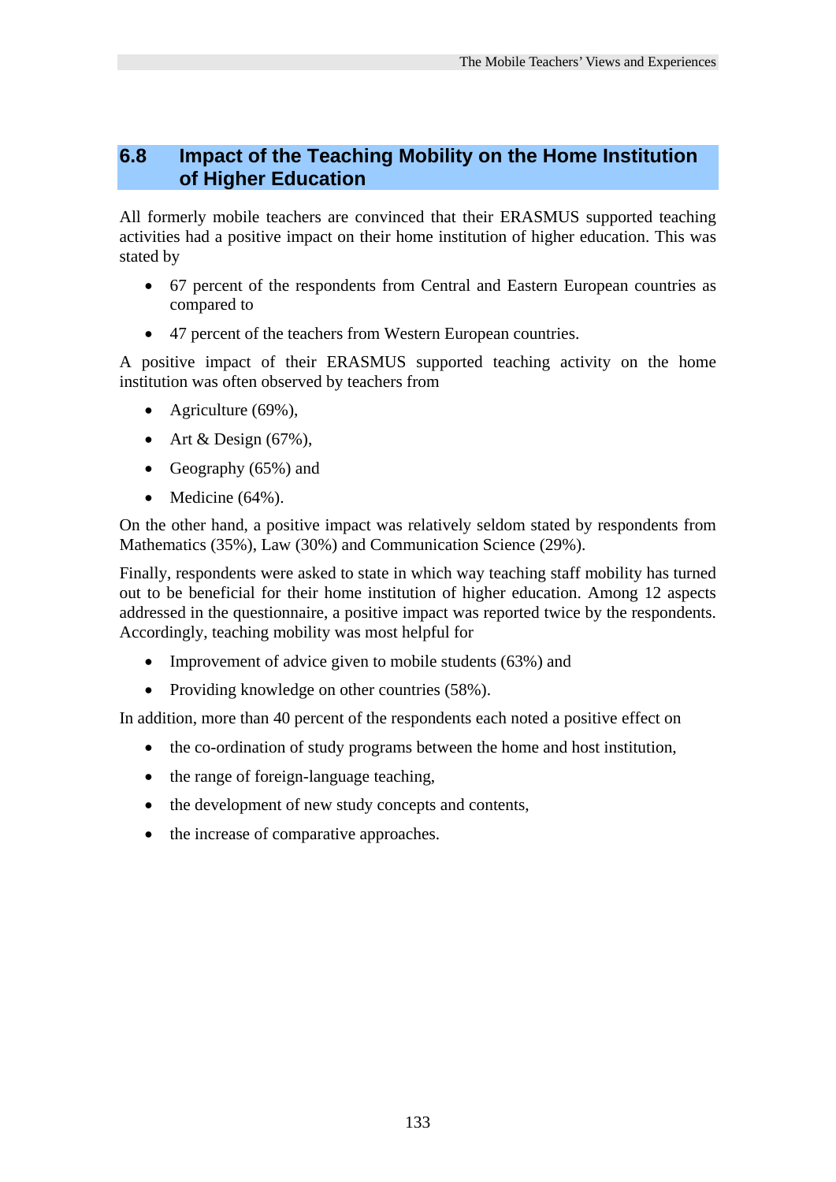## 6.8 Impact of the Teaching Mobility on the Home Institution of Higher Education

All formerly mobile teachers are convinced that their ERASMUS supported teaching activities had a positive impact on their home institution of higher education. This was stated by

- 67 percent of the respondents from Central and Eastern European countries as compared to
- 47 percent of the teachers from Western European countries.

A positive impact of their ERASMUS supported teaching activity on the home institution was often observed by teachers from

- Agriculture (69%),
- Art & Design (67%),
- Geography (65%) and
- Medicine (64%).

On the other hand, a positive impact was relatively seldom stated by respondents from Mathematics (35%), Law (30%) and Communication Science (29%).

Finally, respondents were asked to state in which way teaching staff mobility has turned out to be beneficial for their home institution of higher education. Among 12 aspects addressed in the questionnaire, a positive impact was reported twice by the respondents. Accordingly, teaching mobility was most helpful for

- Improvement of advice given to mobile students (63%) and
- Providing knowledge on other countries (58%).

In addition, more than 40 percent of the respondents each noted a positive effect on

- the co-ordination of study programs between the home and host institution,
- the range of foreign-language teaching,
- the development of new study concepts and contents,
- the increase of comparative approaches.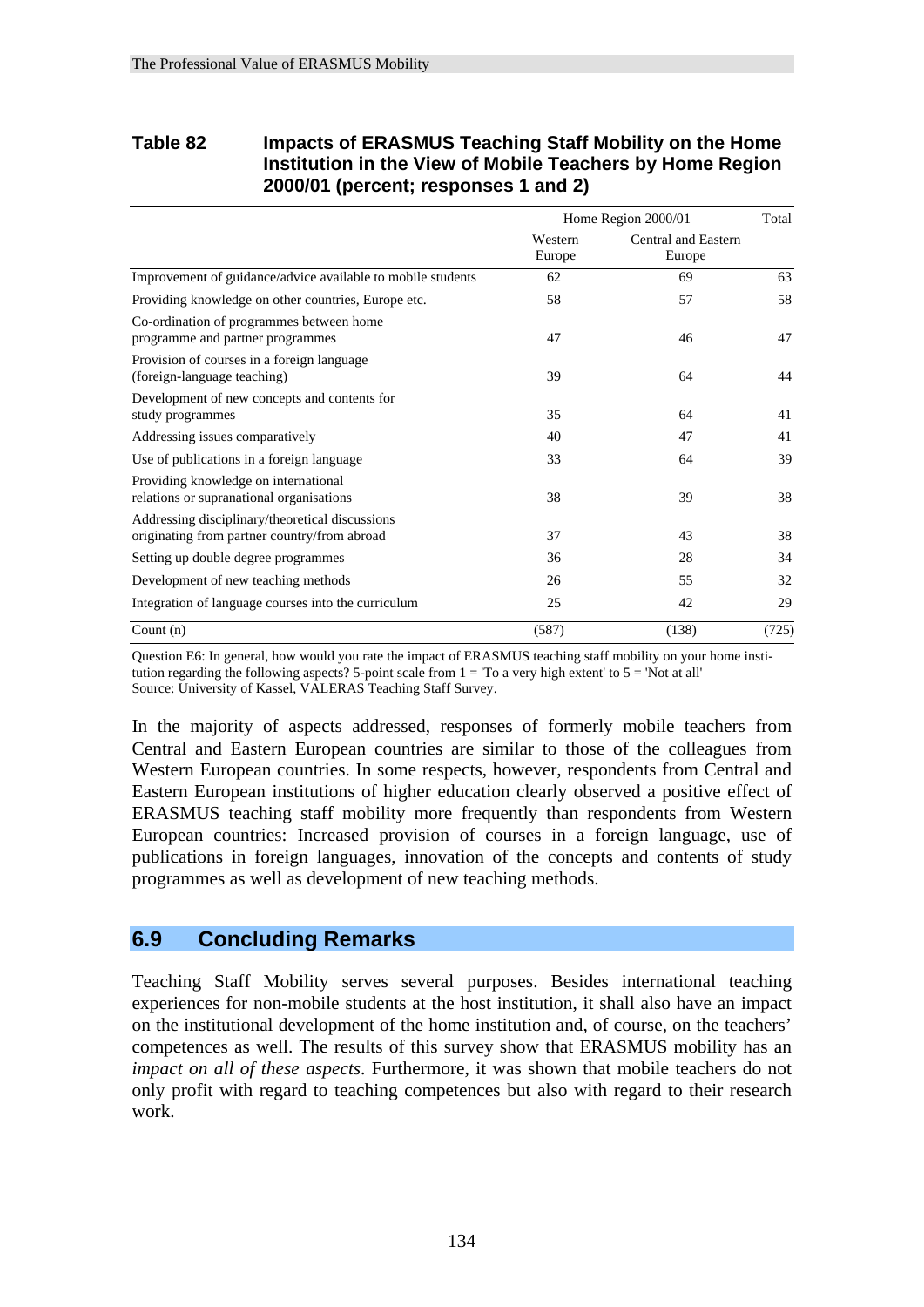**Table 82 Impacts of ERASMUS Teaching Staff Mobility on the Home Institution in the View of Mobile Teachers by Home Region 2000/01 (percent; responses 1 and 2)**

| | Home Region 2000/01 | | Total |
|---|---|---|---|
| | Western Europe | Central and Eastern Europe | |
| Improvement of guidance/advice available to mobile students | 62 | 69 | 63 |
| Providing knowledge on other countries, Europe etc. | 58 | 57 | 58 |
| Co-ordination of programmes between home programme and partner programmes | 47 | 46 | 47 |
| Provision of courses in a foreign language (foreign-language teaching) | 39 | 64 | 44 |
| Development of new concepts and contents for study programmes | 35 | 64 | 41 |
| Addressing issues comparatively | 40 | 47 | 41 |
| Use of publications in a foreign language | 33 | 64 | 39 |
| Providing knowledge on international relations or supranational organisations | 38 | 39 | 38 |
| Addressing disciplinary/theoretical discussions originating from partner country/from abroad | 37 | 43 | 38 |
| Setting up double degree programmes | 36 | 28 | 34 |
| Development of new teaching methods | 26 | 55 | 32 |
| Integration of language courses into the curriculum | 25 | 42 | 29 |
| Count (n) | (587) | (138) | (725) |

Question E6: In general, how would you rate the impact of ERASMUS teaching staff mobility on your home institution regarding the following aspects? 5-point scale from 1 = 'To a very high extent' to 5 = 'Not at all'
Source: University of Kassel, VALERAS Teaching Staff Survey.

In the majority of aspects addressed, responses of formerly mobile teachers from Central and Eastern European countries are similar to those of the colleagues from Western European countries. In some respects, however, respondents from Central and Eastern European institutions of higher education clearly observed a positive effect of ERASMUS teaching staff mobility more frequently than respondents from Western European countries: Increased provision of courses in a foreign language, use of publications in foreign languages, innovation of the concepts and contents of study programmes as well as development of new teaching methods.

## 6.9 Concluding Remarks

Teaching Staff Mobility serves several purposes. Besides international teaching experiences for non-mobile students at the host institution, it shall also have an impact on the institutional development of the home institution and, of course, on the teachers' competences as well. The results of this survey show that ERASMUS mobility has an *impact on all of these aspects*. Furthermore, it was shown that mobile teachers do not only profit with regard to teaching competences but also with regard to their research work.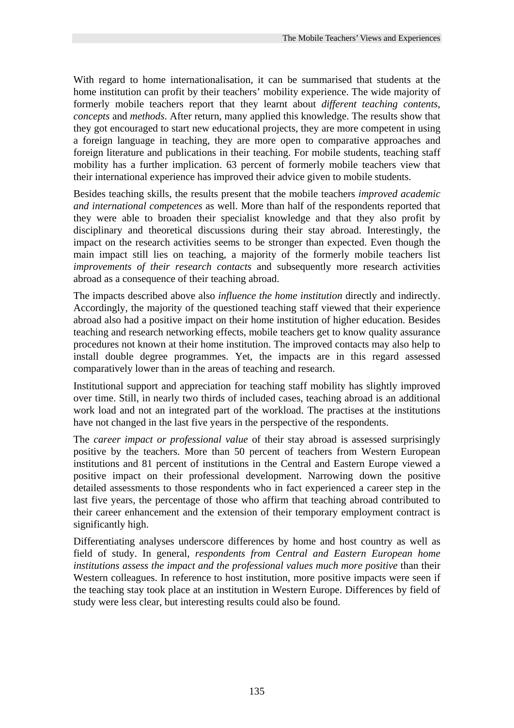With regard to home internationalisation, it can be summarised that students at the home institution can profit by their teachers' mobility experience. The wide majority of formerly mobile teachers report that they learnt about *different teaching contents*, *concepts* and *methods*. After return, many applied this knowledge. The results show that they got encouraged to start new educational projects, they are more competent in using a foreign language in teaching, they are more open to comparative approaches and foreign literature and publications in their teaching. For mobile students, teaching staff mobility has a further implication. 63 percent of formerly mobile teachers view that their international experience has improved their advice given to mobile students.

Besides teaching skills, the results present that the mobile teachers *improved academic and international competences* as well. More than half of the respondents reported that they were able to broaden their specialist knowledge and that they also profit by disciplinary and theoretical discussions during their stay abroad. Interestingly, the impact on the research activities seems to be stronger than expected. Even though the main impact still lies on teaching, a majority of the formerly mobile teachers list *improvements of their research contacts* and subsequently more research activities abroad as a consequence of their teaching abroad.

The impacts described above also *influence the home institution* directly and indirectly. Accordingly, the majority of the questioned teaching staff viewed that their experience abroad also had a positive impact on their home institution of higher education. Besides teaching and research networking effects, mobile teachers get to know quality assurance procedures not known at their home institution. The improved contacts may also help to install double degree programmes. Yet, the impacts are in this regard assessed comparatively lower than in the areas of teaching and research.

Institutional support and appreciation for teaching staff mobility has slightly improved over time. Still, in nearly two thirds of included cases, teaching abroad is an additional work load and not an integrated part of the workload. The practises at the institutions have not changed in the last five years in the perspective of the respondents.

The *career impact or professional value* of their stay abroad is assessed surprisingly positive by the teachers. More than 50 percent of teachers from Western European institutions and 81 percent of institutions in the Central and Eastern Europe viewed a positive impact on their professional development. Narrowing down the positive detailed assessments to those respondents who in fact experienced a career step in the last five years, the percentage of those who affirm that teaching abroad contributed to their career enhancement and the extension of their temporary employment contract is significantly high.

Differentiating analyses underscore differences by home and host country as well as field of study. In general, *respondents from Central and Eastern European home institutions assess the impact and the professional values much more positive* than their Western colleagues. In reference to host institution, more positive impacts were seen if the teaching stay took place at an institution in Western Europe. Differences by field of study were less clear, but interesting results could also be found.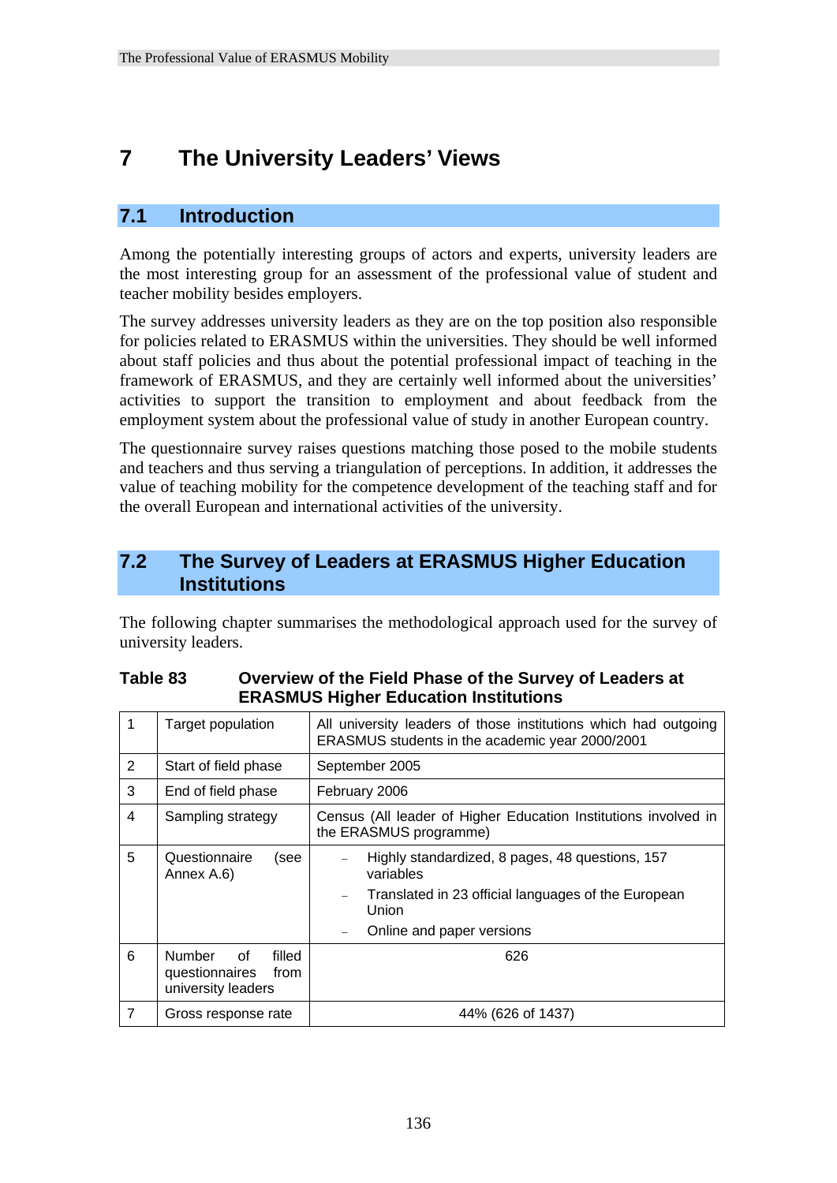# 7 The University Leaders' Views

## 7.1 Introduction

Among the potentially interesting groups of actors and experts, university leaders are the most interesting group for an assessment of the professional value of student and teacher mobility besides employers.

The survey addresses university leaders as they are on the top position also responsible for policies related to ERASMUS within the universities. They should be well informed about staff policies and thus about the potential professional impact of teaching in the framework of ERASMUS, and they are certainly well informed about the universities' activities to support the transition to employment and about feedback from the employment system about the professional value of study in another European country.

The questionnaire survey raises questions matching those posed to the mobile students and teachers and thus serving a triangulation of perceptions. In addition, it addresses the value of teaching mobility for the competence development of the teaching staff and for the overall European and international activities of the university.

## 7.2 The Survey of Leaders at ERASMUS Higher Education Institutions

The following chapter summarises the methodological approach used for the survey of university leaders.

**Table 83 Overview of the Field Phase of the Survey of Leaders at ERASMUS Higher Education Institutions**

| | | |
|---|---|---|
| 1 | Target population | All university leaders of those institutions which had outgoing ERASMUS students in the academic year 2000/2001 |
| 2 | Start of field phase | September 2005 |
| 3 | End of field phase | February 2006 |
| 4 | Sampling strategy | Census (All leader of Higher Education Institutions involved in the ERASMUS programme) |
| 5 | Questionnaire (see Annex A.6) | – Highly standardized, 8 pages, 48 questions, 157 variables<br>– Translated in 23 official languages of the European Union<br>– Online and paper versions |
| 6 | Number of filled questionnaires from university leaders | 626 |
| 7 | Gross response rate | 44% (626 of 1437) |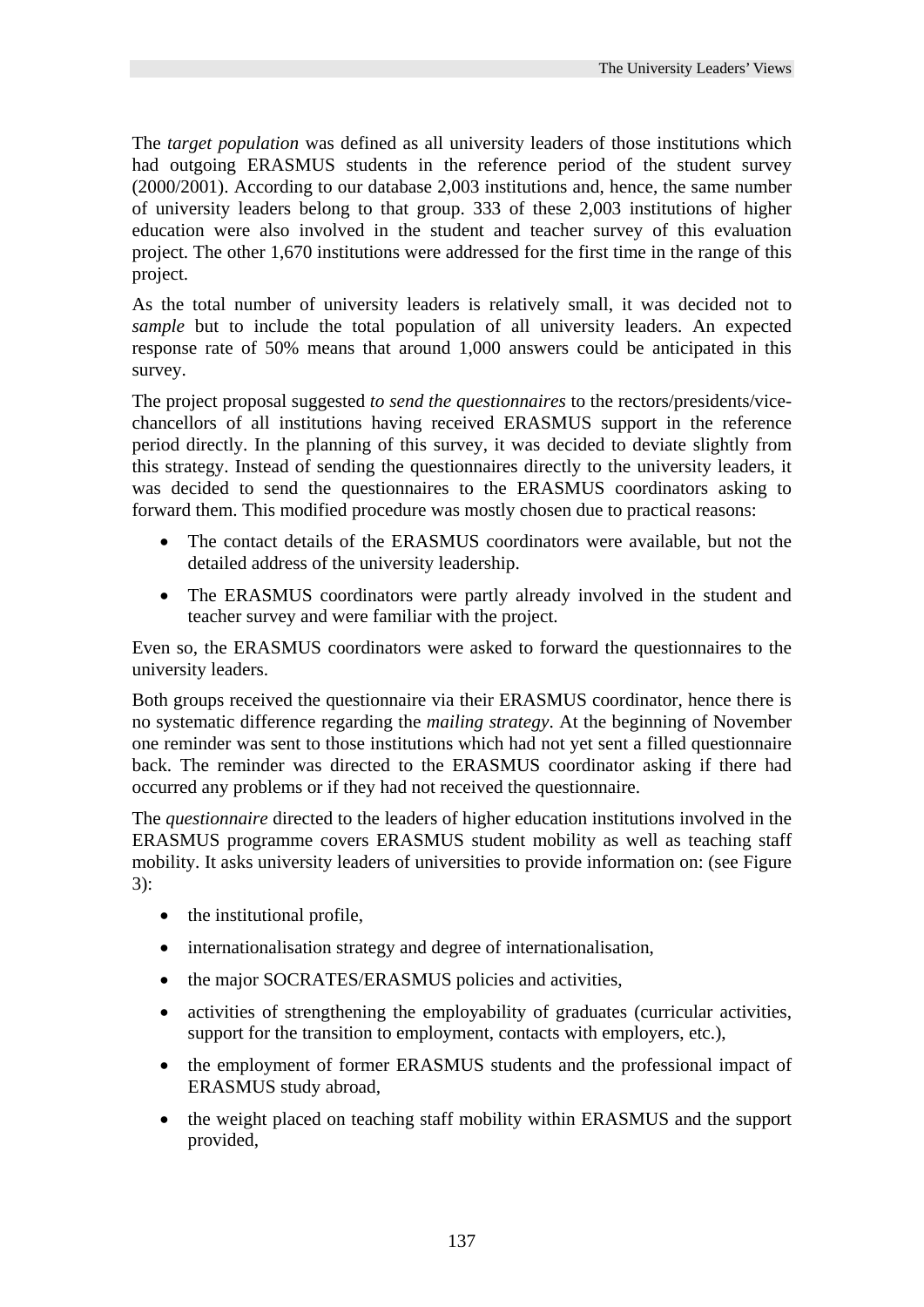The *target population* was defined as all university leaders of those institutions which had outgoing ERASMUS students in the reference period of the student survey (2000/2001). According to our database 2,003 institutions and, hence, the same number of university leaders belong to that group. 333 of these 2,003 institutions of higher education were also involved in the student and teacher survey of this evaluation project. The other 1,670 institutions were addressed for the first time in the range of this project.

As the total number of university leaders is relatively small, it was decided not to *sample* but to include the total population of all university leaders. An expected response rate of 50% means that around 1,000 answers could be anticipated in this survey.

The project proposal suggested *to send the questionnaires* to the rectors/presidents/vice-chancellors of all institutions having received ERASMUS support in the reference period directly. In the planning of this survey, it was decided to deviate slightly from this strategy. Instead of sending the questionnaires directly to the university leaders, it was decided to send the questionnaires to the ERASMUS coordinators asking to forward them. This modified procedure was mostly chosen due to practical reasons:

- The contact details of the ERASMUS coordinators were available, but not the detailed address of the university leadership.
- The ERASMUS coordinators were partly already involved in the student and teacher survey and were familiar with the project.

Even so, the ERASMUS coordinators were asked to forward the questionnaires to the university leaders.

Both groups received the questionnaire via their ERASMUS coordinator, hence there is no systematic difference regarding the *mailing strategy*. At the beginning of November one reminder was sent to those institutions which had not yet sent a filled questionnaire back. The reminder was directed to the ERASMUS coordinator asking if there had occurred any problems or if they had not received the questionnaire.

The *questionnaire* directed to the leaders of higher education institutions involved in the ERASMUS programme covers ERASMUS student mobility as well as teaching staff mobility. It asks university leaders of universities to provide information on: (see Figure 3):

- the institutional profile,
- internationalisation strategy and degree of internationalisation,
- the major SOCRATES/ERASMUS policies and activities,
- activities of strengthening the employability of graduates (curricular activities, support for the transition to employment, contacts with employers, etc.),
- the employment of former ERASMUS students and the professional impact of ERASMUS study abroad,
- the weight placed on teaching staff mobility within ERASMUS and the support provided,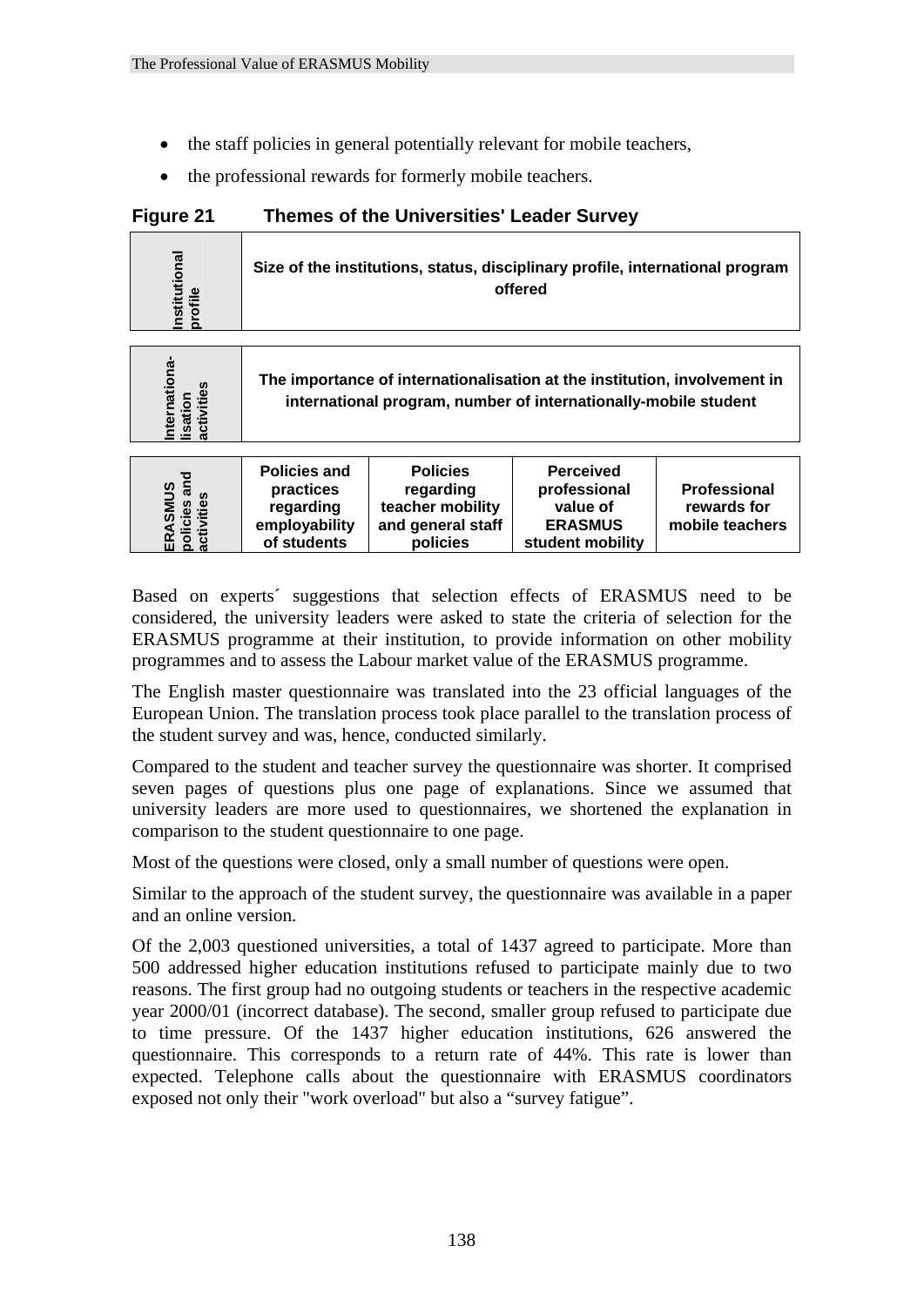- the staff policies in general potentially relevant for mobile teachers,
- the professional rewards for formerly mobile teachers.

**Figure 21 Themes of the Universities' Leader Survey**

| Institutional profile | Size of the institutions, status, disciplinary profile, international program offered | | | |
|---|---|---|---|---|
| **Internationa-lisation activities** | **The importance of internationalisation at the institution, involvement in international program, number of internationally-mobile student** | | | |
| **ERASMUS policies and activities** | **Policies and practices regarding employability of students** | **Policies regarding teacher mobility and general staff policies** | **Perceived professional value of ERASMUS student mobility** | **Professional rewards for mobile teachers** |

Based on experts´ suggestions that selection effects of ERASMUS need to be considered, the university leaders were asked to state the criteria of selection for the ERASMUS programme at their institution, to provide information on other mobility programmes and to assess the Labour market value of the ERASMUS programme.

The English master questionnaire was translated into the 23 official languages of the European Union. The translation process took place parallel to the translation process of the student survey and was, hence, conducted similarly.

Compared to the student and teacher survey the questionnaire was shorter. It comprised seven pages of questions plus one page of explanations. Since we assumed that university leaders are more used to questionnaires, we shortened the explanation in comparison to the student questionnaire to one page.

Most of the questions were closed, only a small number of questions were open.

Similar to the approach of the student survey, the questionnaire was available in a paper and an online version.

Of the 2,003 questioned universities, a total of 1437 agreed to participate. More than 500 addressed higher education institutions refused to participate mainly due to two reasons. The first group had no outgoing students or teachers in the respective academic year 2000/01 (incorrect database). The second, smaller group refused to participate due to time pressure. Of the 1437 higher education institutions, 626 answered the questionnaire. This corresponds to a return rate of 44%. This rate is lower than expected. Telephone calls about the questionnaire with ERASMUS coordinators exposed not only their "work overload" but also a “survey fatigue”.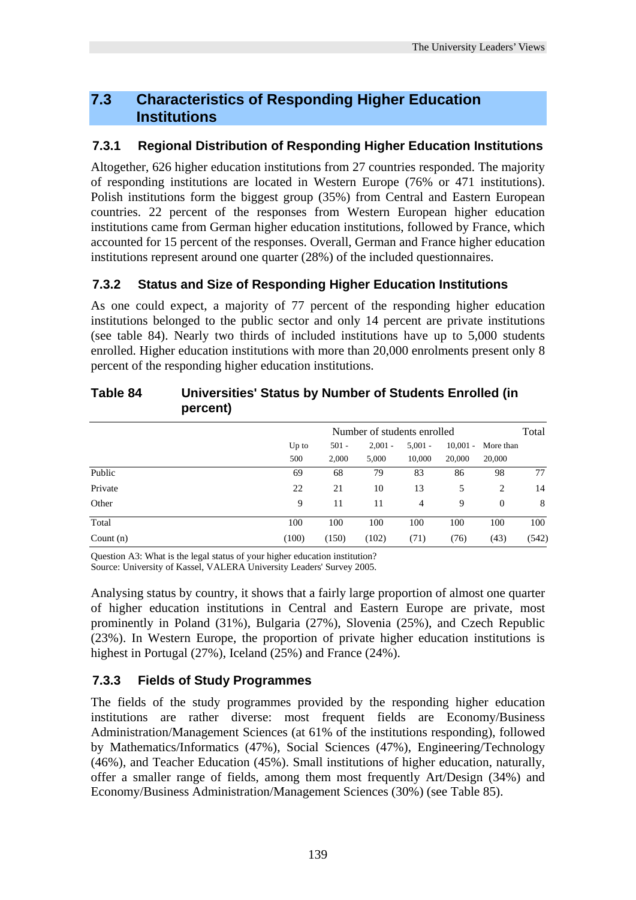## 7.3 Characteristics of Responding Higher Education Institutions

### 7.3.1 Regional Distribution of Responding Higher Education Institutions

Altogether, 626 higher education institutions from 27 countries responded. The majority of responding institutions are located in Western Europe (76% or 471 institutions). Polish institutions form the biggest group (35%) from Central and Eastern European countries. 22 percent of the responses from Western European higher education institutions came from German higher education institutions, followed by France, which accounted for 15 percent of the responses. Overall, German and France higher education institutions represent around one quarter (28%) of the included questionnaires.

### 7.3.2 Status and Size of Responding Higher Education Institutions

As one could expect, a majority of 77 percent of the responding higher education institutions belonged to the public sector and only 14 percent are private institutions (see table 84). Nearly two thirds of included institutions have up to 5,000 students enrolled. Higher education institutions with more than 20,000 enrolments present only 8 percent of the responding higher education institutions.

**Table 84 Universities' Status by Number of Students Enrolled (in percent)**

| | Number of students enrolled | | | | | | Total |
|---|---|---|---|---|---|---|---|
| | Up to 500 | 501 - 2,000 | 2,001 - 5,000 | 5,001 - 10,000 | 10,001 - 20,000 | More than 20,000 | |
| Public | 69 | 68 | 79 | 83 | 86 | 98 | 77 |
| Private | 22 | 21 | 10 | 13 | 5 | 2 | 14 |
| Other | 9 | 11 | 11 | 4 | 9 | 0 | 8 |
| Total | 100 | 100 | 100 | 100 | 100 | 100 | 100 |
| Count (n) | (100) | (150) | (102) | (71) | (76) | (43) | (542) |

Question A3: What is the legal status of your higher education institution?
Source: University of Kassel, VALERA University Leaders' Survey 2005.

Analysing status by country, it shows that a fairly large proportion of almost one quarter of higher education institutions in Central and Eastern Europe are private, most prominently in Poland (31%), Bulgaria (27%), Slovenia (25%), and Czech Republic (23%). In Western Europe, the proportion of private higher education institutions is highest in Portugal (27%), Iceland (25%) and France (24%).

### 7.3.3 Fields of Study Programmes

The fields of the study programmes provided by the responding higher education institutions are rather diverse: most frequent fields are Economy/Business Administration/Management Sciences (at 61% of the institutions responding), followed by Mathematics/Informatics (47%), Social Sciences (47%), Engineering/Technology (46%), and Teacher Education (45%). Small institutions of higher education, naturally, offer a smaller range of fields, among them most frequently Art/Design (34%) and Economy/Business Administration/Management Sciences (30%) (see Table 85).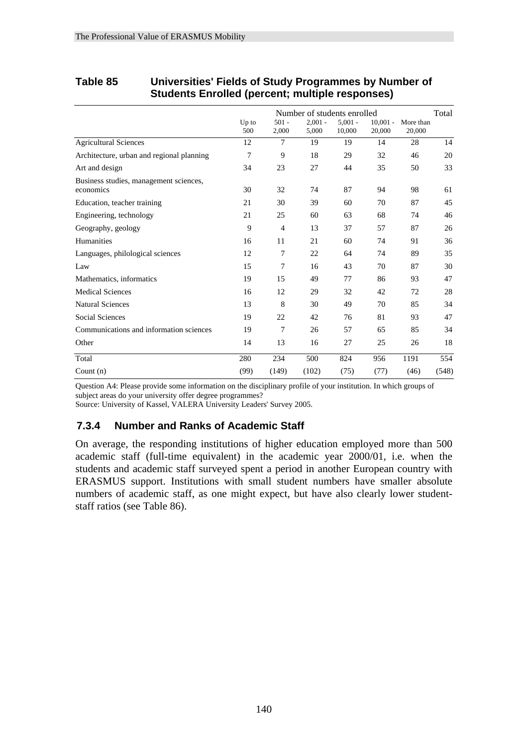**Table 85 Universities' Fields of Study Programmes by Number of Students Enrolled (percent; multiple responses)**

| | Number of students enrolled | | | | | | Total |
|---|---|---|---|---|---|---|---|
| | Up to 500 | 501 - 2,000 | 2,001 - 5,000 | 5,001 - 10,000 | 10,001 - 20,000 | More than 20,000 | |
| Agricultural Sciences | 12 | 7 | 19 | 19 | 14 | 28 | 14 |
| Architecture, urban and regional planning | 7 | 9 | 18 | 29 | 32 | 46 | 20 |
| Art and design | 34 | 23 | 27 | 44 | 35 | 50 | 33 |
| Business studies, management sciences, economics | 30 | 32 | 74 | 87 | 94 | 98 | 61 |
| Education, teacher training | 21 | 30 | 39 | 60 | 70 | 87 | 45 |
| Engineering, technology | 21 | 25 | 60 | 63 | 68 | 74 | 46 |
| Geography, geology | 9 | 4 | 13 | 37 | 57 | 87 | 26 |
| Humanities | 16 | 11 | 21 | 60 | 74 | 91 | 36 |
| Languages, philological sciences | 12 | 7 | 22 | 64 | 74 | 89 | 35 |
| Law | 15 | 7 | 16 | 43 | 70 | 87 | 30 |
| Mathematics, informatics | 19 | 15 | 49 | 77 | 86 | 93 | 47 |
| Medical Sciences | 16 | 12 | 29 | 32 | 42 | 72 | 28 |
| Natural Sciences | 13 | 8 | 30 | 49 | 70 | 85 | 34 |
| Social Sciences | 19 | 22 | 42 | 76 | 81 | 93 | 47 |
| Communications and information sciences | 19 | 7 | 26 | 57 | 65 | 85 | 34 |
| Other | 14 | 13 | 16 | 27 | 25 | 26 | 18 |
| Total | 280 | 234 | 500 | 824 | 956 | 1191 | 554 |
| Count (n) | (99) | (149) | (102) | (75) | (77) | (46) | (548) |

Question A4: Please provide some information on the disciplinary profile of your institution. In which groups of subject areas do your university offer degree programmes?
Source: University of Kassel, VALERA University Leaders' Survey 2005.

### 7.3.4 Number and Ranks of Academic Staff

On average, the responding institutions of higher education employed more than 500 academic staff (full-time equivalent) in the academic year 2000/01, i.e. when the students and academic staff surveyed spent a period in another European country with ERASMUS support. Institutions with small student numbers have smaller absolute numbers of academic staff, as one might expect, but have also clearly lower student-staff ratios (see Table 86).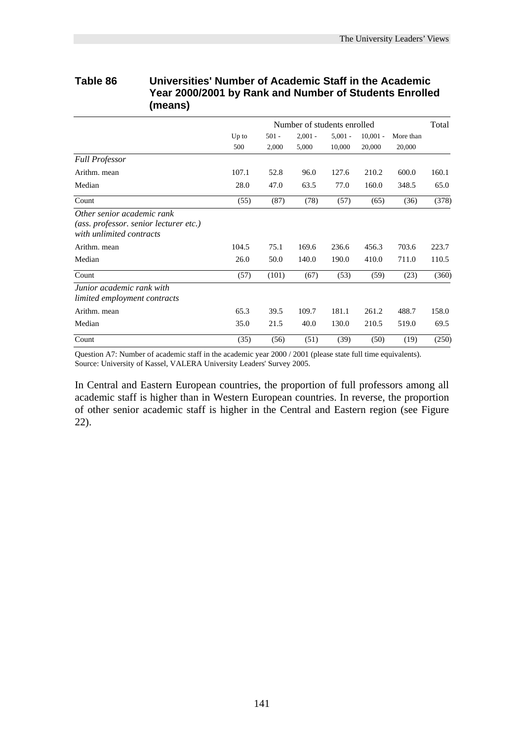**Table 86 Universities' Number of Academic Staff in the Academic Year 2000/2001 by Rank and Number of Students Enrolled (means)**

| | Number of students enrolled | | | | | | Total |
|---|---|---|---|---|---|---|---|
| | Up to 500 | 501 - 2,000 | 2,001 - 5,000 | 5,001 - 10,000 | 10,001 - 20,000 | More than 20,000 | |
| *Full Professor* | | | | | | | |
| Arithm. mean | 107.1 | 52.8 | 96.0 | 127.6 | 210.2 | 600.0 | 160.1 |
| Median | 28.0 | 47.0 | 63.5 | 77.0 | 160.0 | 348.5 | 65.0 |
| Count | (55) | (87) | (78) | (57) | (65) | (36) | (378) |
| *Other senior academic rank (ass. professor. senior lecturer etc.) with unlimited contracts* | | | | | | | |
| Arithm. mean | 104.5 | 75.1 | 169.6 | 236.6 | 456.3 | 703.6 | 223.7 |
| Median | 26.0 | 50.0 | 140.0 | 190.0 | 410.0 | 711.0 | 110.5 |
| Count | (57) | (101) | (67) | (53) | (59) | (23) | (360) |
| *Junior academic rank with limited employment contracts* | | | | | | | |
| Arithm. mean | 65.3 | 39.5 | 109.7 | 181.1 | 261.2 | 488.7 | 158.0 |
| Median | 35.0 | 21.5 | 40.0 | 130.0 | 210.5 | 519.0 | 69.5 |
| Count | (35) | (56) | (51) | (39) | (50) | (19) | (250) |

Question A7: Number of academic staff in the academic year 2000 / 2001 (please state full time equivalents).
Source: University of Kassel, VALERA University Leaders' Survey 2005.

In Central and Eastern European countries, the proportion of full professors among all academic staff is higher than in Western European countries. In reverse, the proportion of other senior academic staff is higher in the Central and Eastern region (see Figure 22).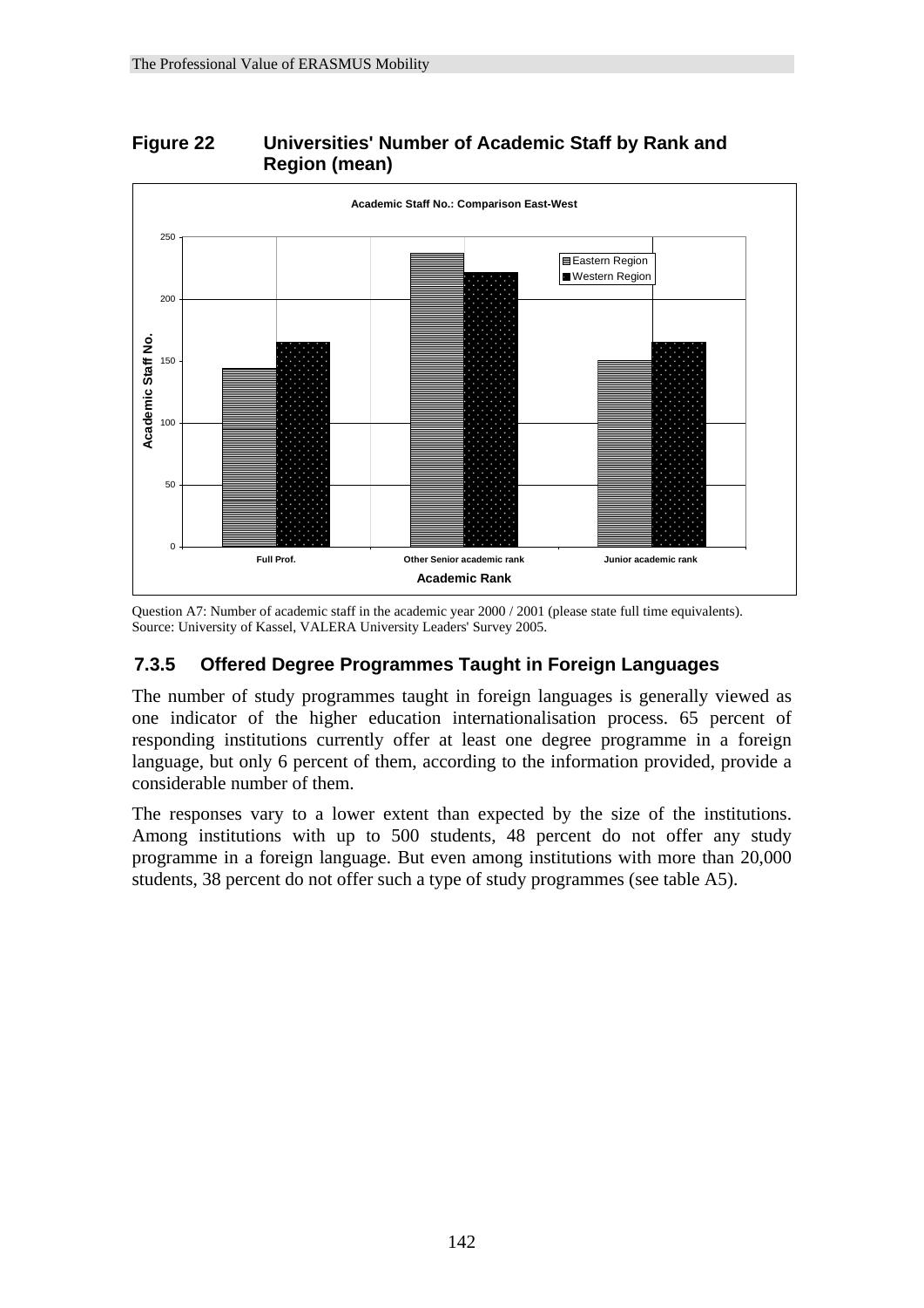**Figure 22 Universities' Number of Academic Staff by Rank and Region (mean)**

Question A7: Number of academic staff in the academic year 2000 / 2001 (please state full time equivalents).
Source: University of Kassel, VALERA University Leaders' Survey 2005.

### 7.3.5 Offered Degree Programmes Taught in Foreign Languages

The number of study programmes taught in foreign languages is generally viewed as one indicator of the higher education internationalisation process. 65 percent of responding institutions currently offer at least one degree programme in a foreign language, but only 6 percent of them, according to the information provided, provide a considerable number of them.

The responses vary to a lower extent than expected by the size of the institutions. Among institutions with up to 500 students, 48 percent do not offer any study programme in a foreign language. But even among institutions with more than 20,000 students, 38 percent do not offer such a type of study programmes (see table A5).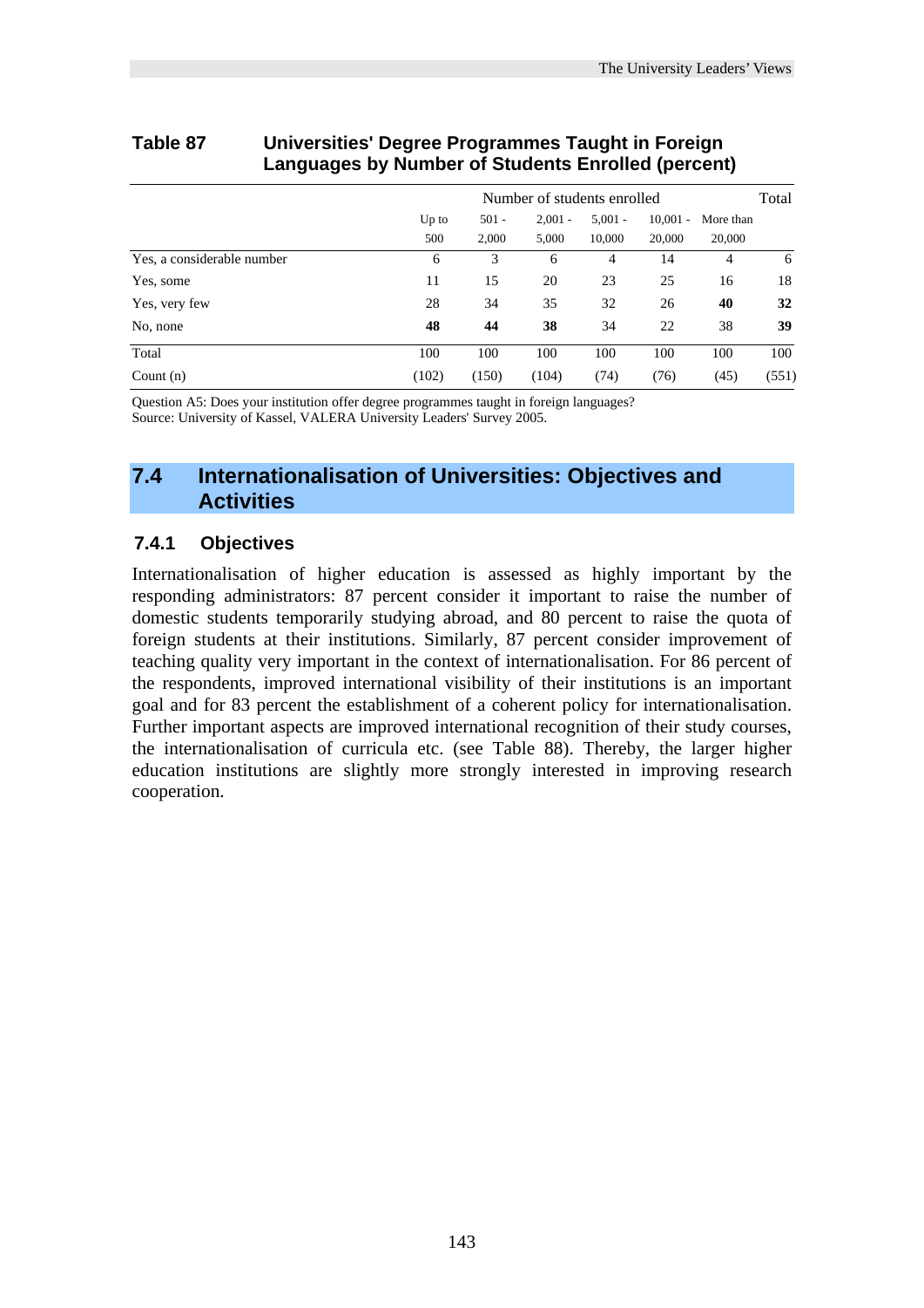**Table 87 Universities' Degree Programmes Taught in Foreign Languages by Number of Students Enrolled (percent)**

| | Number of students enrolled | | | | | | Total |
|---|---|---|---|---|---|---|---|
| | Up to 500 | 501 - 2,000 | 2,001 - 5,000 | 5,001 - 10,000 | 10,001 - 20,000 | More than 20,000 | |
| Yes, a considerable number | 6 | 3 | 6 | 4 | 14 | 4 | 6 |
| Yes, some | 11 | 15 | 20 | 23 | 25 | 16 | 18 |
| Yes, very few | 28 | 34 | 35 | 32 | 26 | **40** | **32** |
| No, none | **48** | **44** | **38** | 34 | 22 | 38 | **39** |
| Total | 100 | 100 | 100 | 100 | 100 | 100 | 100 |
| Count (n) | (102) | (150) | (104) | (74) | (76) | (45) | (551) |

Question A5: Does your institution offer degree programmes taught in foreign languages?
Source: University of Kassel, VALERA University Leaders' Survey 2005.

## 7.4 Internationalisation of Universities: Objectives and Activities

### 7.4.1 Objectives

Internationalisation of higher education is assessed as highly important by the responding administrators: 87 percent consider it important to raise the number of domestic students temporarily studying abroad, and 80 percent to raise the quota of foreign students at their institutions. Similarly, 87 percent consider improvement of teaching quality very important in the context of internationalisation. For 86 percent of the respondents, improved international visibility of their institutions is an important goal and for 83 percent the establishment of a coherent policy for internationalisation. Further important aspects are improved international recognition of their study courses, the internationalisation of curricula etc. (see Table 88). Thereby, the larger higher education institutions are slightly more strongly interested in improving research cooperation.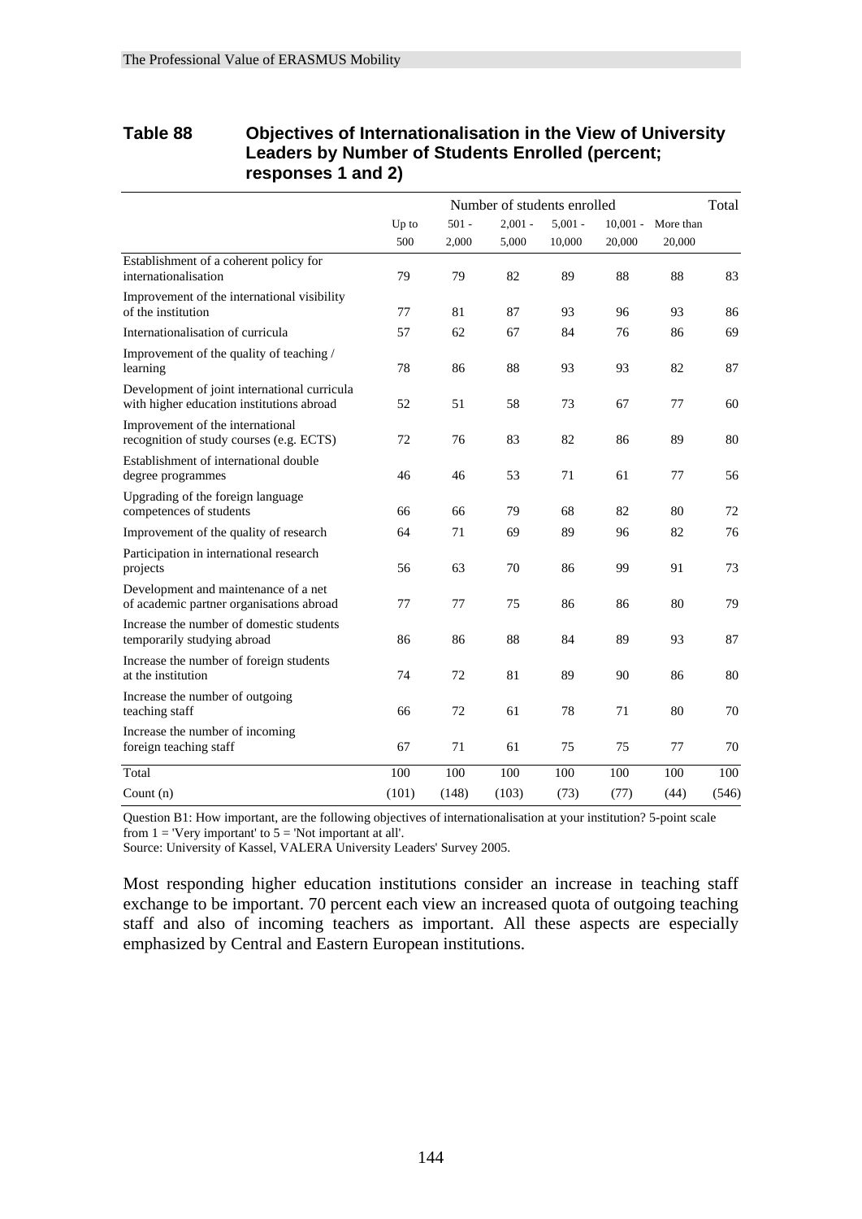**Table 88 Objectives of Internationalisation in the View of University Leaders by Number of Students Enrolled (percent; responses 1 and 2)**

| | Number of students enrolled | | | | | | Total |
|---|---|---|---|---|---|---|---|
| | Up to 500 | 501 - 2,000 | 2,001 - 5,000 | 5,001 - 10,000 | 10,001 - 20,000 | More than 20,000 | |
| Establishment of a coherent policy for internationalisation | 79 | 79 | 82 | 89 | 88 | 88 | 83 |
| Improvement of the international visibility of the institution | 77 | 81 | 87 | 93 | 96 | 93 | 86 |
| Internationalisation of curricula | 57 | 62 | 67 | 84 | 76 | 86 | 69 |
| Improvement of the quality of teaching / learning | 78 | 86 | 88 | 93 | 93 | 82 | 87 |
| Development of joint international curricula with higher education institutions abroad | 52 | 51 | 58 | 73 | 67 | 77 | 60 |
| Improvement of the international recognition of study courses (e.g. ECTS) | 72 | 76 | 83 | 82 | 86 | 89 | 80 |
| Establishment of international double degree programmes | 46 | 46 | 53 | 71 | 61 | 77 | 56 |
| Upgrading of the foreign language competences of students | 66 | 66 | 79 | 68 | 82 | 80 | 72 |
| Improvement of the quality of research | 64 | 71 | 69 | 89 | 96 | 82 | 76 |
| Participation in international research projects | 56 | 63 | 70 | 86 | 99 | 91 | 73 |
| Development and maintenance of a net of academic partner organisations abroad | 77 | 77 | 75 | 86 | 86 | 80 | 79 |
| Increase the number of domestic students temporarily studying abroad | 86 | 86 | 88 | 84 | 89 | 93 | 87 |
| Increase the number of foreign students at the institution | 74 | 72 | 81 | 89 | 90 | 86 | 80 |
| Increase the number of outgoing teaching staff | 66 | 72 | 61 | 78 | 71 | 80 | 70 |
| Increase the number of incoming foreign teaching staff | 67 | 71 | 61 | 75 | 75 | 77 | 70 |
| Total | 100 | 100 | 100 | 100 | 100 | 100 | 100 |
| Count (n) | (101) | (148) | (103) | (73) | (77) | (44) | (546) |

Question B1: How important, are the following objectives of internationalisation at your institution? 5-point scale from 1 = 'Very important' to 5 = 'Not important at all'.
Source: University of Kassel, VALERA University Leaders' Survey 2005.

Most responding higher education institutions consider an increase in teaching staff exchange to be important. 70 percent each view an increased quota of outgoing teaching staff and also of incoming teachers as important. All these aspects are especially emphasized by Central and Eastern European institutions.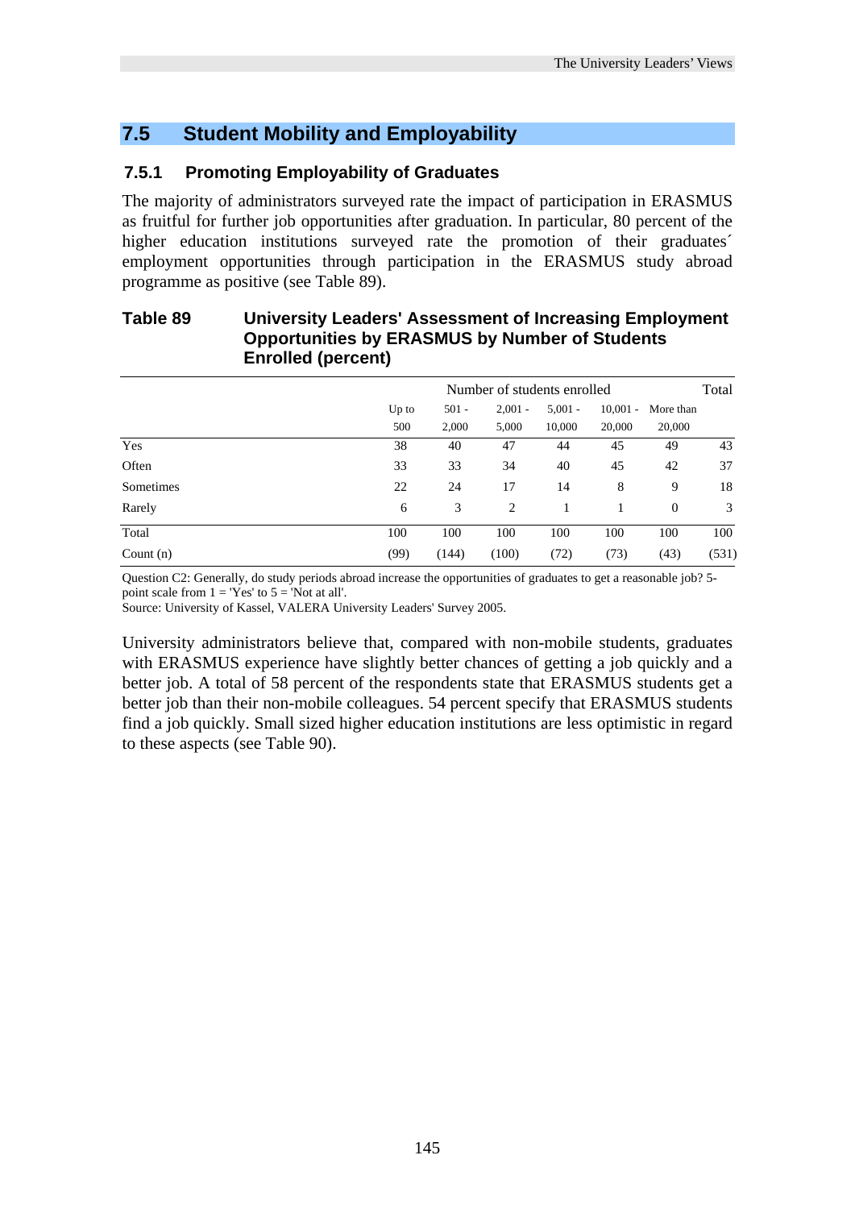## 7.5 Student Mobility and Employability

### 7.5.1 Promoting Employability of Graduates

The majority of administrators surveyed rate the impact of participation in ERASMUS as fruitful for further job opportunities after graduation. In particular, 80 percent of the higher education institutions surveyed rate the promotion of their graduates´ employment opportunities through participation in the ERASMUS study abroad programme as positive (see Table 89).

**Table 89 University Leaders' Assessment of Increasing Employment Opportunities by ERASMUS by Number of Students Enrolled (percent)**

| | Number of students enrolled | | | | | | Total |
|---|---|---|---|---|---|---|---|
| | Up to 500 | 501 - 2,000 | 2,001 - 5,000 | 5,001 - 10,000 | 10,001 - 20,000 | More than 20,000 | |
| Yes | 38 | 40 | 47 | 44 | 45 | 49 | 43 |
| Often | 33 | 33 | 34 | 40 | 45 | 42 | 37 |
| Sometimes | 22 | 24 | 17 | 14 | 8 | 9 | 18 |
| Rarely | 6 | 3 | 2 | 1 | 1 | 0 | 3 |
| Total | 100 | 100 | 100 | 100 | 100 | 100 | 100 |
| Count (n) | (99) | (144) | (100) | (72) | (73) | (43) | (531) |

Question C2: Generally, do study periods abroad increase the opportunities of graduates to get a reasonable job? 5-point scale from 1 = 'Yes' to 5 = 'Not at all'.
Source: University of Kassel, VALERA University Leaders' Survey 2005.

University administrators believe that, compared with non-mobile students, graduates with ERASMUS experience have slightly better chances of getting a job quickly and a better job. A total of 58 percent of the respondents state that ERASMUS students get a better job than their non-mobile colleagues. 54 percent specify that ERASMUS students find a job quickly. Small sized higher education institutions are less optimistic in regard to these aspects (see Table 90).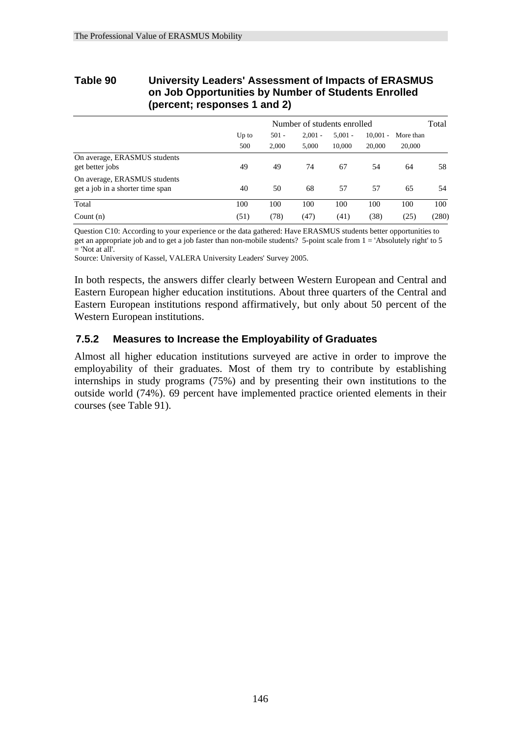**Table 90 University Leaders' Assessment of Impacts of ERASMUS on Job Opportunities by Number of Students Enrolled (percent; responses 1 and 2)**

| | Number of students enrolled | | | | | | Total |
|---|---|---|---|---|---|---|---|
| | Up to 500 | 501 - 2,000 | 2,001 - 5,000 | 5,001 - 10,000 | 10,001 - 20,000 | More than 20,000 | |
| On average, ERASMUS students get better jobs | 49 | 49 | 74 | 67 | 54 | 64 | 58 |
| On average, ERASMUS students get a job in a shorter time span | 40 | 50 | 68 | 57 | 57 | 65 | 54 |
| Total | 100 | 100 | 100 | 100 | 100 | 100 | 100 |
| Count (n) | (51) | (78) | (47) | (41) | (38) | (25) | (280) |

Question C10: According to your experience or the data gathered: Have ERASMUS students better opportunities to get an appropriate job and to get a job faster than non-mobile students? 5-point scale from 1 = 'Absolutely right' to 5 = 'Not at all'.
Source: University of Kassel, VALERA University Leaders' Survey 2005.

In both respects, the answers differ clearly between Western European and Central and Eastern European higher education institutions. About three quarters of the Central and Eastern European institutions respond affirmatively, but only about 50 percent of the Western European institutions.

### 7.5.2 Measures to Increase the Employability of Graduates

Almost all higher education institutions surveyed are active in order to improve the employability of their graduates. Most of them try to contribute by establishing internships in study programs (75%) and by presenting their own institutions to the outside world (74%). 69 percent have implemented practice oriented elements in their courses (see Table 91).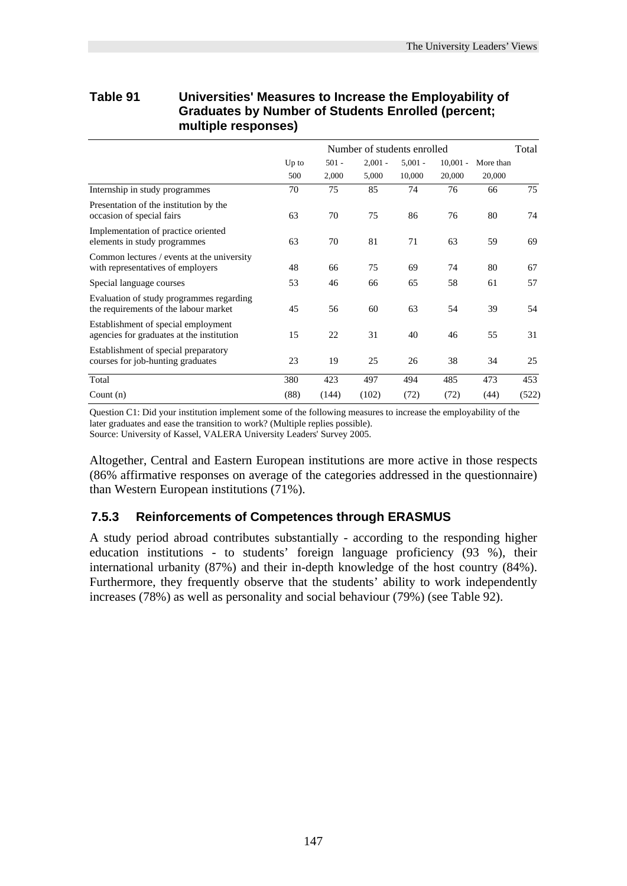**Table 91 Universities' Measures to Increase the Employability of Graduates by Number of Students Enrolled (percent; multiple responses)**

| | Number of students enrolled | | | | | | Total |
|---|---|---|---|---|---|---|---|
| | Up to 500 | 501 - 2,000 | 2,001 - 5,000 | 5,001 - 10,000 | 10,001 - 20,000 | More than 20,000 | |
| Internship in study programmes | 70 | 75 | 85 | 74 | 76 | 66 | 75 |
| Presentation of the institution by the occasion of special fairs | 63 | 70 | 75 | 86 | 76 | 80 | 74 |
| Implementation of practice oriented elements in study programmes | 63 | 70 | 81 | 71 | 63 | 59 | 69 |
| Common lectures / events at the university with representatives of employers | 48 | 66 | 75 | 69 | 74 | 80 | 67 |
| Special language courses | 53 | 46 | 66 | 65 | 58 | 61 | 57 |
| Evaluation of study programmes regarding the requirements of the labour market | 45 | 56 | 60 | 63 | 54 | 39 | 54 |
| Establishment of special employment agencies for graduates at the institution | 15 | 22 | 31 | 40 | 46 | 55 | 31 |
| Establishment of special preparatory courses for job-hunting graduates | 23 | 19 | 25 | 26 | 38 | 34 | 25 |
| Total | 380 | 423 | 497 | 494 | 485 | 473 | 453 |
| Count (n) | (88) | (144) | (102) | (72) | (72) | (44) | (522) |

Question C1: Did your institution implement some of the following measures to increase the employability of the later graduates and ease the transition to work? (Multiple replies possible).
Source: University of Kassel, VALERA University Leaders' Survey 2005.

Altogether, Central and Eastern European institutions are more active in those respects (86% affirmative responses on average of the categories addressed in the questionnaire) than Western European institutions (71%).

### 7.5.3 Reinforcements of Competences through ERASMUS

A study period abroad contributes substantially - according to the responding higher education institutions - to students' foreign language proficiency (93 %), their international urbanity (87%) and their in-depth knowledge of the host country (84%). Furthermore, they frequently observe that the students' ability to work independently increases (78%) as well as personality and social behaviour (79%) (see Table 92).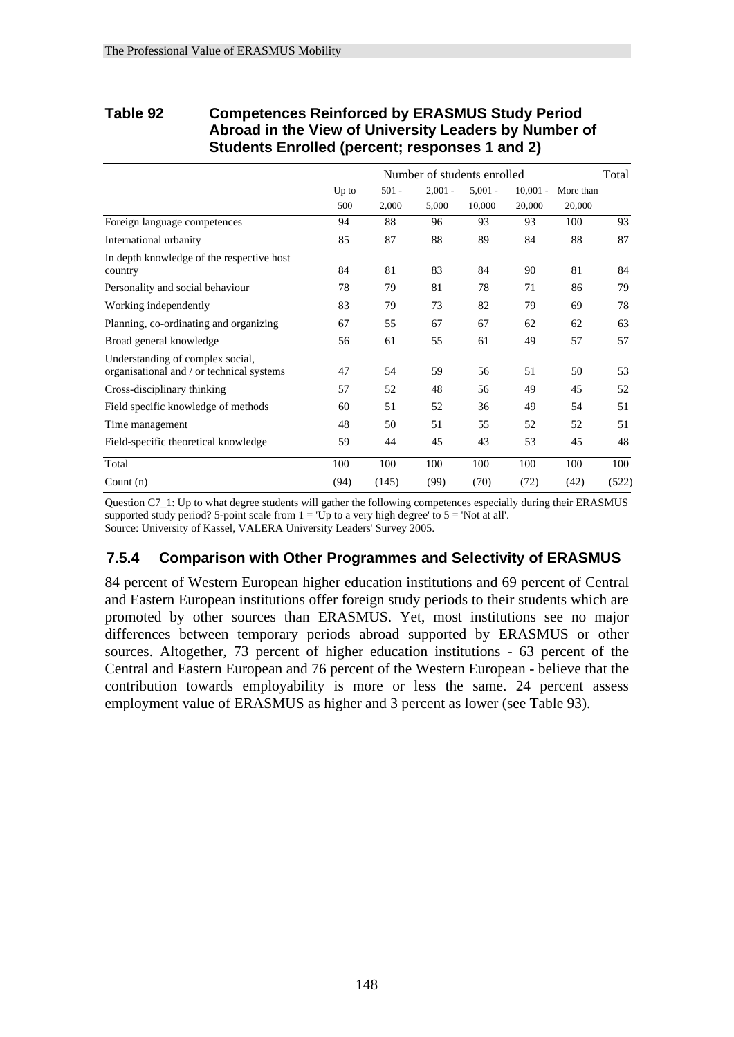**Table 92 Competences Reinforced by ERASMUS Study Period Abroad in the View of University Leaders by Number of Students Enrolled (percent; responses 1 and 2)**

| | Number of students enrolled | | | | | | Total |
|---|---|---|---|---|---|---|---|
| | Up to 500 | 501 - 2,000 | 2,001 - 5,000 | 5,001 - 10,000 | 10,001 - 20,000 | More than 20,000 | |
| Foreign language competences | 94 | 88 | 96 | 93 | 93 | 100 | 93 |
| International urbanity | 85 | 87 | 88 | 89 | 84 | 88 | 87 |
| In depth knowledge of the respective host country | 84 | 81 | 83 | 84 | 90 | 81 | 84 |
| Personality and social behaviour | 78 | 79 | 81 | 78 | 71 | 86 | 79 |
| Working independently | 83 | 79 | 73 | 82 | 79 | 69 | 78 |
| Planning, co-ordinating and organizing | 67 | 55 | 67 | 67 | 62 | 62 | 63 |
| Broad general knowledge | 56 | 61 | 55 | 61 | 49 | 57 | 57 |
| Understanding of complex social, organisational and / or technical systems | 47 | 54 | 59 | 56 | 51 | 50 | 53 |
| Cross-disciplinary thinking | 57 | 52 | 48 | 56 | 49 | 45 | 52 |
| Field specific knowledge of methods | 60 | 51 | 52 | 36 | 49 | 54 | 51 |
| Time management | 48 | 50 | 51 | 55 | 52 | 52 | 51 |
| Field-specific theoretical knowledge | 59 | 44 | 45 | 43 | 53 | 45 | 48 |
| Total | 100 | 100 | 100 | 100 | 100 | 100 | 100 |
| Count (n) | (94) | (145) | (99) | (70) | (72) | (42) | (522) |

Question C7_1: Up to what degree students will gather the following competences especially during their ERASMUS supported study period? 5-point scale from 1 = 'Up to a very high degree' to 5 = 'Not at all'.
Source: University of Kassel, VALERA University Leaders' Survey 2005.

### 7.5.4 Comparison with Other Programmes and Selectivity of ERASMUS

84 percent of Western European higher education institutions and 69 percent of Central and Eastern European institutions offer foreign study periods to their students which are promoted by other sources than ERASMUS. Yet, most institutions see no major differences between temporary periods abroad supported by ERASMUS or other sources. Altogether, 73 percent of higher education institutions - 63 percent of the Central and Eastern European and 76 percent of the Western European - believe that the contribution towards employability is more or less the same. 24 percent assess employment value of ERASMUS as higher and 3 percent as lower (see Table 93).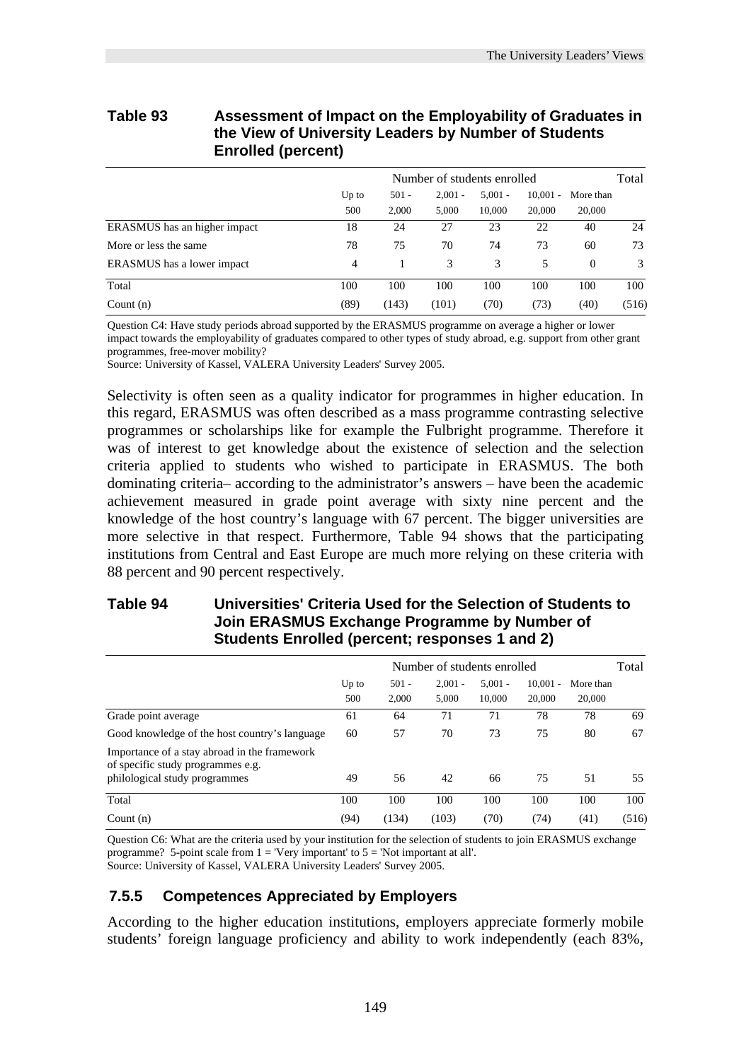**Table 93 Assessment of Impact on the Employability of Graduates in the View of University Leaders by Number of Students Enrolled (percent)**

| | Number of students enrolled | | | | | | Total |
|---|---|---|---|---|---|---|---|
| | Up to 500 | 501 - 2,000 | 2,001 - 5,000 | 5,001 - 10,000 | 10,001 - 20,000 | More than 20,000 | |
| ERASMUS has an higher impact | 18 | 24 | 27 | 23 | 22 | 40 | 24 |
| More or less the same | 78 | 75 | 70 | 74 | 73 | 60 | 73 |
| ERASMUS has a lower impact | 4 | 1 | 3 | 3 | 5 | 0 | 3 |
| Total | 100 | 100 | 100 | 100 | 100 | 100 | 100 |
| Count (n) | (89) | (143) | (101) | (70) | (73) | (40) | (516) |

Question C4: Have study periods abroad supported by the ERASMUS programme on average a higher or lower impact towards the employability of graduates compared to other types of study abroad, e.g. support from other grant programmes, free-mover mobility?
Source: University of Kassel, VALERA University Leaders' Survey 2005.

Selectivity is often seen as a quality indicator for programmes in higher education. In this regard, ERASMUS was often described as a mass programme contrasting selective programmes or scholarships like for example the Fulbright programme. Therefore it was of interest to get knowledge about the existence of selection and the selection criteria applied to students who wished to participate in ERASMUS. The both dominating criteria– according to the administrator's answers – have been the academic achievement measured in grade point average with sixty nine percent and the knowledge of the host country's language with 67 percent. The bigger universities are more selective in that respect. Furthermore, Table 94 shows that the participating institutions from Central and East Europe are much more relying on these criteria with 88 percent and 90 percent respectively.

**Table 94 Universities' Criteria Used for the Selection of Students to Join ERASMUS Exchange Programme by Number of Students Enrolled (percent; responses 1 and 2)**

| | Number of students enrolled | | | | | | Total |
|---|---|---|---|---|---|---|---|
| | Up to 500 | 501 - 2,000 | 2,001 - 5,000 | 5,001 - 10,000 | 10,001 - 20,000 | More than 20,000 | |
| Grade point average | 61 | 64 | 71 | 71 | 78 | 78 | 69 |
| Good knowledge of the host country's language | 60 | 57 | 70 | 73 | 75 | 80 | 67 |
| Importance of a stay abroad in the framework of specific study programmes e.g. philological study programmes | 49 | 56 | 42 | 66 | 75 | 51 | 55 |
| Total | 100 | 100 | 100 | 100 | 100 | 100 | 100 |
| Count (n) | (94) | (134) | (103) | (70) | (74) | (41) | (516) |

Question C6: What are the criteria used by your institution for the selection of students to join ERASMUS exchange programme? 5-point scale from 1 = 'Very important' to 5 = 'Not important at all'.
Source: University of Kassel, VALERA University Leaders' Survey 2005.

### 7.5.5 Competences Appreciated by Employers

According to the higher education institutions, employers appreciate formerly mobile students' foreign language proficiency and ability to work independently (each 83%,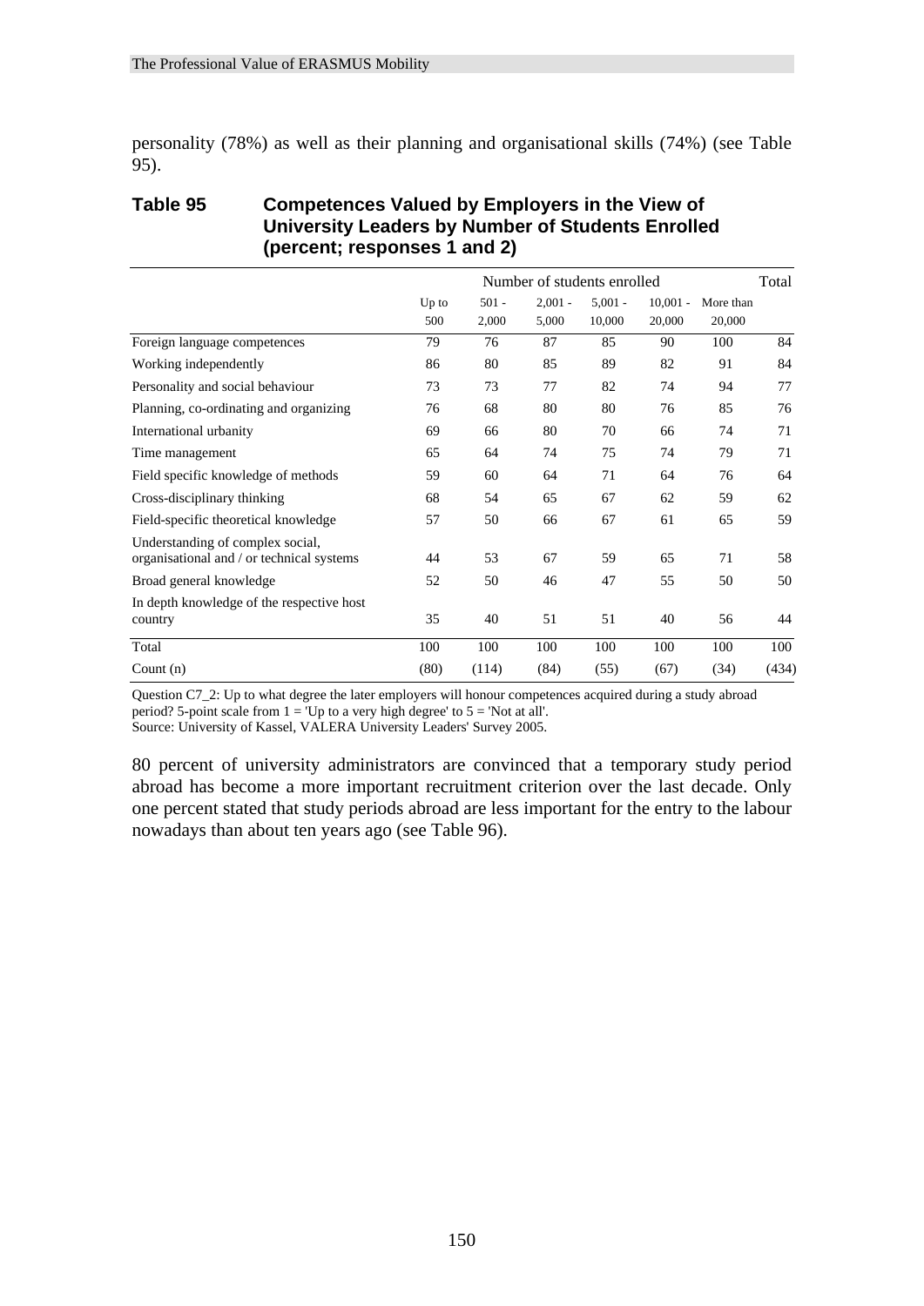personality (78%) as well as their planning and organisational skills (74%) (see Table 95).

**Table 95 Competences Valued by Employers in the View of University Leaders by Number of Students Enrolled (percent; responses 1 and 2)**

| | Number of students enrolled | | | | | | Total |
|---|---|---|---|---|---|---|---|
| | Up to 500 | 501 - 2,000 | 2,001 - 5,000 | 5,001 - 10,000 | 10,001 - 20,000 | More than 20,000 | |
| Foreign language competences | 79 | 76 | 87 | 85 | 90 | 100 | 84 |
| Working independently | 86 | 80 | 85 | 89 | 82 | 91 | 84 |
| Personality and social behaviour | 73 | 73 | 77 | 82 | 74 | 94 | 77 |
| Planning, co-ordinating and organizing | 76 | 68 | 80 | 80 | 76 | 85 | 76 |
| International urbanity | 69 | 66 | 80 | 70 | 66 | 74 | 71 |
| Time management | 65 | 64 | 74 | 75 | 74 | 79 | 71 |
| Field specific knowledge of methods | 59 | 60 | 64 | 71 | 64 | 76 | 64 |
| Cross-disciplinary thinking | 68 | 54 | 65 | 67 | 62 | 59 | 62 |
| Field-specific theoretical knowledge | 57 | 50 | 66 | 67 | 61 | 65 | 59 |
| Understanding of complex social, organisational and / or technical systems | 44 | 53 | 67 | 59 | 65 | 71 | 58 |
| Broad general knowledge | 52 | 50 | 46 | 47 | 55 | 50 | 50 |
| In depth knowledge of the respective host country | 35 | 40 | 51 | 51 | 40 | 56 | 44 |
| Total | 100 | 100 | 100 | 100 | 100 | 100 | 100 |
| Count (n) | (80) | (114) | (84) | (55) | (67) | (34) | (434) |

Question C7_2: Up to what degree the later employers will honour competences acquired during a study abroad period? 5-point scale from 1 = 'Up to a very high degree' to 5 = 'Not at all'.
Source: University of Kassel, VALERA University Leaders' Survey 2005.

80 percent of university administrators are convinced that a temporary study period abroad has become a more important recruitment criterion over the last decade. Only one percent stated that study periods abroad are less important for the entry to the labour nowadays than about ten years ago (see Table 96).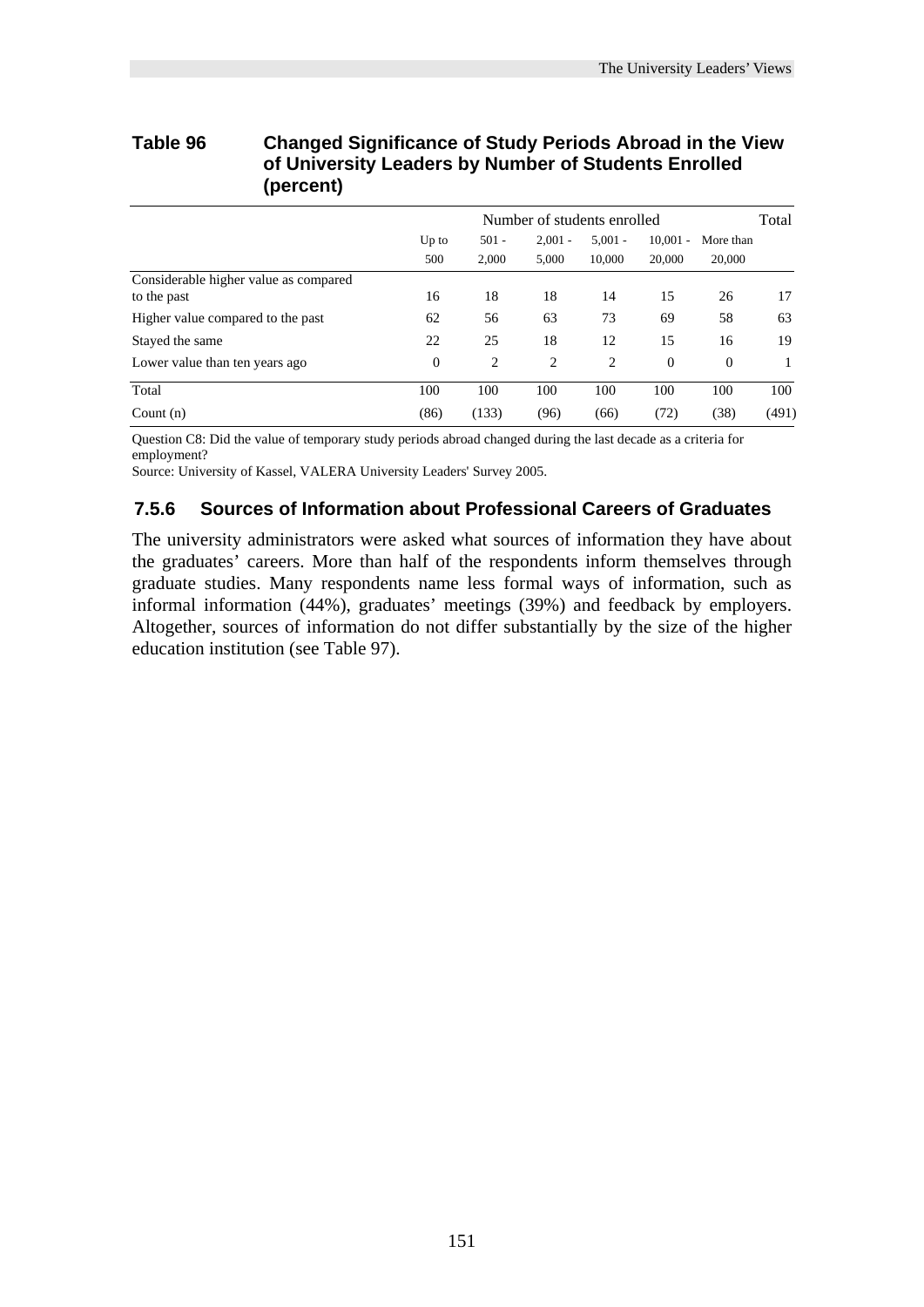**Table 96 Changed Significance of Study Periods Abroad in the View of University Leaders by Number of Students Enrolled (percent)**

| | Number of students enrolled | | | | | | Total |
|---|---|---|---|---|---|---|---|
| | Up to 500 | 501 - 2,000 | 2,001 - 5,000 | 5,001 - 10,000 | 10,001 - 20,000 | More than 20,000 | |
| Considerable higher value as compared to the past | 16 | 18 | 18 | 14 | 15 | 26 | 17 |
| Higher value compared to the past | 62 | 56 | 63 | 73 | 69 | 58 | 63 |
| Stayed the same | 22 | 25 | 18 | 12 | 15 | 16 | 19 |
| Lower value than ten years ago | 0 | 2 | 2 | 2 | 0 | 0 | 1 |
| Total | 100 | 100 | 100 | 100 | 100 | 100 | 100 |
| Count (n) | (86) | (133) | (96) | (66) | (72) | (38) | (491) |

Question C8: Did the value of temporary study periods abroad changed during the last decade as a criteria for employment?
Source: University of Kassel, VALERA University Leaders' Survey 2005.

### 7.5.6 Sources of Information about Professional Careers of Graduates

The university administrators were asked what sources of information they have about the graduates' careers. More than half of the respondents inform themselves through graduate studies. Many respondents name less formal ways of information, such as informal information (44%), graduates' meetings (39%) and feedback by employers. Altogether, sources of information do not differ substantially by the size of the higher education institution (see Table 97).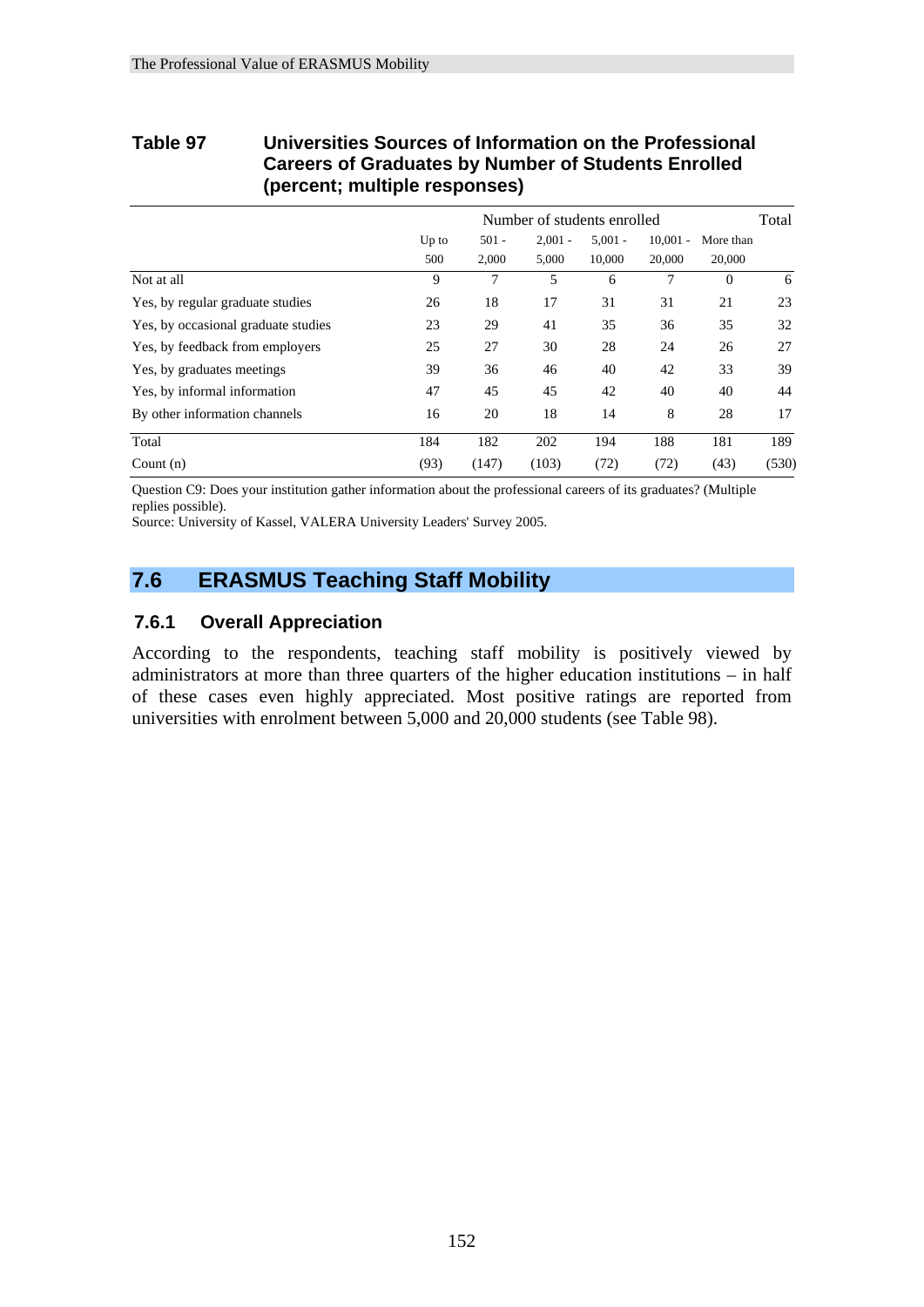**Table 97 Universities Sources of Information on the Professional Careers of Graduates by Number of Students Enrolled (percent; multiple responses)**

| | Number of students enrolled | | | | | | Total |
|---|---|---|---|---|---|---|---|
| | Up to 500 | 501 - 2,000 | 2,001 - 5,000 | 5,001 - 10,000 | 10,001 - 20,000 | More than 20,000 | |
| Not at all | 9 | 7 | 5 | 6 | 7 | 0 | 6 |
| Yes, by regular graduate studies | 26 | 18 | 17 | 31 | 31 | 21 | 23 |
| Yes, by occasional graduate studies | 23 | 29 | 41 | 35 | 36 | 35 | 32 |
| Yes, by feedback from employers | 25 | 27 | 30 | 28 | 24 | 26 | 27 |
| Yes, by graduates meetings | 39 | 36 | 46 | 40 | 42 | 33 | 39 |
| Yes, by informal information | 47 | 45 | 45 | 42 | 40 | 40 | 44 |
| By other information channels | 16 | 20 | 18 | 14 | 8 | 28 | 17 |
| Total | 184 | 182 | 202 | 194 | 188 | 181 | 189 |
| Count (n) | (93) | (147) | (103) | (72) | (72) | (43) | (530) |

Question C9: Does your institution gather information about the professional careers of its graduates? (Multiple replies possible).
Source: University of Kassel, VALERA University Leaders' Survey 2005.

## 7.6 ERASMUS Teaching Staff Mobility

### 7.6.1 Overall Appreciation

According to the respondents, teaching staff mobility is positively viewed by administrators at more than three quarters of the higher education institutions – in half of these cases even highly appreciated. Most positive ratings are reported from universities with enrolment between 5,000 and 20,000 students (see Table 98).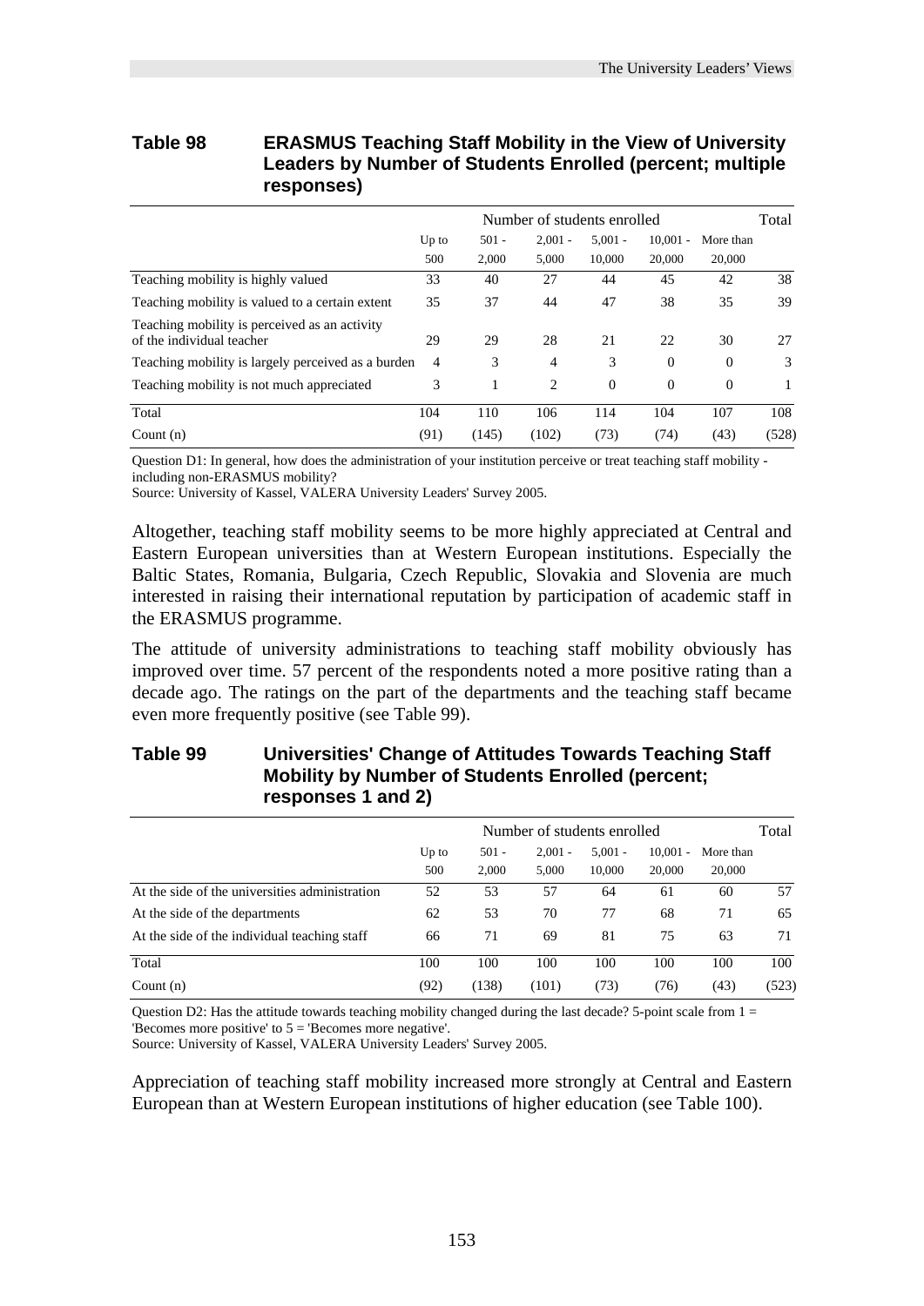**Table 98 ERASMUS Teaching Staff Mobility in the View of University Leaders by Number of Students Enrolled (percent; multiple responses)**

| | Number of students enrolled | | | | | | Total |
|---|---|---|---|---|---|---|---|
| | Up to 500 | 501 - 2,000 | 2,001 - 5,000 | 5,001 - 10,000 | 10,001 - 20,000 | More than 20,000 | |
| Teaching mobility is highly valued | 33 | 40 | 27 | 44 | 45 | 42 | 38 |
| Teaching mobility is valued to a certain extent | 35 | 37 | 44 | 47 | 38 | 35 | 39 |
| Teaching mobility is perceived as an activity of the individual teacher | 29 | 29 | 28 | 21 | 22 | 30 | 27 |
| Teaching mobility is largely perceived as a burden | 4 | 3 | 4 | 3 | 0 | 0 | 3 |
| Teaching mobility is not much appreciated | 3 | 1 | 2 | 0 | 0 | 0 | 1 |
| Total | 104 | 110 | 106 | 114 | 104 | 107 | 108 |
| Count (n) | (91) | (145) | (102) | (73) | (74) | (43) | (528) |

Question D1: In general, how does the administration of your institution perceive or treat teaching staff mobility - including non-ERASMUS mobility?
Source: University of Kassel, VALERA University Leaders' Survey 2005.

Altogether, teaching staff mobility seems to be more highly appreciated at Central and Eastern European universities than at Western European institutions. Especially the Baltic States, Romania, Bulgaria, Czech Republic, Slovakia and Slovenia are much interested in raising their international reputation by participation of academic staff in the ERASMUS programme.

The attitude of university administrations to teaching staff mobility obviously has improved over time. 57 percent of the respondents noted a more positive rating than a decade ago. The ratings on the part of the departments and the teaching staff became even more frequently positive (see Table 99).

**Table 99 Universities' Change of Attitudes Towards Teaching Staff Mobility by Number of Students Enrolled (percent; responses 1 and 2)**

| | Number of students enrolled | | | | | | Total |
|---|---|---|---|---|---|---|---|
| | Up to 500 | 501 - 2,000 | 2,001 - 5,000 | 5,001 - 10,000 | 10,001 - 20,000 | More than 20,000 | |
| At the side of the universities administration | 52 | 53 | 57 | 64 | 61 | 60 | 57 |
| At the side of the departments | 62 | 53 | 70 | 77 | 68 | 71 | 65 |
| At the side of the individual teaching staff | 66 | 71 | 69 | 81 | 75 | 63 | 71 |
| Total | 100 | 100 | 100 | 100 | 100 | 100 | 100 |
| Count (n) | (92) | (138) | (101) | (73) | (76) | (43) | (523) |

Question D2: Has the attitude towards teaching mobility changed during the last decade? 5-point scale from 1 = 'Becomes more positive' to 5 = 'Becomes more negative'.
Source: University of Kassel, VALERA University Leaders' Survey 2005.

Appreciation of teaching staff mobility increased more strongly at Central and Eastern European than at Western European institutions of higher education (see Table 100).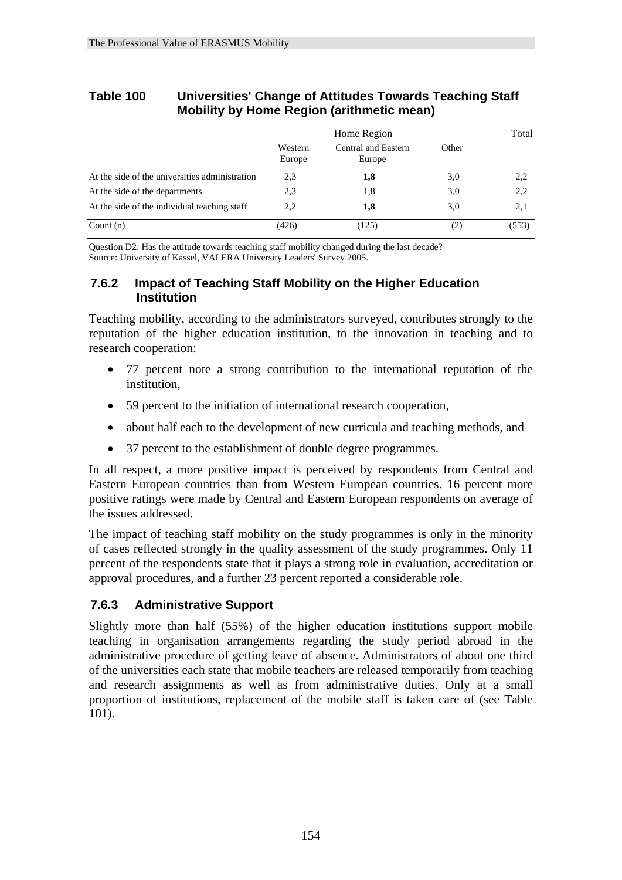**Table 100 Universities' Change of Attitudes Towards Teaching Staff Mobility by Home Region (arithmetic mean)**

| | Home Region | | | Total |
|---|---|---|---|---|
| | Western Europe | Central and Eastern Europe | Other | |
| At the side of the universities administration | 2,3 | **1,8** | 3,0 | 2,2 |
| At the side of the departments | 2,3 | 1,8 | 3,0 | 2,2 |
| At the side of the individual teaching staff | 2,2 | **1,8** | 3,0 | 2,1 |
| Count (n) | (426) | (125) | (2) | (553) |

Question D2: Has the attitude towards teaching staff mobility changed during the last decade?
Source: University of Kassel, VALERA University Leaders' Survey 2005.

### 7.6.2 Impact of Teaching Staff Mobility on the Higher Education Institution

Teaching mobility, according to the administrators surveyed, contributes strongly to the reputation of the higher education institution, to the innovation in teaching and to research cooperation:

- 77 percent note a strong contribution to the international reputation of the institution,
- 59 percent to the initiation of international research cooperation,
- about half each to the development of new curricula and teaching methods, and
- 37 percent to the establishment of double degree programmes.

In all respect, a more positive impact is perceived by respondents from Central and Eastern European countries than from Western European countries. 16 percent more positive ratings were made by Central and Eastern European respondents on average of the issues addressed.

The impact of teaching staff mobility on the study programmes is only in the minority of cases reflected strongly in the quality assessment of the study programmes. Only 11 percent of the respondents state that it plays a strong role in evaluation, accreditation or approval procedures, and a further 23 percent reported a considerable role.

### 7.6.3 Administrative Support

Slightly more than half (55%) of the higher education institutions support mobile teaching in organisation arrangements regarding the study period abroad in the administrative procedure of getting leave of absence. Administrators of about one third of the universities each state that mobile teachers are released temporarily from teaching and research assignments as well as from administrative duties. Only at a small proportion of institutions, replacement of the mobile staff is taken care of (see Table 101).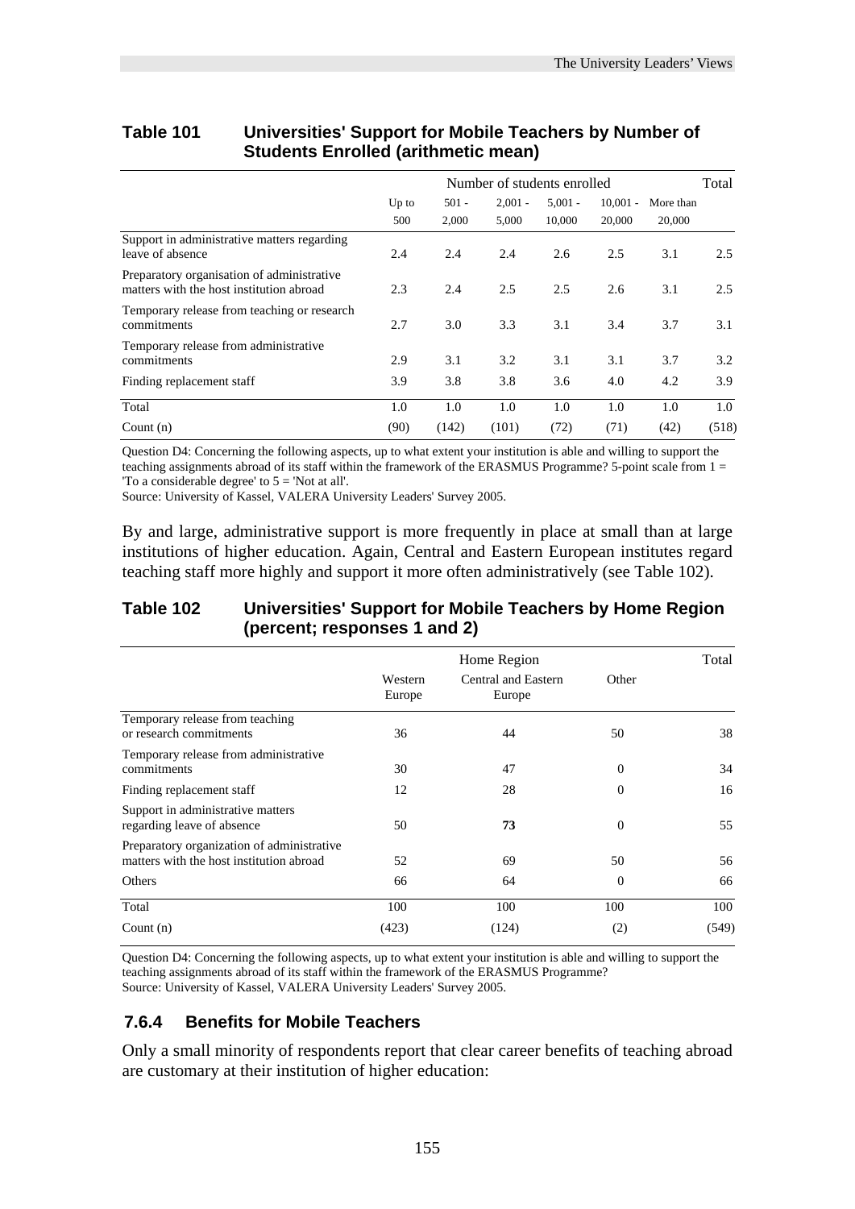**Table 101 Universities' Support for Mobile Teachers by Number of Students Enrolled (arithmetic mean)**

| | Number of students enrolled | | | | | | Total |
|---|---|---|---|---|---|---|---|
| | Up to 500 | 501 - 2,000 | 2,001 - 5,000 | 5,001 - 10,000 | 10,001 - 20,000 | More than 20,000 | |
| Support in administrative matters regarding leave of absence | 2.4 | 2.4 | 2.4 | 2.6 | 2.5 | 3.1 | 2.5 |
| Preparatory organisation of administrative matters with the host institution abroad | 2.3 | 2.4 | 2.5 | 2.5 | 2.6 | 3.1 | 2.5 |
| Temporary release from teaching or research commitments | 2.7 | 3.0 | 3.3 | 3.1 | 3.4 | 3.7 | 3.1 |
| Temporary release from administrative commitments | 2.9 | 3.1 | 3.2 | 3.1 | 3.1 | 3.7 | 3.2 |
| Finding replacement staff | 3.9 | 3.8 | 3.8 | 3.6 | 4.0 | 4.2 | 3.9 |
| Total | 1.0 | 1.0 | 1.0 | 1.0 | 1.0 | 1.0 | 1.0 |
| Count (n) | (90) | (142) | (101) | (72) | (71) | (42) | (518) |

Question D4: Concerning the following aspects, up to what extent your institution is able and willing to support the teaching assignments abroad of its staff within the framework of the ERASMUS Programme? 5-point scale from 1 = 'To a considerable degree' to 5 = 'Not at all'.
Source: University of Kassel, VALERA University Leaders' Survey 2005.

By and large, administrative support is more frequently in place at small than at large institutions of higher education. Again, Central and Eastern European institutes regard teaching staff more highly and support it more often administratively (see Table 102).

**Table 102 Universities' Support for Mobile Teachers by Home Region (percent; responses 1 and 2)**

| | Home Region | | | Total |
|---|---|---|---|---|
| | Western Europe | Central and Eastern Europe | Other | |
| Temporary release from teaching or research commitments | 36 | 44 | 50 | 38 |
| Temporary release from administrative commitments | 30 | 47 | 0 | 34 |
| Finding replacement staff | 12 | 28 | 0 | 16 |
| Support in administrative matters regarding leave of absence | 50 | **73** | 0 | 55 |
| Preparatory organization of administrative matters with the host institution abroad | 52 | 69 | 50 | 56 |
| Others | 66 | 64 | 0 | 66 |
| Total | 100 | 100 | 100 | 100 |
| Count (n) | (423) | (124) | (2) | (549) |

Question D4: Concerning the following aspects, up to what extent your institution is able and willing to support the teaching assignments abroad of its staff within the framework of the ERASMUS Programme?
Source: University of Kassel, VALERA University Leaders' Survey 2005.

### 7.6.4 Benefits for Mobile Teachers

Only a small minority of respondents report that clear career benefits of teaching abroad are customary at their institution of higher education: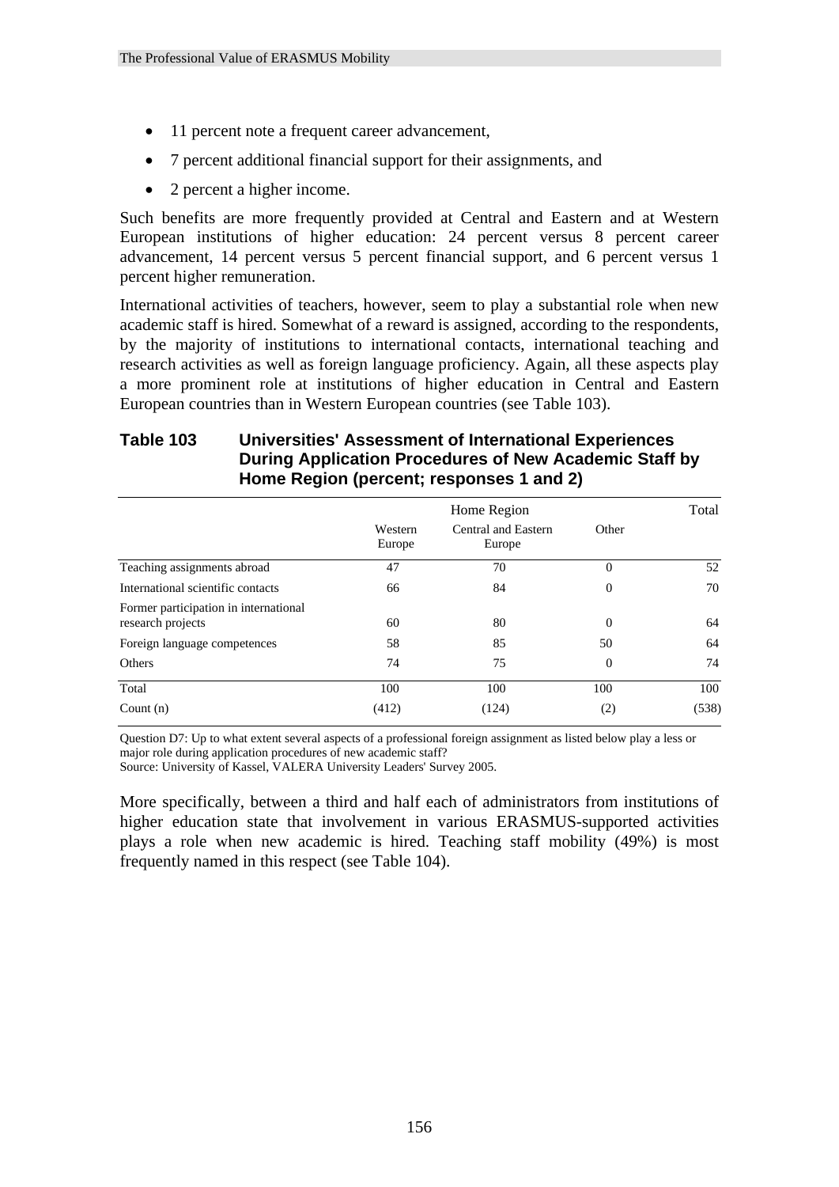- 11 percent note a frequent career advancement,
- 7 percent additional financial support for their assignments, and
- 2 percent a higher income.

Such benefits are more frequently provided at Central and Eastern and at Western European institutions of higher education: 24 percent versus 8 percent career advancement, 14 percent versus 5 percent financial support, and 6 percent versus 1 percent higher remuneration.

International activities of teachers, however, seem to play a substantial role when new academic staff is hired. Somewhat of a reward is assigned, according to the respondents, by the majority of institutions to international contacts, international teaching and research activities as well as foreign language proficiency. Again, all these aspects play a more prominent role at institutions of higher education in Central and Eastern European countries than in Western European countries (see Table 103).

**Table 103 Universities' Assessment of International Experiences During Application Procedures of New Academic Staff by Home Region (percent; responses 1 and 2)**

| | Home Region | | | Total |
|---|---|---|---|---|
| | Western Europe | Central and Eastern Europe | Other | |
| Teaching assignments abroad | 47 | 70 | 0 | 52 |
| International scientific contacts | 66 | 84 | 0 | 70 |
| Former participation in international research projects | 60 | 80 | 0 | 64 |
| Foreign language competences | 58 | 85 | 50 | 64 |
| Others | 74 | 75 | 0 | 74 |
| Total | 100 | 100 | 100 | 100 |
| Count (n) | (412) | (124) | (2) | (538) |

Question D7: Up to what extent several aspects of a professional foreign assignment as listed below play a less or major role during application procedures of new academic staff?
Source: University of Kassel, VALERA University Leaders' Survey 2005.

More specifically, between a third and half each of administrators from institutions of higher education state that involvement in various ERASMUS-supported activities plays a role when new academic is hired. Teaching staff mobility (49%) is most frequently named in this respect (see Table 104).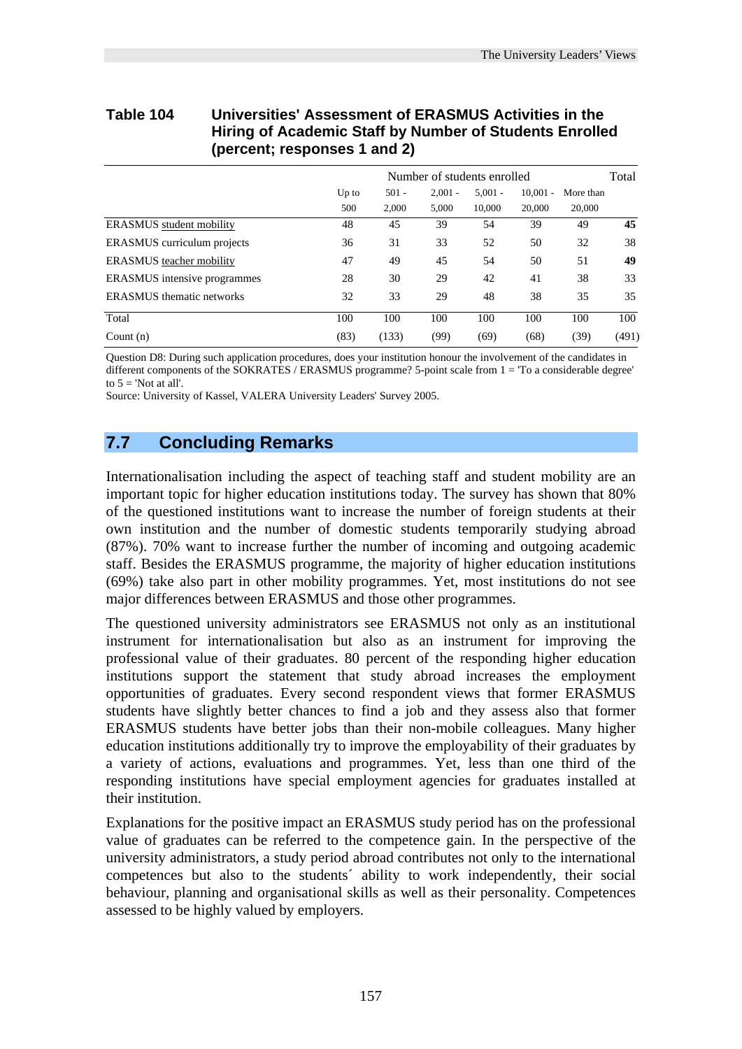**Table 104 Universities' Assessment of ERASMUS Activities in the Hiring of Academic Staff by Number of Students Enrolled (percent; responses 1 and 2)**

| | Number of students enrolled | | | | | | Total |
|---|---|---|---|---|---|---|---|
| | Up to 500 | 501 - 2,000 | 2,001 - 5,000 | 5,001 - 10,000 | 10,001 - 20,000 | More than 20,000 | |
| ERASMUS student mobility | 48 | 45 | 39 | 54 | 39 | 49 | **45** |
| ERASMUS curriculum projects | 36 | 31 | 33 | 52 | 50 | 32 | 38 |
| ERASMUS teacher mobility | 47 | 49 | 45 | 54 | 50 | 51 | **49** |
| ERASMUS intensive programmes | 28 | 30 | 29 | 42 | 41 | 38 | 33 |
| ERASMUS thematic networks | 32 | 33 | 29 | 48 | 38 | 35 | 35 |
| Total | 100 | 100 | 100 | 100 | 100 | 100 | 100 |
| Count (n) | (83) | (133) | (99) | (69) | (68) | (39) | (491) |

Question D8: During such application procedures, does your institution honour the involvement of the candidates in different components of the SOKRATES / ERASMUS programme? 5-point scale from 1 = 'To a considerable degree' to 5 = 'Not at all'.
Source: University of Kassel, VALERA University Leaders' Survey 2005.

## 7.7 Concluding Remarks

Internationalisation including the aspect of teaching staff and student mobility are an important topic for higher education institutions today. The survey has shown that 80% of the questioned institutions want to increase the number of foreign students at their own institution and the number of domestic students temporarily studying abroad (87%). 70% want to increase further the number of incoming and outgoing academic staff. Besides the ERASMUS programme, the majority of higher education institutions (69%) take also part in other mobility programmes. Yet, most institutions do not see major differences between ERASMUS and those other programmes.

The questioned university administrators see ERASMUS not only as an institutional instrument for internationalisation but also as an instrument for improving the professional value of their graduates. 80 percent of the responding higher education institutions support the statement that study abroad increases the employment opportunities of graduates. Every second respondent views that former ERASMUS students have slightly better chances to find a job and they assess also that former ERASMUS students have better jobs than their non-mobile colleagues. Many higher education institutions additionally try to improve the employability of their graduates by a variety of actions, evaluations and programmes. Yet, less than one third of the responding institutions have special employment agencies for graduates installed at their institution.

Explanations for the positive impact an ERASMUS study period has on the professional value of graduates can be referred to the competence gain. In the perspective of the university administrators, a study period abroad contributes not only to the international competences but also to the students´ ability to work independently, their social behaviour, planning and organisational skills as well as their personality. Competences assessed to be highly valued by employers.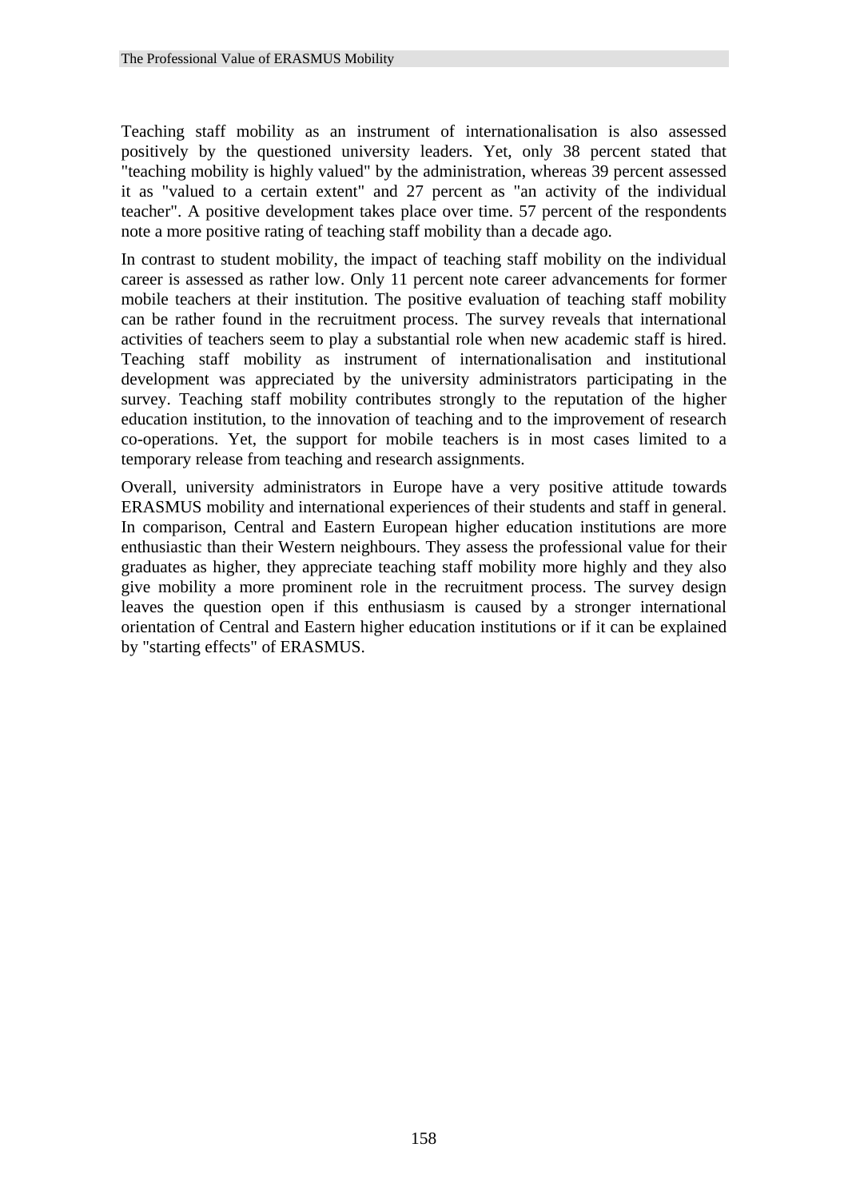Teaching staff mobility as an instrument of internationalisation is also assessed positively by the questioned university leaders. Yet, only 38 percent stated that "teaching mobility is highly valued" by the administration, whereas 39 percent assessed it as "valued to a certain extent" and 27 percent as "an activity of the individual teacher". A positive development takes place over time. 57 percent of the respondents note a more positive rating of teaching staff mobility than a decade ago.

In contrast to student mobility, the impact of teaching staff mobility on the individual career is assessed as rather low. Only 11 percent note career advancements for former mobile teachers at their institution. The positive evaluation of teaching staff mobility can be rather found in the recruitment process. The survey reveals that international activities of teachers seem to play a substantial role when new academic staff is hired. Teaching staff mobility as instrument of internationalisation and institutional development was appreciated by the university administrators participating in the survey. Teaching staff mobility contributes strongly to the reputation of the higher education institution, to the innovation of teaching and to the improvement of research co-operations. Yet, the support for mobile teachers is in most cases limited to a temporary release from teaching and research assignments.

Overall, university administrators in Europe have a very positive attitude towards ERASMUS mobility and international experiences of their students and staff in general. In comparison, Central and Eastern European higher education institutions are more enthusiastic than their Western neighbours. They assess the professional value for their graduates as higher, they appreciate teaching staff mobility more highly and they also give mobility a more prominent role in the recruitment process. The survey design leaves the question open if this enthusiasm is caused by a stronger international orientation of Central and Eastern higher education institutions or if it can be explained by "starting effects" of ERASMUS.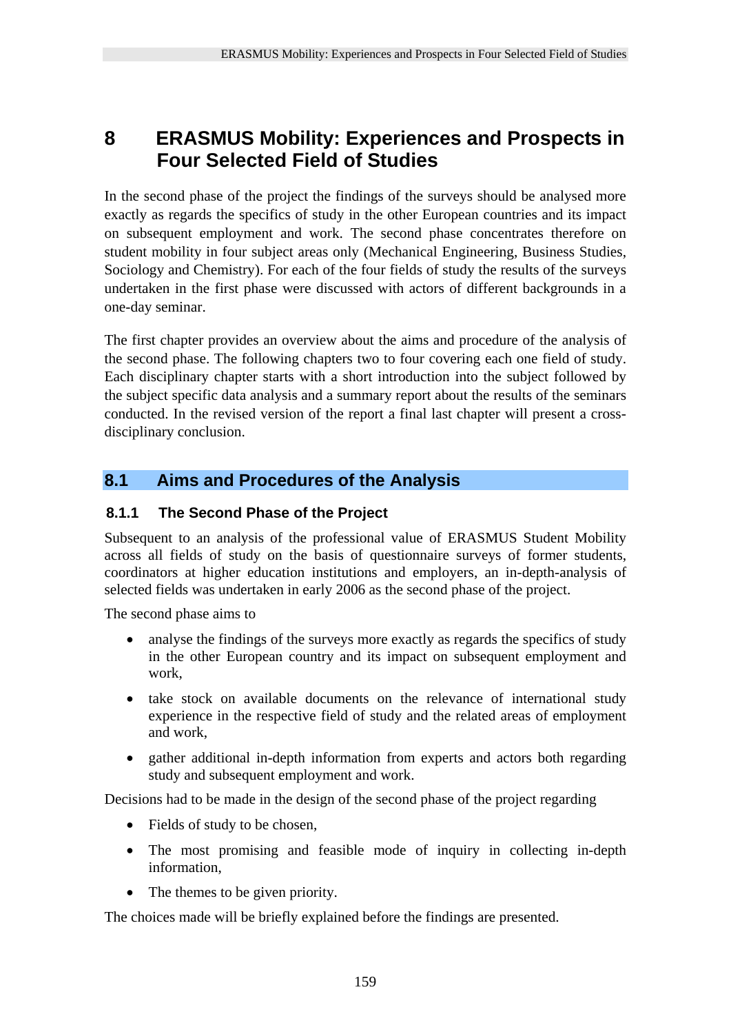# 8 ERASMUS Mobility: Experiences and Prospects in Four Selected Field of Studies

In the second phase of the project the findings of the surveys should be analysed more exactly as regards the specifics of study in the other European countries and its impact on subsequent employment and work. The second phase concentrates therefore on student mobility in four subject areas only (Mechanical Engineering, Business Studies, Sociology and Chemistry). For each of the four fields of study the results of the surveys undertaken in the first phase were discussed with actors of different backgrounds in a one-day seminar.

The first chapter provides an overview about the aims and procedure of the analysis of the second phase. The following chapters two to four covering each one field of study. Each disciplinary chapter starts with a short introduction into the subject followed by the subject specific data analysis and a summary report about the results of the seminars conducted. In the revised version of the report a final last chapter will present a cross-disciplinary conclusion.

## 8.1 Aims and Procedures of the Analysis

### 8.1.1 The Second Phase of the Project

Subsequent to an analysis of the professional value of ERASMUS Student Mobility across all fields of study on the basis of questionnaire surveys of former students, coordinators at higher education institutions and employers, an in-depth-analysis of selected fields was undertaken in early 2006 as the second phase of the project.

The second phase aims to

- analyse the findings of the surveys more exactly as regards the specifics of study in the other European country and its impact on subsequent employment and work,
- take stock on available documents on the relevance of international study experience in the respective field of study and the related areas of employment and work,
- gather additional in-depth information from experts and actors both regarding study and subsequent employment and work.

Decisions had to be made in the design of the second phase of the project regarding

- Fields of study to be chosen,
- The most promising and feasible mode of inquiry in collecting in-depth information,
- The themes to be given priority.

The choices made will be briefly explained before the findings are presented.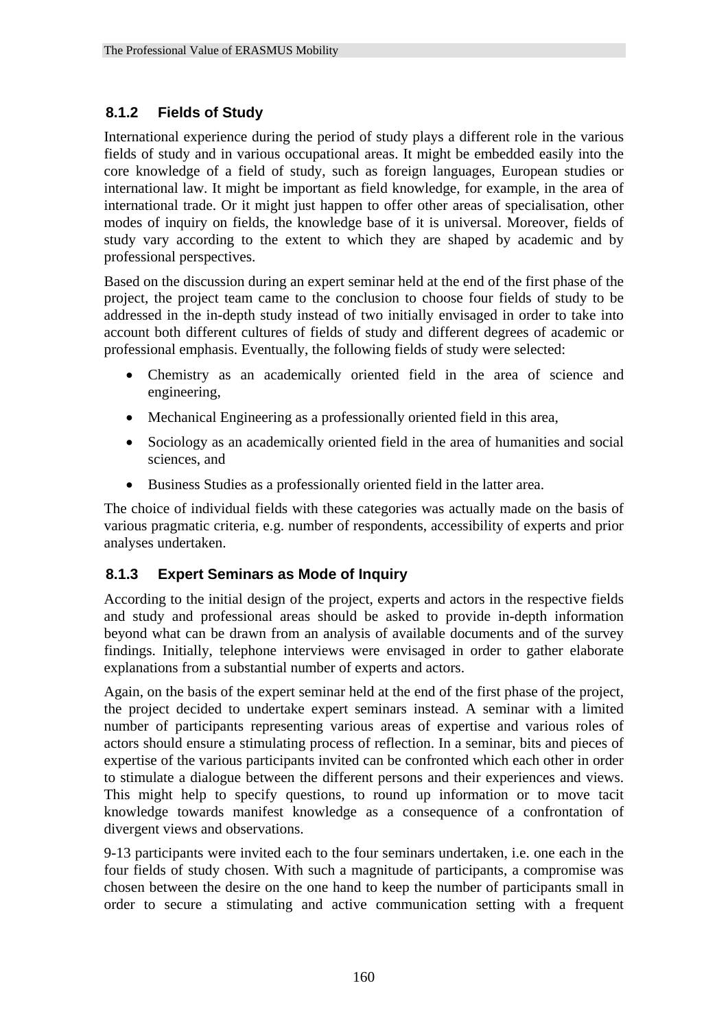### 8.1.2 Fields of Study

International experience during the period of study plays a different role in the various fields of study and in various occupational areas. It might be embedded easily into the core knowledge of a field of study, such as foreign languages, European studies or international law. It might be important as field knowledge, for example, in the area of international trade. Or it might just happen to offer other areas of specialisation, other modes of inquiry on fields, the knowledge base of it is universal. Moreover, fields of study vary according to the extent to which they are shaped by academic and by professional perspectives.

Based on the discussion during an expert seminar held at the end of the first phase of the project, the project team came to the conclusion to choose four fields of study to be addressed in the in-depth study instead of two initially envisaged in order to take into account both different cultures of fields of study and different degrees of academic or professional emphasis. Eventually, the following fields of study were selected:

- Chemistry as an academically oriented field in the area of science and engineering,
- Mechanical Engineering as a professionally oriented field in this area,
- Sociology as an academically oriented field in the area of humanities and social sciences, and
- Business Studies as a professionally oriented field in the latter area.

The choice of individual fields with these categories was actually made on the basis of various pragmatic criteria, e.g. number of respondents, accessibility of experts and prior analyses undertaken.

### 8.1.3 Expert Seminars as Mode of Inquiry

According to the initial design of the project, experts and actors in the respective fields and study and professional areas should be asked to provide in-depth information beyond what can be drawn from an analysis of available documents and of the survey findings. Initially, telephone interviews were envisaged in order to gather elaborate explanations from a substantial number of experts and actors.

Again, on the basis of the expert seminar held at the end of the first phase of the project, the project decided to undertake expert seminars instead. A seminar with a limited number of participants representing various areas of expertise and various roles of actors should ensure a stimulating process of reflection. In a seminar, bits and pieces of expertise of the various participants invited can be confronted which each other in order to stimulate a dialogue between the different persons and their experiences and views. This might help to specify questions, to round up information or to move tacit knowledge towards manifest knowledge as a consequence of a confrontation of divergent views and observations.

9-13 participants were invited each to the four seminars undertaken, i.e. one each in the four fields of study chosen. With such a magnitude of participants, a compromise was chosen between the desire on the one hand to keep the number of participants small in order to secure a stimulating and active communication setting with a frequent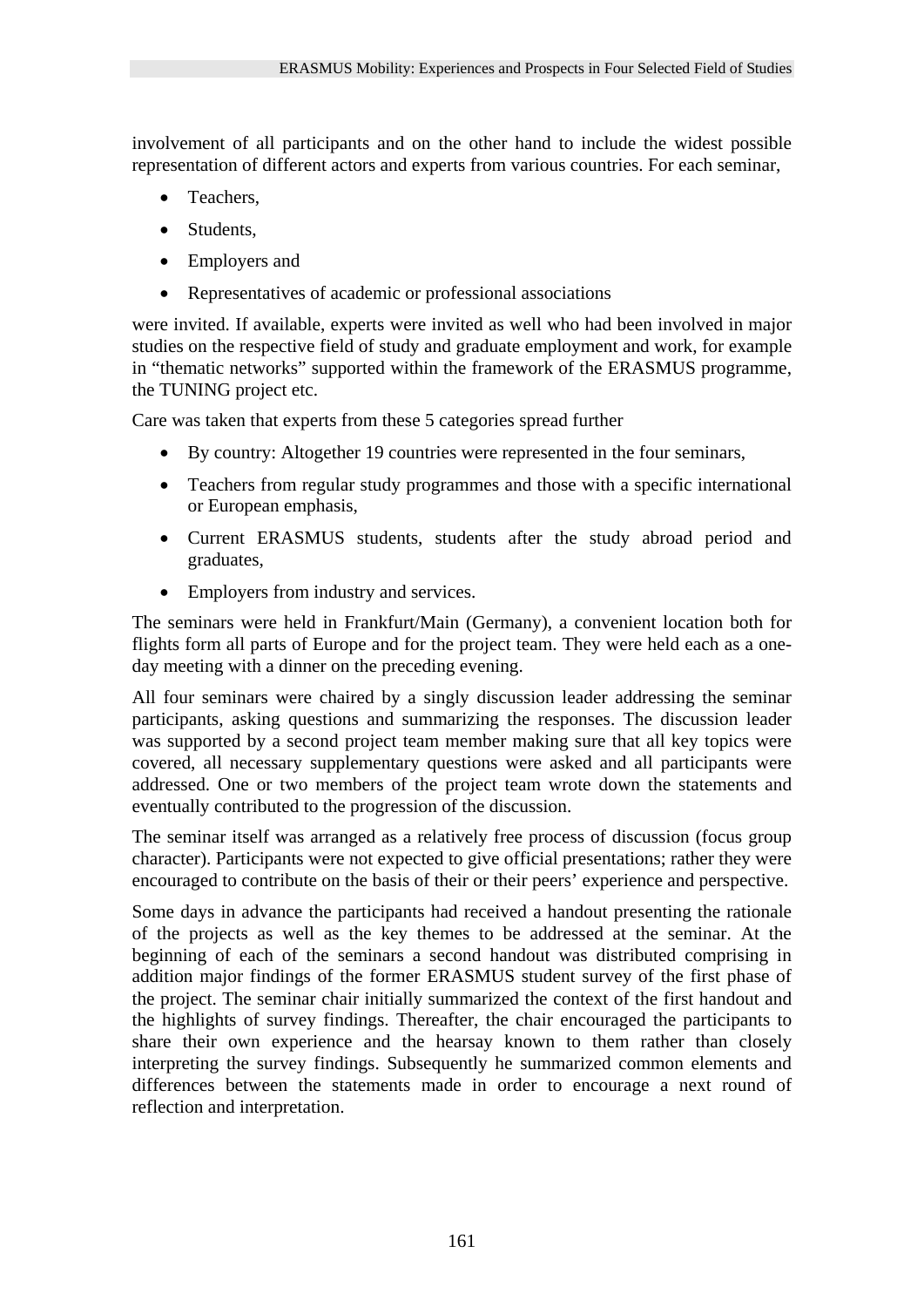involvement of all participants and on the other hand to include the widest possible representation of different actors and experts from various countries. For each seminar,

- Teachers,
- Students,
- Employers and
- Representatives of academic or professional associations

were invited. If available, experts were invited as well who had been involved in major studies on the respective field of study and graduate employment and work, for example in "thematic networks" supported within the framework of the ERASMUS programme, the TUNING project etc.

Care was taken that experts from these 5 categories spread further

- By country: Altogether 19 countries were represented in the four seminars,
- Teachers from regular study programmes and those with a specific international or European emphasis,
- Current ERASMUS students, students after the study abroad period and graduates,
- Employers from industry and services.

The seminars were held in Frankfurt/Main (Germany), a convenient location both for flights form all parts of Europe and for the project team. They were held each as a one-day meeting with a dinner on the preceding evening.

All four seminars were chaired by a singly discussion leader addressing the seminar participants, asking questions and summarizing the responses. The discussion leader was supported by a second project team member making sure that all key topics were covered, all necessary supplementary questions were asked and all participants were addressed. One or two members of the project team wrote down the statements and eventually contributed to the progression of the discussion.

The seminar itself was arranged as a relatively free process of discussion (focus group character). Participants were not expected to give official presentations; rather they were encouraged to contribute on the basis of their or their peers' experience and perspective.

Some days in advance the participants had received a handout presenting the rationale of the projects as well as the key themes to be addressed at the seminar. At the beginning of each of the seminars a second handout was distributed comprising in addition major findings of the former ERASMUS student survey of the first phase of the project. The seminar chair initially summarized the context of the first handout and the highlights of survey findings. Thereafter, the chair encouraged the participants to share their own experience and the hearsay known to them rather than closely interpreting the survey findings. Subsequently he summarized common elements and differences between the statements made in order to encourage a next round of reflection and interpretation.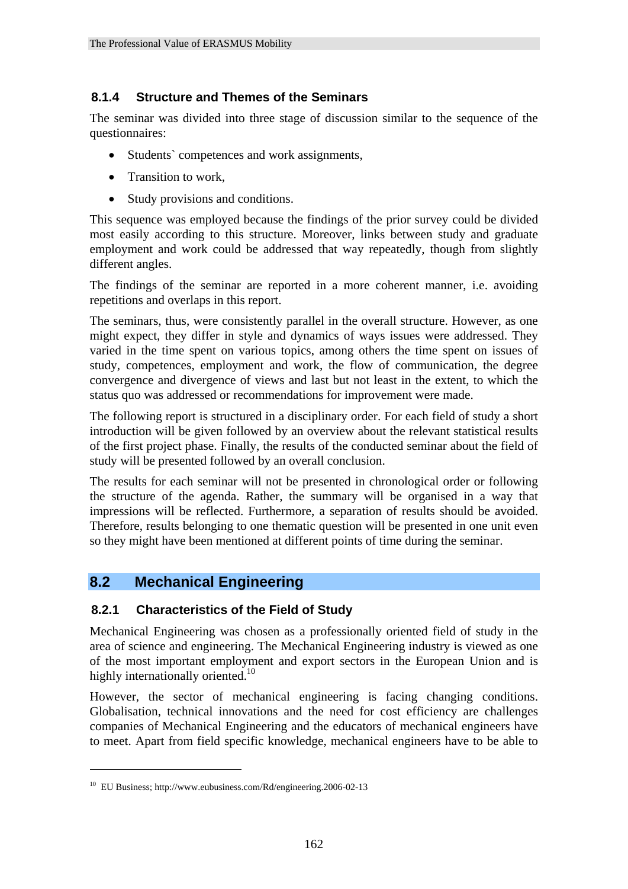### 8.1.4 Structure and Themes of the Seminars

The seminar was divided into three stage of discussion similar to the sequence of the questionnaires:

- Students` competences and work assignments,
- Transition to work,
- Study provisions and conditions.

This sequence was employed because the findings of the prior survey could be divided most easily according to this structure. Moreover, links between study and graduate employment and work could be addressed that way repeatedly, though from slightly different angles.

The findings of the seminar are reported in a more coherent manner, i.e. avoiding repetitions and overlaps in this report.

The seminars, thus, were consistently parallel in the overall structure. However, as one might expect, they differ in style and dynamics of ways issues were addressed. They varied in the time spent on various topics, among others the time spent on issues of study, competences, employment and work, the flow of communication, the degree convergence and divergence of views and last but not least in the extent, to which the status quo was addressed or recommendations for improvement were made.

The following report is structured in a disciplinary order. For each field of study a short introduction will be given followed by an overview about the relevant statistical results of the first project phase. Finally, the results of the conducted seminar about the field of study will be presented followed by an overall conclusion.

The results for each seminar will not be presented in chronological order or following the structure of the agenda. Rather, the summary will be organised in a way that impressions will be reflected. Furthermore, a separation of results should be avoided. Therefore, results belonging to one thematic question will be presented in one unit even so they might have been mentioned at different points of time during the seminar.

## 8.2 Mechanical Engineering

### 8.2.1 Characteristics of the Field of Study

Mechanical Engineering was chosen as a professionally oriented field of study in the area of science and engineering. The Mechanical Engineering industry is viewed as one of the most important employment and export sectors in the European Union and is highly internationally oriented.[10]

However, the sector of mechanical engineering is facing changing conditions. Globalisation, technical innovations and the need for cost efficiency are challenges companies of Mechanical Engineering and the educators of mechanical engineers have to meet. Apart from field specific knowledge, mechanical engineers have to be able to

---

[10] EU Business; http://www.eubusiness.com/Rd/engineering.2006-02-13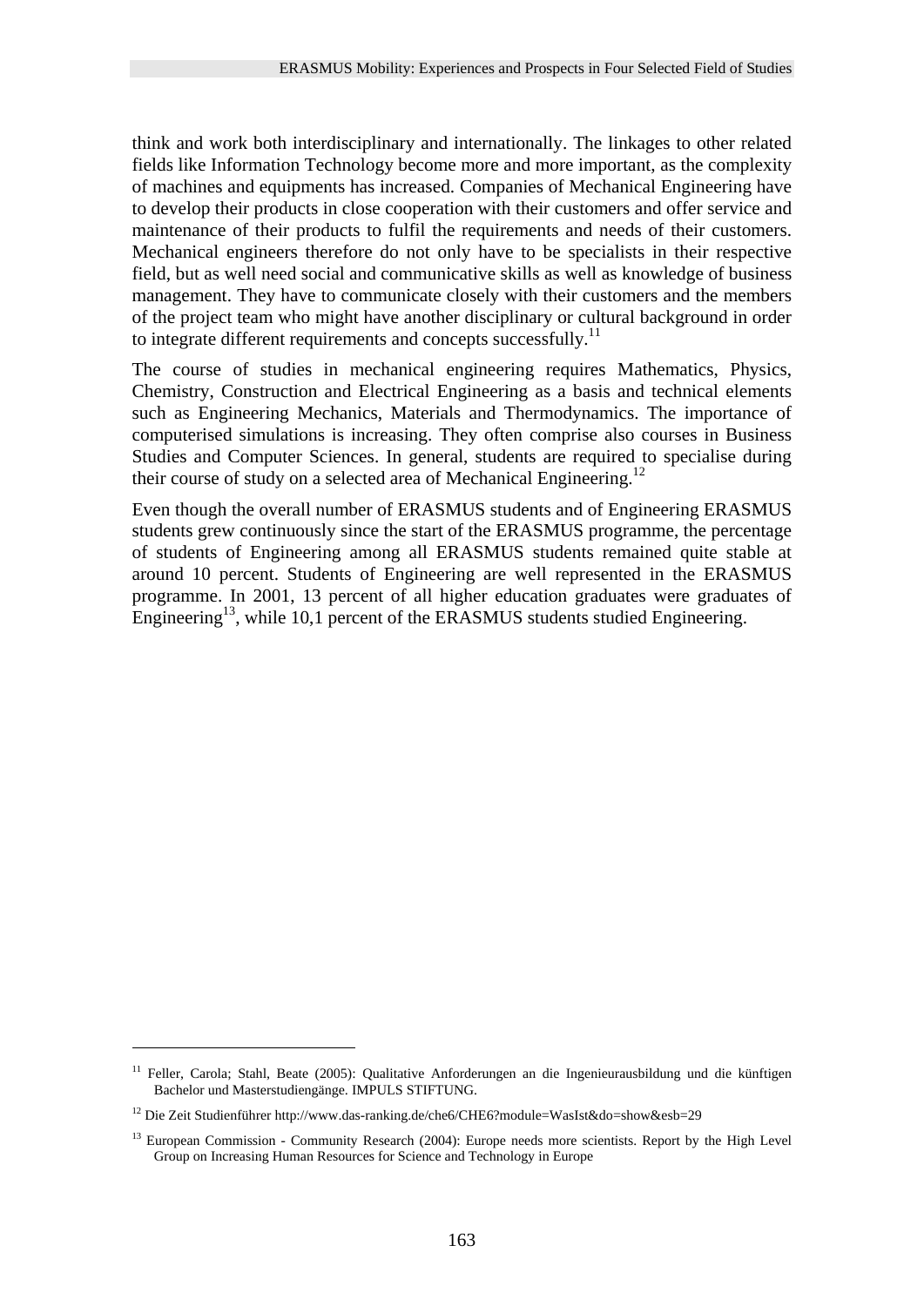think and work both interdisciplinary and internationally. The linkages to other related fields like Information Technology become more and more important, as the complexity of machines and equipments has increased. Companies of Mechanical Engineering have to develop their products in close cooperation with their customers and offer service and maintenance of their products to fulfil the requirements and needs of their customers. Mechanical engineers therefore do not only have to be specialists in their respective field, but as well need social and communicative skills as well as knowledge of business management. They have to communicate closely with their customers and the members of the project team who might have another disciplinary or cultural background in order to integrate different requirements and concepts successfully.[11]

The course of studies in mechanical engineering requires Mathematics, Physics, Chemistry, Construction and Electrical Engineering as a basis and technical elements such as Engineering Mechanics, Materials and Thermodynamics. The importance of computerised simulations is increasing. They often comprise also courses in Business Studies and Computer Sciences. In general, students are required to specialise during their course of study on a selected area of Mechanical Engineering.[12]

Even though the overall number of ERASMUS students and of Engineering ERASMUS students grew continuously since the start of the ERASMUS programme, the percentage of students of Engineering among all ERASMUS students remained quite stable at around 10 percent. Students of Engineering are well represented in the ERASMUS programme. In 2001, 13 percent of all higher education graduates were graduates of Engineering[13], while 10,1 percent of the ERASMUS students studied Engineering.

---

[11] Feller, Carola; Stahl, Beate (2005): Qualitative Anforderungen an die Ingenieurausbildung und die künftigen Bachelor und Masterstudiengänge. IMPULS STIFTUNG.

[12] Die Zeit Studienführer http://www.das-ranking.de/che6/CHE6?module=WasIst&do=show&esb=29

[13] European Commission - Community Research (2004): Europe needs more scientists. Report by the High Level Group on Increasing Human Resources for Science and Technology in Europe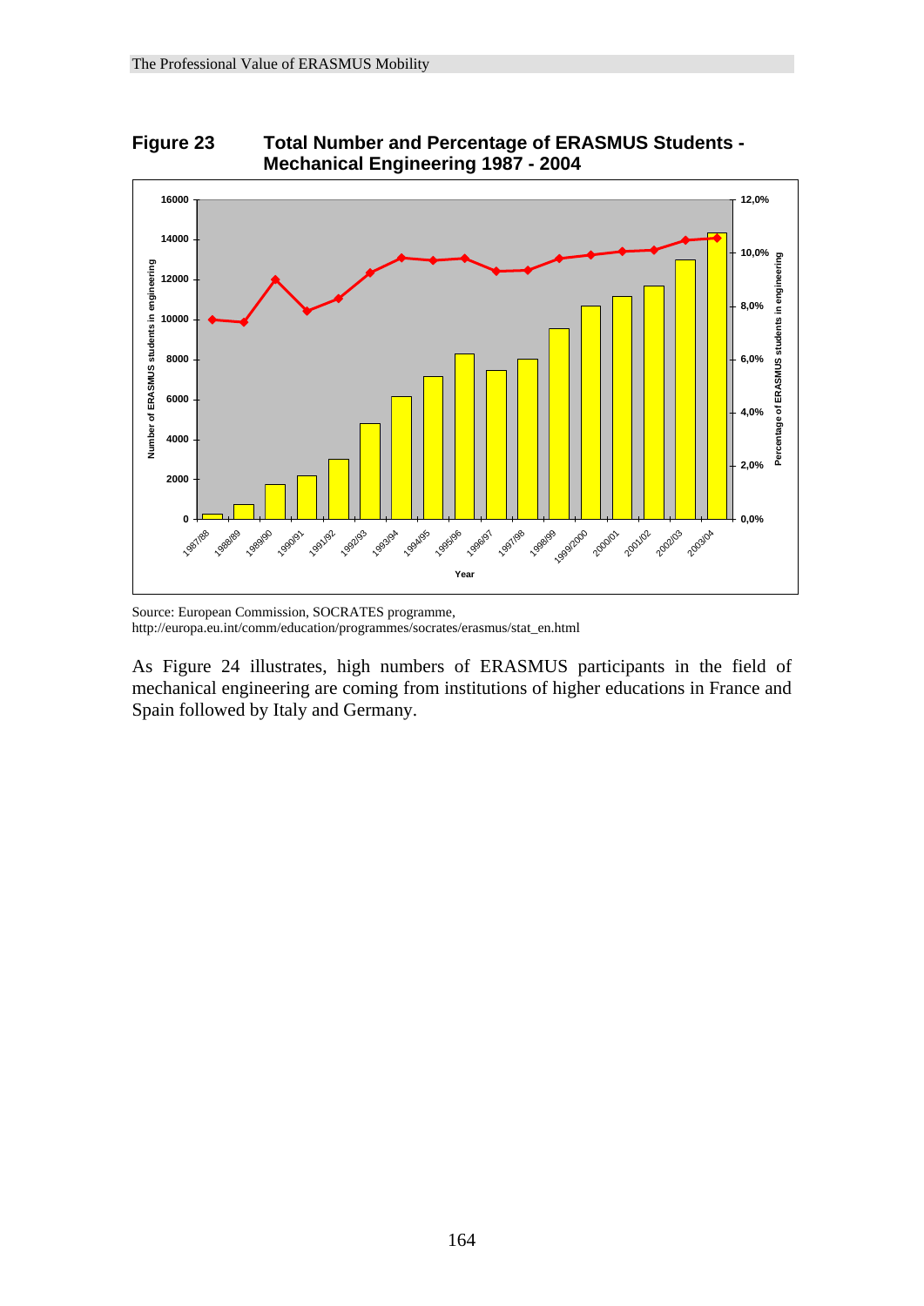**Figure 23 Total Number and Percentage of ERASMUS Students - Mechanical Engineering 1987 - 2004**

Source: European Commission, SOCRATES programme, http://europa.eu.int/comm/education/programmes/socrates/erasmus/stat_en.html

As Figure 24 illustrates, high numbers of ERASMUS participants in the field of mechanical engineering are coming from institutions of higher educations in France and Spain followed by Italy and Germany.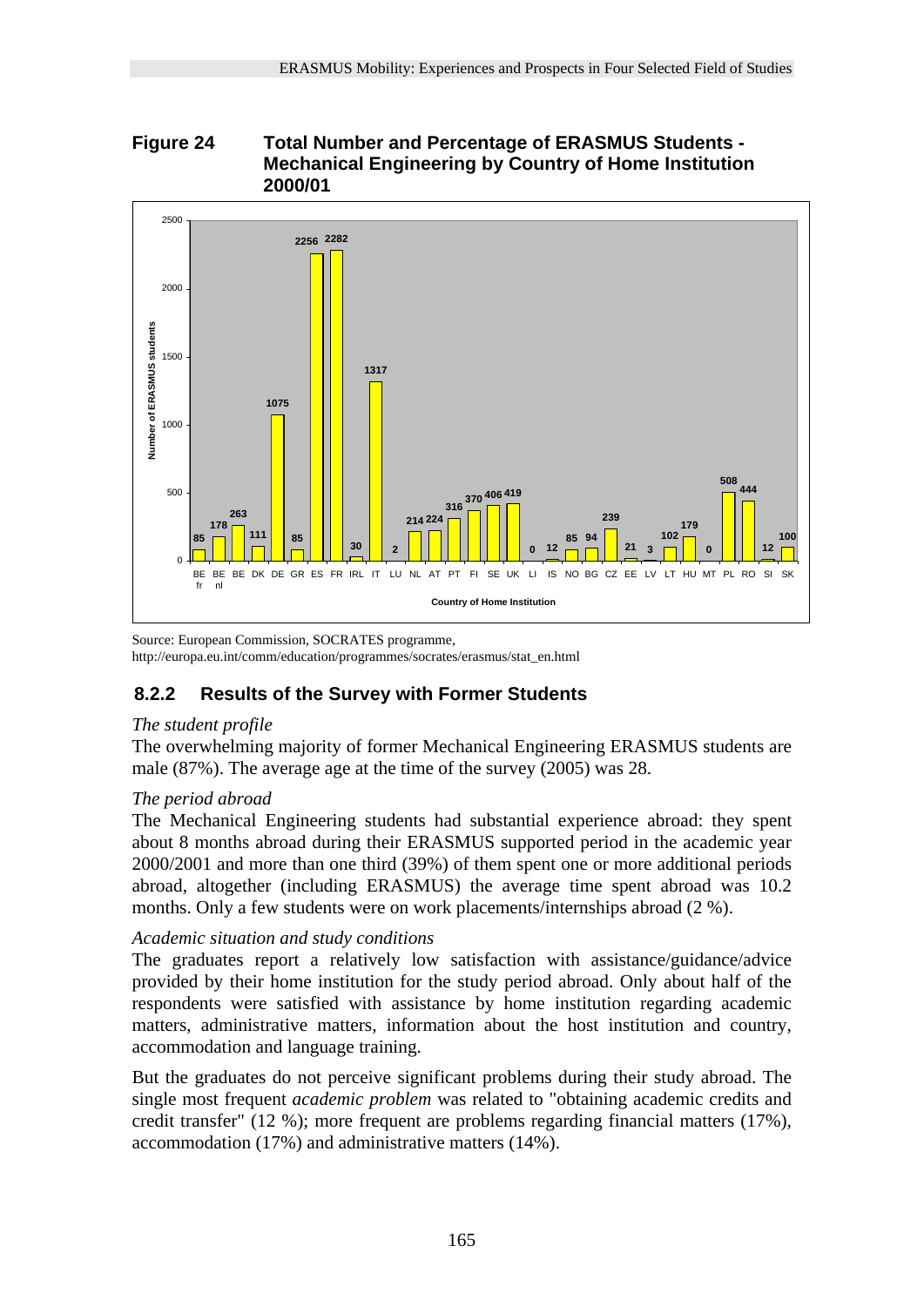**Figure 24 Total Number and Percentage of ERASMUS Students - Mechanical Engineering by Country of Home Institution 2000/01**

| Country of Home Institution | Number of ERASMUS students |
|---|---|
| BE fr | 85 |
| BE nl | 178 |
| BE | 263 |
| DK | 111 |
| DE | 1075 |
| GR | 85 |
| ES | 2256 |
| FR | 2282 |
| IRL | 30 |
| IT | 1317 |
| LU | 2 |
| NL | 214 |
| AT | 224 |
| PT | 316 |
| FI | 370 |
| SE | 406 |
| UK | 419 |
| LI | 0 |
| IS | 12 |
| NO | 85 |
| BG | 94 |
| CZ | 239 |
| EE | 21 |
| LV | 3 |
| LT | 102 |
| HU | 179 |
| MT | 0 |
| PL | 508 |
| RO | 444 |
| SI | 12 |
| SK | 100 |

Source: European Commission, SOCRATES programme, http://europa.eu.int/comm/education/programmes/socrates/erasmus/stat_en.html

### 8.2.2 Results of the Survey with Former Students

*The student profile*

The overwhelming majority of former Mechanical Engineering ERASMUS students are male (87%). The average age at the time of the survey (2005) was 28.

*The period abroad*

The Mechanical Engineering students had substantial experience abroad: they spent about 8 months abroad during their ERASMUS supported period in the academic year 2000/2001 and more than one third (39%) of them spent one or more additional periods abroad, altogether (including ERASMUS) the average time spent abroad was 10.2 months. Only a few students were on work placements/internships abroad (2 %).

*Academic situation and study conditions*

The graduates report a relatively low satisfaction with assistance/guidance/advice provided by their home institution for the study period abroad. Only about half of the respondents were satisfied with assistance by home institution regarding academic matters, administrative matters, information about the host institution and country, accommodation and language training.

But the graduates do not perceive significant problems during their study abroad. The single most frequent *academic problem* was related to "obtaining academic credits and credit transfer" (12 %); more frequent are problems regarding financial matters (17%), accommodation (17%) and administrative matters (14%).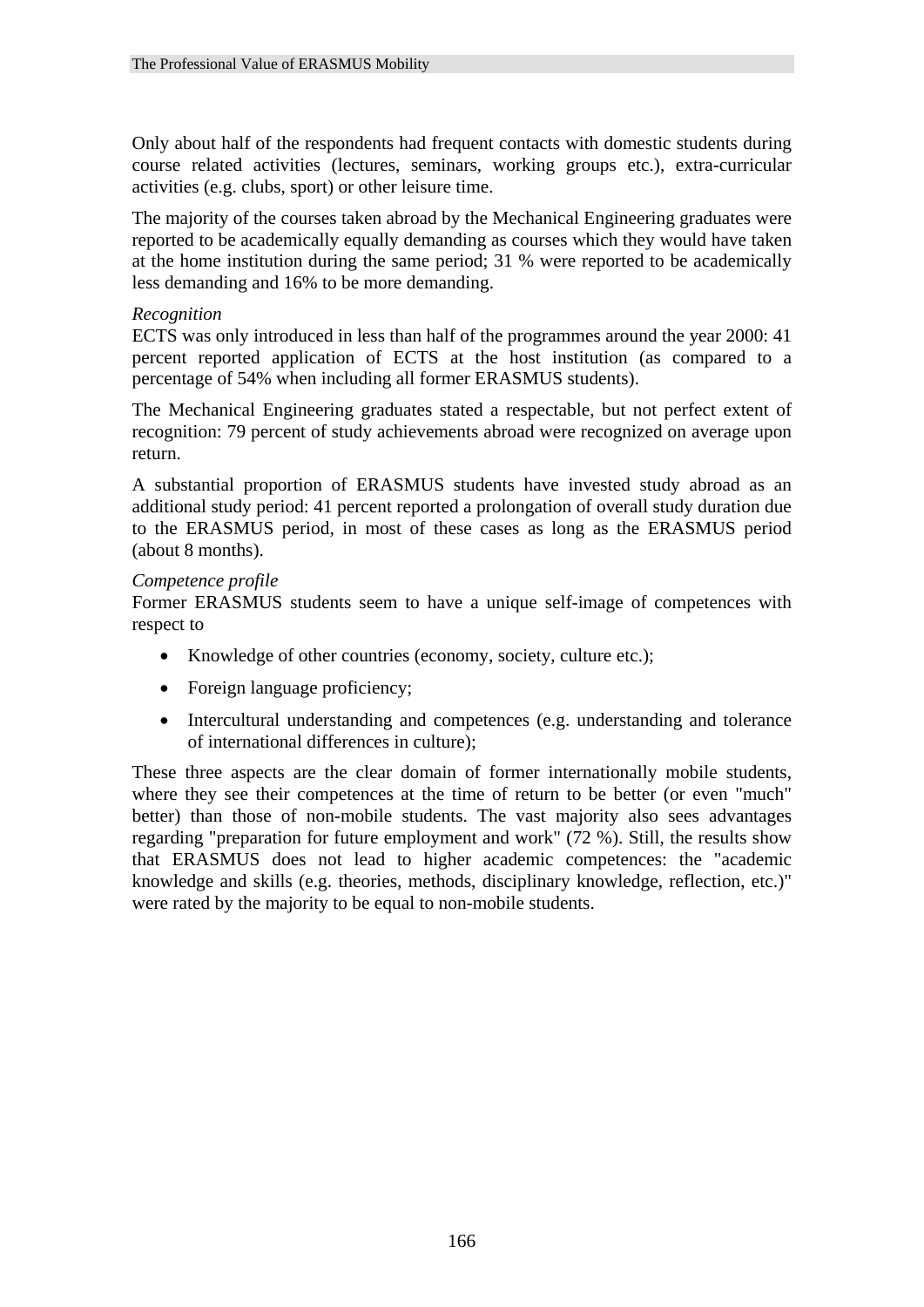Only about half of the respondents had frequent contacts with domestic students during course related activities (lectures, seminars, working groups etc.), extra-curricular activities (e.g. clubs, sport) or other leisure time.

The majority of the courses taken abroad by the Mechanical Engineering graduates were reported to be academically equally demanding as courses which they would have taken at the home institution during the same period; 31 % were reported to be academically less demanding and 16% to be more demanding.

*Recognition*

ECTS was only introduced in less than half of the programmes around the year 2000: 41 percent reported application of ECTS at the host institution (as compared to a percentage of 54% when including all former ERASMUS students).

The Mechanical Engineering graduates stated a respectable, but not perfect extent of recognition: 79 percent of study achievements abroad were recognized on average upon return.

A substantial proportion of ERASMUS students have invested study abroad as an additional study period: 41 percent reported a prolongation of overall study duration due to the ERASMUS period, in most of these cases as long as the ERASMUS period (about 8 months).

*Competence profile*

Former ERASMUS students seem to have a unique self-image of competences with respect to

- Knowledge of other countries (economy, society, culture etc.);
- Foreign language proficiency;
- Intercultural understanding and competences (e.g. understanding and tolerance of international differences in culture);

These three aspects are the clear domain of former internationally mobile students, where they see their competences at the time of return to be better (or even "much" better) than those of non-mobile students. The vast majority also sees advantages regarding "preparation for future employment and work" (72 %). Still, the results show that ERASMUS does not lead to higher academic competences: the "academic knowledge and skills (e.g. theories, methods, disciplinary knowledge, reflection, etc.)" were rated by the majority to be equal to non-mobile students.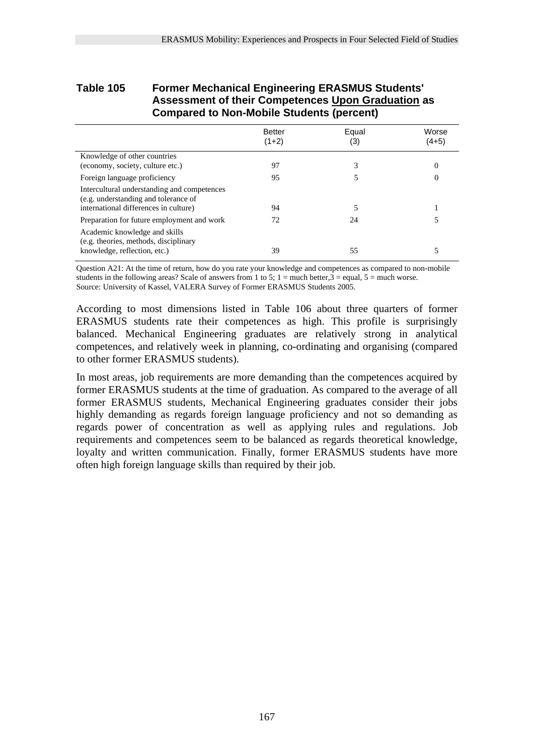**Table 105 Former Mechanical Engineering ERASMUS Students' Assessment of their Competences Upon Graduation as Compared to Non-Mobile Students (percent)**

| | Better (1+2) | Equal (3) | Worse (4+5) |
|---|---|---|---|
| Knowledge of other countries (economy, society, culture etc.) | 97 | 3 | 0 |
| Foreign language proficiency | 95 | 5 | 0 |
| Intercultural understanding and competences (e.g. understanding and tolerance of international differences in culture) | 94 | 5 | 1 |
| Preparation for future employment and work | 72 | 24 | 5 |
| Academic knowledge and skills (e.g. theories, methods, disciplinary knowledge, reflection, etc.) | 39 | 55 | 5 |

Question A21: At the time of return, how do you rate your knowledge and competences as compared to non-mobile students in the following areas? Scale of answers from 1 to 5; 1 = much better,3 = equal, 5 = much worse.
Source: University of Kassel, VALERA Survey of Former ERASMUS Students 2005.

According to most dimensions listed in Table 106 about three quarters of former ERASMUS students rate their competences as high. This profile is surprisingly balanced. Mechanical Engineering graduates are relatively strong in analytical competences, and relatively week in planning, co-ordinating and organising (compared to other former ERASMUS students).

In most areas, job requirements are more demanding than the competences acquired by former ERASMUS students at the time of graduation. As compared to the average of all former ERASMUS students, Mechanical Engineering graduates consider their jobs highly demanding as regards foreign language proficiency and not so demanding as regards power of concentration as well as applying rules and regulations. Job requirements and competences seem to be balanced as regards theoretical knowledge, loyalty and written communication. Finally, former ERASMUS students have more often high foreign language skills than required by their job.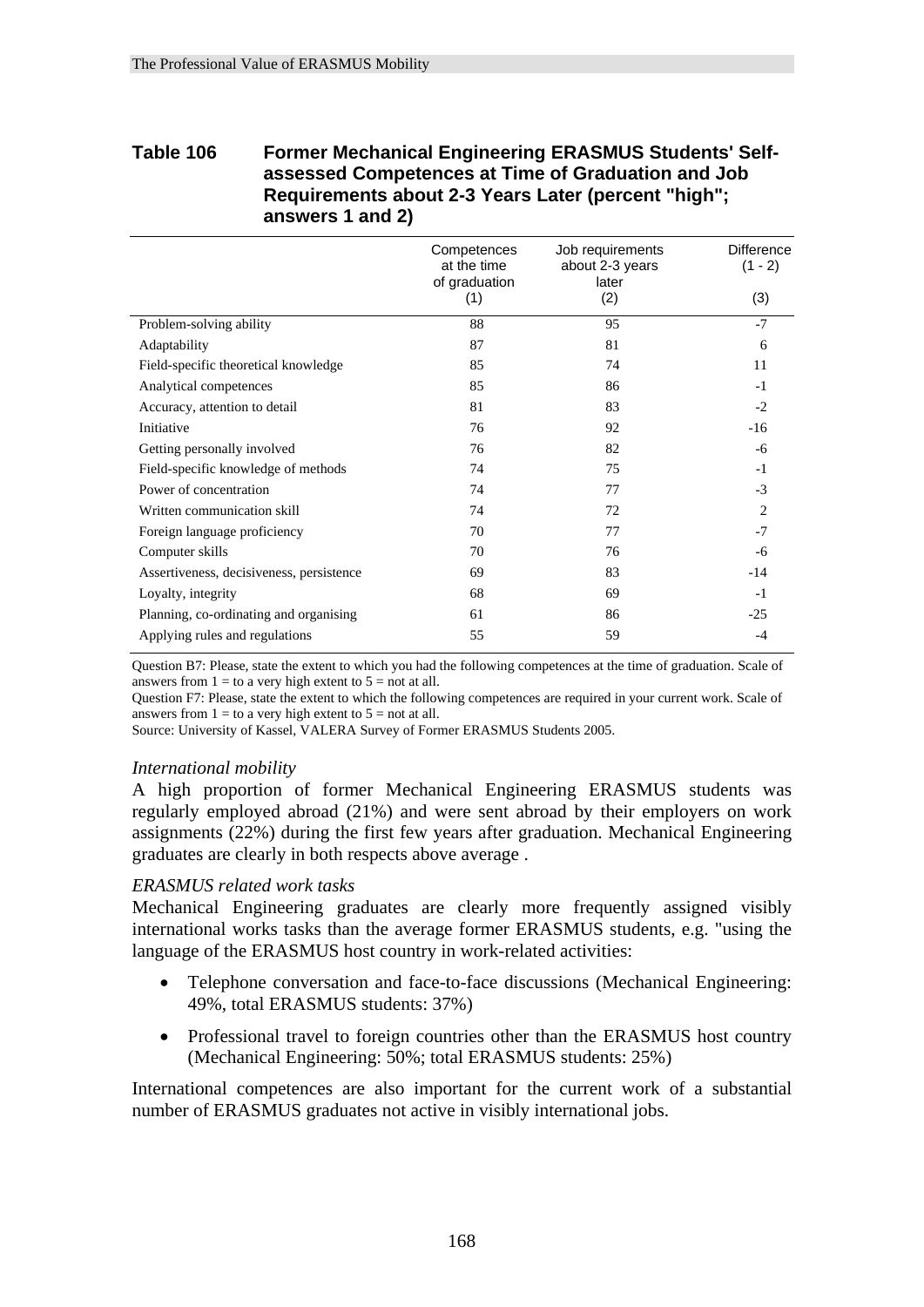**Table 106 Former Mechanical Engineering ERASMUS Students' Self-assessed Competences at Time of Graduation and Job Requirements about 2-3 Years Later (percent "high"; answers 1 and 2)**

| | Competences at the time of graduation (1) | Job requirements about 2-3 years later (2) | Difference (1 - 2) (3) |
|---|---|---|---|
| Problem-solving ability | 88 | 95 | -7 |
| Adaptability | 87 | 81 | 6 |
| Field-specific theoretical knowledge | 85 | 74 | 11 |
| Analytical competences | 85 | 86 | -1 |
| Accuracy, attention to detail | 81 | 83 | -2 |
| Initiative | 76 | 92 | -16 |
| Getting personally involved | 76 | 82 | -6 |
| Field-specific knowledge of methods | 74 | 75 | -1 |
| Power of concentration | 74 | 77 | -3 |
| Written communication skill | 74 | 72 | 2 |
| Foreign language proficiency | 70 | 77 | -7 |
| Computer skills | 70 | 76 | -6 |
| Assertiveness, decisiveness, persistence | 69 | 83 | -14 |
| Loyalty, integrity | 68 | 69 | -1 |
| Planning, co-ordinating and organising | 61 | 86 | -25 |
| Applying rules and regulations | 55 | 59 | -4 |

Question B7: Please, state the extent to which you had the following competences at the time of graduation. Scale of answers from 1 = to a very high extent to 5 = not at all.
Question F7: Please, state the extent to which the following competences are required in your current work. Scale of answers from 1 = to a very high extent to 5 = not at all.
Source: University of Kassel, VALERA Survey of Former ERASMUS Students 2005.

*International mobility*

A high proportion of former Mechanical Engineering ERASMUS students was regularly employed abroad (21%) and were sent abroad by their employers on work assignments (22%) during the first few years after graduation. Mechanical Engineering graduates are clearly in both respects above average .

*ERASMUS related work tasks*

Mechanical Engineering graduates are clearly more frequently assigned visibly international works tasks than the average former ERASMUS students, e.g. "using the language of the ERASMUS host country in work-related activities:

- Telephone conversation and face-to-face discussions (Mechanical Engineering: 49%, total ERASMUS students: 37%)
- Professional travel to foreign countries other than the ERASMUS host country (Mechanical Engineering: 50%; total ERASMUS students: 25%)

International competences are also important for the current work of a substantial number of ERASMUS graduates not active in visibly international jobs.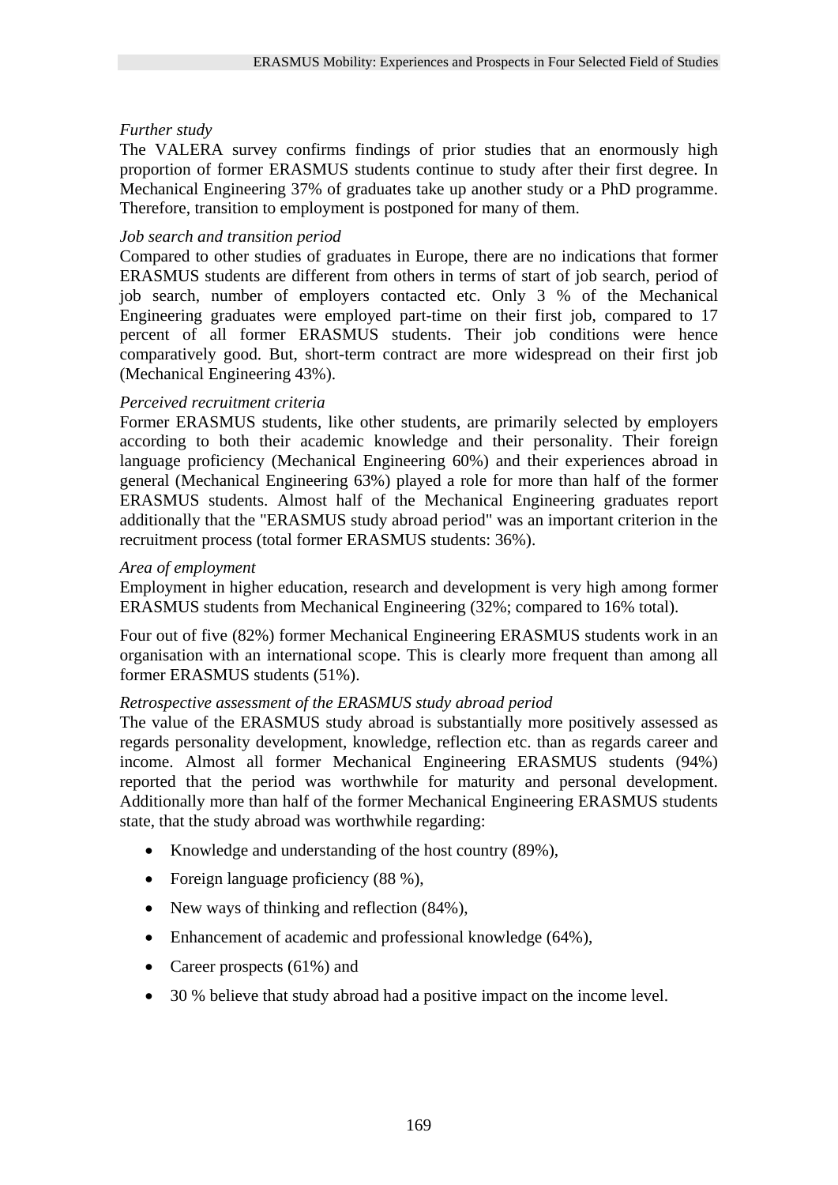*Further study*

The VALERA survey confirms findings of prior studies that an enormously high proportion of former ERASMUS students continue to study after their first degree. In Mechanical Engineering 37% of graduates take up another study or a PhD programme. Therefore, transition to employment is postponed for many of them.

*Job search and transition period*

Compared to other studies of graduates in Europe, there are no indications that former ERASMUS students are different from others in terms of start of job search, period of job search, number of employers contacted etc. Only 3 % of the Mechanical Engineering graduates were employed part-time on their first job, compared to 17 percent of all former ERASMUS students. Their job conditions were hence comparatively good. But, short-term contract are more widespread on their first job (Mechanical Engineering 43%).

*Perceived recruitment criteria*

Former ERASMUS students, like other students, are primarily selected by employers according to both their academic knowledge and their personality. Their foreign language proficiency (Mechanical Engineering 60%) and their experiences abroad in general (Mechanical Engineering 63%) played a role for more than half of the former ERASMUS students. Almost half of the Mechanical Engineering graduates report additionally that the "ERASMUS study abroad period" was an important criterion in the recruitment process (total former ERASMUS students: 36%).

*Area of employment*

Employment in higher education, research and development is very high among former ERASMUS students from Mechanical Engineering (32%; compared to 16% total).

Four out of five (82%) former Mechanical Engineering ERASMUS students work in an organisation with an international scope. This is clearly more frequent than among all former ERASMUS students (51%).

*Retrospective assessment of the ERASMUS study abroad period*

The value of the ERASMUS study abroad is substantially more positively assessed as regards personality development, knowledge, reflection etc. than as regards career and income. Almost all former Mechanical Engineering ERASMUS students (94%) reported that the period was worthwhile for maturity and personal development. Additionally more than half of the former Mechanical Engineering ERASMUS students state, that the study abroad was worthwhile regarding:

- Knowledge and understanding of the host country (89%),
- Foreign language proficiency (88 %),
- New ways of thinking and reflection (84%),
- Enhancement of academic and professional knowledge (64%),
- Career prospects (61%) and
- 30 % believe that study abroad had a positive impact on the income level.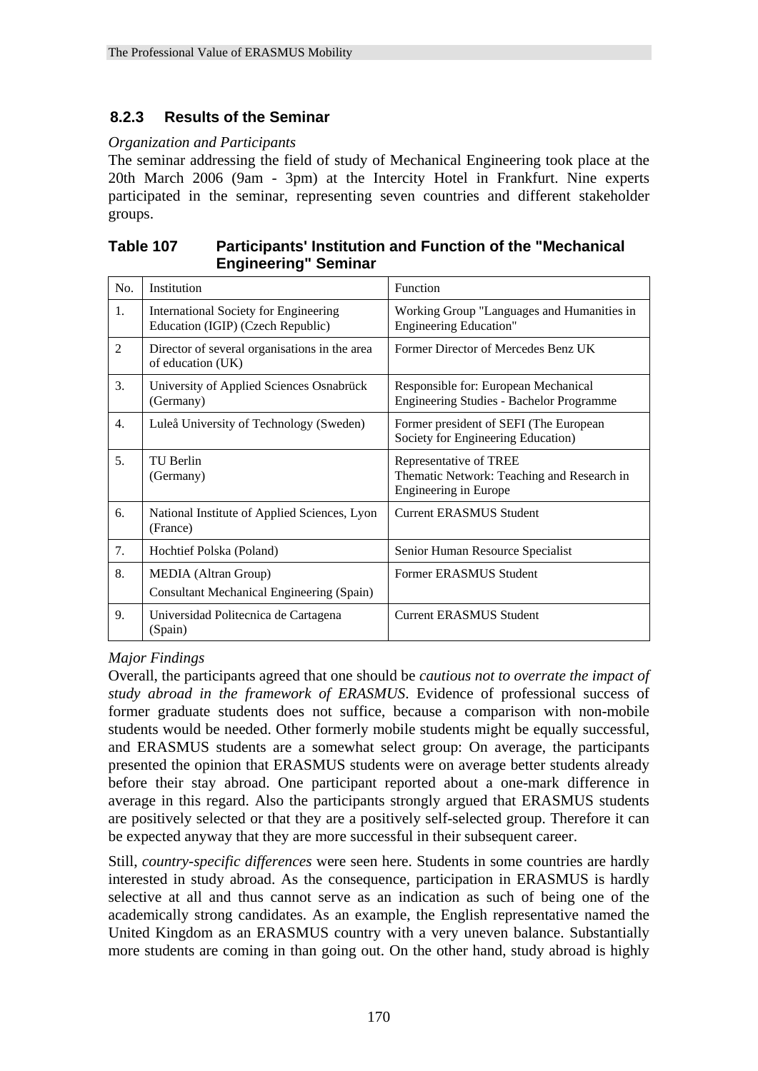### 8.2.3 Results of the Seminar

*Organization and Participants*

The seminar addressing the field of study of Mechanical Engineering took place at the 20th March 2006 (9am - 3pm) at the Intercity Hotel in Frankfurt. Nine experts participated in the seminar, representing seven countries and different stakeholder groups.

**Table 107 Participants' Institution and Function of the "Mechanical Engineering" Seminar**

| No. | Institution | Function |
|---|---|---|
| 1. | International Society for Engineering Education (IGIP) (Czech Republic) | Working Group "Languages and Humanities in Engineering Education" |
| 2 | Director of several organisations in the area of education (UK) | Former Director of Mercedes Benz UK |
| 3. | University of Applied Sciences Osnabrück (Germany) | Responsible for: European Mechanical Engineering Studies - Bachelor Programme |
| 4. | Luleå University of Technology (Sweden) | Former president of SEFI (The European Society for Engineering Education) |
| 5. | TU Berlin (Germany) | Representative of TREE Thematic Network: Teaching and Research in Engineering in Europe |
| 6. | National Institute of Applied Sciences, Lyon (France) | Current ERASMUS Student |
| 7. | Hochtief Polska (Poland) | Senior Human Resource Specialist |
| 8. | MEDIA (Altran Group) Consultant Mechanical Engineering (Spain) | Former ERASMUS Student |
| 9. | Universidad Politecnica de Cartagena (Spain) | Current ERASMUS Student |

*Major Findings*

Overall, the participants agreed that one should be *cautious not to overrate the impact of study abroad in the framework of ERASMUS*. Evidence of professional success of former graduate students does not suffice, because a comparison with non-mobile students would be needed. Other formerly mobile students might be equally successful, and ERASMUS students are a somewhat select group: On average, the participants presented the opinion that ERASMUS students were on average better students already before their stay abroad. One participant reported about a one-mark difference in average in this regard. Also the participants strongly argued that ERASMUS students are positively selected or that they are a positively self-selected group. Therefore it can be expected anyway that they are more successful in their subsequent career.

Still, *country-specific differences* were seen here. Students in some countries are hardly interested in study abroad. As the consequence, participation in ERASMUS is hardly selective at all and thus cannot serve as an indication as such of being one of the academically strong candidates. As an example, the English representative named the United Kingdom as an ERASMUS country with a very uneven balance. Substantially more students are coming in than going out. On the other hand, study abroad is highly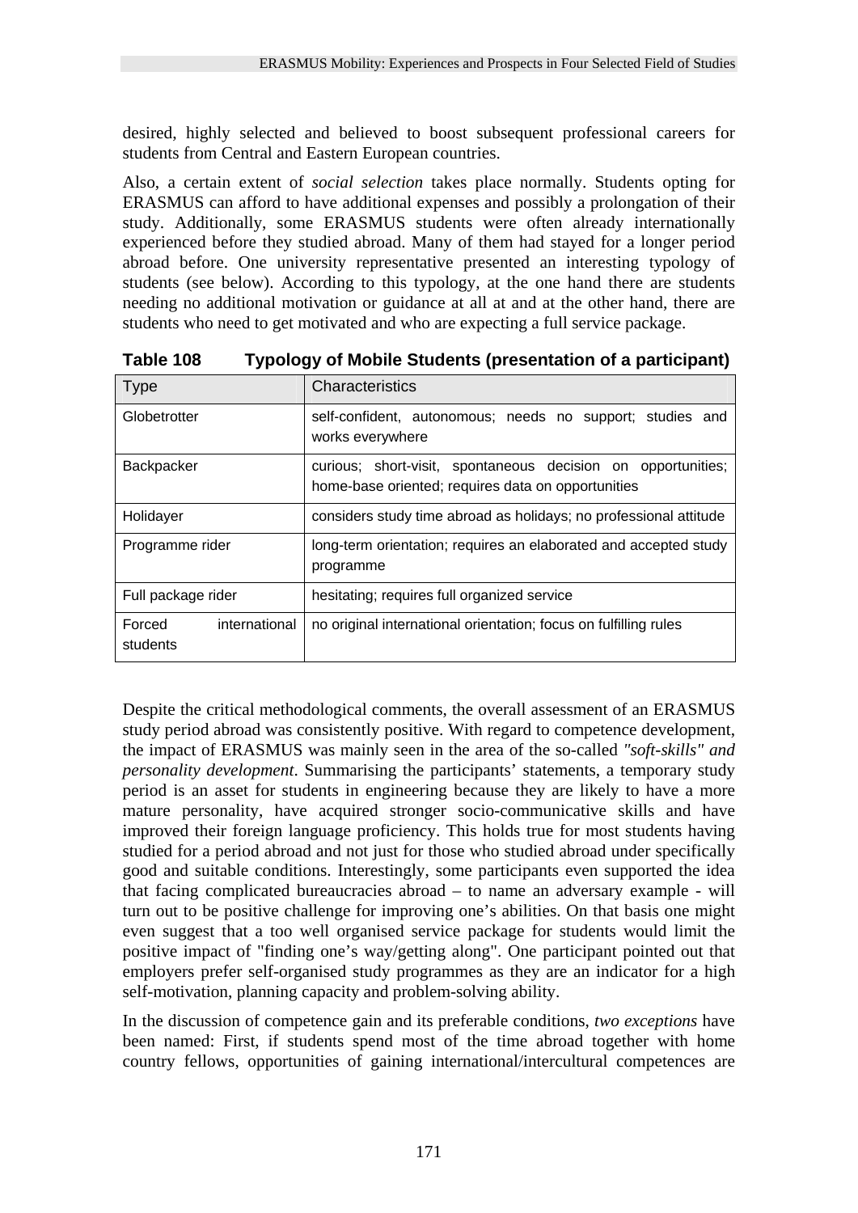desired, highly selected and believed to boost subsequent professional careers for students from Central and Eastern European countries.

Also, a certain extent of *social selection* takes place normally. Students opting for ERASMUS can afford to have additional expenses and possibly a prolongation of their study. Additionally, some ERASMUS students were often already internationally experienced before they studied abroad. Many of them had stayed for a longer period abroad before. One university representative presented an interesting typology of students (see below). According to this typology, at the one hand there are students needing no additional motivation or guidance at all at and at the other hand, there are students who need to get motivated and who are expecting a full service package.

**Table 108 Typology of Mobile Students (presentation of a participant)**

| Type | Characteristics |
|---|---|
| Globetrotter | self-confident, autonomous; needs no support; studies and works everywhere |
| Backpacker | curious; short-visit, spontaneous decision on opportunities; home-base oriented; requires data on opportunities |
| Holidayer | considers study time abroad as holidays; no professional attitude |
| Programme rider | long-term orientation; requires an elaborated and accepted study programme |
| Full package rider | hesitating; requires full organized service |
| Forced international students | no original international orientation; focus on fulfilling rules |

Despite the critical methodological comments, the overall assessment of an ERASMUS study period abroad was consistently positive. With regard to competence development, the impact of ERASMUS was mainly seen in the area of the so-called *"soft-skills" and personality development*. Summarising the participants' statements, a temporary study period is an asset for students in engineering because they are likely to have a more mature personality, have acquired stronger socio-communicative skills and have improved their foreign language proficiency. This holds true for most students having studied for a period abroad and not just for those who studied abroad under specifically good and suitable conditions. Interestingly, some participants even supported the idea that facing complicated bureaucracies abroad – to name an adversary example - will turn out to be positive challenge for improving one's abilities. On that basis one might even suggest that a too well organised service package for students would limit the positive impact of "finding one's way/getting along". One participant pointed out that employers prefer self-organised study programmes as they are an indicator for a high self-motivation, planning capacity and problem-solving ability.

In the discussion of competence gain and its preferable conditions, *two exceptions* have been named: First, if students spend most of the time abroad together with home country fellows, opportunities of gaining international/intercultural competences are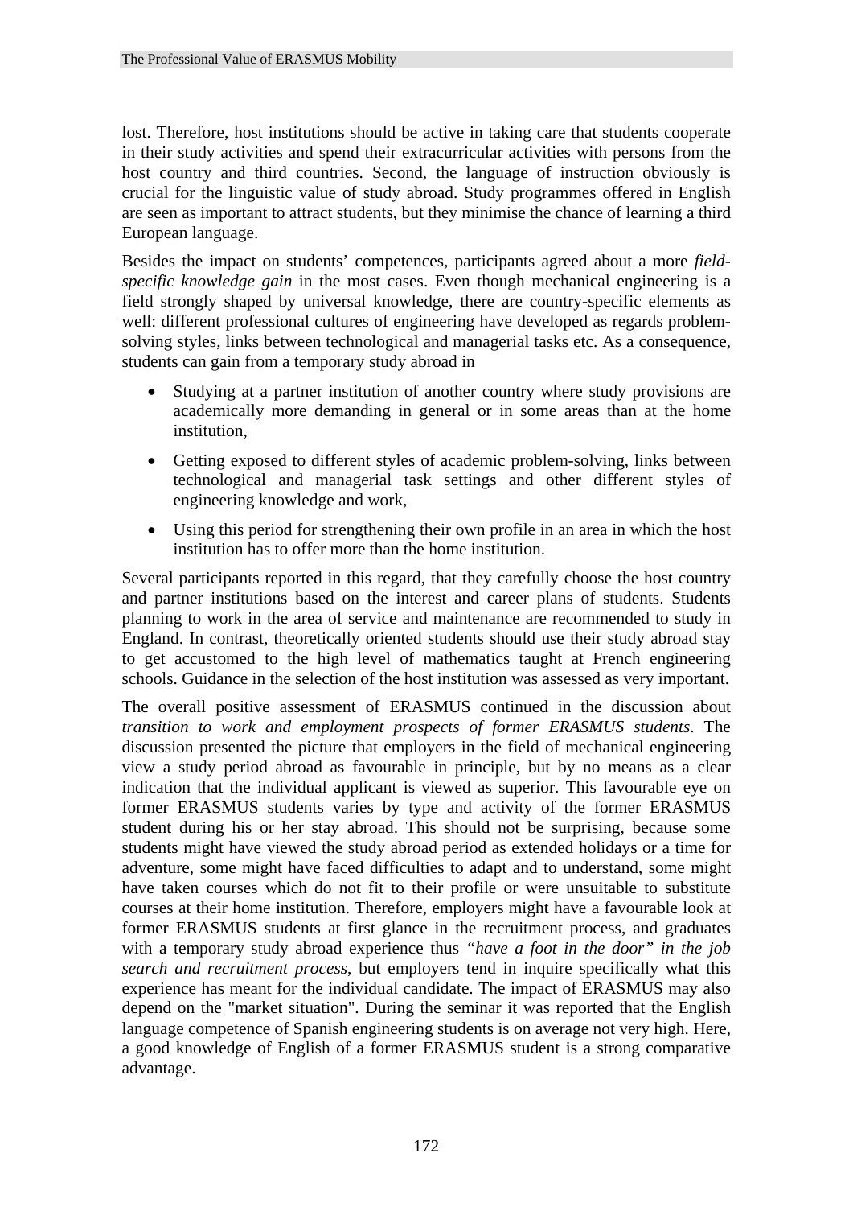lost. Therefore, host institutions should be active in taking care that students cooperate in their study activities and spend their extracurricular activities with persons from the host country and third countries. Second, the language of instruction obviously is crucial for the linguistic value of study abroad. Study programmes offered in English are seen as important to attract students, but they minimise the chance of learning a third European language.

Besides the impact on students' competences, participants agreed about a more *field-specific knowledge gain* in the most cases. Even though mechanical engineering is a field strongly shaped by universal knowledge, there are country-specific elements as well: different professional cultures of engineering have developed as regards problem-solving styles, links between technological and managerial tasks etc. As a consequence, students can gain from a temporary study abroad in

- Studying at a partner institution of another country where study provisions are academically more demanding in general or in some areas than at the home institution,
- Getting exposed to different styles of academic problem-solving, links between technological and managerial task settings and other different styles of engineering knowledge and work,
- Using this period for strengthening their own profile in an area in which the host institution has to offer more than the home institution.

Several participants reported in this regard, that they carefully choose the host country and partner institutions based on the interest and career plans of students. Students planning to work in the area of service and maintenance are recommended to study in England. In contrast, theoretically oriented students should use their study abroad stay to get accustomed to the high level of mathematics taught at French engineering schools. Guidance in the selection of the host institution was assessed as very important.

The overall positive assessment of ERASMUS continued in the discussion about *transition to work and employment prospects of former ERASMUS students*. The discussion presented the picture that employers in the field of mechanical engineering view a study period abroad as favourable in principle, but by no means as a clear indication that the individual applicant is viewed as superior. This favourable eye on former ERASMUS students varies by type and activity of the former ERASMUS student during his or her stay abroad. This should not be surprising, because some students might have viewed the study abroad period as extended holidays or a time for adventure, some might have faced difficulties to adapt and to understand, some might have taken courses which do not fit to their profile or were unsuitable to substitute courses at their home institution. Therefore, employers might have a favourable look at former ERASMUS students at first glance in the recruitment process, and graduates with a temporary study abroad experience thus *"have a foot in the door" in the job search and recruitment process*, but employers tend in inquire specifically what this experience has meant for the individual candidate. The impact of ERASMUS may also depend on the "market situation". During the seminar it was reported that the English language competence of Spanish engineering students is on average not very high. Here, a good knowledge of English of a former ERASMUS student is a strong comparative advantage.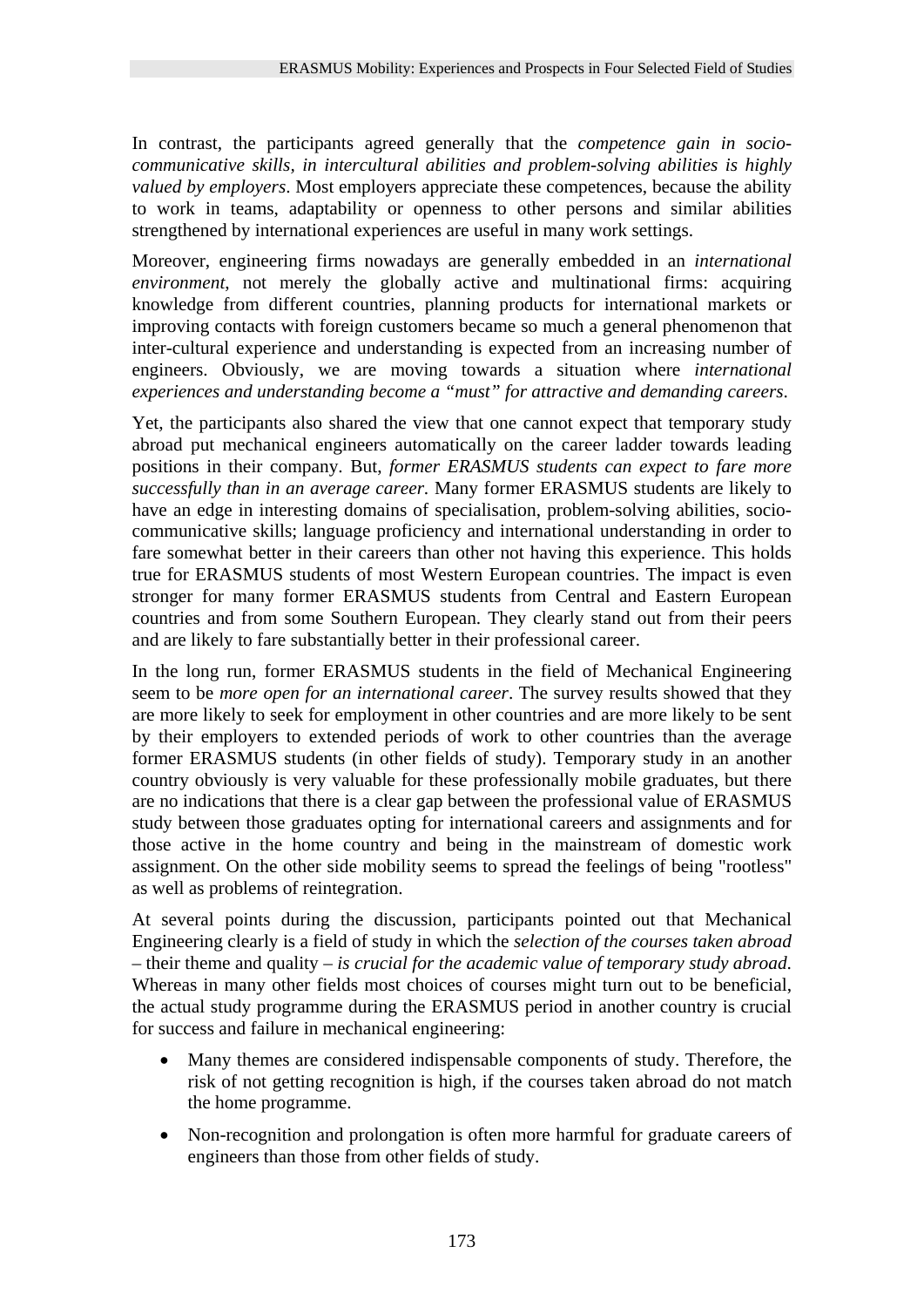In contrast, the participants agreed generally that the *competence gain in socio-communicative skills, in intercultural abilities and problem-solving abilities is highly valued by employers*. Most employers appreciate these competences, because the ability to work in teams, adaptability or openness to other persons and similar abilities strengthened by international experiences are useful in many work settings.

Moreover, engineering firms nowadays are generally embedded in an *international environment*, not merely the globally active and multinational firms: acquiring knowledge from different countries, planning products for international markets or improving contacts with foreign customers became so much a general phenomenon that inter-cultural experience and understanding is expected from an increasing number of engineers. Obviously, we are moving towards a situation where *international experiences and understanding become a "must" for attractive and demanding careers*.

Yet, the participants also shared the view that one cannot expect that temporary study abroad put mechanical engineers automatically on the career ladder towards leading positions in their company. But, *former ERASMUS students can expect to fare more successfully than in an average career*. Many former ERASMUS students are likely to have an edge in interesting domains of specialisation, problem-solving abilities, socio-communicative skills; language proficiency and international understanding in order to fare somewhat better in their careers than other not having this experience. This holds true for ERASMUS students of most Western European countries. The impact is even stronger for many former ERASMUS students from Central and Eastern European countries and from some Southern European. They clearly stand out from their peers and are likely to fare substantially better in their professional career.

In the long run, former ERASMUS students in the field of Mechanical Engineering seem to be *more open for an international career*. The survey results showed that they are more likely to seek for employment in other countries and are more likely to be sent by their employers to extended periods of work to other countries than the average former ERASMUS students (in other fields of study). Temporary study in an another country obviously is very valuable for these professionally mobile graduates, but there are no indications that there is a clear gap between the professional value of ERASMUS study between those graduates opting for international careers and assignments and for those active in the home country and being in the mainstream of domestic work assignment. On the other side mobility seems to spread the feelings of being "rootless" as well as problems of reintegration.

At several points during the discussion, participants pointed out that Mechanical Engineering clearly is a field of study in which the *selection of the courses taken abroad* – their theme and quality – *is crucial for the academic value of temporary study abroad*. Whereas in many other fields most choices of courses might turn out to be beneficial, the actual study programme during the ERASMUS period in another country is crucial for success and failure in mechanical engineering:

- Many themes are considered indispensable components of study. Therefore, the risk of not getting recognition is high, if the courses taken abroad do not match the home programme.
- Non-recognition and prolongation is often more harmful for graduate careers of engineers than those from other fields of study.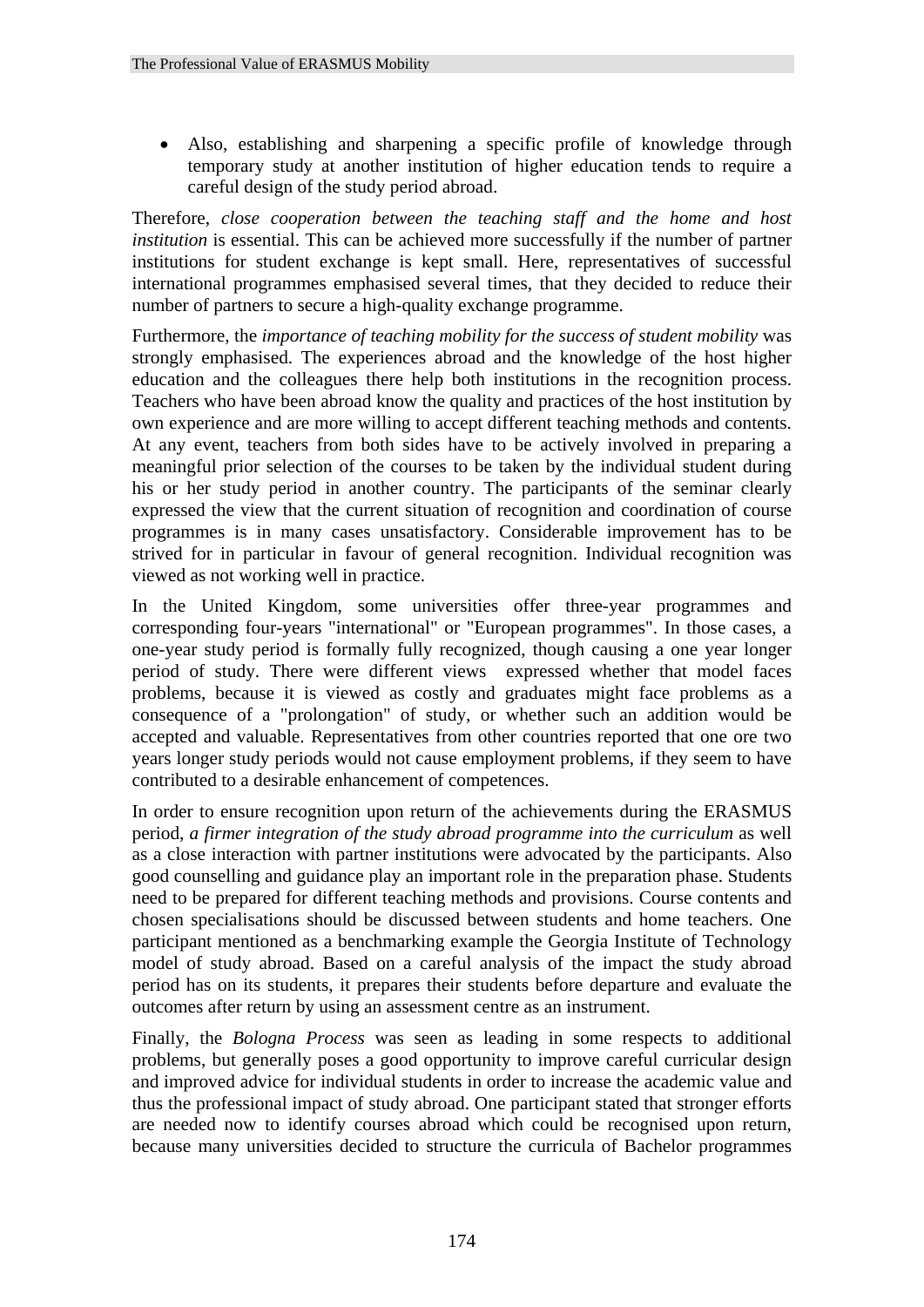- Also, establishing and sharpening a specific profile of knowledge through temporary study at another institution of higher education tends to require a careful design of the study period abroad.

Therefore, *close cooperation between the teaching staff and the home and host institution* is essential. This can be achieved more successfully if the number of partner institutions for student exchange is kept small. Here, representatives of successful international programmes emphasised several times, that they decided to reduce their number of partners to secure a high-quality exchange programme.

Furthermore, the *importance of teaching mobility for the success of student mobility* was strongly emphasised. The experiences abroad and the knowledge of the host higher education and the colleagues there help both institutions in the recognition process. Teachers who have been abroad know the quality and practices of the host institution by own experience and are more willing to accept different teaching methods and contents. At any event, teachers from both sides have to be actively involved in preparing a meaningful prior selection of the courses to be taken by the individual student during his or her study period in another country. The participants of the seminar clearly expressed the view that the current situation of recognition and coordination of course programmes is in many cases unsatisfactory. Considerable improvement has to be strived for in particular in favour of general recognition. Individual recognition was viewed as not working well in practice.

In the United Kingdom, some universities offer three-year programmes and corresponding four-years "international" or "European programmes". In those cases, a one-year study period is formally fully recognized, though causing a one year longer period of study. There were different views expressed whether that model faces problems, because it is viewed as costly and graduates might face problems as a consequence of a "prolongation" of study, or whether such an addition would be accepted and valuable. Representatives from other countries reported that one ore two years longer study periods would not cause employment problems, if they seem to have contributed to a desirable enhancement of competences.

In order to ensure recognition upon return of the achievements during the ERASMUS period, *a firmer integration of the study abroad programme into the curriculum* as well as a close interaction with partner institutions were advocated by the participants. Also good counselling and guidance play an important role in the preparation phase. Students need to be prepared for different teaching methods and provisions. Course contents and chosen specialisations should be discussed between students and home teachers. One participant mentioned as a benchmarking example the Georgia Institute of Technology model of study abroad. Based on a careful analysis of the impact the study abroad period has on its students, it prepares their students before departure and evaluate the outcomes after return by using an assessment centre as an instrument.

Finally, the *Bologna Process* was seen as leading in some respects to additional problems, but generally poses a good opportunity to improve careful curricular design and improved advice for individual students in order to increase the academic value and thus the professional impact of study abroad. One participant stated that stronger efforts are needed now to identify courses abroad which could be recognised upon return, because many universities decided to structure the curricula of Bachelor programmes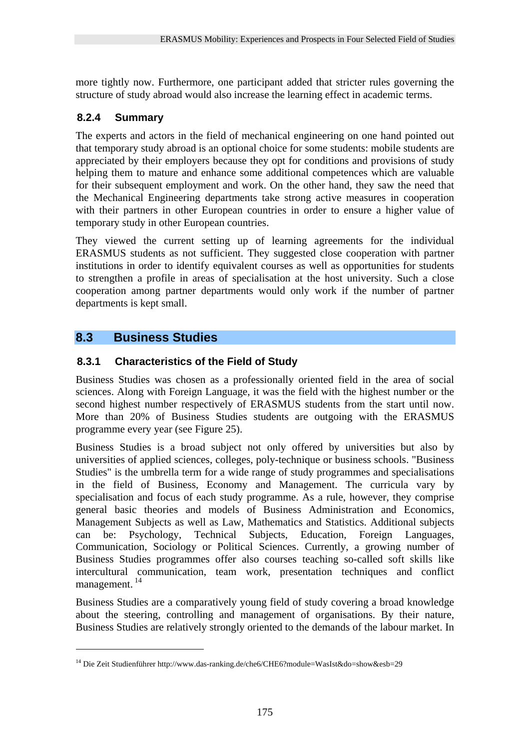more tightly now. Furthermore, one participant added that stricter rules governing the structure of study abroad would also increase the learning effect in academic terms.

### 8.2.4 Summary

The experts and actors in the field of mechanical engineering on one hand pointed out that temporary study abroad is an optional choice for some students: mobile students are appreciated by their employers because they opt for conditions and provisions of study helping them to mature and enhance some additional competences which are valuable for their subsequent employment and work. On the other hand, they saw the need that the Mechanical Engineering departments take strong active measures in cooperation with their partners in other European countries in order to ensure a higher value of temporary study in other European countries.

They viewed the current setting up of learning agreements for the individual ERASMUS students as not sufficient. They suggested close cooperation with partner institutions in order to identify equivalent courses as well as opportunities for students to strengthen a profile in areas of specialisation at the host university. Such a close cooperation among partner departments would only work if the number of partner departments is kept small.

## 8.3 Business Studies

### 8.3.1 Characteristics of the Field of Study

Business Studies was chosen as a professionally oriented field in the area of social sciences. Along with Foreign Language, it was the field with the highest number or the second highest number respectively of ERASMUS students from the start until now. More than 20% of Business Studies students are outgoing with the ERASMUS programme every year (see Figure 25).

Business Studies is a broad subject not only offered by universities but also by universities of applied sciences, colleges, poly-technique or business schools. "Business Studies" is the umbrella term for a wide range of study programmes and specialisations in the field of Business, Economy and Management. The curricula vary by specialisation and focus of each study programme. As a rule, however, they comprise general basic theories and models of Business Administration and Economics, Management Subjects as well as Law, Mathematics and Statistics. Additional subjects can be: Psychology, Technical Subjects, Education, Foreign Languages, Communication, Sociology or Political Sciences. Currently, a growing number of Business Studies programmes offer also courses teaching so-called soft skills like intercultural communication, team work, presentation techniques and conflict management. [14]

Business Studies are a comparatively young field of study covering a broad knowledge about the steering, controlling and management of organisations. By their nature, Business Studies are relatively strongly oriented to the demands of the labour market. In

---

[14] Die Zeit Studienführer http://www.das-ranking.de/che6/CHE6?module=WasIst&do=show&esb=29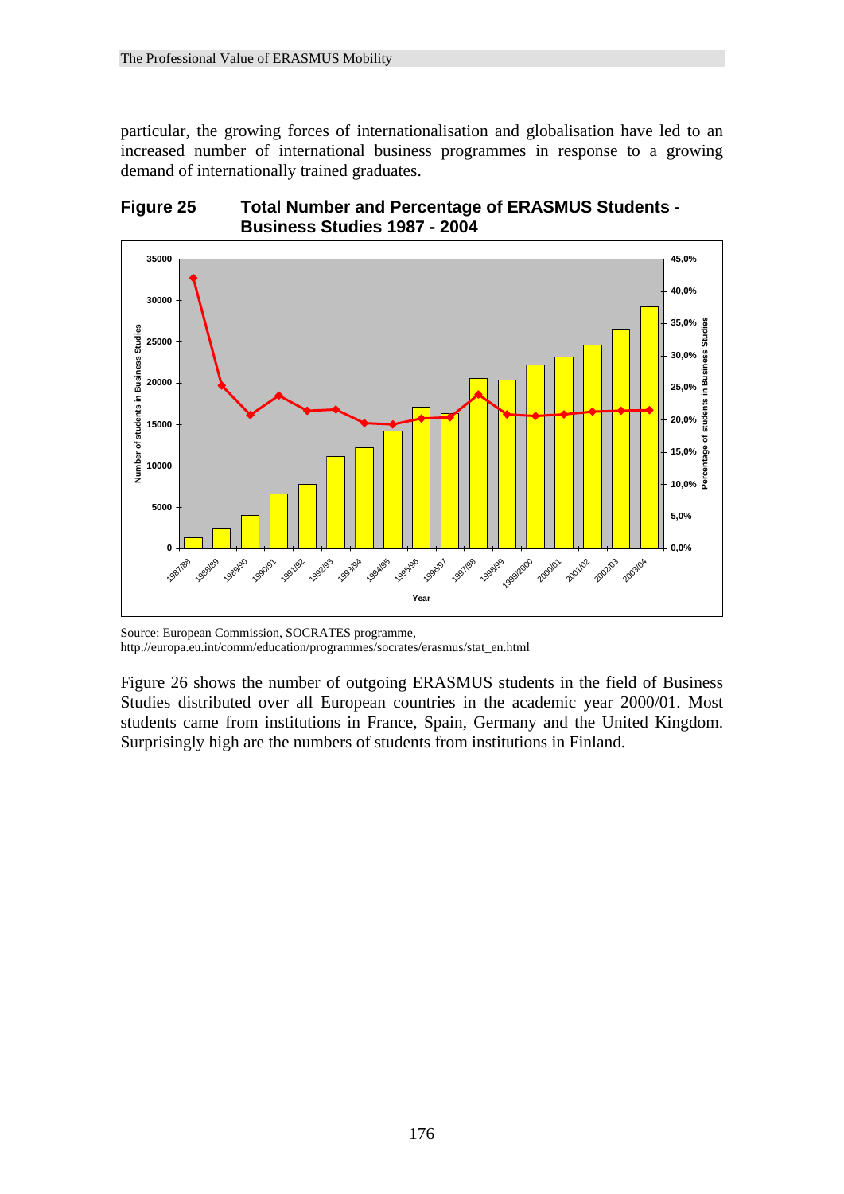particular, the growing forces of internationalisation and globalisation have led to an increased number of international business programmes in response to a growing demand of internationally trained graduates.

**Figure 25 Total Number and Percentage of ERASMUS Students - Business Studies 1987 - 2004**

Source: European Commission, SOCRATES programme, http://europa.eu.int/comm/education/programmes/socrates/erasmus/stat_en.html

Figure 26 shows the number of outgoing ERASMUS students in the field of Business Studies distributed over all European countries in the academic year 2000/01. Most students came from institutions in France, Spain, Germany and the United Kingdom. Surprisingly high are the numbers of students from institutions in Finland.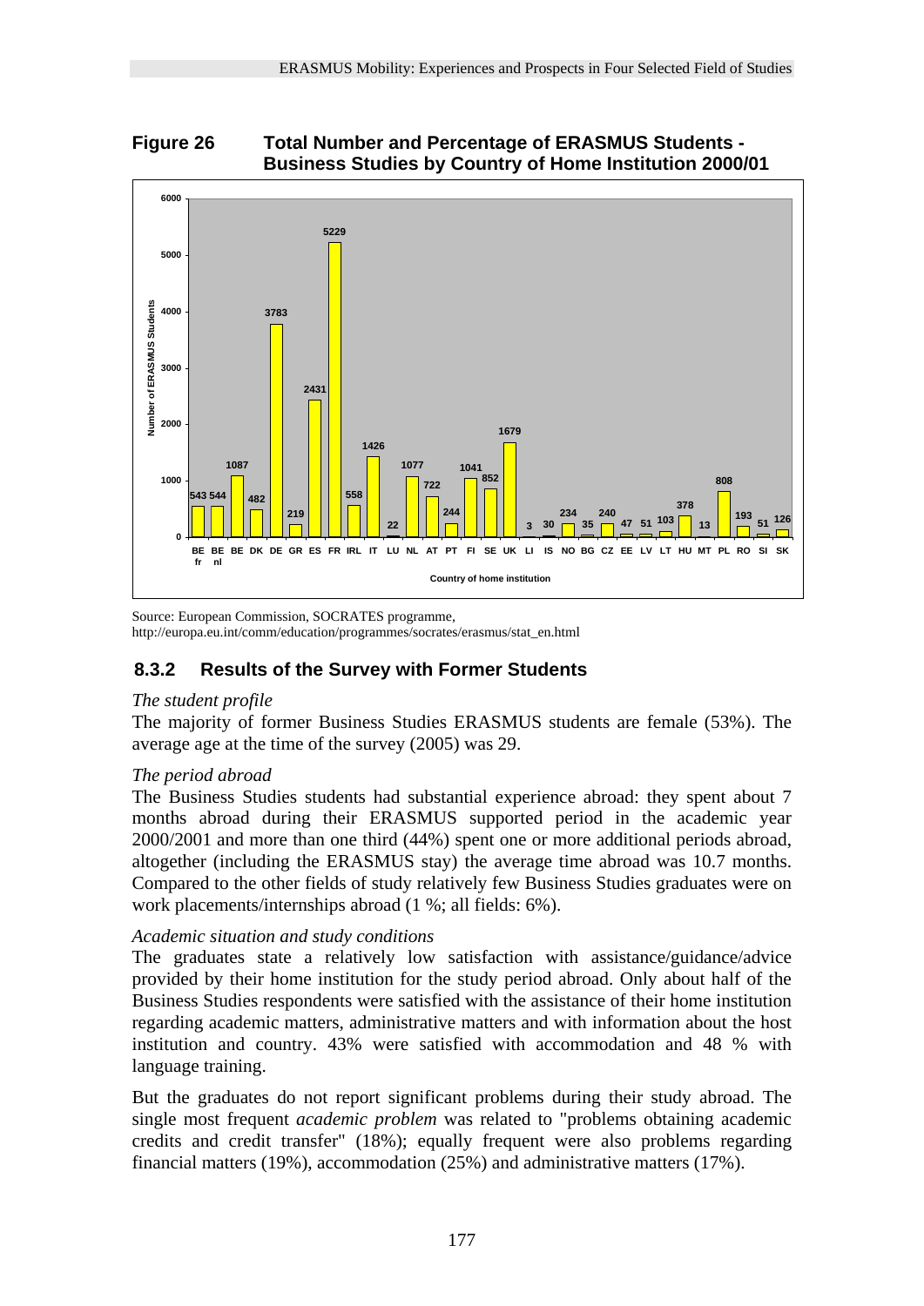**Figure 26 Total Number and Percentage of ERASMUS Students - Business Studies by Country of Home Institution 2000/01**

| Country of home institution | Number of ERASMUS Students |
|---|---|
| BE fr | 543 |
| BE nl | 544 |
| BE | 1087 |
| DK | 482 |
| DE | 3783 |
| GR | 219 |
| ES | 2431 |
| FR | 5229 |
| IRL | 558 |
| IT | 1426 |
| LU | 22 |
| NL | 1077 |
| AT | 722 |
| PT | 244 |
| FI | 1041 |
| SE | 852 |
| UK | 1679 |
| LI | 3 |
| IS | 30 |
| NO | 234 |
| BG | 35 |
| CZ | 240 |
| EE | 47 |
| LV | 51 |
| LT | 103 |
| HU | 378 |
| MT | 13 |
| PL | 808 |
| RO | 193 |
| SI | 51 |
| SK | 126 |

Source: European Commission, SOCRATES programme,
http://europa.eu.int/comm/education/programmes/socrates/erasmus/stat_en.html

### 8.3.2 Results of the Survey with Former Students

*The student profile*

The majority of former Business Studies ERASMUS students are female (53%). The average age at the time of the survey (2005) was 29.

*The period abroad*

The Business Studies students had substantial experience abroad: they spent about 7 months abroad during their ERASMUS supported period in the academic year 2000/2001 and more than one third (44%) spent one or more additional periods abroad, altogether (including the ERASMUS stay) the average time abroad was 10.7 months. Compared to the other fields of study relatively few Business Studies graduates were on work placements/internships abroad (1 %; all fields: 6%).

*Academic situation and study conditions*

The graduates state a relatively low satisfaction with assistance/guidance/advice provided by their home institution for the study period abroad. Only about half of the Business Studies respondents were satisfied with the assistance of their home institution regarding academic matters, administrative matters and with information about the host institution and country. 43% were satisfied with accommodation and 48 % with language training.

But the graduates do not report significant problems during their study abroad. The single most frequent *academic problem* was related to "problems obtaining academic credits and credit transfer" (18%); equally frequent were also problems regarding financial matters (19%), accommodation (25%) and administrative matters (17%).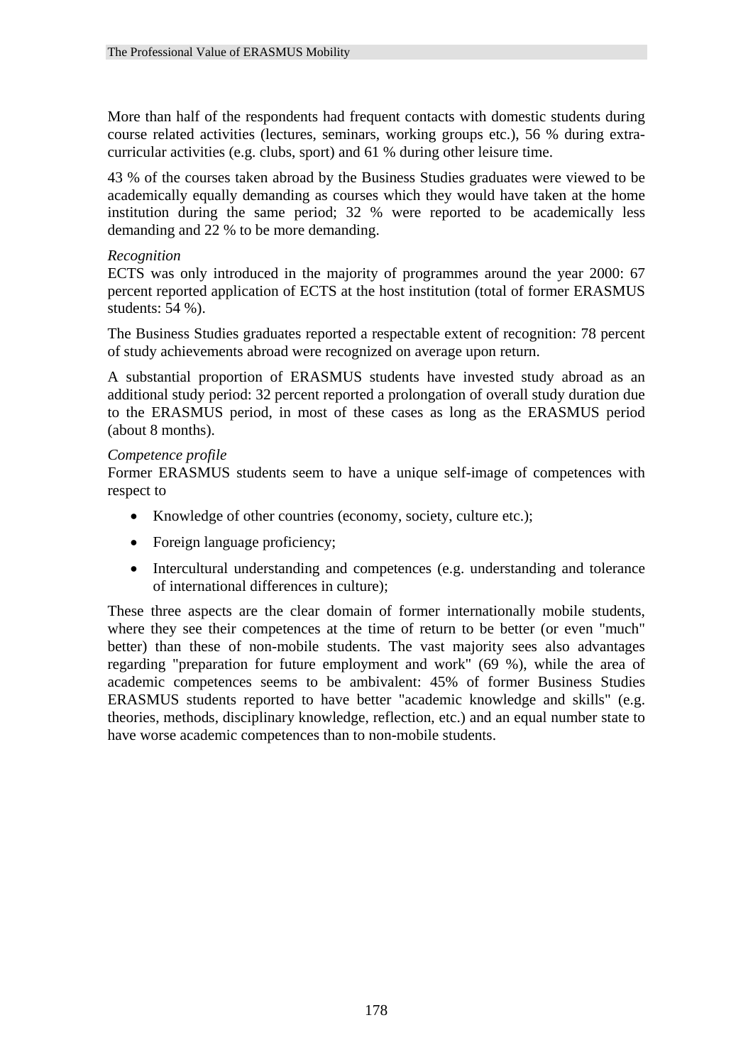More than half of the respondents had frequent contacts with domestic students during course related activities (lectures, seminars, working groups etc.), 56 % during extra-curricular activities (e.g. clubs, sport) and 61 % during other leisure time.

43 % of the courses taken abroad by the Business Studies graduates were viewed to be academically equally demanding as courses which they would have taken at the home institution during the same period; 32 % were reported to be academically less demanding and 22 % to be more demanding.

*Recognition*

ECTS was only introduced in the majority of programmes around the year 2000: 67 percent reported application of ECTS at the host institution (total of former ERASMUS students: 54 %).

The Business Studies graduates reported a respectable extent of recognition: 78 percent of study achievements abroad were recognized on average upon return.

A substantial proportion of ERASMUS students have invested study abroad as an additional study period: 32 percent reported a prolongation of overall study duration due to the ERASMUS period, in most of these cases as long as the ERASMUS period (about 8 months).

*Competence profile*

Former ERASMUS students seem to have a unique self-image of competences with respect to

- Knowledge of other countries (economy, society, culture etc.);
- Foreign language proficiency;
- Intercultural understanding and competences (e.g. understanding and tolerance of international differences in culture);

These three aspects are the clear domain of former internationally mobile students, where they see their competences at the time of return to be better (or even "much" better) than these of non-mobile students. The vast majority sees also advantages regarding "preparation for future employment and work" (69 %), while the area of academic competences seems to be ambivalent: 45% of former Business Studies ERASMUS students reported to have better "academic knowledge and skills" (e.g. theories, methods, disciplinary knowledge, reflection, etc.) and an equal number state to have worse academic competences than to non-mobile students.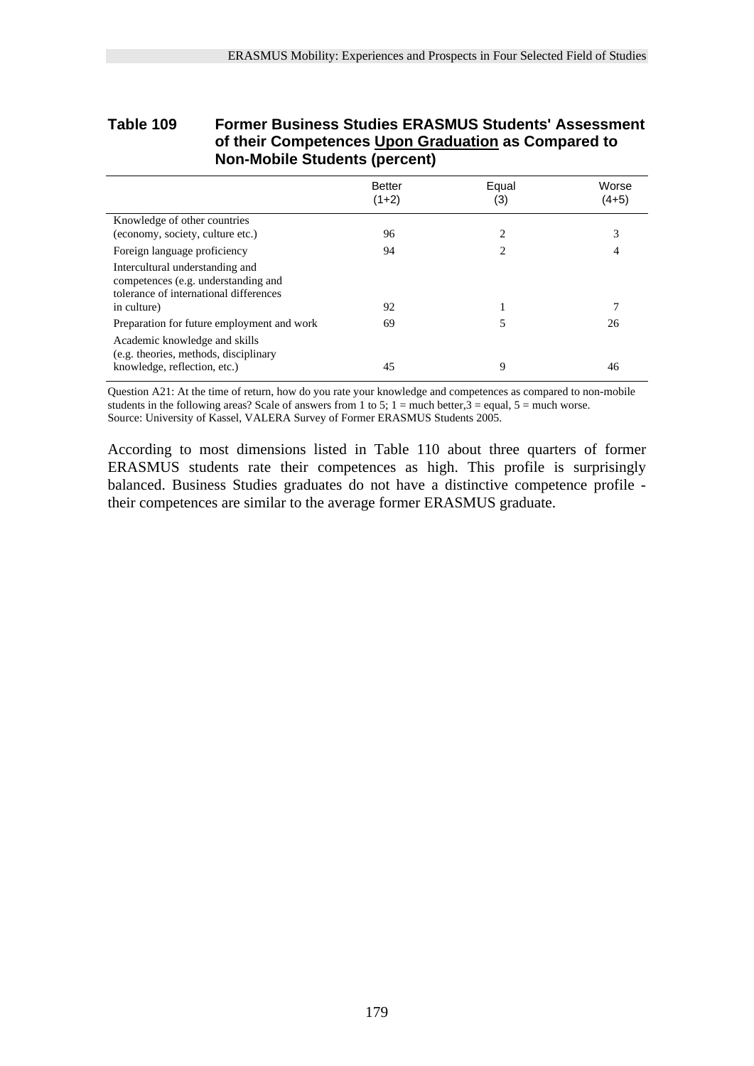**Table 109 Former Business Studies ERASMUS Students' Assessment of their Competences Upon Graduation as Compared to Non-Mobile Students (percent)**

| | Better (1+2) | Equal (3) | Worse (4+5) |
|---|---|---|---|
| Knowledge of other countries (economy, society, culture etc.) | 96 | 2 | 3 |
| Foreign language proficiency | 94 | 2 | 4 |
| Intercultural understanding and competences (e.g. understanding and tolerance of international differences in culture) | 92 | 1 | 7 |
| Preparation for future employment and work | 69 | 5 | 26 |
| Academic knowledge and skills (e.g. theories, methods, disciplinary knowledge, reflection, etc.) | 45 | 9 | 46 |

Question A21: At the time of return, how do you rate your knowledge and competences as compared to non-mobile students in the following areas? Scale of answers from 1 to 5; 1 = much better,3 = equal, 5 = much worse.
Source: University of Kassel, VALERA Survey of Former ERASMUS Students 2005.

According to most dimensions listed in Table 110 about three quarters of former ERASMUS students rate their competences as high. This profile is surprisingly balanced. Business Studies graduates do not have a distinctive competence profile - their competences are similar to the average former ERASMUS graduate.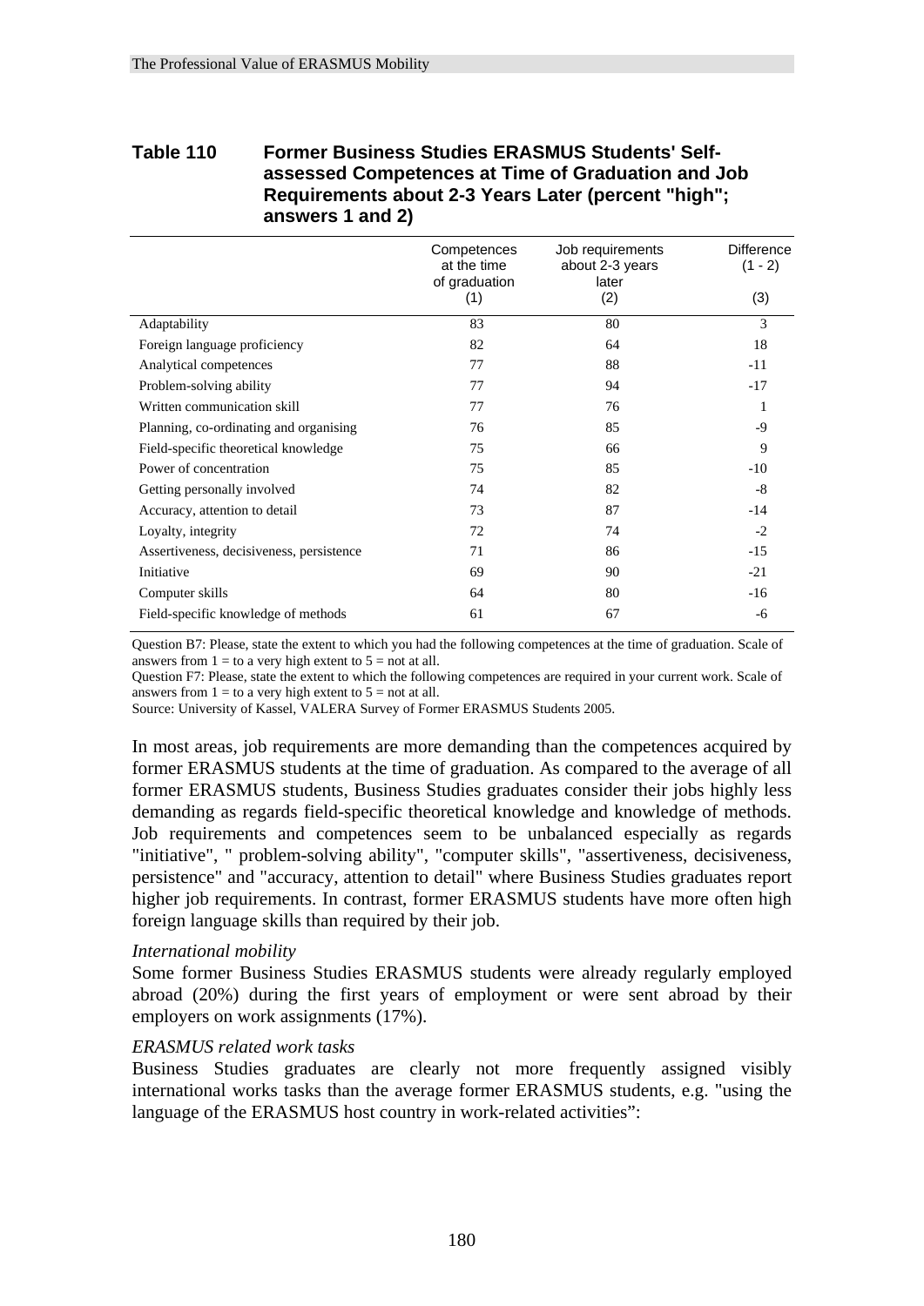**Table 110 Former Business Studies ERASMUS Students' Self-assessed Competences at Time of Graduation and Job Requirements about 2-3 Years Later (percent "high"; answers 1 and 2)**

| | Competences at the time of graduation (1) | Job requirements about 2-3 years later (2) | Difference (1 - 2) (3) |
|---|---|---|---|
| Adaptability | 83 | 80 | 3 |
| Foreign language proficiency | 82 | 64 | 18 |
| Analytical competences | 77 | 88 | -11 |
| Problem-solving ability | 77 | 94 | -17 |
| Written communication skill | 77 | 76 | 1 |
| Planning, co-ordinating and organising | 76 | 85 | -9 |
| Field-specific theoretical knowledge | 75 | 66 | 9 |
| Power of concentration | 75 | 85 | -10 |
| Getting personally involved | 74 | 82 | -8 |
| Accuracy, attention to detail | 73 | 87 | -14 |
| Loyalty, integrity | 72 | 74 | -2 |
| Assertiveness, decisiveness, persistence | 71 | 86 | -15 |
| Initiative | 69 | 90 | -21 |
| Computer skills | 64 | 80 | -16 |
| Field-specific knowledge of methods | 61 | 67 | -6 |

Question B7: Please, state the extent to which you had the following competences at the time of graduation. Scale of answers from 1 = to a very high extent to 5 = not at all.
Question F7: Please, state the extent to which the following competences are required in your current work. Scale of answers from 1 = to a very high extent to 5 = not at all.
Source: University of Kassel, VALERA Survey of Former ERASMUS Students 2005.

In most areas, job requirements are more demanding than the competences acquired by former ERASMUS students at the time of graduation. As compared to the average of all former ERASMUS students, Business Studies graduates consider their jobs highly less demanding as regards field-specific theoretical knowledge and knowledge of methods. Job requirements and competences seem to be unbalanced especially as regards "initiative", " problem-solving ability", "computer skills", "assertiveness, decisiveness, persistence" and "accuracy, attention to detail" where Business Studies graduates report higher job requirements. In contrast, former ERASMUS students have more often high foreign language skills than required by their job.

*International mobility*

Some former Business Studies ERASMUS students were already regularly employed abroad (20%) during the first years of employment or were sent abroad by their employers on work assignments (17%).

*ERASMUS related work tasks*

Business Studies graduates are clearly not more frequently assigned visibly international works tasks than the average former ERASMUS students, e.g. "using the language of the ERASMUS host country in work-related activities”: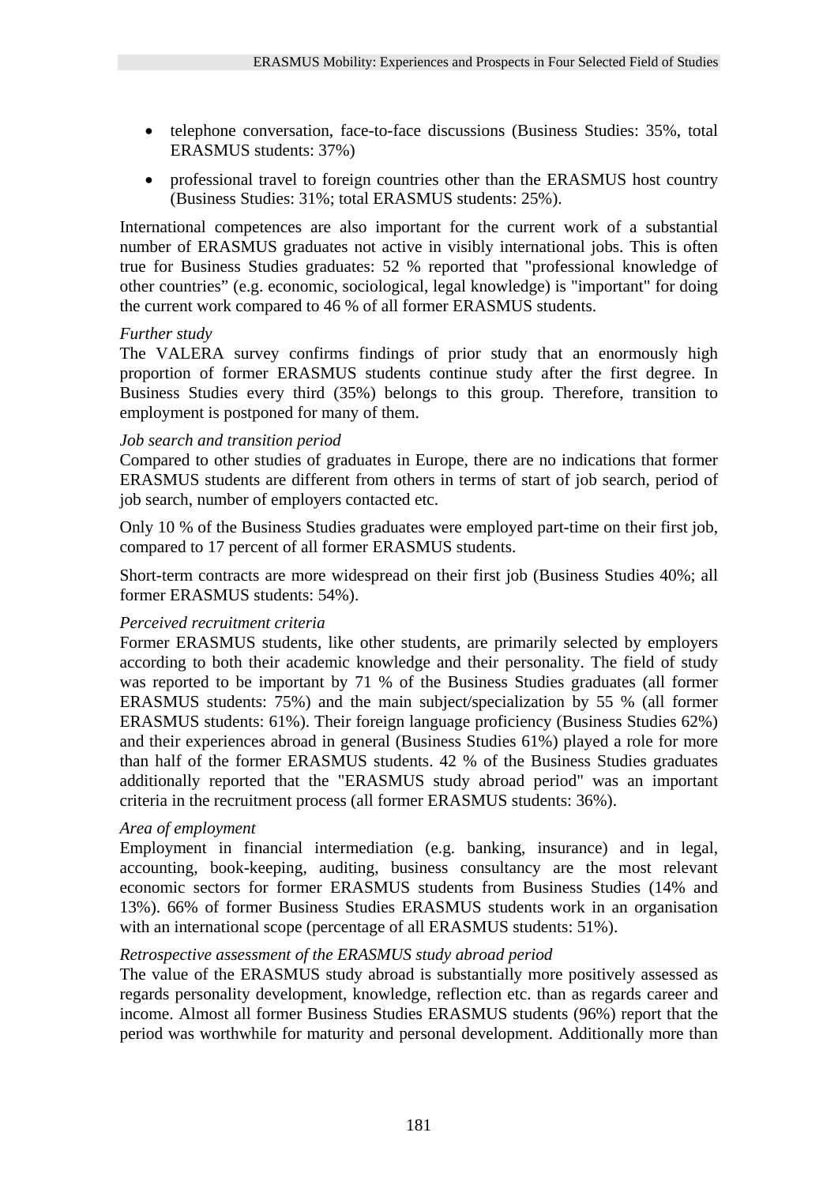- telephone conversation, face-to-face discussions (Business Studies: 35%, total ERASMUS students: 37%)
- professional travel to foreign countries other than the ERASMUS host country (Business Studies: 31%; total ERASMUS students: 25%).

International competences are also important for the current work of a substantial number of ERASMUS graduates not active in visibly international jobs. This is often true for Business Studies graduates: 52 % reported that "professional knowledge of other countries" (e.g. economic, sociological, legal knowledge) is "important" for doing the current work compared to 46 % of all former ERASMUS students.

*Further study*

The VALERA survey confirms findings of prior study that an enormously high proportion of former ERASMUS students continue study after the first degree. In Business Studies every third (35%) belongs to this group. Therefore, transition to employment is postponed for many of them.

*Job search and transition period*

Compared to other studies of graduates in Europe, there are no indications that former ERASMUS students are different from others in terms of start of job search, period of job search, number of employers contacted etc.

Only 10 % of the Business Studies graduates were employed part-time on their first job, compared to 17 percent of all former ERASMUS students.

Short-term contracts are more widespread on their first job (Business Studies 40%; all former ERASMUS students: 54%).

*Perceived recruitment criteria*

Former ERASMUS students, like other students, are primarily selected by employers according to both their academic knowledge and their personality. The field of study was reported to be important by 71 % of the Business Studies graduates (all former ERASMUS students: 75%) and the main subject/specialization by 55 % (all former ERASMUS students: 61%). Their foreign language proficiency (Business Studies 62%) and their experiences abroad in general (Business Studies 61%) played a role for more than half of the former ERASMUS students. 42 % of the Business Studies graduates additionally reported that the "ERASMUS study abroad period" was an important criteria in the recruitment process (all former ERASMUS students: 36%).

*Area of employment*

Employment in financial intermediation (e.g. banking, insurance) and in legal, accounting, book-keeping, auditing, business consultancy are the most relevant economic sectors for former ERASMUS students from Business Studies (14% and 13%). 66% of former Business Studies ERASMUS students work in an organisation with an international scope (percentage of all ERASMUS students: 51%).

*Retrospective assessment of the ERASMUS study abroad period*

The value of the ERASMUS study abroad is substantially more positively assessed as regards personality development, knowledge, reflection etc. than as regards career and income. Almost all former Business Studies ERASMUS students (96%) report that the period was worthwhile for maturity and personal development. Additionally more than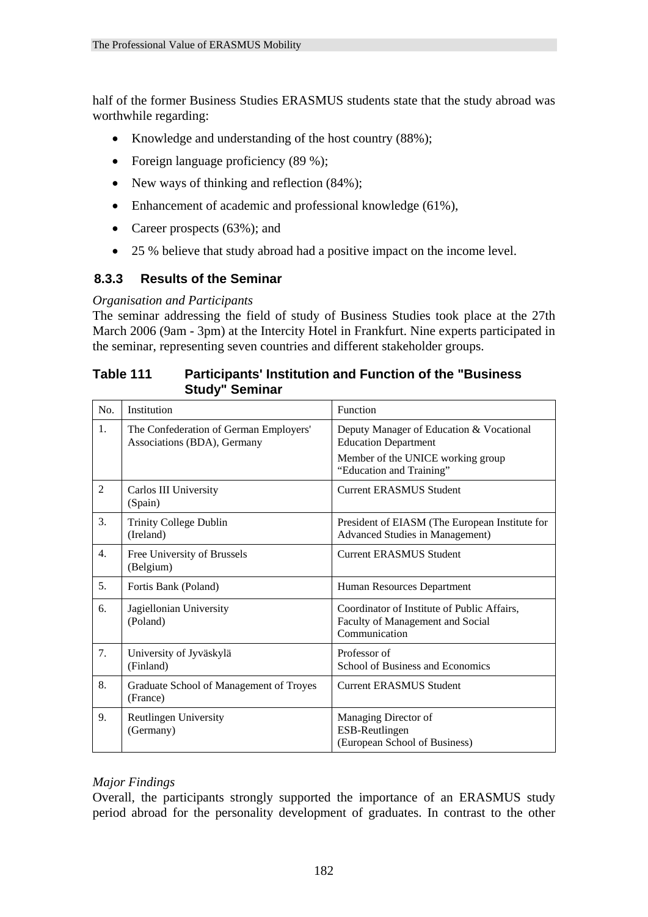half of the former Business Studies ERASMUS students state that the study abroad was worthwhile regarding:

- Knowledge and understanding of the host country (88%);
- Foreign language proficiency (89 %);
- New ways of thinking and reflection (84%);
- Enhancement of academic and professional knowledge (61%),
- Career prospects (63%); and
- 25 % believe that study abroad had a positive impact on the income level.

### 8.3.3 Results of the Seminar

*Organisation and Participants*

The seminar addressing the field of study of Business Studies took place at the 27th March 2006 (9am - 3pm) at the Intercity Hotel in Frankfurt. Nine experts participated in the seminar, representing seven countries and different stakeholder groups.

**Table 111 Participants' Institution and Function of the "Business Study" Seminar**

| No. | Institution | Function |
|---|---|---|
| 1. | The Confederation of German Employers' Associations (BDA), Germany | Deputy Manager of Education & Vocational Education Department<br>Member of the UNICE working group "Education and Training" |
| 2 | Carlos III University (Spain) | Current ERASMUS Student |
| 3. | Trinity College Dublin (Ireland) | President of EIASM (The European Institute for Advanced Studies in Management) |
| 4. | Free University of Brussels (Belgium) | Current ERASMUS Student |
| 5. | Fortis Bank (Poland) | Human Resources Department |
| 6. | Jagiellonian University (Poland) | Coordinator of Institute of Public Affairs, Faculty of Management and Social Communication |
| 7. | University of Jyväskylä (Finland) | Professor of School of Business and Economics |
| 8. | Graduate School of Management of Troyes (France) | Current ERASMUS Student |
| 9. | Reutlingen University (Germany) | Managing Director of ESB-Reutlingen (European School of Business) |

*Major Findings*

Overall, the participants strongly supported the importance of an ERASMUS study period abroad for the personality development of graduates. In contrast to the other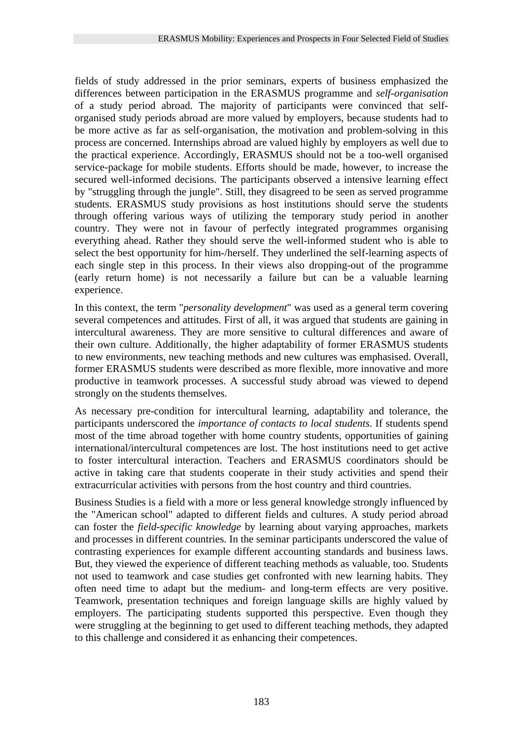fields of study addressed in the prior seminars, experts of business emphasized the differences between participation in the ERASMUS programme and *self-organisation* of a study period abroad. The majority of participants were convinced that self-organised study periods abroad are more valued by employers, because students had to be more active as far as self-organisation, the motivation and problem-solving in this process are concerned. Internships abroad are valued highly by employers as well due to the practical experience. Accordingly, ERASMUS should not be a too-well organised service-package for mobile students. Efforts should be made, however, to increase the secured well-informed decisions. The participants observed a intensive learning effect by "struggling through the jungle". Still, they disagreed to be seen as served programme students. ERASMUS study provisions as host institutions should serve the students through offering various ways of utilizing the temporary study period in another country. They were not in favour of perfectly integrated programmes organising everything ahead. Rather they should serve the well-informed student who is able to select the best opportunity for him-/herself. They underlined the self-learning aspects of each single step in this process. In their views also dropping-out of the programme (early return home) is not necessarily a failure but can be a valuable learning experience.

In this context, the term "*personality development*" was used as a general term covering several competences and attitudes. First of all, it was argued that students are gaining in intercultural awareness. They are more sensitive to cultural differences and aware of their own culture. Additionally, the higher adaptability of former ERASMUS students to new environments, new teaching methods and new cultures was emphasised. Overall, former ERASMUS students were described as more flexible, more innovative and more productive in teamwork processes. A successful study abroad was viewed to depend strongly on the students themselves.

As necessary pre-condition for intercultural learning, adaptability and tolerance, the participants underscored the *importance of contacts to local students*. If students spend most of the time abroad together with home country students, opportunities of gaining international/intercultural competences are lost. The host institutions need to get active to foster intercultural interaction. Teachers and ERASMUS coordinators should be active in taking care that students cooperate in their study activities and spend their extracurricular activities with persons from the host country and third countries.

Business Studies is a field with a more or less general knowledge strongly influenced by the "American school" adapted to different fields and cultures. A study period abroad can foster the *field-specific knowledge* by learning about varying approaches, markets and processes in different countries. In the seminar participants underscored the value of contrasting experiences for example different accounting standards and business laws. But, they viewed the experience of different teaching methods as valuable, too. Students not used to teamwork and case studies get confronted with new learning habits. They often need time to adapt but the medium- and long-term effects are very positive. Teamwork, presentation techniques and foreign language skills are highly valued by employers. The participating students supported this perspective. Even though they were struggling at the beginning to get used to different teaching methods, they adapted to this challenge and considered it as enhancing their competences.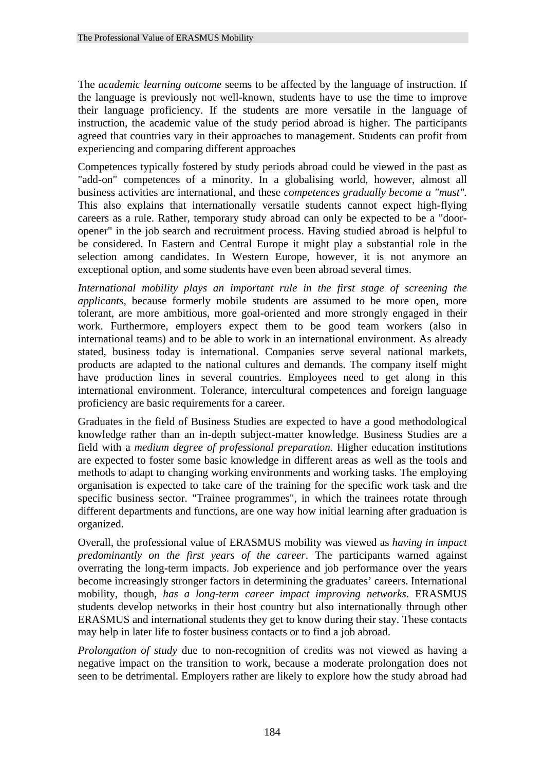The *academic learning outcome* seems to be affected by the language of instruction. If the language is previously not well-known, students have to use the time to improve their language proficiency. If the students are more versatile in the language of instruction, the academic value of the study period abroad is higher. The participants agreed that countries vary in their approaches to management. Students can profit from experiencing and comparing different approaches

Competences typically fostered by study periods abroad could be viewed in the past as "add-on" competences of a minority. In a globalising world, however, almost all business activities are international, and these *competences gradually become a "must"*. This also explains that internationally versatile students cannot expect high-flying careers as a rule. Rather, temporary study abroad can only be expected to be a "door-opener" in the job search and recruitment process. Having studied abroad is helpful to be considered. In Eastern and Central Europe it might play a substantial role in the selection among candidates. In Western Europe, however, it is not anymore an exceptional option, and some students have even been abroad several times.

*International mobility plays an important rule in the first stage of screening the applicants*, because formerly mobile students are assumed to be more open, more tolerant, are more ambitious, more goal-oriented and more strongly engaged in their work. Furthermore, employers expect them to be good team workers (also in international teams) and to be able to work in an international environment. As already stated, business today is international. Companies serve several national markets, products are adapted to the national cultures and demands. The company itself might have production lines in several countries. Employees need to get along in this international environment. Tolerance, intercultural competences and foreign language proficiency are basic requirements for a career.

Graduates in the field of Business Studies are expected to have a good methodological knowledge rather than an in-depth subject-matter knowledge. Business Studies are a field with a *medium degree of professional preparation*. Higher education institutions are expected to foster some basic knowledge in different areas as well as the tools and methods to adapt to changing working environments and working tasks. The employing organisation is expected to take care of the training for the specific work task and the specific business sector. "Trainee programmes", in which the trainees rotate through different departments and functions, are one way how initial learning after graduation is organized.

Overall, the professional value of ERASMUS mobility was viewed as *having in impact predominantly on the first years of the career*. The participants warned against overrating the long-term impacts. Job experience and job performance over the years become increasingly stronger factors in determining the graduates' careers. International mobility, though, *has a long-term career impact improving networks*. ERASMUS students develop networks in their host country but also internationally through other ERASMUS and international students they get to know during their stay. These contacts may help in later life to foster business contacts or to find a job abroad.

*Prolongation of study* due to non-recognition of credits was not viewed as having a negative impact on the transition to work, because a moderate prolongation does not seen to be detrimental. Employers rather are likely to explore how the study abroad had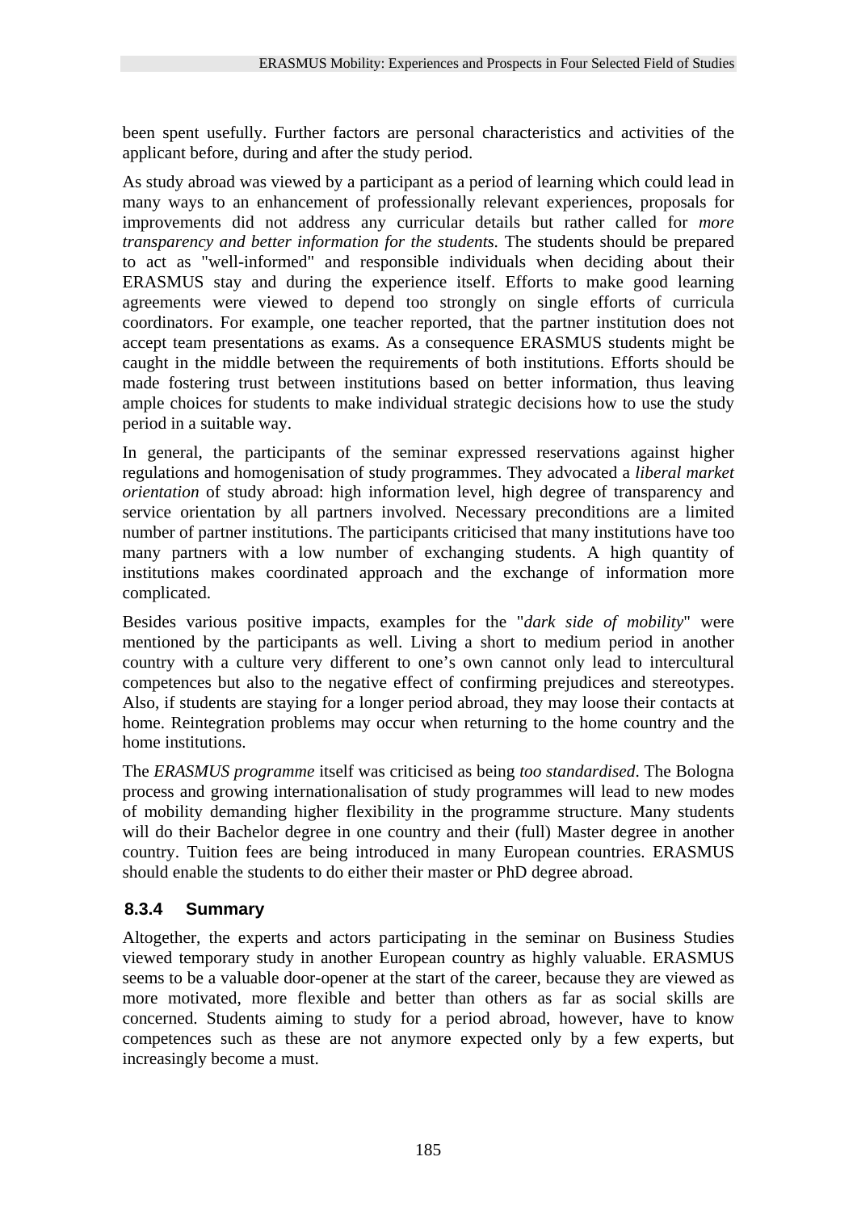been spent usefully. Further factors are personal characteristics and activities of the applicant before, during and after the study period.

As study abroad was viewed by a participant as a period of learning which could lead in many ways to an enhancement of professionally relevant experiences, proposals for improvements did not address any curricular details but rather called for *more transparency and better information for the students.* The students should be prepared to act as "well-informed" and responsible individuals when deciding about their ERASMUS stay and during the experience itself. Efforts to make good learning agreements were viewed to depend too strongly on single efforts of curricula coordinators. For example, one teacher reported, that the partner institution does not accept team presentations as exams. As a consequence ERASMUS students might be caught in the middle between the requirements of both institutions. Efforts should be made fostering trust between institutions based on better information, thus leaving ample choices for students to make individual strategic decisions how to use the study period in a suitable way.

In general, the participants of the seminar expressed reservations against higher regulations and homogenisation of study programmes. They advocated a *liberal market orientation* of study abroad: high information level, high degree of transparency and service orientation by all partners involved. Necessary preconditions are a limited number of partner institutions. The participants criticised that many institutions have too many partners with a low number of exchanging students. A high quantity of institutions makes coordinated approach and the exchange of information more complicated.

Besides various positive impacts, examples for the "*dark side of mobility*" were mentioned by the participants as well. Living a short to medium period in another country with a culture very different to one's own cannot only lead to intercultural competences but also to the negative effect of confirming prejudices and stereotypes. Also, if students are staying for a longer period abroad, they may loose their contacts at home. Reintegration problems may occur when returning to the home country and the home institutions.

The *ERASMUS programme* itself was criticised as being *too standardised*. The Bologna process and growing internationalisation of study programmes will lead to new modes of mobility demanding higher flexibility in the programme structure. Many students will do their Bachelor degree in one country and their (full) Master degree in another country. Tuition fees are being introduced in many European countries. ERASMUS should enable the students to do either their master or PhD degree abroad.

### 8.3.4 Summary

Altogether, the experts and actors participating in the seminar on Business Studies viewed temporary study in another European country as highly valuable. ERASMUS seems to be a valuable door-opener at the start of the career, because they are viewed as more motivated, more flexible and better than others as far as social skills are concerned. Students aiming to study for a period abroad, however, have to know competences such as these are not anymore expected only by a few experts, but increasingly become a must.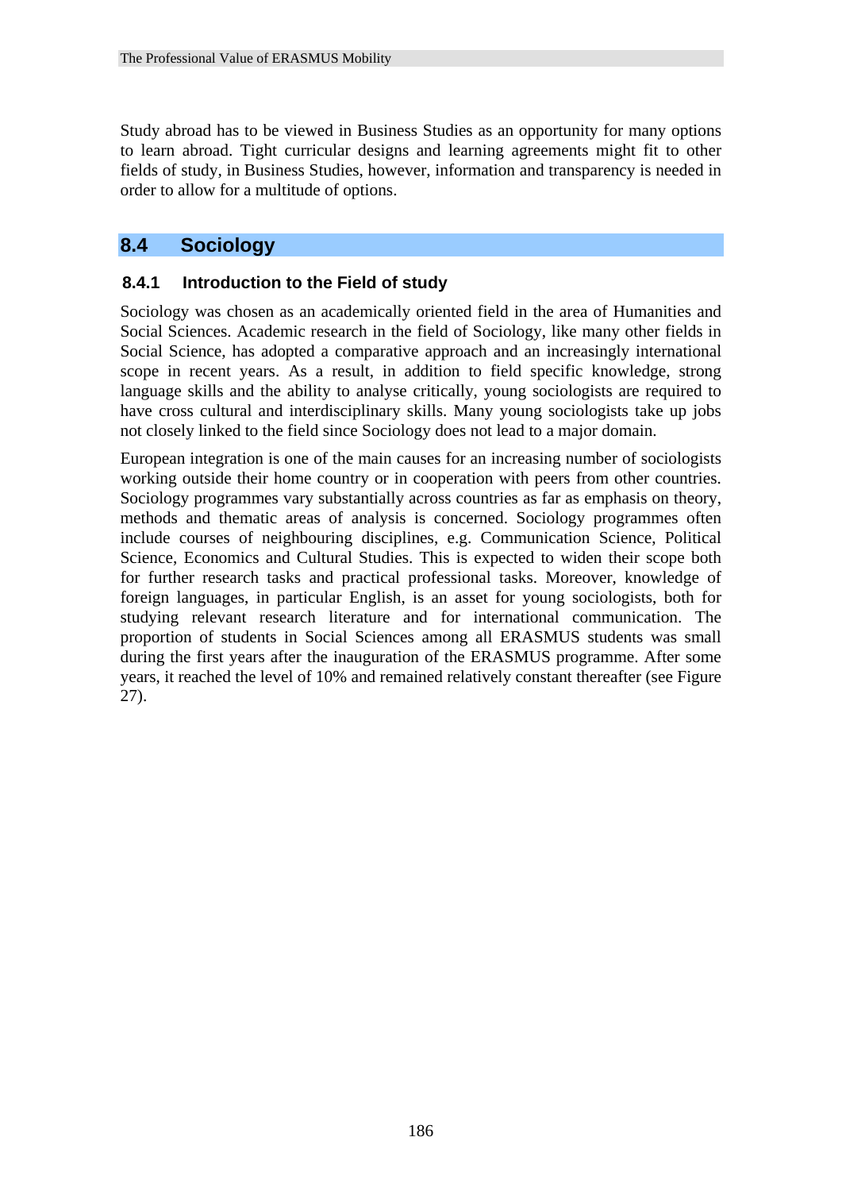Study abroad has to be viewed in Business Studies as an opportunity for many options to learn abroad. Tight curricular designs and learning agreements might fit to other fields of study, in Business Studies, however, information and transparency is needed in order to allow for a multitude of options.

## 8.4 Sociology

### 8.4.1 Introduction to the Field of study

Sociology was chosen as an academically oriented field in the area of Humanities and Social Sciences. Academic research in the field of Sociology, like many other fields in Social Science, has adopted a comparative approach and an increasingly international scope in recent years. As a result, in addition to field specific knowledge, strong language skills and the ability to analyse critically, young sociologists are required to have cross cultural and interdisciplinary skills. Many young sociologists take up jobs not closely linked to the field since Sociology does not lead to a major domain.

European integration is one of the main causes for an increasing number of sociologists working outside their home country or in cooperation with peers from other countries. Sociology programmes vary substantially across countries as far as emphasis on theory, methods and thematic areas of analysis is concerned. Sociology programmes often include courses of neighbouring disciplines, e.g. Communication Science, Political Science, Economics and Cultural Studies. This is expected to widen their scope both for further research tasks and practical professional tasks. Moreover, knowledge of foreign languages, in particular English, is an asset for young sociologists, both for studying relevant research literature and for international communication. The proportion of students in Social Sciences among all ERASMUS students was small during the first years after the inauguration of the ERASMUS programme. After some years, it reached the level of 10% and remained relatively constant thereafter (see Figure 27).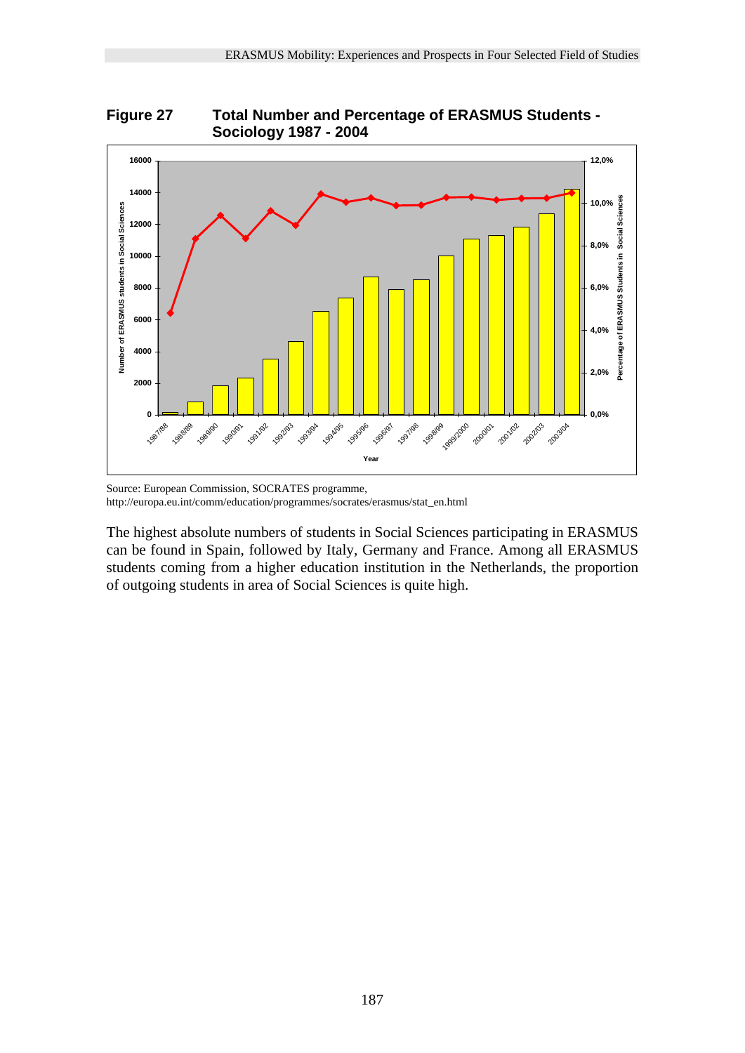**Figure 27 Total Number and Percentage of ERASMUS Students - Sociology 1987 - 2004**

Source: European Commission, SOCRATES programme, http://europa.eu.int/comm/education/programmes/socrates/erasmus/stat_en.html

The highest absolute numbers of students in Social Sciences participating in ERASMUS can be found in Spain, followed by Italy, Germany and France. Among all ERASMUS students coming from a higher education institution in the Netherlands, the proportion of outgoing students in area of Social Sciences is quite high.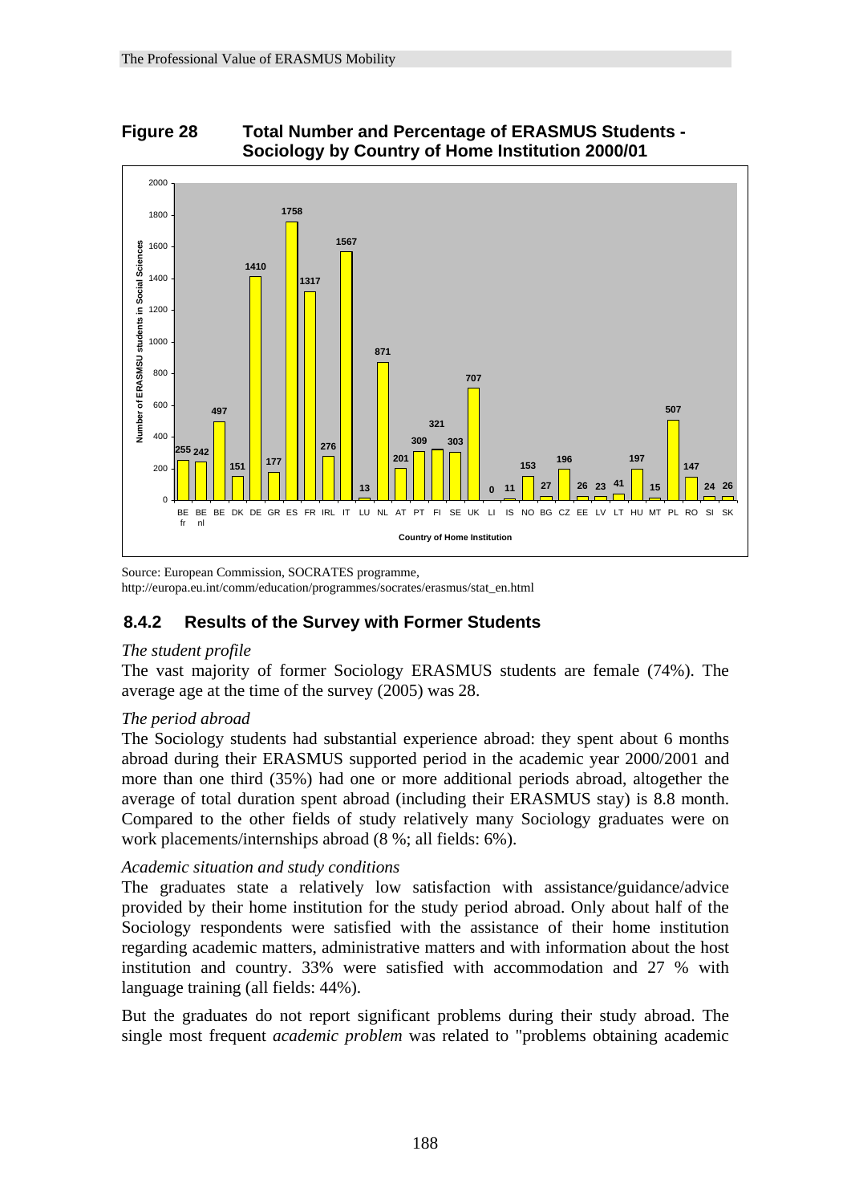**Figure 28 Total Number and Percentage of ERASMUS Students - Sociology by Country of Home Institution 2000/01**

| Country of Home Institution | Number of ERASMSU students in Social Sciences |
|---|---|
| BE fr | 255 |
| BE nl | 242 |
| BE | 497 |
| DK | 151 |
| DE | 1410 |
| GR | 177 |
| ES | 1758 |
| FR | 1317 |
| IRL | 276 |
| IT | 1567 |
| LU | 13 |
| NL | 871 |
| AT | 201 |
| PT | 309 |
| FI | 321 |
| SE | 303 |
| UK | 707 |
| LI | 0 |
| IS | 11 |
| NO | 153 |
| BG | 27 |
| CZ | 196 |
| EE | 26 |
| LV | 23 |
| LT | 41 |
| HU | 197 |
| MT | 15 |
| PL | 507 |
| RO | 147 |
| SI | 24 |
| SK | 26 |

Source: European Commission, SOCRATES programme, http://europa.eu.int/comm/education/programmes/socrates/erasmus/stat_en.html

### 8.4.2 Results of the Survey with Former Students

*The student profile*

The vast majority of former Sociology ERASMUS students are female (74%). The average age at the time of the survey (2005) was 28.

*The period abroad*

The Sociology students had substantial experience abroad: they spent about 6 months abroad during their ERASMUS supported period in the academic year 2000/2001 and more than one third (35%) had one or more additional periods abroad, altogether the average of total duration spent abroad (including their ERASMUS stay) is 8.8 month. Compared to the other fields of study relatively many Sociology graduates were on work placements/internships abroad (8 %; all fields: 6%).

*Academic situation and study conditions*

The graduates state a relatively low satisfaction with assistance/guidance/advice provided by their home institution for the study period abroad. Only about half of the Sociology respondents were satisfied with the assistance of their home institution regarding academic matters, administrative matters and with information about the host institution and country. 33% were satisfied with accommodation and 27 % with language training (all fields: 44%).

But the graduates do not report significant problems during their study abroad. The single most frequent *academic problem* was related to "problems obtaining academic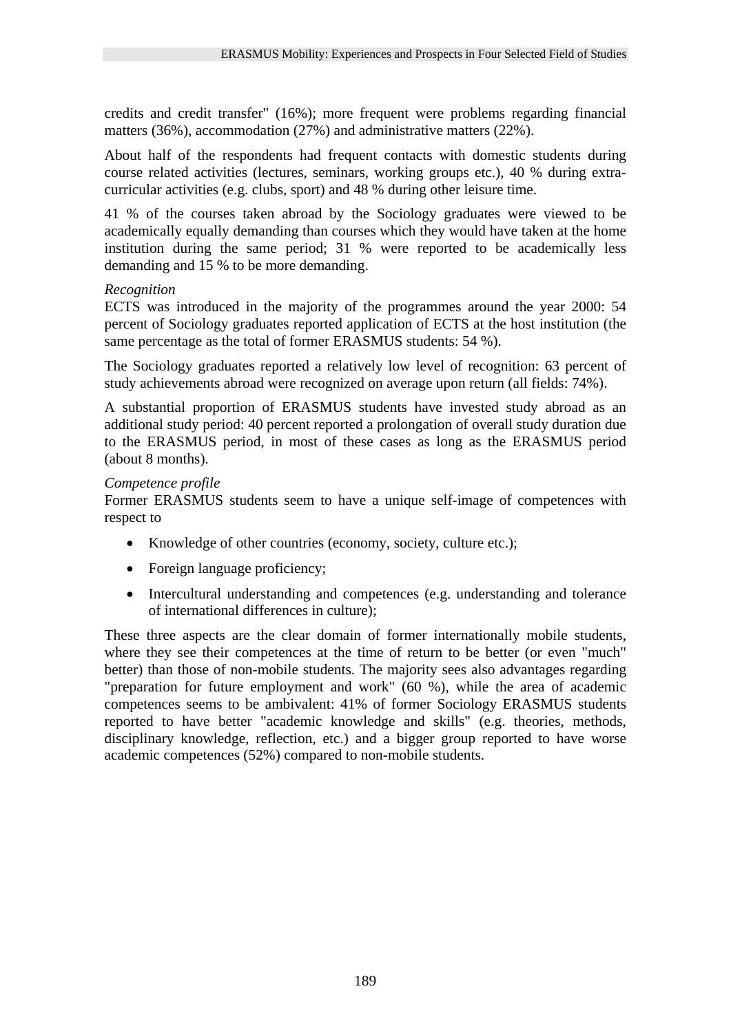credits and credit transfer" (16%); more frequent were problems regarding financial matters (36%), accommodation (27%) and administrative matters (22%).

About half of the respondents had frequent contacts with domestic students during course related activities (lectures, seminars, working groups etc.), 40 % during extra-curricular activities (e.g. clubs, sport) and 48 % during other leisure time.

41 % of the courses taken abroad by the Sociology graduates were viewed to be academically equally demanding than courses which they would have taken at the home institution during the same period; 31 % were reported to be academically less demanding and 15 % to be more demanding.

*Recognition*

ECTS was introduced in the majority of the programmes around the year 2000: 54 percent of Sociology graduates reported application of ECTS at the host institution (the same percentage as the total of former ERASMUS students: 54 %).

The Sociology graduates reported a relatively low level of recognition: 63 percent of study achievements abroad were recognized on average upon return (all fields: 74%).

A substantial proportion of ERASMUS students have invested study abroad as an additional study period: 40 percent reported a prolongation of overall study duration due to the ERASMUS period, in most of these cases as long as the ERASMUS period (about 8 months).

*Competence profile*

Former ERASMUS students seem to have a unique self-image of competences with respect to

- Knowledge of other countries (economy, society, culture etc.);
- Foreign language proficiency;
- Intercultural understanding and competences (e.g. understanding and tolerance of international differences in culture);

These three aspects are the clear domain of former internationally mobile students, where they see their competences at the time of return to be better (or even "much" better) than those of non-mobile students. The majority sees also advantages regarding "preparation for future employment and work" (60 %), while the area of academic competences seems to be ambivalent: 41% of former Sociology ERASMUS students reported to have better "academic knowledge and skills" (e.g. theories, methods, disciplinary knowledge, reflection, etc.) and a bigger group reported to have worse academic competences (52%) compared to non-mobile students.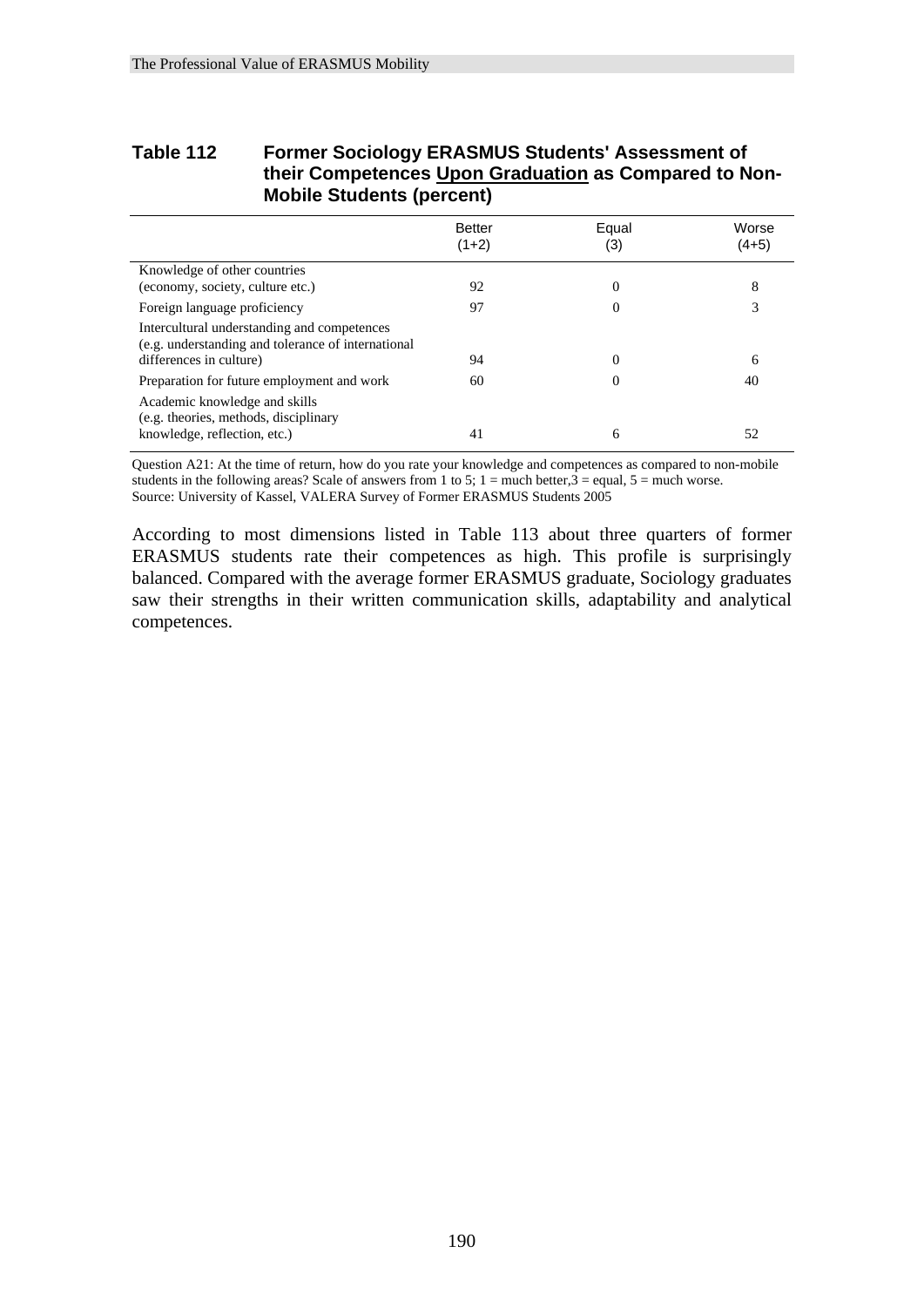**Table 112 Former Sociology ERASMUS Students' Assessment of their Competences Upon Graduation as Compared to Non-Mobile Students (percent)**

| | Better (1+2) | Equal (3) | Worse (4+5) |
|---|---|---|---|
| Knowledge of other countries (economy, society, culture etc.) | 92 | 0 | 8 |
| Foreign language proficiency | 97 | 0 | 3 |
| Intercultural understanding and competences (e.g. understanding and tolerance of international differences in culture) | 94 | 0 | 6 |
| Preparation for future employment and work | 60 | 0 | 40 |
| Academic knowledge and skills (e.g. theories, methods, disciplinary knowledge, reflection, etc.) | 41 | 6 | 52 |

Question A21: At the time of return, how do you rate your knowledge and competences as compared to non-mobile students in the following areas? Scale of answers from 1 to 5; 1 = much better, 3 = equal, 5 = much worse.
Source: University of Kassel, VALERA Survey of Former ERASMUS Students 2005

According to most dimensions listed in Table 113 about three quarters of former ERASMUS students rate their competences as high. This profile is surprisingly balanced. Compared with the average former ERASMUS graduate, Sociology graduates saw their strengths in their written communication skills, adaptability and analytical competences.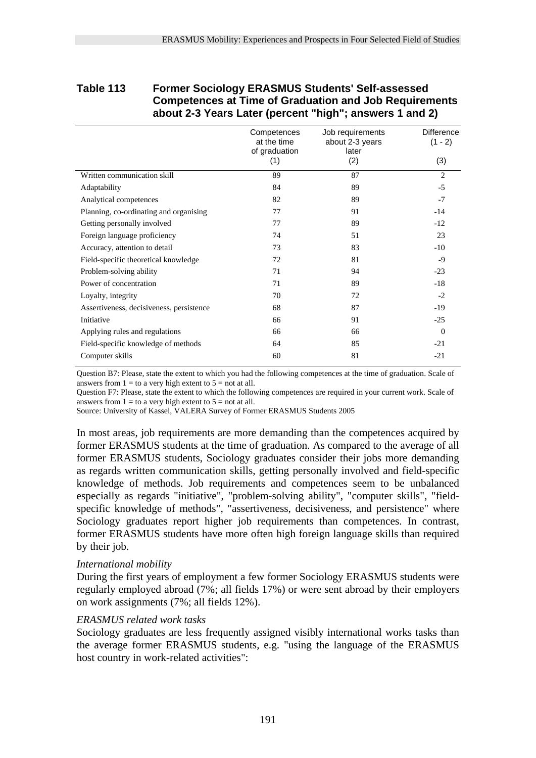**Table 113 Former Sociology ERASMUS Students' Self-assessed Competences at Time of Graduation and Job Requirements about 2-3 Years Later (percent "high"; answers 1 and 2)**

| | Competences at the time of graduation (1) | Job requirements about 2-3 years later (2) | Difference (1 - 2) (3) |
|---|---|---|---|
| Written communication skill | 89 | 87 | 2 |
| Adaptability | 84 | 89 | -5 |
| Analytical competences | 82 | 89 | -7 |
| Planning, co-ordinating and organising | 77 | 91 | -14 |
| Getting personally involved | 77 | 89 | -12 |
| Foreign language proficiency | 74 | 51 | 23 |
| Accuracy, attention to detail | 73 | 83 | -10 |
| Field-specific theoretical knowledge | 72 | 81 | -9 |
| Problem-solving ability | 71 | 94 | -23 |
| Power of concentration | 71 | 89 | -18 |
| Loyalty, integrity | 70 | 72 | -2 |
| Assertiveness, decisiveness, persistence | 68 | 87 | -19 |
| Initiative | 66 | 91 | -25 |
| Applying rules and regulations | 66 | 66 | 0 |
| Field-specific knowledge of methods | 64 | 85 | -21 |
| Computer skills | 60 | 81 | -21 |

Question B7: Please, state the extent to which you had the following competences at the time of graduation. Scale of answers from 1 = to a very high extent to 5 = not at all.

Question F7: Please, state the extent to which the following competences are required in your current work. Scale of answers from 1 = to a very high extent to 5 = not at all.

Source: University of Kassel, VALERA Survey of Former ERASMUS Students 2005

In most areas, job requirements are more demanding than the competences acquired by former ERASMUS students at the time of graduation. As compared to the average of all former ERASMUS students, Sociology graduates consider their jobs more demanding as regards written communication skills, getting personally involved and field-specific knowledge of methods. Job requirements and competences seem to be unbalanced especially as regards "initiative", "problem-solving ability", "computer skills", "field-specific knowledge of methods", "assertiveness, decisiveness, and persistence" where Sociology graduates report higher job requirements than competences. In contrast, former ERASMUS students have more often high foreign language skills than required by their job.

*International mobility*

During the first years of employment a few former Sociology ERASMUS students were regularly employed abroad (7%; all fields 17%) or were sent abroad by their employers on work assignments (7%; all fields 12%).

*ERASMUS related work tasks*

Sociology graduates are less frequently assigned visibly international works tasks than the average former ERASMUS students, e.g. "using the language of the ERASMUS host country in work-related activities":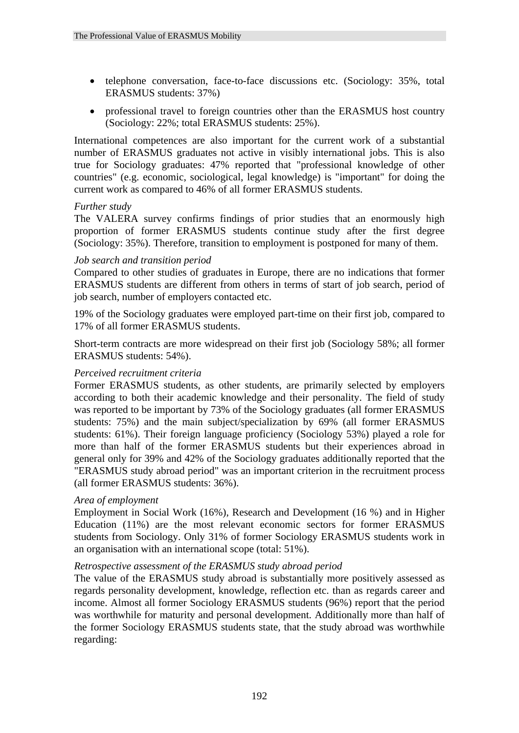- telephone conversation, face-to-face discussions etc. (Sociology: 35%, total ERASMUS students: 37%)
- professional travel to foreign countries other than the ERASMUS host country (Sociology: 22%; total ERASMUS students: 25%).

International competences are also important for the current work of a substantial number of ERASMUS graduates not active in visibly international jobs. This is also true for Sociology graduates: 47% reported that "professional knowledge of other countries" (e.g. economic, sociological, legal knowledge) is "important" for doing the current work as compared to 46% of all former ERASMUS students.

*Further study*
The VALERA survey confirms findings of prior studies that an enormously high proportion of former ERASMUS students continue study after the first degree (Sociology: 35%). Therefore, transition to employment is postponed for many of them.

*Job search and transition period*
Compared to other studies of graduates in Europe, there are no indications that former ERASMUS students are different from others in terms of start of job search, period of job search, number of employers contacted etc.

19% of the Sociology graduates were employed part-time on their first job, compared to 17% of all former ERASMUS students.

Short-term contracts are more widespread on their first job (Sociology 58%; all former ERASMUS students: 54%).

*Perceived recruitment criteria*
Former ERASMUS students, as other students, are primarily selected by employers according to both their academic knowledge and their personality. The field of study was reported to be important by 73% of the Sociology graduates (all former ERASMUS students: 75%) and the main subject/specialization by 69% (all former ERASMUS students: 61%). Their foreign language proficiency (Sociology 53%) played a role for more than half of the former ERASMUS students but their experiences abroad in general only for 39% and 42% of the Sociology graduates additionally reported that the "ERASMUS study abroad period" was an important criterion in the recruitment process (all former ERASMUS students: 36%).

*Area of employment*
Employment in Social Work (16%), Research and Development (16 %) and in Higher Education (11%) are the most relevant economic sectors for former ERASMUS students from Sociology. Only 31% of former Sociology ERASMUS students work in an organisation with an international scope (total: 51%).

*Retrospective assessment of the ERASMUS study abroad period*
The value of the ERASMUS study abroad is substantially more positively assessed as regards personality development, knowledge, reflection etc. than as regards career and income. Almost all former Sociology ERASMUS students (96%) report that the period was worthwhile for maturity and personal development. Additionally more than half of the former Sociology ERASMUS students state, that the study abroad was worthwhile regarding: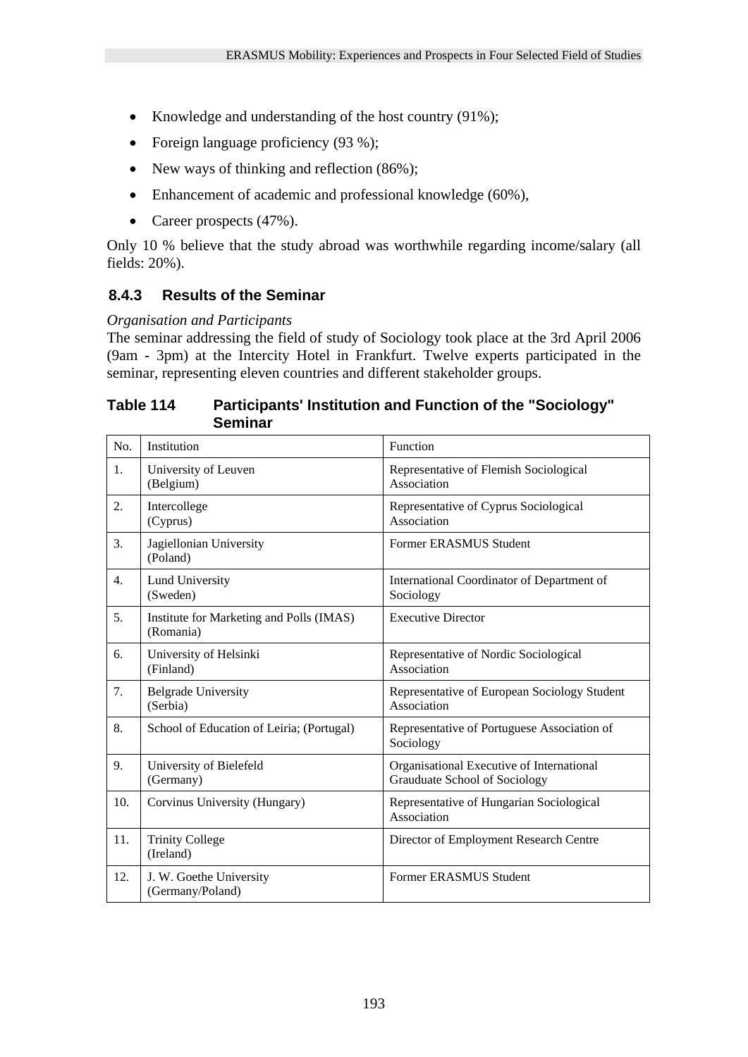- Knowledge and understanding of the host country (91%);
- Foreign language proficiency (93 %);
- New ways of thinking and reflection (86%);
- Enhancement of academic and professional knowledge (60%),
- Career prospects (47%).

Only 10 % believe that the study abroad was worthwhile regarding income/salary (all fields: 20%).

### 8.4.3 Results of the Seminar

*Organisation and Participants*

The seminar addressing the field of study of Sociology took place at the 3rd April 2006 (9am - 3pm) at the Intercity Hotel in Frankfurt. Twelve experts participated in the seminar, representing eleven countries and different stakeholder groups.

**Table 114 Participants' Institution and Function of the "Sociology" Seminar**

| No. | Institution | Function |
|---|---|---|
| 1. | University of Leuven (Belgium) | Representative of Flemish Sociological Association |
| 2. | Intercollege (Cyprus) | Representative of Cyprus Sociological Association |
| 3. | Jagiellonian University (Poland) | Former ERASMUS Student |
| 4. | Lund University (Sweden) | International Coordinator of Department of Sociology |
| 5. | Institute for Marketing and Polls (IMAS) (Romania) | Executive Director |
| 6. | University of Helsinki (Finland) | Representative of Nordic Sociological Association |
| 7. | Belgrade University (Serbia) | Representative of European Sociology Student Association |
| 8. | School of Education of Leiria; (Portugal) | Representative of Portuguese Association of Sociology |
| 9. | University of Bielefeld (Germany) | Organisational Executive of International Grauduate School of Sociology |
| 10. | Corvinus University (Hungary) | Representative of Hungarian Sociological Association |
| 11. | Trinity College (Ireland) | Director of Employment Research Centre |
| 12. | J. W. Goethe University (Germany/Poland) | Former ERASMUS Student |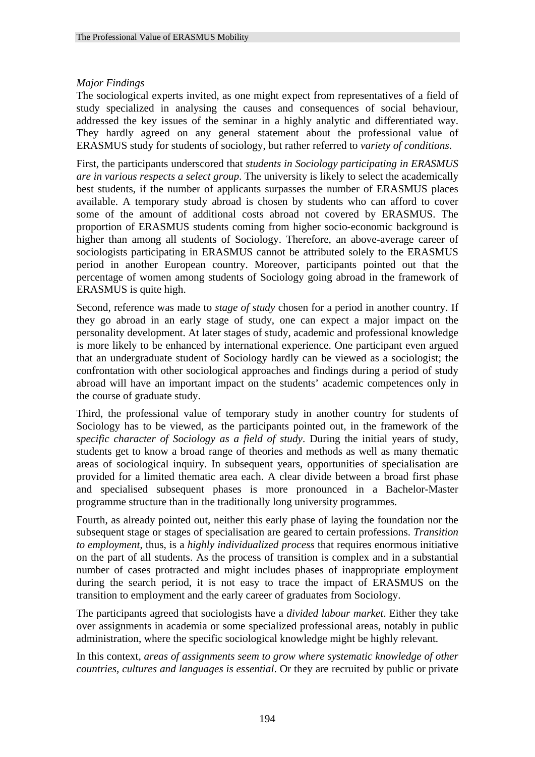*Major Findings*

The sociological experts invited, as one might expect from representatives of a field of study specialized in analysing the causes and consequences of social behaviour, addressed the key issues of the seminar in a highly analytic and differentiated way. They hardly agreed on any general statement about the professional value of ERASMUS study for students of sociology, but rather referred to *variety of conditions*.

First, the participants underscored that *students in Sociology participating in ERASMUS are in various respects a select group*. The university is likely to select the academically best students, if the number of applicants surpasses the number of ERASMUS places available. A temporary study abroad is chosen by students who can afford to cover some of the amount of additional costs abroad not covered by ERASMUS. The proportion of ERASMUS students coming from higher socio-economic background is higher than among all students of Sociology. Therefore, an above-average career of sociologists participating in ERASMUS cannot be attributed solely to the ERASMUS period in another European country. Moreover, participants pointed out that the percentage of women among students of Sociology going abroad in the framework of ERASMUS is quite high.

Second, reference was made to *stage of study* chosen for a period in another country. If they go abroad in an early stage of study, one can expect a major impact on the personality development. At later stages of study, academic and professional knowledge is more likely to be enhanced by international experience. One participant even argued that an undergraduate student of Sociology hardly can be viewed as a sociologist; the confrontation with other sociological approaches and findings during a period of study abroad will have an important impact on the students' academic competences only in the course of graduate study.

Third, the professional value of temporary study in another country for students of Sociology has to be viewed, as the participants pointed out, in the framework of the *specific character of Sociology as a field of study*. During the initial years of study, students get to know a broad range of theories and methods as well as many thematic areas of sociological inquiry. In subsequent years, opportunities of specialisation are provided for a limited thematic area each. A clear divide between a broad first phase and specialised subsequent phases is more pronounced in a Bachelor-Master programme structure than in the traditionally long university programmes.

Fourth, as already pointed out, neither this early phase of laying the foundation nor the subsequent stage or stages of specialisation are geared to certain professions. *Transition to employment*, thus, is a *highly individualized process* that requires enormous initiative on the part of all students. As the process of transition is complex and in a substantial number of cases protracted and might includes phases of inappropriate employment during the search period, it is not easy to trace the impact of ERASMUS on the transition to employment and the early career of graduates from Sociology.

The participants agreed that sociologists have a *divided labour market*. Either they take over assignments in academia or some specialized professional areas, notably in public administration, where the specific sociological knowledge might be highly relevant.

In this context, *areas of assignments seem to grow where systematic knowledge of other countries, cultures and languages is essential*. Or they are recruited by public or private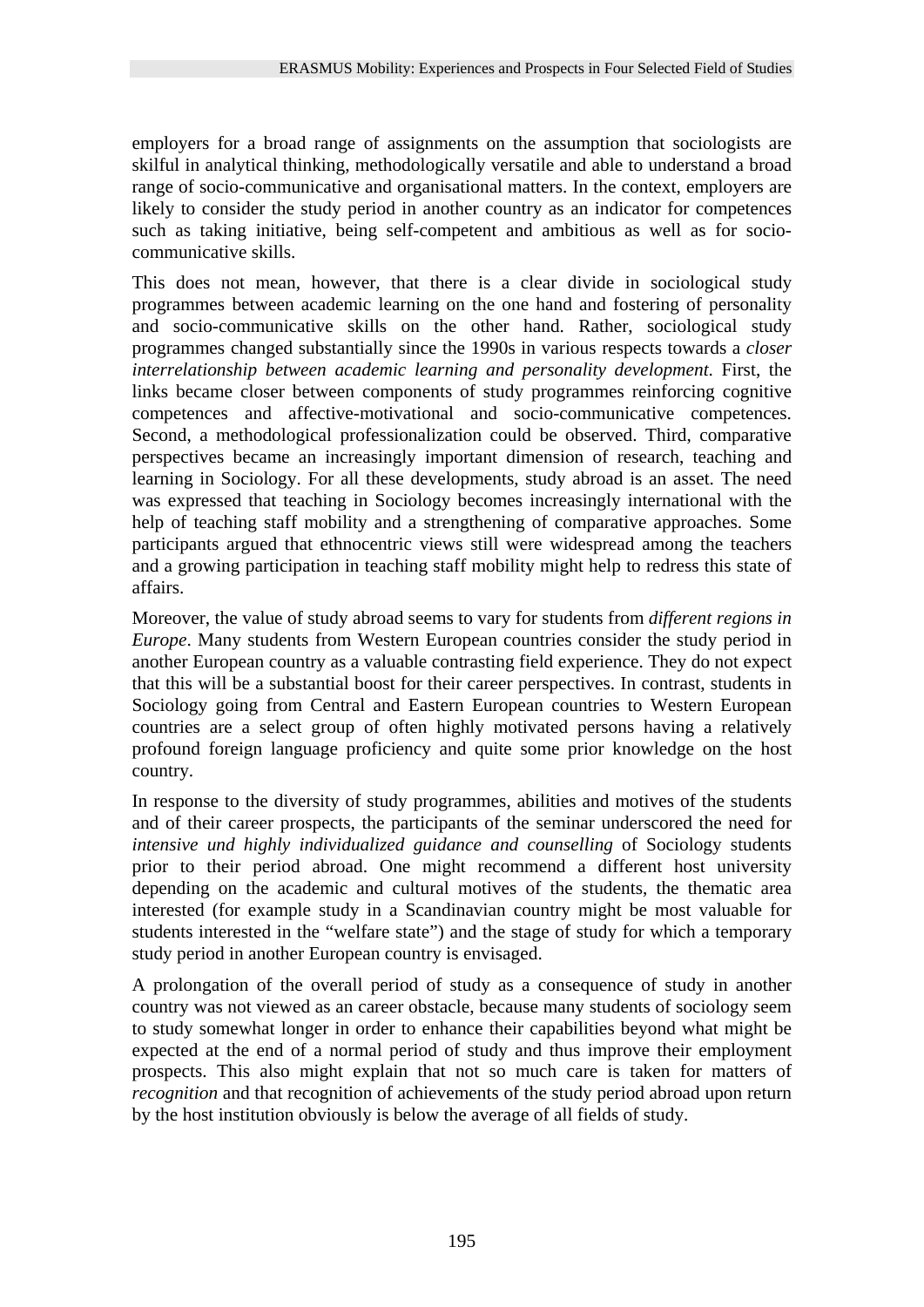employers for a broad range of assignments on the assumption that sociologists are skilful in analytical thinking, methodologically versatile and able to understand a broad range of socio-communicative and organisational matters. In the context, employers are likely to consider the study period in another country as an indicator for competences such as taking initiative, being self-competent and ambitious as well as for socio-communicative skills.

This does not mean, however, that there is a clear divide in sociological study programmes between academic learning on the one hand and fostering of personality and socio-communicative skills on the other hand. Rather, sociological study programmes changed substantially since the 1990s in various respects towards a *closer interrelationship between academic learning and personality development*. First, the links became closer between components of study programmes reinforcing cognitive competences and affective-motivational and socio-communicative competences. Second, a methodological professionalization could be observed. Third, comparative perspectives became an increasingly important dimension of research, teaching and learning in Sociology. For all these developments, study abroad is an asset. The need was expressed that teaching in Sociology becomes increasingly international with the help of teaching staff mobility and a strengthening of comparative approaches. Some participants argued that ethnocentric views still were widespread among the teachers and a growing participation in teaching staff mobility might help to redress this state of affairs.

Moreover, the value of study abroad seems to vary for students from *different regions in Europe*. Many students from Western European countries consider the study period in another European country as a valuable contrasting field experience. They do not expect that this will be a substantial boost for their career perspectives. In contrast, students in Sociology going from Central and Eastern European countries to Western European countries are a select group of often highly motivated persons having a relatively profound foreign language proficiency and quite some prior knowledge on the host country.

In response to the diversity of study programmes, abilities and motives of the students and of their career prospects, the participants of the seminar underscored the need for *intensive und highly individualized guidance and counselling* of Sociology students prior to their period abroad. One might recommend a different host university depending on the academic and cultural motives of the students, the thematic area interested (for example study in a Scandinavian country might be most valuable for students interested in the "welfare state") and the stage of study for which a temporary study period in another European country is envisaged.

A prolongation of the overall period of study as a consequence of study in another country was not viewed as an career obstacle, because many students of sociology seem to study somewhat longer in order to enhance their capabilities beyond what might be expected at the end of a normal period of study and thus improve their employment prospects. This also might explain that not so much care is taken for matters of *recognition* and that recognition of achievements of the study period abroad upon return by the host institution obviously is below the average of all fields of study.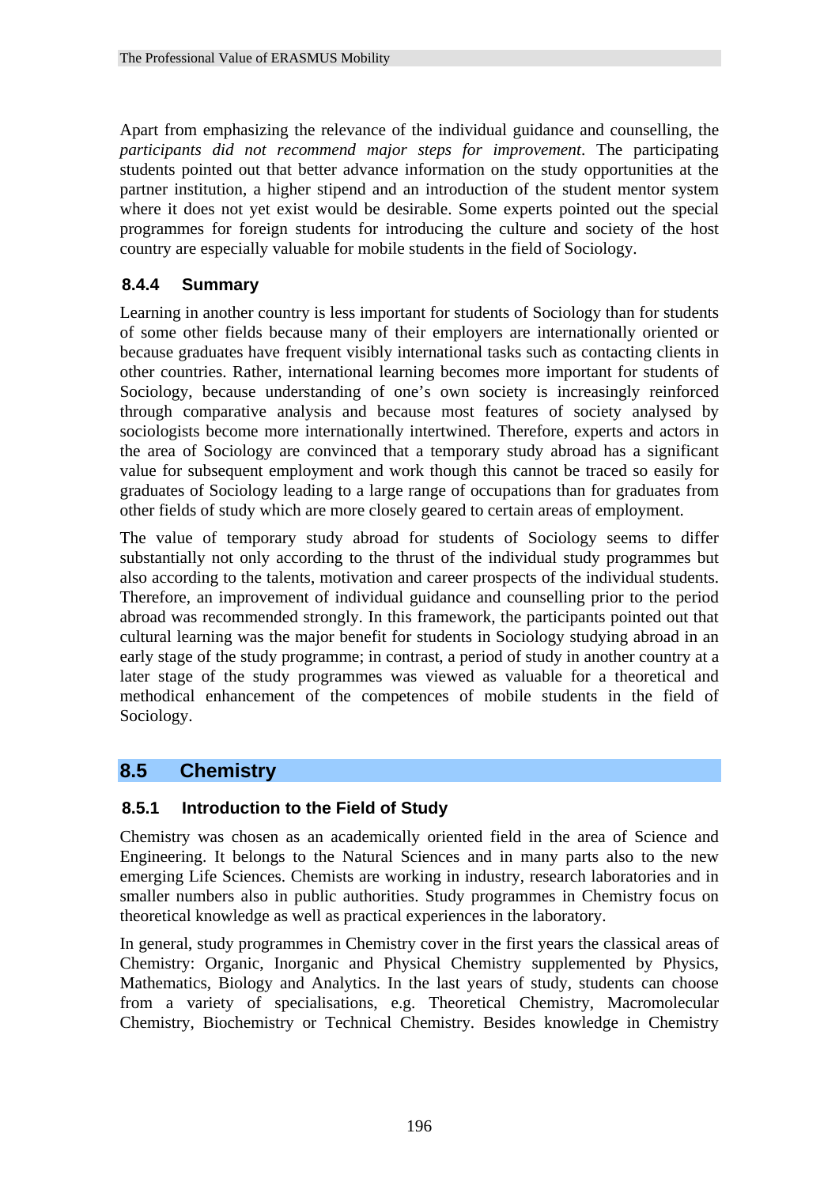Apart from emphasizing the relevance of the individual guidance and counselling, the *participants did not recommend major steps for improvement*. The participating students pointed out that better advance information on the study opportunities at the partner institution, a higher stipend and an introduction of the student mentor system where it does not yet exist would be desirable. Some experts pointed out the special programmes for foreign students for introducing the culture and society of the host country are especially valuable for mobile students in the field of Sociology.

### 8.4.4 Summary

Learning in another country is less important for students of Sociology than for students of some other fields because many of their employers are internationally oriented or because graduates have frequent visibly international tasks such as contacting clients in other countries. Rather, international learning becomes more important for students of Sociology, because understanding of one's own society is increasingly reinforced through comparative analysis and because most features of society analysed by sociologists become more internationally intertwined. Therefore, experts and actors in the area of Sociology are convinced that a temporary study abroad has a significant value for subsequent employment and work though this cannot be traced so easily for graduates of Sociology leading to a large range of occupations than for graduates from other fields of study which are more closely geared to certain areas of employment.

The value of temporary study abroad for students of Sociology seems to differ substantially not only according to the thrust of the individual study programmes but also according to the talents, motivation and career prospects of the individual students. Therefore, an improvement of individual guidance and counselling prior to the period abroad was recommended strongly. In this framework, the participants pointed out that cultural learning was the major benefit for students in Sociology studying abroad in an early stage of the study programme; in contrast, a period of study in another country at a later stage of the study programmes was viewed as valuable for a theoretical and methodical enhancement of the competences of mobile students in the field of Sociology.

## 8.5 Chemistry

### 8.5.1 Introduction to the Field of Study

Chemistry was chosen as an academically oriented field in the area of Science and Engineering. It belongs to the Natural Sciences and in many parts also to the new emerging Life Sciences. Chemists are working in industry, research laboratories and in smaller numbers also in public authorities. Study programmes in Chemistry focus on theoretical knowledge as well as practical experiences in the laboratory.

In general, study programmes in Chemistry cover in the first years the classical areas of Chemistry: Organic, Inorganic and Physical Chemistry supplemented by Physics, Mathematics, Biology and Analytics. In the last years of study, students can choose from a variety of specialisations, e.g. Theoretical Chemistry, Macromolecular Chemistry, Biochemistry or Technical Chemistry. Besides knowledge in Chemistry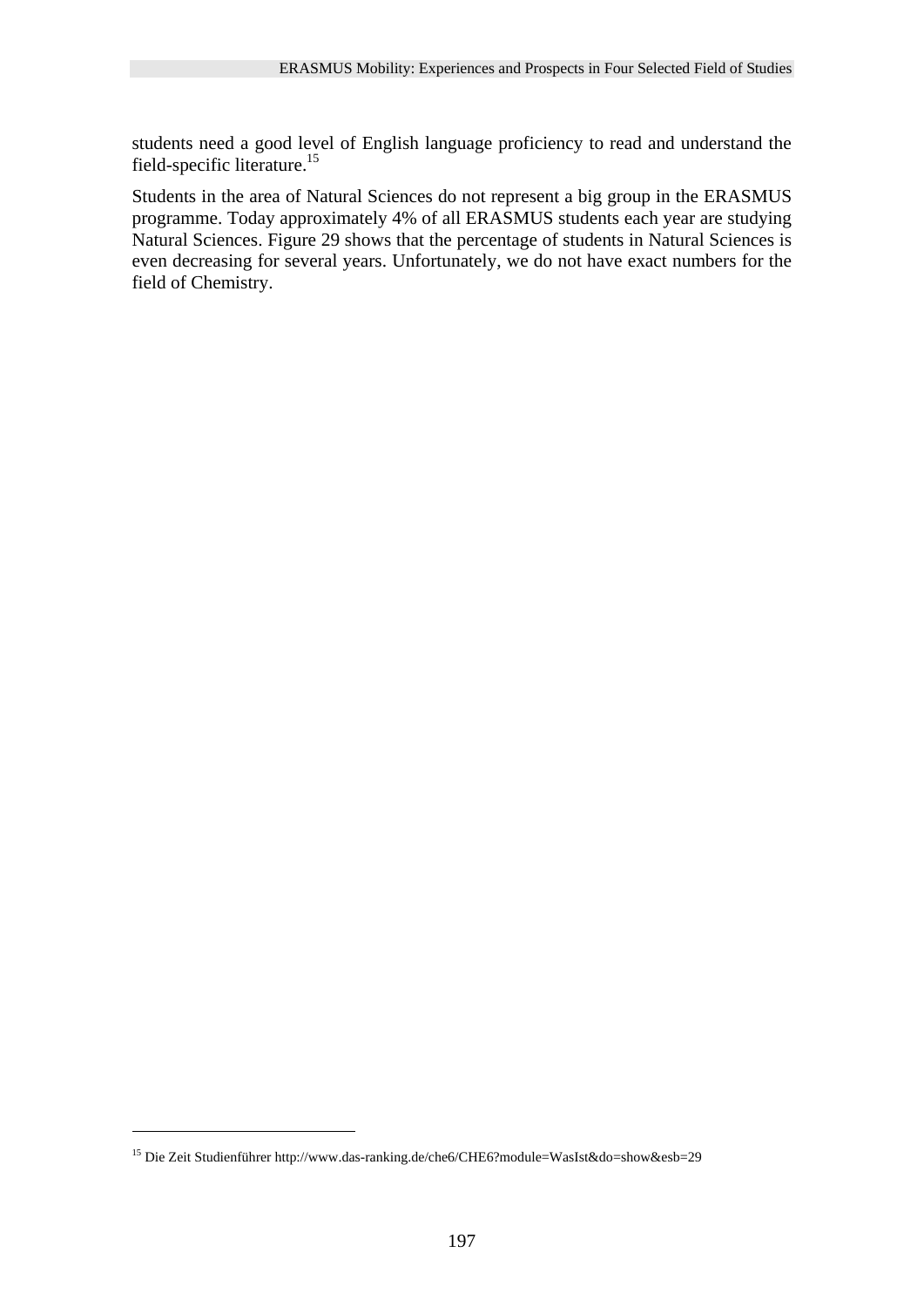students need a good level of English language proficiency to read and understand the field-specific literature.[15]

Students in the area of Natural Sciences do not represent a big group in the ERASMUS programme. Today approximately 4% of all ERASMUS students each year are studying Natural Sciences. Figure 29 shows that the percentage of students in Natural Sciences is even decreasing for several years. Unfortunately, we do not have exact numbers for the field of Chemistry.

---

[15] Die Zeit Studienführer http://www.das-ranking.de/che6/CHE6?module=WasIst&do=show&esb=29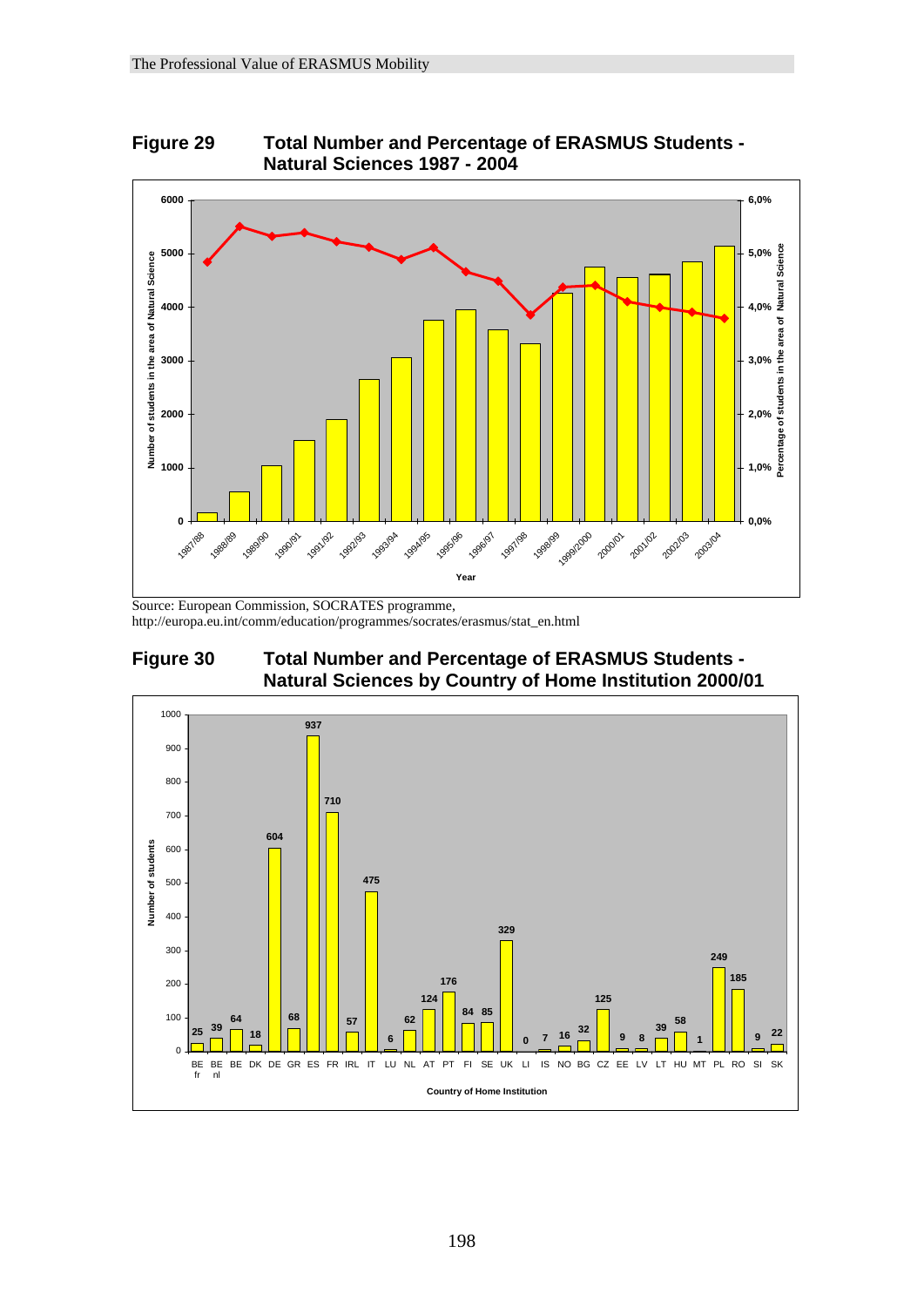**Figure 29 Total Number and Percentage of ERASMUS Students - Natural Sciences 1987 - 2004**

Source: European Commission, SOCRATES programme, http://europa.eu.int/comm/education/programmes/socrates/erasmus/stat_en.html

**Figure 30 Total Number and Percentage of ERASMUS Students - Natural Sciences by Country of Home Institution 2000/01**

| Country of Home Institution | Number of students |
|---|---|
| BE fr | 25 |
| BE nl | 39 |
| BE | 64 |
| DK | 18 |
| DE | 604 |
| GR | 68 |
| ES | 937 |
| FR | 710 |
| IRL | 57 |
| IT | 475 |
| LU | 6 |
| NL | 62 |
| AT | 124 |
| PT | 176 |
| FI | 84 |
| SE | 85 |
| UK | 329 |
| LI | 0 |
| IS | 7 |
| NO | 16 |
| BG | 32 |
| CZ | 125 |
| EE | 9 |
| LV | 8 |
| LT | 39 |
| HU | 58 |
| MT | 1 |
| PL | 249 |
| RO | 185 |
| SI | 9 |
| SK | 22 |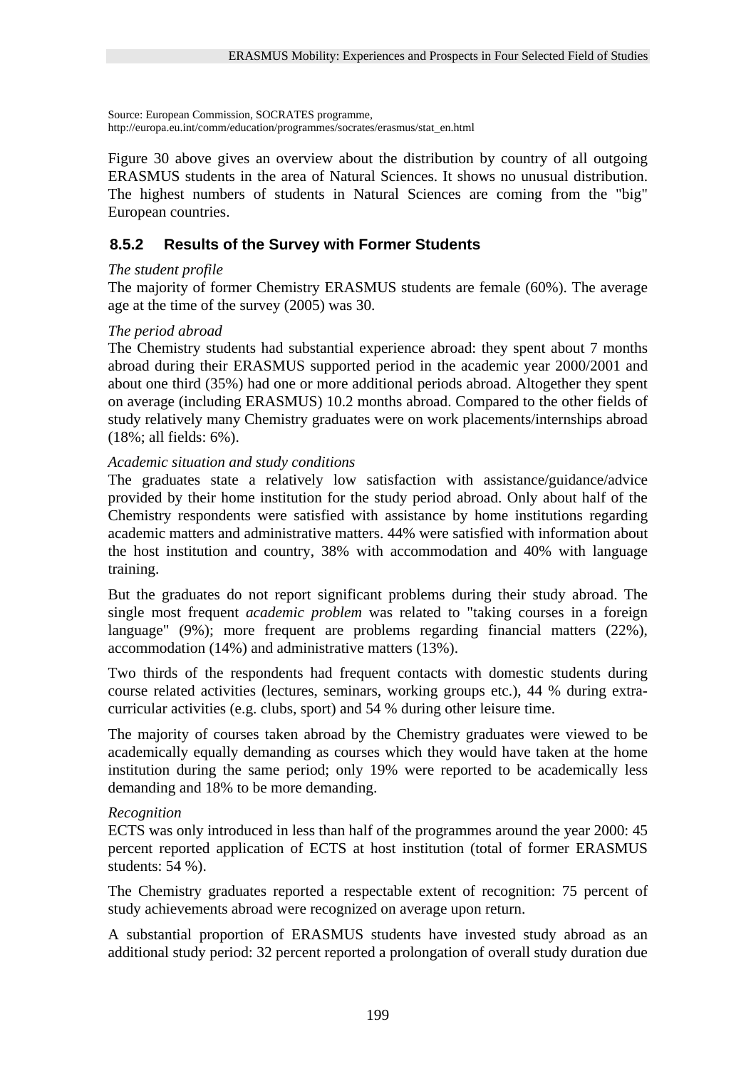Source: European Commission, SOCRATES programme, http://europa.eu.int/comm/education/programmes/socrates/erasmus/stat_en.html

Figure 30 above gives an overview about the distribution by country of all outgoing ERASMUS students in the area of Natural Sciences. It shows no unusual distribution. The highest numbers of students in Natural Sciences are coming from the "big" European countries.

### 8.5.2 Results of the Survey with Former Students

*The student profile*

The majority of former Chemistry ERASMUS students are female (60%). The average age at the time of the survey (2005) was 30.

*The period abroad*

The Chemistry students had substantial experience abroad: they spent about 7 months abroad during their ERASMUS supported period in the academic year 2000/2001 and about one third (35%) had one or more additional periods abroad. Altogether they spent on average (including ERASMUS) 10.2 months abroad. Compared to the other fields of study relatively many Chemistry graduates were on work placements/internships abroad (18%; all fields: 6%).

*Academic situation and study conditions*

The graduates state a relatively low satisfaction with assistance/guidance/advice provided by their home institution for the study period abroad. Only about half of the Chemistry respondents were satisfied with assistance by home institutions regarding academic matters and administrative matters. 44% were satisfied with information about the host institution and country, 38% with accommodation and 40% with language training.

But the graduates do not report significant problems during their study abroad. The single most frequent *academic problem* was related to "taking courses in a foreign language" (9%); more frequent are problems regarding financial matters (22%), accommodation (14%) and administrative matters (13%).

Two thirds of the respondents had frequent contacts with domestic students during course related activities (lectures, seminars, working groups etc.), 44 % during extra-curricular activities (e.g. clubs, sport) and 54 % during other leisure time.

The majority of courses taken abroad by the Chemistry graduates were viewed to be academically equally demanding as courses which they would have taken at the home institution during the same period; only 19% were reported to be academically less demanding and 18% to be more demanding.

*Recognition*

ECTS was only introduced in less than half of the programmes around the year 2000: 45 percent reported application of ECTS at host institution (total of former ERASMUS students: 54 %).

The Chemistry graduates reported a respectable extent of recognition: 75 percent of study achievements abroad were recognized on average upon return.

A substantial proportion of ERASMUS students have invested study abroad as an additional study period: 32 percent reported a prolongation of overall study duration due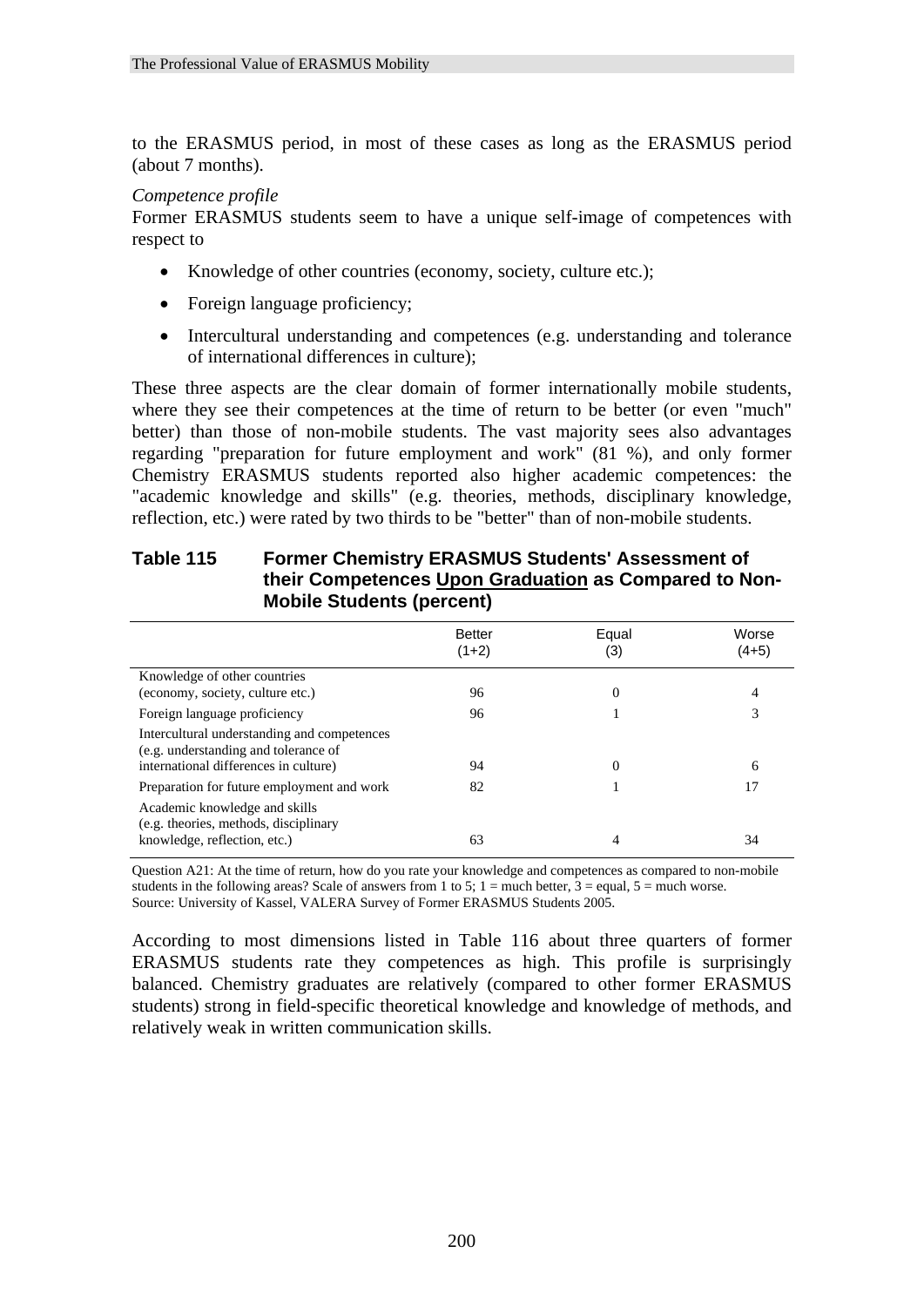to the ERASMUS period, in most of these cases as long as the ERASMUS period (about 7 months).

*Competence profile*

Former ERASMUS students seem to have a unique self-image of competences with respect to

- Knowledge of other countries (economy, society, culture etc.);
- Foreign language proficiency;
- Intercultural understanding and competences (e.g. understanding and tolerance of international differences in culture);

These three aspects are the clear domain of former internationally mobile students, where they see their competences at the time of return to be better (or even "much" better) than those of non-mobile students. The vast majority sees also advantages regarding "preparation for future employment and work" (81 %), and only former Chemistry ERASMUS students reported also higher academic competences: the "academic knowledge and skills" (e.g. theories, methods, disciplinary knowledge, reflection, etc.) were rated by two thirds to be "better" than of non-mobile students.

**Table 115 Former Chemistry ERASMUS Students' Assessment of their Competences Upon Graduation as Compared to Non-Mobile Students (percent)**

| | Better (1+2) | Equal (3) | Worse (4+5) |
|---|---|---|---|
| Knowledge of other countries (economy, society, culture etc.) | 96 | 0 | 4 |
| Foreign language proficiency | 96 | 1 | 3 |
| Intercultural understanding and competences (e.g. understanding and tolerance of international differences in culture) | 94 | 0 | 6 |
| Preparation for future employment and work | 82 | 1 | 17 |
| Academic knowledge and skills (e.g. theories, methods, disciplinary knowledge, reflection, etc.) | 63 | 4 | 34 |

Question A21: At the time of return, how do you rate your knowledge and competences as compared to non-mobile students in the following areas? Scale of answers from 1 to 5; 1 = much better, 3 = equal, 5 = much worse.
Source: University of Kassel, VALERA Survey of Former ERASMUS Students 2005.

According to most dimensions listed in Table 116 about three quarters of former ERASMUS students rate they competences as high. This profile is surprisingly balanced. Chemistry graduates are relatively (compared to other former ERASMUS students) strong in field-specific theoretical knowledge and knowledge of methods, and relatively weak in written communication skills.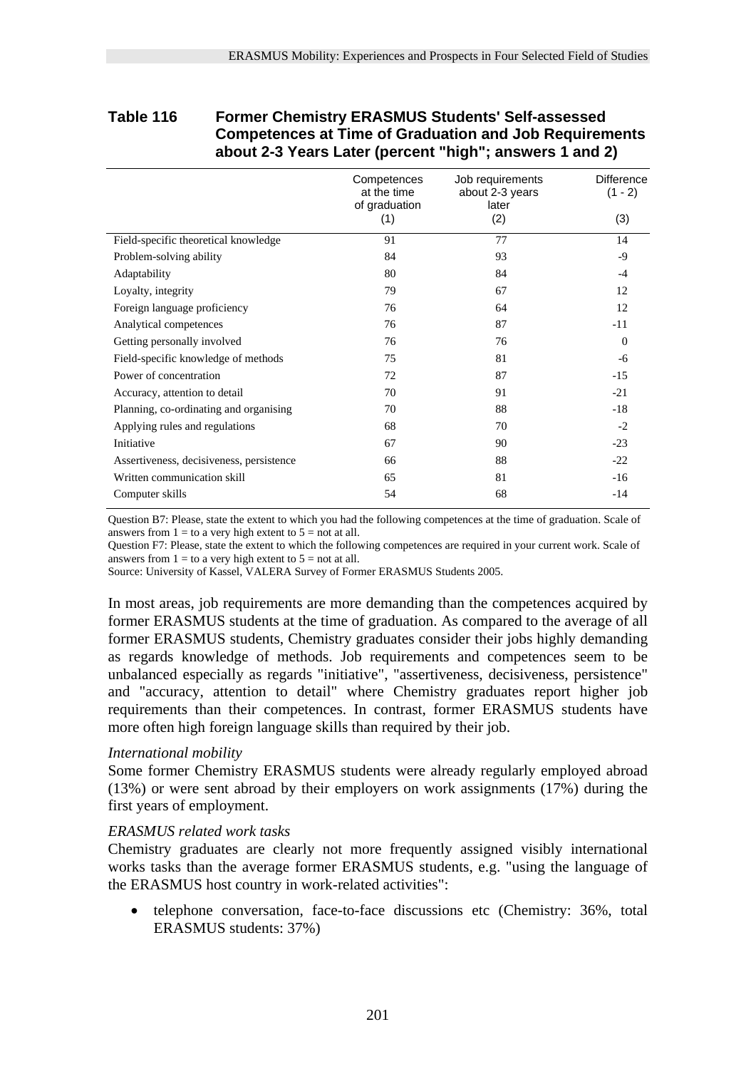**Table 116 Former Chemistry ERASMUS Students' Self-assessed Competences at Time of Graduation and Job Requirements about 2-3 Years Later (percent "high"; answers 1 and 2)**

| | Competences at the time of graduation (1) | Job requirements about 2-3 years later (2) | Difference (1 - 2) (3) |
|---|---|---|---|
| Field-specific theoretical knowledge | 91 | 77 | 14 |
| Problem-solving ability | 84 | 93 | -9 |
| Adaptability | 80 | 84 | -4 |
| Loyalty, integrity | 79 | 67 | 12 |
| Foreign language proficiency | 76 | 64 | 12 |
| Analytical competences | 76 | 87 | -11 |
| Getting personally involved | 76 | 76 | 0 |
| Field-specific knowledge of methods | 75 | 81 | -6 |
| Power of concentration | 72 | 87 | -15 |
| Accuracy, attention to detail | 70 | 91 | -21 |
| Planning, co-ordinating and organising | 70 | 88 | -18 |
| Applying rules and regulations | 68 | 70 | -2 |
| Initiative | 67 | 90 | -23 |
| Assertiveness, decisiveness, persistence | 66 | 88 | -22 |
| Written communication skill | 65 | 81 | -16 |
| Computer skills | 54 | 68 | -14 |

Question B7: Please, state the extent to which you had the following competences at the time of graduation. Scale of answers from 1 = to a very high extent to 5 = not at all.
Question F7: Please, state the extent to which the following competences are required in your current work. Scale of answers from 1 = to a very high extent to 5 = not at all.
Source: University of Kassel, VALERA Survey of Former ERASMUS Students 2005.

In most areas, job requirements are more demanding than the competences acquired by former ERASMUS students at the time of graduation. As compared to the average of all former ERASMUS students, Chemistry graduates consider their jobs highly demanding as regards knowledge of methods. Job requirements and competences seem to be unbalanced especially as regards "initiative", "assertiveness, decisiveness, persistence" and "accuracy, attention to detail" where Chemistry graduates report higher job requirements than their competences. In contrast, former ERASMUS students have more often high foreign language skills than required by their job.

*International mobility*

Some former Chemistry ERASMUS students were already regularly employed abroad (13%) or were sent abroad by their employers on work assignments (17%) during the first years of employment.

*ERASMUS related work tasks*

Chemistry graduates are clearly not more frequently assigned visibly international works tasks than the average former ERASMUS students, e.g. "using the language of the ERASMUS host country in work-related activities":

- telephone conversation, face-to-face discussions etc (Chemistry: 36%, total ERASMUS students: 37%)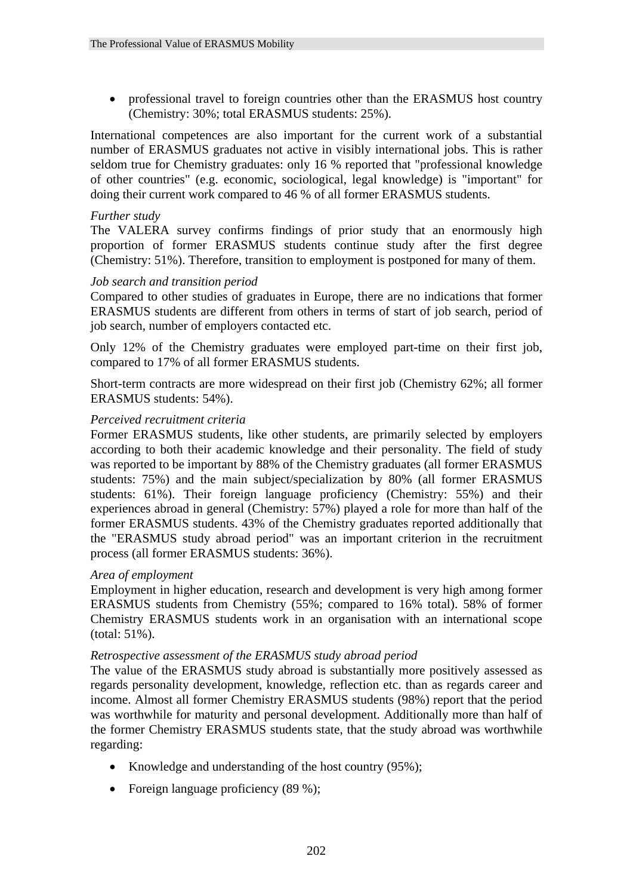- professional travel to foreign countries other than the ERASMUS host country (Chemistry: 30%; total ERASMUS students: 25%).

International competences are also important for the current work of a substantial number of ERASMUS graduates not active in visibly international jobs. This is rather seldom true for Chemistry graduates: only 16 % reported that "professional knowledge of other countries" (e.g. economic, sociological, legal knowledge) is "important" for doing their current work compared to 46 % of all former ERASMUS students.

*Further study*
The VALERA survey confirms findings of prior study that an enormously high proportion of former ERASMUS students continue study after the first degree (Chemistry: 51%). Therefore, transition to employment is postponed for many of them.

*Job search and transition period*
Compared to other studies of graduates in Europe, there are no indications that former ERASMUS students are different from others in terms of start of job search, period of job search, number of employers contacted etc.

Only 12% of the Chemistry graduates were employed part-time on their first job, compared to 17% of all former ERASMUS students.

Short-term contracts are more widespread on their first job (Chemistry 62%; all former ERASMUS students: 54%).

*Perceived recruitment criteria*
Former ERASMUS students, like other students, are primarily selected by employers according to both their academic knowledge and their personality. The field of study was reported to be important by 88% of the Chemistry graduates (all former ERASMUS students: 75%) and the main subject/specialization by 80% (all former ERASMUS students: 61%). Their foreign language proficiency (Chemistry: 55%) and their experiences abroad in general (Chemistry: 57%) played a role for more than half of the former ERASMUS students. 43% of the Chemistry graduates reported additionally that the "ERASMUS study abroad period" was an important criterion in the recruitment process (all former ERASMUS students: 36%).

*Area of employment*
Employment in higher education, research and development is very high among former ERASMUS students from Chemistry (55%; compared to 16% total). 58% of former Chemistry ERASMUS students work in an organisation with an international scope (total: 51%).

*Retrospective assessment of the ERASMUS study abroad period*
The value of the ERASMUS study abroad is substantially more positively assessed as regards personality development, knowledge, reflection etc. than as regards career and income. Almost all former Chemistry ERASMUS students (98%) report that the period was worthwhile for maturity and personal development. Additionally more than half of the former Chemistry ERASMUS students state, that the study abroad was worthwhile regarding:

- Knowledge and understanding of the host country (95%);
- Foreign language proficiency (89 %);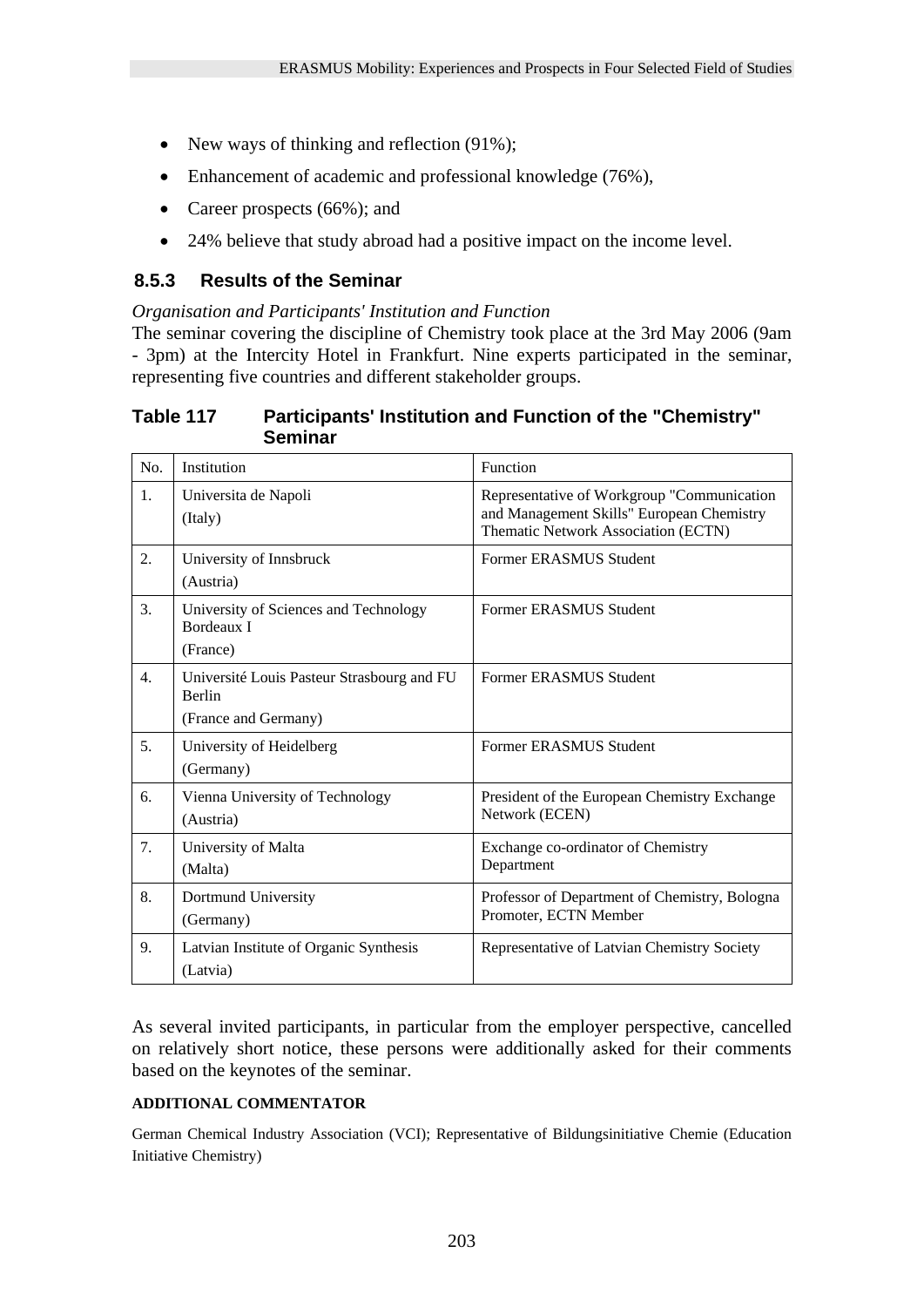- New ways of thinking and reflection (91%);
- Enhancement of academic and professional knowledge (76%),
- Career prospects (66%); and
- 24% believe that study abroad had a positive impact on the income level.

### 8.5.3 Results of the Seminar

*Organisation and Participants' Institution and Function*

The seminar covering the discipline of Chemistry took place at the 3rd May 2006 (9am - 3pm) at the Intercity Hotel in Frankfurt. Nine experts participated in the seminar, representing five countries and different stakeholder groups.

**Table 117 Participants' Institution and Function of the "Chemistry" Seminar**

| No. | Institution | Function |
|---|---|---|
| 1. | Universita de Napoli (Italy) | Representative of Workgroup "Communication and Management Skills" European Chemistry Thematic Network Association (ECTN) |
| 2. | University of Innsbruck (Austria) | Former ERASMUS Student |
| 3. | University of Sciences and Technology Bordeaux I (France) | Former ERASMUS Student |
| 4. | Université Louis Pasteur Strasbourg and FU Berlin (France and Germany) | Former ERASMUS Student |
| 5. | University of Heidelberg (Germany) | Former ERASMUS Student |
| 6. | Vienna University of Technology (Austria) | President of the European Chemistry Exchange Network (ECEN) |
| 7. | University of Malta (Malta) | Exchange co-ordinator of Chemistry Department |
| 8. | Dortmund University (Germany) | Professor of Department of Chemistry, Bologna Promoter, ECTN Member |
| 9. | Latvian Institute of Organic Synthesis (Latvia) | Representative of Latvian Chemistry Society |

As several invited participants, in particular from the employer perspective, cancelled on relatively short notice, these persons were additionally asked for their comments based on the keynotes of the seminar.

**ADDITIONAL COMMENTATOR**

German Chemical Industry Association (VCI); Representative of Bildungsinitiative Chemie (Education Initiative Chemistry)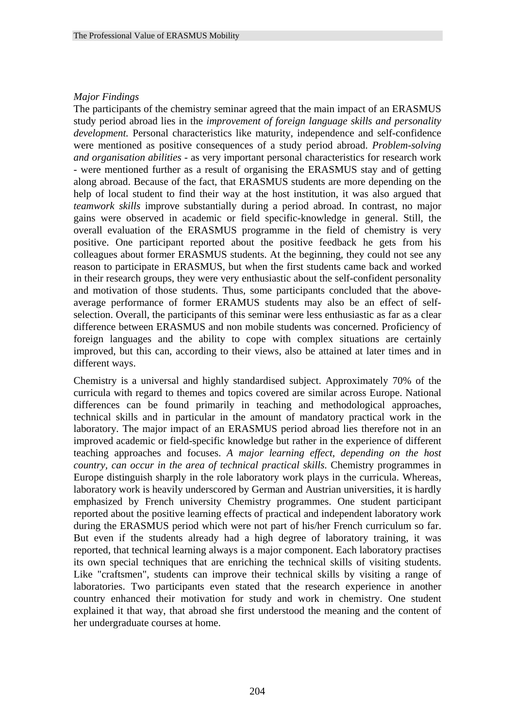*Major Findings*

The participants of the chemistry seminar agreed that the main impact of an ERASMUS study period abroad lies in the *improvement of foreign language skills and personality development.* Personal characteristics like maturity, independence and self-confidence were mentioned as positive consequences of a study period abroad. *Problem-solving and organisation abilities* - as very important personal characteristics for research work - were mentioned further as a result of organising the ERASMUS stay and of getting along abroad. Because of the fact, that ERASMUS students are more depending on the help of local student to find their way at the host institution, it was also argued that *teamwork skills* improve substantially during a period abroad. In contrast, no major gains were observed in academic or field specific-knowledge in general. Still, the overall evaluation of the ERASMUS programme in the field of chemistry is very positive. One participant reported about the positive feedback he gets from his colleagues about former ERASMUS students. At the beginning, they could not see any reason to participate in ERASMUS, but when the first students came back and worked in their research groups, they were very enthusiastic about the self-confident personality and motivation of those students. Thus, some participants concluded that the above-average performance of former ERAMUS students may also be an effect of self-selection. Overall, the participants of this seminar were less enthusiastic as far as a clear difference between ERASMUS and non mobile students was concerned. Proficiency of foreign languages and the ability to cope with complex situations are certainly improved, but this can, according to their views, also be attained at later times and in different ways.

Chemistry is a universal and highly standardised subject. Approximately 70% of the curricula with regard to themes and topics covered are similar across Europe. National differences can be found primarily in teaching and methodological approaches, technical skills and in particular in the amount of mandatory practical work in the laboratory. The major impact of an ERASMUS period abroad lies therefore not in an improved academic or field-specific knowledge but rather in the experience of different teaching approaches and focuses. *A major learning effect, depending on the host country, can occur in the area of technical practical skills.* Chemistry programmes in Europe distinguish sharply in the role laboratory work plays in the curricula. Whereas, laboratory work is heavily underscored by German and Austrian universities, it is hardly emphasized by French university Chemistry programmes. One student participant reported about the positive learning effects of practical and independent laboratory work during the ERASMUS period which were not part of his/her French curriculum so far. But even if the students already had a high degree of laboratory training, it was reported, that technical learning always is a major component. Each laboratory practises its own special techniques that are enriching the technical skills of visiting students. Like "craftsmen", students can improve their technical skills by visiting a range of laboratories. Two participants even stated that the research experience in another country enhanced their motivation for study and work in chemistry. One student explained it that way, that abroad she first understood the meaning and the content of her undergraduate courses at home.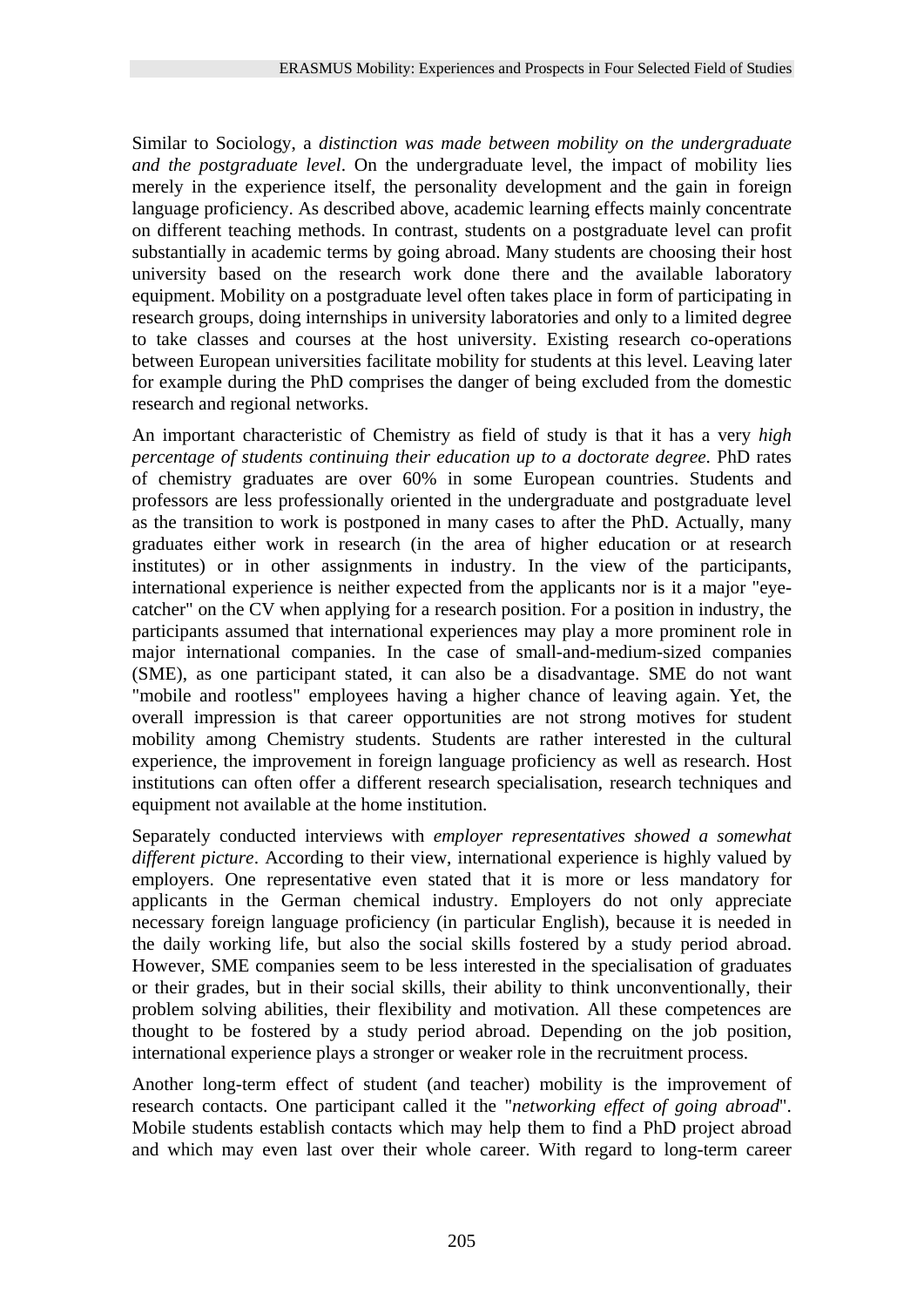Similar to Sociology, a *distinction was made between mobility on the undergraduate and the postgraduate level*. On the undergraduate level, the impact of mobility lies merely in the experience itself, the personality development and the gain in foreign language proficiency. As described above, academic learning effects mainly concentrate on different teaching methods. In contrast, students on a postgraduate level can profit substantially in academic terms by going abroad. Many students are choosing their host university based on the research work done there and the available laboratory equipment. Mobility on a postgraduate level often takes place in form of participating in research groups, doing internships in university laboratories and only to a limited degree to take classes and courses at the host university. Existing research co-operations between European universities facilitate mobility for students at this level. Leaving later for example during the PhD comprises the danger of being excluded from the domestic research and regional networks.

An important characteristic of Chemistry as field of study is that it has a very *high percentage of students continuing their education up to a doctorate degree*. PhD rates of chemistry graduates are over 60% in some European countries. Students and professors are less professionally oriented in the undergraduate and postgraduate level as the transition to work is postponed in many cases to after the PhD. Actually, many graduates either work in research (in the area of higher education or at research institutes) or in other assignments in industry. In the view of the participants, international experience is neither expected from the applicants nor is it a major "eye-catcher" on the CV when applying for a research position. For a position in industry, the participants assumed that international experiences may play a more prominent role in major international companies. In the case of small-and-medium-sized companies (SME), as one participant stated, it can also be a disadvantage. SME do not want "mobile and rootless" employees having a higher chance of leaving again. Yet, the overall impression is that career opportunities are not strong motives for student mobility among Chemistry students. Students are rather interested in the cultural experience, the improvement in foreign language proficiency as well as research. Host institutions can often offer a different research specialisation, research techniques and equipment not available at the home institution.

Separately conducted interviews with *employer representatives showed a somewhat different picture*. According to their view, international experience is highly valued by employers. One representative even stated that it is more or less mandatory for applicants in the German chemical industry. Employers do not only appreciate necessary foreign language proficiency (in particular English), because it is needed in the daily working life, but also the social skills fostered by a study period abroad. However, SME companies seem to be less interested in the specialisation of graduates or their grades, but in their social skills, their ability to think unconventionally, their problem solving abilities, their flexibility and motivation. All these competences are thought to be fostered by a study period abroad. Depending on the job position, international experience plays a stronger or weaker role in the recruitment process.

Another long-term effect of student (and teacher) mobility is the improvement of research contacts. One participant called it the "*networking effect of going abroad*". Mobile students establish contacts which may help them to find a PhD project abroad and which may even last over their whole career. With regard to long-term career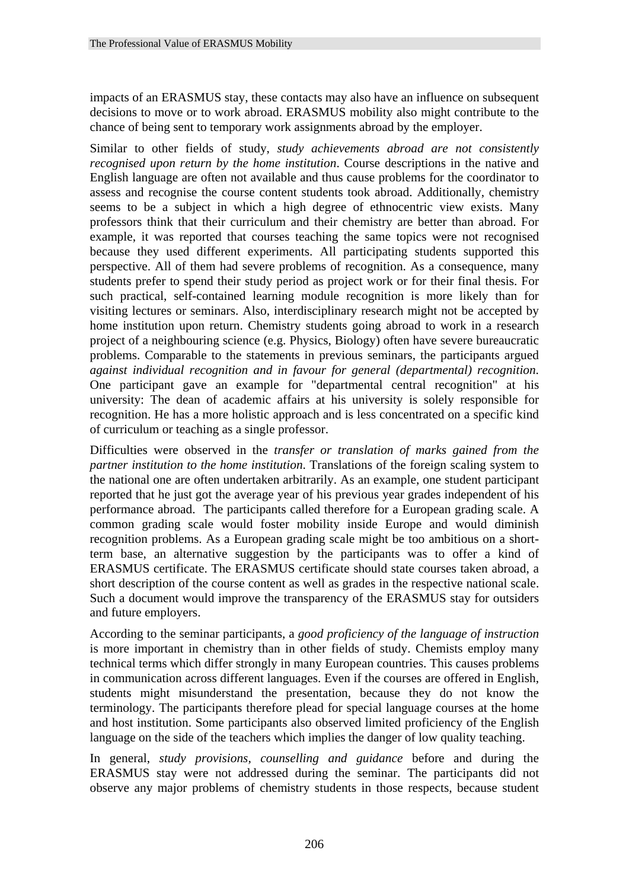impacts of an ERASMUS stay, these contacts may also have an influence on subsequent decisions to move or to work abroad. ERASMUS mobility also might contribute to the chance of being sent to temporary work assignments abroad by the employer.

Similar to other fields of study, *study achievements abroad are not consistently recognised upon return by the home institution*. Course descriptions in the native and English language are often not available and thus cause problems for the coordinator to assess and recognise the course content students took abroad. Additionally, chemistry seems to be a subject in which a high degree of ethnocentric view exists. Many professors think that their curriculum and their chemistry are better than abroad. For example, it was reported that courses teaching the same topics were not recognised because they used different experiments. All participating students supported this perspective. All of them had severe problems of recognition. As a consequence, many students prefer to spend their study period as project work or for their final thesis. For such practical, self-contained learning module recognition is more likely than for visiting lectures or seminars. Also, interdisciplinary research might not be accepted by home institution upon return. Chemistry students going abroad to work in a research project of a neighbouring science (e.g. Physics, Biology) often have severe bureaucratic problems. Comparable to the statements in previous seminars, the participants argued *against individual recognition and in favour for general (departmental) recognition*. One participant gave an example for "departmental central recognition" at his university: The dean of academic affairs at his university is solely responsible for recognition. He has a more holistic approach and is less concentrated on a specific kind of curriculum or teaching as a single professor.

Difficulties were observed in the *transfer or translation of marks gained from the partner institution to the home institution*. Translations of the foreign scaling system to the national one are often undertaken arbitrarily. As an example, one student participant reported that he just got the average year of his previous year grades independent of his performance abroad. The participants called therefore for a European grading scale. A common grading scale would foster mobility inside Europe and would diminish recognition problems. As a European grading scale might be too ambitious on a short-term base, an alternative suggestion by the participants was to offer a kind of ERASMUS certificate. The ERASMUS certificate should state courses taken abroad, a short description of the course content as well as grades in the respective national scale. Such a document would improve the transparency of the ERASMUS stay for outsiders and future employers.

According to the seminar participants, a *good proficiency of the language of instruction* is more important in chemistry than in other fields of study. Chemists employ many technical terms which differ strongly in many European countries. This causes problems in communication across different languages. Even if the courses are offered in English, students might misunderstand the presentation, because they do not know the terminology. The participants therefore plead for special language courses at the home and host institution. Some participants also observed limited proficiency of the English language on the side of the teachers which implies the danger of low quality teaching.

In general, *study provisions, counselling and guidance* before and during the ERASMUS stay were not addressed during the seminar. The participants did not observe any major problems of chemistry students in those respects, because student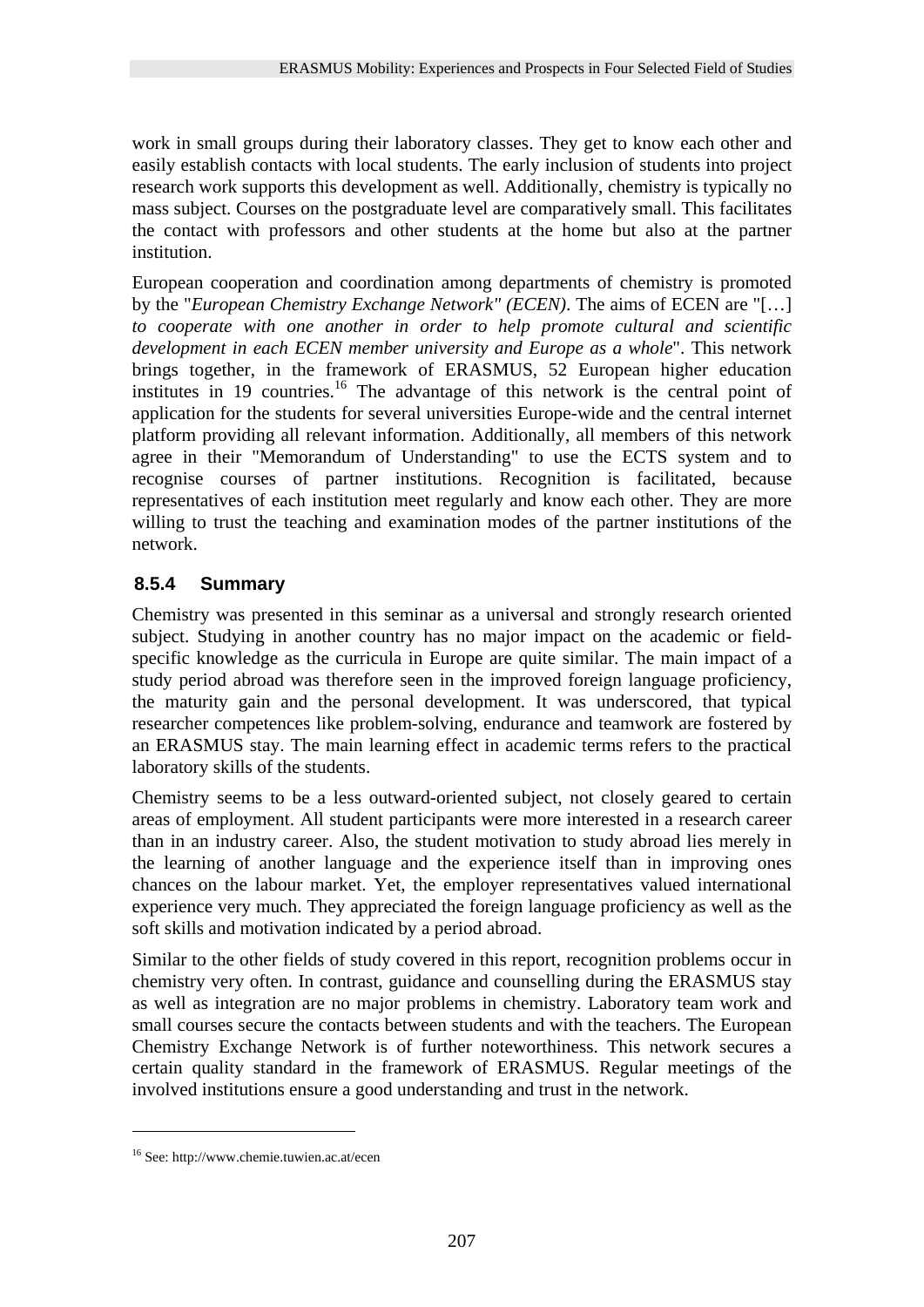work in small groups during their laboratory classes. They get to know each other and easily establish contacts with local students. The early inclusion of students into project research work supports this development as well. Additionally, chemistry is typically no mass subject. Courses on the postgraduate level are comparatively small. This facilitates the contact with professors and other students at the home but also at the partner institution.

European cooperation and coordination among departments of chemistry is promoted by the "*European Chemistry Exchange Network" (ECEN)*. The aims of ECEN are "[…] *to cooperate with one another in order to help promote cultural and scientific development in each ECEN member university and Europe as a whole*". This network brings together, in the framework of ERASMUS, 52 European higher education institutes in 19 countries.[16] The advantage of this network is the central point of application for the students for several universities Europe-wide and the central internet platform providing all relevant information. Additionally, all members of this network agree in their "Memorandum of Understanding" to use the ECTS system and to recognise courses of partner institutions. Recognition is facilitated, because representatives of each institution meet regularly and know each other. They are more willing to trust the teaching and examination modes of the partner institutions of the network.

### 8.5.4 Summary

Chemistry was presented in this seminar as a universal and strongly research oriented subject. Studying in another country has no major impact on the academic or field-specific knowledge as the curricula in Europe are quite similar. The main impact of a study period abroad was therefore seen in the improved foreign language proficiency, the maturity gain and the personal development. It was underscored, that typical researcher competences like problem-solving, endurance and teamwork are fostered by an ERASMUS stay. The main learning effect in academic terms refers to the practical laboratory skills of the students.

Chemistry seems to be a less outward-oriented subject, not closely geared to certain areas of employment. All student participants were more interested in a research career than in an industry career. Also, the student motivation to study abroad lies merely in the learning of another language and the experience itself than in improving ones chances on the labour market. Yet, the employer representatives valued international experience very much. They appreciated the foreign language proficiency as well as the soft skills and motivation indicated by a period abroad.

Similar to the other fields of study covered in this report, recognition problems occur in chemistry very often. In contrast, guidance and counselling during the ERASMUS stay as well as integration are no major problems in chemistry. Laboratory team work and small courses secure the contacts between students and with the teachers. The European Chemistry Exchange Network is of further noteworthiness. This network secures a certain quality standard in the framework of ERASMUS. Regular meetings of the involved institutions ensure a good understanding and trust in the network.

---

[16] See: http://www.chemie.tuwien.ac.at/ecen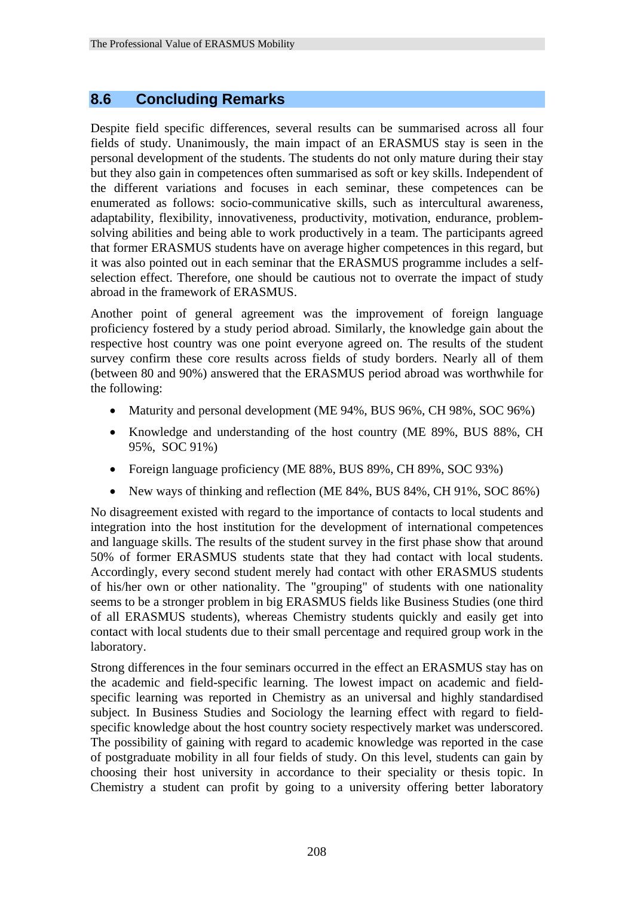## 8.6 Concluding Remarks

Despite field specific differences, several results can be summarised across all four fields of study. Unanimously, the main impact of an ERASMUS stay is seen in the personal development of the students. The students do not only mature during their stay but they also gain in competences often summarised as soft or key skills. Independent of the different variations and focuses in each seminar, these competences can be enumerated as follows: socio-communicative skills, such as intercultural awareness, adaptability, flexibility, innovativeness, productivity, motivation, endurance, problem-solving abilities and being able to work productively in a team. The participants agreed that former ERASMUS students have on average higher competences in this regard, but it was also pointed out in each seminar that the ERASMUS programme includes a self-selection effect. Therefore, one should be cautious not to overrate the impact of study abroad in the framework of ERASMUS.

Another point of general agreement was the improvement of foreign language proficiency fostered by a study period abroad. Similarly, the knowledge gain about the respective host country was one point everyone agreed on. The results of the student survey confirm these core results across fields of study borders. Nearly all of them (between 80 and 90%) answered that the ERASMUS period abroad was worthwhile for the following:

- Maturity and personal development (ME 94%, BUS 96%, CH 98%, SOC 96%)
- Knowledge and understanding of the host country (ME 89%, BUS 88%, CH 95%, SOC 91%)
- Foreign language proficiency (ME 88%, BUS 89%, CH 89%, SOC 93%)
- New ways of thinking and reflection (ME 84%, BUS 84%, CH 91%, SOC 86%)

No disagreement existed with regard to the importance of contacts to local students and integration into the host institution for the development of international competences and language skills. The results of the student survey in the first phase show that around 50% of former ERASMUS students state that they had contact with local students. Accordingly, every second student merely had contact with other ERASMUS students of his/her own or other nationality. The "grouping" of students with one nationality seems to be a stronger problem in big ERASMUS fields like Business Studies (one third of all ERASMUS students), whereas Chemistry students quickly and easily get into contact with local students due to their small percentage and required group work in the laboratory.

Strong differences in the four seminars occurred in the effect an ERASMUS stay has on the academic and field-specific learning. The lowest impact on academic and field-specific learning was reported in Chemistry as an universal and highly standardised subject. In Business Studies and Sociology the learning effect with regard to field-specific knowledge about the host country society respectively market was underscored. The possibility of gaining with regard to academic knowledge was reported in the case of postgraduate mobility in all four fields of study. On this level, students can gain by choosing their host university in accordance to their speciality or thesis topic. In Chemistry a student can profit by going to a university offering better laboratory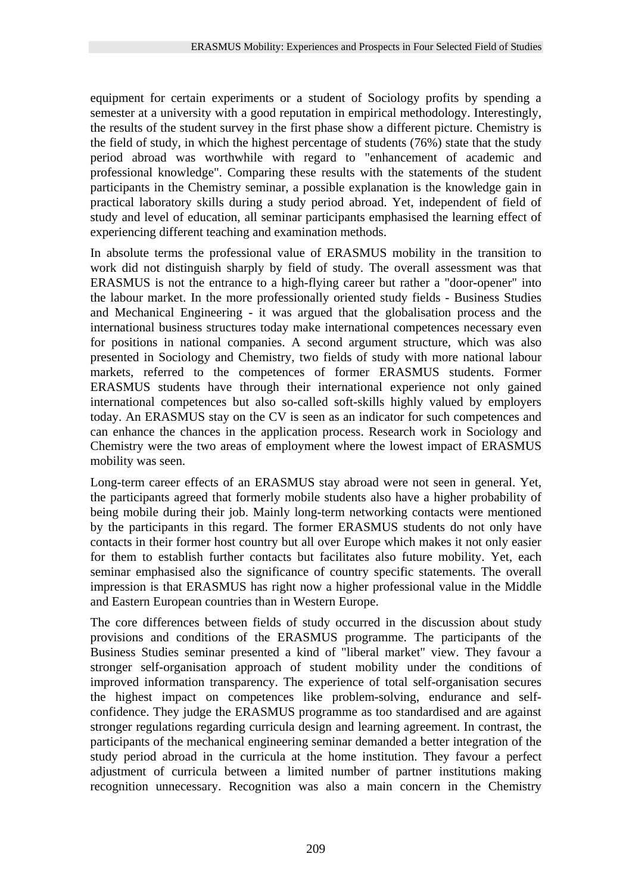equipment for certain experiments or a student of Sociology profits by spending a semester at a university with a good reputation in empirical methodology. Interestingly, the results of the student survey in the first phase show a different picture. Chemistry is the field of study, in which the highest percentage of students (76%) state that the study period abroad was worthwhile with regard to "enhancement of academic and professional knowledge". Comparing these results with the statements of the student participants in the Chemistry seminar, a possible explanation is the knowledge gain in practical laboratory skills during a study period abroad. Yet, independent of field of study and level of education, all seminar participants emphasised the learning effect of experiencing different teaching and examination methods.

In absolute terms the professional value of ERASMUS mobility in the transition to work did not distinguish sharply by field of study. The overall assessment was that ERASMUS is not the entrance to a high-flying career but rather a "door-opener" into the labour market. In the more professionally oriented study fields - Business Studies and Mechanical Engineering - it was argued that the globalisation process and the international business structures today make international competences necessary even for positions in national companies. A second argument structure, which was also presented in Sociology and Chemistry, two fields of study with more national labour markets, referred to the competences of former ERASMUS students. Former ERASMUS students have through their international experience not only gained international competences but also so-called soft-skills highly valued by employers today. An ERASMUS stay on the CV is seen as an indicator for such competences and can enhance the chances in the application process. Research work in Sociology and Chemistry were the two areas of employment where the lowest impact of ERASMUS mobility was seen.

Long-term career effects of an ERASMUS stay abroad were not seen in general. Yet, the participants agreed that formerly mobile students also have a higher probability of being mobile during their job. Mainly long-term networking contacts were mentioned by the participants in this regard. The former ERASMUS students do not only have contacts in their former host country but all over Europe which makes it not only easier for them to establish further contacts but facilitates also future mobility. Yet, each seminar emphasised also the significance of country specific statements. The overall impression is that ERASMUS has right now a higher professional value in the Middle and Eastern European countries than in Western Europe.

The core differences between fields of study occurred in the discussion about study provisions and conditions of the ERASMUS programme. The participants of the Business Studies seminar presented a kind of "liberal market" view. They favour a stronger self-organisation approach of student mobility under the conditions of improved information transparency. The experience of total self-organisation secures the highest impact on competences like problem-solving, endurance and self-confidence. They judge the ERASMUS programme as too standardised and are against stronger regulations regarding curricula design and learning agreement. In contrast, the participants of the mechanical engineering seminar demanded a better integration of the study period abroad in the curricula at the home institution. They favour a perfect adjustment of curricula between a limited number of partner institutions making recognition unnecessary. Recognition was also a main concern in the Chemistry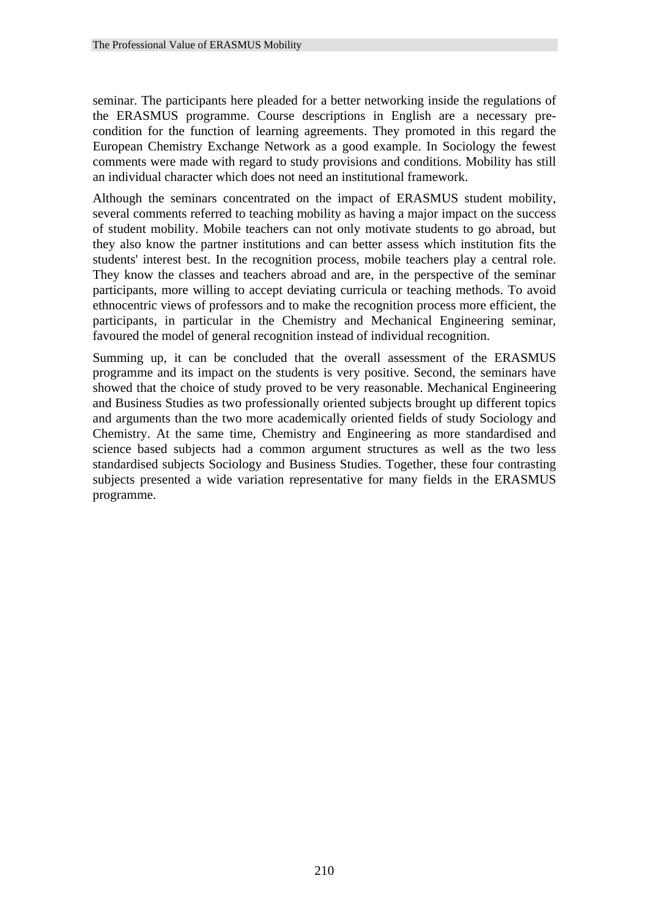seminar. The participants here pleaded for a better networking inside the regulations of the ERASMUS programme. Course descriptions in English are a necessary pre-condition for the function of learning agreements. They promoted in this regard the European Chemistry Exchange Network as a good example. In Sociology the fewest comments were made with regard to study provisions and conditions. Mobility has still an individual character which does not need an institutional framework.

Although the seminars concentrated on the impact of ERASMUS student mobility, several comments referred to teaching mobility as having a major impact on the success of student mobility. Mobile teachers can not only motivate students to go abroad, but they also know the partner institutions and can better assess which institution fits the students' interest best. In the recognition process, mobile teachers play a central role. They know the classes and teachers abroad and are, in the perspective of the seminar participants, more willing to accept deviating curricula or teaching methods. To avoid ethnocentric views of professors and to make the recognition process more efficient, the participants, in particular in the Chemistry and Mechanical Engineering seminar, favoured the model of general recognition instead of individual recognition.

Summing up, it can be concluded that the overall assessment of the ERASMUS programme and its impact on the students is very positive. Second, the seminars have showed that the choice of study proved to be very reasonable. Mechanical Engineering and Business Studies as two professionally oriented subjects brought up different topics and arguments than the two more academically oriented fields of study Sociology and Chemistry. At the same time, Chemistry and Engineering as more standardised and science based subjects had a common argument structures as well as the two less standardised subjects Sociology and Business Studies. Together, these four contrasting subjects presented a wide variation representative for many fields in the ERASMUS programme.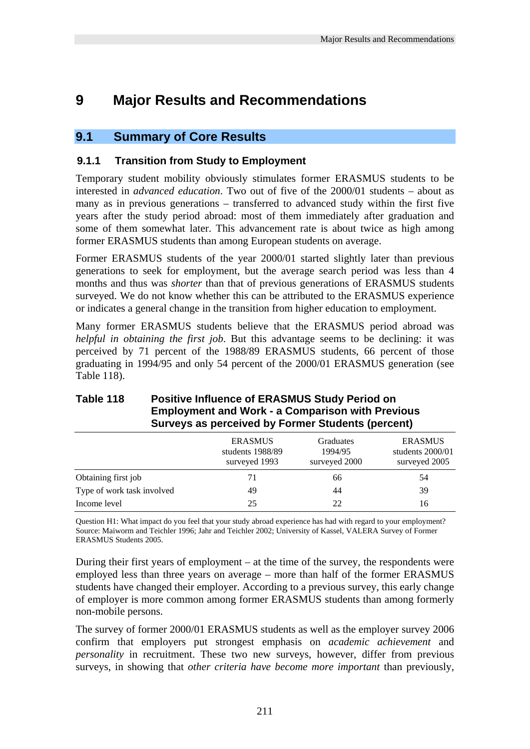# 9 Major Results and Recommendations

## 9.1 Summary of Core Results

### 9.1.1 Transition from Study to Employment

Temporary student mobility obviously stimulates former ERASMUS students to be interested in *advanced education*. Two out of five of the 2000/01 students – about as many as in previous generations – transferred to advanced study within the first five years after the study period abroad: most of them immediately after graduation and some of them somewhat later. This advancement rate is about twice as high among former ERASMUS students than among European students on average.

Former ERASMUS students of the year 2000/01 started slightly later than previous generations to seek for employment, but the average search period was less than 4 months and thus was *shorter* than that of previous generations of ERASMUS students surveyed. We do not know whether this can be attributed to the ERASMUS experience or indicates a general change in the transition from higher education to employment.

Many former ERASMUS students believe that the ERASMUS period abroad was *helpful in obtaining the first job*. But this advantage seems to be declining: it was perceived by 71 percent of the 1988/89 ERASMUS students, 66 percent of those graduating in 1994/95 and only 54 percent of the 2000/01 ERASMUS generation (see Table 118).

**Table 118 Positive Influence of ERASMUS Study Period on Employment and Work - a Comparison with Previous Surveys as perceived by Former Students (percent)**

| | ERASMUS students 1988/89 surveyed 1993 | Graduates 1994/95 surveyed 2000 | ERASMUS students 2000/01 surveyed 2005 |
|---|---|---|---|
| Obtaining first job | 71 | 66 | 54 |
| Type of work task involved | 49 | 44 | 39 |
| Income level | 25 | 22 | 16 |

Question H1: What impact do you feel that your study abroad experience has had with regard to your employment?
Source: Maiworm and Teichler 1996; Jahr and Teichler 2002; University of Kassel, VALERA Survey of Former ERASMUS Students 2005.

During their first years of employment – at the time of the survey, the respondents were employed less than three years on average – more than half of the former ERASMUS students have changed their employer. According to a previous survey, this early change of employer is more common among former ERASMUS students than among formerly non-mobile persons.

The survey of former 2000/01 ERASMUS students as well as the employer survey 2006 confirm that employers put strongest emphasis on *academic achievement* and *personality* in recruitment. These two new surveys, however, differ from previous surveys, in showing that *other criteria have become more important* than previously,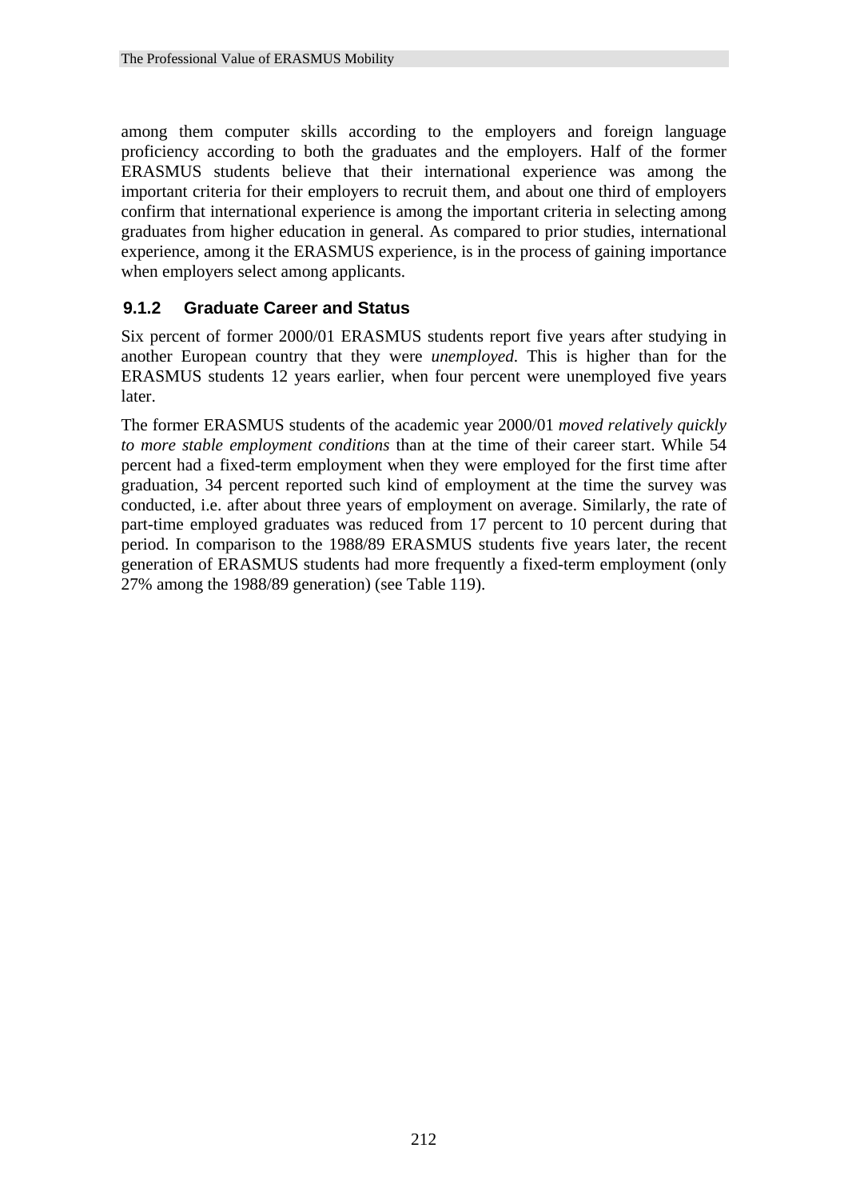among them computer skills according to the employers and foreign language proficiency according to both the graduates and the employers. Half of the former ERASMUS students believe that their international experience was among the important criteria for their employers to recruit them, and about one third of employers confirm that international experience is among the important criteria in selecting among graduates from higher education in general. As compared to prior studies, international experience, among it the ERASMUS experience, is in the process of gaining importance when employers select among applicants.

### 9.1.2 Graduate Career and Status

Six percent of former 2000/01 ERASMUS students report five years after studying in another European country that they were *unemployed*. This is higher than for the ERASMUS students 12 years earlier, when four percent were unemployed five years later.

The former ERASMUS students of the academic year 2000/01 *moved relatively quickly to more stable employment conditions* than at the time of their career start. While 54 percent had a fixed-term employment when they were employed for the first time after graduation, 34 percent reported such kind of employment at the time the survey was conducted, i.e. after about three years of employment on average. Similarly, the rate of part-time employed graduates was reduced from 17 percent to 10 percent during that period. In comparison to the 1988/89 ERASMUS students five years later, the recent generation of ERASMUS students had more frequently a fixed-term employment (only 27% among the 1988/89 generation) (see Table 119).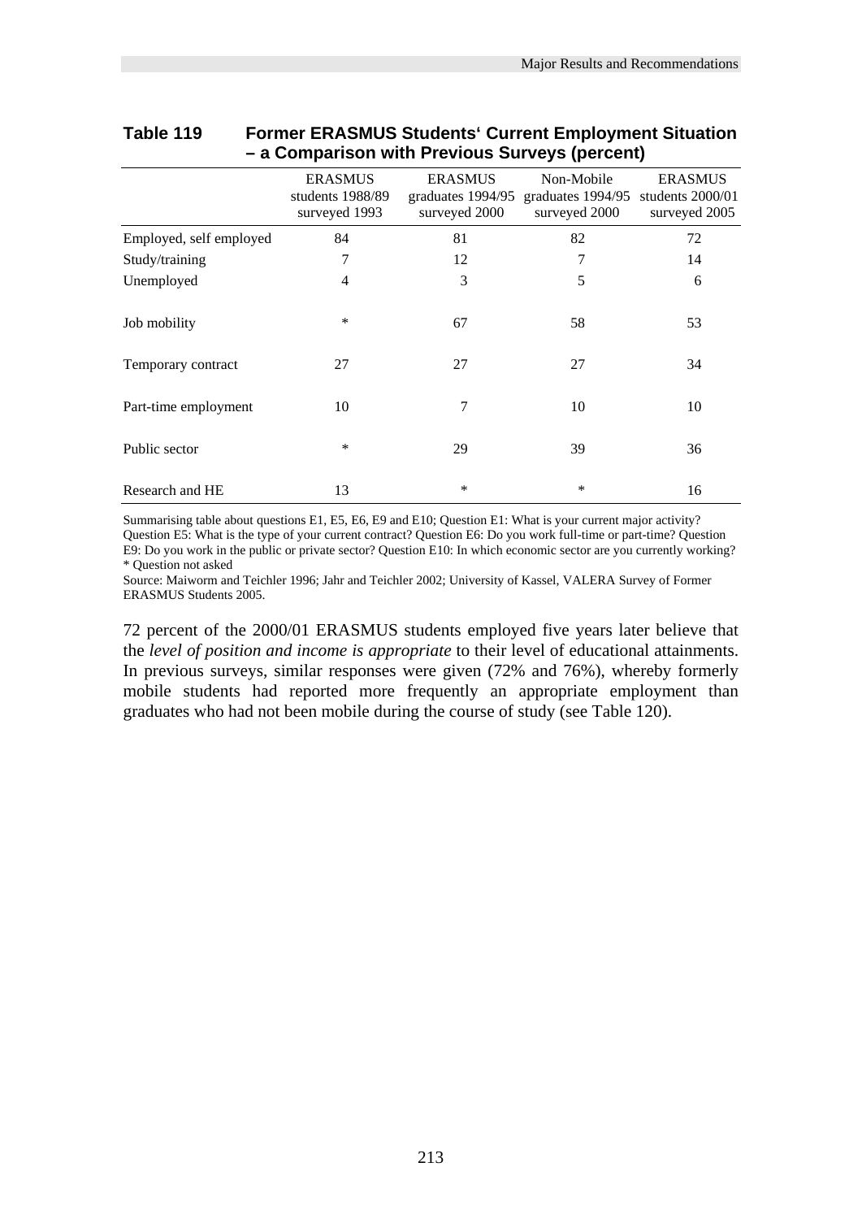**Table 119 Former ERASMUS Students' Current Employment Situation – a Comparison with Previous Surveys (percent)**

| | ERASMUS students 1988/89 surveyed 1993 | ERASMUS graduates 1994/95 surveyed 2000 | Non-Mobile graduates 1994/95 surveyed 2000 | ERASMUS students 2000/01 surveyed 2005 |
|---|---|---|---|---|
| Employed, self employed | 84 | 81 | 82 | 72 |
| Study/training | 7 | 12 | 7 | 14 |
| Unemployed | 4 | 3 | 5 | 6 |
| Job mobility | * | 67 | 58 | 53 |
| Temporary contract | 27 | 27 | 27 | 34 |
| Part-time employment | 10 | 7 | 10 | 10 |
| Public sector | * | 29 | 39 | 36 |
| Research and HE | 13 | * | * | 16 |

Summarising table about questions E1, E5, E6, E9 and E10; Question E1: What is your current major activity? Question E5: What is the type of your current contract? Question E6: Do you work full-time or part-time? Question E9: Do you work in the public or private sector? Question E10: In which economic sector are you currently working?
* Question not asked

Source: Maiworm and Teichler 1996; Jahr and Teichler 2002; University of Kassel, VALERA Survey of Former ERASMUS Students 2005.

72 percent of the 2000/01 ERASMUS students employed five years later believe that the *level of position and income is appropriate* to their level of educational attainments. In previous surveys, similar responses were given (72% and 76%), whereby formerly mobile students had reported more frequently an appropriate employment than graduates who had not been mobile during the course of study (see Table 120).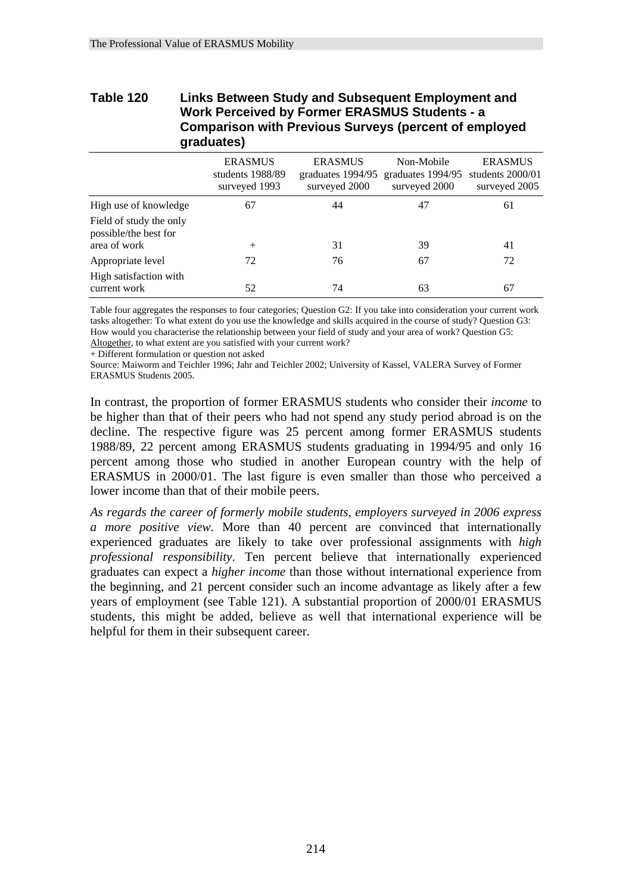**Table 120 Links Between Study and Subsequent Employment and Work Perceived by Former ERASMUS Students - a Comparison with Previous Surveys (percent of employed graduates)**

| | ERASMUS students 1988/89 surveyed 1993 | ERASMUS graduates 1994/95 surveyed 2000 | Non-Mobile graduates 1994/95 surveyed 2000 | ERASMUS students 2000/01 surveyed 2005 |
|---|---|---|---|---|
| High use of knowledge | 67 | 44 | 47 | 61 |
| Field of study the only possible/the best for area of work | + | 31 | 39 | 41 |
| Appropriate level | 72 | 76 | 67 | 72 |
| High satisfaction with current work | 52 | 74 | 63 | 67 |

Table four aggregates the responses to four categories; Question G2: If you take into consideration your current work tasks altogether: To what extent do you use the knowledge and skills acquired in the course of study? Question G3: How would you characterise the relationship between your field of study and your area of work? Question G5: Altogether, to what extent are you satisfied with your current work?

+ Different formulation or question not asked

Source: Maiworm and Teichler 1996; Jahr and Teichler 2002; University of Kassel, VALERA Survey of Former ERASMUS Students 2005.

In contrast, the proportion of former ERASMUS students who consider their *income* to be higher than that of their peers who had not spend any study period abroad is on the decline. The respective figure was 25 percent among former ERASMUS students 1988/89, 22 percent among ERASMUS students graduating in 1994/95 and only 16 percent among those who studied in another European country with the help of ERASMUS in 2000/01. The last figure is even smaller than those who perceived a lower income than that of their mobile peers.

*As regards the career of formerly mobile students, employers surveyed in 2006 express a more positive view.* More than 40 percent are convinced that internationally experienced graduates are likely to take over professional assignments with *high professional responsibility*. Ten percent believe that internationally experienced graduates can expect a *higher income* than those without international experience from the beginning, and 21 percent consider such an income advantage as likely after a few years of employment (see Table 121). A substantial proportion of 2000/01 ERASMUS students, this might be added, believe as well that international experience will be helpful for them in their subsequent career.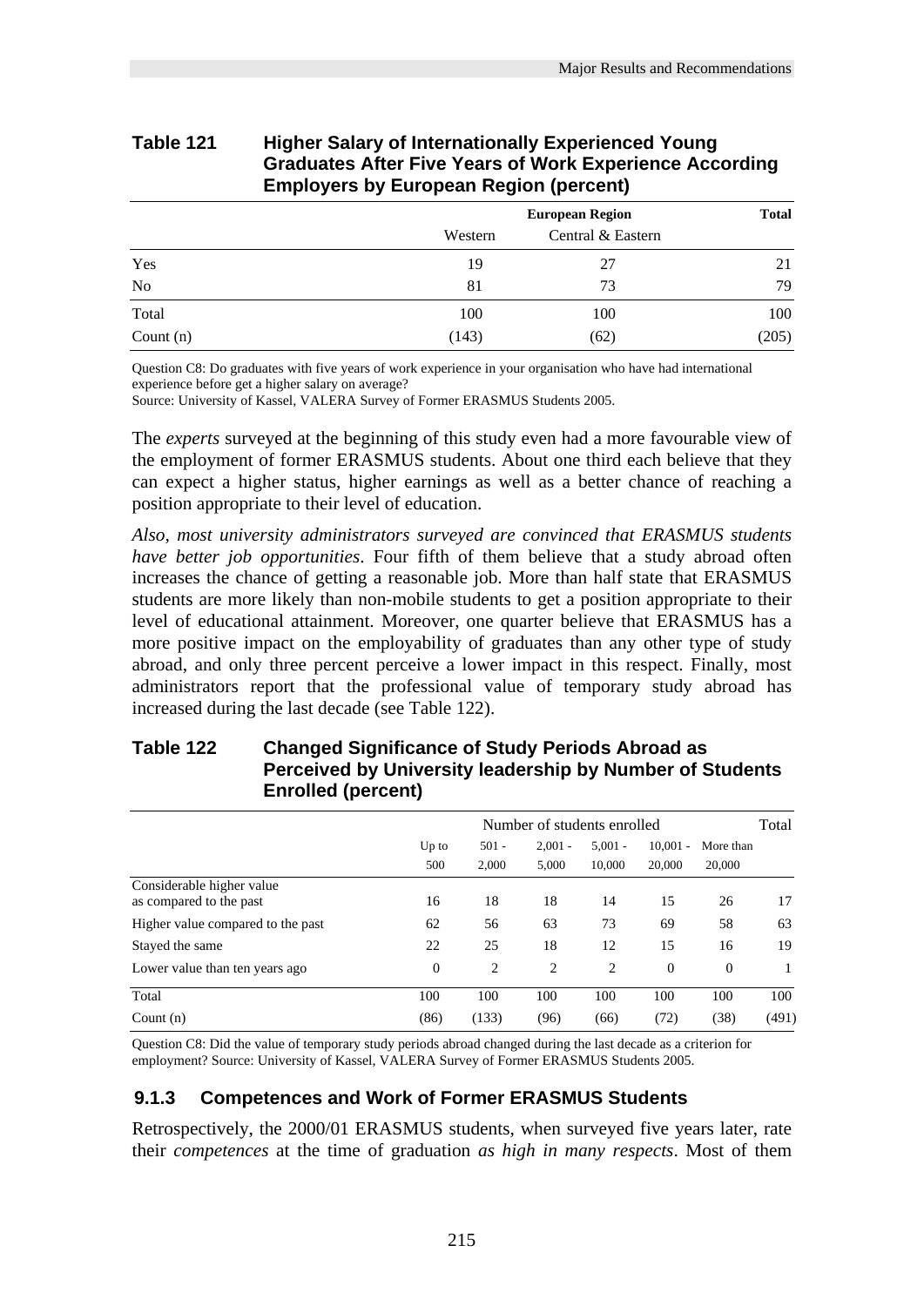**Table 121 Higher Salary of Internationally Experienced Young Graduates After Five Years of Work Experience According Employers by European Region (percent)**

| | European Region | | Total |
|---|---|---|---|
| | Western | Central & Eastern | |
| Yes | 19 | 27 | 21 |
| No | 81 | 73 | 79 |
| Total | 100 | 100 | 100 |
| Count (n) | (143) | (62) | (205) |

Question C8: Do graduates with five years of work experience in your organisation who have had international experience before get a higher salary on average?
Source: University of Kassel, VALERA Survey of Former ERASMUS Students 2005.

The *experts* surveyed at the beginning of this study even had a more favourable view of the employment of former ERASMUS students. About one third each believe that they can expect a higher status, higher earnings as well as a better chance of reaching a position appropriate to their level of education.

*Also, most university administrators surveyed are convinced that ERASMUS students have better job opportunities*. Four fifth of them believe that a study abroad often increases the chance of getting a reasonable job. More than half state that ERASMUS students are more likely than non-mobile students to get a position appropriate to their level of educational attainment. Moreover, one quarter believe that ERASMUS has a more positive impact on the employability of graduates than any other type of study abroad, and only three percent perceive a lower impact in this respect. Finally, most administrators report that the professional value of temporary study abroad has increased during the last decade (see Table 122).

**Table 122 Changed Significance of Study Periods Abroad as Perceived by University leadership by Number of Students Enrolled (percent)**

| | Number of students enrolled | | | | | | Total |
|---|---|---|---|---|---|---|---|
| | Up to 500 | 501 - 2,000 | 2,001 - 5,000 | 5,001 - 10,000 | 10,001 - 20,000 | More than 20,000 | |
| Considerable higher value as compared to the past | 16 | 18 | 18 | 14 | 15 | 26 | 17 |
| Higher value compared to the past | 62 | 56 | 63 | 73 | 69 | 58 | 63 |
| Stayed the same | 22 | 25 | 18 | 12 | 15 | 16 | 19 |
| Lower value than ten years ago | 0 | 2 | 2 | 2 | 0 | 0 | 1 |
| Total | 100 | 100 | 100 | 100 | 100 | 100 | 100 |
| Count (n) | (86) | (133) | (96) | (66) | (72) | (38) | (491) |

Question C8: Did the value of temporary study periods abroad changed during the last decade as a criterion for employment? Source: University of Kassel, VALERA Survey of Former ERASMUS Students 2005.

### 9.1.3 Competences and Work of Former ERASMUS Students

Retrospectively, the 2000/01 ERASMUS students, when surveyed five years later, rate their *competences* at the time of graduation *as high in many respects*. Most of them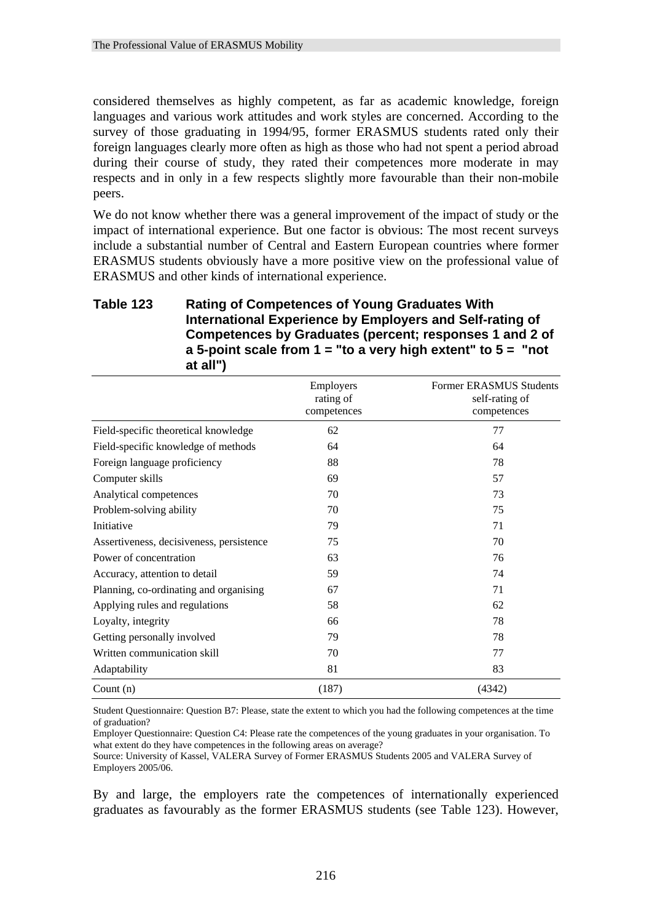considered themselves as highly competent, as far as academic knowledge, foreign languages and various work attitudes and work styles are concerned. According to the survey of those graduating in 1994/95, former ERASMUS students rated only their foreign languages clearly more often as high as those who had not spent a period abroad during their course of study, they rated their competences more moderate in may respects and in only in a few respects slightly more favourable than their non-mobile peers.

We do not know whether there was a general improvement of the impact of study or the impact of international experience. But one factor is obvious: The most recent surveys include a substantial number of Central and Eastern European countries where former ERASMUS students obviously have a more positive view on the professional value of ERASMUS and other kinds of international experience.

**Table 123 Rating of Competences of Young Graduates With International Experience by Employers and Self-rating of Competences by Graduates (percent; responses 1 and 2 of a 5-point scale from 1 = "to a very high extent" to 5 = "not at all")**

| | Employers rating of competences | Former ERASMUS Students self-rating of competences |
|---|---|---|
| Field-specific theoretical knowledge | 62 | 77 |
| Field-specific knowledge of methods | 64 | 64 |
| Foreign language proficiency | 88 | 78 |
| Computer skills | 69 | 57 |
| Analytical competences | 70 | 73 |
| Problem-solving ability | 70 | 75 |
| Initiative | 79 | 71 |
| Assertiveness, decisiveness, persistence | 75 | 70 |
| Power of concentration | 63 | 76 |
| Accuracy, attention to detail | 59 | 74 |
| Planning, co-ordinating and organising | 67 | 71 |
| Applying rules and regulations | 58 | 62 |
| Loyalty, integrity | 66 | 78 |
| Getting personally involved | 79 | 78 |
| Written communication skill | 70 | 77 |
| Adaptability | 81 | 83 |
| Count (n) | (187) | (4342) |

Student Questionnaire: Question B7: Please, state the extent to which you had the following competences at the time of graduation?
Employer Questionnaire: Question C4: Please rate the competences of the young graduates in your organisation. To what extent do they have competences in the following areas on average?
Source: University of Kassel, VALERA Survey of Former ERASMUS Students 2005 and VALERA Survey of Employers 2005/06.

By and large, the employers rate the competences of internationally experienced graduates as favourably as the former ERASMUS students (see Table 123). However,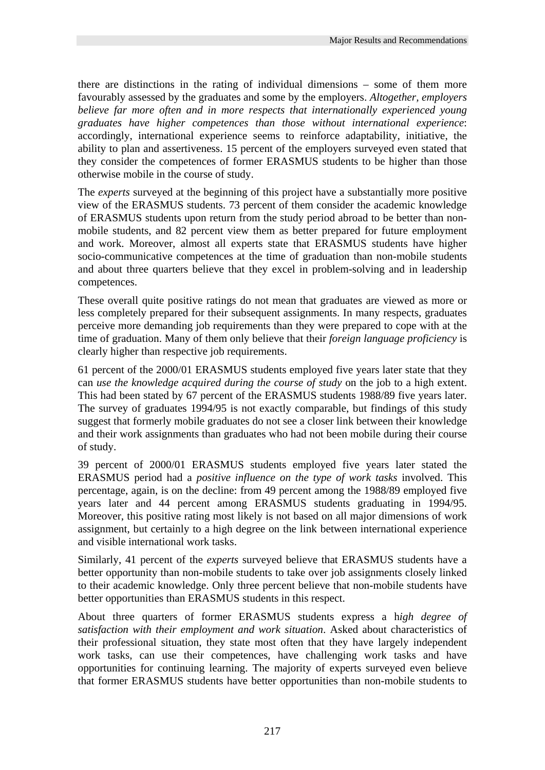there are distinctions in the rating of individual dimensions – some of them more favourably assessed by the graduates and some by the employers. *Altogether, employers believe far more often and in more respects that internationally experienced young graduates have higher competences than those without international experience*: accordingly, international experience seems to reinforce adaptability, initiative, the ability to plan and assertiveness. 15 percent of the employers surveyed even stated that they consider the competences of former ERASMUS students to be higher than those otherwise mobile in the course of study.

The *experts* surveyed at the beginning of this project have a substantially more positive view of the ERASMUS students. 73 percent of them consider the academic knowledge of ERASMUS students upon return from the study period abroad to be better than non-mobile students, and 82 percent view them as better prepared for future employment and work. Moreover, almost all experts state that ERASMUS students have higher socio-communicative competences at the time of graduation than non-mobile students and about three quarters believe that they excel in problem-solving and in leadership competences.

These overall quite positive ratings do not mean that graduates are viewed as more or less completely prepared for their subsequent assignments. In many respects, graduates perceive more demanding job requirements than they were prepared to cope with at the time of graduation. Many of them only believe that their *foreign language proficiency* is clearly higher than respective job requirements.

61 percent of the 2000/01 ERASMUS students employed five years later state that they can *use the knowledge acquired during the course of study* on the job to a high extent. This had been stated by 67 percent of the ERASMUS students 1988/89 five years later. The survey of graduates 1994/95 is not exactly comparable, but findings of this study suggest that formerly mobile graduates do not see a closer link between their knowledge and their work assignments than graduates who had not been mobile during their course of study.

39 percent of 2000/01 ERASMUS students employed five years later stated the ERASMUS period had a *positive influence on the type of work tasks* involved. This percentage, again, is on the decline: from 49 percent among the 1988/89 employed five years later and 44 percent among ERASMUS students graduating in 1994/95. Moreover, this positive rating most likely is not based on all major dimensions of work assignment, but certainly to a high degree on the link between international experience and visible international work tasks.

Similarly, 41 percent of the *experts* surveyed believe that ERASMUS students have a better opportunity than non-mobile students to take over job assignments closely linked to their academic knowledge. Only three percent believe that non-mobile students have better opportunities than ERASMUS students in this respect.

About three quarters of former ERASMUS students express a h*igh degree of satisfaction with their employment and work situation*. Asked about characteristics of their professional situation, they state most often that they have largely independent work tasks, can use their competences, have challenging work tasks and have opportunities for continuing learning. The majority of experts surveyed even believe that former ERASMUS students have better opportunities than non-mobile students to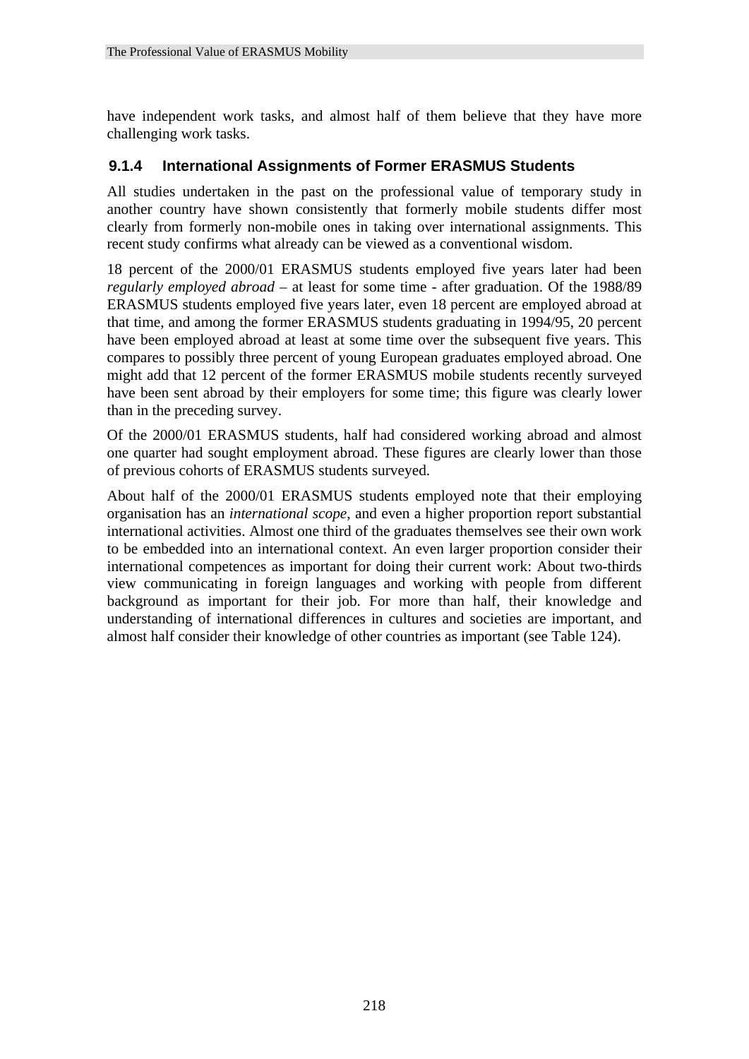have independent work tasks, and almost half of them believe that they have more challenging work tasks.

### 9.1.4 International Assignments of Former ERASMUS Students

All studies undertaken in the past on the professional value of temporary study in another country have shown consistently that formerly mobile students differ most clearly from formerly non-mobile ones in taking over international assignments. This recent study confirms what already can be viewed as a conventional wisdom.

18 percent of the 2000/01 ERASMUS students employed five years later had been *regularly employed abroad* – at least for some time - after graduation. Of the 1988/89 ERASMUS students employed five years later, even 18 percent are employed abroad at that time, and among the former ERASMUS students graduating in 1994/95, 20 percent have been employed abroad at least at some time over the subsequent five years. This compares to possibly three percent of young European graduates employed abroad. One might add that 12 percent of the former ERASMUS mobile students recently surveyed have been sent abroad by their employers for some time; this figure was clearly lower than in the preceding survey.

Of the 2000/01 ERASMUS students, half had considered working abroad and almost one quarter had sought employment abroad. These figures are clearly lower than those of previous cohorts of ERASMUS students surveyed.

About half of the 2000/01 ERASMUS students employed note that their employing organisation has an *international scope*, and even a higher proportion report substantial international activities. Almost one third of the graduates themselves see their own work to be embedded into an international context. An even larger proportion consider their international competences as important for doing their current work: About two-thirds view communicating in foreign languages and working with people from different background as important for their job. For more than half, their knowledge and understanding of international differences in cultures and societies are important, and almost half consider their knowledge of other countries as important (see Table 124).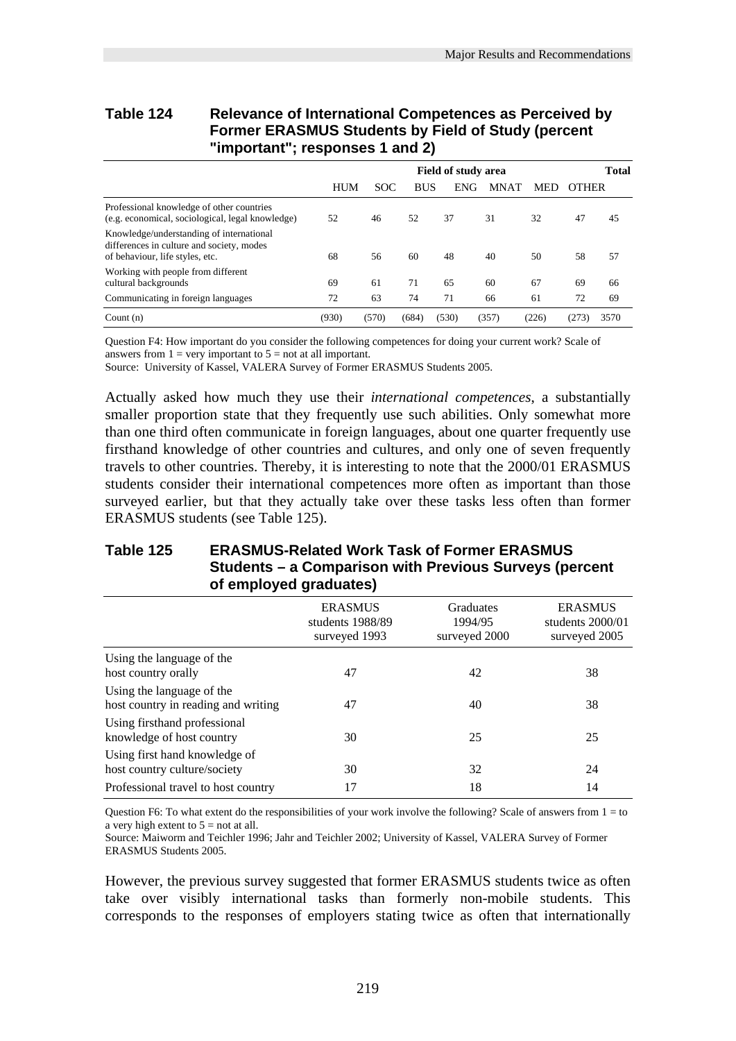**Table 124 Relevance of International Competences as Perceived by Former ERASMUS Students by Field of Study (percent "important"; responses 1 and 2)**

| | Field of study area | | | | | | | Total |
|---|---|---|---|---|---|---|---|---|
| | HUM | SOC | BUS | ENG | MNAT | MED | OTHER | |
| Professional knowledge of other countries (e.g. economical, sociological, legal knowledge) | 52 | 46 | 52 | 37 | 31 | 32 | 47 | 45 |
| Knowledge/understanding of international differences in culture and society, modes of behaviour, life styles, etc. | 68 | 56 | 60 | 48 | 40 | 50 | 58 | 57 |
| Working with people from different cultural backgrounds | 69 | 61 | 71 | 65 | 60 | 67 | 69 | 66 |
| Communicating in foreign languages | 72 | 63 | 74 | 71 | 66 | 61 | 72 | 69 |
| Count (n) | (930) | (570) | (684) | (530) | (357) | (226) | (273) | 3570 |

Question F4: How important do you consider the following competences for doing your current work? Scale of answers from 1 = very important to 5 = not at all important.
Source: University of Kassel, VALERA Survey of Former ERASMUS Students 2005.

Actually asked how much they use their *international competences*, a substantially smaller proportion state that they frequently use such abilities. Only somewhat more than one third often communicate in foreign languages, about one quarter frequently use firsthand knowledge of other countries and cultures, and only one of seven frequently travels to other countries. Thereby, it is interesting to note that the 2000/01 ERASMUS students consider their international competences more often as important than those surveyed earlier, but that they actually take over these tasks less often than former ERASMUS students (see Table 125).

**Table 125 ERASMUS-Related Work Task of Former ERASMUS Students – a Comparison with Previous Surveys (percent of employed graduates)**

| | ERASMUS students 1988/89 surveyed 1993 | Graduates 1994/95 surveyed 2000 | ERASMUS students 2000/01 surveyed 2005 |
|---|---|---|---|
| Using the language of the host country orally | 47 | 42 | 38 |
| Using the language of the host country in reading and writing | 47 | 40 | 38 |
| Using firsthand professional knowledge of host country | 30 | 25 | 25 |
| Using first hand knowledge of host country culture/society | 30 | 32 | 24 |
| Professional travel to host country | 17 | 18 | 14 |

Question F6: To what extent do the responsibilities of your work involve the following? Scale of answers from 1 = to a very high extent to 5 = not at all.
Source: Maiworm and Teichler 1996; Jahr and Teichler 2002; University of Kassel, VALERA Survey of Former ERASMUS Students 2005.

However, the previous survey suggested that former ERASMUS students twice as often take over visibly international tasks than formerly non-mobile students. This corresponds to the responses of employers stating twice as often that internationally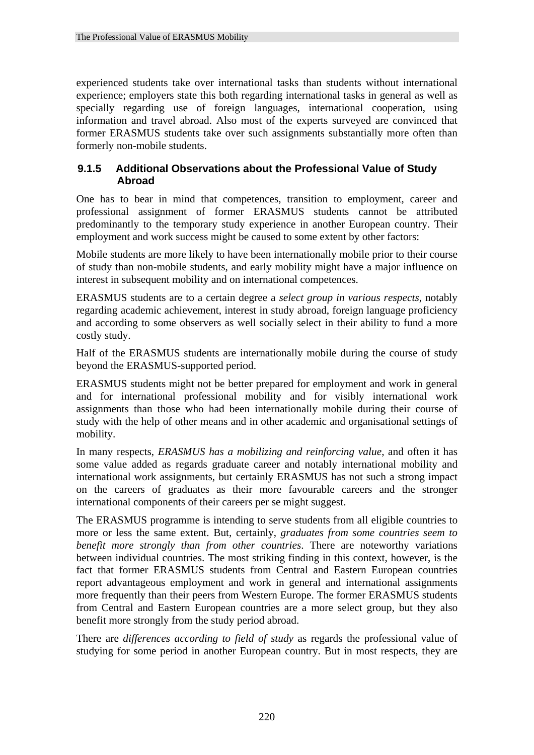experienced students take over international tasks than students without international experience; employers state this both regarding international tasks in general as well as specially regarding use of foreign languages, international cooperation, using information and travel abroad. Also most of the experts surveyed are convinced that former ERASMUS students take over such assignments substantially more often than formerly non-mobile students.

### 9.1.5 Additional Observations about the Professional Value of Study Abroad

One has to bear in mind that competences, transition to employment, career and professional assignment of former ERASMUS students cannot be attributed predominantly to the temporary study experience in another European country. Their employment and work success might be caused to some extent by other factors:

Mobile students are more likely to have been internationally mobile prior to their course of study than non-mobile students, and early mobility might have a major influence on interest in subsequent mobility and on international competences.

ERASMUS students are to a certain degree a *select group in various respects*, notably regarding academic achievement, interest in study abroad, foreign language proficiency and according to some observers as well socially select in their ability to fund a more costly study.

Half of the ERASMUS students are internationally mobile during the course of study beyond the ERASMUS-supported period.

ERASMUS students might not be better prepared for employment and work in general and for international professional mobility and for visibly international work assignments than those who had been internationally mobile during their course of study with the help of other means and in other academic and organisational settings of mobility.

In many respects, *ERASMUS has a mobilizing and reinforcing value,* and often it has some value added as regards graduate career and notably international mobility and international work assignments, but certainly ERASMUS has not such a strong impact on the careers of graduates as their more favourable careers and the stronger international components of their careers per se might suggest.

The ERASMUS programme is intending to serve students from all eligible countries to more or less the same extent. But, certainly, *graduates from some countries seem to benefit more strongly than from other countries*. There are noteworthy variations between individual countries. The most striking finding in this context, however, is the fact that former ERASMUS students from Central and Eastern European countries report advantageous employment and work in general and international assignments more frequently than their peers from Western Europe. The former ERASMUS students from Central and Eastern European countries are a more select group, but they also benefit more strongly from the study period abroad.

There are *differences according to field of study* as regards the professional value of studying for some period in another European country. But in most respects, they are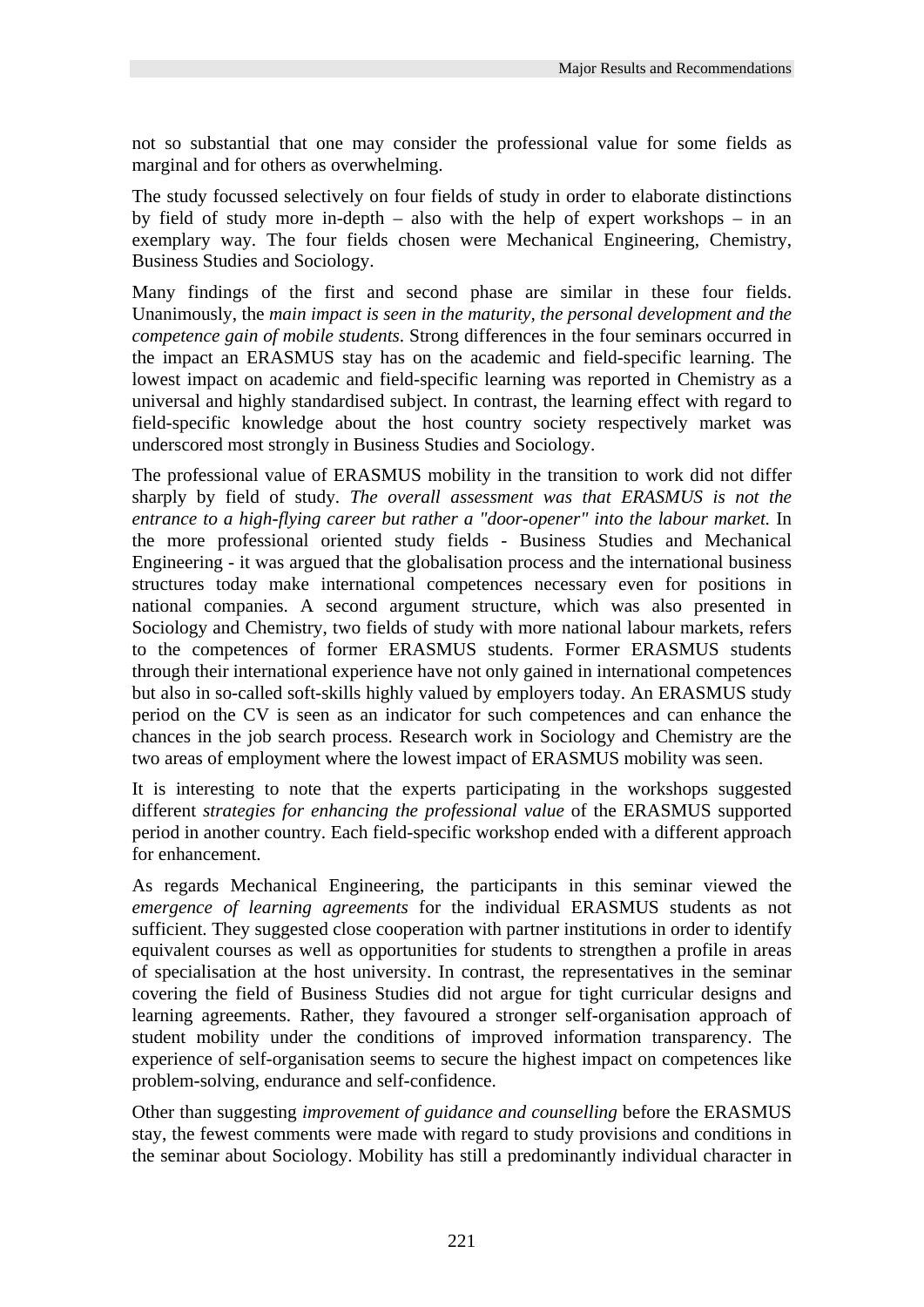not so substantial that one may consider the professional value for some fields as marginal and for others as overwhelming.

The study focussed selectively on four fields of study in order to elaborate distinctions by field of study more in-depth – also with the help of expert workshops – in an exemplary way. The four fields chosen were Mechanical Engineering, Chemistry, Business Studies and Sociology.

Many findings of the first and second phase are similar in these four fields. Unanimously, the *main impact is seen in the maturity, the personal development and the competence gain of mobile students*. Strong differences in the four seminars occurred in the impact an ERASMUS stay has on the academic and field-specific learning. The lowest impact on academic and field-specific learning was reported in Chemistry as a universal and highly standardised subject. In contrast, the learning effect with regard to field-specific knowledge about the host country society respectively market was underscored most strongly in Business Studies and Sociology.

The professional value of ERASMUS mobility in the transition to work did not differ sharply by field of study. *The overall assessment was that ERASMUS is not the entrance to a high-flying career but rather a "door-opener" into the labour market.* In the more professional oriented study fields - Business Studies and Mechanical Engineering - it was argued that the globalisation process and the international business structures today make international competences necessary even for positions in national companies. A second argument structure, which was also presented in Sociology and Chemistry, two fields of study with more national labour markets, refers to the competences of former ERASMUS students. Former ERASMUS students through their international experience have not only gained in international competences but also in so-called soft-skills highly valued by employers today. An ERASMUS study period on the CV is seen as an indicator for such competences and can enhance the chances in the job search process. Research work in Sociology and Chemistry are the two areas of employment where the lowest impact of ERASMUS mobility was seen.

It is interesting to note that the experts participating in the workshops suggested different *strategies for enhancing the professional value* of the ERASMUS supported period in another country. Each field-specific workshop ended with a different approach for enhancement.

As regards Mechanical Engineering, the participants in this seminar viewed the *emergence of learning agreements* for the individual ERASMUS students as not sufficient. They suggested close cooperation with partner institutions in order to identify equivalent courses as well as opportunities for students to strengthen a profile in areas of specialisation at the host university. In contrast, the representatives in the seminar covering the field of Business Studies did not argue for tight curricular designs and learning agreements. Rather, they favoured a stronger self-organisation approach of student mobility under the conditions of improved information transparency. The experience of self-organisation seems to secure the highest impact on competences like problem-solving, endurance and self-confidence.

Other than suggesting *improvement of guidance and counselling* before the ERASMUS stay, the fewest comments were made with regard to study provisions and conditions in the seminar about Sociology. Mobility has still a predominantly individual character in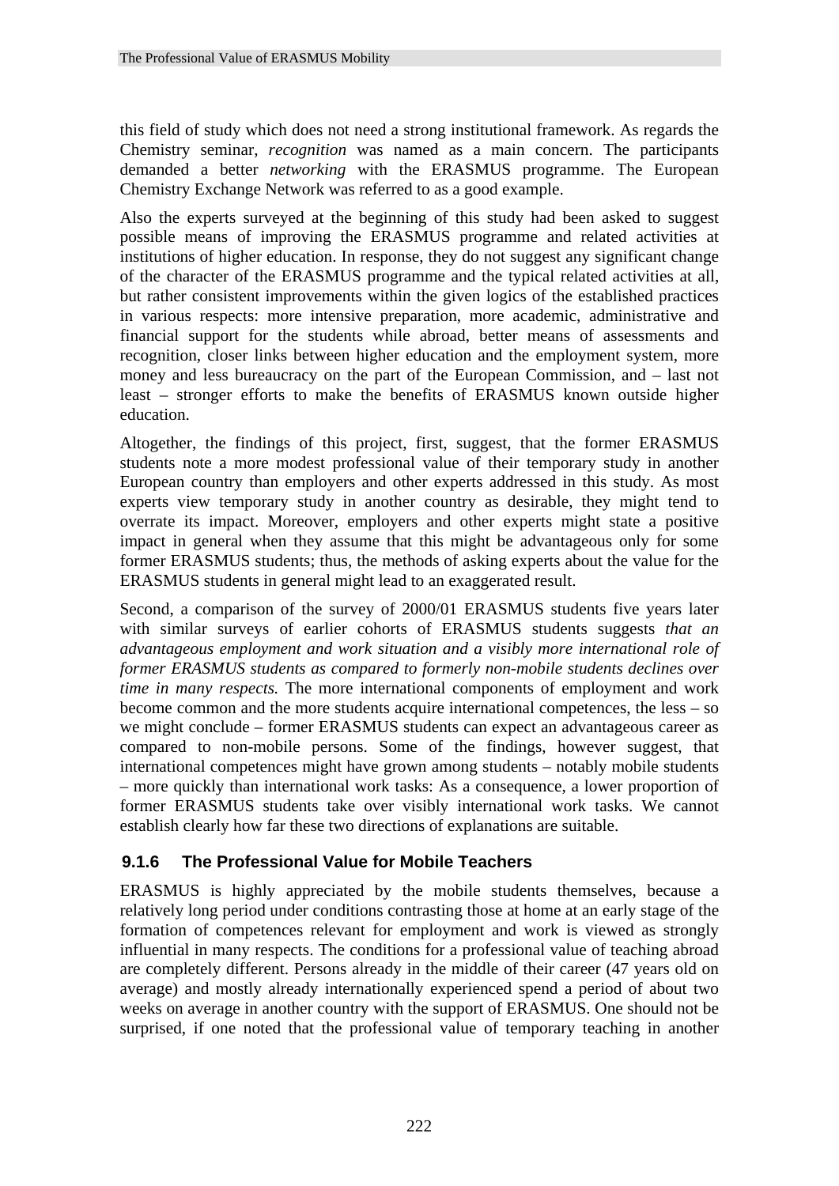this field of study which does not need a strong institutional framework. As regards the Chemistry seminar, *recognition* was named as a main concern. The participants demanded a better *networking* with the ERASMUS programme. The European Chemistry Exchange Network was referred to as a good example.

Also the experts surveyed at the beginning of this study had been asked to suggest possible means of improving the ERASMUS programme and related activities at institutions of higher education. In response, they do not suggest any significant change of the character of the ERASMUS programme and the typical related activities at all, but rather consistent improvements within the given logics of the established practices in various respects: more intensive preparation, more academic, administrative and financial support for the students while abroad, better means of assessments and recognition, closer links between higher education and the employment system, more money and less bureaucracy on the part of the European Commission, and – last not least – stronger efforts to make the benefits of ERASMUS known outside higher education.

Altogether, the findings of this project, first, suggest, that the former ERASMUS students note a more modest professional value of their temporary study in another European country than employers and other experts addressed in this study. As most experts view temporary study in another country as desirable, they might tend to overrate its impact. Moreover, employers and other experts might state a positive impact in general when they assume that this might be advantageous only for some former ERASMUS students; thus, the methods of asking experts about the value for the ERASMUS students in general might lead to an exaggerated result.

Second, a comparison of the survey of 2000/01 ERASMUS students five years later with similar surveys of earlier cohorts of ERASMUS students suggests *that an advantageous employment and work situation and a visibly more international role of former ERASMUS students as compared to formerly non-mobile students declines over time in many respects.* The more international components of employment and work become common and the more students acquire international competences, the less – so we might conclude – former ERASMUS students can expect an advantageous career as compared to non-mobile persons. Some of the findings, however suggest, that international competences might have grown among students – notably mobile students – more quickly than international work tasks: As a consequence, a lower proportion of former ERASMUS students take over visibly international work tasks. We cannot establish clearly how far these two directions of explanations are suitable.

### 9.1.6 The Professional Value for Mobile Teachers

ERASMUS is highly appreciated by the mobile students themselves, because a relatively long period under conditions contrasting those at home at an early stage of the formation of competences relevant for employment and work is viewed as strongly influential in many respects. The conditions for a professional value of teaching abroad are completely different. Persons already in the middle of their career (47 years old on average) and mostly already internationally experienced spend a period of about two weeks on average in another country with the support of ERASMUS. One should not be surprised, if one noted that the professional value of temporary teaching in another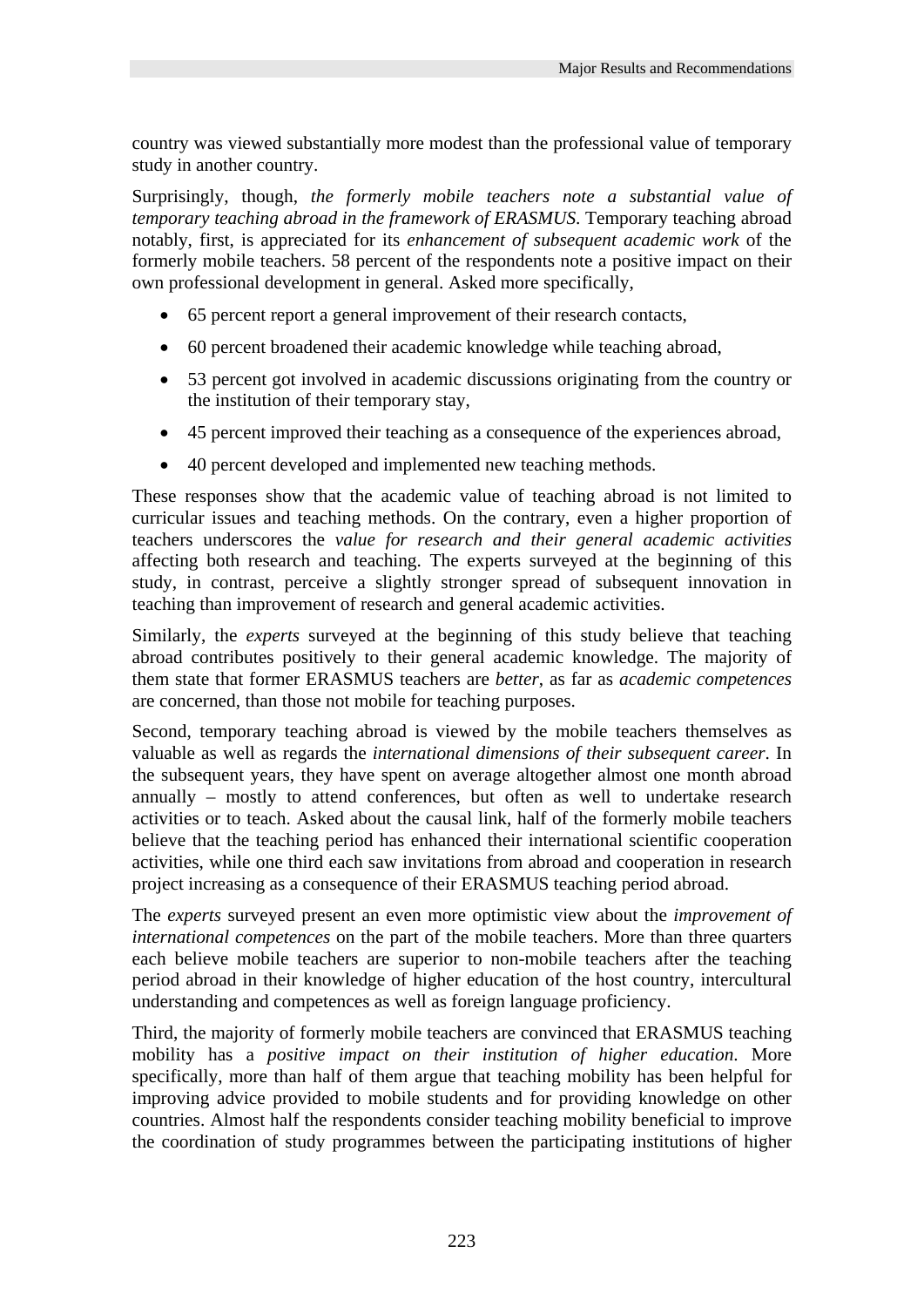country was viewed substantially more modest than the professional value of temporary study in another country.

Surprisingly, though, *the formerly mobile teachers note a substantial value of temporary teaching abroad in the framework of ERASMUS*. Temporary teaching abroad notably, first, is appreciated for its *enhancement of subsequent academic work* of the formerly mobile teachers. 58 percent of the respondents note a positive impact on their own professional development in general. Asked more specifically,

- 65 percent report a general improvement of their research contacts,
- 60 percent broadened their academic knowledge while teaching abroad,
- 53 percent got involved in academic discussions originating from the country or the institution of their temporary stay,
- 45 percent improved their teaching as a consequence of the experiences abroad,
- 40 percent developed and implemented new teaching methods.

These responses show that the academic value of teaching abroad is not limited to curricular issues and teaching methods. On the contrary, even a higher proportion of teachers underscores the *value for research and their general academic activities* affecting both research and teaching. The experts surveyed at the beginning of this study, in contrast, perceive a slightly stronger spread of subsequent innovation in teaching than improvement of research and general academic activities.

Similarly, the *experts* surveyed at the beginning of this study believe that teaching abroad contributes positively to their general academic knowledge. The majority of them state that former ERASMUS teachers are *better*, as far as *academic competences* are concerned, than those not mobile for teaching purposes.

Second, temporary teaching abroad is viewed by the mobile teachers themselves as valuable as well as regards the *international dimensions of their subsequent career*. In the subsequent years, they have spent on average altogether almost one month abroad annually – mostly to attend conferences, but often as well to undertake research activities or to teach. Asked about the causal link, half of the formerly mobile teachers believe that the teaching period has enhanced their international scientific cooperation activities, while one third each saw invitations from abroad and cooperation in research project increasing as a consequence of their ERASMUS teaching period abroad.

The *experts* surveyed present an even more optimistic view about the *improvement of international competences* on the part of the mobile teachers. More than three quarters each believe mobile teachers are superior to non-mobile teachers after the teaching period abroad in their knowledge of higher education of the host country, intercultural understanding and competences as well as foreign language proficiency.

Third, the majority of formerly mobile teachers are convinced that ERASMUS teaching mobility has a *positive impact on their institution of higher education*. More specifically, more than half of them argue that teaching mobility has been helpful for improving advice provided to mobile students and for providing knowledge on other countries. Almost half the respondents consider teaching mobility beneficial to improve the coordination of study programmes between the participating institutions of higher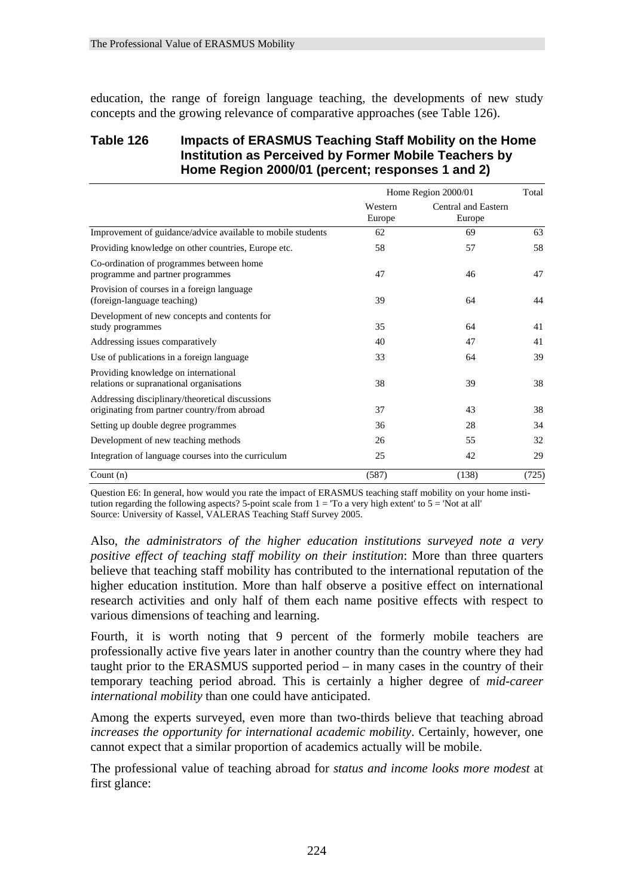education, the range of foreign language teaching, the developments of new study concepts and the growing relevance of comparative approaches (see Table 126).

**Table 126 Impacts of ERASMUS Teaching Staff Mobility on the Home Institution as Perceived by Former Mobile Teachers by Home Region 2000/01 (percent; responses 1 and 2)**

| | Home Region 2000/01 | | Total |
|---|---|---|---|
| | Western Europe | Central and Eastern Europe | |
| Improvement of guidance/advice available to mobile students | 62 | 69 | 63 |
| Providing knowledge on other countries, Europe etc. | 58 | 57 | 58 |
| Co-ordination of programmes between home programme and partner programmes | 47 | 46 | 47 |
| Provision of courses in a foreign language (foreign-language teaching) | 39 | 64 | 44 |
| Development of new concepts and contents for study programmes | 35 | 64 | 41 |
| Addressing issues comparatively | 40 | 47 | 41 |
| Use of publications in a foreign language | 33 | 64 | 39 |
| Providing knowledge on international relations or supranational organisations | 38 | 39 | 38 |
| Addressing disciplinary/theoretical discussions originating from partner country/from abroad | 37 | 43 | 38 |
| Setting up double degree programmes | 36 | 28 | 34 |
| Development of new teaching methods | 26 | 55 | 32 |
| Integration of language courses into the curriculum | 25 | 42 | 29 |
| Count (n) | (587) | (138) | (725) |

Question E6: In general, how would you rate the impact of ERASMUS teaching staff mobility on your home institution regarding the following aspects? 5-point scale from 1 = 'To a very high extent' to 5 = 'Not at all'
Source: University of Kassel, VALERAS Teaching Staff Survey 2005.

Also, *the administrators of the higher education institutions surveyed note a very positive effect of teaching staff mobility on their institution*: More than three quarters believe that teaching staff mobility has contributed to the international reputation of the higher education institution. More than half observe a positive effect on international research activities and only half of them each name positive effects with respect to various dimensions of teaching and learning.

Fourth, it is worth noting that 9 percent of the formerly mobile teachers are professionally active five years later in another country than the country where they had taught prior to the ERASMUS supported period – in many cases in the country of their temporary teaching period abroad. This is certainly a higher degree of *mid-career international mobility* than one could have anticipated.

Among the experts surveyed, even more than two-thirds believe that teaching abroad *increases the opportunity for international academic mobility*. Certainly, however, one cannot expect that a similar proportion of academics actually will be mobile.

The professional value of teaching abroad for *status and income looks more modest* at first glance: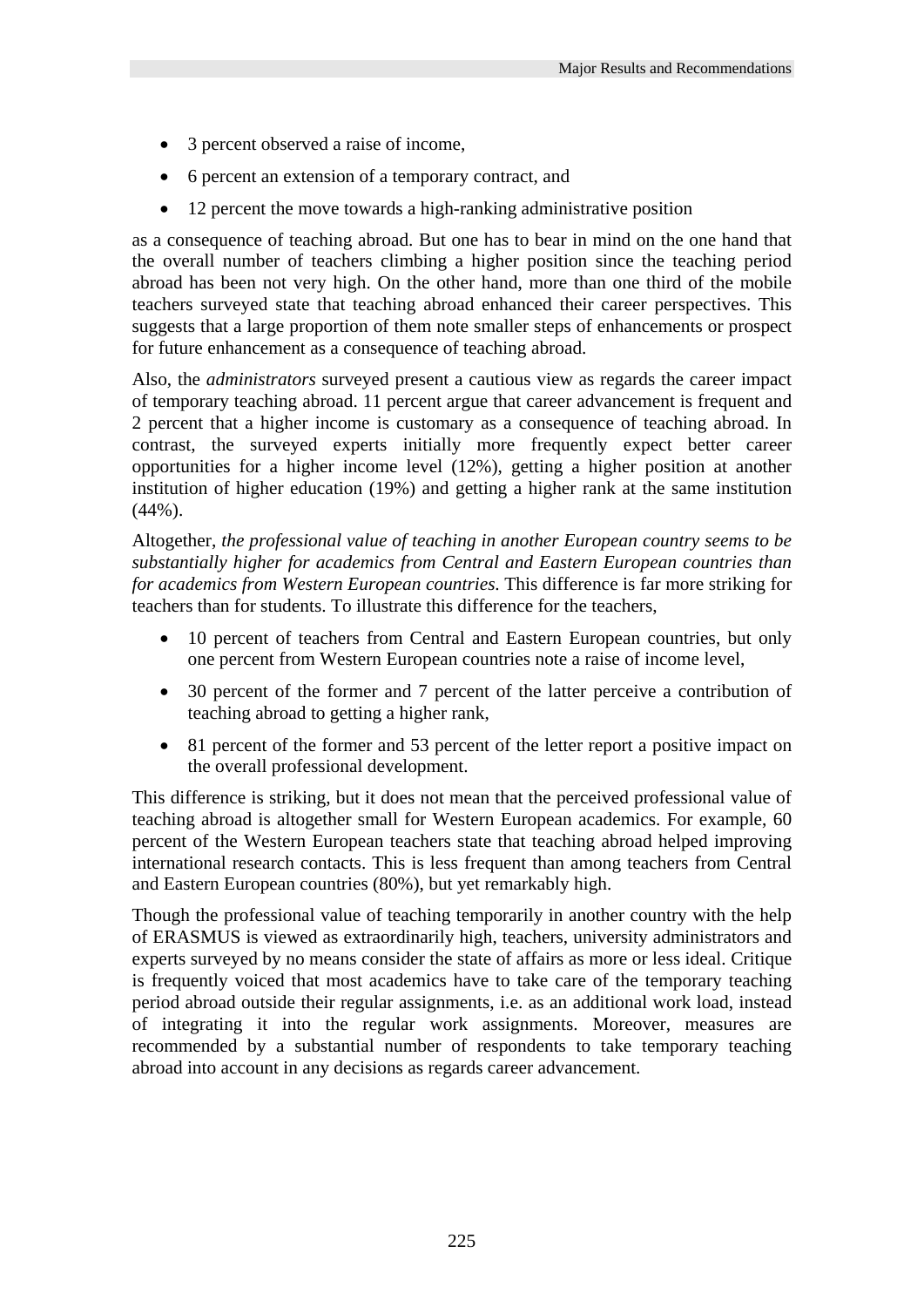- 3 percent observed a raise of income,
- 6 percent an extension of a temporary contract, and
- 12 percent the move towards a high-ranking administrative position

as a consequence of teaching abroad. But one has to bear in mind on the one hand that the overall number of teachers climbing a higher position since the teaching period abroad has been not very high. On the other hand, more than one third of the mobile teachers surveyed state that teaching abroad enhanced their career perspectives. This suggests that a large proportion of them note smaller steps of enhancements or prospect for future enhancement as a consequence of teaching abroad.

Also, the *administrators* surveyed present a cautious view as regards the career impact of temporary teaching abroad. 11 percent argue that career advancement is frequent and 2 percent that a higher income is customary as a consequence of teaching abroad. In contrast, the surveyed experts initially more frequently expect better career opportunities for a higher income level (12%), getting a higher position at another institution of higher education (19%) and getting a higher rank at the same institution (44%).

Altogether, *the professional value of teaching in another European country seems to be substantially higher for academics from Central and Eastern European countries than for academics from Western European countries.* This difference is far more striking for teachers than for students. To illustrate this difference for the teachers,

- 10 percent of teachers from Central and Eastern European countries, but only one percent from Western European countries note a raise of income level,
- 30 percent of the former and 7 percent of the latter perceive a contribution of teaching abroad to getting a higher rank,
- 81 percent of the former and 53 percent of the letter report a positive impact on the overall professional development.

This difference is striking, but it does not mean that the perceived professional value of teaching abroad is altogether small for Western European academics. For example, 60 percent of the Western European teachers state that teaching abroad helped improving international research contacts. This is less frequent than among teachers from Central and Eastern European countries (80%), but yet remarkably high.

Though the professional value of teaching temporarily in another country with the help of ERASMUS is viewed as extraordinarily high, teachers, university administrators and experts surveyed by no means consider the state of affairs as more or less ideal. Critique is frequently voiced that most academics have to take care of the temporary teaching period abroad outside their regular assignments, i.e. as an additional work load, instead of integrating it into the regular work assignments. Moreover, measures are recommended by a substantial number of respondents to take temporary teaching abroad into account in any decisions as regards career advancement.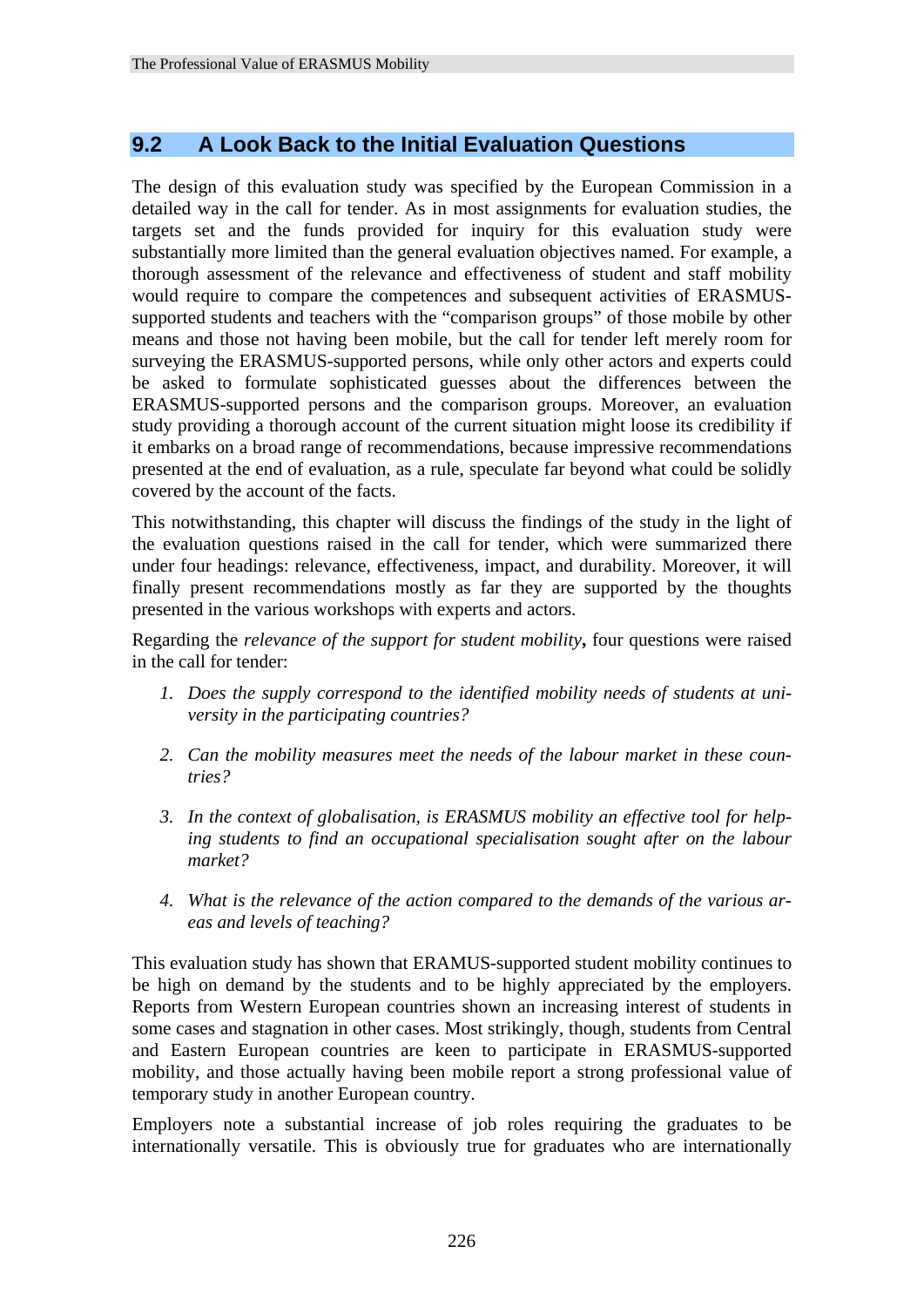## 9.2 A Look Back to the Initial Evaluation Questions

The design of this evaluation study was specified by the European Commission in a detailed way in the call for tender. As in most assignments for evaluation studies, the targets set and the funds provided for inquiry for this evaluation study were substantially more limited than the general evaluation objectives named. For example, a thorough assessment of the relevance and effectiveness of student and staff mobility would require to compare the competences and subsequent activities of ERASMUS-supported students and teachers with the "comparison groups" of those mobile by other means and those not having been mobile, but the call for tender left merely room for surveying the ERASMUS-supported persons, while only other actors and experts could be asked to formulate sophisticated guesses about the differences between the ERASMUS-supported persons and the comparison groups. Moreover, an evaluation study providing a thorough account of the current situation might loose its credibility if it embarks on a broad range of recommendations, because impressive recommendations presented at the end of evaluation, as a rule, speculate far beyond what could be solidly covered by the account of the facts.

This notwithstanding, this chapter will discuss the findings of the study in the light of the evaluation questions raised in the call for tender, which were summarized there under four headings: relevance, effectiveness, impact, and durability. Moreover, it will finally present recommendations mostly as far they are supported by the thoughts presented in the various workshops with experts and actors.

Regarding the *relevance of the support for student mobility***,** four questions were raised in the call for tender:

1. *Does the supply correspond to the identified mobility needs of students at university in the participating countries?*

2. *Can the mobility measures meet the needs of the labour market in these countries?*

3. *In the context of globalisation, is ERASMUS mobility an effective tool for helping students to find an occupational specialisation sought after on the labour market?*

4. *What is the relevance of the action compared to the demands of the various areas and levels of teaching?*

This evaluation study has shown that ERAMUS-supported student mobility continues to be high on demand by the students and to be highly appreciated by the employers. Reports from Western European countries shown an increasing interest of students in some cases and stagnation in other cases. Most strikingly, though, students from Central and Eastern European countries are keen to participate in ERASMUS-supported mobility, and those actually having been mobile report a strong professional value of temporary study in another European country.

Employers note a substantial increase of job roles requiring the graduates to be internationally versatile. This is obviously true for graduates who are internationally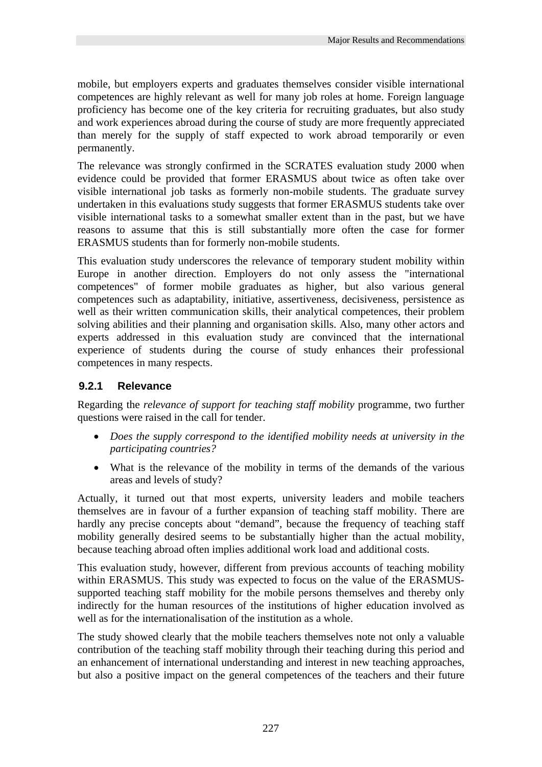mobile, but employers experts and graduates themselves consider visible international competences are highly relevant as well for many job roles at home. Foreign language proficiency has become one of the key criteria for recruiting graduates, but also study and work experiences abroad during the course of study are more frequently appreciated than merely for the supply of staff expected to work abroad temporarily or even permanently.

The relevance was strongly confirmed in the SCRATES evaluation study 2000 when evidence could be provided that former ERASMUS about twice as often take over visible international job tasks as formerly non-mobile students. The graduate survey undertaken in this evaluations study suggests that former ERASMUS students take over visible international tasks to a somewhat smaller extent than in the past, but we have reasons to assume that this is still substantially more often the case for former ERASMUS students than for formerly non-mobile students.

This evaluation study underscores the relevance of temporary student mobility within Europe in another direction. Employers do not only assess the "international competences" of former mobile graduates as higher, but also various general competences such as adaptability, initiative, assertiveness, decisiveness, persistence as well as their written communication skills, their analytical competences, their problem solving abilities and their planning and organisation skills. Also, many other actors and experts addressed in this evaluation study are convinced that the international experience of students during the course of study enhances their professional competences in many respects.

### 9.2.1 Relevance

Regarding the *relevance of support for teaching staff mobility* programme, two further questions were raised in the call for tender.

- *Does the supply correspond to the identified mobility needs at university in the participating countries?*
- What is the relevance of the mobility in terms of the demands of the various areas and levels of study?

Actually, it turned out that most experts, university leaders and mobile teachers themselves are in favour of a further expansion of teaching staff mobility. There are hardly any precise concepts about “demand”, because the frequency of teaching staff mobility generally desired seems to be substantially higher than the actual mobility, because teaching abroad often implies additional work load and additional costs.

This evaluation study, however, different from previous accounts of teaching mobility within ERASMUS. This study was expected to focus on the value of the ERASMUS-supported teaching staff mobility for the mobile persons themselves and thereby only indirectly for the human resources of the institutions of higher education involved as well as for the internationalisation of the institution as a whole.

The study showed clearly that the mobile teachers themselves note not only a valuable contribution of the teaching staff mobility through their teaching during this period and an enhancement of international understanding and interest in new teaching approaches, but also a positive impact on the general competences of the teachers and their future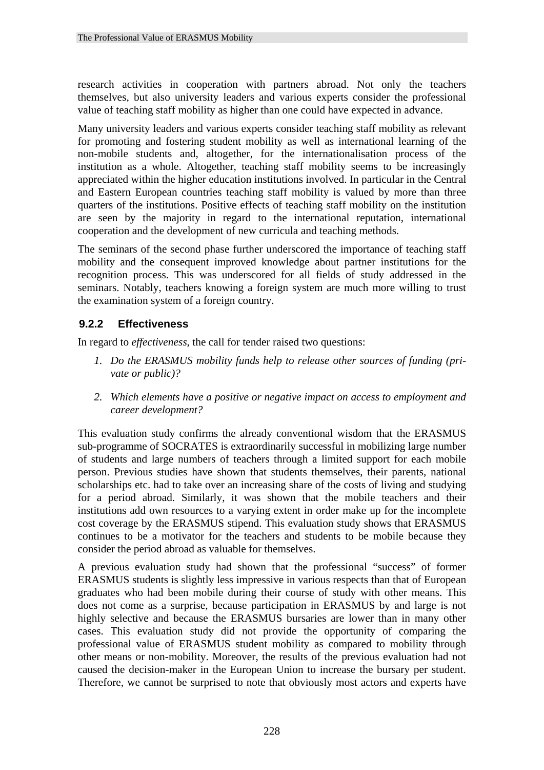research activities in cooperation with partners abroad. Not only the teachers themselves, but also university leaders and various experts consider the professional value of teaching staff mobility as higher than one could have expected in advance.

Many university leaders and various experts consider teaching staff mobility as relevant for promoting and fostering student mobility as well as international learning of the non-mobile students and, altogether, for the internationalisation process of the institution as a whole. Altogether, teaching staff mobility seems to be increasingly appreciated within the higher education institutions involved. In particular in the Central and Eastern European countries teaching staff mobility is valued by more than three quarters of the institutions. Positive effects of teaching staff mobility on the institution are seen by the majority in regard to the international reputation, international cooperation and the development of new curricula and teaching methods.

The seminars of the second phase further underscored the importance of teaching staff mobility and the consequent improved knowledge about partner institutions for the recognition process. This was underscored for all fields of study addressed in the seminars. Notably, teachers knowing a foreign system are much more willing to trust the examination system of a foreign country.

### 9.2.2 Effectiveness

In regard to *effectiveness*, the call for tender raised two questions:

1. *Do the ERASMUS mobility funds help to release other sources of funding (private or public)?*
2. *Which elements have a positive or negative impact on access to employment and career development?*

This evaluation study confirms the already conventional wisdom that the ERASMUS sub-programme of SOCRATES is extraordinarily successful in mobilizing large number of students and large numbers of teachers through a limited support for each mobile person. Previous studies have shown that students themselves, their parents, national scholarships etc. had to take over an increasing share of the costs of living and studying for a period abroad. Similarly, it was shown that the mobile teachers and their institutions add own resources to a varying extent in order make up for the incomplete cost coverage by the ERASMUS stipend. This evaluation study shows that ERASMUS continues to be a motivator for the teachers and students to be mobile because they consider the period abroad as valuable for themselves.

A previous evaluation study had shown that the professional "success" of former ERASMUS students is slightly less impressive in various respects than that of European graduates who had been mobile during their course of study with other means. This does not come as a surprise, because participation in ERASMUS by and large is not highly selective and because the ERASMUS bursaries are lower than in many other cases. This evaluation study did not provide the opportunity of comparing the professional value of ERASMUS student mobility as compared to mobility through other means or non-mobility. Moreover, the results of the previous evaluation had not caused the decision-maker in the European Union to increase the bursary per student. Therefore, we cannot be surprised to note that obviously most actors and experts have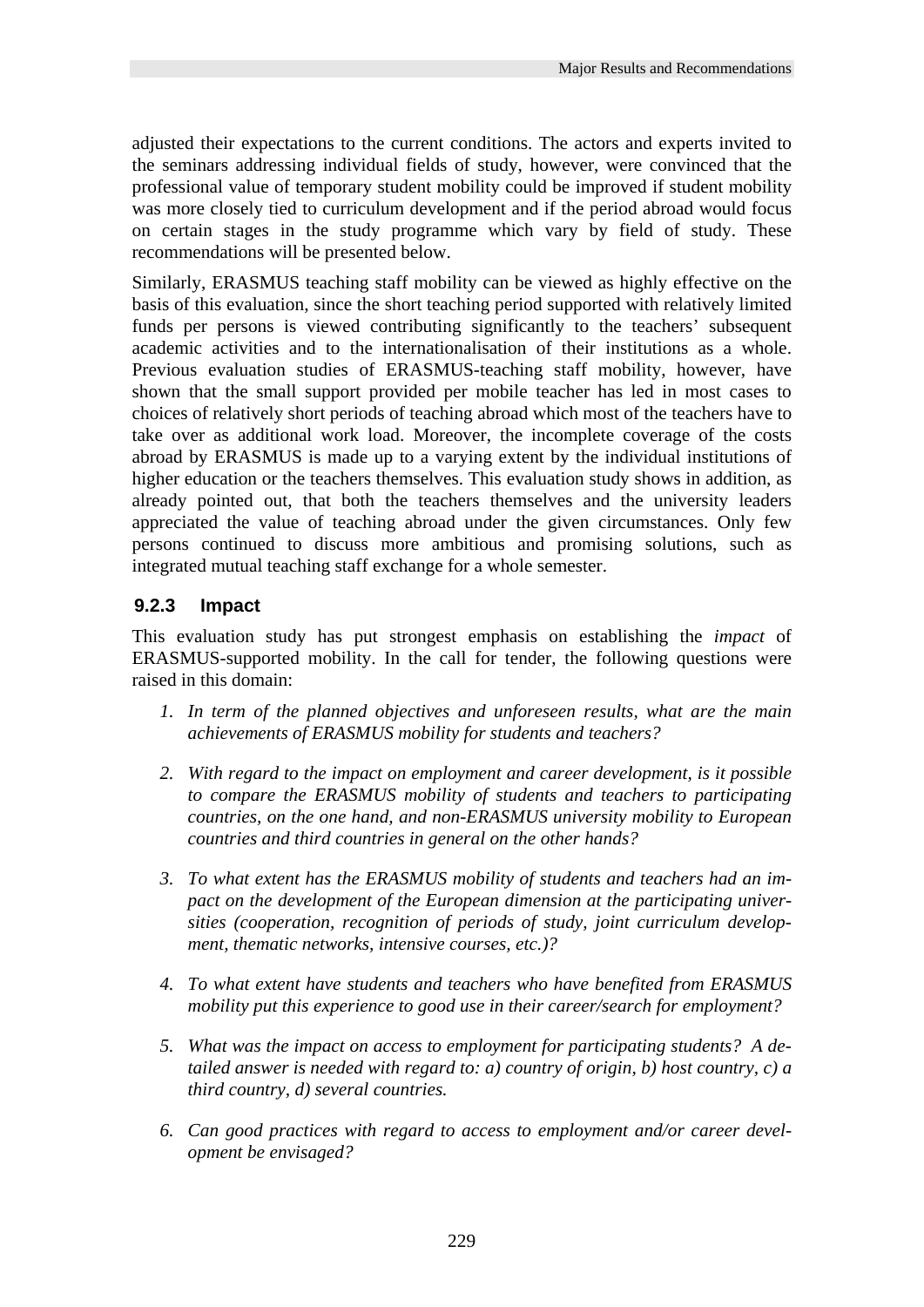adjusted their expectations to the current conditions. The actors and experts invited to the seminars addressing individual fields of study, however, were convinced that the professional value of temporary student mobility could be improved if student mobility was more closely tied to curriculum development and if the period abroad would focus on certain stages in the study programme which vary by field of study. These recommendations will be presented below.

Similarly, ERASMUS teaching staff mobility can be viewed as highly effective on the basis of this evaluation, since the short teaching period supported with relatively limited funds per persons is viewed contributing significantly to the teachers' subsequent academic activities and to the internationalisation of their institutions as a whole. Previous evaluation studies of ERASMUS-teaching staff mobility, however, have shown that the small support provided per mobile teacher has led in most cases to choices of relatively short periods of teaching abroad which most of the teachers have to take over as additional work load. Moreover, the incomplete coverage of the costs abroad by ERASMUS is made up to a varying extent by the individual institutions of higher education or the teachers themselves. This evaluation study shows in addition, as already pointed out, that both the teachers themselves and the university leaders appreciated the value of teaching abroad under the given circumstances. Only few persons continued to discuss more ambitious and promising solutions, such as integrated mutual teaching staff exchange for a whole semester.

### 9.2.3 Impact

This evaluation study has put strongest emphasis on establishing the *impact* of ERASMUS-supported mobility. In the call for tender, the following questions were raised in this domain:

1. *In term of the planned objectives and unforeseen results, what are the main achievements of ERASMUS mobility for students and teachers?*
2. *With regard to the impact on employment and career development, is it possible to compare the ERASMUS mobility of students and teachers to participating countries, on the one hand, and non-ERASMUS university mobility to European countries and third countries in general on the other hands?*
3. *To what extent has the ERASMUS mobility of students and teachers had an impact on the development of the European dimension at the participating universities (cooperation, recognition of periods of study, joint curriculum development, thematic networks, intensive courses, etc.)?*
4. *To what extent have students and teachers who have benefited from ERASMUS mobility put this experience to good use in their career/search for employment?*
5. *What was the impact on access to employment for participating students? A detailed answer is needed with regard to: a) country of origin, b) host country, c) a third country, d) several countries.*
6. *Can good practices with regard to access to employment and/or career development be envisaged?*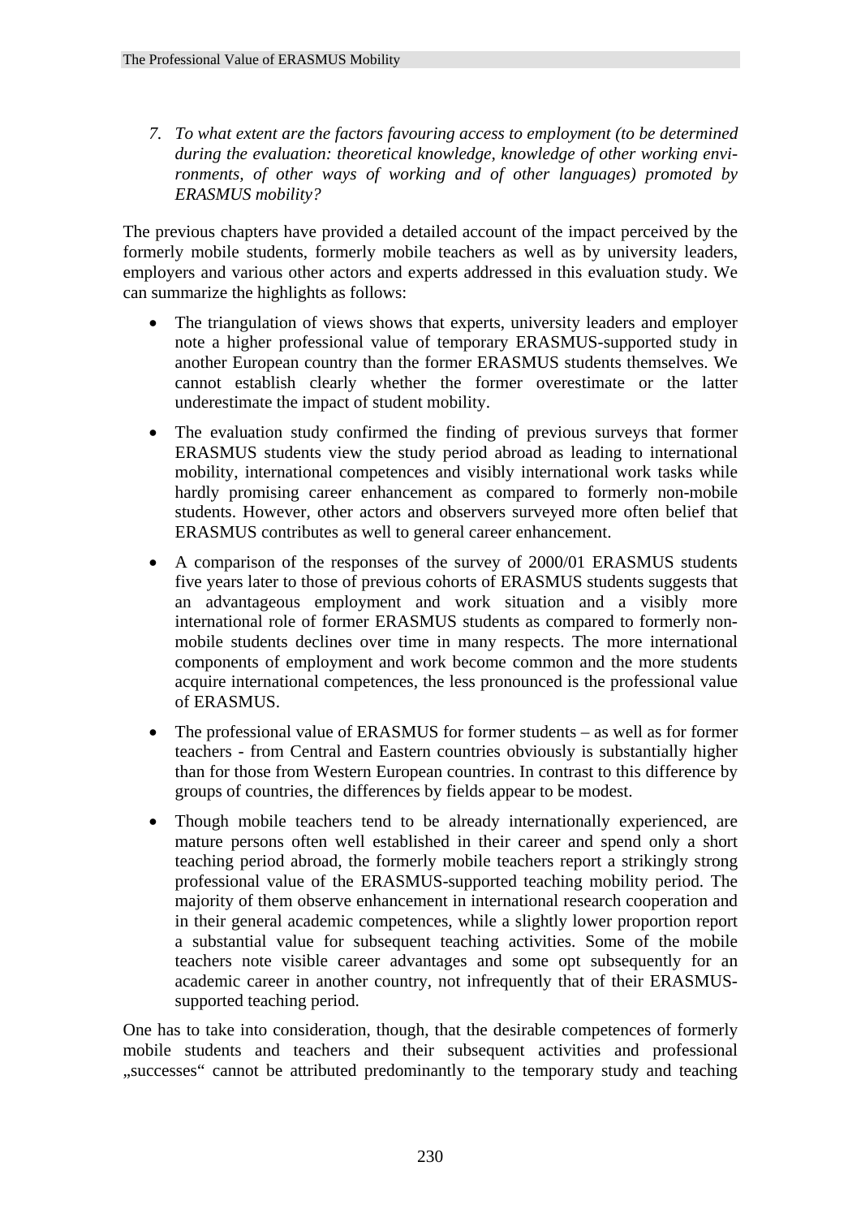7. *To what extent are the factors favouring access to employment (to be determined during the evaluation: theoretical knowledge, knowledge of other working environments, of other ways of working and of other languages) promoted by ERASMUS mobility?*

The previous chapters have provided a detailed account of the impact perceived by the formerly mobile students, formerly mobile teachers as well as by university leaders, employers and various other actors and experts addressed in this evaluation study. We can summarize the highlights as follows:

- The triangulation of views shows that experts, university leaders and employer note a higher professional value of temporary ERASMUS-supported study in another European country than the former ERASMUS students themselves. We cannot establish clearly whether the former overestimate or the latter underestimate the impact of student mobility.
- The evaluation study confirmed the finding of previous surveys that former ERASMUS students view the study period abroad as leading to international mobility, international competences and visibly international work tasks while hardly promising career enhancement as compared to formerly non-mobile students. However, other actors and observers surveyed more often belief that ERASMUS contributes as well to general career enhancement.
- A comparison of the responses of the survey of 2000/01 ERASMUS students five years later to those of previous cohorts of ERASMUS students suggests that an advantageous employment and work situation and a visibly more international role of former ERASMUS students as compared to formerly non-mobile students declines over time in many respects. The more international components of employment and work become common and the more students acquire international competences, the less pronounced is the professional value of ERASMUS.
- The professional value of ERASMUS for former students – as well as for former teachers - from Central and Eastern countries obviously is substantially higher than for those from Western European countries. In contrast to this difference by groups of countries, the differences by fields appear to be modest.
- Though mobile teachers tend to be already internationally experienced, are mature persons often well established in their career and spend only a short teaching period abroad, the formerly mobile teachers report a strikingly strong professional value of the ERASMUS-supported teaching mobility period. The majority of them observe enhancement in international research cooperation and in their general academic competences, while a slightly lower proportion report a substantial value for subsequent teaching activities. Some of the mobile teachers note visible career advantages and some opt subsequently for an academic career in another country, not infrequently that of their ERASMUS-supported teaching period.

One has to take into consideration, though, that the desirable competences of formerly mobile students and teachers and their subsequent activities and professional „successes“ cannot be attributed predominantly to the temporary study and teaching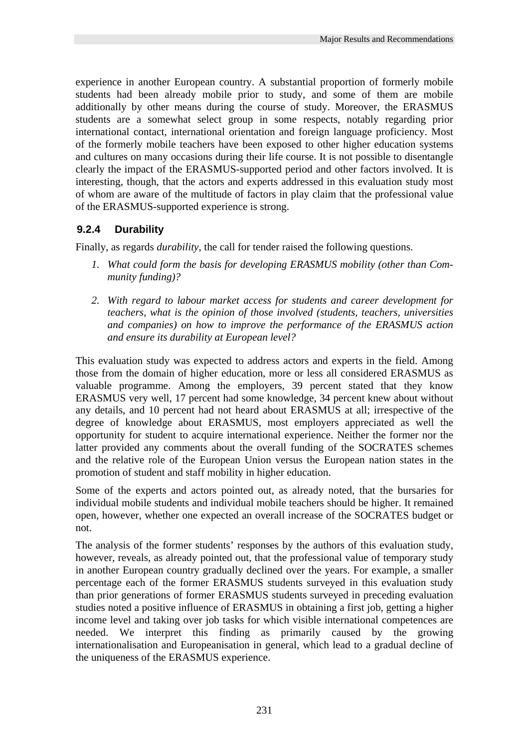experience in another European country. A substantial proportion of formerly mobile students had been already mobile prior to study, and some of them are mobile additionally by other means during the course of study. Moreover, the ERASMUS students are a somewhat select group in some respects, notably regarding prior international contact, international orientation and foreign language proficiency. Most of the formerly mobile teachers have been exposed to other higher education systems and cultures on many occasions during their life course. It is not possible to disentangle clearly the impact of the ERASMUS-supported period and other factors involved. It is interesting, though, that the actors and experts addressed in this evaluation study most of whom are aware of the multitude of factors in play claim that the professional value of the ERASMUS-supported experience is strong.

### 9.2.4 Durability

Finally, as regards *durability*, the call for tender raised the following questions.

1. *What could form the basis for developing ERASMUS mobility (other than Community funding)?*

2. *With regard to labour market access for students and career development for teachers, what is the opinion of those involved (students, teachers, universities and companies) on how to improve the performance of the ERASMUS action and ensure its durability at European level?*

This evaluation study was expected to address actors and experts in the field. Among those from the domain of higher education, more or less all considered ERASMUS as valuable programme. Among the employers, 39 percent stated that they know ERASMUS very well, 17 percent had some knowledge, 34 percent knew about without any details, and 10 percent had not heard about ERASMUS at all; irrespective of the degree of knowledge about ERASMUS, most employers appreciated as well the opportunity for student to acquire international experience. Neither the former nor the latter provided any comments about the overall funding of the SOCRATES schemes and the relative role of the European Union versus the European nation states in the promotion of student and staff mobility in higher education.

Some of the experts and actors pointed out, as already noted, that the bursaries for individual mobile students and individual mobile teachers should be higher. It remained open, however, whether one expected an overall increase of the SOCRATES budget or not.

The analysis of the former students' responses by the authors of this evaluation study, however, reveals, as already pointed out, that the professional value of temporary study in another European country gradually declined over the years. For example, a smaller percentage each of the former ERASMUS students surveyed in this evaluation study than prior generations of former ERASMUS students surveyed in preceding evaluation studies noted a positive influence of ERASMUS in obtaining a first job, getting a higher income level and taking over job tasks for which visible international competences are needed. We interpret this finding as primarily caused by the growing internationalisation and Europeanisation in general, which lead to a gradual decline of the uniqueness of the ERASMUS experience.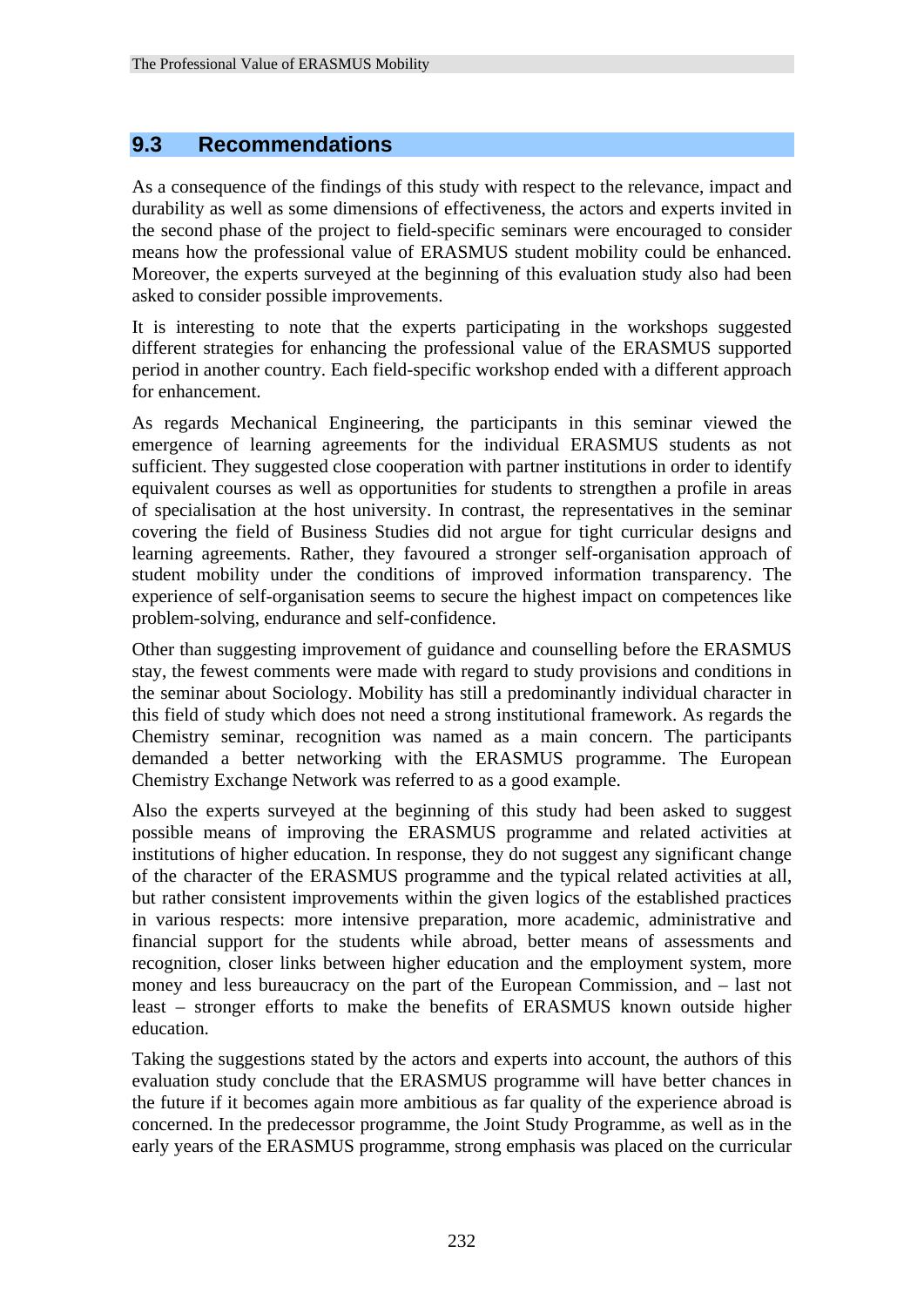## 9.3 Recommendations

As a consequence of the findings of this study with respect to the relevance, impact and durability as well as some dimensions of effectiveness, the actors and experts invited in the second phase of the project to field-specific seminars were encouraged to consider means how the professional value of ERASMUS student mobility could be enhanced. Moreover, the experts surveyed at the beginning of this evaluation study also had been asked to consider possible improvements.

It is interesting to note that the experts participating in the workshops suggested different strategies for enhancing the professional value of the ERASMUS supported period in another country. Each field-specific workshop ended with a different approach for enhancement.

As regards Mechanical Engineering, the participants in this seminar viewed the emergence of learning agreements for the individual ERASMUS students as not sufficient. They suggested close cooperation with partner institutions in order to identify equivalent courses as well as opportunities for students to strengthen a profile in areas of specialisation at the host university. In contrast, the representatives in the seminar covering the field of Business Studies did not argue for tight curricular designs and learning agreements. Rather, they favoured a stronger self-organisation approach of student mobility under the conditions of improved information transparency. The experience of self-organisation seems to secure the highest impact on competences like problem-solving, endurance and self-confidence.

Other than suggesting improvement of guidance and counselling before the ERASMUS stay, the fewest comments were made with regard to study provisions and conditions in the seminar about Sociology. Mobility has still a predominantly individual character in this field of study which does not need a strong institutional framework. As regards the Chemistry seminar, recognition was named as a main concern. The participants demanded a better networking with the ERASMUS programme. The European Chemistry Exchange Network was referred to as a good example.

Also the experts surveyed at the beginning of this study had been asked to suggest possible means of improving the ERASMUS programme and related activities at institutions of higher education. In response, they do not suggest any significant change of the character of the ERASMUS programme and the typical related activities at all, but rather consistent improvements within the given logics of the established practices in various respects: more intensive preparation, more academic, administrative and financial support for the students while abroad, better means of assessments and recognition, closer links between higher education and the employment system, more money and less bureaucracy on the part of the European Commission, and – last not least – stronger efforts to make the benefits of ERASMUS known outside higher education.

Taking the suggestions stated by the actors and experts into account, the authors of this evaluation study conclude that the ERASMUS programme will have better chances in the future if it becomes again more ambitious as far quality of the experience abroad is concerned. In the predecessor programme, the Joint Study Programme, as well as in the early years of the ERASMUS programme, strong emphasis was placed on the curricular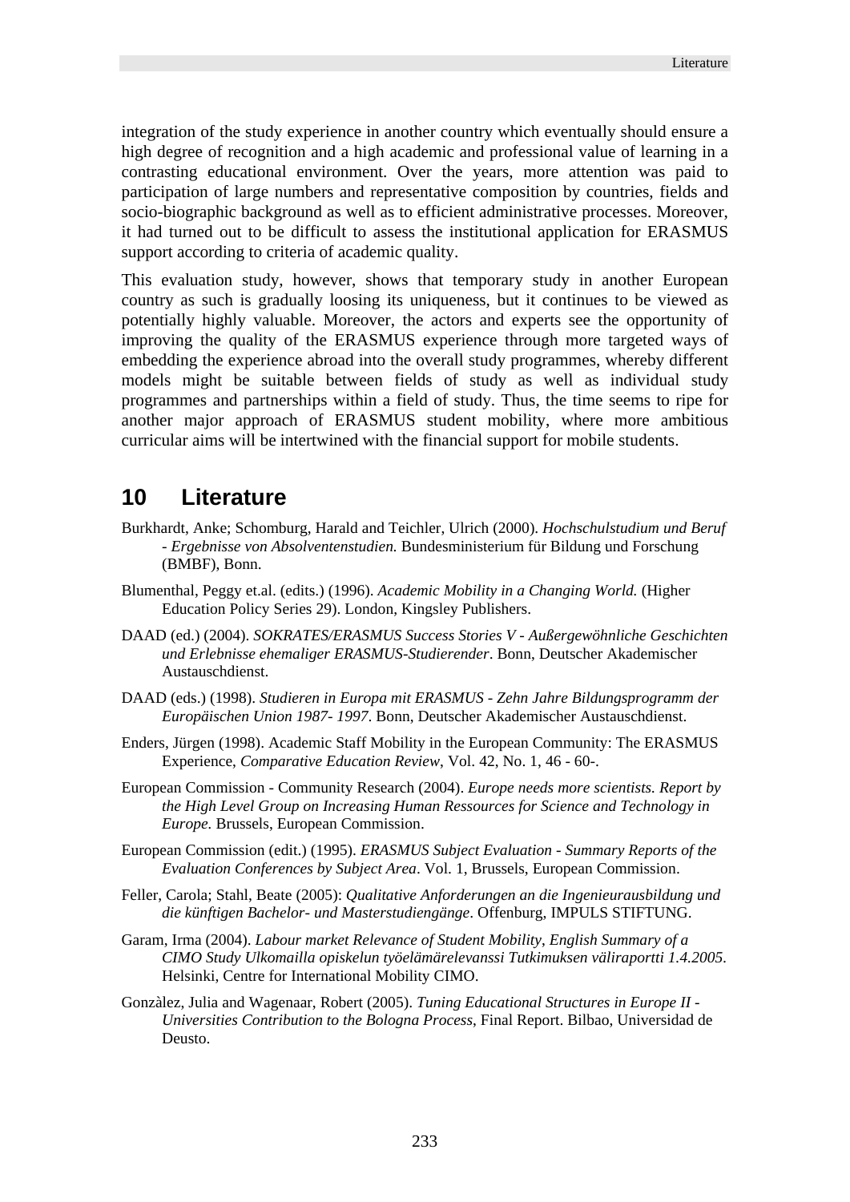integration of the study experience in another country which eventually should ensure a high degree of recognition and a high academic and professional value of learning in a contrasting educational environment. Over the years, more attention was paid to participation of large numbers and representative composition by countries, fields and socio-biographic background as well as to efficient administrative processes. Moreover, it had turned out to be difficult to assess the institutional application for ERASMUS support according to criteria of academic quality.

This evaluation study, however, shows that temporary study in another European country as such is gradually loosing its uniqueness, but it continues to be viewed as potentially highly valuable. Moreover, the actors and experts see the opportunity of improving the quality of the ERASMUS experience through more targeted ways of embedding the experience abroad into the overall study programmes, whereby different models might be suitable between fields of study as well as individual study programmes and partnerships within a field of study. Thus, the time seems to ripe for another major approach of ERASMUS student mobility, where more ambitious curricular aims will be intertwined with the financial support for mobile students.

# 10 Literature

Burkhardt, Anke; Schomburg, Harald and Teichler, Ulrich (2000). *Hochschulstudium und Beruf - Ergebnisse von Absolventenstudien.* Bundesministerium für Bildung und Forschung (BMBF), Bonn.

Blumenthal, Peggy et.al. (edits.) (1996). *Academic Mobility in a Changing World.* (Higher Education Policy Series 29). London, Kingsley Publishers.

DAAD (ed.) (2004). *SOKRATES/ERASMUS Success Stories V - Außergewöhnliche Geschichten und Erlebnisse ehemaliger ERASMUS-Studierender*. Bonn, Deutscher Akademischer Austauschdienst.

DAAD (eds.) (1998). *Studieren in Europa mit ERASMUS - Zehn Jahre Bildungsprogramm der Europäischen Union 1987- 1997*. Bonn, Deutscher Akademischer Austauschdienst.

Enders, Jürgen (1998). Academic Staff Mobility in the European Community: The ERASMUS Experience, *Comparative Education Review*, Vol. 42, No. 1, 46 - 60-.

European Commission - Community Research (2004). *Europe needs more scientists. Report by the High Level Group on Increasing Human Ressources for Science and Technology in Europe.* Brussels, European Commission.

European Commission (edit.) (1995). *ERASMUS Subject Evaluation - Summary Reports of the Evaluation Conferences by Subject Area*. Vol. 1, Brussels, European Commission.

Feller, Carola; Stahl, Beate (2005): *Qualitative Anforderungen an die Ingenieurausbildung und die künftigen Bachelor- und Masterstudiengänge*. Offenburg, IMPULS STIFTUNG.

Garam, Irma (2004). *Labour market Relevance of Student Mobility, English Summary of a CIMO Study Ulkomailla opiskelun työelämärelevanssi Tutkimuksen väliraportti 1.4.2005*. Helsinki, Centre for International Mobility CIMO.

Gonzàlez, Julia and Wagenaar, Robert (2005). *Tuning Educational Structures in Europe II - Universities Contribution to the Bologna Process*, Final Report. Bilbao, Universidad de Deusto.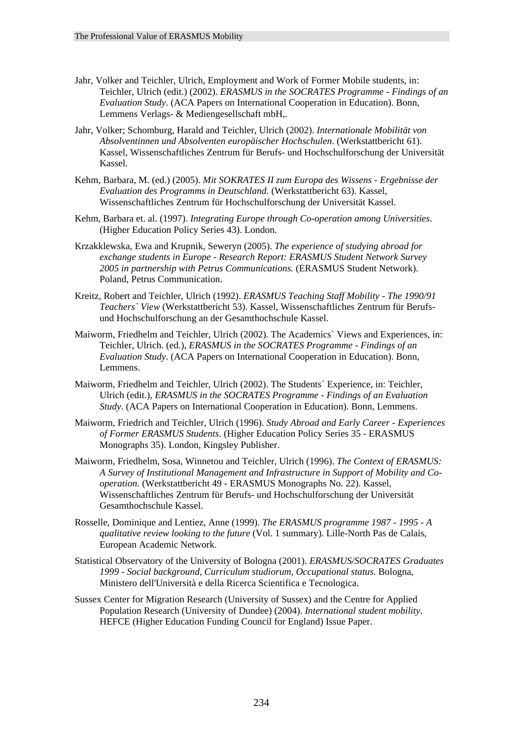Jahr, Volker and Teichler, Ulrich, Employment and Work of Former Mobile students, in: Teichler, Ulrich (edit.) (2002). *ERASMUS in the SOCRATES Programme - Findings of an Evaluation Study*. (ACA Papers on International Cooperation in Education). Bonn, Lemmens Verlags- & Mediengesellschaft mbH,.

Jahr, Volker; Schomburg, Harald and Teichler, Ulrich (2002). *Internationale Mobilität von Absolventinnen und Absolventen europäischer Hochschulen*. (Werkstattbericht 61). Kassel, Wissenschaftliches Zentrum für Berufs- und Hochschulforschung der Universität Kassel.

Kehm, Barbara, M. (ed.) (2005). *Mit SOKRATES II zum Europa des Wissens - Ergebnisse der Evaluation des Programms in Deutschland*. (Werkstattbericht 63). Kassel, Wissenschaftliches Zentrum für Hochschulforschung der Universität Kassel.

Kehm, Barbara et. al. (1997). *Integrating Europe through Co-operation among Universities*. (Higher Education Policy Series 43). London.

Krzakklewska, Ewa and Krupnik, Seweryn (2005). *The experience of studying abroad for exchange students in Europe - Research Report: ERASMUS Student Network Survey 2005 in partnership with Petrus Communications.* (ERASMUS Student Network). Poland, Petrus Communication.

Kreitz, Robert and Teichler, Ulrich (1992). *ERASMUS Teaching Staff Mobility - The 1990/91 Teachers` View* (Werkstattbericht 53). Kassel, Wissenschaftliches Zentrum für Berufs- und Hochschulforschung an der Gesamthochschule Kassel.

Maiworm, Friedhelm and Teichler, Ulrich (2002). The Academics` Views and Experiences, in: Teichler, Ulrich. (ed.), *ERASMUS in the SOCRATES Programme - Findings of an Evaluation Study*. (ACA Papers on International Cooperation in Education). Bonn, Lemmens.

Maiworm, Friedhelm and Teichler, Ulrich (2002). The Students` Experience, in: Teichler, Ulrich (edit.), *ERASMUS in the SOCRATES Programme - Findings of an Evaluation Study*. (ACA Papers on International Cooperation in Education). Bonn, Lemmens.

Maiworm, Friedrich and Teichler, Ulrich (1996). *Study Abroad and Early Career - Experiences of Former ERASMUS Students*. (Higher Education Policy Series 35 - ERASMUS Monographs 35). London, Kingsley Publisher.

Maiworm, Friedhelm, Sosa, Winnetou and Teichler, Ulrich (1996). *The Context of ERASMUS: A Survey of Institutional Management and Infrastructure in Support of Mobility and Co-operation*. (Werkstattbericht 49 - ERASMUS Monographs No. 22). Kassel, Wissenschaftliches Zentrum für Berufs- und Hochschulforschung der Universität Gesamthochschule Kassel.

Rosselle, Dominique and Lentiez, Anne (1999). *The ERASMUS programme 1987 - 1995 - A qualitative review looking to the future* (Vol. 1 summary). Lille-North Pas de Calais, European Academic Network.

Statistical Observatory of the University of Bologna (2001). *ERASMUS/SOCRATES Graduates 1999 - Social background, Curriculum studiorum, Occupational status*. Bologna, Ministero dell'Università e della Ricerca Scientifica e Tecnologica.

Sussex Center for Migration Research (University of Sussex) and the Centre for Applied Population Research (University of Dundee) (2004). *International student mobility*. HEFCE (Higher Education Funding Council for England) Issue Paper.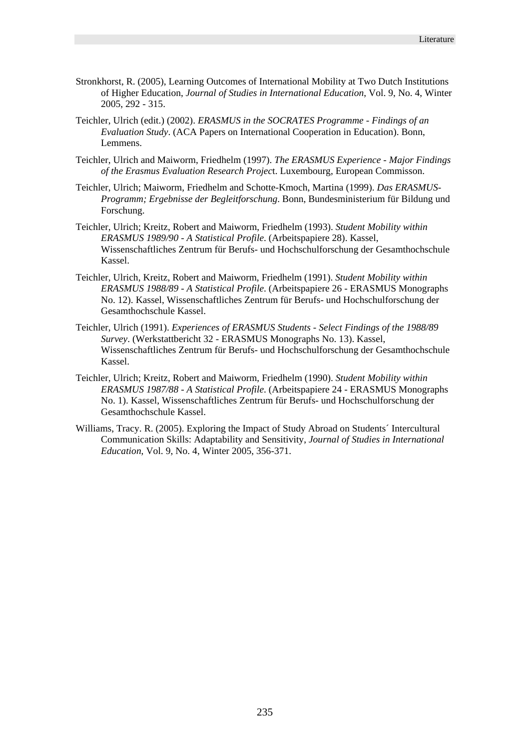Stronkhorst, R. (2005), Learning Outcomes of International Mobility at Two Dutch Institutions of Higher Education, *Journal of Studies in International Education*, Vol. 9, No. 4, Winter 2005, 292 - 315.

Teichler, Ulrich (edit.) (2002). *ERASMUS in the SOCRATES Programme - Findings of an Evaluation Study*. (ACA Papers on International Cooperation in Education). Bonn, Lemmens.

Teichler, Ulrich and Maiworm, Friedhelm (1997). *The ERASMUS Experience - Major Findings of the Erasmus Evaluation Research Projec*t. Luxembourg, European Commisson.

Teichler, Ulrich; Maiworm, Friedhelm and Schotte-Kmoch, Martina (1999). *Das ERASMUS-Programm; Ergebnisse der Begleitforschung*. Bonn, Bundesministerium für Bildung und Forschung.

Teichler, Ulrich; Kreitz, Robert and Maiworm, Friedhelm (1993). *Student Mobility within ERASMUS 1989/90 - A Statistical Profile*. (Arbeitspapiere 28). Kassel, Wissenschaftliches Zentrum für Berufs- und Hochschulforschung der Gesamthochschule Kassel.

Teichler, Ulrich, Kreitz, Robert and Maiworm, Friedhelm (1991). *Student Mobility within ERASMUS 1988/89 - A Statistical Profile*. (Arbeitspapiere 26 - ERASMUS Monographs No. 12). Kassel, Wissenschaftliches Zentrum für Berufs- und Hochschulforschung der Gesamthochschule Kassel.

Teichler, Ulrich (1991). *Experiences of ERASMUS Students - Select Findings of the 1988/89 Survey*. (Werkstattbericht 32 - ERASMUS Monographs No. 13). Kassel, Wissenschaftliches Zentrum für Berufs- und Hochschulforschung der Gesamthochschule Kassel.

Teichler, Ulrich; Kreitz, Robert and Maiworm, Friedhelm (1990). *Student Mobility within ERASMUS 1987/88 - A Statistical Profile.* (Arbeitspapiere 24 - ERASMUS Monographs No. 1). Kassel, Wissenschaftliches Zentrum für Berufs- und Hochschulforschung der Gesamthochschule Kassel.

Williams, Tracy. R. (2005). Exploring the Impact of Study Abroad on Students´ Intercultural Communication Skills: Adaptability and Sensitivity, *Journal of Studies in International Education*, Vol. 9, No. 4, Winter 2005, 356-371.